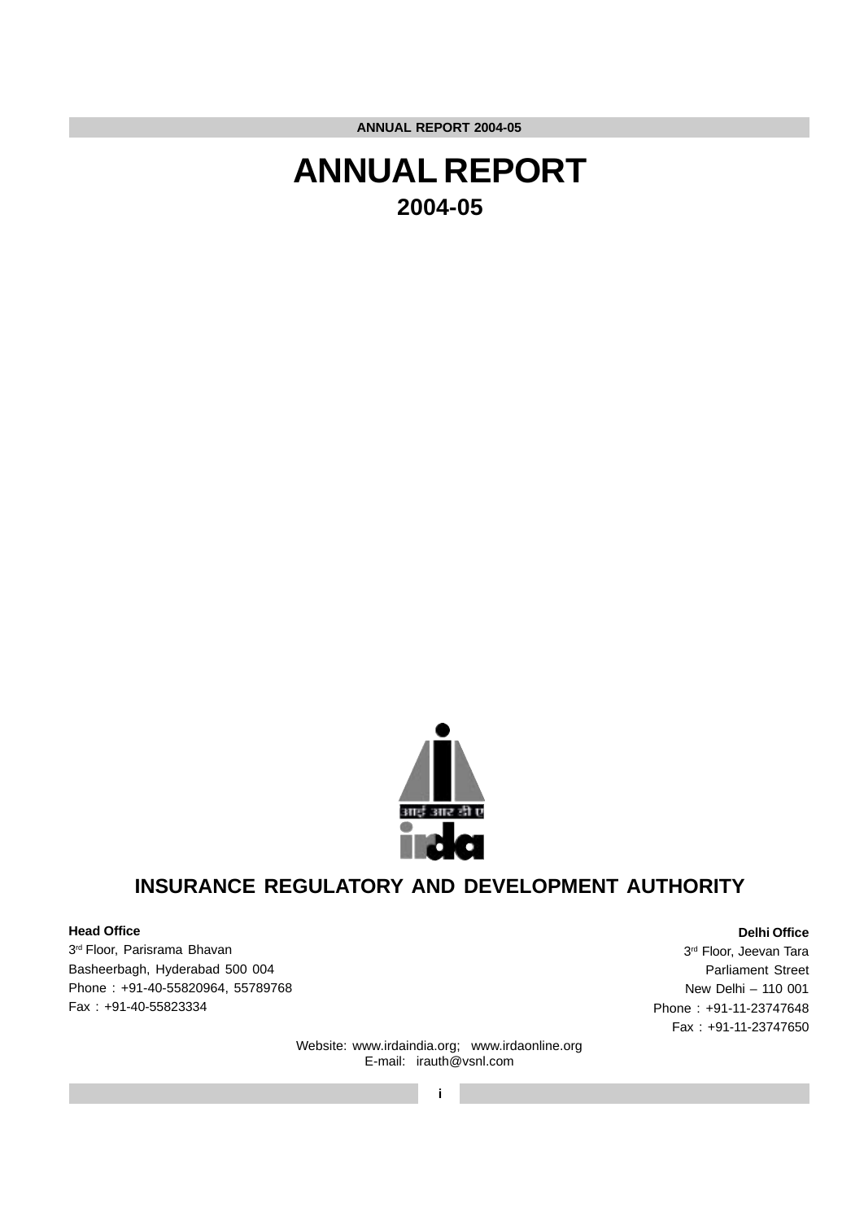# ANNUAL REPORT

## 2004-05

आई आर डी ए

irda

## INSURANCE REGULATORY AND DEVELOPMENT AUTHORITY

**Head Office**

3rd Floor, Parisrama Bhavan
Basheerbagh, Hyderabad 500 004
Phone : +91-40-55820964, 55789768
Fax : +91-40-55823334

**Delhi Office**

3rd Floor, Jeevan Tara
Parliament Street
New Delhi – 110 001
Phone : +91-11-23747648
Fax : +91-11-23747650

Website: www.irdaindia.org; www.irdaonline.org
E-mail: irauth@vsnl.com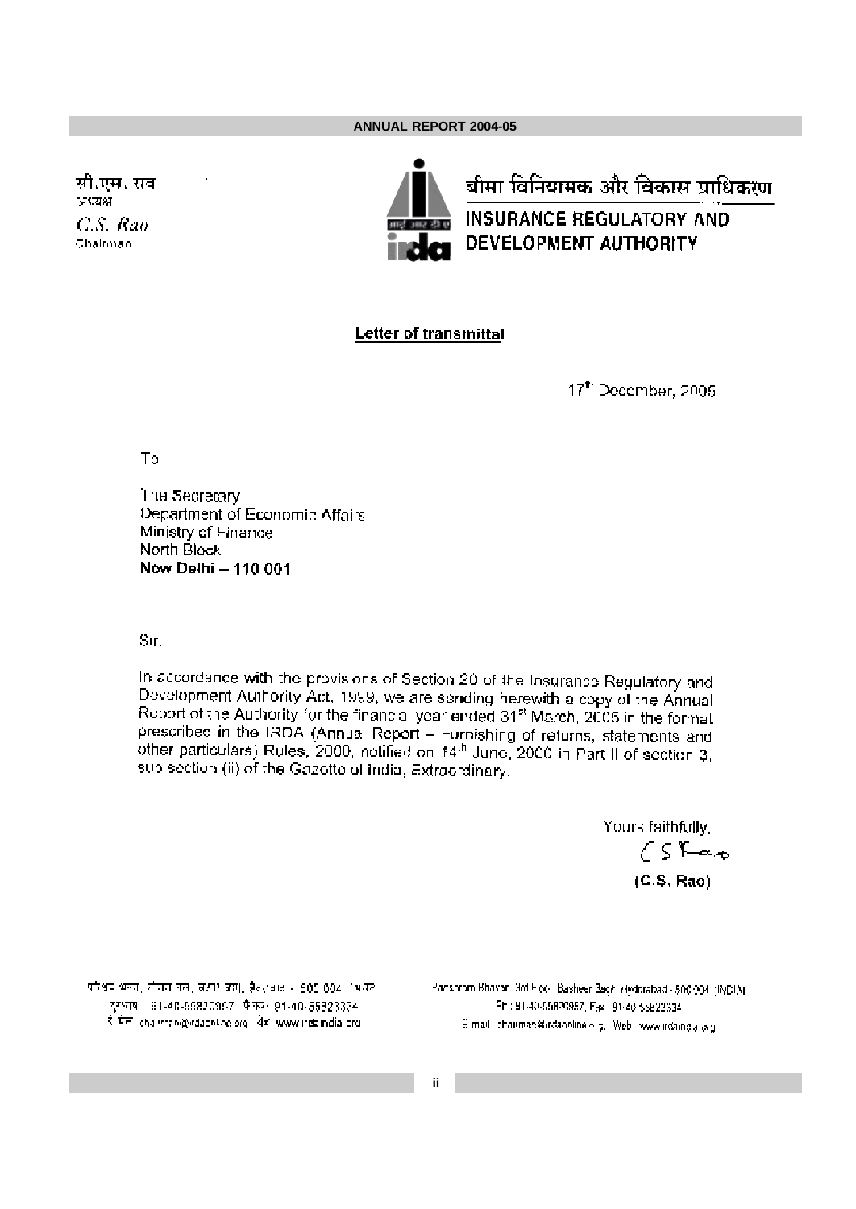सी.एस. राव
अध्यक्ष
*C.S. Rao*
Chairman

बीमा विनियामक और विकास प्राधिकरण

**INSURANCE REGULATORY AND DEVELOPMENT AUTHORITY**

**Letter of transmittal**

17th December, 2005

To

The Secretary
Department of Economic Affairs
Ministry of Finance
North Block
**New Delhi – 110 001**

Sir,

In accordance with the provisions of Section 20 of the Insurance Regulatory and Development Authority Act, 1999, we are sending herewith a copy of the Annual Report of the Authority for the financial year ended 31st March, 2005 in the format prescribed in the IRDA (Annual Report – Furnishing of returns, statements and other particulars) Rules, 2000, notified on 14th June, 2000 in Part II of section 3, sub section (ii) of the Gazette of India, Extraordinary.

Yours faithfully,

(C.S. Rao)

**(C.S. Rao)**

Parishram Bhavan, 3rd Floor, Basheer Bagh, Hyderabad - 500 004. (INDIA)
Ph : 91-40-55820957, Fax : 91-40-55823334
E-mail : chairman@irdaonline.org, Web : www.irdaindia.org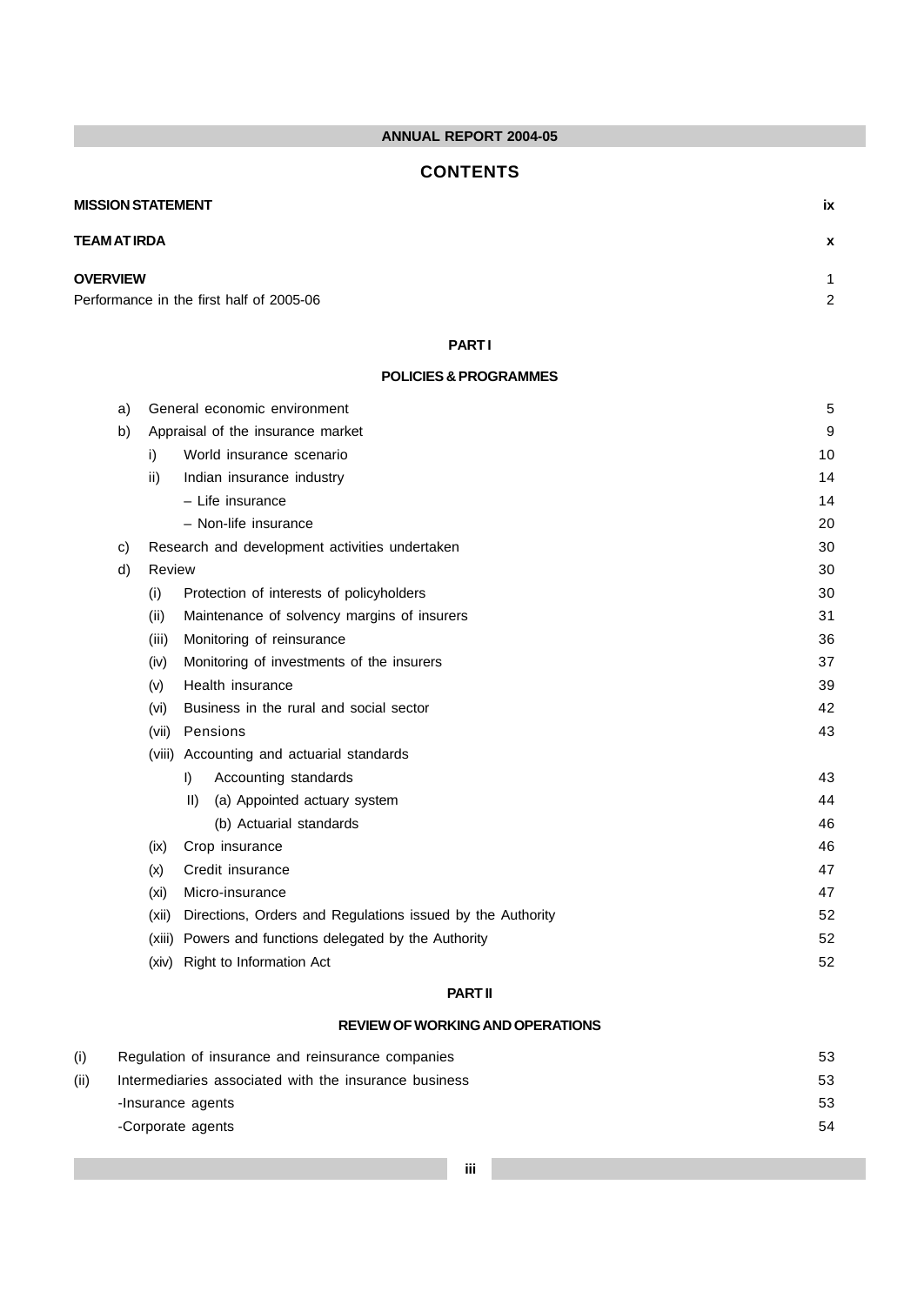# CONTENTS

| | |
|---|---|
| **MISSION STATEMENT** | **ix** |
| **TEAM AT IRDA** | **x** |
| **OVERVIEW** | 1 |
| Performance in the first half of 2005-06 | 2 |

## PART I

### POLICIES & PROGRAMMES

| | |
|---|---|
| a) General economic environment | 5 |
| b) Appraisal of the insurance market | 9 |
| i) World insurance scenario | 10 |
| ii) Indian insurance industry | 14 |
| – Life insurance | 14 |
| – Non-life insurance | 20 |
| c) Research and development activities undertaken | 30 |
| d) Review | 30 |
| (i) Protection of interests of policyholders | 30 |
| (ii) Maintenance of solvency margins of insurers | 31 |
| (iii) Monitoring of reinsurance | 36 |
| (iv) Monitoring of investments of the insurers | 37 |
| (v) Health insurance | 39 |
| (vi) Business in the rural and social sector | 42 |
| (vii) Pensions | 43 |
| (viii) Accounting and actuarial standards | |
| I) Accounting standards | 43 |
| II) (a) Appointed actuary system | 44 |
| (b) Actuarial standards | 46 |
| (ix) Crop insurance | 46 |
| (x) Credit insurance | 47 |
| (xi) Micro-insurance | 47 |
| (xii) Directions, Orders and Regulations issued by the Authority | 52 |
| (xiii) Powers and functions delegated by the Authority | 52 |
| (xiv) Right to Information Act | 52 |

## PART II

### REVIEW OF WORKING AND OPERATIONS

| | |
|---|---|
| (i) Regulation of insurance and reinsurance companies | 53 |
| (ii) Intermediaries associated with the insurance business | 53 |
| -Insurance agents | 53 |
| -Corporate agents | 54 |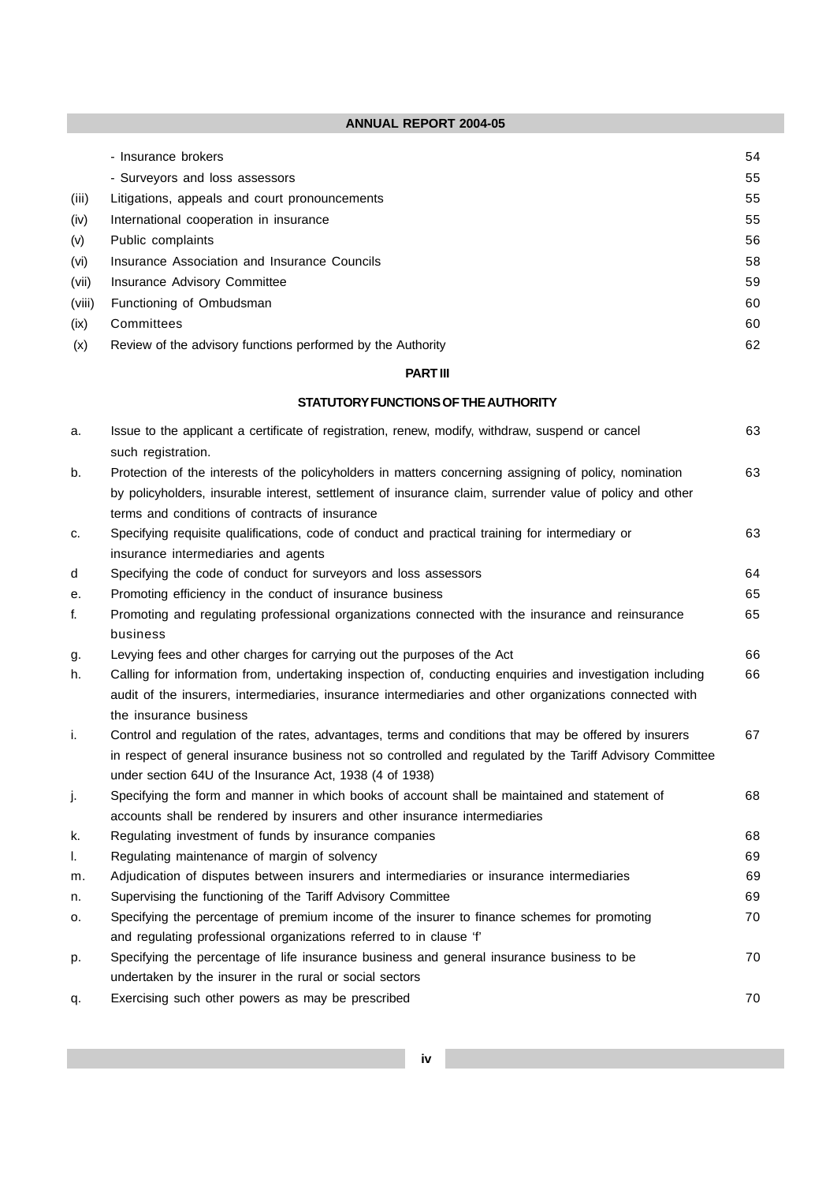| | | |
|---|---|---|
| | - Insurance brokers | 54 |
| | - Surveyors and loss assessors | 55 |
| (iii) | Litigations, appeals and court pronouncements | 55 |
| (iv) | International cooperation in insurance | 55 |
| (v) | Public complaints | 56 |
| (vi) | Insurance Association and Insurance Councils | 58 |
| (vii) | Insurance Advisory Committee | 59 |
| (viii) | Functioning of Ombudsman | 60 |
| (ix) | Committees | 60 |
| (x) | Review of the advisory functions performed by the Authority | 62 |

**PART III**

**STATUTORY FUNCTIONS OF THE AUTHORITY**

| | | |
|---|---|---|
| a. | Issue to the applicant a certificate of registration, renew, modify, withdraw, suspend or cancel such registration. | 63 |
| b. | Protection of the interests of the policyholders in matters concerning assigning of policy, nomination by policyholders, insurable interest, settlement of insurance claim, surrender value of policy and other terms and conditions of contracts of insurance | 63 |
| c. | Specifying requisite qualifications, code of conduct and practical training for intermediary or insurance intermediaries and agents | 63 |
| d | Specifying the code of conduct for surveyors and loss assessors | 64 |
| e. | Promoting efficiency in the conduct of insurance business | 65 |
| f. | Promoting and regulating professional organizations connected with the insurance and reinsurance business | 65 |
| g. | Levying fees and other charges for carrying out the purposes of the Act | 66 |
| h. | Calling for information from, undertaking inspection of, conducting enquiries and investigation including audit of the insurers, intermediaries, insurance intermediaries and other organizations connected with the insurance business | 66 |
| i. | Control and regulation of the rates, advantages, terms and conditions that may be offered by insurers in respect of general insurance business not so controlled and regulated by the Tariff Advisory Committee under section 64U of the Insurance Act, 1938 (4 of 1938) | 67 |
| j. | Specifying the form and manner in which books of account shall be maintained and statement of accounts shall be rendered by insurers and other insurance intermediaries | 68 |
| k. | Regulating investment of funds by insurance companies | 68 |
| l. | Regulating maintenance of margin of solvency | 69 |
| m. | Adjudication of disputes between insurers and intermediaries or insurance intermediaries | 69 |
| n. | Supervising the functioning of the Tariff Advisory Committee | 69 |
| o. | Specifying the percentage of premium income of the insurer to finance schemes for promoting and regulating professional organizations referred to in clause 'f' | 70 |
| p. | Specifying the percentage of life insurance business and general insurance business to be undertaken by the insurer in the rural or social sectors | 70 |
| q. | Exercising such other powers as may be prescribed | 70 |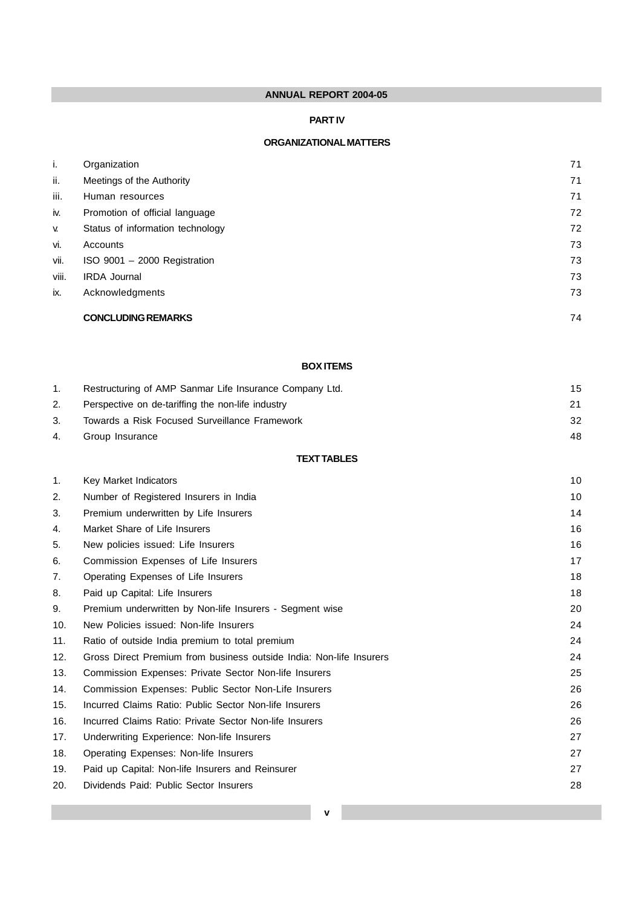## PART IV

### ORGANIZATIONAL MATTERS

| | | |
|---|---|---|
| i. | Organization | 71 |
| ii. | Meetings of the Authority | 71 |
| iii. | Human resources | 71 |
| iv. | Promotion of official language | 72 |
| v. | Status of information technology | 72 |
| vi. | Accounts | 73 |
| vii. | ISO 9001 – 2000 Registration | 73 |
| viii. | IRDA Journal | 73 |
| ix. | Acknowledgments | 73 |
| | **CONCLUDING REMARKS** | 74 |

### BOX ITEMS

| | | |
|---|---|---|
| 1. | Restructuring of AMP Sanmar Life Insurance Company Ltd. | 15 |
| 2. | Perspective on de-tariffing the non-life industry | 21 |
| 3. | Towards a Risk Focused Surveillance Framework | 32 |
| 4. | Group Insurance | 48 |

### TEXT TABLES

| | | |
|---|---|---|
| 1. | Key Market Indicators | 10 |
| 2. | Number of Registered Insurers in India | 10 |
| 3. | Premium underwritten by Life Insurers | 14 |
| 4. | Market Share of Life Insurers | 16 |
| 5. | New policies issued: Life Insurers | 16 |
| 6. | Commission Expenses of Life Insurers | 17 |
| 7. | Operating Expenses of Life Insurers | 18 |
| 8. | Paid up Capital: Life Insurers | 18 |
| 9. | Premium underwritten by Non-life Insurers - Segment wise | 20 |
| 10. | New Policies issued: Non-life Insurers | 24 |
| 11. | Ratio of outside India premium to total premium | 24 |
| 12. | Gross Direct Premium from business outside India: Non-life Insurers | 24 |
| 13. | Commission Expenses: Private Sector Non-life Insurers | 25 |
| 14. | Commission Expenses: Public Sector Non-Life Insurers | 26 |
| 15. | Incurred Claims Ratio: Public Sector Non-life Insurers | 26 |
| 16. | Incurred Claims Ratio: Private Sector Non-life Insurers | 26 |
| 17. | Underwriting Experience: Non-life Insurers | 27 |
| 18. | Operating Expenses: Non-life Insurers | 27 |
| 19. | Paid up Capital: Non-life Insurers and Reinsurer | 27 |
| 20. | Dividends Paid: Public Sector Insurers | 28 |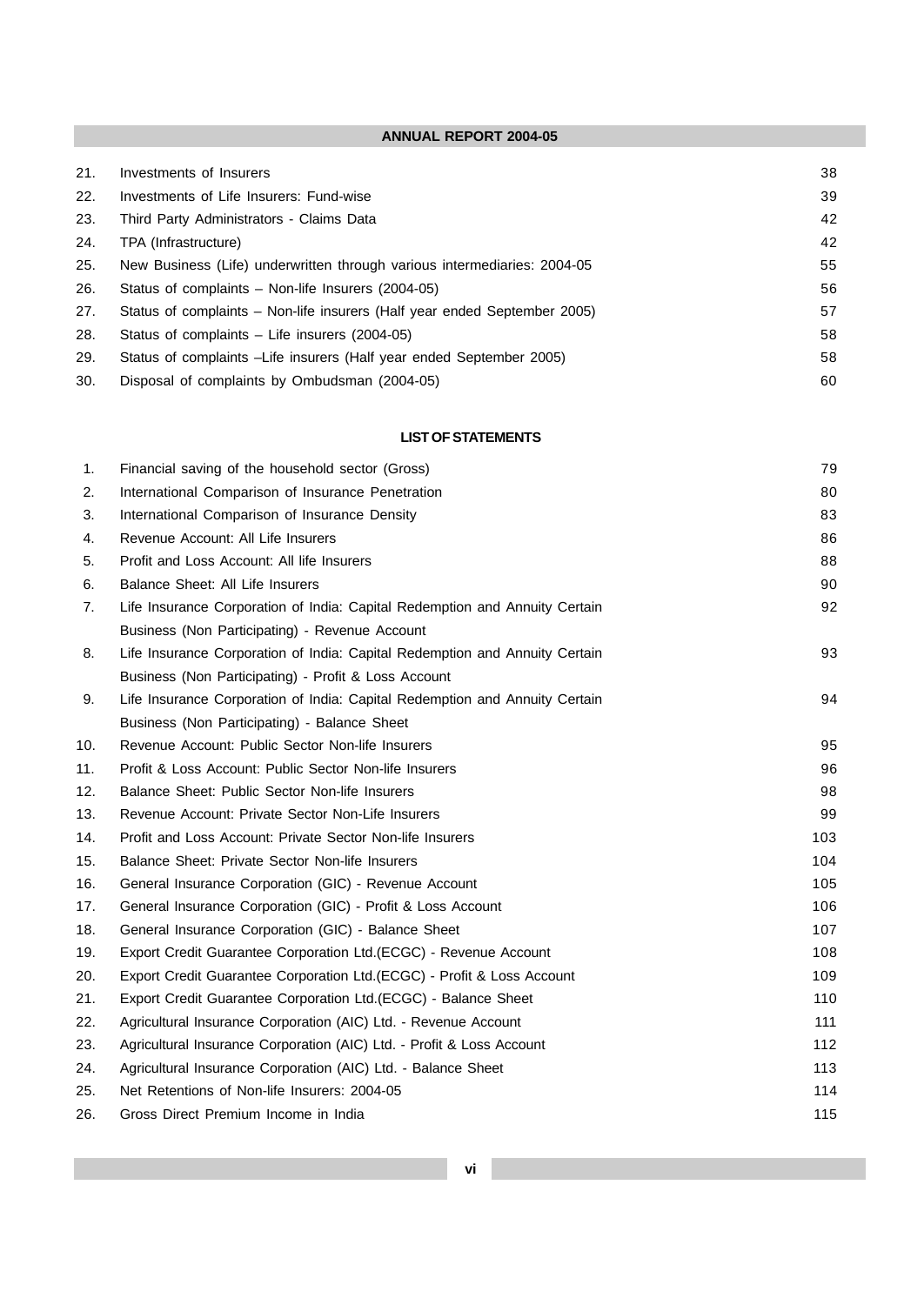| | | |
|---|---|---|
| 21. | Investments of Insurers | 38 |
| 22. | Investments of Life Insurers: Fund-wise | 39 |
| 23. | Third Party Administrators - Claims Data | 42 |
| 24. | TPA (Infrastructure) | 42 |
| 25. | New Business (Life) underwritten through various intermediaries: 2004-05 | 55 |
| 26. | Status of complaints – Non-life Insurers (2004-05) | 56 |
| 27. | Status of complaints – Non-life insurers (Half year ended September 2005) | 57 |
| 28. | Status of complaints – Life insurers (2004-05) | 58 |
| 29. | Status of complaints –Life insurers (Half year ended September 2005) | 58 |
| 30. | Disposal of complaints by Ombudsman (2004-05) | 60 |

## LIST OF STATEMENTS

| | | |
|---|---|---|
| 1. | Financial saving of the household sector (Gross) | 79 |
| 2. | International Comparison of Insurance Penetration | 80 |
| 3. | International Comparison of Insurance Density | 83 |
| 4. | Revenue Account: All Life Insurers | 86 |
| 5. | Profit and Loss Account: All life Insurers | 88 |
| 6. | Balance Sheet: All Life Insurers | 90 |
| 7. | Life Insurance Corporation of India: Capital Redemption and Annuity Certain Business (Non Participating) - Revenue Account | 92 |
| 8. | Life Insurance Corporation of India: Capital Redemption and Annuity Certain Business (Non Participating) - Profit & Loss Account | 93 |
| 9. | Life Insurance Corporation of India: Capital Redemption and Annuity Certain Business (Non Participating) - Balance Sheet | 94 |
| 10. | Revenue Account: Public Sector Non-life Insurers | 95 |
| 11. | Profit & Loss Account: Public Sector Non-life Insurers | 96 |
| 12. | Balance Sheet: Public Sector Non-life Insurers | 98 |
| 13. | Revenue Account: Private Sector Non-Life Insurers | 99 |
| 14. | Profit and Loss Account: Private Sector Non-life Insurers | 103 |
| 15. | Balance Sheet: Private Sector Non-life Insurers | 104 |
| 16. | General Insurance Corporation (GIC) - Revenue Account | 105 |
| 17. | General Insurance Corporation (GIC) - Profit & Loss Account | 106 |
| 18. | General Insurance Corporation (GIC) - Balance Sheet | 107 |
| 19. | Export Credit Guarantee Corporation Ltd.(ECGC) - Revenue Account | 108 |
| 20. | Export Credit Guarantee Corporation Ltd.(ECGC) - Profit & Loss Account | 109 |
| 21. | Export Credit Guarantee Corporation Ltd.(ECGC) - Balance Sheet | 110 |
| 22. | Agricultural Insurance Corporation (AIC) Ltd. - Revenue Account | 111 |
| 23. | Agricultural Insurance Corporation (AIC) Ltd. - Profit & Loss Account | 112 |
| 24. | Agricultural Insurance Corporation (AIC) Ltd. - Balance Sheet | 113 |
| 25. | Net Retentions of Non-life Insurers: 2004-05 | 114 |
| 26. | Gross Direct Premium Income in India | 115 |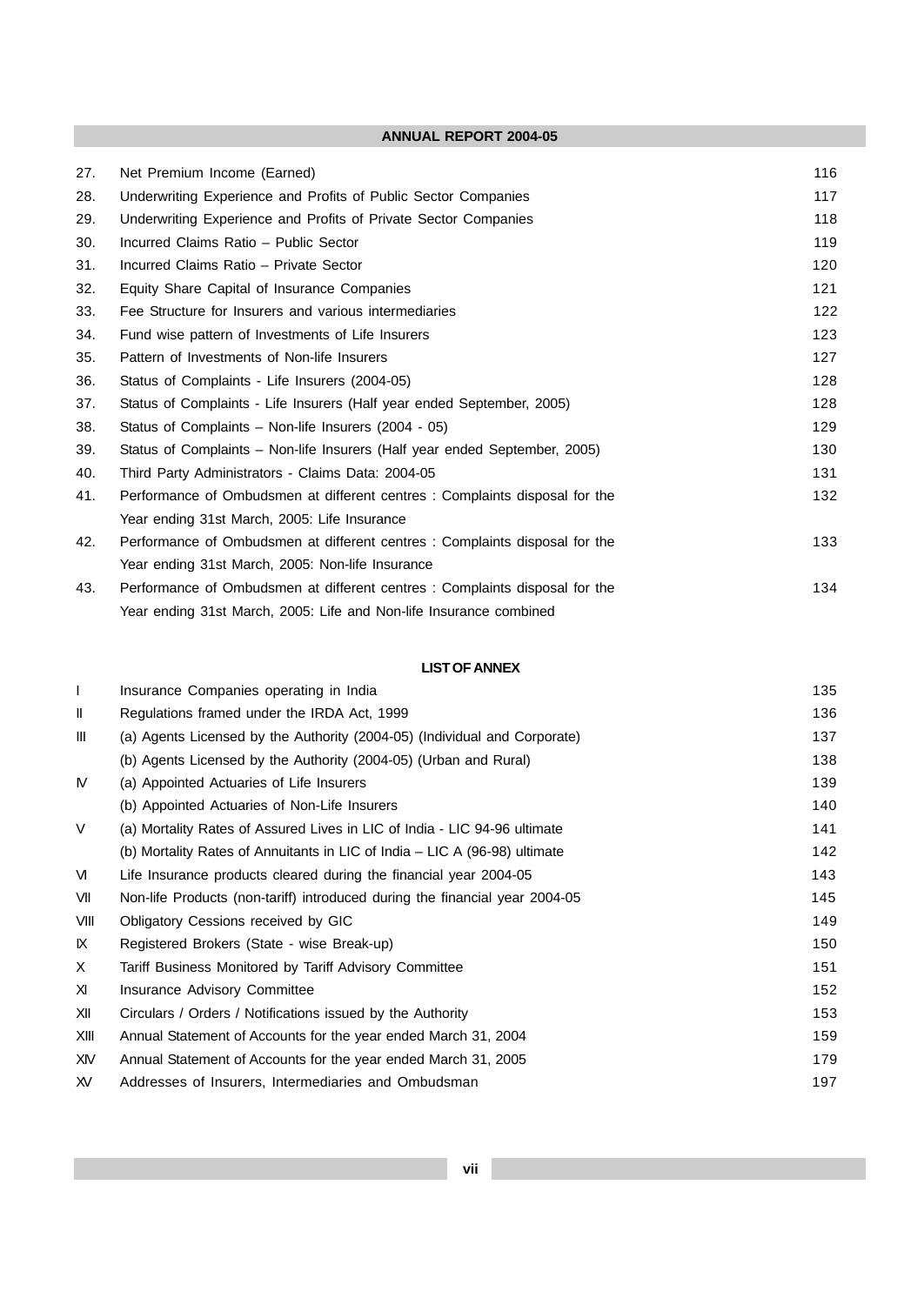| | | |
|---|---|---|
| 27. | Net Premium Income (Earned) | 116 |
| 28. | Underwriting Experience and Profits of Public Sector Companies | 117 |
| 29. | Underwriting Experience and Profits of Private Sector Companies | 118 |
| 30. | Incurred Claims Ratio – Public Sector | 119 |
| 31. | Incurred Claims Ratio – Private Sector | 120 |
| 32. | Equity Share Capital of Insurance Companies | 121 |
| 33. | Fee Structure for Insurers and various intermediaries | 122 |
| 34. | Fund wise pattern of Investments of Life Insurers | 123 |
| 35. | Pattern of Investments of Non-life Insurers | 127 |
| 36. | Status of Complaints - Life Insurers (2004-05) | 128 |
| 37. | Status of Complaints - Life Insurers (Half year ended September, 2005) | 128 |
| 38. | Status of Complaints – Non-life Insurers (2004 - 05) | 129 |
| 39. | Status of Complaints – Non-life Insurers (Half year ended September, 2005) | 130 |
| 40. | Third Party Administrators - Claims Data: 2004-05 | 131 |
| 41. | Performance of Ombudsmen at different centres : Complaints disposal for the Year ending 31st March, 2005: Life Insurance | 132 |
| 42. | Performance of Ombudsmen at different centres : Complaints disposal for the Year ending 31st March, 2005: Non-life Insurance | 133 |
| 43. | Performance of Ombudsmen at different centres : Complaints disposal for the Year ending 31st March, 2005: Life and Non-life Insurance combined | 134 |

## LIST OF ANNEX

| | | |
|---|---|---|
| I | Insurance Companies operating in India | 135 |
| II | Regulations framed under the IRDA Act, 1999 | 136 |
| III | (a) Agents Licensed by the Authority (2004-05) (Individual and Corporate) | 137 |
| | (b) Agents Licensed by the Authority (2004-05) (Urban and Rural) | 138 |
| IV | (a) Appointed Actuaries of Life Insurers | 139 |
| | (b) Appointed Actuaries of Non-Life Insurers | 140 |
| V | (a) Mortality Rates of Assured Lives in LIC of India - LIC 94-96 ultimate | 141 |
| | (b) Mortality Rates of Annuitants in LIC of India – LIC A (96-98) ultimate | 142 |
| VI | Life Insurance products cleared during the financial year 2004-05 | 143 |
| VII | Non-life Products (non-tariff) introduced during the financial year 2004-05 | 145 |
| VIII | Obligatory Cessions received by GIC | 149 |
| IX | Registered Brokers (State - wise Break-up) | 150 |
| X | Tariff Business Monitored by Tariff Advisory Committee | 151 |
| XI | Insurance Advisory Committee | 152 |
| XII | Circulars / Orders / Notifications issued by the Authority | 153 |
| XIII | Annual Statement of Accounts for the year ended March 31, 2004 | 159 |
| XIV | Annual Statement of Accounts for the year ended March 31, 2005 | 179 |
| XV | Addresses of Insurers, Intermediaries and Ombudsman | 197 |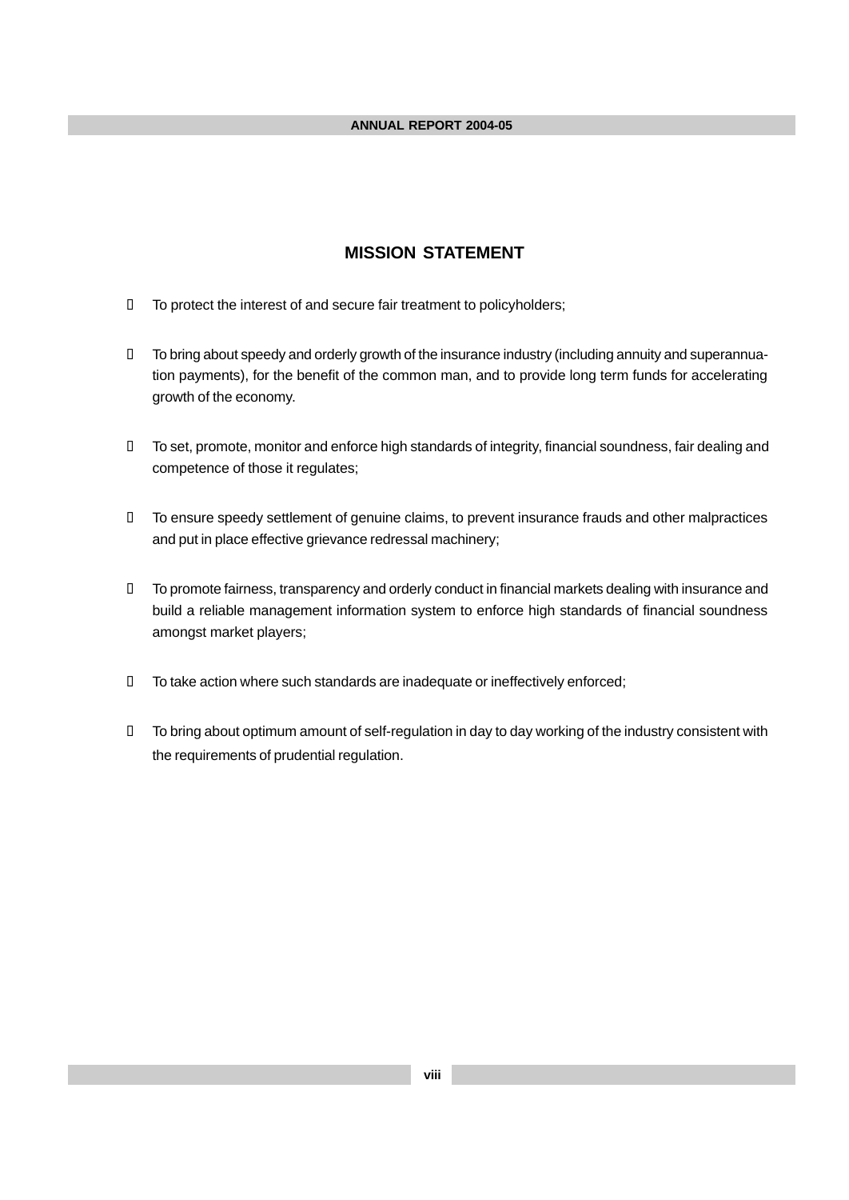## MISSION STATEMENT

- To protect the interest of and secure fair treatment to policyholders;
- To bring about speedy and orderly growth of the insurance industry (including annuity and superannuation payments), for the benefit of the common man, and to provide long term funds for accelerating growth of the economy.
- To set, promote, monitor and enforce high standards of integrity, financial soundness, fair dealing and competence of those it regulates;
- To ensure speedy settlement of genuine claims, to prevent insurance frauds and other malpractices and put in place effective grievance redressal machinery;
- To promote fairness, transparency and orderly conduct in financial markets dealing with insurance and build a reliable management information system to enforce high standards of financial soundness amongst market players;
- To take action where such standards are inadequate or ineffectively enforced;
- To bring about optimum amount of self-regulation in day to day working of the industry consistent with the requirements of prudential regulation.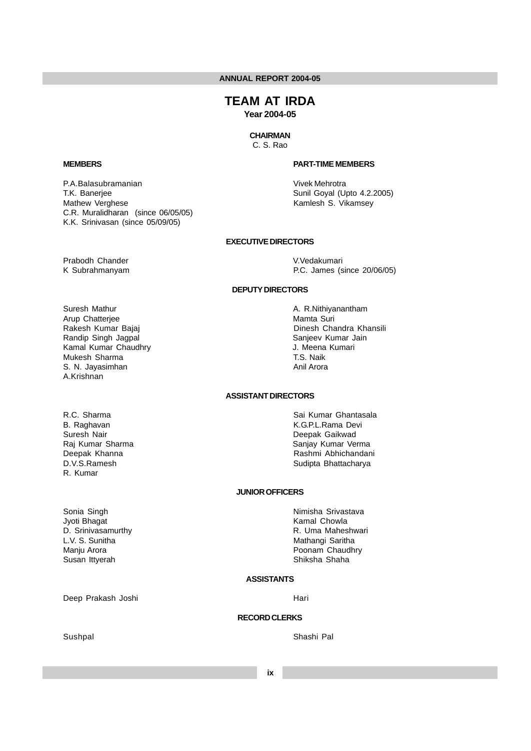# TEAM AT IRDA

**Year 2004-05**

**CHAIRMAN**

C. S. Rao

**MEMBERS**

P.A.Balasubramanian
T.K. Banerjee
Mathew Verghese
C.R. Muralidharan (since 06/05/05)
K.K. Srinivasan (since 05/09/05)

**PART-TIME MEMBERS**

Vivek Mehrotra
Sunil Goyal (Upto 4.2.2005)
Kamlesh S. Vikamsey

**EXECUTIVE DIRECTORS**

Prabodh Chander
K Subrahmanyam
V.Vedakumari
P.C. James (since 20/06/05)

**DEPUTY DIRECTORS**

Suresh Mathur
Arup Chatterjee
Rakesh Kumar Bajaj
Randip Singh Jagpal
Kamal Kumar Chaudhry
Mukesh Sharma
S. N. Jayasimhan
A.Krishnan
A. R.Nithiyanantham
Mamta Suri
Dinesh Chandra Khansili
Sanjeev Kumar Jain
J. Meena Kumari
T.S. Naik
Anil Arora

**ASSISTANT DIRECTORS**

R.C. Sharma
B. Raghavan
Suresh Nair
Raj Kumar Sharma
Deepak Khanna
D.V.S.Ramesh
R. Kumar
Sai Kumar Ghantasala
K.G.P.L.Rama Devi
Deepak Gaikwad
Sanjay Kumar Verma
Rashmi Abhichandani
Sudipta Bhattacharya

**JUNIOR OFFICERS**

Sonia Singh
Jyoti Bhagat
D. Srinivasamurthy
L.V. S. Sunitha
Manju Arora
Susan Ittyerah
Nimisha Srivastava
Kamal Chowla
R. Uma Maheshwari
Mathangi Saritha
Poonam Chaudhry
Shiksha Shaha

**ASSISTANTS**

Deep Prakash Joshi
Hari

**RECORD CLERKS**

Sushpal
Shashi Pal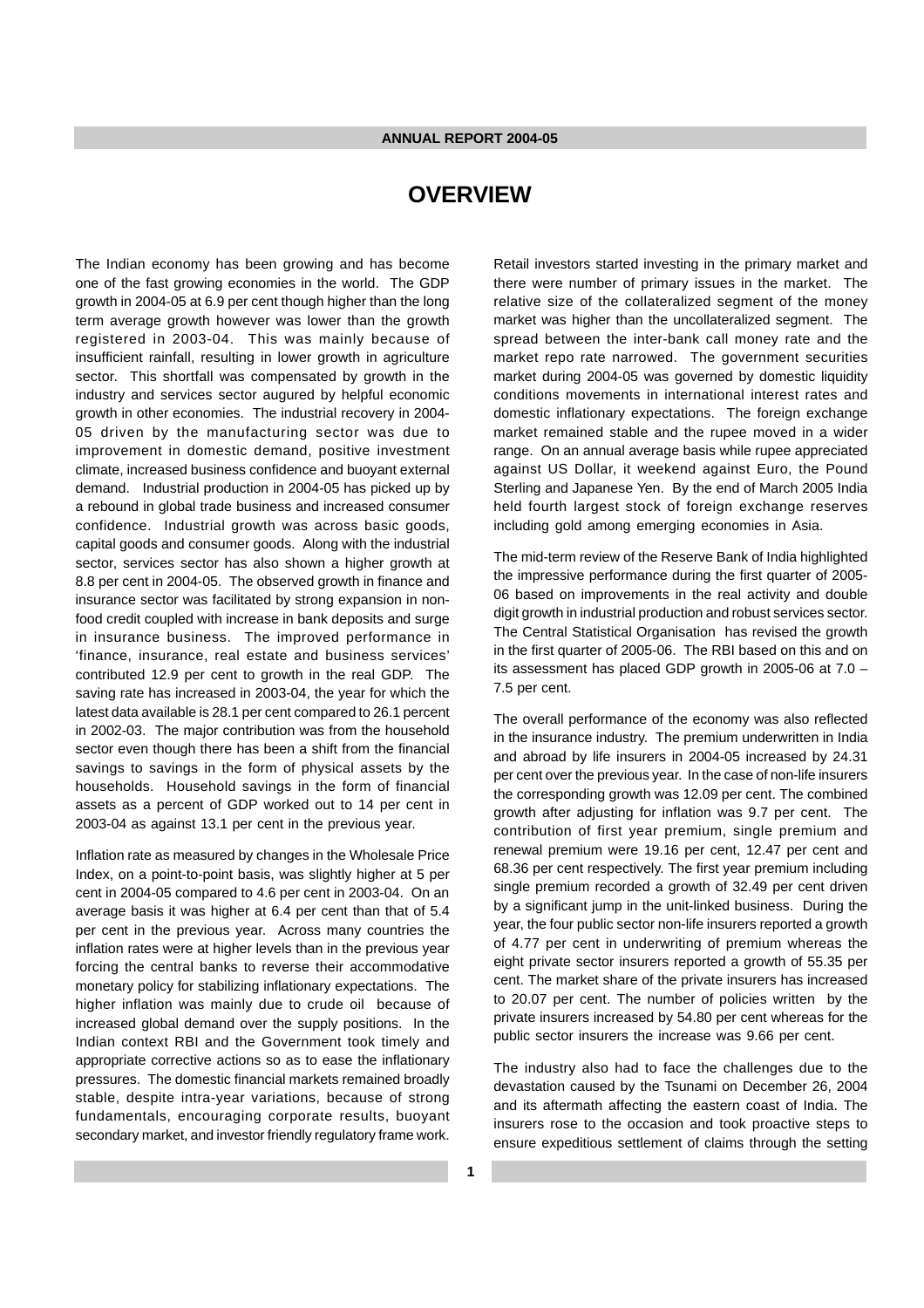# OVERVIEW

The Indian economy has been growing and has become one of the fast growing economies in the world. The GDP growth in 2004-05 at 6.9 per cent though higher than the long term average growth however was lower than the growth registered in 2003-04. This was mainly because of insufficient rainfall, resulting in lower growth in agriculture sector. This shortfall was compensated by growth in the industry and services sector augured by helpful economic growth in other economies. The industrial recovery in 2004-05 driven by the manufacturing sector was due to improvement in domestic demand, positive investment climate, increased business confidence and buoyant external demand. Industrial production in 2004-05 has picked up by a rebound in global trade business and increased consumer confidence. Industrial growth was across basic goods, capital goods and consumer goods. Along with the industrial sector, services sector has also shown a higher growth at 8.8 per cent in 2004-05. The observed growth in finance and insurance sector was facilitated by strong expansion in non-food credit coupled with increase in bank deposits and surge in insurance business. The improved performance in 'finance, insurance, real estate and business services' contributed 12.9 per cent to growth in the real GDP. The saving rate has increased in 2003-04, the year for which the latest data available is 28.1 per cent compared to 26.1 percent in 2002-03. The major contribution was from the household sector even though there has been a shift from the financial savings to savings in the form of physical assets by the households. Household savings in the form of financial assets as a percent of GDP worked out to 14 per cent in 2003-04 as against 13.1 per cent in the previous year.

Inflation rate as measured by changes in the Wholesale Price Index, on a point-to-point basis, was slightly higher at 5 per cent in 2004-05 compared to 4.6 per cent in 2003-04. On an average basis it was higher at 6.4 per cent than that of 5.4 per cent in the previous year. Across many countries the inflation rates were at higher levels than in the previous year forcing the central banks to reverse their accommodative monetary policy for stabilizing inflationary expectations. The higher inflation was mainly due to crude oil because of increased global demand over the supply positions. In the Indian context RBI and the Government took timely and appropriate corrective actions so as to ease the inflationary pressures. The domestic financial markets remained broadly stable, despite intra-year variations, because of strong fundamentals, encouraging corporate results, buoyant secondary market, and investor friendly regulatory frame work. Retail investors started investing in the primary market and there were number of primary issues in the market. The relative size of the collateralized segment of the money market was higher than the uncollateralized segment. The spread between the inter-bank call money rate and the market repo rate narrowed. The government securities market during 2004-05 was governed by domestic liquidity conditions movements in international interest rates and domestic inflationary expectations. The foreign exchange market remained stable and the rupee moved in a wider range. On an annual average basis while rupee appreciated against US Dollar, it weekend against Euro, the Pound Sterling and Japanese Yen. By the end of March 2005 India held fourth largest stock of foreign exchange reserves including gold among emerging economies in Asia.

The mid-term review of the Reserve Bank of India highlighted the impressive performance during the first quarter of 2005-06 based on improvements in the real activity and double digit growth in industrial production and robust services sector. The Central Statistical Organisation has revised the growth in the first quarter of 2005-06. The RBI based on this and on its assessment has placed GDP growth in 2005-06 at 7.0 – 7.5 per cent.

The overall performance of the economy was also reflected in the insurance industry. The premium underwritten in India and abroad by life insurers in 2004-05 increased by 24.31 per cent over the previous year. In the case of non-life insurers the corresponding growth was 12.09 per cent. The combined growth after adjusting for inflation was 9.7 per cent. The contribution of first year premium, single premium and renewal premium were 19.16 per cent, 12.47 per cent and 68.36 per cent respectively. The first year premium including single premium recorded a growth of 32.49 per cent driven by a significant jump in the unit-linked business. During the year, the four public sector non-life insurers reported a growth of 4.77 per cent in underwriting of premium whereas the eight private sector insurers reported a growth of 55.35 per cent. The market share of the private insurers has increased to 20.07 per cent. The number of policies written by the private insurers increased by 54.80 per cent whereas for the public sector insurers the increase was 9.66 per cent.

The industry also had to face the challenges due to the devastation caused by the Tsunami on December 26, 2004 and its aftermath affecting the eastern coast of India. The insurers rose to the occasion and took proactive steps to ensure expeditious settlement of claims through the setting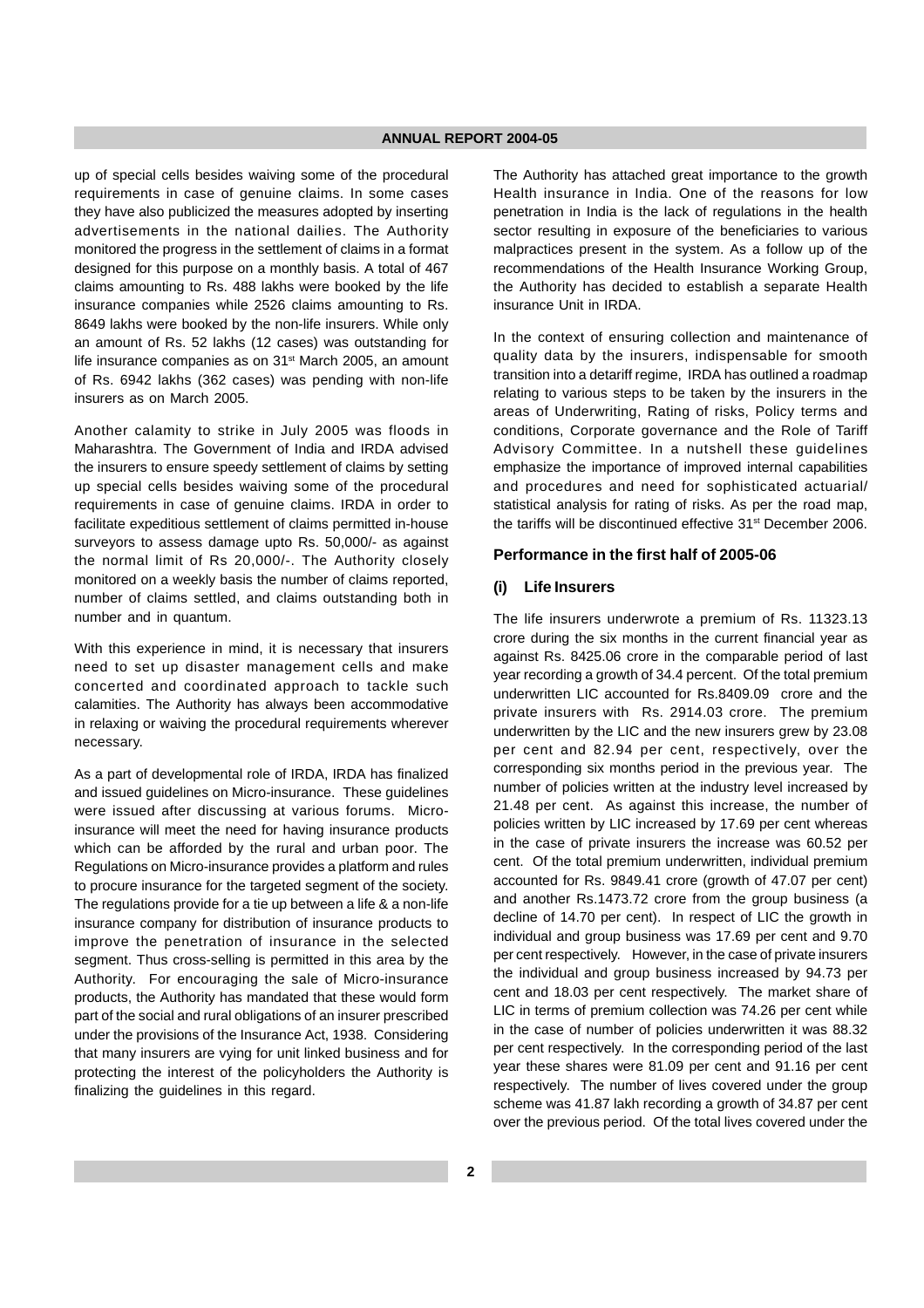up of special cells besides waiving some of the procedural requirements in case of genuine claims. In some cases they have also publicized the measures adopted by inserting advertisements in the national dailies. The Authority monitored the progress in the settlement of claims in a format designed for this purpose on a monthly basis. A total of 467 claims amounting to Rs. 488 lakhs were booked by the life insurance companies while 2526 claims amounting to Rs. 8649 lakhs were booked by the non-life insurers. While only an amount of Rs. 52 lakhs (12 cases) was outstanding for life insurance companies as on 31st March 2005, an amount of Rs. 6942 lakhs (362 cases) was pending with non-life insurers as on March 2005.

Another calamity to strike in July 2005 was floods in Maharashtra. The Government of India and IRDA advised the insurers to ensure speedy settlement of claims by setting up special cells besides waiving some of the procedural requirements in case of genuine claims. IRDA in order to facilitate expeditious settlement of claims permitted in-house surveyors to assess damage upto Rs. 50,000/- as against the normal limit of Rs 20,000/-. The Authority closely monitored on a weekly basis the number of claims reported, number of claims settled, and claims outstanding both in number and in quantum.

With this experience in mind, it is necessary that insurers need to set up disaster management cells and make concerted and coordinated approach to tackle such calamities. The Authority has always been accommodative in relaxing or waiving the procedural requirements wherever necessary.

As a part of developmental role of IRDA, IRDA has finalized and issued guidelines on Micro-insurance. These guidelines were issued after discussing at various forums. Micro-insurance will meet the need for having insurance products which can be afforded by the rural and urban poor. The Regulations on Micro-insurance provides a platform and rules to procure insurance for the targeted segment of the society. The regulations provide for a tie up between a life & a non-life insurance company for distribution of insurance products to improve the penetration of insurance in the selected segment. Thus cross-selling is permitted in this area by the Authority. For encouraging the sale of Micro-insurance products, the Authority has mandated that these would form part of the social and rural obligations of an insurer prescribed under the provisions of the Insurance Act, 1938. Considering that many insurers are vying for unit linked business and for protecting the interest of the policyholders the Authority is finalizing the guidelines in this regard.

The Authority has attached great importance to the growth Health insurance in India. One of the reasons for low penetration in India is the lack of regulations in the health sector resulting in exposure of the beneficiaries to various malpractices present in the system. As a follow up of the recommendations of the Health Insurance Working Group, the Authority has decided to establish a separate Health insurance Unit in IRDA.

In the context of ensuring collection and maintenance of quality data by the insurers, indispensable for smooth transition into a detariff regime, IRDA has outlined a roadmap relating to various steps to be taken by the insurers in the areas of Underwriting, Rating of risks, Policy terms and conditions, Corporate governance and the Role of Tariff Advisory Committee. In a nutshell these guidelines emphasize the importance of improved internal capabilities and procedures and need for sophisticated actuarial/ statistical analysis for rating of risks. As per the road map, the tariffs will be discontinued effective 31st December 2006.

### Performance in the first half of 2005-06

#### (i) Life Insurers

The life insurers underwrote a premium of Rs. 11323.13 crore during the six months in the current financial year as against Rs. 8425.06 crore in the comparable period of last year recording a growth of 34.4 percent. Of the total premium underwritten LIC accounted for Rs.8409.09 crore and the private insurers with Rs. 2914.03 crore. The premium underwritten by the LIC and the new insurers grew by 23.08 per cent and 82.94 per cent, respectively, over the corresponding six months period in the previous year. The number of policies written at the industry level increased by 21.48 per cent. As against this increase, the number of policies written by LIC increased by 17.69 per cent whereas in the case of private insurers the increase was 60.52 per cent. Of the total premium underwritten, individual premium accounted for Rs. 9849.41 crore (growth of 47.07 per cent) and another Rs.1473.72 crore from the group business (a decline of 14.70 per cent). In respect of LIC the growth in individual and group business was 17.69 per cent and 9.70 per cent respectively. However, in the case of private insurers the individual and group business increased by 94.73 per cent and 18.03 per cent respectively. The market share of LIC in terms of premium collection was 74.26 per cent while in the case of number of policies underwritten it was 88.32 per cent respectively. In the corresponding period of the last year these shares were 81.09 per cent and 91.16 per cent respectively. The number of lives covered under the group scheme was 41.87 lakh recording a growth of 34.87 per cent over the previous period. Of the total lives covered under the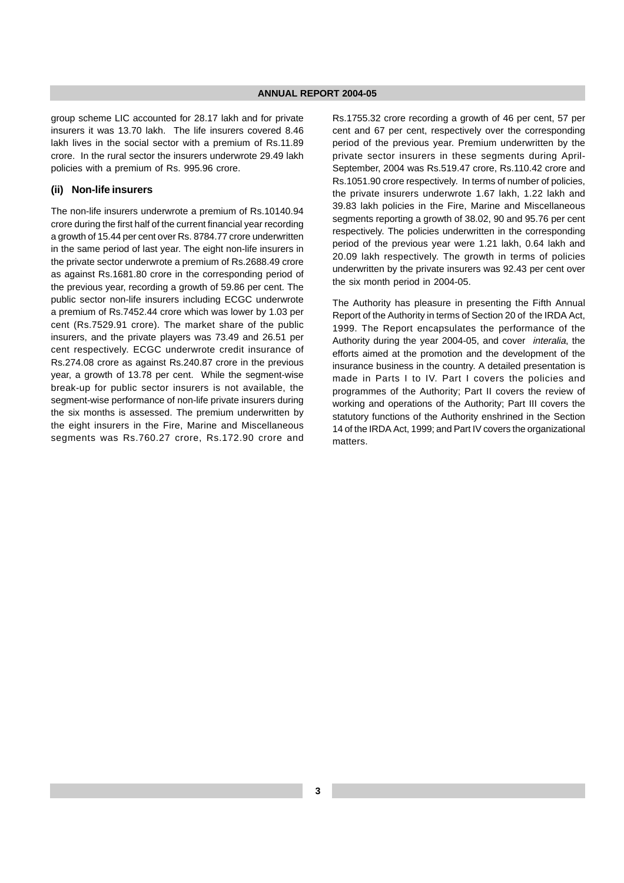group scheme LIC accounted for 28.17 lakh and for private insurers it was 13.70 lakh. The life insurers covered 8.46 lakh lives in the social sector with a premium of Rs.11.89 crore. In the rural sector the insurers underwrote 29.49 lakh policies with a premium of Rs. 995.96 crore.

### (ii) Non-life insurers

The non-life insurers underwrote a premium of Rs.10140.94 crore during the first half of the current financial year recording a growth of 15.44 per cent over Rs. 8784.77 crore underwritten in the same period of last year. The eight non-life insurers in the private sector underwrote a premium of Rs.2688.49 crore as against Rs.1681.80 crore in the corresponding period of the previous year, recording a growth of 59.86 per cent. The public sector non-life insurers including ECGC underwrote a premium of Rs.7452.44 crore which was lower by 1.03 per cent (Rs.7529.91 crore). The market share of the public insurers, and the private players was 73.49 and 26.51 per cent respectively. ECGC underwrote credit insurance of Rs.274.08 crore as against Rs.240.87 crore in the previous year, a growth of 13.78 per cent. While the segment-wise break-up for public sector insurers is not available, the segment-wise performance of non-life private insurers during the six months is assessed. The premium underwritten by the eight insurers in the Fire, Marine and Miscellaneous segments was Rs.760.27 crore, Rs.172.90 crore and Rs.1755.32 crore recording a growth of 46 per cent, 57 per cent and 67 per cent, respectively over the corresponding period of the previous year. Premium underwritten by the private sector insurers in these segments during April-September, 2004 was Rs.519.47 crore, Rs.110.42 crore and Rs.1051.90 crore respectively. In terms of number of policies, the private insurers underwrote 1.67 lakh, 1.22 lakh and 39.83 lakh policies in the Fire, Marine and Miscellaneous segments reporting a growth of 38.02, 90 and 95.76 per cent respectively. The policies underwritten in the corresponding period of the previous year were 1.21 lakh, 0.64 lakh and 20.09 lakh respectively. The growth in terms of policies underwritten by the private insurers was 92.43 per cent over the six month period in 2004-05.

The Authority has pleasure in presenting the Fifth Annual Report of the Authority in terms of Section 20 of the IRDA Act, 1999. The Report encapsulates the performance of the Authority during the year 2004-05, and cover *interalia*, the efforts aimed at the promotion and the development of the insurance business in the country. A detailed presentation is made in Parts I to IV. Part I covers the policies and programmes of the Authority; Part II covers the review of working and operations of the Authority; Part III covers the statutory functions of the Authority enshrined in the Section 14 of the IRDA Act, 1999; and Part IV covers the organizational matters.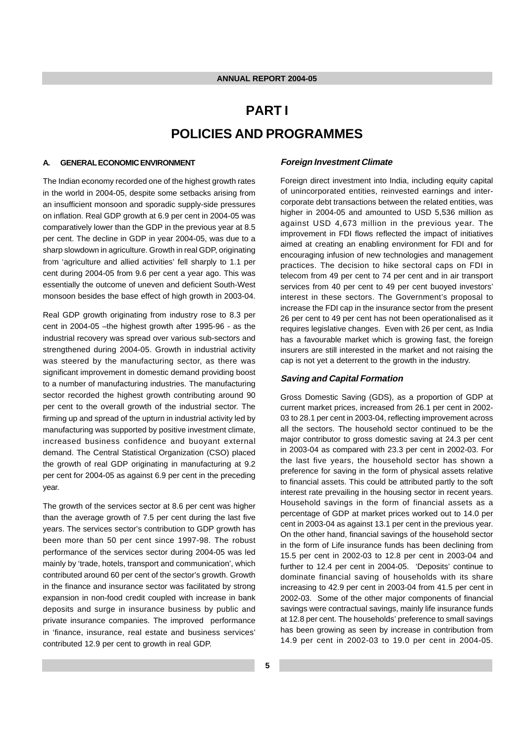# PART I

# POLICIES AND PROGRAMMES

## A. GENERAL ECONOMIC ENVIRONMENT

The Indian economy recorded one of the highest growth rates in the world in 2004-05, despite some setbacks arising from an insufficient monsoon and sporadic supply-side pressures on inflation. Real GDP growth at 6.9 per cent in 2004-05 was comparatively lower than the GDP in the previous year at 8.5 per cent. The decline in GDP in year 2004-05, was due to a sharp slowdown in agriculture. Growth in real GDP, originating from 'agriculture and allied activities' fell sharply to 1.1 per cent during 2004-05 from 9.6 per cent a year ago. This was essentially the outcome of uneven and deficient South-West monsoon besides the base effect of high growth in 2003-04.

Real GDP growth originating from industry rose to 8.3 per cent in 2004-05 –the highest growth after 1995-96 - as the industrial recovery was spread over various sub-sectors and strengthened during 2004-05. Growth in industrial activity was steered by the manufacturing sector, as there was significant improvement in domestic demand providing boost to a number of manufacturing industries. The manufacturing sector recorded the highest growth contributing around 90 per cent to the overall growth of the industrial sector. The firming up and spread of the upturn in industrial activity led by manufacturing was supported by positive investment climate, increased business confidence and buoyant external demand. The Central Statistical Organization (CSO) placed the growth of real GDP originating in manufacturing at 9.2 per cent for 2004-05 as against 6.9 per cent in the preceding year.

The growth of the services sector at 8.6 per cent was higher than the average growth of 7.5 per cent during the last five years. The services sector's contribution to GDP growth has been more than 50 per cent since 1997-98. The robust performance of the services sector during 2004-05 was led mainly by 'trade, hotels, transport and communication', which contributed around 60 per cent of the sector's growth. Growth in the finance and insurance sector was facilitated by strong expansion in non-food credit coupled with increase in bank deposits and surge in insurance business by public and private insurance companies. The improved performance in 'finance, insurance, real estate and business services' contributed 12.9 per cent to growth in real GDP.

### *Foreign Investment Climate*

Foreign direct investment into India, including equity capital of unincorporated entities, reinvested earnings and inter-corporate debt transactions between the related entities, was higher in 2004-05 and amounted to USD 5,536 million as against USD 4,673 million in the previous year. The improvement in FDI flows reflected the impact of initiatives aimed at creating an enabling environment for FDI and for encouraging infusion of new technologies and management practices. The decision to hike sectoral caps on FDI in telecom from 49 per cent to 74 per cent and in air transport services from 40 per cent to 49 per cent buoyed investors' interest in these sectors. The Government's proposal to increase the FDI cap in the insurance sector from the present 26 per cent to 49 per cent has not been operationalised as it requires legislative changes. Even with 26 per cent, as India has a favourable market which is growing fast, the foreign insurers are still interested in the market and not raising the cap is not yet a deterrent to the growth in the industry.

### *Saving and Capital Formation*

Gross Domestic Saving (GDS), as a proportion of GDP at current market prices, increased from 26.1 per cent in 2002-03 to 28.1 per cent in 2003-04, reflecting improvement across all the sectors. The household sector continued to be the major contributor to gross domestic saving at 24.3 per cent in 2003-04 as compared with 23.3 per cent in 2002-03. For the last five years, the household sector has shown a preference for saving in the form of physical assets relative to financial assets. This could be attributed partly to the soft interest rate prevailing in the housing sector in recent years. Household savings in the form of financial assets as a percentage of GDP at market prices worked out to 14.0 per cent in 2003-04 as against 13.1 per cent in the previous year. On the other hand, financial savings of the household sector in the form of Life insurance funds has been declining from 15.5 per cent in 2002-03 to 12.8 per cent in 2003-04 and further to 12.4 per cent in 2004-05. 'Deposits' continue to dominate financial saving of households with its share increasing to 42.9 per cent in 2003-04 from 41.5 per cent in 2002-03. Some of the other major components of financial savings were contractual savings, mainly life insurance funds at 12.8 per cent. The households' preference to small savings has been growing as seen by increase in contribution from 14.9 per cent in 2002-03 to 19.0 per cent in 2004-05.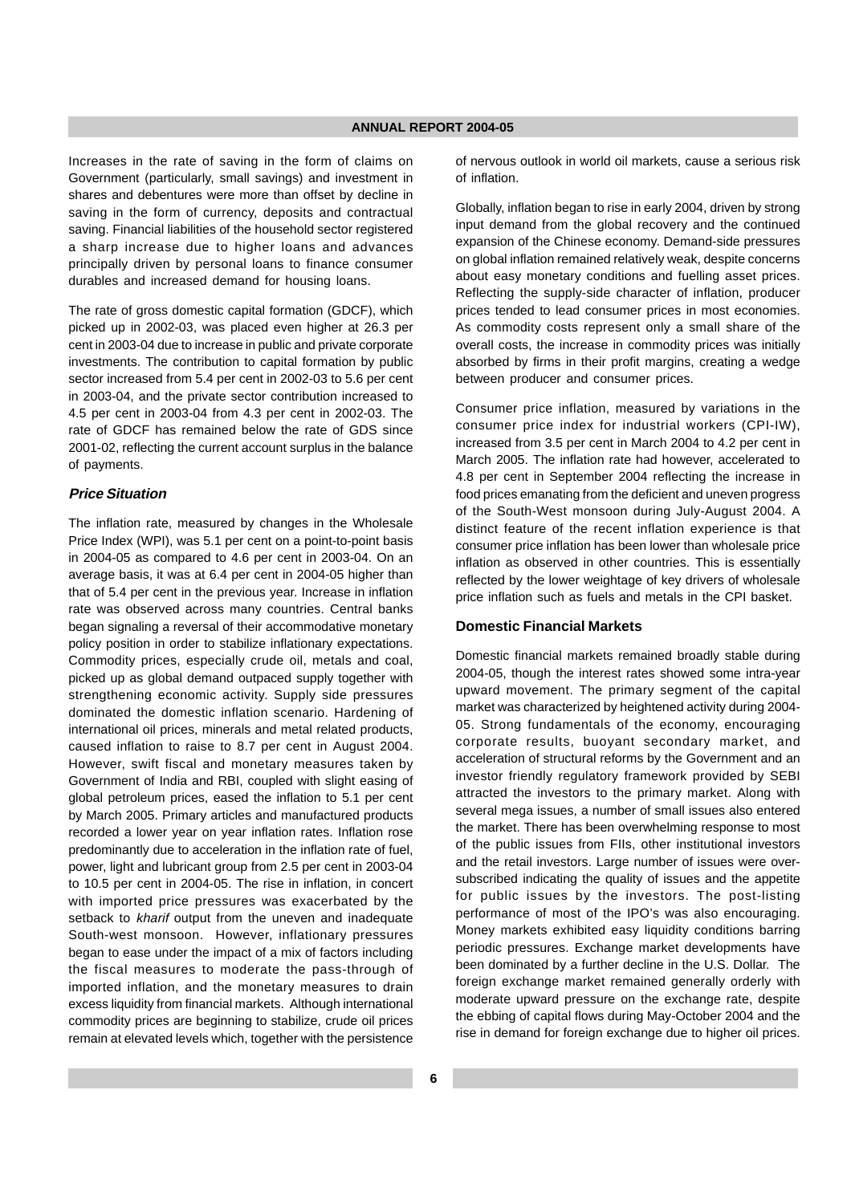Increases in the rate of saving in the form of claims on Government (particularly, small savings) and investment in shares and debentures were more than offset by decline in saving in the form of currency, deposits and contractual saving. Financial liabilities of the household sector registered a sharp increase due to higher loans and advances principally driven by personal loans to finance consumer durables and increased demand for housing loans.

The rate of gross domestic capital formation (GDCF), which picked up in 2002-03, was placed even higher at 26.3 per cent in 2003-04 due to increase in public and private corporate investments. The contribution to capital formation by public sector increased from 5.4 per cent in 2002-03 to 5.6 per cent in 2003-04, and the private sector contribution increased to 4.5 per cent in 2003-04 from 4.3 per cent in 2002-03. The rate of GDCF has remained below the rate of GDS since 2001-02, reflecting the current account surplus in the balance of payments.

### *Price Situation*

The inflation rate, measured by changes in the Wholesale Price Index (WPI), was 5.1 per cent on a point-to-point basis in 2004-05 as compared to 4.6 per cent in 2003-04. On an average basis, it was at 6.4 per cent in 2004-05 higher than that of 5.4 per cent in the previous year. Increase in inflation rate was observed across many countries. Central banks began signaling a reversal of their accommodative monetary policy position in order to stabilize inflationary expectations. Commodity prices, especially crude oil, metals and coal, picked up as global demand outpaced supply together with strengthening economic activity. Supply side pressures dominated the domestic inflation scenario. Hardening of international oil prices, minerals and metal related products, caused inflation to raise to 8.7 per cent in August 2004. However, swift fiscal and monetary measures taken by Government of India and RBI, coupled with slight easing of global petroleum prices, eased the inflation to 5.1 per cent by March 2005. Primary articles and manufactured products recorded a lower year on year inflation rates. Inflation rose predominantly due to acceleration in the inflation rate of fuel, power, light and lubricant group from 2.5 per cent in 2003-04 to 10.5 per cent in 2004-05. The rise in inflation, in concert with imported price pressures was exacerbated by the setback to *kharif* output from the uneven and inadequate South-west monsoon. However, inflationary pressures began to ease under the impact of a mix of factors including the fiscal measures to moderate the pass-through of imported inflation, and the monetary measures to drain excess liquidity from financial markets. Although international commodity prices are beginning to stabilize, crude oil prices remain at elevated levels which, together with the persistence of nervous outlook in world oil markets, cause a serious risk of inflation.

Globally, inflation began to rise in early 2004, driven by strong input demand from the global recovery and the continued expansion of the Chinese economy. Demand-side pressures on global inflation remained relatively weak, despite concerns about easy monetary conditions and fuelling asset prices. Reflecting the supply-side character of inflation, producer prices tended to lead consumer prices in most economies. As commodity costs represent only a small share of the overall costs, the increase in commodity prices was initially absorbed by firms in their profit margins, creating a wedge between producer and consumer prices.

Consumer price inflation, measured by variations in the consumer price index for industrial workers (CPI-IW), increased from 3.5 per cent in March 2004 to 4.2 per cent in March 2005. The inflation rate had however, accelerated to 4.8 per cent in September 2004 reflecting the increase in food prices emanating from the deficient and uneven progress of the South-West monsoon during July-August 2004. A distinct feature of the recent inflation experience is that consumer price inflation has been lower than wholesale price inflation as observed in other countries. This is essentially reflected by the lower weightage of key drivers of wholesale price inflation such as fuels and metals in the CPI basket.

### Domestic Financial Markets

Domestic financial markets remained broadly stable during 2004-05, though the interest rates showed some intra-year upward movement. The primary segment of the capital market was characterized by heightened activity during 2004-05. Strong fundamentals of the economy, encouraging corporate results, buoyant secondary market, and acceleration of structural reforms by the Government and an investor friendly regulatory framework provided by SEBI attracted the investors to the primary market. Along with several mega issues, a number of small issues also entered the market. There has been overwhelming response to most of the public issues from FIIs, other institutional investors and the retail investors. Large number of issues were over-subscribed indicating the quality of issues and the appetite for public issues by the investors. The post-listing performance of most of the IPO's was also encouraging. Money markets exhibited easy liquidity conditions barring periodic pressures. Exchange market developments have been dominated by a further decline in the U.S. Dollar. The foreign exchange market remained generally orderly with moderate upward pressure on the exchange rate, despite the ebbing of capital flows during May-October 2004 and the rise in demand for foreign exchange due to higher oil prices.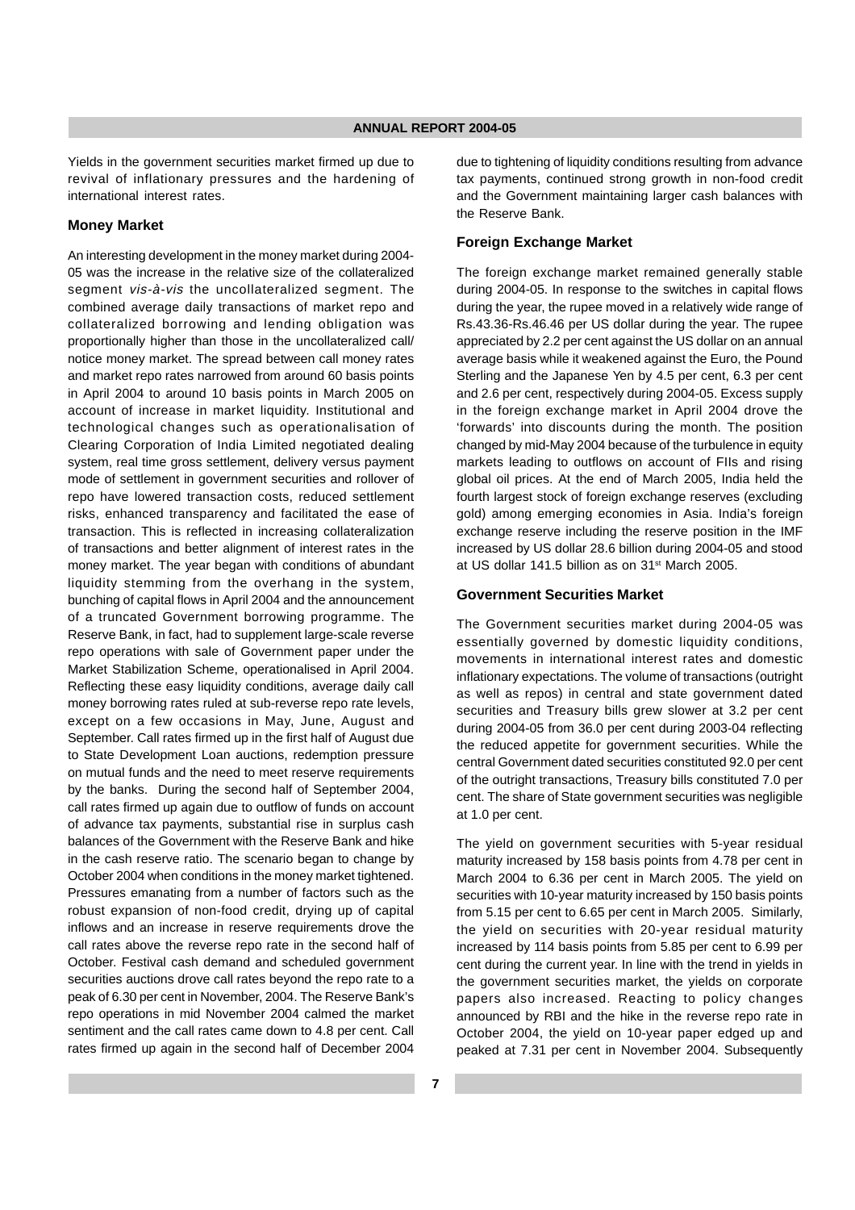Yields in the government securities market firmed up due to revival of inflationary pressures and the hardening of international interest rates.

## Money Market

An interesting development in the money market during 2004-05 was the increase in the relative size of the collateralized segment *vis-à-vis* the uncollateralized segment. The combined average daily transactions of market repo and collateralized borrowing and lending obligation was proportionally higher than those in the uncollateralized call/notice money market. The spread between call money rates and market repo rates narrowed from around 60 basis points in April 2004 to around 10 basis points in March 2005 on account of increase in market liquidity. Institutional and technological changes such as operationalisation of Clearing Corporation of India Limited negotiated dealing system, real time gross settlement, delivery versus payment mode of settlement in government securities and rollover of repo have lowered transaction costs, reduced settlement risks, enhanced transparency and facilitated the ease of transaction. This is reflected in increasing collateralization of transactions and better alignment of interest rates in the money market. The year began with conditions of abundant liquidity stemming from the overhang in the system, bunching of capital flows in April 2004 and the announcement of a truncated Government borrowing programme. The Reserve Bank, in fact, had to supplement large-scale reverse repo operations with sale of Government paper under the Market Stabilization Scheme, operationalised in April 2004. Reflecting these easy liquidity conditions, average daily call money borrowing rates ruled at sub-reverse repo rate levels, except on a few occasions in May, June, August and September. Call rates firmed up in the first half of August due to State Development Loan auctions, redemption pressure on mutual funds and the need to meet reserve requirements by the banks. During the second half of September 2004, call rates firmed up again due to outflow of funds on account of advance tax payments, substantial rise in surplus cash balances of the Government with the Reserve Bank and hike in the cash reserve ratio. The scenario began to change by October 2004 when conditions in the money market tightened. Pressures emanating from a number of factors such as the robust expansion of non-food credit, drying up of capital inflows and an increase in reserve requirements drove the call rates above the reverse repo rate in the second half of October. Festival cash demand and scheduled government securities auctions drove call rates beyond the repo rate to a peak of 6.30 per cent in November, 2004. The Reserve Bank's repo operations in mid November 2004 calmed the market sentiment and the call rates came down to 4.8 per cent. Call rates firmed up again in the second half of December 2004 due to tightening of liquidity conditions resulting from advance tax payments, continued strong growth in non-food credit and the Government maintaining larger cash balances with the Reserve Bank.

## Foreign Exchange Market

The foreign exchange market remained generally stable during 2004-05. In response to the switches in capital flows during the year, the rupee moved in a relatively wide range of Rs.43.36-Rs.46.46 per US dollar during the year. The rupee appreciated by 2.2 per cent against the US dollar on an annual average basis while it weakened against the Euro, the Pound Sterling and the Japanese Yen by 4.5 per cent, 6.3 per cent and 2.6 per cent, respectively during 2004-05. Excess supply in the foreign exchange market in April 2004 drove the 'forwards' into discounts during the month. The position changed by mid-May 2004 because of the turbulence in equity markets leading to outflows on account of FIIs and rising global oil prices. At the end of March 2005, India held the fourth largest stock of foreign exchange reserves (excluding gold) among emerging economies in Asia. India's foreign exchange reserve including the reserve position in the IMF increased by US dollar 28.6 billion during 2004-05 and stood at US dollar 141.5 billion as on 31st March 2005.

## Government Securities Market

The Government securities market during 2004-05 was essentially governed by domestic liquidity conditions, movements in international interest rates and domestic inflationary expectations. The volume of transactions (outright as well as repos) in central and state government dated securities and Treasury bills grew slower at 3.2 per cent during 2004-05 from 36.0 per cent during 2003-04 reflecting the reduced appetite for government securities. While the central Government dated securities constituted 92.0 per cent of the outright transactions, Treasury bills constituted 7.0 per cent. The share of State government securities was negligible at 1.0 per cent.

The yield on government securities with 5-year residual maturity increased by 158 basis points from 4.78 per cent in March 2004 to 6.36 per cent in March 2005. The yield on securities with 10-year maturity increased by 150 basis points from 5.15 per cent to 6.65 per cent in March 2005. Similarly, the yield on securities with 20-year residual maturity increased by 114 basis points from 5.85 per cent to 6.99 per cent during the current year. In line with the trend in yields in the government securities market, the yields on corporate papers also increased. Reacting to policy changes announced by RBI and the hike in the reverse repo rate in October 2004, the yield on 10-year paper edged up and peaked at 7.31 per cent in November 2004. Subsequently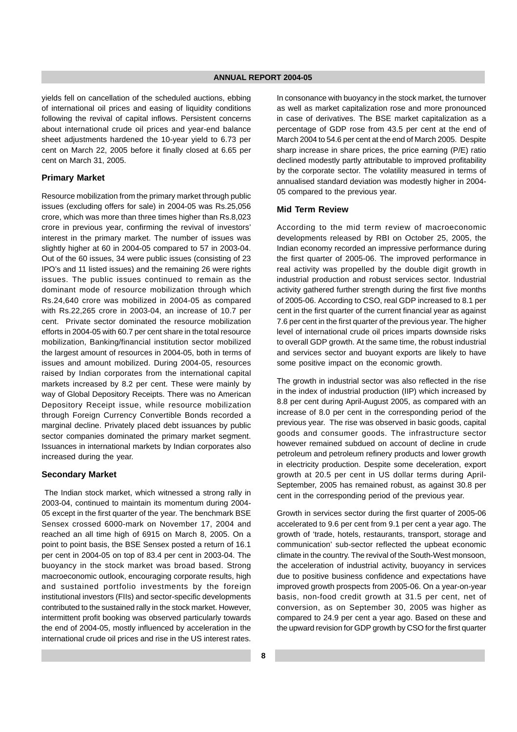yields fell on cancellation of the scheduled auctions, ebbing of international oil prices and easing of liquidity conditions following the revival of capital inflows. Persistent concerns about international crude oil prices and year-end balance sheet adjustments hardened the 10-year yield to 6.73 per cent on March 22, 2005 before it finally closed at 6.65 per cent on March 31, 2005.

### Primary Market

Resource mobilization from the primary market through public issues (excluding offers for sale) in 2004-05 was Rs.25,056 crore, which was more than three times higher than Rs.8,023 crore in previous year, confirming the revival of investors' interest in the primary market. The number of issues was slightly higher at 60 in 2004-05 compared to 57 in 2003-04. Out of the 60 issues, 34 were public issues (consisting of 23 IPO's and 11 listed issues) and the remaining 26 were rights issues. The public issues continued to remain as the dominant mode of resource mobilization through which Rs.24,640 crore was mobilized in 2004-05 as compared with Rs.22,265 crore in 2003-04, an increase of 10.7 per cent. Private sector dominated the resource mobilization efforts in 2004-05 with 60.7 per cent share in the total resource mobilization, Banking/financial institution sector mobilized the largest amount of resources in 2004-05, both in terms of issues and amount mobilized. During 2004-05, resources raised by Indian corporates from the international capital markets increased by 8.2 per cent. These were mainly by way of Global Depository Receipts. There was no American Depository Receipt issue, while resource mobilization through Foreign Currency Convertible Bonds recorded a marginal decline. Privately placed debt issuances by public sector companies dominated the primary market segment. Issuances in international markets by Indian corporates also increased during the year.

### Secondary Market

The Indian stock market, which witnessed a strong rally in 2003-04, continued to maintain its momentum during 2004-05 except in the first quarter of the year. The benchmark BSE Sensex crossed 6000-mark on November 17, 2004 and reached an all time high of 6915 on March 8, 2005. On a point to point basis, the BSE Sensex posted a return of 16.1 per cent in 2004-05 on top of 83.4 per cent in 2003-04. The buoyancy in the stock market was broad based. Strong macroeconomic outlook, encouraging corporate results, high and sustained portfolio investments by the foreign institutional investors (FIIs) and sector-specific developments contributed to the sustained rally in the stock market. However, intermittent profit booking was observed particularly towards the end of 2004-05, mostly influenced by acceleration in the international crude oil prices and rise in the US interest rates.

In consonance with buoyancy in the stock market, the turnover as well as market capitalization rose and more pronounced in case of derivatives. The BSE market capitalization as a percentage of GDP rose from 43.5 per cent at the end of March 2004 to 54.6 per cent at the end of March 2005. Despite sharp increase in share prices, the price earning (P/E) ratio declined modestly partly attributable to improved profitability by the corporate sector. The volatility measured in terms of annualised standard deviation was modestly higher in 2004-05 compared to the previous year.

### Mid Term Review

According to the mid term review of macroeconomic developments released by RBI on October 25, 2005, the Indian economy recorded an impressive performance during the first quarter of 2005-06. The improved performance in real activity was propelled by the double digit growth in industrial production and robust services sector. Industrial activity gathered further strength during the first five months of 2005-06. According to CSO, real GDP increased to 8.1 per cent in the first quarter of the current financial year as against 7.6 per cent in the first quarter of the previous year. The higher level of international crude oil prices imparts downside risks to overall GDP growth. At the same time, the robust industrial and services sector and buoyant exports are likely to have some positive impact on the economic growth.

The growth in industrial sector was also reflected in the rise in the index of industrial production (IIP) which increased by 8.8 per cent during April-August 2005, as compared with an increase of 8.0 per cent in the corresponding period of the previous year. The rise was observed in basic goods, capital goods and consumer goods. The infrastructure sector however remained subdued on account of decline in crude petroleum and petroleum refinery products and lower growth in electricity production. Despite some deceleration, export growth at 20.5 per cent in US dollar terms during April-September, 2005 has remained robust, as against 30.8 per cent in the corresponding period of the previous year.

Growth in services sector during the first quarter of 2005-06 accelerated to 9.6 per cent from 9.1 per cent a year ago. The growth of 'trade, hotels, restaurants, transport, storage and communication' sub-sector reflected the upbeat economic climate in the country. The revival of the South-West monsoon, the acceleration of industrial activity, buoyancy in services due to positive business confidence and expectations have improved growth prospects from 2005-06. On a year-on-year basis, non-food credit growth at 31.5 per cent, net of conversion, as on September 30, 2005 was higher as compared to 24.9 per cent a year ago. Based on these and the upward revision for GDP growth by CSO for the first quarter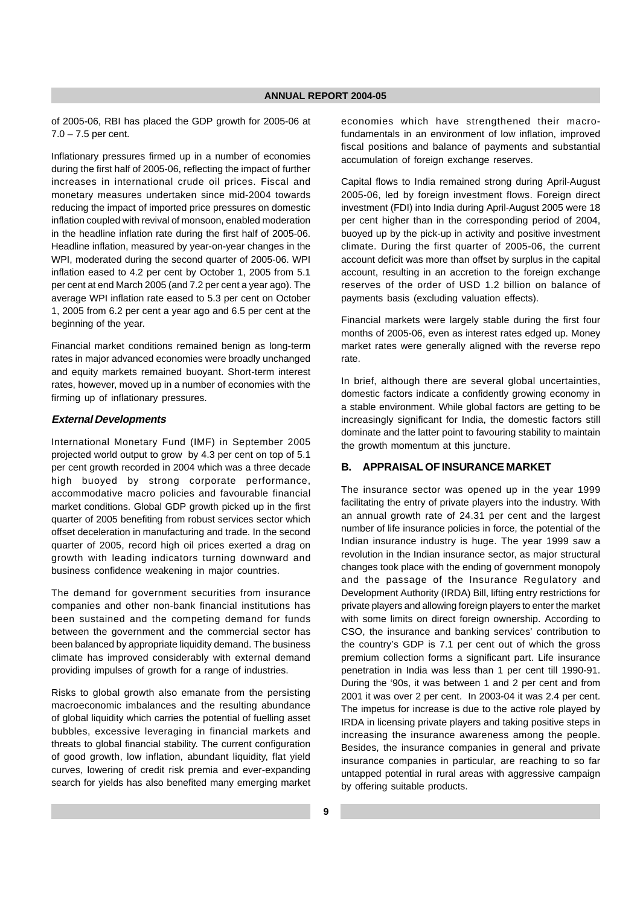of 2005-06, RBI has placed the GDP growth for 2005-06 at 7.0 – 7.5 per cent.

Inflationary pressures firmed up in a number of economies during the first half of 2005-06, reflecting the impact of further increases in international crude oil prices. Fiscal and monetary measures undertaken since mid-2004 towards reducing the impact of imported price pressures on domestic inflation coupled with revival of monsoon, enabled moderation in the headline inflation rate during the first half of 2005-06. Headline inflation, measured by year-on-year changes in the WPI, moderated during the second quarter of 2005-06. WPI inflation eased to 4.2 per cent by October 1, 2005 from 5.1 per cent at end March 2005 (and 7.2 per cent a year ago). The average WPI inflation rate eased to 5.3 per cent on October 1, 2005 from 6.2 per cent a year ago and 6.5 per cent at the beginning of the year.

Financial market conditions remained benign as long-term rates in major advanced economies were broadly unchanged and equity markets remained buoyant. Short-term interest rates, however, moved up in a number of economies with the firming up of inflationary pressures.

### *External Developments*

International Monetary Fund (IMF) in September 2005 projected world output to grow by 4.3 per cent on top of 5.1 per cent growth recorded in 2004 which was a three decade high buoyed by strong corporate performance, accommodative macro policies and favourable financial market conditions. Global GDP growth picked up in the first quarter of 2005 benefiting from robust services sector which offset deceleration in manufacturing and trade. In the second quarter of 2005, record high oil prices exerted a drag on growth with leading indicators turning downward and business confidence weakening in major countries.

The demand for government securities from insurance companies and other non-bank financial institutions has been sustained and the competing demand for funds between the government and the commercial sector has been balanced by appropriate liquidity demand. The business climate has improved considerably with external demand providing impulses of growth for a range of industries.

Risks to global growth also emanate from the persisting macroeconomic imbalances and the resulting abundance of global liquidity which carries the potential of fuelling asset bubbles, excessive leveraging in financial markets and threats to global financial stability. The current configuration of good growth, low inflation, abundant liquidity, flat yield curves, lowering of credit risk premia and ever-expanding search for yields has also benefited many emerging market economies which have strengthened their macro-fundamentals in an environment of low inflation, improved fiscal positions and balance of payments and substantial accumulation of foreign exchange reserves.

Capital flows to India remained strong during April-August 2005-06, led by foreign investment flows. Foreign direct investment (FDI) into India during April-August 2005 were 18 per cent higher than in the corresponding period of 2004, buoyed up by the pick-up in activity and positive investment climate. During the first quarter of 2005-06, the current account deficit was more than offset by surplus in the capital account, resulting in an accretion to the foreign exchange reserves of the order of USD 1.2 billion on balance of payments basis (excluding valuation effects).

Financial markets were largely stable during the first four months of 2005-06, even as interest rates edged up. Money market rates were generally aligned with the reverse repo rate.

In brief, although there are several global uncertainties, domestic factors indicate a confidently growing economy in a stable environment. While global factors are getting to be increasingly significant for India, the domestic factors still dominate and the latter point to favouring stability to maintain the growth momentum at this juncture.

## B. APPRAISAL OF INSURANCE MARKET

The insurance sector was opened up in the year 1999 facilitating the entry of private players into the industry. With an annual growth rate of 24.31 per cent and the largest number of life insurance policies in force, the potential of the Indian insurance industry is huge. The year 1999 saw a revolution in the Indian insurance sector, as major structural changes took place with the ending of government monopoly and the passage of the Insurance Regulatory and Development Authority (IRDA) Bill, lifting entry restrictions for private players and allowing foreign players to enter the market with some limits on direct foreign ownership. According to CSO, the insurance and banking services' contribution to the country's GDP is 7.1 per cent out of which the gross premium collection forms a significant part. Life insurance penetration in India was less than 1 per cent till 1990-91. During the '90s, it was between 1 and 2 per cent and from 2001 it was over 2 per cent. In 2003-04 it was 2.4 per cent. The impetus for increase is due to the active role played by IRDA in licensing private players and taking positive steps in increasing the insurance awareness among the people. Besides, the insurance companies in general and private insurance companies in particular, are reaching to so far untapped potential in rural areas with aggressive campaign by offering suitable products.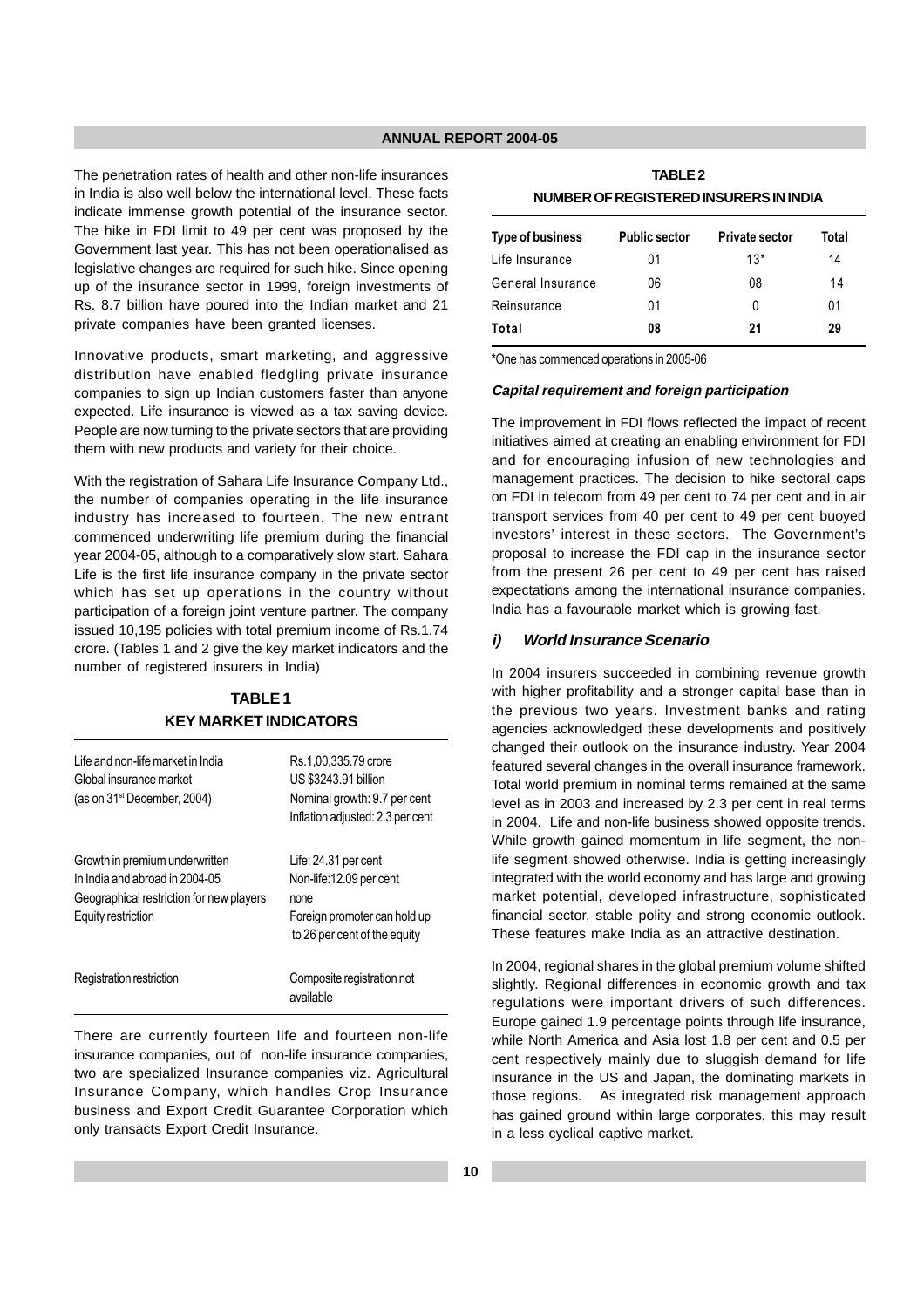The penetration rates of health and other non-life insurances in India is also well below the international level. These facts indicate immense growth potential of the insurance sector. The hike in FDI limit to 49 per cent was proposed by the Government last year. This has not been operationalised as legislative changes are required for such hike. Since opening up of the insurance sector in 1999, foreign investments of Rs. 8.7 billion have poured into the Indian market and 21 private companies have been granted licenses.

Innovative products, smart marketing, and aggressive distribution have enabled fledgling private insurance companies to sign up Indian customers faster than anyone expected. Life insurance is viewed as a tax saving device. People are now turning to the private sectors that are providing them with new products and variety for their choice.

With the registration of Sahara Life Insurance Company Ltd., the number of companies operating in the life insurance industry has increased to fourteen. The new entrant commenced underwriting life premium during the financial year 2004-05, although to a comparatively slow start. Sahara Life is the first life insurance company in the private sector which has set up operations in the country without participation of a foreign joint venture partner. The company issued 10,195 policies with total premium income of Rs.1.74 crore. (Tables 1 and 2 give the key market indicators and the number of registered insurers in India)

**TABLE 1**
**KEY MARKET INDICATORS**

| | |
|---|---|
| Life and non-life market in India | Rs.1,00,335.79 crore |
| Global insurance market (as on 31st December, 2004) | US $3243.91 billion<br>Nominal growth: 9.7 per cent<br>Inflation adjusted: 2.3 per cent |
| Growth in premium underwritten In India and abroad in 2004-05 | Life: 24.31 per cent<br>Non-life:12.09 per cent |
| Geographical restriction for new players | none |
| Equity restriction | Foreign promoter can hold up to 26 per cent of the equity |
| Registration restriction | Composite registration not available |

There are currently fourteen life and fourteen non-life insurance companies, out of non-life insurance companies, two are specialized Insurance companies viz. Agricultural Insurance Company, which handles Crop Insurance business and Export Credit Guarantee Corporation which only transacts Export Credit Insurance.

**TABLE 2**
**NUMBER OF REGISTERED INSURERS IN INDIA**

| Type of business | Public sector | Private sector | Total |
|---|---|---|---|
| Life Insurance | 01 | 13* | 14 |
| General Insurance | 06 | 08 | 14 |
| Reinsurance | 01 | 0 | 01 |
| **Total** | **08** | **21** | **29** |

*One has commenced operations in 2005-06

***Capital requirement and foreign participation***

The improvement in FDI flows reflected the impact of recent initiatives aimed at creating an enabling environment for FDI and for encouraging infusion of new technologies and management practices. The decision to hike sectoral caps on FDI in telecom from 49 per cent to 74 per cent and in air transport services from 40 per cent to 49 per cent buoyed investors' interest in these sectors. The Government's proposal to increase the FDI cap in the insurance sector from the present 26 per cent to 49 per cent has raised expectations among the international insurance companies. India has a favourable market which is growing fast.

### *i) World Insurance Scenario*

In 2004 insurers succeeded in combining revenue growth with higher profitability and a stronger capital base than in the previous two years. Investment banks and rating agencies acknowledged these developments and positively changed their outlook on the insurance industry. Year 2004 featured several changes in the overall insurance framework. Total world premium in nominal terms remained at the same level as in 2003 and increased by 2.3 per cent in real terms in 2004. Life and non-life business showed opposite trends. While growth gained momentum in life segment, the non-life segment showed otherwise. India is getting increasingly integrated with the world economy and has large and growing market potential, developed infrastructure, sophisticated financial sector, stable polity and strong economic outlook. These features make India as an attractive destination.

In 2004, regional shares in the global premium volume shifted slightly. Regional differences in economic growth and tax regulations were important drivers of such differences. Europe gained 1.9 percentage points through life insurance, while North America and Asia lost 1.8 per cent and 0.5 per cent respectively mainly due to sluggish demand for life insurance in the US and Japan, the dominating markets in those regions. As integrated risk management approach has gained ground within large corporates, this may result in a less cyclical captive market.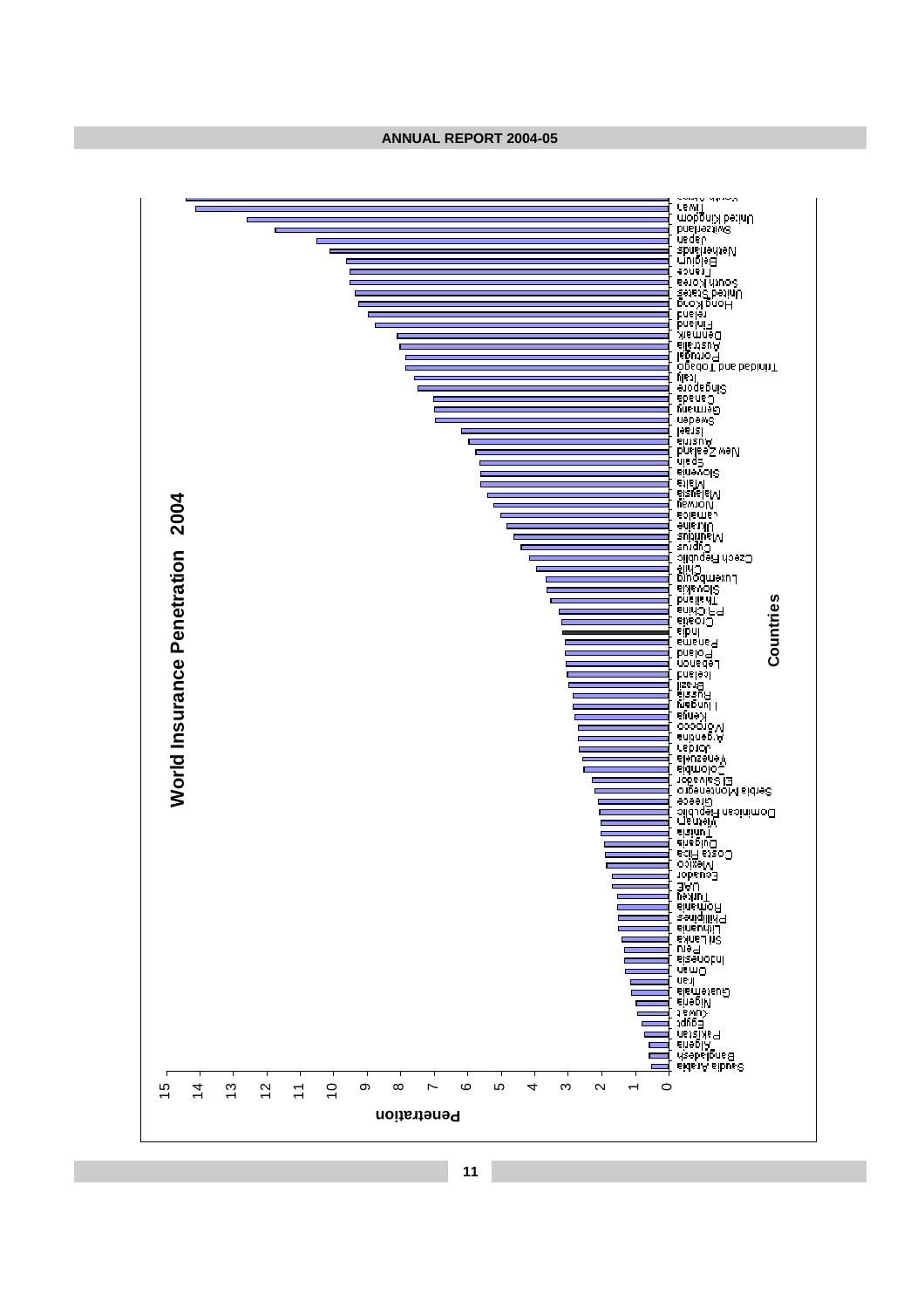## World Insurance Penetration 2004

| Country | Penetration |
|---|---|
| South Africa | 14.4 |
| Taiwan | 14.1 |
| United Kingdom | 12.6 |
| Switzerland | 11.8 |
| Japan | 10.5 |
| Netherlands | 10.1 |
| Belgium | 9.6 |
| France | 9.5 |
| South Korea | 9.5 |
| United States | 9.4 |
| Hong Kong | 9.3 |
| Ireland | 9.0 |
| Finland | 8.8 |
| Denmark | 8.1 |
| Australia | 8.0 |
| Portugal | 7.9 |
| Trinidad and Tobago | 7.9 |
| Italy | 7.6 |
| Singapore | 7.5 |
| Canada | 7.0 |
| Germany | 7.0 |
| Sweden | 7.0 |
| Israel | 6.2 |
| Austria | 6.0 |
| New Zealand | 5.8 |
| Spain | 5.7 |
| Slovenia | 5.7 |
| Malta | 5.7 |
| Malaysia | 5.4 |
| Norway | 5.3 |
| Jamaica | 5.0 |
| Ukraine | 4.9 |
| Mauritius | 4.6 |
| Cyprus | 4.4 |
| Czech Republic | 4.2 |
| Chile | 4.0 |
| Luxembourg | 3.7 |
| Slovakia | 3.6 |
| Thailand | 3.5 |
| P R China | 3.3 |
| Croatia | 3.2 |
| India | 3.2 |
| Panama | 3.1 |
| Poland | 3.1 |
| Lebanon | 3.1 |
| Iceland | 3.0 |
| Brazil | 3.0 |
| Russia | 2.9 |
| Hungary | 2.9 |
| Kenya | 2.8 |
| Morocco | 2.7 |
| Argentina | 2.7 |
| Jordan | 2.7 |
| Venezuela | 2.6 |
| Colombia | 2.5 |
| El Salvador | 2.3 |
| Serbia Montenegro | 2.2 |
| Greece | 2.1 |
| Dominican Republic | 2.1 |
| Vietnam | 2.0 |
| Tunisia | 2.0 |
| Bulgaria | 1.9 |
| Costa Rica | 1.9 |
| Mexico | 1.9 |
| Ecuador | 1.7 |
| UAE | 1.7 |
| Turkey | 1.5 |
| Romania | 1.5 |
| Philippines | 1.5 |
| Lithuania | 1.5 |
| Sri Lanka | 1.4 |
| Peru | 1.3 |
| Indonesia | 1.3 |
| Oman | 1.3 |
| Iran | 1.2 |
| Guatemala | 1.1 |
| Nigeria | 1.0 |
| Kuwait | 0.9 |
| Egypt | 0.8 |
| Pakistan | 0.7 |
| Algeria | 0.6 |
| Bangladesh | 0.6 |
| Saudi Arabia | 0.5 |

Countries (x-axis); Penetration (y-axis, 0–15)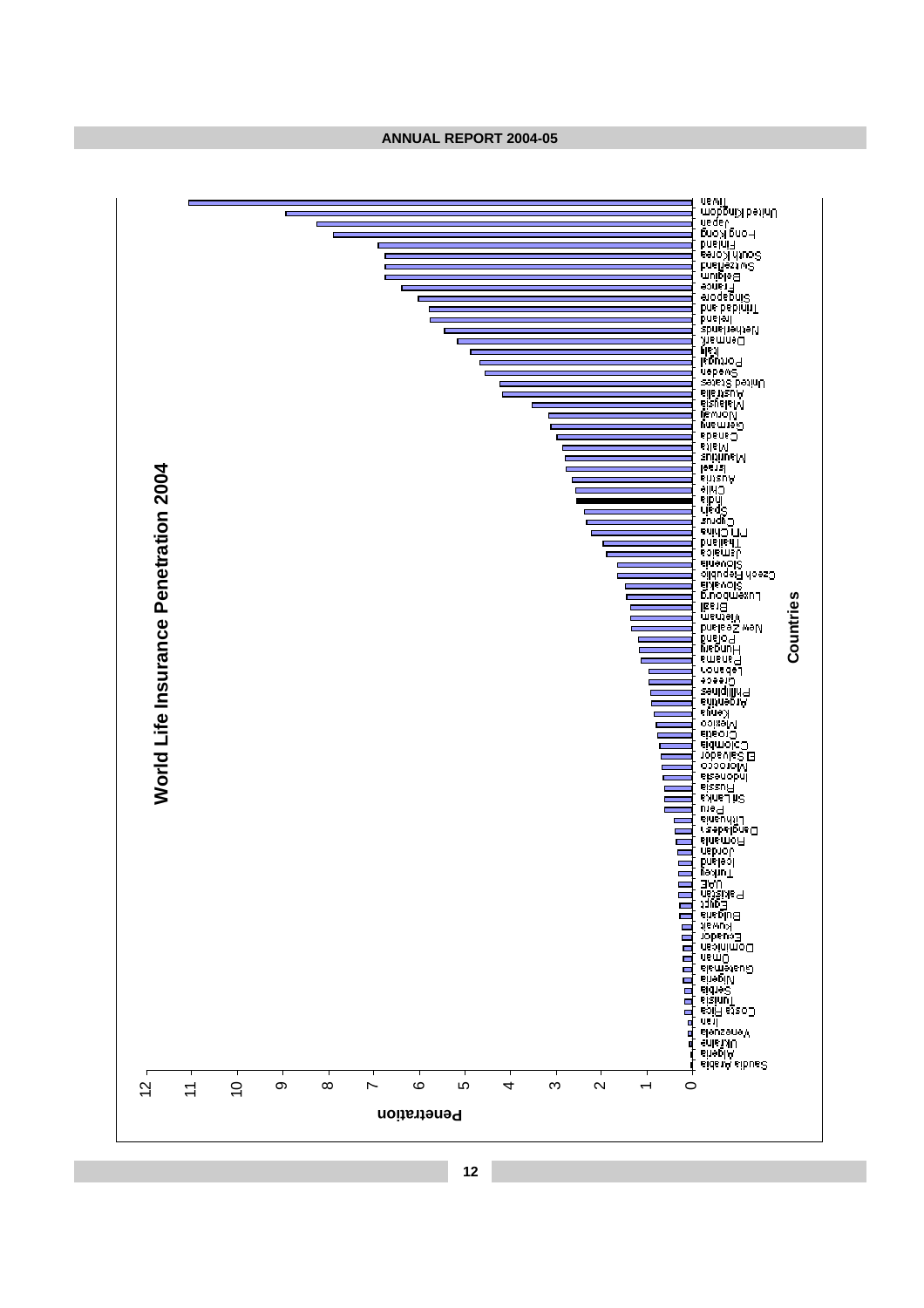**World Life Insurance Penetration 2004**

Penetration

Countries

Taiwan, United Kingdom, Japan, Hong Kong, Finland, South Korea, Switzerland, Belgium, France, Singapore, Trinidad and, Ireland, Netherlands, Denmark, Italy, Portugal, Sweden, United States, Australia, Malaysia, Norway, Germany, Canada, Malta, Mauritius, Israel, Austria, Chile, India, Spain, Cyprus, PR China, Thailand, Jamaica, Slovenia, Czech Republic, Slovakia, Luxembourg, Brazil, Vietnam, New Zealand, Poland, Hungary, Panama, Lebanon, Greece, Phillipines, Argentina, Kenya, Mexico, Croatia, Colombia, El Salvador, Morocco, Indonesia, Russia, Sri Lanka, Peru, Lithuania, Bangladesh, Romania, Jordan, Iceland, Turkey, UAE, Pakistan, Egypt, Bulgaria, Kuwait, Ecuador, Dominican, Oman, Guatemala, Nigeria, Serbia, Tunisia, Costa Rica, Iran, Venezuela, Ukraine, Algeria, Saudia Arabia

0 1 2 3 4 5 6 7 8 9 10 11 12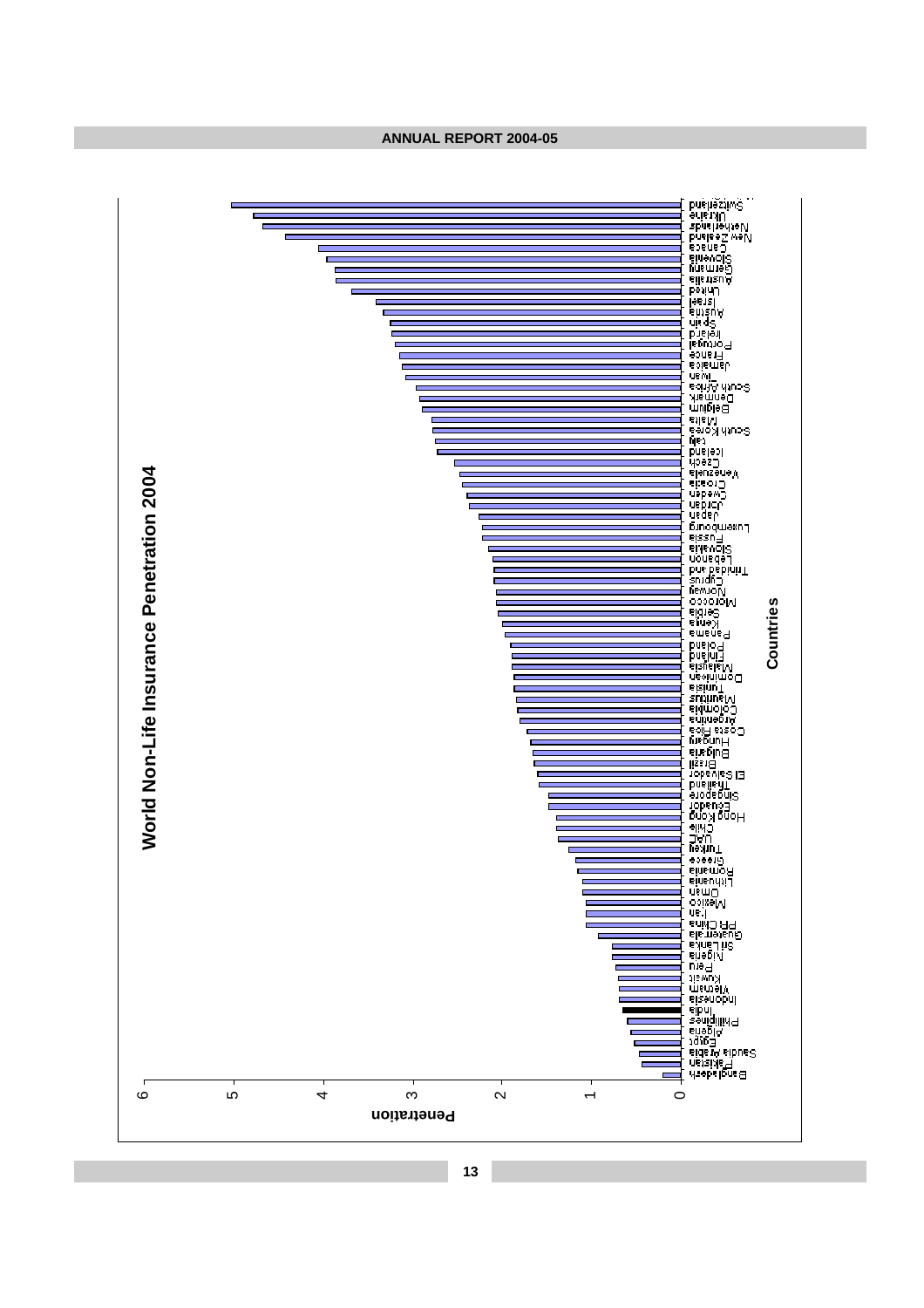## World Non-Life Insurance Penetration 2004

Penetration

Countries

Bangladesh, Pakistan, Saudi Arabia, Egypt, Algeria, Philippines, India, Indonesia, Vietnam, Kuwait, Peru, Nigeria, Sri Lanka, Guatemala, PR China, Iran, Mexico, Oman, Lithuania, Romania, Greece, Turkey, UAE, Chile, Hong Kong, Ecuador, Singapore, Thailand, El Salvador, Brazil, Bulgaria, Hungary, Costa Rica, Argentina, Colombia, Mauritius, Tunisia, Dominican, Malaysia, Finland, Poland, Panama, Kenya, Serbia, Morocco, Norway, Cyprus, Trinidad and, Lebanon, Slovakia, Russia, Luxembourg, Japan, Jordan, Sweden, Croatia, Venezuela, Czech, Iceland, Italy, South Korea, Malta, Belgium, Denmark, South Africa, Taiwan, Jamaica, France, Portugal, Ireland, Spain, Austria, Israel, United, Australia, Germany, Slovenia, Canada, New Zealand, Netherlands, Ukraine, Switzerland

0, 1, 2, 3, 4, 5, 6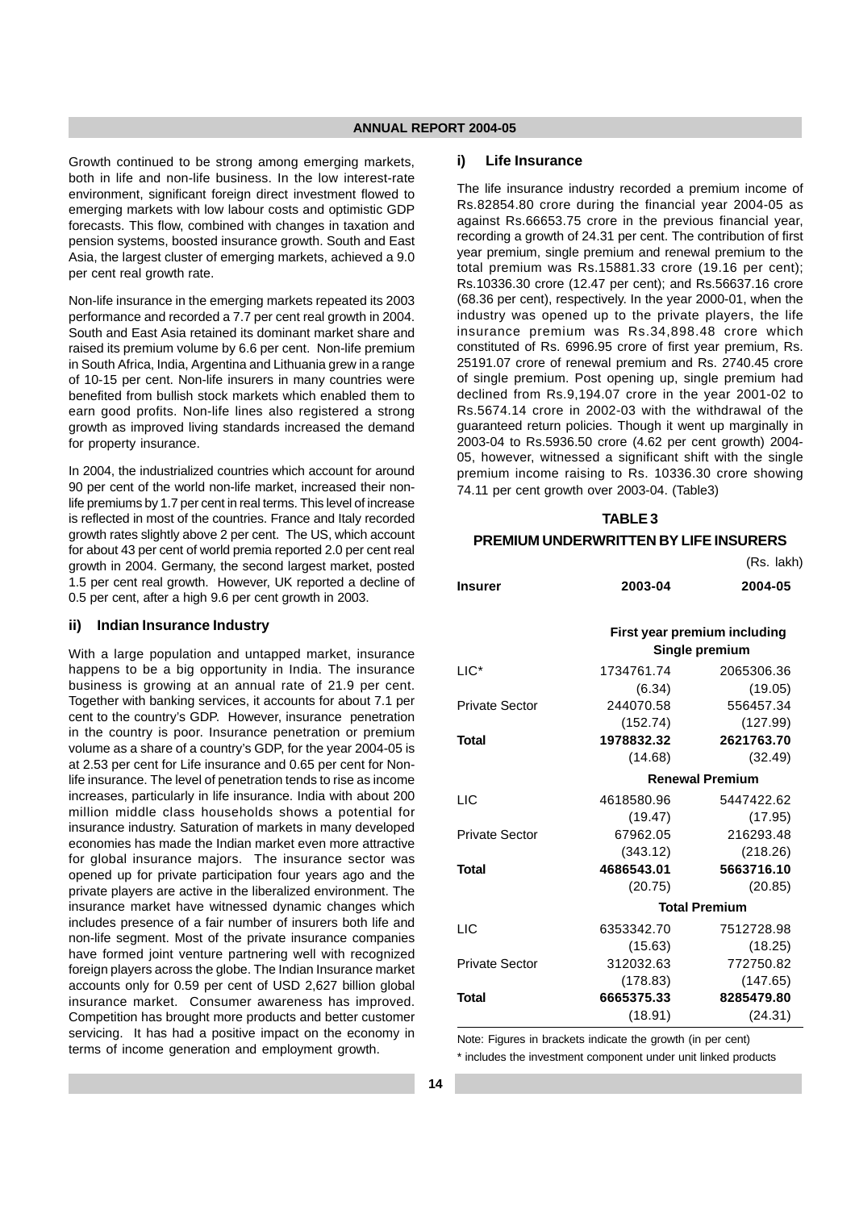Growth continued to be strong among emerging markets, both in life and non-life business. In the low interest-rate environment, significant foreign direct investment flowed to emerging markets with low labour costs and optimistic GDP forecasts. This flow, combined with changes in taxation and pension systems, boosted insurance growth. South and East Asia, the largest cluster of emerging markets, achieved a 9.0 per cent real growth rate.

Non-life insurance in the emerging markets repeated its 2003 performance and recorded a 7.7 per cent real growth in 2004. South and East Asia retained its dominant market share and raised its premium volume by 6.6 per cent. Non-life premium in South Africa, India, Argentina and Lithuania grew in a range of 10-15 per cent. Non-life insurers in many countries were benefited from bullish stock markets which enabled them to earn good profits. Non-life lines also registered a strong growth as improved living standards increased the demand for property insurance.

In 2004, the industrialized countries which account for around 90 per cent of the world non-life market, increased their non-life premiums by 1.7 per cent in real terms. This level of increase is reflected in most of the countries. France and Italy recorded growth rates slightly above 2 per cent. The US, which account for about 43 per cent of world premia reported 2.0 per cent real growth in 2004. Germany, the second largest market, posted 1.5 per cent real growth. However, UK reported a decline of 0.5 per cent, after a high 9.6 per cent growth in 2003.

### ii) Indian Insurance Industry

With a large population and untapped market, insurance happens to be a big opportunity in India. The insurance business is growing at an annual rate of 21.9 per cent. Together with banking services, it accounts for about 7.1 per cent to the country's GDP. However, insurance penetration in the country is poor. Insurance penetration or premium volume as a share of a country's GDP, for the year 2004-05 is at 2.53 per cent for Life insurance and 0.65 per cent for Non-life insurance. The level of penetration tends to rise as income increases, particularly in life insurance. India with about 200 million middle class households shows a potential for insurance industry. Saturation of markets in many developed economies has made the Indian market even more attractive for global insurance majors. The insurance sector was opened up for private participation four years ago and the private players are active in the liberalized environment. The insurance market have witnessed dynamic changes which includes presence of a fair number of insurers both life and non-life segment. Most of the private insurance companies have formed joint venture partnering well with recognized foreign players across the globe. The Indian Insurance market accounts only for 0.59 per cent of USD 2,627 billion global insurance market. Consumer awareness has improved. Competition has brought more products and better customer servicing. It has had a positive impact on the economy in terms of income generation and employment growth.

### i) Life Insurance

The life insurance industry recorded a premium income of Rs.82854.80 crore during the financial year 2004-05 as against Rs.66653.75 crore in the previous financial year, recording a growth of 24.31 per cent. The contribution of first year premium, single premium and renewal premium to the total premium was Rs.15881.33 crore (19.16 per cent); Rs.10336.30 crore (12.47 per cent); and Rs.56637.16 crore (68.36 per cent), respectively. In the year 2000-01, when the industry was opened up to the private players, the life insurance premium was Rs.34,898.48 crore which constituted of Rs. 6996.95 crore of first year premium, Rs. 25191.07 crore of renewal premium and Rs. 2740.45 crore of single premium. Post opening up, single premium had declined from Rs.9,194.07 crore in the year 2001-02 to Rs.5674.14 crore in 2002-03 with the withdrawal of the guaranteed return policies. Though it went up marginally in 2003-04 to Rs.5936.50 crore (4.62 per cent growth) 2004-05, however, witnessed a significant shift with the single premium income raising to Rs. 10336.30 crore showing 74.11 per cent growth over 2003-04. (Table3)

**TABLE 3**

**PREMIUM UNDERWRITTEN BY LIFE INSURERS**

(Rs. lakh)

| Insurer | 2003-04 | 2004-05 |
|---|---|---|
| | **First year premium including Single premium** | |
| LIC* | 1734761.74 | 2065306.36 |
| | (6.34) | (19.05) |
| Private Sector | 244070.58 | 556457.34 |
| | (152.74) | (127.99) |
| **Total** | **1978832.32** | **2621763.70** |
| | (14.68) | (32.49) |
| | **Renewal Premium** | |
| LIC | 4618580.96 | 5447422.62 |
| | (19.47) | (17.95) |
| Private Sector | 67962.05 | 216293.48 |
| | (343.12) | (218.26) |
| **Total** | **4686543.01** | **5663716.10** |
| | (20.75) | (20.85) |
| | **Total Premium** | |
| LIC | 6353342.70 | 7512728.98 |
| | (15.63) | (18.25) |
| Private Sector | 312032.63 | 772750.82 |
| | (178.83) | (147.65) |
| **Total** | **6665375.33** | **8285479.80** |
| | (18.91) | (24.31) |

Note: Figures in brackets indicate the growth (in per cent)

\* includes the investment component under unit linked products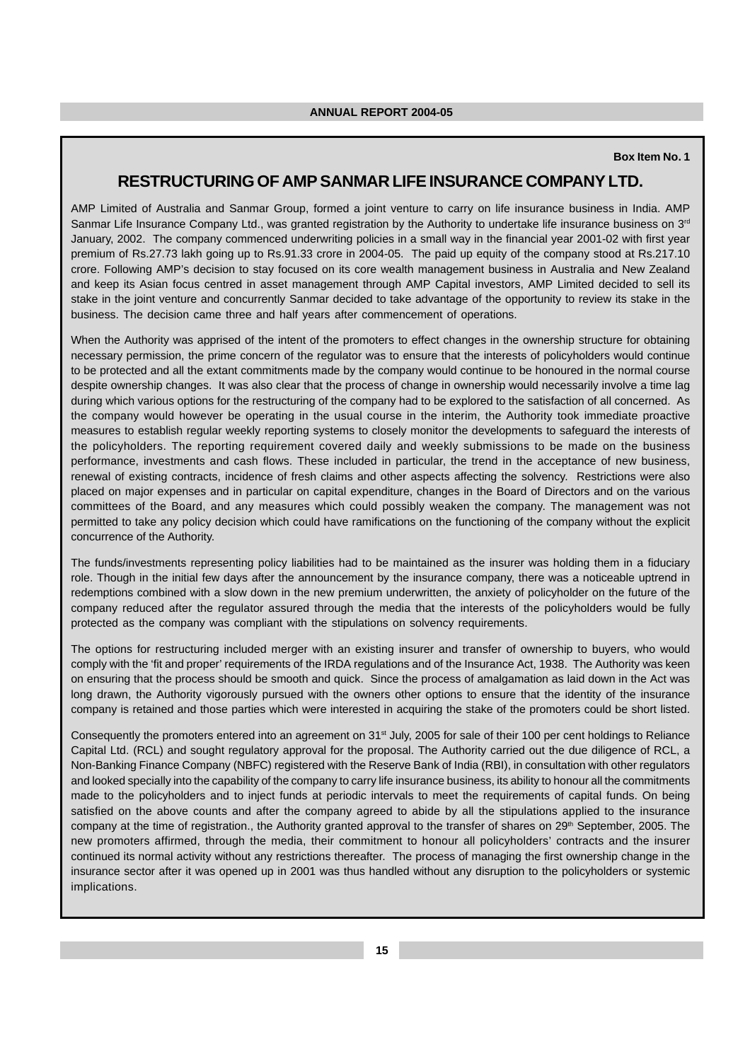**Box Item No. 1**

## RESTRUCTURING OF AMP SANMAR LIFE INSURANCE COMPANY LTD.

AMP Limited of Australia and Sanmar Group, formed a joint venture to carry on life insurance business in India. AMP Sanmar Life Insurance Company Ltd., was granted registration by the Authority to undertake life insurance business on 3rd January, 2002. The company commenced underwriting policies in a small way in the financial year 2001-02 with first year premium of Rs.27.73 lakh going up to Rs.91.33 crore in 2004-05. The paid up equity of the company stood at Rs.217.10 crore. Following AMP's decision to stay focused on its core wealth management business in Australia and New Zealand and keep its Asian focus centred in asset management through AMP Capital investors, AMP Limited decided to sell its stake in the joint venture and concurrently Sanmar decided to take advantage of the opportunity to review its stake in the business. The decision came three and half years after commencement of operations.

When the Authority was apprised of the intent of the promoters to effect changes in the ownership structure for obtaining necessary permission, the prime concern of the regulator was to ensure that the interests of policyholders would continue to be protected and all the extant commitments made by the company would continue to be honoured in the normal course despite ownership changes. It was also clear that the process of change in ownership would necessarily involve a time lag during which various options for the restructuring of the company had to be explored to the satisfaction of all concerned. As the company would however be operating in the usual course in the interim, the Authority took immediate proactive measures to establish regular weekly reporting systems to closely monitor the developments to safeguard the interests of the policyholders. The reporting requirement covered daily and weekly submissions to be made on the business performance, investments and cash flows. These included in particular, the trend in the acceptance of new business, renewal of existing contracts, incidence of fresh claims and other aspects affecting the solvency. Restrictions were also placed on major expenses and in particular on capital expenditure, changes in the Board of Directors and on the various committees of the Board, and any measures which could possibly weaken the company. The management was not permitted to take any policy decision which could have ramifications on the functioning of the company without the explicit concurrence of the Authority.

The funds/investments representing policy liabilities had to be maintained as the insurer was holding them in a fiduciary role. Though in the initial few days after the announcement by the insurance company, there was a noticeable uptrend in redemptions combined with a slow down in the new premium underwritten, the anxiety of policyholder on the future of the company reduced after the regulator assured through the media that the interests of the policyholders would be fully protected as the company was compliant with the stipulations on solvency requirements.

The options for restructuring included merger with an existing insurer and transfer of ownership to buyers, who would comply with the 'fit and proper' requirements of the IRDA regulations and of the Insurance Act, 1938. The Authority was keen on ensuring that the process should be smooth and quick. Since the process of amalgamation as laid down in the Act was long drawn, the Authority vigorously pursued with the owners other options to ensure that the identity of the insurance company is retained and those parties which were interested in acquiring the stake of the promoters could be short listed.

Consequently the promoters entered into an agreement on 31st July, 2005 for sale of their 100 per cent holdings to Reliance Capital Ltd. (RCL) and sought regulatory approval for the proposal. The Authority carried out the due diligence of RCL, a Non-Banking Finance Company (NBFC) registered with the Reserve Bank of India (RBI), in consultation with other regulators and looked specially into the capability of the company to carry life insurance business, its ability to honour all the commitments made to the policyholders and to inject funds at periodic intervals to meet the requirements of capital funds. On being satisfied on the above counts and after the company agreed to abide by all the stipulations applied to the insurance company at the time of registration., the Authority granted approval to the transfer of shares on 29th September, 2005. The new promoters affirmed, through the media, their commitment to honour all policyholders' contracts and the insurer continued its normal activity without any restrictions thereafter. The process of managing the first ownership change in the insurance sector after it was opened up in 2001 was thus handled without any disruption to the policyholders or systemic implications.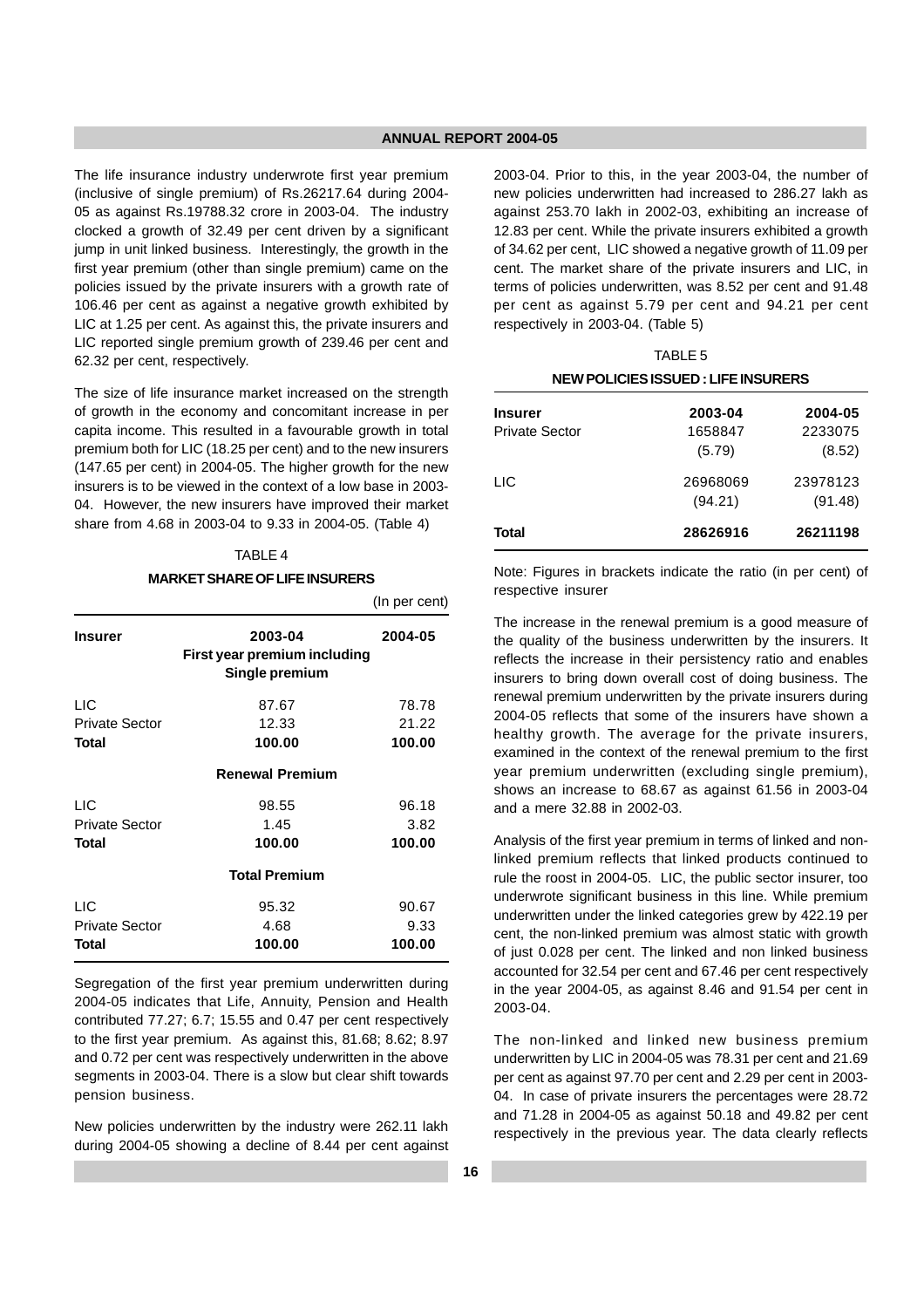The life insurance industry underwrote first year premium (inclusive of single premium) of Rs.26217.64 during 2004-05 as against Rs.19788.32 crore in 2003-04. The industry clocked a growth of 32.49 per cent driven by a significant jump in unit linked business. Interestingly, the growth in the first year premium (other than single premium) came on the policies issued by the private insurers with a growth rate of 106.46 per cent as against a negative growth exhibited by LIC at 1.25 per cent. As against this, the private insurers and LIC reported single premium growth of 239.46 per cent and 62.32 per cent, respectively.

The size of life insurance market increased on the strength of growth in the economy and concomitant increase in per capita income. This resulted in a favourable growth in total premium both for LIC (18.25 per cent) and to the new insurers (147.65 per cent) in 2004-05. The higher growth for the new insurers is to be viewed in the context of a low base in 2003-04. However, the new insurers have improved their market share from 4.68 in 2003-04 to 9.33 in 2004-05. (Table 4)

TABLE 4

**MARKET SHARE OF LIFE INSURERS**

(In per cent)

| Insurer | 2003-04 | 2004-05 |
|---|---|---|
| | **First year premium including Single premium** | |
| LIC | 87.67 | 78.78 |
| Private Sector | 12.33 | 21.22 |
| **Total** | **100.00** | **100.00** |
| | **Renewal Premium** | |
| LIC | 98.55 | 96.18 |
| Private Sector | 1.45 | 3.82 |
| **Total** | **100.00** | **100.00** |
| | **Total Premium** | |
| LIC | 95.32 | 90.67 |
| Private Sector | 4.68 | 9.33 |
| **Total** | **100.00** | **100.00** |

Segregation of the first year premium underwritten during 2004-05 indicates that Life, Annuity, Pension and Health contributed 77.27; 6.7; 15.55 and 0.47 per cent respectively to the first year premium. As against this, 81.68; 8.62; 8.97 and 0.72 per cent was respectively underwritten in the above segments in 2003-04. There is a slow but clear shift towards pension business.

New policies underwritten by the industry were 262.11 lakh during 2004-05 showing a decline of 8.44 per cent against 2003-04. Prior to this, in the year 2003-04, the number of new policies underwritten had increased to 286.27 lakh as against 253.70 lakh in 2002-03, exhibiting an increase of 12.83 per cent. While the private insurers exhibited a growth of 34.62 per cent, LIC showed a negative growth of 11.09 per cent. The market share of the private insurers and LIC, in terms of policies underwritten, was 8.52 per cent and 91.48 per cent as against 5.79 per cent and 94.21 per cent respectively in 2003-04. (Table 5)

TABLE 5

**NEW POLICIES ISSUED : LIFE INSURERS**

| Insurer | 2003-04 | 2004-05 |
|---|---|---|
| Private Sector | 1658847 (5.79) | 2233075 (8.52) |
| LIC | 26968069 (94.21) | 23978123 (91.48) |
| **Total** | **28626916** | **26211198** |

Note: Figures in brackets indicate the ratio (in per cent) of respective insurer

The increase in the renewal premium is a good measure of the quality of the business underwritten by the insurers. It reflects the increase in their persistency ratio and enables insurers to bring down overall cost of doing business. The renewal premium underwritten by the private insurers during 2004-05 reflects that some of the insurers have shown a healthy growth. The average for the private insurers, examined in the context of the renewal premium to the first year premium underwritten (excluding single premium), shows an increase to 68.67 as against 61.56 in 2003-04 and a mere 32.88 in 2002-03.

Analysis of the first year premium in terms of linked and non-linked premium reflects that linked products continued to rule the roost in 2004-05. LIC, the public sector insurer, too underwrote significant business in this line. While premium underwritten under the linked categories grew by 422.19 per cent, the non-linked premium was almost static with growth of just 0.028 per cent. The linked and non linked business accounted for 32.54 per cent and 67.46 per cent respectively in the year 2004-05, as against 8.46 and 91.54 per cent in 2003-04.

The non-linked and linked new business premium underwritten by LIC in 2004-05 was 78.31 per cent and 21.69 per cent as against 97.70 per cent and 2.29 per cent in 2003-04. In case of private insurers the percentages were 28.72 and 71.28 in 2004-05 as against 50.18 and 49.82 per cent respectively in the previous year. The data clearly reflects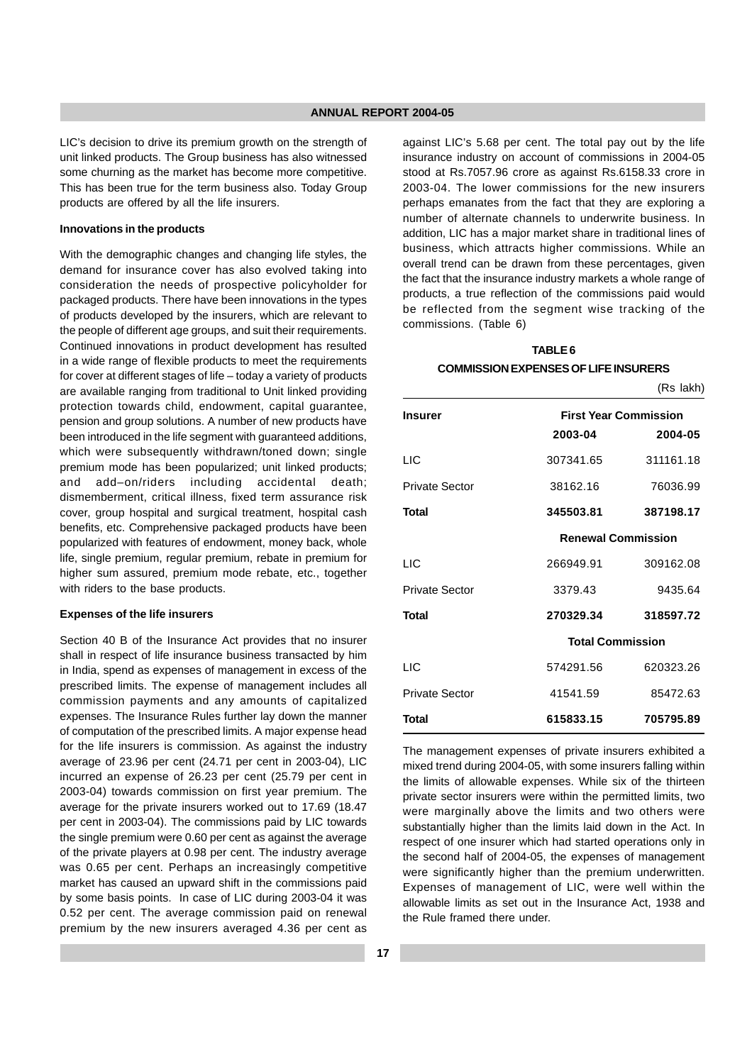LIC's decision to drive its premium growth on the strength of unit linked products. The Group business has also witnessed some churning as the market has become more competitive. This has been true for the term business also. Today Group products are offered by all the life insurers.

#### Innovations in the products

With the demographic changes and changing life styles, the demand for insurance cover has also evolved taking into consideration the needs of prospective policyholder for packaged products. There have been innovations in the types of products developed by the insurers, which are relevant to the people of different age groups, and suit their requirements. Continued innovations in product development has resulted in a wide range of flexible products to meet the requirements for cover at different stages of life – today a variety of products are available ranging from traditional to Unit linked providing protection towards child, endowment, capital guarantee, pension and group solutions. A number of new products have been introduced in the life segment with guaranteed additions, which were subsequently withdrawn/toned down; single premium mode has been popularized; unit linked products; and add–on/riders including accidental death; dismemberment, critical illness, fixed term assurance risk cover, group hospital and surgical treatment, hospital cash benefits, etc. Comprehensive packaged products have been popularized with features of endowment, money back, whole life, single premium, regular premium, rebate in premium for higher sum assured, premium mode rebate, etc., together with riders to the base products.

#### Expenses of the life insurers

Section 40 B of the Insurance Act provides that no insurer shall in respect of life insurance business transacted by him in India, spend as expenses of management in excess of the prescribed limits. The expense of management includes all commission payments and any amounts of capitalized expenses. The Insurance Rules further lay down the manner of computation of the prescribed limits. A major expense head for the life insurers is commission. As against the industry average of 23.96 per cent (24.71 per cent in 2003-04), LIC incurred an expense of 26.23 per cent (25.79 per cent in 2003-04) towards commission on first year premium. The average for the private insurers worked out to 17.69 (18.47 per cent in 2003-04). The commissions paid by LIC towards the single premium were 0.60 per cent as against the average of the private players at 0.98 per cent. The industry average was 0.65 per cent. Perhaps an increasingly competitive market has caused an upward shift in the commissions paid by some basis points. In case of LIC during 2003-04 it was 0.52 per cent. The average commission paid on renewal premium by the new insurers averaged 4.36 per cent as against LIC's 5.68 per cent. The total pay out by the life insurance industry on account of commissions in 2004-05 stood at Rs.7057.96 crore as against Rs.6158.33 crore in 2003-04. The lower commissions for the new insurers perhaps emanates from the fact that they are exploring a number of alternate channels to underwrite business. In addition, LIC has a major market share in traditional lines of business, which attracts higher commissions. While an overall trend can be drawn from these percentages, given the fact that the insurance industry markets a whole range of products, a true reflection of the commissions paid would be reflected from the segment wise tracking of the commissions. (Table 6)

**TABLE 6**

**COMMISSION EXPENSES OF LIFE INSURERS**

(Rs lakh)

| Insurer | First Year Commission | |
|---|---|---|
| | 2003-04 | 2004-05 |
| LIC | 307341.65 | 311161.18 |
| Private Sector | 38162.16 | 76036.99 |
| **Total** | **345503.81** | **387198.17** |
| | **Renewal Commission** | |
| LIC | 266949.91 | 309162.08 |
| Private Sector | 3379.43 | 9435.64 |
| **Total** | **270329.34** | **318597.72** |
| | **Total Commission** | |
| LIC | 574291.56 | 620323.26 |
| Private Sector | 41541.59 | 85472.63 |
| **Total** | **615833.15** | **705795.89** |

The management expenses of private insurers exhibited a mixed trend during 2004-05, with some insurers falling within the limits of allowable expenses. While six of the thirteen private sector insurers were within the permitted limits, two were marginally above the limits and two others were substantially higher than the limits laid down in the Act. In respect of one insurer which had started operations only in the second half of 2004-05, the expenses of management were significantly higher than the premium underwritten. Expenses of management of LIC, were well within the allowable limits as set out in the Insurance Act, 1938 and the Rule framed there under.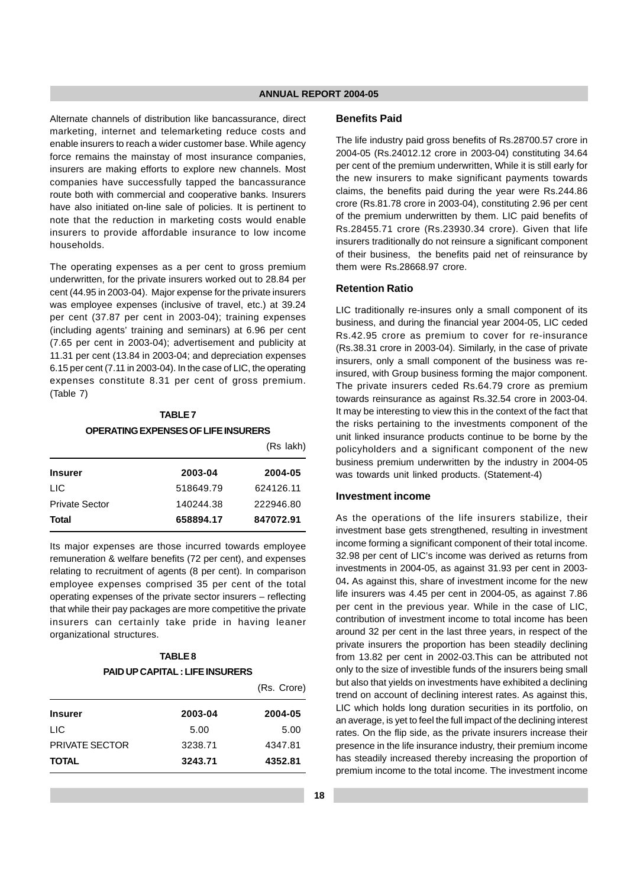Alternate channels of distribution like bancassurance, direct marketing, internet and telemarketing reduce costs and enable insurers to reach a wider customer base. While agency force remains the mainstay of most insurance companies, insurers are making efforts to explore new channels. Most companies have successfully tapped the bancassurance route both with commercial and cooperative banks. Insurers have also initiated on-line sale of policies. It is pertinent to note that the reduction in marketing costs would enable insurers to provide affordable insurance to low income households.

The operating expenses as a per cent to gross premium underwritten, for the private insurers worked out to 28.84 per cent (44.95 in 2003-04). Major expense for the private insurers was employee expenses (inclusive of travel, etc.) at 39.24 per cent (37.87 per cent in 2003-04); training expenses (including agents' training and seminars) at 6.96 per cent (7.65 per cent in 2003-04); advertisement and publicity at 11.31 per cent (13.84 in 2003-04; and depreciation expenses 6.15 per cent (7.11 in 2003-04). In the case of LIC, the operating expenses constitute 8.31 per cent of gross premium. (Table 7)

**TABLE 7**

**OPERATING EXPENSES OF LIFE INSURERS**

(Rs lakh)

| Insurer | 2003-04 | 2004-05 |
|---|---|---|
| LIC | 518649.79 | 624126.11 |
| Private Sector | 140244.38 | 222946.80 |
| **Total** | **658894.17** | **847072.91** |

Its major expenses are those incurred towards employee remuneration & welfare benefits (72 per cent), and expenses relating to recruitment of agents (8 per cent). In comparison employee expenses comprised 35 per cent of the total operating expenses of the private sector insurers – reflecting that while their pay packages are more competitive the private insurers can certainly take pride in having leaner organizational structures.

**TABLE 8**

**PAID UP CAPITAL : LIFE INSURERS**

(Rs. Crore)

| Insurer | 2003-04 | 2004-05 |
|---|---|---|
| LIC | 5.00 | 5.00 |
| PRIVATE SECTOR | 3238.71 | 4347.81 |
| **TOTAL** | **3243.71** | **4352.81** |

### Benefits Paid

The life industry paid gross benefits of Rs.28700.57 crore in 2004-05 (Rs.24012.12 crore in 2003-04) constituting 34.64 per cent of the premium underwritten, While it is still early for the new insurers to make significant payments towards claims, the benefits paid during the year were Rs.244.86 crore (Rs.81.78 crore in 2003-04), constituting 2.96 per cent of the premium underwritten by them. LIC paid benefits of Rs.28455.71 crore (Rs.23930.34 crore). Given that life insurers traditionally do not reinsure a significant component of their business, the benefits paid net of reinsurance by them were Rs.28668.97 crore.

### Retention Ratio

LIC traditionally re-insures only a small component of its business, and during the financial year 2004-05, LIC ceded Rs.42.95 crore as premium to cover for re-insurance (Rs.38.31 crore in 2003-04). Similarly, in the case of private insurers, only a small component of the business was re-insured, with Group business forming the major component. The private insurers ceded Rs.64.79 crore as premium towards reinsurance as against Rs.32.54 crore in 2003-04. It may be interesting to view this in the context of the fact that the risks pertaining to the investments component of the unit linked insurance products continue to be borne by the policyholders and a significant component of the new business premium underwritten by the industry in 2004-05 was towards unit linked products. (Statement-4)

### Investment income

As the operations of the life insurers stabilize, their investment base gets strengthened, resulting in investment income forming a significant component of their total income. 32.98 per cent of LIC's income was derived as returns from investments in 2004-05, as against 31.93 per cent in 2003-04**.** As against this, share of investment income for the new life insurers was 4.45 per cent in 2004-05, as against 7.86 per cent in the previous year. While in the case of LIC, contribution of investment income to total income has been around 32 per cent in the last three years, in respect of the private insurers the proportion has been steadily declining from 13.82 per cent in 2002-03.This can be attributed not only to the size of investible funds of the insurers being small but also that yields on investments have exhibited a declining trend on account of declining interest rates. As against this, LIC which holds long duration securities in its portfolio, on an average, is yet to feel the full impact of the declining interest rates. On the flip side, as the private insurers increase their presence in the life insurance industry, their premium income has steadily increased thereby increasing the proportion of premium income to the total income. The investment income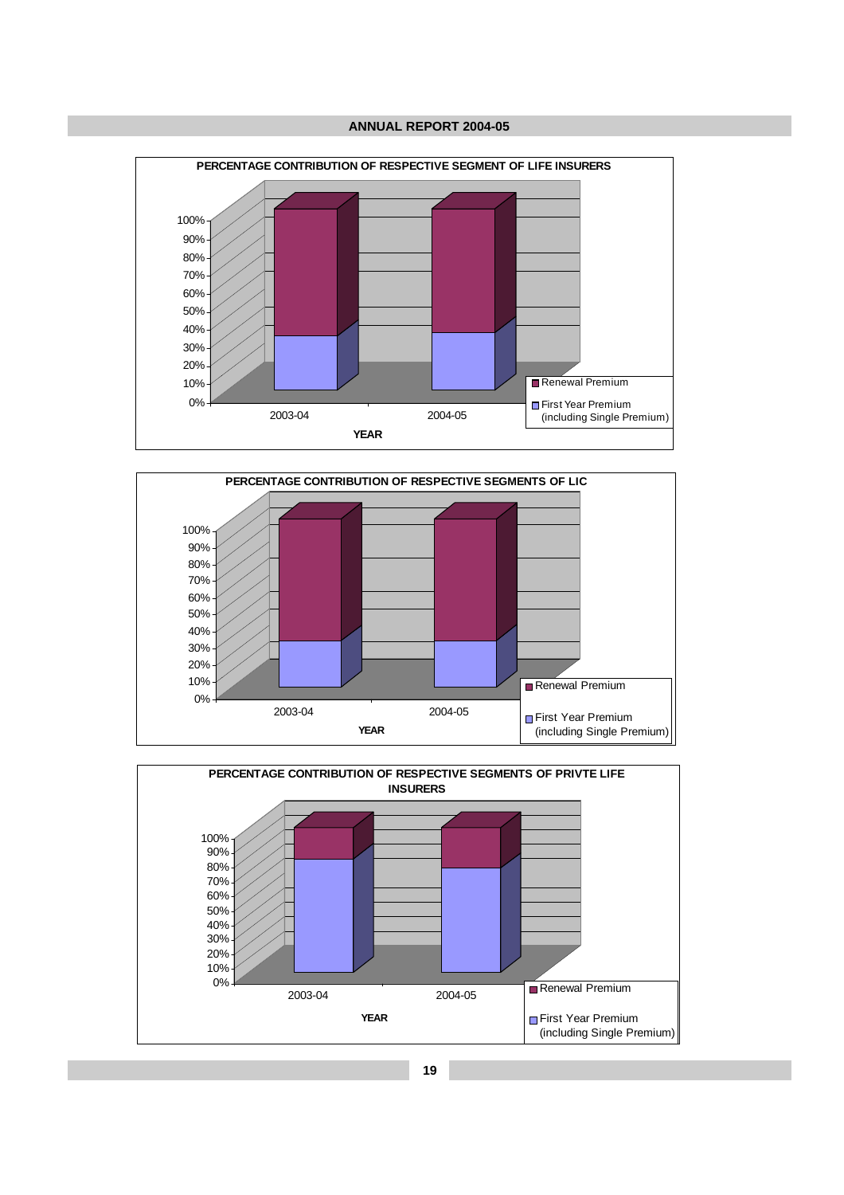**PERCENTAGE CONTRIBUTION OF RESPECTIVE SEGMENT OF LIFE INSURERS**

100%
90%
80%
70%
60%
50%
40%
30%
20%
10%
0%

2003-04 2004-05

YEAR

Renewal Premium

First Year Premium (including Single Premium)

**PERCENTAGE CONTRIBUTION OF RESPECTIVE SEGMENTS OF LIC**

100%
90%
80%
70%
60%
50%
40%
30%
20%
10%
0%

2003-04 2004-05

YEAR

Renewal Premium

First Year Premium (including Single Premium)

**PERCENTAGE CONTRIBUTION OF RESPECTIVE SEGMENTS OF PRIVTE LIFE INSURERS**

100%
90%
80%
70%
60%
50%
40%
30%
20%
10%
0%

2003-04 2004-05

YEAR

Renewal Premium

First Year Premium (including Single Premium)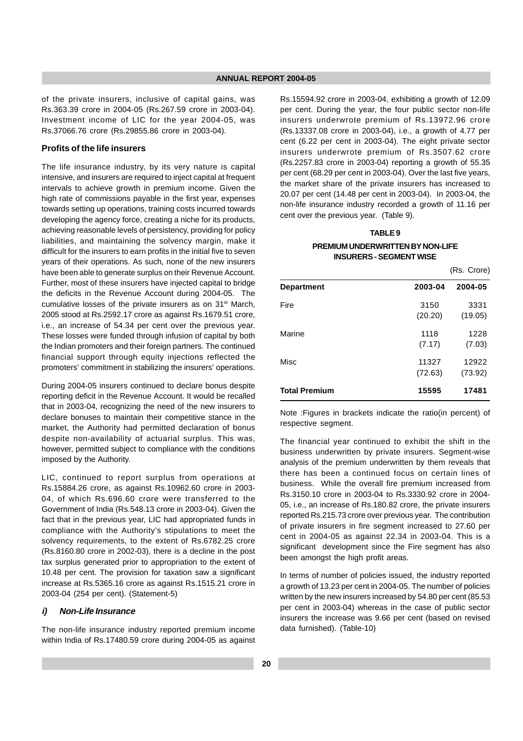of the private insurers, inclusive of capital gains, was Rs.363.39 crore in 2004-05 (Rs.267.59 crore in 2003-04). Investment income of LIC for the year 2004-05, was Rs.37066.76 crore (Rs.29855.86 crore in 2003-04).

### Profits of the life insurers

The life insurance industry, by its very nature is capital intensive, and insurers are required to inject capital at frequent intervals to achieve growth in premium income. Given the high rate of commissions payable in the first year, expenses towards setting up operations, training costs incurred towards developing the agency force, creating a niche for its products, achieving reasonable levels of persistency, providing for policy liabilities, and maintaining the solvency margin, make it difficult for the insurers to earn profits in the initial five to seven years of their operations. As such, none of the new insurers have been able to generate surplus on their Revenue Account. Further, most of these insurers have injected capital to bridge the deficits in the Revenue Account during 2004-05. The cumulative losses of the private insurers as on 31st March, 2005 stood at Rs.2592.17 crore as against Rs.1679.51 crore, i.e., an increase of 54.34 per cent over the previous year. These losses were funded through infusion of capital by both the Indian promoters and their foreign partners. The continued financial support through equity injections reflected the promoters' commitment in stabilizing the insurers' operations.

During 2004-05 insurers continued to declare bonus despite reporting deficit in the Revenue Account. It would be recalled that in 2003-04, recognizing the need of the new insurers to declare bonuses to maintain their competitive stance in the market, the Authority had permitted declaration of bonus despite non-availability of actuarial surplus. This was, however, permitted subject to compliance with the conditions imposed by the Authority.

LIC, continued to report surplus from operations at Rs.15884.26 crore, as against Rs.10962.60 crore in 2003-04, of which Rs.696.60 crore were transferred to the Government of India (Rs.548.13 crore in 2003-04). Given the fact that in the previous year, LIC had appropriated funds in compliance with the Authority's stipulations to meet the solvency requirements, to the extent of Rs.6782.25 crore (Rs.8160.80 crore in 2002-03), there is a decline in the post tax surplus generated prior to appropriation to the extent of 10.48 per cent. The provision for taxation saw a significant increase at Rs.5365.16 crore as against Rs.1515.21 crore in 2003-04 (254 per cent). (Statement-5)

### *i) Non-Life Insurance*

The non-life insurance industry reported premium income within India of Rs.17480.59 crore during 2004-05 as against Rs.15594.92 crore in 2003-04, exhibiting a growth of 12.09 per cent. During the year, the four public sector non-life insurers underwrote premium of Rs.13972.96 crore (Rs.13337.08 crore in 2003-04), i.e., a growth of 4.77 per cent (6.22 per cent in 2003-04). The eight private sector insurers underwrote premium of Rs.3507.62 crore (Rs.2257.83 crore in 2003-04) reporting a growth of 55.35 per cent (68.29 per cent in 2003-04). Over the last five years, the market share of the private insurers has increased to 20.07 per cent (14.48 per cent in 2003-04). In 2003-04, the non-life insurance industry recorded a growth of 11.16 per cent over the previous year. (Table 9).

**TABLE 9**

**PREMIUM UNDERWRITTEN BY NON-LIFE INSURERS - SEGMENT WISE**

(Rs. Crore)

| Department | 2003-04 | 2004-05 |
|---|---|---|
| Fire | 3150 (20.20) | 3331 (19.05) |
| Marine | 1118 (7.17) | 1228 (7.03) |
| Misc | 11327 (72.63) | 12922 (73.92) |
| **Total Premium** | **15595** | **17481** |

Note :Figures in brackets indicate the ratio(in percent) of respective segment.

The financial year continued to exhibit the shift in the business underwritten by private insurers. Segment-wise analysis of the premium underwritten by them reveals that there has been a continued focus on certain lines of business. While the overall fire premium increased from Rs.3150.10 crore in 2003-04 to Rs.3330.92 crore in 2004-05, i.e., an increase of Rs.180.82 crore, the private insurers reported Rs.215.73 crore over previous year. The contribution of private insurers in fire segment increased to 27.60 per cent in 2004-05 as against 22.34 in 2003-04. This is a significant development since the Fire segment has also been amongst the high profit areas.

In terms of number of policies issued, the industry reported a growth of 13.23 per cent in 2004-05. The number of policies written by the new insurers increased by 54.80 per cent (85.53 per cent in 2003-04) whereas in the case of public sector insurers the increase was 9.66 per cent (based on revised data furnished). (Table-10)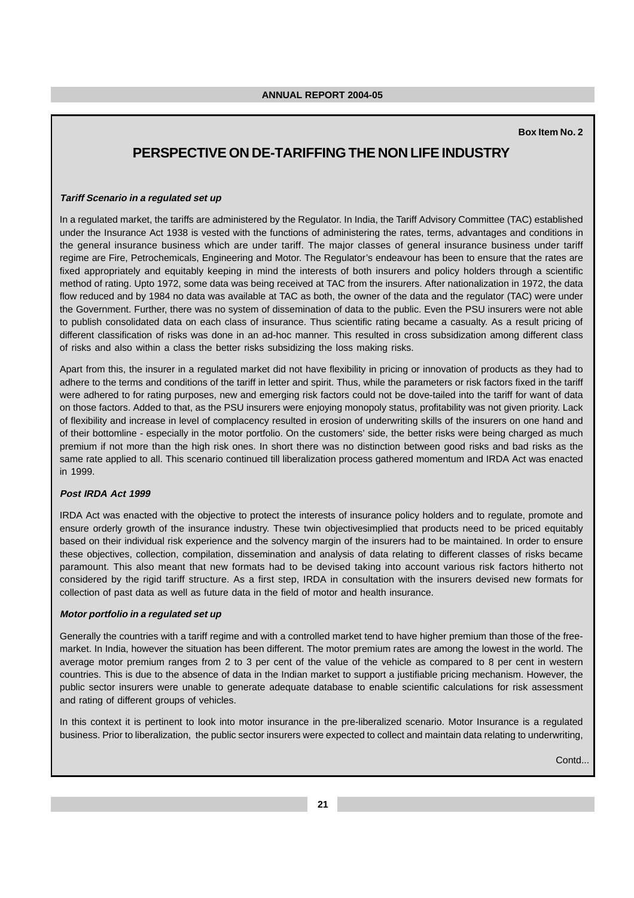Box Item No. 2

# PERSPECTIVE ON DE-TARIFFING THE NON LIFE INDUSTRY

***Tariff Scenario in a regulated set up***

In a regulated market, the tariffs are administered by the Regulator. In India, the Tariff Advisory Committee (TAC) established under the Insurance Act 1938 is vested with the functions of administering the rates, terms, advantages and conditions in the general insurance business which are under tariff. The major classes of general insurance business under tariff regime are Fire, Petrochemicals, Engineering and Motor. The Regulator's endeavour has been to ensure that the rates are fixed appropriately and equitably keeping in mind the interests of both insurers and policy holders through a scientific method of rating. Upto 1972, some data was being received at TAC from the insurers. After nationalization in 1972, the data flow reduced and by 1984 no data was available at TAC as both, the owner of the data and the regulator (TAC) were under the Government. Further, there was no system of dissemination of data to the public. Even the PSU insurers were not able to publish consolidated data on each class of insurance. Thus scientific rating became a casualty. As a result pricing of different classification of risks was done in an ad-hoc manner. This resulted in cross subsidization among different class of risks and also within a class the better risks subsidizing the loss making risks.

Apart from this, the insurer in a regulated market did not have flexibility in pricing or innovation of products as they had to adhere to the terms and conditions of the tariff in letter and spirit. Thus, while the parameters or risk factors fixed in the tariff were adhered to for rating purposes, new and emerging risk factors could not be dove-tailed into the tariff for want of data on those factors. Added to that, as the PSU insurers were enjoying monopoly status, profitability was not given priority. Lack of flexibility and increase in level of complacency resulted in erosion of underwriting skills of the insurers on one hand and of their bottomline - especially in the motor portfolio. On the customers' side, the better risks were being charged as much premium if not more than the high risk ones. In short there was no distinction between good risks and bad risks as the same rate applied to all. This scenario continued till liberalization process gathered momentum and IRDA Act was enacted in 1999.

***Post IRDA Act 1999***

IRDA Act was enacted with the objective to protect the interests of insurance policy holders and to regulate, promote and ensure orderly growth of the insurance industry. These twin objectivesimplied that products need to be priced equitably based on their individual risk experience and the solvency margin of the insurers had to be maintained. In order to ensure these objectives, collection, compilation, dissemination and analysis of data relating to different classes of risks became paramount. This also meant that new formats had to be devised taking into account various risk factors hitherto not considered by the rigid tariff structure. As a first step, IRDA in consultation with the insurers devised new formats for collection of past data as well as future data in the field of motor and health insurance.

***Motor portfolio in a regulated set up***

Generally the countries with a tariff regime and with a controlled market tend to have higher premium than those of the free-market. In India, however the situation has been different. The motor premium rates are among the lowest in the world. The average motor premium ranges from 2 to 3 per cent of the value of the vehicle as compared to 8 per cent in western countries. This is due to the absence of data in the Indian market to support a justifiable pricing mechanism. However, the public sector insurers were unable to generate adequate database to enable scientific calculations for risk assessment and rating of different groups of vehicles.

In this context it is pertinent to look into motor insurance in the pre-liberalized scenario. Motor Insurance is a regulated business. Prior to liberalization, the public sector insurers were expected to collect and maintain data relating to underwriting,

Contd...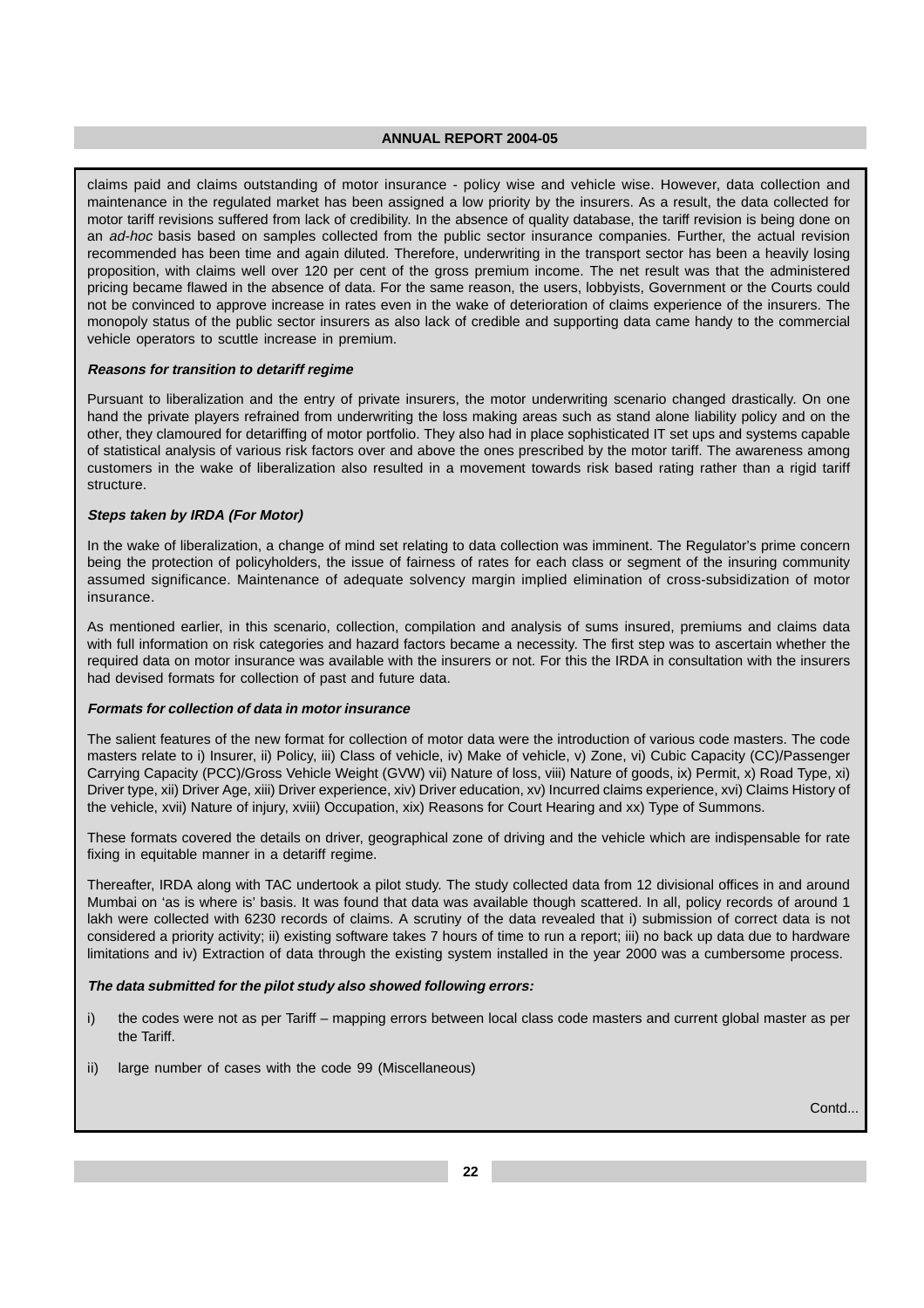claims paid and claims outstanding of motor insurance - policy wise and vehicle wise. However, data collection and maintenance in the regulated market has been assigned a low priority by the insurers. As a result, the data collected for motor tariff revisions suffered from lack of credibility. In the absence of quality database, the tariff revision is being done on an *ad-hoc* basis based on samples collected from the public sector insurance companies. Further, the actual revision recommended has been time and again diluted. Therefore, underwriting in the transport sector has been a heavily losing proposition, with claims well over 120 per cent of the gross premium income. The net result was that the administered pricing became flawed in the absence of data. For the same reason, the users, lobbyists, Government or the Courts could not be convinced to approve increase in rates even in the wake of deterioration of claims experience of the insurers. The monopoly status of the public sector insurers as also lack of credible and supporting data came handy to the commercial vehicle operators to scuttle increase in premium.

***Reasons for transition to detariff regime***

Pursuant to liberalization and the entry of private insurers, the motor underwriting scenario changed drastically. On one hand the private players refrained from underwriting the loss making areas such as stand alone liability policy and on the other, they clamoured for detariffing of motor portfolio. They also had in place sophisticated IT set ups and systems capable of statistical analysis of various risk factors over and above the ones prescribed by the motor tariff. The awareness among customers in the wake of liberalization also resulted in a movement towards risk based rating rather than a rigid tariff structure.

***Steps taken by IRDA (For Motor)***

In the wake of liberalization, a change of mind set relating to data collection was imminent. The Regulator's prime concern being the protection of policyholders, the issue of fairness of rates for each class or segment of the insuring community assumed significance. Maintenance of adequate solvency margin implied elimination of cross-subsidization of motor insurance.

As mentioned earlier, in this scenario, collection, compilation and analysis of sums insured, premiums and claims data with full information on risk categories and hazard factors became a necessity. The first step was to ascertain whether the required data on motor insurance was available with the insurers or not. For this the IRDA in consultation with the insurers had devised formats for collection of past and future data.

***Formats for collection of data in motor insurance***

The salient features of the new format for collection of motor data were the introduction of various code masters. The code masters relate to i) Insurer, ii) Policy, iii) Class of vehicle, iv) Make of vehicle, v) Zone, vi) Cubic Capacity (CC)/Passenger Carrying Capacity (PCC)/Gross Vehicle Weight (GVW) vii) Nature of loss, viii) Nature of goods, ix) Permit, x) Road Type, xi) Driver type, xii) Driver Age, xiii) Driver experience, xiv) Driver education, xv) Incurred claims experience, xvi) Claims History of the vehicle, xvii) Nature of injury, xviii) Occupation, xix) Reasons for Court Hearing and xx) Type of Summons.

These formats covered the details on driver, geographical zone of driving and the vehicle which are indispensable for rate fixing in equitable manner in a detariff regime.

Thereafter, IRDA along with TAC undertook a pilot study. The study collected data from 12 divisional offices in and around Mumbai on 'as is where is' basis. It was found that data was available though scattered. In all, policy records of around 1 lakh were collected with 6230 records of claims. A scrutiny of the data revealed that i) submission of correct data is not considered a priority activity; ii) existing software takes 7 hours of time to run a report; iii) no back up data due to hardware limitations and iv) Extraction of data through the existing system installed in the year 2000 was a cumbersome process.

***The data submitted for the pilot study also showed following errors:***

i) the codes were not as per Tariff – mapping errors between local class code masters and current global master as per the Tariff.

ii) large number of cases with the code 99 (Miscellaneous)

Contd...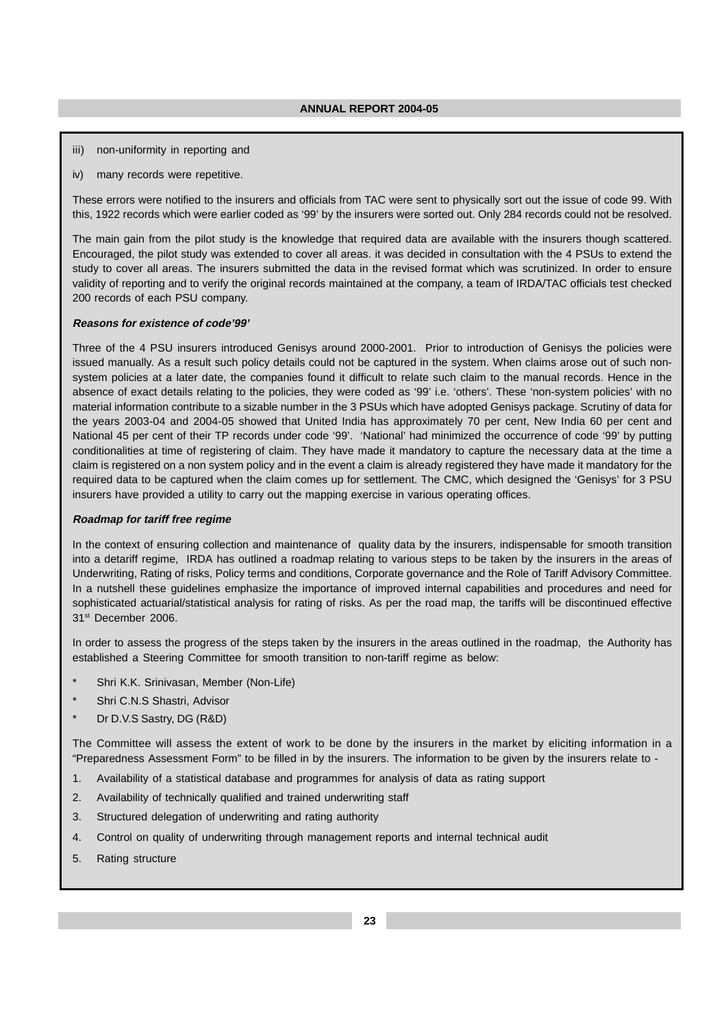iii) non-uniformity in reporting and

iv) many records were repetitive.

These errors were notified to the insurers and officials from TAC were sent to physically sort out the issue of code 99. With this, 1922 records which were earlier coded as '99' by the insurers were sorted out. Only 284 records could not be resolved.

The main gain from the pilot study is the knowledge that required data are available with the insurers though scattered. Encouraged, the pilot study was extended to cover all areas. it was decided in consultation with the 4 PSUs to extend the study to cover all areas. The insurers submitted the data in the revised format which was scrutinized. In order to ensure validity of reporting and to verify the original records maintained at the company, a team of IRDA/TAC officials test checked 200 records of each PSU company.

***Reasons for existence of code'99'***

Three of the 4 PSU insurers introduced Genisys around 2000-2001. Prior to introduction of Genisys the policies were issued manually. As a result such policy details could not be captured in the system. When claims arose out of such non-system policies at a later date, the companies found it difficult to relate such claim to the manual records. Hence in the absence of exact details relating to the policies, they were coded as '99' i.e. 'others'. These 'non-system policies' with no material information contribute to a sizable number in the 3 PSUs which have adopted Genisys package. Scrutiny of data for the years 2003-04 and 2004-05 showed that United India has approximately 70 per cent, New India 60 per cent and National 45 per cent of their TP records under code '99'. 'National' had minimized the occurrence of code '99' by putting conditionalities at time of registering of claim. They have made it mandatory to capture the necessary data at the time a claim is registered on a non system policy and in the event a claim is already registered they have made it mandatory for the required data to be captured when the claim comes up for settlement. The CMC, which designed the 'Genisys' for 3 PSU insurers have provided a utility to carry out the mapping exercise in various operating offices.

***Roadmap for tariff free regime***

In the context of ensuring collection and maintenance of quality data by the insurers, indispensable for smooth transition into a detariff regime, IRDA has outlined a roadmap relating to various steps to be taken by the insurers in the areas of Underwriting, Rating of risks, Policy terms and conditions, Corporate governance and the Role of Tariff Advisory Committee. In a nutshell these guidelines emphasize the importance of improved internal capabilities and procedures and need for sophisticated actuarial/statistical analysis for rating of risks. As per the road map, the tariffs will be discontinued effective 31st December 2006.

In order to assess the progress of the steps taken by the insurers in the areas outlined in the roadmap, the Authority has established a Steering Committee for smooth transition to non-tariff regime as below:

* Shri K.K. Srinivasan, Member (Non-Life)
* Shri C.N.S Shastri, Advisor
* Dr D.V.S Sastry, DG (R&D)

The Committee will assess the extent of work to be done by the insurers in the market by eliciting information in a "Preparedness Assessment Form" to be filled in by the insurers. The information to be given by the insurers relate to -

1. Availability of a statistical database and programmes for analysis of data as rating support
2. Availability of technically qualified and trained underwriting staff
3. Structured delegation of underwriting and rating authority
4. Control on quality of underwriting through management reports and internal technical audit
5. Rating structure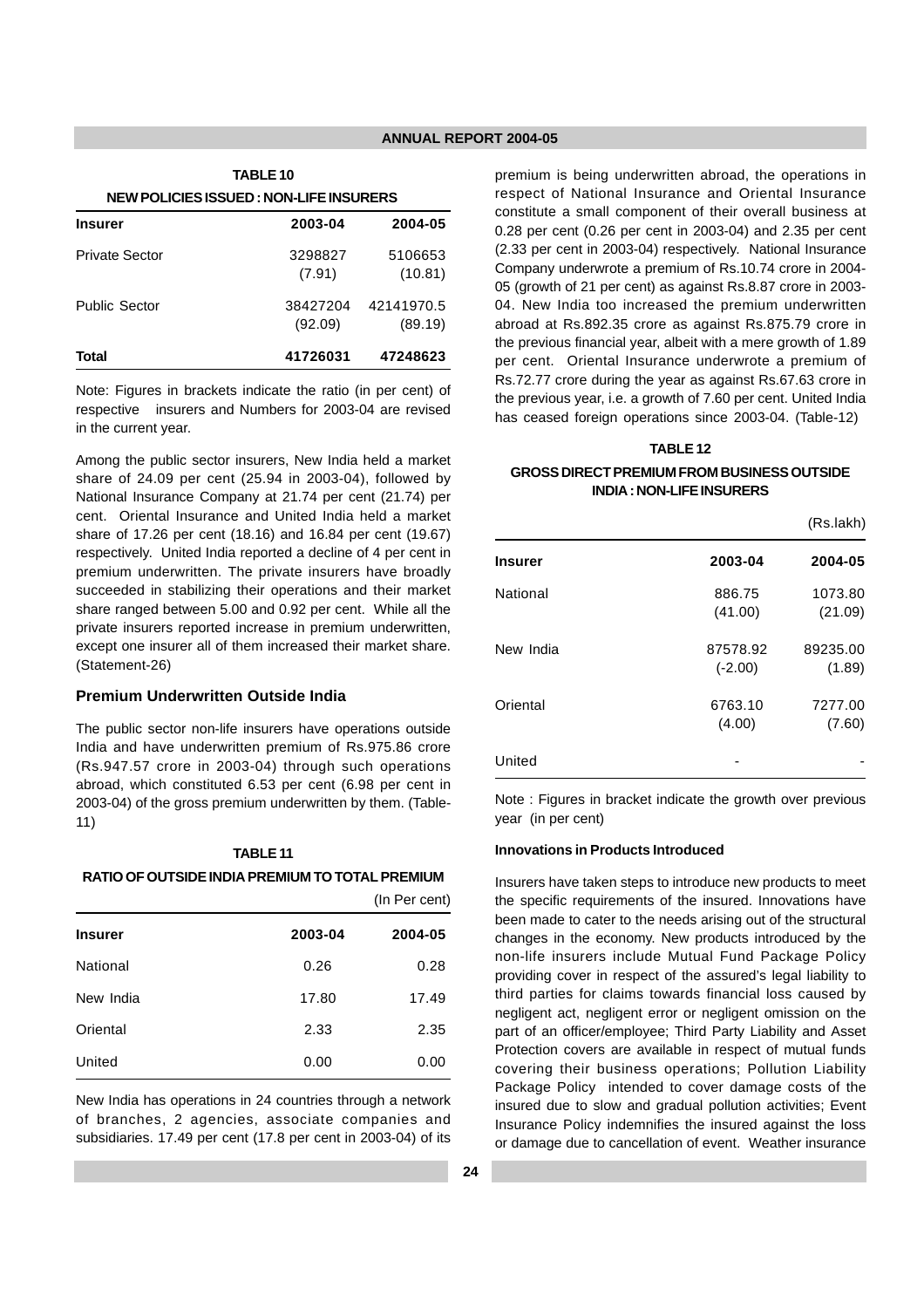**TABLE 10**

**NEW POLICIES ISSUED : NON-LIFE INSURERS**

| Insurer | 2003-04 | 2004-05 |
|---|---|---|
| Private Sector | 3298827 (7.91) | 5106653 (10.81) |
| Public Sector | 38427204 (92.09) | 42141970.5 (89.19) |
| **Total** | **41726031** | **47248623** |

Note: Figures in brackets indicate the ratio (in per cent) of respective insurers and Numbers for 2003-04 are revised in the current year.

Among the public sector insurers, New India held a market share of 24.09 per cent (25.94 in 2003-04), followed by National Insurance Company at 21.74 per cent (21.74) per cent. Oriental Insurance and United India held a market share of 17.26 per cent (18.16) and 16.84 per cent (19.67) respectively. United India reported a decline of 4 per cent in premium underwritten. The private insurers have broadly succeeded in stabilizing their operations and their market share ranged between 5.00 and 0.92 per cent. While all the private insurers reported increase in premium underwritten, except one insurer all of them increased their market share. (Statement-26)

### Premium Underwritten Outside India

The public sector non-life insurers have operations outside India and have underwritten premium of Rs.975.86 crore (Rs.947.57 crore in 2003-04) through such operations abroad, which constituted 6.53 per cent (6.98 per cent in 2003-04) of the gross premium underwritten by them. (Table-11)

**TABLE 11**

**RATIO OF OUTSIDE INDIA PREMIUM TO TOTAL PREMIUM**

(In Per cent)

| Insurer | 2003-04 | 2004-05 |
|---|---|---|
| National | 0.26 | 0.28 |
| New India | 17.80 | 17.49 |
| Oriental | 2.33 | 2.35 |
| United | 0.00 | 0.00 |

New India has operations in 24 countries through a network of branches, 2 agencies, associate companies and subsidiaries. 17.49 per cent (17.8 per cent in 2003-04) of its premium is being underwritten abroad, the operations in respect of National Insurance and Oriental Insurance constitute a small component of their overall business at 0.28 per cent (0.26 per cent in 2003-04) and 2.35 per cent (2.33 per cent in 2003-04) respectively. National Insurance Company underwrote a premium of Rs.10.74 crore in 2004-05 (growth of 21 per cent) as against Rs.8.87 crore in 2003-04. New India too increased the premium underwritten abroad at Rs.892.35 crore as against Rs.875.79 crore in the previous financial year, albeit with a mere growth of 1.89 per cent. Oriental Insurance underwrote a premium of Rs.72.77 crore during the year as against Rs.67.63 crore in the previous year, i.e. a growth of 7.60 per cent. United India has ceased foreign operations since 2003-04. (Table-12)

**TABLE 12**

**GROSS DIRECT PREMIUM FROM BUSINESS OUTSIDE INDIA : NON-LIFE INSURERS**

(Rs.lakh)

| Insurer | 2003-04 | 2004-05 |
|---|---|---|
| National | 886.75 (41.00) | 1073.80 (21.09) |
| New India | 87578.92 (-2.00) | 89235.00 (1.89) |
| Oriental | 6763.10 (4.00) | 7277.00 (7.60) |
| United | - | - |

Note : Figures in bracket indicate the growth over previous year (in per cent)

#### Innovations in Products Introduced

Insurers have taken steps to introduce new products to meet the specific requirements of the insured. Innovations have been made to cater to the needs arising out of the structural changes in the economy. New products introduced by the non-life insurers include Mutual Fund Package Policy providing cover in respect of the assured's legal liability to third parties for claims towards financial loss caused by negligent act, negligent error or negligent omission on the part of an officer/employee; Third Party Liability and Asset Protection covers are available in respect of mutual funds covering their business operations; Pollution Liability Package Policy intended to cover damage costs of the insured due to slow and gradual pollution activities; Event Insurance Policy indemnifies the insured against the loss or damage due to cancellation of event. Weather insurance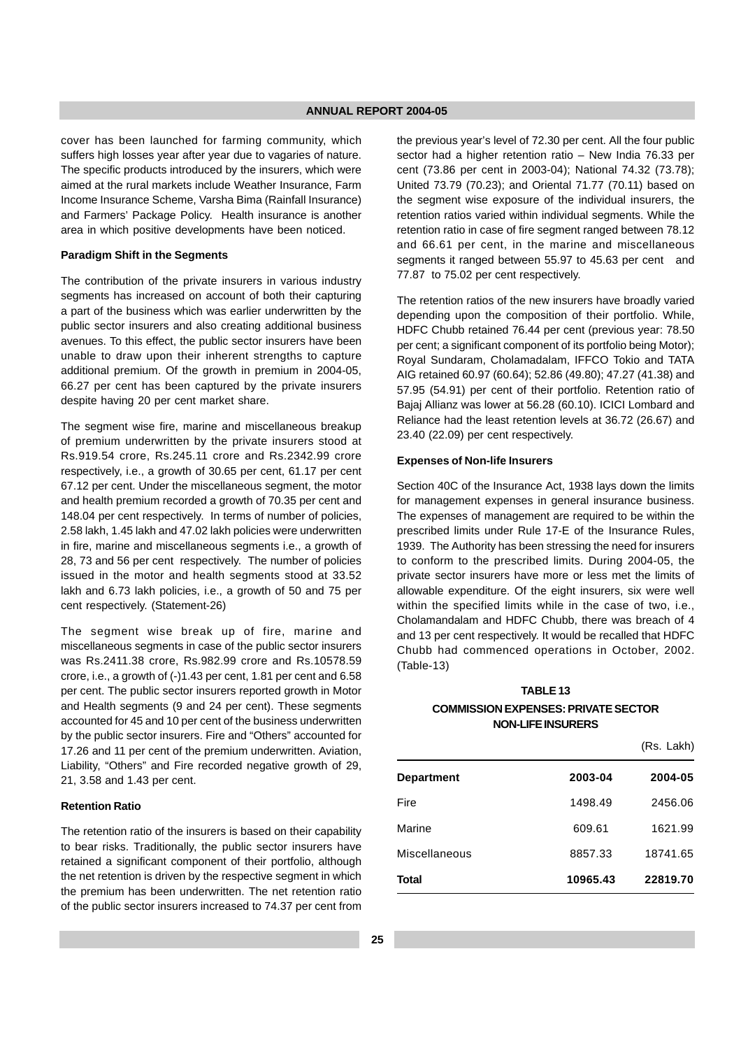cover has been launched for farming community, which suffers high losses year after year due to vagaries of nature. The specific products introduced by the insurers, which were aimed at the rural markets include Weather Insurance, Farm Income Insurance Scheme, Varsha Bima (Rainfall Insurance) and Farmers' Package Policy. Health insurance is another area in which positive developments have been noticed.

### Paradigm Shift in the Segments

The contribution of the private insurers in various industry segments has increased on account of both their capturing a part of the business which was earlier underwritten by the public sector insurers and also creating additional business avenues. To this effect, the public sector insurers have been unable to draw upon their inherent strengths to capture additional premium. Of the growth in premium in 2004-05, 66.27 per cent has been captured by the private insurers despite having 20 per cent market share.

The segment wise fire, marine and miscellaneous breakup of premium underwritten by the private insurers stood at Rs.919.54 crore, Rs.245.11 crore and Rs.2342.99 crore respectively, i.e., a growth of 30.65 per cent, 61.17 per cent 67.12 per cent. Under the miscellaneous segment, the motor and health premium recorded a growth of 70.35 per cent and 148.04 per cent respectively. In terms of number of policies, 2.58 lakh, 1.45 lakh and 47.02 lakh policies were underwritten in fire, marine and miscellaneous segments i.e., a growth of 28, 73 and 56 per cent respectively. The number of policies issued in the motor and health segments stood at 33.52 lakh and 6.73 lakh policies, i.e., a growth of 50 and 75 per cent respectively. (Statement-26)

The segment wise break up of fire, marine and miscellaneous segments in case of the public sector insurers was Rs.2411.38 crore, Rs.982.99 crore and Rs.10578.59 crore, i.e., a growth of (-)1.43 per cent, 1.81 per cent and 6.58 per cent. The public sector insurers reported growth in Motor and Health segments (9 and 24 per cent). These segments accounted for 45 and 10 per cent of the business underwritten by the public sector insurers. Fire and "Others" accounted for 17.26 and 11 per cent of the premium underwritten. Aviation, Liability, "Others" and Fire recorded negative growth of 29, 21, 3.58 and 1.43 per cent.

### Retention Ratio

The retention ratio of the insurers is based on their capability to bear risks. Traditionally, the public sector insurers have retained a significant component of their portfolio, although the net retention is driven by the respective segment in which the premium has been underwritten. The net retention ratio of the public sector insurers increased to 74.37 per cent from the previous year's level of 72.30 per cent. All the four public sector had a higher retention ratio – New India 76.33 per cent (73.86 per cent in 2003-04); National 74.32 (73.78); United 73.79 (70.23); and Oriental 71.77 (70.11) based on the segment wise exposure of the individual insurers, the retention ratios varied within individual segments. While the retention ratio in case of fire segment ranged between 78.12 and 66.61 per cent, in the marine and miscellaneous segments it ranged between 55.97 to 45.63 per cent and 77.87 to 75.02 per cent respectively.

The retention ratios of the new insurers have broadly varied depending upon the composition of their portfolio. While, HDFC Chubb retained 76.44 per cent (previous year: 78.50 per cent; a significant component of its portfolio being Motor); Royal Sundaram, Cholamadalam, IFFCO Tokio and TATA AIG retained 60.97 (60.64); 52.86 (49.80); 47.27 (41.38) and 57.95 (54.91) per cent of their portfolio. Retention ratio of Bajaj Allianz was lower at 56.28 (60.10). ICICI Lombard and Reliance had the least retention levels at 36.72 (26.67) and 23.40 (22.09) per cent respectively.

### Expenses of Non-life Insurers

Section 40C of the Insurance Act, 1938 lays down the limits for management expenses in general insurance business. The expenses of management are required to be within the prescribed limits under Rule 17-E of the Insurance Rules, 1939. The Authority has been stressing the need for insurers to conform to the prescribed limits. During 2004-05, the private sector insurers have more or less met the limits of allowable expenditure. Of the eight insurers, six were well within the specified limits while in the case of two, i.e., Cholamandalam and HDFC Chubb, there was breach of 4 and 13 per cent respectively. It would be recalled that HDFC Chubb had commenced operations in October, 2002. (Table-13)

**TABLE 13**

**COMMISSION EXPENSES: PRIVATE SECTOR NON-LIFE INSURERS**

(Rs. Lakh)

| Department | 2003-04 | 2004-05 |
|---|---|---|
| Fire | 1498.49 | 2456.06 |
| Marine | 609.61 | 1621.99 |
| Miscellaneous | 8857.33 | 18741.65 |
| **Total** | **10965.43** | **22819.70** |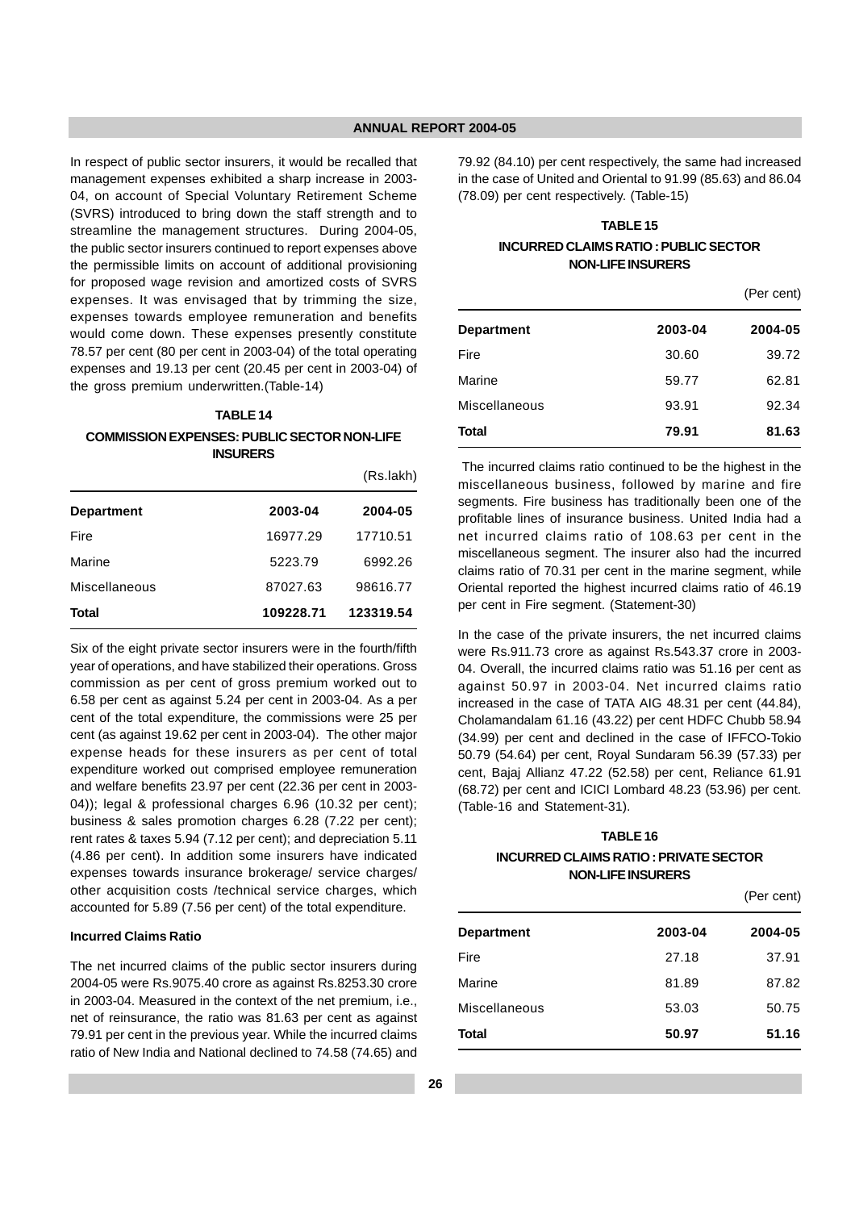In respect of public sector insurers, it would be recalled that management expenses exhibited a sharp increase in 2003-04, on account of Special Voluntary Retirement Scheme (SVRS) introduced to bring down the staff strength and to streamline the management structures. During 2004-05, the public sector insurers continued to report expenses above the permissible limits on account of additional provisioning for proposed wage revision and amortized costs of SVRS expenses. It was envisaged that by trimming the size, expenses towards employee remuneration and benefits would come down. These expenses presently constitute 78.57 per cent (80 per cent in 2003-04) of the total operating expenses and 19.13 per cent (20.45 per cent in 2003-04) of the gross premium underwritten.(Table-14)

**TABLE 14**

**COMMISSION EXPENSES: PUBLIC SECTOR NON-LIFE INSURERS**

(Rs.lakh)

| Department | 2003-04 | 2004-05 |
|---|---|---|
| Fire | 16977.29 | 17710.51 |
| Marine | 5223.79 | 6992.26 |
| Miscellaneous | 87027.63 | 98616.77 |
| **Total** | **109228.71** | **123319.54** |

Six of the eight private sector insurers were in the fourth/fifth year of operations, and have stabilized their operations. Gross commission as per cent of gross premium worked out to 6.58 per cent as against 5.24 per cent in 2003-04. As a per cent of the total expenditure, the commissions were 25 per cent (as against 19.62 per cent in 2003-04). The other major expense heads for these insurers as per cent of total expenditure worked out comprised employee remuneration and welfare benefits 23.97 per cent (22.36 per cent in 2003-04)); legal & professional charges 6.96 (10.32 per cent); business & sales promotion charges 6.28 (7.22 per cent); rent rates & taxes 5.94 (7.12 per cent); and depreciation 5.11 (4.86 per cent). In addition some insurers have indicated expenses towards insurance brokerage/ service charges/ other acquisition costs /technical service charges, which accounted for 5.89 (7.56 per cent) of the total expenditure.

#### Incurred Claims Ratio

The net incurred claims of the public sector insurers during 2004-05 were Rs.9075.40 crore as against Rs.8253.30 crore in 2003-04. Measured in the context of the net premium, i.e., net of reinsurance, the ratio was 81.63 per cent as against 79.91 per cent in the previous year. While the incurred claims ratio of New India and National declined to 74.58 (74.65) and 79.92 (84.10) per cent respectively, the same had increased in the case of United and Oriental to 91.99 (85.63) and 86.04 (78.09) per cent respectively. (Table-15)

**TABLE 15**

**INCURRED CLAIMS RATIO : PUBLIC SECTOR NON-LIFE INSURERS**

(Per cent)

| Department | 2003-04 | 2004-05 |
|---|---|---|
| Fire | 30.60 | 39.72 |
| Marine | 59.77 | 62.81 |
| Miscellaneous | 93.91 | 92.34 |
| **Total** | **79.91** | **81.63** |

The incurred claims ratio continued to be the highest in the miscellaneous business, followed by marine and fire segments. Fire business has traditionally been one of the profitable lines of insurance business. United India had a net incurred claims ratio of 108.63 per cent in the miscellaneous segment. The insurer also had the incurred claims ratio of 70.31 per cent in the marine segment, while Oriental reported the highest incurred claims ratio of 46.19 per cent in Fire segment. (Statement-30)

In the case of the private insurers, the net incurred claims were Rs.911.73 crore as against Rs.543.37 crore in 2003-04. Overall, the incurred claims ratio was 51.16 per cent as against 50.97 in 2003-04. Net incurred claims ratio increased in the case of TATA AIG 48.31 per cent (44.84), Cholamandalam 61.16 (43.22) per cent HDFC Chubb 58.94 (34.99) per cent and declined in the case of IFFCO-Tokio 50.79 (54.64) per cent, Royal Sundaram 56.39 (57.33) per cent, Bajaj Allianz 47.22 (52.58) per cent, Reliance 61.91 (68.72) per cent and ICICI Lombard 48.23 (53.96) per cent. (Table-16 and Statement-31).

**TABLE 16**

**INCURRED CLAIMS RATIO : PRIVATE SECTOR NON-LIFE INSURERS**

(Per cent)

| Department | 2003-04 | 2004-05 |
|---|---|---|
| Fire | 27.18 | 37.91 |
| Marine | 81.89 | 87.82 |
| Miscellaneous | 53.03 | 50.75 |
| **Total** | **50.97** | **51.16** |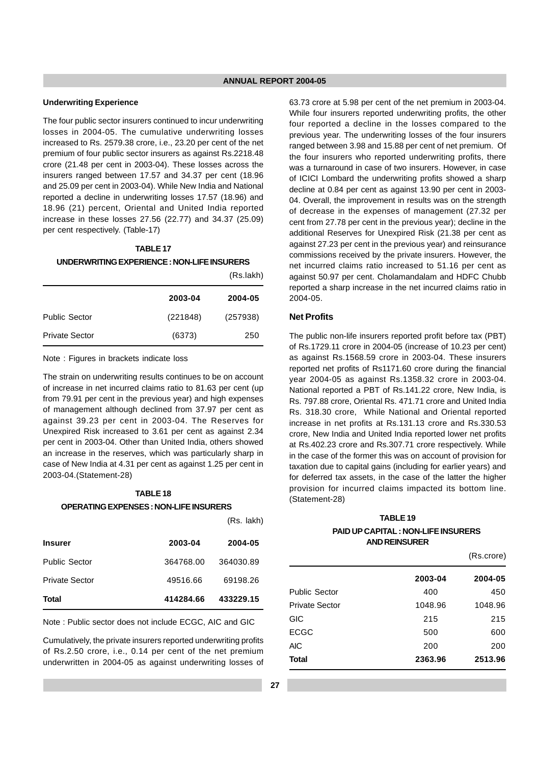### Underwriting Experience

The four public sector insurers continued to incur underwriting losses in 2004-05. The cumulative underwriting losses increased to Rs. 2579.38 crore, i.e., 23.20 per cent of the net premium of four public sector insurers as against Rs.2218.48 crore (21.48 per cent in 2003-04). These losses across the insurers ranged between 17.57 and 34.37 per cent (18.96 and 25.09 per cent in 2003-04). While New India and National reported a decline in underwriting losses 17.57 (18.96) and 18.96 (21) percent, Oriental and United India reported increase in these losses 27.56 (22.77) and 34.37 (25.09) per cent respectively. (Table-17)

**TABLE 17**

**UNDERWRITING EXPERIENCE : NON-LIFE INSURERS**

(Rs.lakh)

| | 2003-04 | 2004-05 |
|---|---|---|
| Public Sector | (221848) | (257938) |
| Private Sector | (6373) | 250 |

Note : Figures in brackets indicate loss

The strain on underwriting results continues to be on account of increase in net incurred claims ratio to 81.63 per cent (up from 79.91 per cent in the previous year) and high expenses of management although declined from 37.97 per cent as against 39.23 per cent in 2003-04. The Reserves for Unexpired Risk increased to 3.61 per cent as against 2.34 per cent in 2003-04. Other than United India, others showed an increase in the reserves, which was particularly sharp in case of New India at 4.31 per cent as against 1.25 per cent in 2003-04.(Statement-28)

**TABLE 18**

**OPERATING EXPENSES : NON-LIFE INSURERS**

(Rs. lakh)

| Insurer | 2003-04 | 2004-05 |
|---|---|---|
| Public Sector | 364768.00 | 364030.89 |
| Private Sector | 49516.66 | 69198.26 |
| **Total** | **414284.66** | **433229.15** |

Note : Public sector does not include ECGC, AIC and GIC

Cumulatively, the private insurers reported underwriting profits of Rs.2.50 crore, i.e., 0.14 per cent of the net premium underwritten in 2004-05 as against underwriting losses of 63.73 crore at 5.98 per cent of the net premium in 2003-04. While four insurers reported underwriting profits, the other four reported a decline in the losses compared to the previous year. The underwriting losses of the four insurers ranged between 3.98 and 15.88 per cent of net premium. Of the four insurers who reported underwriting profits, there was a turnaround in case of two insurers. However, in case of ICICI Lombard the underwriting profits showed a sharp decline at 0.84 per cent as against 13.90 per cent in 2003-04. Overall, the improvement in results was on the strength of decrease in the expenses of management (27.32 per cent from 27.78 per cent in the previous year); decline in the additional Reserves for Unexpired Risk (21.38 per cent as against 27.23 per cent in the previous year) and reinsurance commissions received by the private insurers. However, the net incurred claims ratio increased to 51.16 per cent as against 50.97 per cent. Cholamandalam and HDFC Chubb reported a sharp increase in the net incurred claims ratio in 2004-05.

### Net Profits

The public non-life insurers reported profit before tax (PBT) of Rs.1729.11 crore in 2004-05 (increase of 10.23 per cent) as against Rs.1568.59 crore in 2003-04. These insurers reported net profits of Rs1171.60 crore during the financial year 2004-05 as against Rs.1358.32 crore in 2003-04. National reported a PBT of Rs.141.22 crore, New India, is Rs. 797.88 crore, Oriental Rs. 471.71 crore and United India Rs. 318.30 crore, While National and Oriental reported increase in net profits at Rs.131.13 crore and Rs.330.53 crore, New India and United India reported lower net profits at Rs.402.23 crore and Rs.307.71 crore respectively. While in the case of the former this was on account of provision for taxation due to capital gains (including for earlier years) and for deferred tax assets, in the case of the latter the higher provision for incurred claims impacted its bottom line. (Statement-28)

**TABLE 19**

**PAID UP CAPITAL : NON-LIFE INSURERS AND REINSURER**

(Rs.crore)

| | 2003-04 | 2004-05 |
|---|---|---|
| Public Sector | 400 | 450 |
| Private Sector | 1048.96 | 1048.96 |
| GIC | 215 | 215 |
| ECGC | 500 | 600 |
| AIC | 200 | 200 |
| **Total** | **2363.96** | **2513.96** |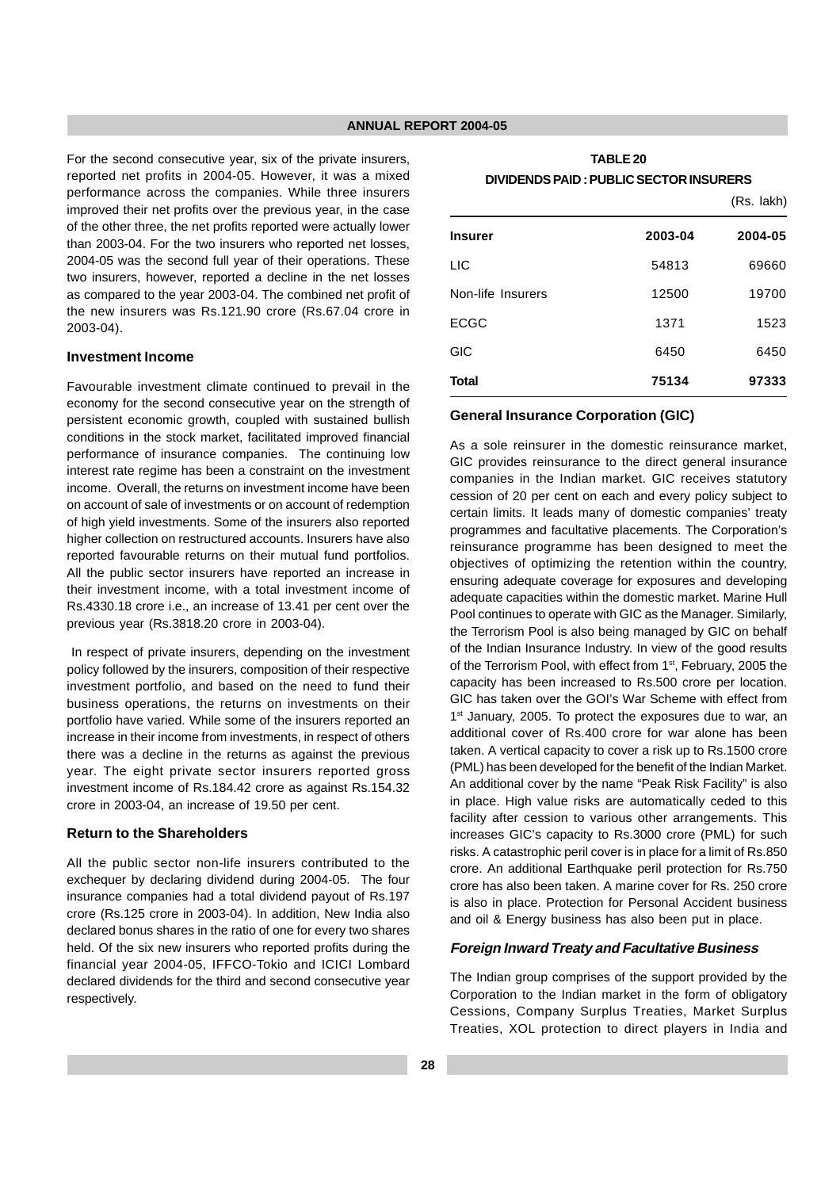For the second consecutive year, six of the private insurers, reported net profits in 2004-05. However, it was a mixed performance across the companies. While three insurers improved their net profits over the previous year, in the case of the other three, the net profits reported were actually lower than 2003-04. For the two insurers who reported net losses, 2004-05 was the second full year of their operations. These two insurers, however, reported a decline in the net losses as compared to the year 2003-04. The combined net profit of the new insurers was Rs.121.90 crore (Rs.67.04 crore in 2003-04).

### Investment Income

Favourable investment climate continued to prevail in the economy for the second consecutive year on the strength of persistent economic growth, coupled with sustained bullish conditions in the stock market, facilitated improved financial performance of insurance companies. The continuing low interest rate regime has been a constraint on the investment income. Overall, the returns on investment income have been on account of sale of investments or on account of redemption of high yield investments. Some of the insurers also reported higher collection on restructured accounts. Insurers have also reported favourable returns on their mutual fund portfolios. All the public sector insurers have reported an increase in their investment income, with a total investment income of Rs.4330.18 crore i.e., an increase of 13.41 per cent over the previous year (Rs.3818.20 crore in 2003-04).

In respect of private insurers, depending on the investment policy followed by the insurers, composition of their respective investment portfolio, and based on the need to fund their business operations, the returns on investments on their portfolio have varied. While some of the insurers reported an increase in their income from investments, in respect of others there was a decline in the returns as against the previous year. The eight private sector insurers reported gross investment income of Rs.184.42 crore as against Rs.154.32 crore in 2003-04, an increase of 19.50 per cent.

### Return to the Shareholders

All the public sector non-life insurers contributed to the exchequer by declaring dividend during 2004-05. The four insurance companies had a total dividend payout of Rs.197 crore (Rs.125 crore in 2003-04). In addition, New India also declared bonus shares in the ratio of one for every two shares held. Of the six new insurers who reported profits during the financial year 2004-05, IFFCO-Tokio and ICICI Lombard declared dividends for the third and second consecutive year respectively.

**TABLE 20**

**DIVIDENDS PAID : PUBLIC SECTOR INSURERS**

(Rs. lakh)

| Insurer | 2003-04 | 2004-05 |
|---|---|---|
| LIC | 54813 | 69660 |
| Non-life Insurers | 12500 | 19700 |
| ECGC | 1371 | 1523 |
| GIC | 6450 | 6450 |
| **Total** | **75134** | **97333** |

### General Insurance Corporation (GIC)

As a sole reinsurer in the domestic reinsurance market, GIC provides reinsurance to the direct general insurance companies in the Indian market. GIC receives statutory cession of 20 per cent on each and every policy subject to certain limits. It leads many of domestic companies' treaty programmes and facultative placements. The Corporation's reinsurance programme has been designed to meet the objectives of optimizing the retention within the country, ensuring adequate coverage for exposures and developing adequate capacities within the domestic market. Marine Hull Pool continues to operate with GIC as the Manager. Similarly, the Terrorism Pool is also being managed by GIC on behalf of the Indian Insurance Industry. In view of the good results of the Terrorism Pool, with effect from 1st, February, 2005 the capacity has been increased to Rs.500 crore per location. GIC has taken over the GOI's War Scheme with effect from 1st January, 2005. To protect the exposures due to war, an additional cover of Rs.400 crore for war alone has been taken. A vertical capacity to cover a risk up to Rs.1500 crore (PML) has been developed for the benefit of the Indian Market. An additional cover by the name "Peak Risk Facility" is also in place. High value risks are automatically ceded to this facility after cession to various other arrangements. This increases GIC's capacity to Rs.3000 crore (PML) for such risks. A catastrophic peril cover is in place for a limit of Rs.850 crore. An additional Earthquake peril protection for Rs.750 crore has also been taken. A marine cover for Rs. 250 crore is also in place. Protection for Personal Accident business and oil & Energy business has also been put in place.

#### *Foreign Inward Treaty and Facultative Business*

The Indian group comprises of the support provided by the Corporation to the Indian market in the form of obligatory Cessions, Company Surplus Treaties, Market Surplus Treaties, XOL protection to direct players in India and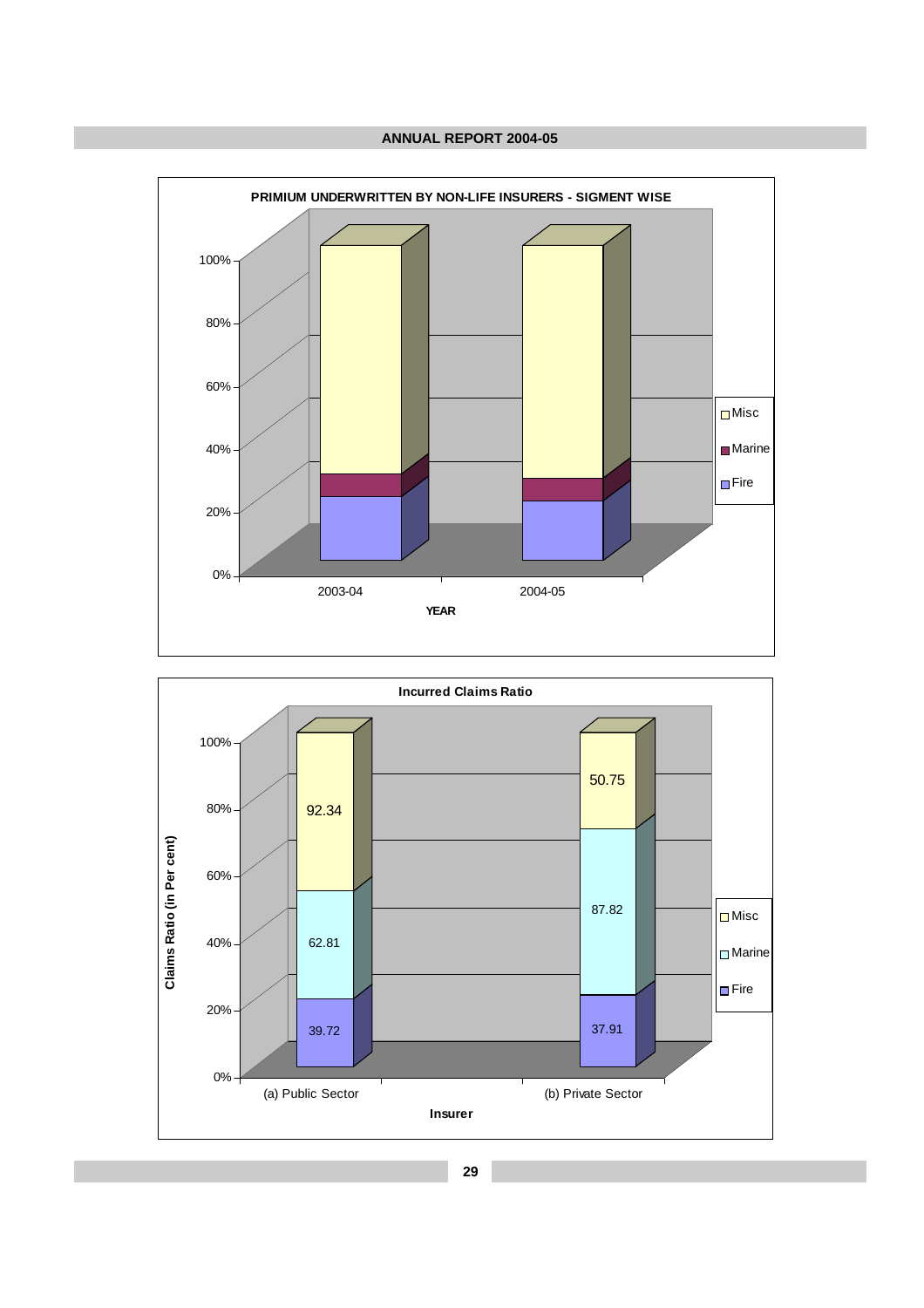**PRIMIUM UNDERWRITTEN BY NON-LIFE INSURERS - SIGMENT WISE**

**Incurred Claims Ratio**

| Insurer | Fire | Marine | Misc |
|---|---|---|---|
| (a) Public Sector | 39.72 | 62.81 | 92.34 |
| (b) Private Sector | 37.91 | 87.82 | 50.75 |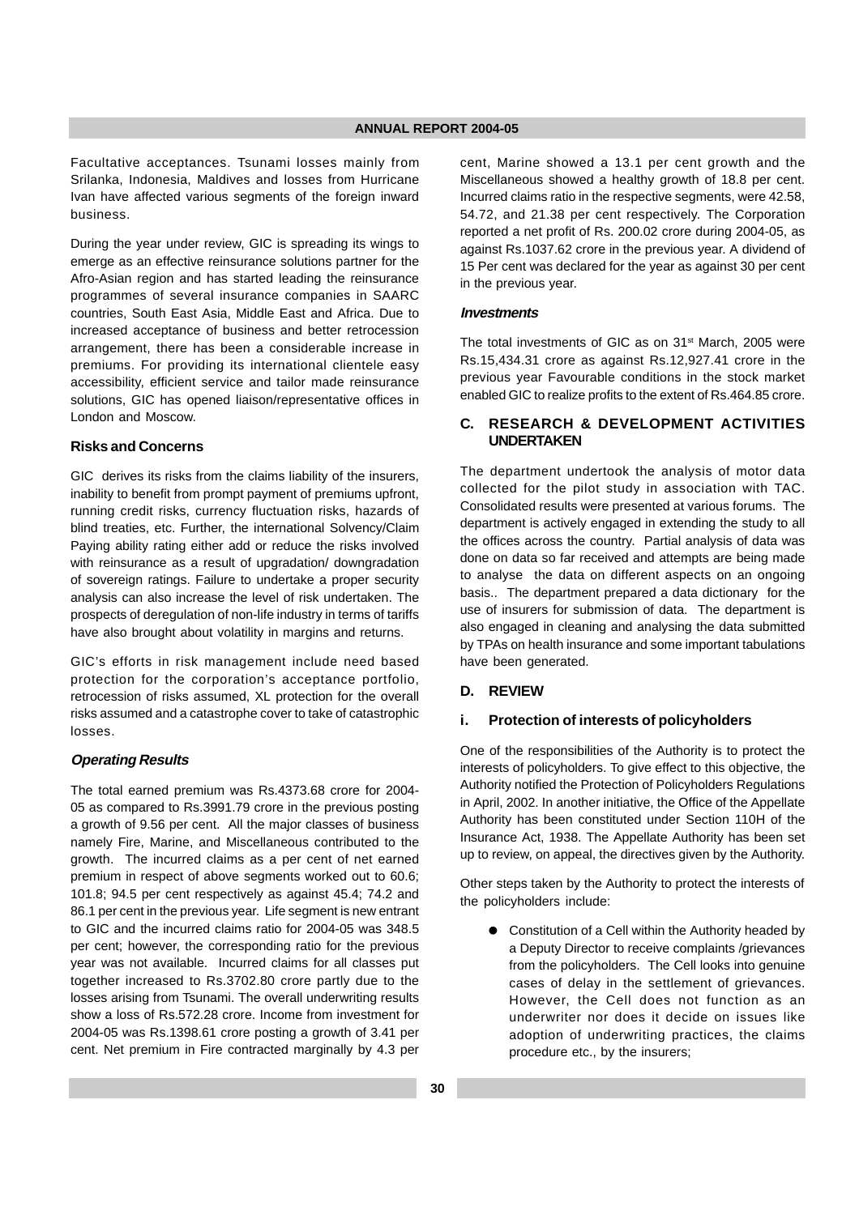Facultative acceptances. Tsunami losses mainly from Srilanka, Indonesia, Maldives and losses from Hurricane Ivan have affected various segments of the foreign inward business.

During the year under review, GIC is spreading its wings to emerge as an effective reinsurance solutions partner for the Afro-Asian region and has started leading the reinsurance programmes of several insurance companies in SAARC countries, South East Asia, Middle East and Africa. Due to increased acceptance of business and better retrocession arrangement, there has been a considerable increase in premiums. For providing its international clientele easy accessibility, efficient service and tailor made reinsurance solutions, GIC has opened liaison/representative offices in London and Moscow.

### Risks and Concerns

GIC derives its risks from the claims liability of the insurers, inability to benefit from prompt payment of premiums upfront, running credit risks, currency fluctuation risks, hazards of blind treaties, etc. Further, the international Solvency/Claim Paying ability rating either add or reduce the risks involved with reinsurance as a result of upgradation/ downgradation of sovereign ratings. Failure to undertake a proper security analysis can also increase the level of risk undertaken. The prospects of deregulation of non-life industry in terms of tariffs have also brought about volatility in margins and returns.

GIC's efforts in risk management include need based protection for the corporation's acceptance portfolio, retrocession of risks assumed, XL protection for the overall risks assumed and a catastrophe cover to take of catastrophic losses.

### *Operating Results*

The total earned premium was Rs.4373.68 crore for 2004-05 as compared to Rs.3991.79 crore in the previous posting a growth of 9.56 per cent. All the major classes of business namely Fire, Marine, and Miscellaneous contributed to the growth. The incurred claims as a per cent of net earned premium in respect of above segments worked out to 60.6; 101.8; 94.5 per cent respectively as against 45.4; 74.2 and 86.1 per cent in the previous year. Life segment is new entrant to GIC and the incurred claims ratio for 2004-05 was 348.5 per cent; however, the corresponding ratio for the previous year was not available. Incurred claims for all classes put together increased to Rs.3702.80 crore partly due to the losses arising from Tsunami. The overall underwriting results show a loss of Rs.572.28 crore. Income from investment for 2004-05 was Rs.1398.61 crore posting a growth of 3.41 per cent. Net premium in Fire contracted marginally by 4.3 per cent, Marine showed a 13.1 per cent growth and the Miscellaneous showed a healthy growth of 18.8 per cent. Incurred claims ratio in the respective segments, were 42.58, 54.72, and 21.38 per cent respectively. The Corporation reported a net profit of Rs. 200.02 crore during 2004-05, as against Rs.1037.62 crore in the previous year. A dividend of 15 Per cent was declared for the year as against 30 per cent in the previous year.

### *Investments*

The total investments of GIC as on 31st March, 2005 were Rs.15,434.31 crore as against Rs.12,927.41 crore in the previous year Favourable conditions in the stock market enabled GIC to realize profits to the extent of Rs.464.85 crore.

## C. RESEARCH & DEVELOPMENT ACTIVITIES UNDERTAKEN

The department undertook the analysis of motor data collected for the pilot study in association with TAC. Consolidated results were presented at various forums. The department is actively engaged in extending the study to all the offices across the country. Partial analysis of data was done on data so far received and attempts are being made to analyse the data on different aspects on an ongoing basis.. The department prepared a data dictionary for the use of insurers for submission of data. The department is also engaged in cleaning and analysing the data submitted by TPAs on health insurance and some important tabulations have been generated.

## D. REVIEW

### i. Protection of interests of policyholders

One of the responsibilities of the Authority is to protect the interests of policyholders. To give effect to this objective, the Authority notified the Protection of Policyholders Regulations in April, 2002. In another initiative, the Office of the Appellate Authority has been constituted under Section 110H of the Insurance Act, 1938. The Appellate Authority has been set up to review, on appeal, the directives given by the Authority.

Other steps taken by the Authority to protect the interests of the policyholders include:

- Constitution of a Cell within the Authority headed by a Deputy Director to receive complaints /grievances from the policyholders. The Cell looks into genuine cases of delay in the settlement of grievances. However, the Cell does not function as an underwriter nor does it decide on issues like adoption of underwriting practices, the claims procedure etc., by the insurers;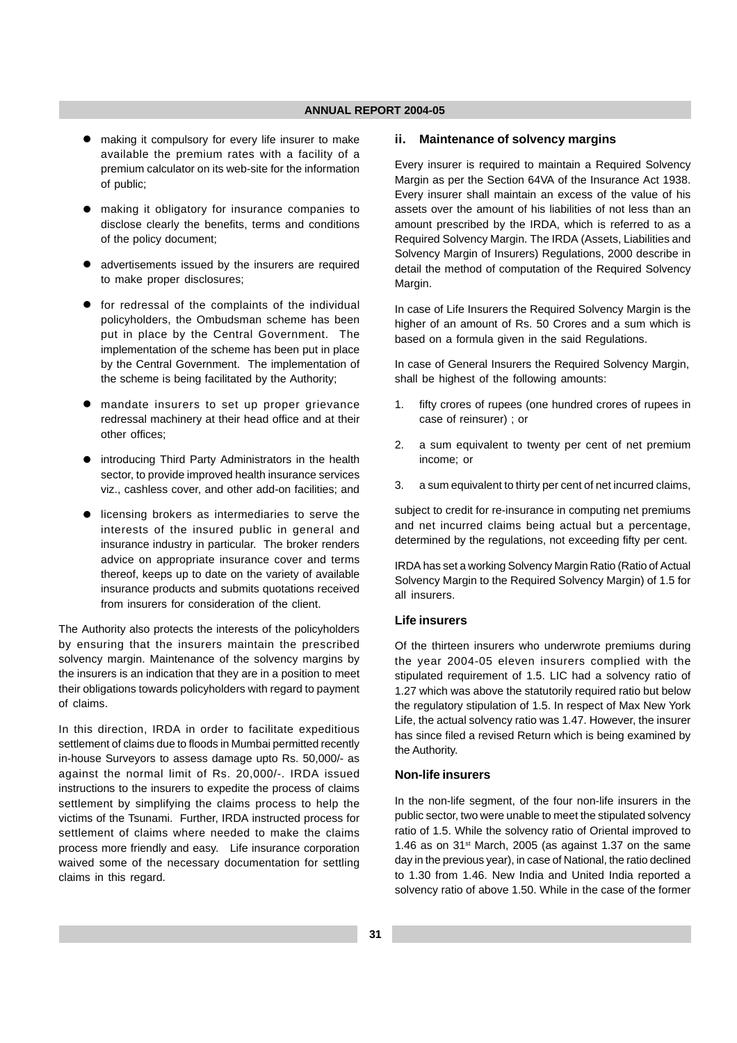- making it compulsory for every life insurer to make available the premium rates with a facility of a premium calculator on its web-site for the information of public;
- making it obligatory for insurance companies to disclose clearly the benefits, terms and conditions of the policy document;
- advertisements issued by the insurers are required to make proper disclosures;
- for redressal of the complaints of the individual policyholders, the Ombudsman scheme has been put in place by the Central Government. The implementation of the scheme has been put in place by the Central Government. The implementation of the scheme is being facilitated by the Authority;
- mandate insurers to set up proper grievance redressal machinery at their head office and at their other offices;
- introducing Third Party Administrators in the health sector, to provide improved health insurance services viz., cashless cover, and other add-on facilities; and
- licensing brokers as intermediaries to serve the interests of the insured public in general and insurance industry in particular. The broker renders advice on appropriate insurance cover and terms thereof, keeps up to date on the variety of available insurance products and submits quotations received from insurers for consideration of the client.

The Authority also protects the interests of the policyholders by ensuring that the insurers maintain the prescribed solvency margin. Maintenance of the solvency margins by the insurers is an indication that they are in a position to meet their obligations towards policyholders with regard to payment of claims.

In this direction, IRDA in order to facilitate expeditious settlement of claims due to floods in Mumbai permitted recently in-house Surveyors to assess damage upto Rs. 50,000/- as against the normal limit of Rs. 20,000/-. IRDA issued instructions to the insurers to expedite the process of claims settlement by simplifying the claims process to help the victims of the Tsunami. Further, IRDA instructed process for settlement of claims where needed to make the claims process more friendly and easy. Life insurance corporation waived some of the necessary documentation for settling claims in this regard.

### ii. Maintenance of solvency margins

Every insurer is required to maintain a Required Solvency Margin as per the Section 64VA of the Insurance Act 1938. Every insurer shall maintain an excess of the value of his assets over the amount of his liabilities of not less than an amount prescribed by the IRDA, which is referred to as a Required Solvency Margin. The IRDA (Assets, Liabilities and Solvency Margin of Insurers) Regulations, 2000 describe in detail the method of computation of the Required Solvency Margin.

In case of Life Insurers the Required Solvency Margin is the higher of an amount of Rs. 50 Crores and a sum which is based on a formula given in the said Regulations.

In case of General Insurers the Required Solvency Margin, shall be highest of the following amounts:

1. fifty crores of rupees (one hundred crores of rupees in case of reinsurer) ; or
2. a sum equivalent to twenty per cent of net premium income; or
3. a sum equivalent to thirty per cent of net incurred claims,

subject to credit for re-insurance in computing net premiums and net incurred claims being actual but a percentage, determined by the regulations, not exceeding fifty per cent.

IRDA has set a working Solvency Margin Ratio (Ratio of Actual Solvency Margin to the Required Solvency Margin) of 1.5 for all insurers.

#### Life insurers

Of the thirteen insurers who underwrote premiums during the year 2004-05 eleven insurers complied with the stipulated requirement of 1.5. LIC had a solvency ratio of 1.27 which was above the statutorily required ratio but below the regulatory stipulation of 1.5. In respect of Max New York Life, the actual solvency ratio was 1.47. However, the insurer has since filed a revised Return which is being examined by the Authority.

#### Non-life insurers

In the non-life segment, of the four non-life insurers in the public sector, two were unable to meet the stipulated solvency ratio of 1.5. While the solvency ratio of Oriental improved to 1.46 as on 31st March, 2005 (as against 1.37 on the same day in the previous year), in case of National, the ratio declined to 1.30 from 1.46. New India and United India reported a solvency ratio of above 1.50. While in the case of the former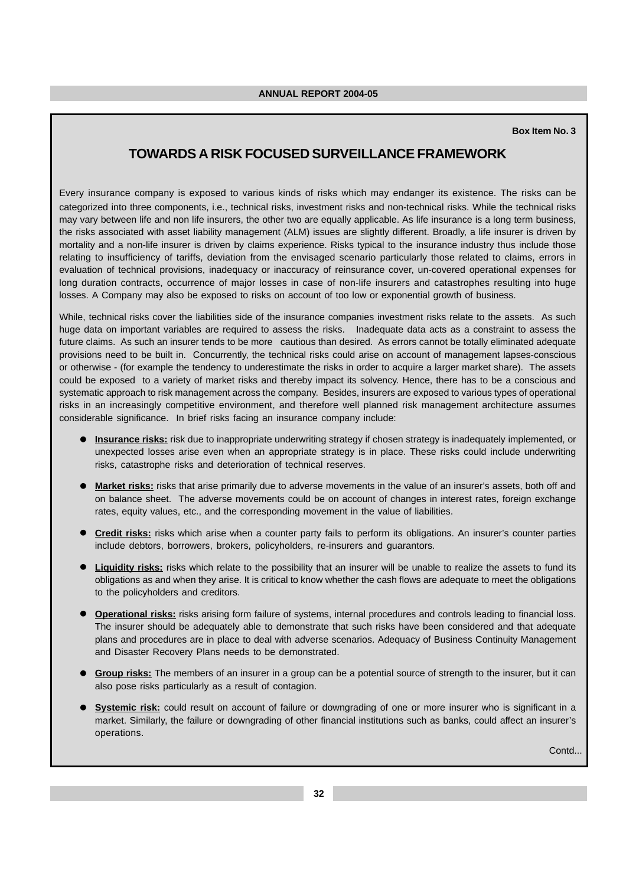Box Item No. 3

## TOWARDS A RISK FOCUSED SURVEILLANCE FRAMEWORK

Every insurance company is exposed to various kinds of risks which may endanger its existence. The risks can be categorized into three components, i.e., technical risks, investment risks and non-technical risks. While the technical risks may vary between life and non life insurers, the other two are equally applicable. As life insurance is a long term business, the risks associated with asset liability management (ALM) issues are slightly different. Broadly, a life insurer is driven by mortality and a non-life insurer is driven by claims experience. Risks typical to the insurance industry thus include those relating to insufficiency of tariffs, deviation from the envisaged scenario particularly those related to claims, errors in evaluation of technical provisions, inadequacy or inaccuracy of reinsurance cover, un-covered operational expenses for long duration contracts, occurrence of major losses in case of non-life insurers and catastrophes resulting into huge losses. A Company may also be exposed to risks on account of too low or exponential growth of business.

While, technical risks cover the liabilities side of the insurance companies investment risks relate to the assets. As such huge data on important variables are required to assess the risks. Inadequate data acts as a constraint to assess the future claims. As such an insurer tends to be more cautious than desired. As errors cannot be totally eliminated adequate provisions need to be built in. Concurrently, the technical risks could arise on account of management lapses-conscious or otherwise - (for example the tendency to underestimate the risks in order to acquire a larger market share). The assets could be exposed to a variety of market risks and thereby impact its solvency. Hence, there has to be a conscious and systematic approach to risk management across the company. Besides, insurers are exposed to various types of operational risks in an increasingly competitive environment, and therefore well planned risk management architecture assumes considerable significance. In brief risks facing an insurance company include:

- **Insurance risks:** risk due to inappropriate underwriting strategy if chosen strategy is inadequately implemented, or unexpected losses arise even when an appropriate strategy is in place. These risks could include underwriting risks, catastrophe risks and deterioration of technical reserves.
- **Market risks:** risks that arise primarily due to adverse movements in the value of an insurer's assets, both off and on balance sheet. The adverse movements could be on account of changes in interest rates, foreign exchange rates, equity values, etc., and the corresponding movement in the value of liabilities.
- **Credit risks:** risks which arise when a counter party fails to perform its obligations. An insurer's counter parties include debtors, borrowers, brokers, policyholders, re-insurers and guarantors.
- **Liquidity risks:** risks which relate to the possibility that an insurer will be unable to realize the assets to fund its obligations as and when they arise. It is critical to know whether the cash flows are adequate to meet the obligations to the policyholders and creditors.
- **Operational risks:** risks arising form failure of systems, internal procedures and controls leading to financial loss. The insurer should be adequately able to demonstrate that such risks have been considered and that adequate plans and procedures are in place to deal with adverse scenarios. Adequacy of Business Continuity Management and Disaster Recovery Plans needs to be demonstrated.
- **Group risks:** The members of an insurer in a group can be a potential source of strength to the insurer, but it can also pose risks particularly as a result of contagion.
- **Systemic risk:** could result on account of failure or downgrading of one or more insurer who is significant in a market. Similarly, the failure or downgrading of other financial institutions such as banks, could affect an insurer's operations.

Contd...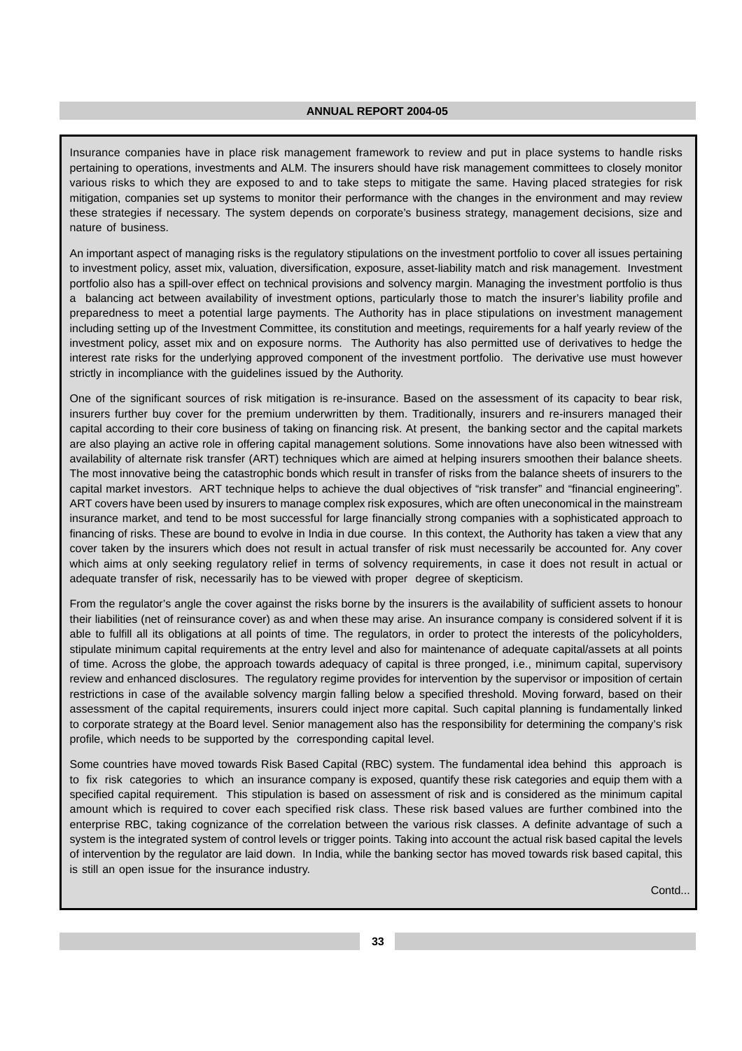Insurance companies have in place risk management framework to review and put in place systems to handle risks pertaining to operations, investments and ALM. The insurers should have risk management committees to closely monitor various risks to which they are exposed to and to take steps to mitigate the same. Having placed strategies for risk mitigation, companies set up systems to monitor their performance with the changes in the environment and may review these strategies if necessary. The system depends on corporate's business strategy, management decisions, size and nature of business.

An important aspect of managing risks is the regulatory stipulations on the investment portfolio to cover all issues pertaining to investment policy, asset mix, valuation, diversification, exposure, asset-liability match and risk management. Investment portfolio also has a spill-over effect on technical provisions and solvency margin. Managing the investment portfolio is thus a balancing act between availability of investment options, particularly those to match the insurer's liability profile and preparedness to meet a potential large payments. The Authority has in place stipulations on investment management including setting up of the Investment Committee, its constitution and meetings, requirements for a half yearly review of the investment policy, asset mix and on exposure norms. The Authority has also permitted use of derivatives to hedge the interest rate risks for the underlying approved component of the investment portfolio. The derivative use must however strictly in incompliance with the guidelines issued by the Authority.

One of the significant sources of risk mitigation is re-insurance. Based on the assessment of its capacity to bear risk, insurers further buy cover for the premium underwritten by them. Traditionally, insurers and re-insurers managed their capital according to their core business of taking on financing risk. At present, the banking sector and the capital markets are also playing an active role in offering capital management solutions. Some innovations have also been witnessed with availability of alternate risk transfer (ART) techniques which are aimed at helping insurers smoothen their balance sheets. The most innovative being the catastrophic bonds which result in transfer of risks from the balance sheets of insurers to the capital market investors. ART technique helps to achieve the dual objectives of "risk transfer" and "financial engineering". ART covers have been used by insurers to manage complex risk exposures, which are often uneconomical in the mainstream insurance market, and tend to be most successful for large financially strong companies with a sophisticated approach to financing of risks. These are bound to evolve in India in due course. In this context, the Authority has taken a view that any cover taken by the insurers which does not result in actual transfer of risk must necessarily be accounted for. Any cover which aims at only seeking regulatory relief in terms of solvency requirements, in case it does not result in actual or adequate transfer of risk, necessarily has to be viewed with proper degree of skepticism.

From the regulator's angle the cover against the risks borne by the insurers is the availability of sufficient assets to honour their liabilities (net of reinsurance cover) as and when these may arise. An insurance company is considered solvent if it is able to fulfill all its obligations at all points of time. The regulators, in order to protect the interests of the policyholders, stipulate minimum capital requirements at the entry level and also for maintenance of adequate capital/assets at all points of time. Across the globe, the approach towards adequacy of capital is three pronged, i.e., minimum capital, supervisory review and enhanced disclosures. The regulatory regime provides for intervention by the supervisor or imposition of certain restrictions in case of the available solvency margin falling below a specified threshold. Moving forward, based on their assessment of the capital requirements, insurers could inject more capital. Such capital planning is fundamentally linked to corporate strategy at the Board level. Senior management also has the responsibility for determining the company's risk profile, which needs to be supported by the corresponding capital level.

Some countries have moved towards Risk Based Capital (RBC) system. The fundamental idea behind this approach is to fix risk categories to which an insurance company is exposed, quantify these risk categories and equip them with a specified capital requirement. This stipulation is based on assessment of risk and is considered as the minimum capital amount which is required to cover each specified risk class. These risk based values are further combined into the enterprise RBC, taking cognizance of the correlation between the various risk classes. A definite advantage of such a system is the integrated system of control levels or trigger points. Taking into account the actual risk based capital the levels of intervention by the regulator are laid down. In India, while the banking sector has moved towards risk based capital, this is still an open issue for the insurance industry.

Contd...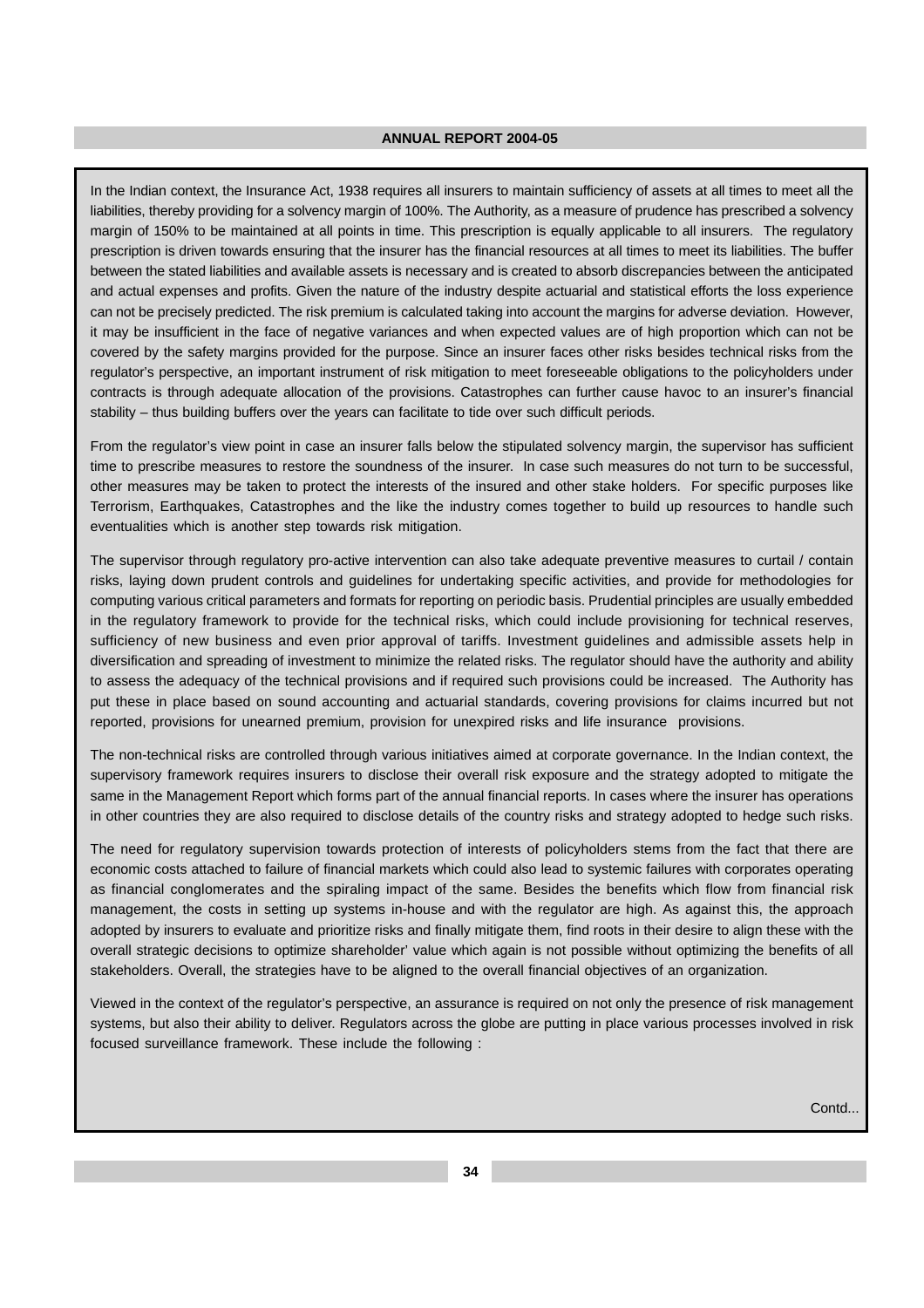In the Indian context, the Insurance Act, 1938 requires all insurers to maintain sufficiency of assets at all times to meet all the liabilities, thereby providing for a solvency margin of 100%. The Authority, as a measure of prudence has prescribed a solvency margin of 150% to be maintained at all points in time. This prescription is equally applicable to all insurers. The regulatory prescription is driven towards ensuring that the insurer has the financial resources at all times to meet its liabilities. The buffer between the stated liabilities and available assets is necessary and is created to absorb discrepancies between the anticipated and actual expenses and profits. Given the nature of the industry despite actuarial and statistical efforts the loss experience can not be precisely predicted. The risk premium is calculated taking into account the margins for adverse deviation. However, it may be insufficient in the face of negative variances and when expected values are of high proportion which can not be covered by the safety margins provided for the purpose. Since an insurer faces other risks besides technical risks from the regulator's perspective, an important instrument of risk mitigation to meet foreseeable obligations to the policyholders under contracts is through adequate allocation of the provisions. Catastrophes can further cause havoc to an insurer's financial stability – thus building buffers over the years can facilitate to tide over such difficult periods.

From the regulator's view point in case an insurer falls below the stipulated solvency margin, the supervisor has sufficient time to prescribe measures to restore the soundness of the insurer. In case such measures do not turn to be successful, other measures may be taken to protect the interests of the insured and other stake holders. For specific purposes like Terrorism, Earthquakes, Catastrophes and the like the industry comes together to build up resources to handle such eventualities which is another step towards risk mitigation.

The supervisor through regulatory pro-active intervention can also take adequate preventive measures to curtail / contain risks, laying down prudent controls and guidelines for undertaking specific activities, and provide for methodologies for computing various critical parameters and formats for reporting on periodic basis. Prudential principles are usually embedded in the regulatory framework to provide for the technical risks, which could include provisioning for technical reserves, sufficiency of new business and even prior approval of tariffs. Investment guidelines and admissible assets help in diversification and spreading of investment to minimize the related risks. The regulator should have the authority and ability to assess the adequacy of the technical provisions and if required such provisions could be increased. The Authority has put these in place based on sound accounting and actuarial standards, covering provisions for claims incurred but not reported, provisions for unearned premium, provision for unexpired risks and life insurance provisions.

The non-technical risks are controlled through various initiatives aimed at corporate governance. In the Indian context, the supervisory framework requires insurers to disclose their overall risk exposure and the strategy adopted to mitigate the same in the Management Report which forms part of the annual financial reports. In cases where the insurer has operations in other countries they are also required to disclose details of the country risks and strategy adopted to hedge such risks.

The need for regulatory supervision towards protection of interests of policyholders stems from the fact that there are economic costs attached to failure of financial markets which could also lead to systemic failures with corporates operating as financial conglomerates and the spiraling impact of the same. Besides the benefits which flow from financial risk management, the costs in setting up systems in-house and with the regulator are high. As against this, the approach adopted by insurers to evaluate and prioritize risks and finally mitigate them, find roots in their desire to align these with the overall strategic decisions to optimize shareholder' value which again is not possible without optimizing the benefits of all stakeholders. Overall, the strategies have to be aligned to the overall financial objectives of an organization.

Viewed in the context of the regulator's perspective, an assurance is required on not only the presence of risk management systems, but also their ability to deliver. Regulators across the globe are putting in place various processes involved in risk focused surveillance framework. These include the following :

Contd...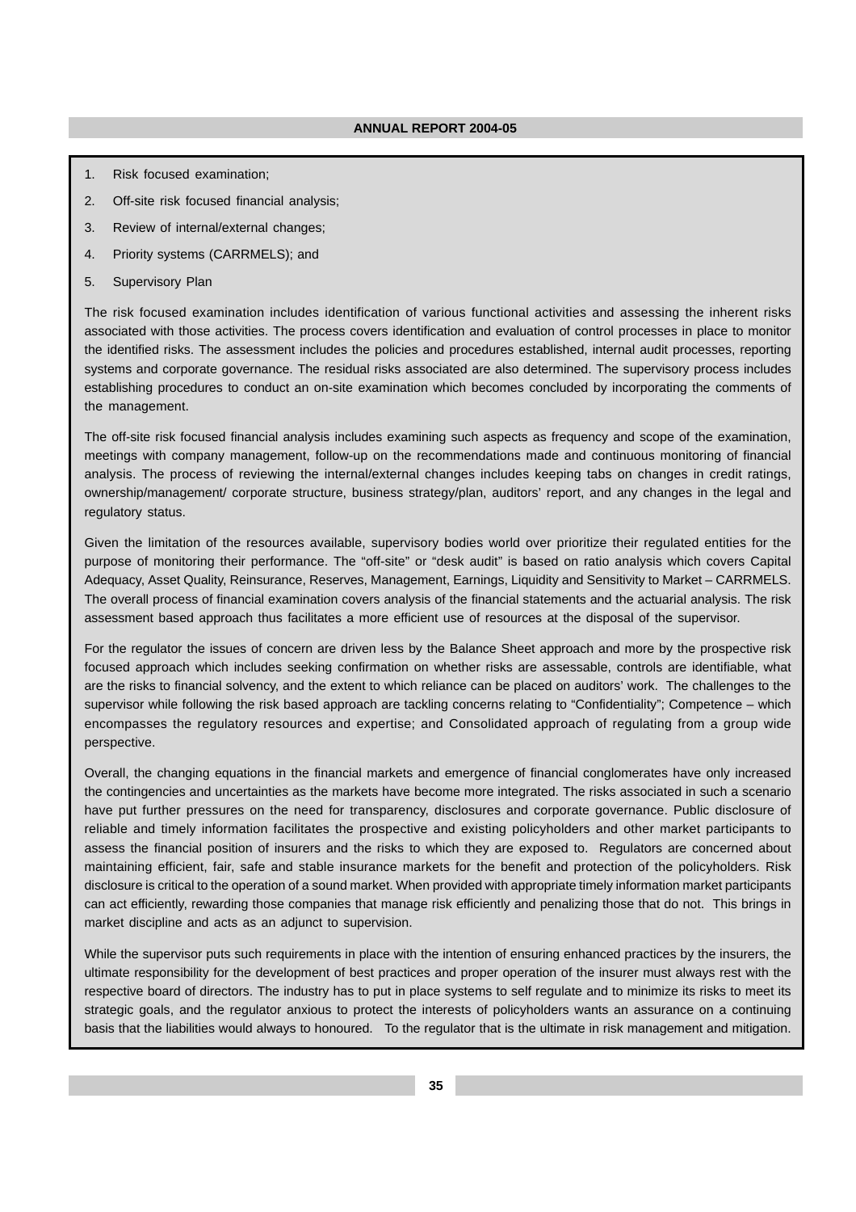1. Risk focused examination;
2. Off-site risk focused financial analysis;
3. Review of internal/external changes;
4. Priority systems (CARRMELS); and
5. Supervisory Plan

The risk focused examination includes identification of various functional activities and assessing the inherent risks associated with those activities. The process covers identification and evaluation of control processes in place to monitor the identified risks. The assessment includes the policies and procedures established, internal audit processes, reporting systems and corporate governance. The residual risks associated are also determined. The supervisory process includes establishing procedures to conduct an on-site examination which becomes concluded by incorporating the comments of the management.

The off-site risk focused financial analysis includes examining such aspects as frequency and scope of the examination, meetings with company management, follow-up on the recommendations made and continuous monitoring of financial analysis. The process of reviewing the internal/external changes includes keeping tabs on changes in credit ratings, ownership/management/ corporate structure, business strategy/plan, auditors' report, and any changes in the legal and regulatory status.

Given the limitation of the resources available, supervisory bodies world over prioritize their regulated entities for the purpose of monitoring their performance. The "off-site" or "desk audit" is based on ratio analysis which covers Capital Adequacy, Asset Quality, Reinsurance, Reserves, Management, Earnings, Liquidity and Sensitivity to Market – CARRMELS. The overall process of financial examination covers analysis of the financial statements and the actuarial analysis. The risk assessment based approach thus facilitates a more efficient use of resources at the disposal of the supervisor.

For the regulator the issues of concern are driven less by the Balance Sheet approach and more by the prospective risk focused approach which includes seeking confirmation on whether risks are assessable, controls are identifiable, what are the risks to financial solvency, and the extent to which reliance can be placed on auditors' work. The challenges to the supervisor while following the risk based approach are tackling concerns relating to "Confidentiality"; Competence – which encompasses the regulatory resources and expertise; and Consolidated approach of regulating from a group wide perspective.

Overall, the changing equations in the financial markets and emergence of financial conglomerates have only increased the contingencies and uncertainties as the markets have become more integrated. The risks associated in such a scenario have put further pressures on the need for transparency, disclosures and corporate governance. Public disclosure of reliable and timely information facilitates the prospective and existing policyholders and other market participants to assess the financial position of insurers and the risks to which they are exposed to. Regulators are concerned about maintaining efficient, fair, safe and stable insurance markets for the benefit and protection of the policyholders. Risk disclosure is critical to the operation of a sound market. When provided with appropriate timely information market participants can act efficiently, rewarding those companies that manage risk efficiently and penalizing those that do not. This brings in market discipline and acts as an adjunct to supervision.

While the supervisor puts such requirements in place with the intention of ensuring enhanced practices by the insurers, the ultimate responsibility for the development of best practices and proper operation of the insurer must always rest with the respective board of directors. The industry has to put in place systems to self regulate and to minimize its risks to meet its strategic goals, and the regulator anxious to protect the interests of policyholders wants an assurance on a continuing basis that the liabilities would always to honoured. To the regulator that is the ultimate in risk management and mitigation.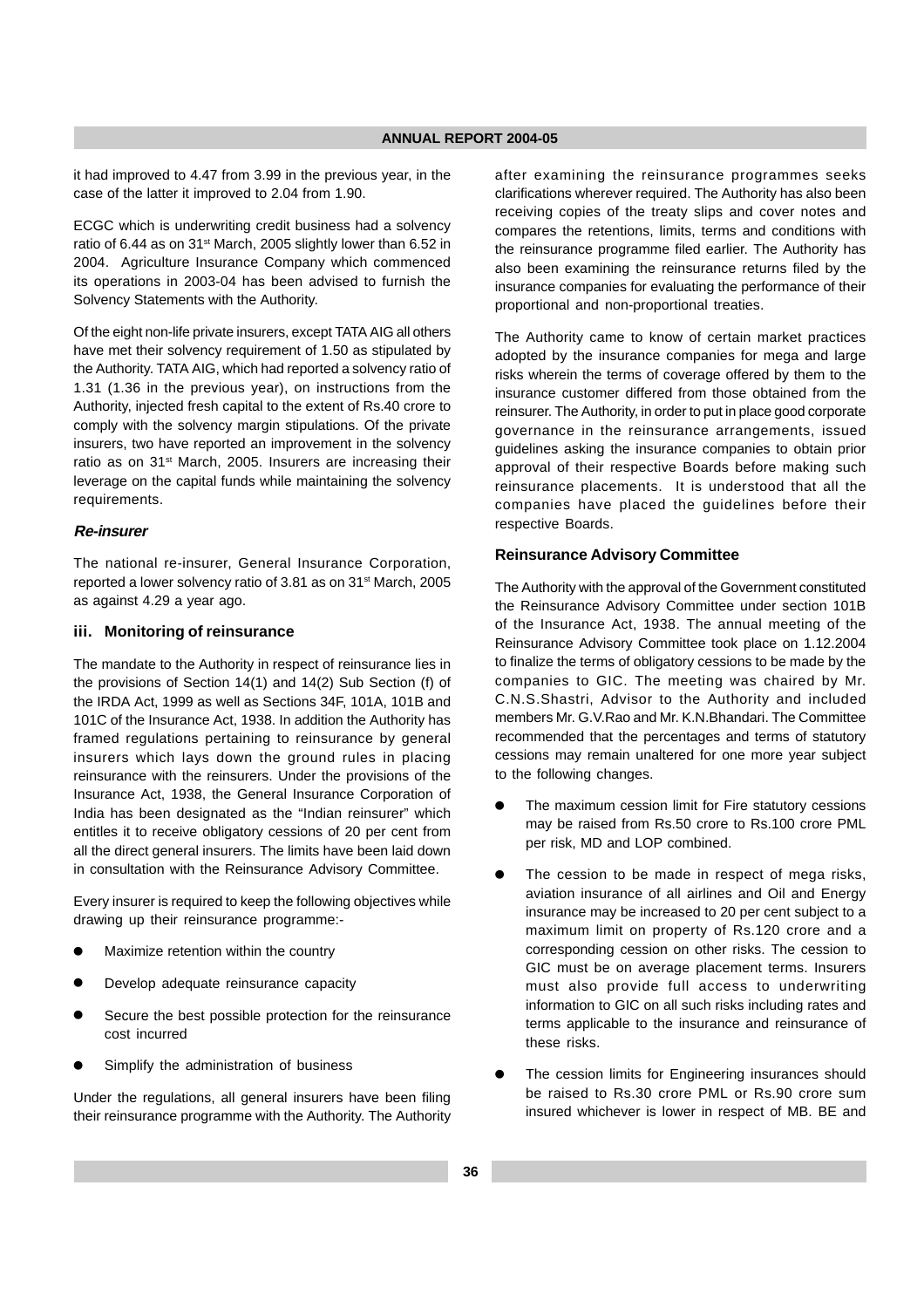it had improved to 4.47 from 3.99 in the previous year, in the case of the latter it improved to 2.04 from 1.90.

ECGC which is underwriting credit business had a solvency ratio of 6.44 as on 31st March, 2005 slightly lower than 6.52 in 2004. Agriculture Insurance Company which commenced its operations in 2003-04 has been advised to furnish the Solvency Statements with the Authority.

Of the eight non-life private insurers, except TATA AIG all others have met their solvency requirement of 1.50 as stipulated by the Authority. TATA AIG, which had reported a solvency ratio of 1.31 (1.36 in the previous year), on instructions from the Authority, injected fresh capital to the extent of Rs.40 crore to comply with the solvency margin stipulations. Of the private insurers, two have reported an improvement in the solvency ratio as on 31st March, 2005. Insurers are increasing their leverage on the capital funds while maintaining the solvency requirements.

#### *Re-insurer*

The national re-insurer, General Insurance Corporation, reported a lower solvency ratio of 3.81 as on 31st March, 2005 as against 4.29 a year ago.

### iii. Monitoring of reinsurance

The mandate to the Authority in respect of reinsurance lies in the provisions of Section 14(1) and 14(2) Sub Section (f) of the IRDA Act, 1999 as well as Sections 34F, 101A, 101B and 101C of the Insurance Act, 1938. In addition the Authority has framed regulations pertaining to reinsurance by general insurers which lays down the ground rules in placing reinsurance with the reinsurers. Under the provisions of the Insurance Act, 1938, the General Insurance Corporation of India has been designated as the "Indian reinsurer" which entitles it to receive obligatory cessions of 20 per cent from all the direct general insurers. The limits have been laid down in consultation with the Reinsurance Advisory Committee.

Every insurer is required to keep the following objectives while drawing up their reinsurance programme:-

- Maximize retention within the country
- Develop adequate reinsurance capacity
- Secure the best possible protection for the reinsurance cost incurred
- Simplify the administration of business

Under the regulations, all general insurers have been filing their reinsurance programme with the Authority. The Authority after examining the reinsurance programmes seeks clarifications wherever required. The Authority has also been receiving copies of the treaty slips and cover notes and compares the retentions, limits, terms and conditions with the reinsurance programme filed earlier. The Authority has also been examining the reinsurance returns filed by the insurance companies for evaluating the performance of their proportional and non-proportional treaties.

The Authority came to know of certain market practices adopted by the insurance companies for mega and large risks wherein the terms of coverage offered by them to the insurance customer differed from those obtained from the reinsurer. The Authority, in order to put in place good corporate governance in the reinsurance arrangements, issued guidelines asking the insurance companies to obtain prior approval of their respective Boards before making such reinsurance placements. It is understood that all the companies have placed the guidelines before their respective Boards.

### Reinsurance Advisory Committee

The Authority with the approval of the Government constituted the Reinsurance Advisory Committee under section 101B of the Insurance Act, 1938. The annual meeting of the Reinsurance Advisory Committee took place on 1.12.2004 to finalize the terms of obligatory cessions to be made by the companies to GIC. The meeting was chaired by Mr. C.N.S.Shastri, Advisor to the Authority and included members Mr. G.V.Rao and Mr. K.N.Bhandari. The Committee recommended that the percentages and terms of statutory cessions may remain unaltered for one more year subject to the following changes.

- The maximum cession limit for Fire statutory cessions may be raised from Rs.50 crore to Rs.100 crore PML per risk, MD and LOP combined.
- The cession to be made in respect of mega risks, aviation insurance of all airlines and Oil and Energy insurance may be increased to 20 per cent subject to a maximum limit on property of Rs.120 crore and a corresponding cession on other risks. The cession to GIC must be on average placement terms. Insurers must also provide full access to underwriting information to GIC on all such risks including rates and terms applicable to the insurance and reinsurance of these risks.
- The cession limits for Engineering insurances should be raised to Rs.30 crore PML or Rs.90 crore sum insured whichever is lower in respect of MB. BE and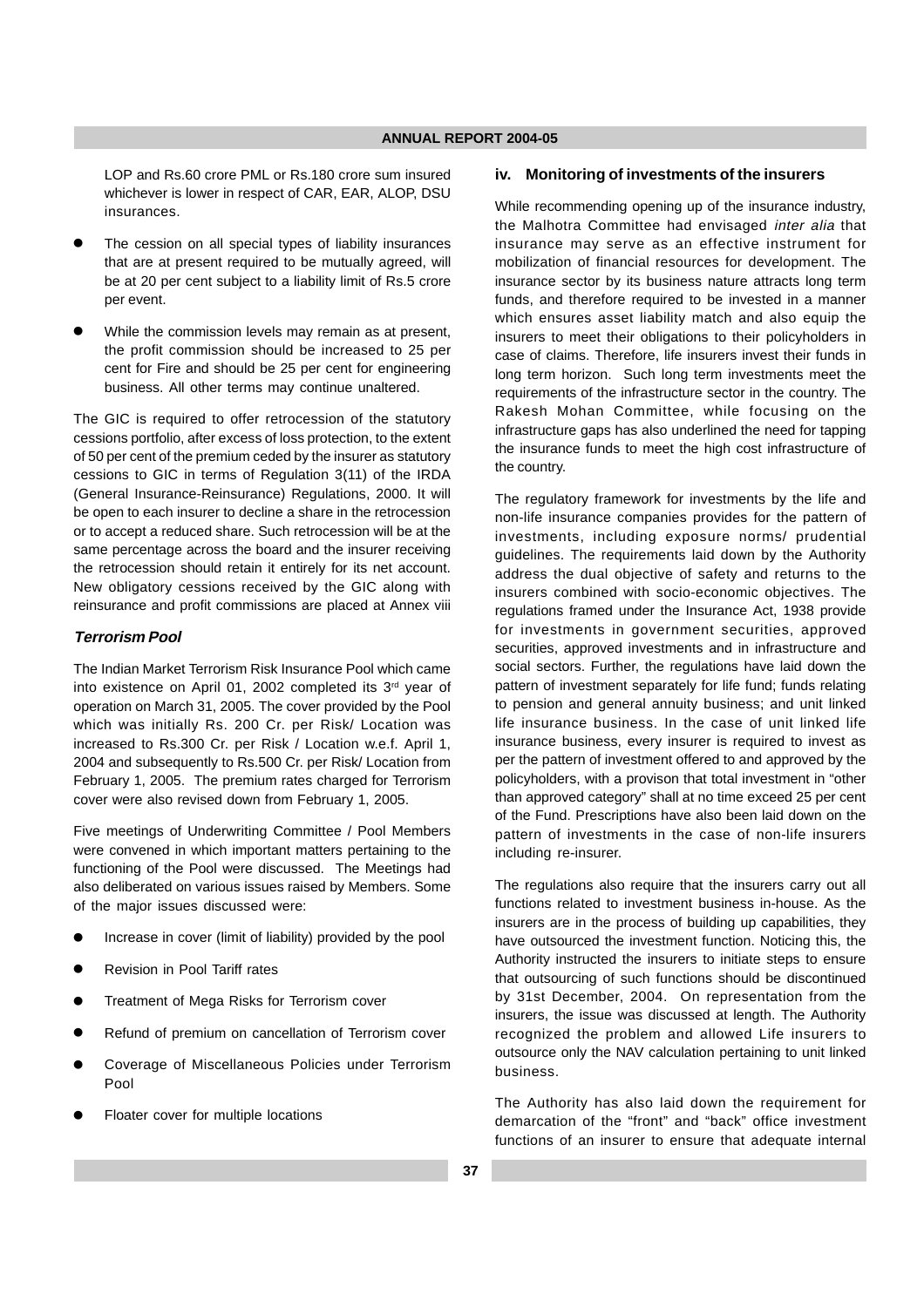LOP and Rs.60 crore PML or Rs.180 crore sum insured whichever is lower in respect of CAR, EAR, ALOP, DSU insurances.

- The cession on all special types of liability insurances that are at present required to be mutually agreed, will be at 20 per cent subject to a liability limit of Rs.5 crore per event.
- While the commission levels may remain as at present, the profit commission should be increased to 25 per cent for Fire and should be 25 per cent for engineering business. All other terms may continue unaltered.

The GIC is required to offer retrocession of the statutory cessions portfolio, after excess of loss protection, to the extent of 50 per cent of the premium ceded by the insurer as statutory cessions to GIC in terms of Regulation 3(11) of the IRDA (General Insurance-Reinsurance) Regulations, 2000. It will be open to each insurer to decline a share in the retrocession or to accept a reduced share. Such retrocession will be at the same percentage across the board and the insurer receiving the retrocession should retain it entirely for its net account. New obligatory cessions received by the GIC along with reinsurance and profit commissions are placed at Annex viii

### *Terrorism Pool*

The Indian Market Terrorism Risk Insurance Pool which came into existence on April 01, 2002 completed its 3rd year of operation on March 31, 2005. The cover provided by the Pool which was initially Rs. 200 Cr. per Risk/ Location was increased to Rs.300 Cr. per Risk / Location w.e.f. April 1, 2004 and subsequently to Rs.500 Cr. per Risk/ Location from February 1, 2005. The premium rates charged for Terrorism cover were also revised down from February 1, 2005.

Five meetings of Underwriting Committee / Pool Members were convened in which important matters pertaining to the functioning of the Pool were discussed. The Meetings had also deliberated on various issues raised by Members. Some of the major issues discussed were:

- Increase in cover (limit of liability) provided by the pool
- Revision in Pool Tariff rates
- Treatment of Mega Risks for Terrorism cover
- Refund of premium on cancellation of Terrorism cover
- Coverage of Miscellaneous Policies under Terrorism Pool
- Floater cover for multiple locations

### iv. Monitoring of investments of the insurers

While recommending opening up of the insurance industry, the Malhotra Committee had envisaged *inter alia* that insurance may serve as an effective instrument for mobilization of financial resources for development. The insurance sector by its business nature attracts long term funds, and therefore required to be invested in a manner which ensures asset liability match and also equip the insurers to meet their obligations to their policyholders in case of claims. Therefore, life insurers invest their funds in long term horizon. Such long term investments meet the requirements of the infrastructure sector in the country. The Rakesh Mohan Committee, while focusing on the infrastructure gaps has also underlined the need for tapping the insurance funds to meet the high cost infrastructure of the country.

The regulatory framework for investments by the life and non-life insurance companies provides for the pattern of investments, including exposure norms/ prudential guidelines. The requirements laid down by the Authority address the dual objective of safety and returns to the insurers combined with socio-economic objectives. The regulations framed under the Insurance Act, 1938 provide for investments in government securities, approved securities, approved investments and in infrastructure and social sectors. Further, the regulations have laid down the pattern of investment separately for life fund; funds relating to pension and general annuity business; and unit linked life insurance business. In the case of unit linked life insurance business, every insurer is required to invest as per the pattern of investment offered to and approved by the policyholders, with a provison that total investment in "other than approved category" shall at no time exceed 25 per cent of the Fund. Prescriptions have also been laid down on the pattern of investments in the case of non-life insurers including re-insurer.

The regulations also require that the insurers carry out all functions related to investment business in-house. As the insurers are in the process of building up capabilities, they have outsourced the investment function. Noticing this, the Authority instructed the insurers to initiate steps to ensure that outsourcing of such functions should be discontinued by 31st December, 2004. On representation from the insurers, the issue was discussed at length. The Authority recognized the problem and allowed Life insurers to outsource only the NAV calculation pertaining to unit linked business.

The Authority has also laid down the requirement for demarcation of the "front" and "back" office investment functions of an insurer to ensure that adequate internal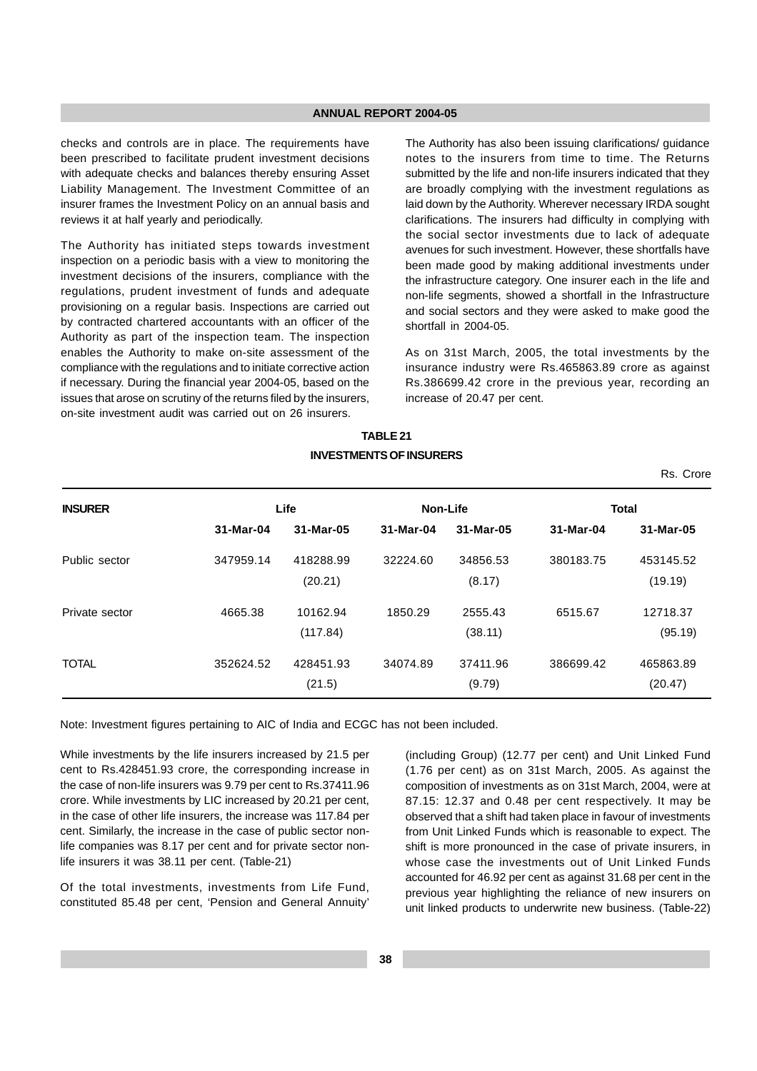checks and controls are in place. The requirements have been prescribed to facilitate prudent investment decisions with adequate checks and balances thereby ensuring Asset Liability Management. The Investment Committee of an insurer frames the Investment Policy on an annual basis and reviews it at half yearly and periodically.

The Authority has initiated steps towards investment inspection on a periodic basis with a view to monitoring the investment decisions of the insurers, compliance with the regulations, prudent investment of funds and adequate provisioning on a regular basis. Inspections are carried out by contracted chartered accountants with an officer of the Authority as part of the inspection team. The inspection enables the Authority to make on-site assessment of the compliance with the regulations and to initiate corrective action if necessary. During the financial year 2004-05, based on the issues that arose on scrutiny of the returns filed by the insurers, on-site investment audit was carried out on 26 insurers.

The Authority has also been issuing clarifications/ guidance notes to the insurers from time to time. The Returns submitted by the life and non-life insurers indicated that they are broadly complying with the investment regulations as laid down by the Authority. Wherever necessary IRDA sought clarifications. The insurers had difficulty in complying with the social sector investments due to lack of adequate avenues for such investment. However, these shortfalls have been made good by making additional investments under the infrastructure category. One insurer each in the life and non-life segments, showed a shortfall in the Infrastructure and social sectors and they were asked to make good the shortfall in 2004-05.

As on 31st March, 2005, the total investments by the insurance industry were Rs.465863.89 crore as against Rs.386699.42 crore in the previous year, recording an increase of 20.47 per cent.

**TABLE 21**

**INVESTMENTS OF INSURERS**

Rs. Crore

| INSURER | Life | | Non-Life | | Total | |
|---|---|---|---|---|---|---|
| | 31-Mar-04 | 31-Mar-05 | 31-Mar-04 | 31-Mar-05 | 31-Mar-04 | 31-Mar-05 |
| Public sector | 347959.14 | 418288.99 (20.21) | 32224.60 | 34856.53 (8.17) | 380183.75 | 453145.52 (19.19) |
| Private sector | 4665.38 | 10162.94 (117.84) | 1850.29 | 2555.43 (38.11) | 6515.67 | 12718.37 (95.19) |
| TOTAL | 352624.52 | 428451.93 (21.5) | 34074.89 | 37411.96 (9.79) | 386699.42 | 465863.89 (20.47) |

Note: Investment figures pertaining to AIC of India and ECGC has not been included.

While investments by the life insurers increased by 21.5 per cent to Rs.428451.93 crore, the corresponding increase in the case of non-life insurers was 9.79 per cent to Rs.37411.96 crore. While investments by LIC increased by 20.21 per cent, in the case of other life insurers, the increase was 117.84 per cent. Similarly, the increase in the case of public sector non-life companies was 8.17 per cent and for private sector non-life insurers it was 38.11 per cent. (Table-21)

Of the total investments, investments from Life Fund, constituted 85.48 per cent, 'Pension and General Annuity' (including Group) (12.77 per cent) and Unit Linked Fund (1.76 per cent) as on 31st March, 2005. As against the composition of investments as on 31st March, 2004, were at 87.15: 12.37 and 0.48 per cent respectively. It may be observed that a shift had taken place in favour of investments from Unit Linked Funds which is reasonable to expect. The shift is more pronounced in the case of private insurers, in whose case the investments out of Unit Linked Funds accounted for 46.92 per cent as against 31.68 per cent in the previous year highlighting the reliance of new insurers on unit linked products to underwrite new business. (Table-22)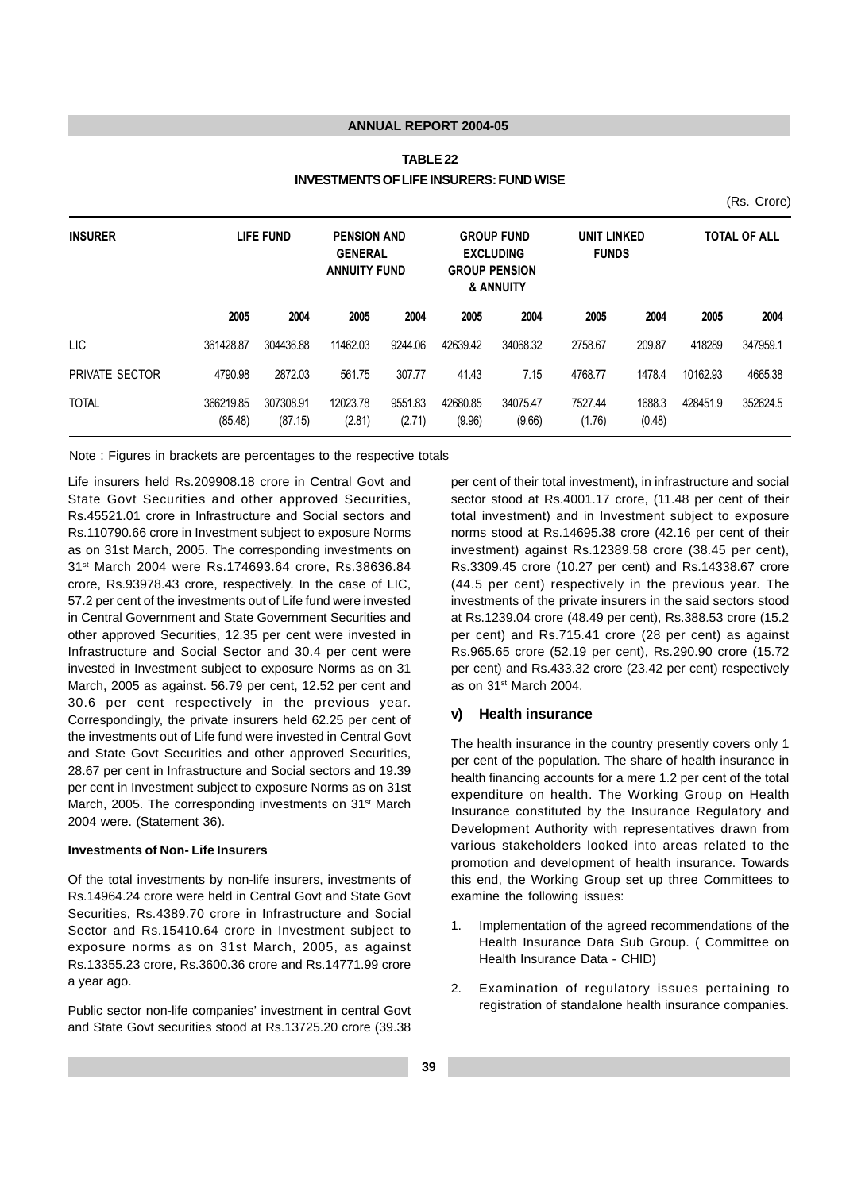**TABLE 22**

**INVESTMENTS OF LIFE INSURERS: FUND WISE**

(Rs. Crore)

| INSURER | LIFE FUND | | PENSION AND GENERAL ANNUITY FUND | | GROUP FUND EXCLUDING GROUP PENSION & ANNUITY | | UNIT LINKED FUNDS | | TOTAL OF ALL | |
|---|---|---|---|---|---|---|---|---|---|---|
| | 2005 | 2004 | 2005 | 2004 | 2005 | 2004 | 2005 | 2004 | 2005 | 2004 |
| LIC | 361428.87 | 304436.88 | 11462.03 | 9244.06 | 42639.42 | 34068.32 | 2758.67 | 209.87 | 418289 | 347959.1 |
| PRIVATE SECTOR | 4790.98 | 2872.03 | 561.75 | 307.77 | 41.43 | 7.15 | 4768.77 | 1478.4 | 10162.93 | 4665.38 |
| TOTAL | 366219.85 (85.48) | 307308.91 (87.15) | 12023.78 (2.81) | 9551.83 (2.71) | 42680.85 (9.96) | 34075.47 (9.66) | 7527.44 (1.76) | 1688.3 (0.48) | 428451.9 | 352624.5 |

Note : Figures in brackets are percentages to the respective totals

Life insurers held Rs.209908.18 crore in Central Govt and State Govt Securities and other approved Securities, Rs.45521.01 crore in Infrastructure and Social sectors and Rs.110790.66 crore in Investment subject to exposure Norms as on 31st March, 2005. The corresponding investments on 31st March 2004 were Rs.174693.64 crore, Rs.38636.84 crore, Rs.93978.43 crore, respectively. In the case of LIC, 57.2 per cent of the investments out of Life fund were invested in Central Government and State Government Securities and other approved Securities, 12.35 per cent were invested in Infrastructure and Social Sector and 30.4 per cent were invested in Investment subject to exposure Norms as on 31 March, 2005 as against. 56.79 per cent, 12.52 per cent and 30.6 per cent respectively in the previous year. Correspondingly, the private insurers held 62.25 per cent of the investments out of Life fund were invested in Central Govt and State Govt Securities and other approved Securities, 28.67 per cent in Infrastructure and Social sectors and 19.39 per cent in Investment subject to exposure Norms as on 31st March, 2005. The corresponding investments on 31st March 2004 were. (Statement 36).

#### Investments of Non- Life Insurers

Of the total investments by non-life insurers, investments of Rs.14964.24 crore were held in Central Govt and State Govt Securities, Rs.4389.70 crore in Infrastructure and Social Sector and Rs.15410.64 crore in Investment subject to exposure norms as on 31st March, 2005, as against Rs.13355.23 crore, Rs.3600.36 crore and Rs.14771.99 crore a year ago.

Public sector non-life companies' investment in central Govt and State Govt securities stood at Rs.13725.20 crore (39.38 per cent of their total investment), in infrastructure and social sector stood at Rs.4001.17 crore, (11.48 per cent of their total investment) and in Investment subject to exposure norms stood at Rs.14695.38 crore (42.16 per cent of their investment) against Rs.12389.58 crore (38.45 per cent), Rs.3309.45 crore (10.27 per cent) and Rs.14338.67 crore (44.5 per cent) respectively in the previous year. The investments of the private insurers in the said sectors stood at Rs.1239.04 crore (48.49 per cent), Rs.388.53 crore (15.2 per cent) and Rs.715.41 crore (28 per cent) as against Rs.965.65 crore (52.19 per cent), Rs.290.90 crore (15.72 per cent) and Rs.433.32 crore (23.42 per cent) respectively as on 31st March 2004.

### v) Health insurance

The health insurance in the country presently covers only 1 per cent of the population. The share of health insurance in health financing accounts for a mere 1.2 per cent of the total expenditure on health. The Working Group on Health Insurance constituted by the Insurance Regulatory and Development Authority with representatives drawn from various stakeholders looked into areas related to the promotion and development of health insurance. Towards this end, the Working Group set up three Committees to examine the following issues:

1. Implementation of the agreed recommendations of the Health Insurance Data Sub Group. ( Committee on Health Insurance Data - CHID)
2. Examination of regulatory issues pertaining to registration of standalone health insurance companies.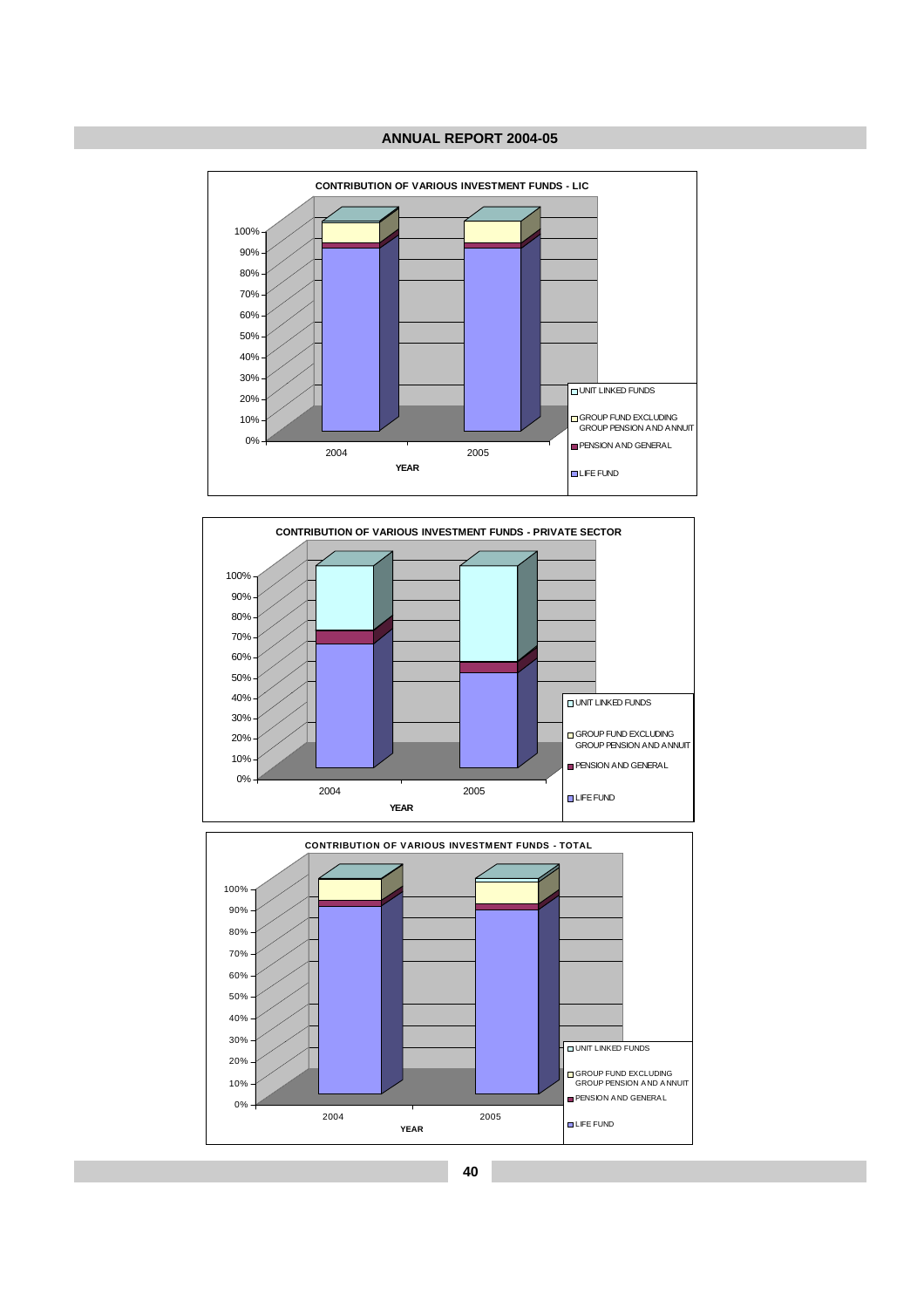**CONTRIBUTION OF VARIOUS INVESTMENT FUNDS - LIC**

100%
90%
80%
70%
60%
50%
40%
30%
20%
10%
0%

2004 2005

YEAR

- UNIT LINKED FUNDS
- GROUP FUND EXCLUDING GROUP PENSION AND ANNUIT
- PENSION AND GENERAL
- LIFE FUND

**CONTRIBUTION OF VARIOUS INVESTMENT FUNDS - PRIVATE SECTOR**

100%
90%
80%
70%
60%
50%
40%
30%
20%
10%
0%

2004 2005

YEAR

- UNIT LINKED FUNDS
- GROUP FUND EXCLUDING GROUP PENSION AND ANNUIT
- PENSION AND GENERAL
- LIFE FUND

**CONTRIBUTION OF VARIOUS INVESTMENT FUNDS - TOTAL**

100%
90%
80%
70%
60%
50%
40%
30%
20%
10%
0%

2004 2005

YEAR

- UNIT LINKED FUNDS
- GROUP FUND EXCLUDING GROUP PENSION AND ANNUIT
- PENSION AND GENERAL
- LIFE FUND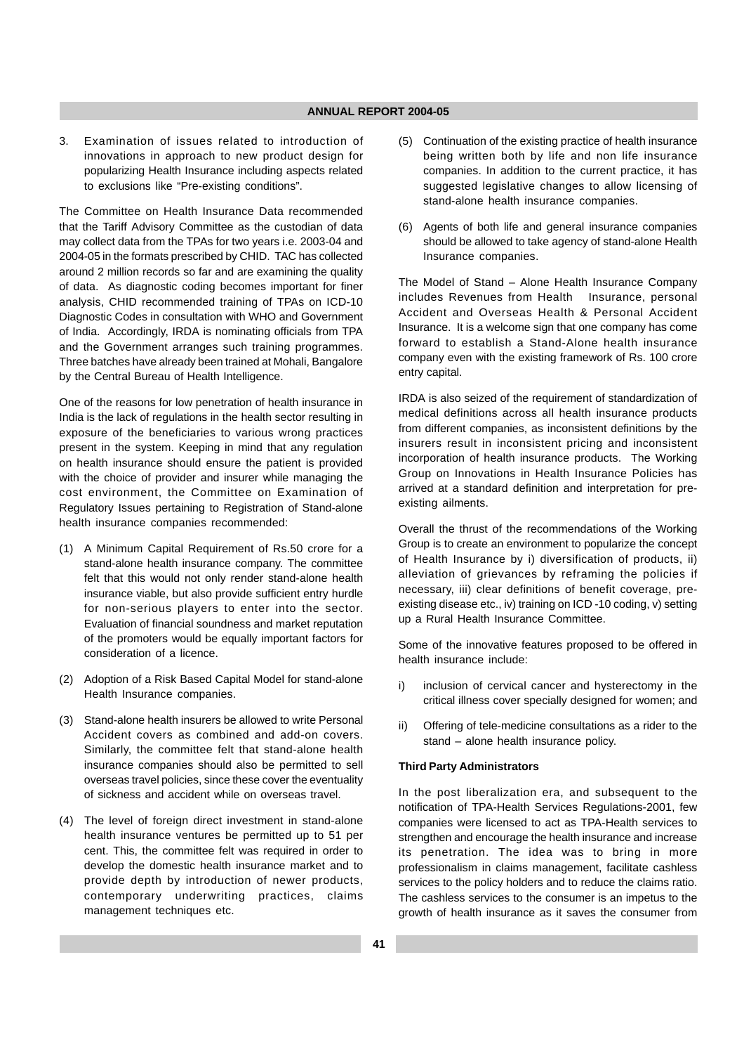3. Examination of issues related to introduction of innovations in approach to new product design for popularizing Health Insurance including aspects related to exclusions like "Pre-existing conditions".

The Committee on Health Insurance Data recommended that the Tariff Advisory Committee as the custodian of data may collect data from the TPAs for two years i.e. 2003-04 and 2004-05 in the formats prescribed by CHID. TAC has collected around 2 million records so far and are examining the quality of data. As diagnostic coding becomes important for finer analysis, CHID recommended training of TPAs on ICD-10 Diagnostic Codes in consultation with WHO and Government of India. Accordingly, IRDA is nominating officials from TPA and the Government arranges such training programmes. Three batches have already been trained at Mohali, Bangalore by the Central Bureau of Health Intelligence.

One of the reasons for low penetration of health insurance in India is the lack of regulations in the health sector resulting in exposure of the beneficiaries to various wrong practices present in the system. Keeping in mind that any regulation on health insurance should ensure the patient is provided with the choice of provider and insurer while managing the cost environment, the Committee on Examination of Regulatory Issues pertaining to Registration of Stand-alone health insurance companies recommended:

(1) A Minimum Capital Requirement of Rs.50 crore for a stand-alone health insurance company. The committee felt that this would not only render stand-alone health insurance viable, but also provide sufficient entry hurdle for non-serious players to enter into the sector. Evaluation of financial soundness and market reputation of the promoters would be equally important factors for consideration of a licence.

(2) Adoption of a Risk Based Capital Model for stand-alone Health Insurance companies.

(3) Stand-alone health insurers be allowed to write Personal Accident covers as combined and add-on covers. Similarly, the committee felt that stand-alone health insurance companies should also be permitted to sell overseas travel policies, since these cover the eventuality of sickness and accident while on overseas travel.

(4) The level of foreign direct investment in stand-alone health insurance ventures be permitted up to 51 per cent. This, the committee felt was required in order to develop the domestic health insurance market and to provide depth by introduction of newer products, contemporary underwriting practices, claims management techniques etc.

(5) Continuation of the existing practice of health insurance being written both by life and non life insurance companies. In addition to the current practice, it has suggested legislative changes to allow licensing of stand-alone health insurance companies.

(6) Agents of both life and general insurance companies should be allowed to take agency of stand-alone Health Insurance companies.

The Model of Stand – Alone Health Insurance Company includes Revenues from Health Insurance, personal Accident and Overseas Health & Personal Accident Insurance. It is a welcome sign that one company has come forward to establish a Stand-Alone health insurance company even with the existing framework of Rs. 100 crore entry capital.

IRDA is also seized of the requirement of standardization of medical definitions across all health insurance products from different companies, as inconsistent definitions by the insurers result in inconsistent pricing and inconsistent incorporation of health insurance products. The Working Group on Innovations in Health Insurance Policies has arrived at a standard definition and interpretation for pre-existing ailments.

Overall the thrust of the recommendations of the Working Group is to create an environment to popularize the concept of Health Insurance by i) diversification of products, ii) alleviation of grievances by reframing the policies if necessary, iii) clear definitions of benefit coverage, pre-existing disease etc., iv) training on ICD -10 coding, v) setting up a Rural Health Insurance Committee.

Some of the innovative features proposed to be offered in health insurance include:

i) inclusion of cervical cancer and hysterectomy in the critical illness cover specially designed for women; and

ii) Offering of tele-medicine consultations as a rider to the stand – alone health insurance policy.

**Third Party Administrators**

In the post liberalization era, and subsequent to the notification of TPA-Health Services Regulations-2001, few companies were licensed to act as TPA-Health services to strengthen and encourage the health insurance and increase its penetration. The idea was to bring in more professionalism in claims management, facilitate cashless services to the policy holders and to reduce the claims ratio. The cashless services to the consumer is an impetus to the growth of health insurance as it saves the consumer from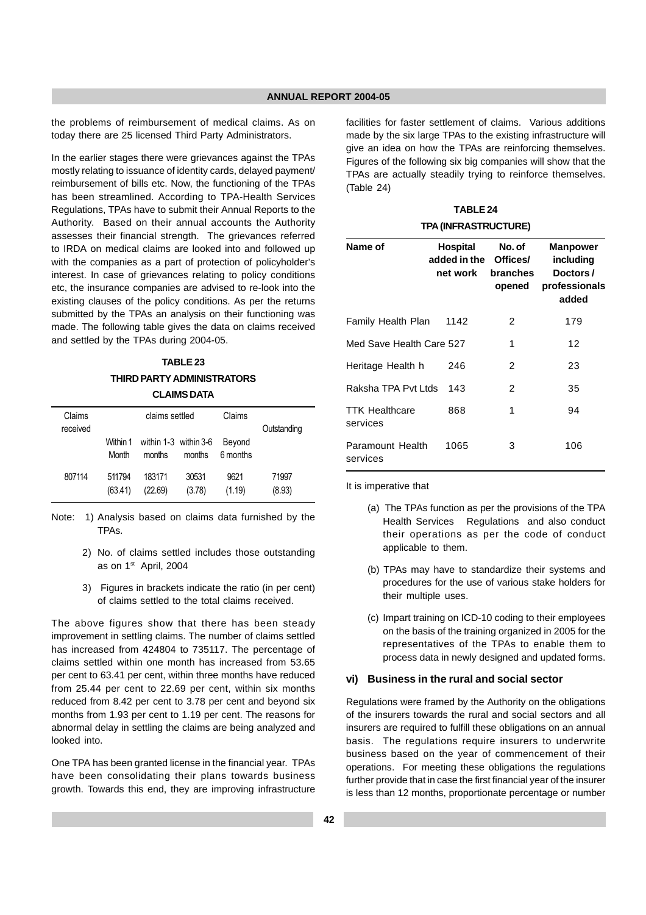the problems of reimbursement of medical claims. As on today there are 25 licensed Third Party Administrators.

In the earlier stages there were grievances against the TPAs mostly relating to issuance of identity cards, delayed payment/ reimbursement of bills etc. Now, the functioning of the TPAs has been streamlined. According to TPA-Health Services Regulations, TPAs have to submit their Annual Reports to the Authority. Based on their annual accounts the Authority assesses their financial strength. The grievances referred to IRDA on medical claims are looked into and followed up with the companies as a part of protection of policyholder's interest. In case of grievances relating to policy conditions etc, the insurance companies are advised to re-look into the existing clauses of the policy conditions. As per the returns submitted by the TPAs an analysis on their functioning was made. The following table gives the data on claims received and settled by the TPAs during 2004-05.

**TABLE 23**

**THIRD PARTY ADMINISTRATORS**

**CLAIMS DATA**

| Claims received | claims settled | | | Claims | Outstanding |
|---|---|---|---|---|---|
| | Within 1 Month | within 1-3 months | within 3-6 months | Beyond 6 months | |
| 807114 | 511794 (63.41) | 183171 (22.69) | 30531 (3.78) | 9621 (1.19) | 71997 (8.93) |

Note: 1) Analysis based on claims data furnished by the TPAs.

2) No. of claims settled includes those outstanding as on 1st April, 2004

3) Figures in brackets indicate the ratio (in per cent) of claims settled to the total claims received.

The above figures show that there has been steady improvement in settling claims. The number of claims settled has increased from 424804 to 735117. The percentage of claims settled within one month has increased from 53.65 per cent to 63.41 per cent, within three months have reduced from 25.44 per cent to 22.69 per cent, within six months reduced from 8.42 per cent to 3.78 per cent and beyond six months from 1.93 per cent to 1.19 per cent. The reasons for abnormal delay in settling the claims are being analyzed and looked into.

One TPA has been granted license in the financial year. TPAs have been consolidating their plans towards business growth. Towards this end, they are improving infrastructure facilities for faster settlement of claims. Various additions made by the six large TPAs to the existing infrastructure will give an idea on how the TPAs are reinforcing themselves. Figures of the following six big companies will show that the TPAs are actually steadily trying to reinforce themselves. (Table 24)

**TABLE 24**

**TPA (INFRASTRUCTURE)**

| Name of | Hospital added in the net work | No. of Offices/ branches opened | Manpower including Doctors / professionals added |
|---|---|---|---|
| Family Health Plan | 1142 | 2 | 179 |
| Med Save Health Care | 527 | 1 | 12 |
| Heritage Health h | 246 | 2 | 23 |
| Raksha TPA Pvt Ltds | 143 | 2 | 35 |
| TTK Healthcare services | 868 | 1 | 94 |
| Paramount Health services | 1065 | 3 | 106 |

It is imperative that

(a) The TPAs function as per the provisions of the TPA Health Services Regulations and also conduct their operations as per the code of conduct applicable to them.

(b) TPAs may have to standardize their systems and procedures for the use of various stake holders for their multiple uses.

(c) Impart training on ICD-10 coding to their employees on the basis of the training organized in 2005 for the representatives of the TPAs to enable them to process data in newly designed and updated forms.

### vi) Business in the rural and social sector

Regulations were framed by the Authority on the obligations of the insurers towards the rural and social sectors and all insurers are required to fulfill these obligations on an annual basis. The regulations require insurers to underwrite business based on the year of commencement of their operations. For meeting these obligations the regulations further provide that in case the first financial year of the insurer is less than 12 months, proportionate percentage or number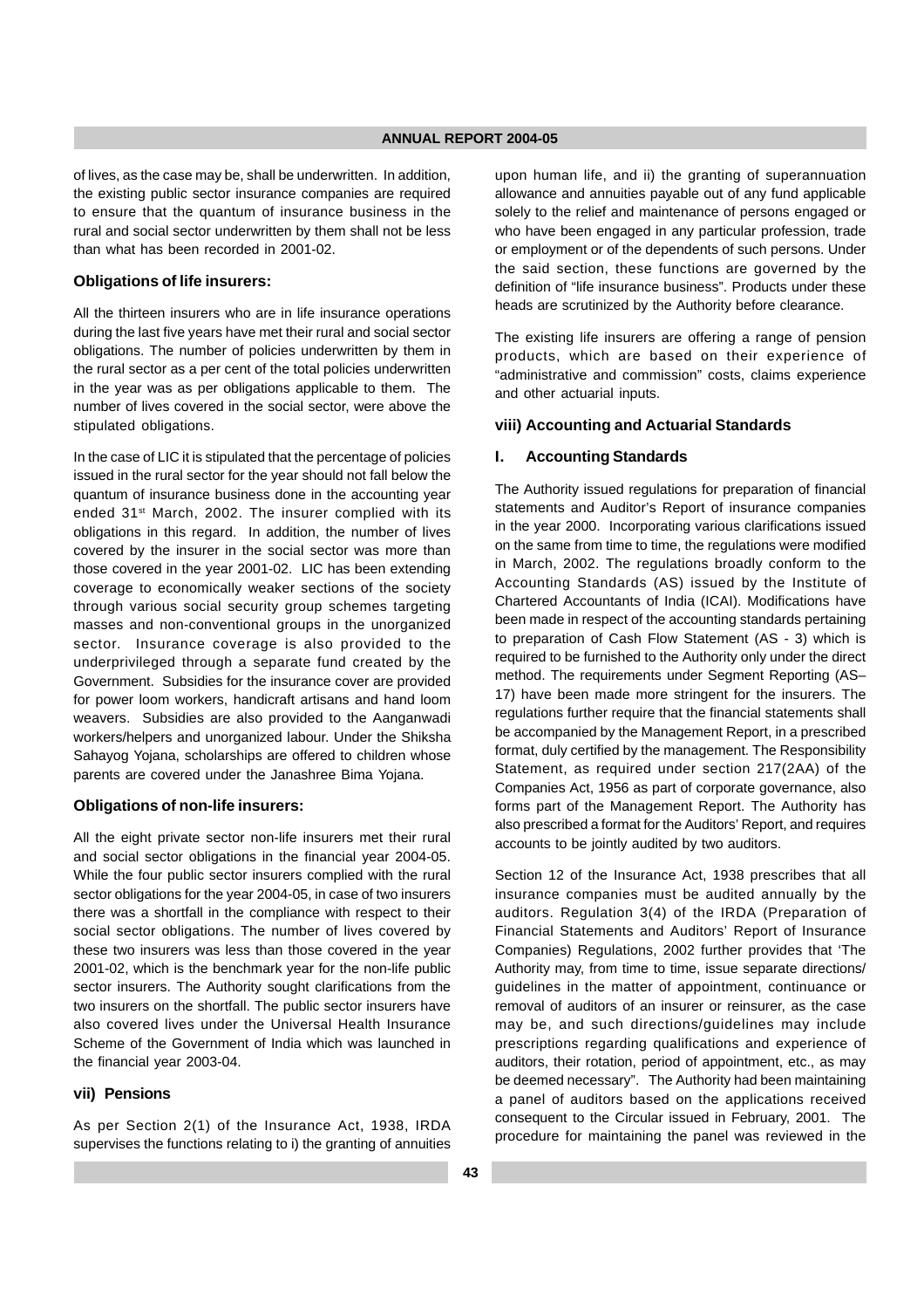of lives, as the case may be, shall be underwritten. In addition, the existing public sector insurance companies are required to ensure that the quantum of insurance business in the rural and social sector underwritten by them shall not be less than what has been recorded in 2001-02.

### Obligations of life insurers:

All the thirteen insurers who are in life insurance operations during the last five years have met their rural and social sector obligations. The number of policies underwritten by them in the rural sector as a per cent of the total policies underwritten in the year was as per obligations applicable to them. The number of lives covered in the social sector, were above the stipulated obligations.

In the case of LIC it is stipulated that the percentage of policies issued in the rural sector for the year should not fall below the quantum of insurance business done in the accounting year ended 31st March, 2002. The insurer complied with its obligations in this regard. In addition, the number of lives covered by the insurer in the social sector was more than those covered in the year 2001-02. LIC has been extending coverage to economically weaker sections of the society through various social security group schemes targeting masses and non-conventional groups in the unorganized sector. Insurance coverage is also provided to the underprivileged through a separate fund created by the Government. Subsidies for the insurance cover are provided for power loom workers, handicraft artisans and hand loom weavers. Subsidies are also provided to the Aanganwadi workers/helpers and unorganized labour. Under the Shiksha Sahayog Yojana, scholarships are offered to children whose parents are covered under the Janashree Bima Yojana.

### Obligations of non-life insurers:

All the eight private sector non-life insurers met their rural and social sector obligations in the financial year 2004-05. While the four public sector insurers complied with the rural sector obligations for the year 2004-05, in case of two insurers there was a shortfall in the compliance with respect to their social sector obligations. The number of lives covered by these two insurers was less than those covered in the year 2001-02, which is the benchmark year for the non-life public sector insurers. The Authority sought clarifications from the two insurers on the shortfall. The public sector insurers have also covered lives under the Universal Health Insurance Scheme of the Government of India which was launched in the financial year 2003-04.

### vii) Pensions

As per Section 2(1) of the Insurance Act, 1938, IRDA supervises the functions relating to i) the granting of annuities upon human life, and ii) the granting of superannuation allowance and annuities payable out of any fund applicable solely to the relief and maintenance of persons engaged or who have been engaged in any particular profession, trade or employment or of the dependents of such persons. Under the said section, these functions are governed by the definition of "life insurance business". Products under these heads are scrutinized by the Authority before clearance.

The existing life insurers are offering a range of pension products, which are based on their experience of "administrative and commission" costs, claims experience and other actuarial inputs.

### viii) Accounting and Actuarial Standards

### I. Accounting Standards

The Authority issued regulations for preparation of financial statements and Auditor's Report of insurance companies in the year 2000. Incorporating various clarifications issued on the same from time to time, the regulations were modified in March, 2002. The regulations broadly conform to the Accounting Standards (AS) issued by the Institute of Chartered Accountants of India (ICAI). Modifications have been made in respect of the accounting standards pertaining to preparation of Cash Flow Statement (AS - 3) which is required to be furnished to the Authority only under the direct method. The requirements under Segment Reporting (AS–17) have been made more stringent for the insurers. The regulations further require that the financial statements shall be accompanied by the Management Report, in a prescribed format, duly certified by the management. The Responsibility Statement, as required under section 217(2AA) of the Companies Act, 1956 as part of corporate governance, also forms part of the Management Report. The Authority has also prescribed a format for the Auditors' Report, and requires accounts to be jointly audited by two auditors.

Section 12 of the Insurance Act, 1938 prescribes that all insurance companies must be audited annually by the auditors. Regulation 3(4) of the IRDA (Preparation of Financial Statements and Auditors' Report of Insurance Companies) Regulations, 2002 further provides that 'The Authority may, from time to time, issue separate directions/ guidelines in the matter of appointment, continuance or removal of auditors of an insurer or reinsurer, as the case may be, and such directions/guidelines may include prescriptions regarding qualifications and experience of auditors, their rotation, period of appointment, etc., as may be deemed necessary". The Authority had been maintaining a panel of auditors based on the applications received consequent to the Circular issued in February, 2001. The procedure for maintaining the panel was reviewed in the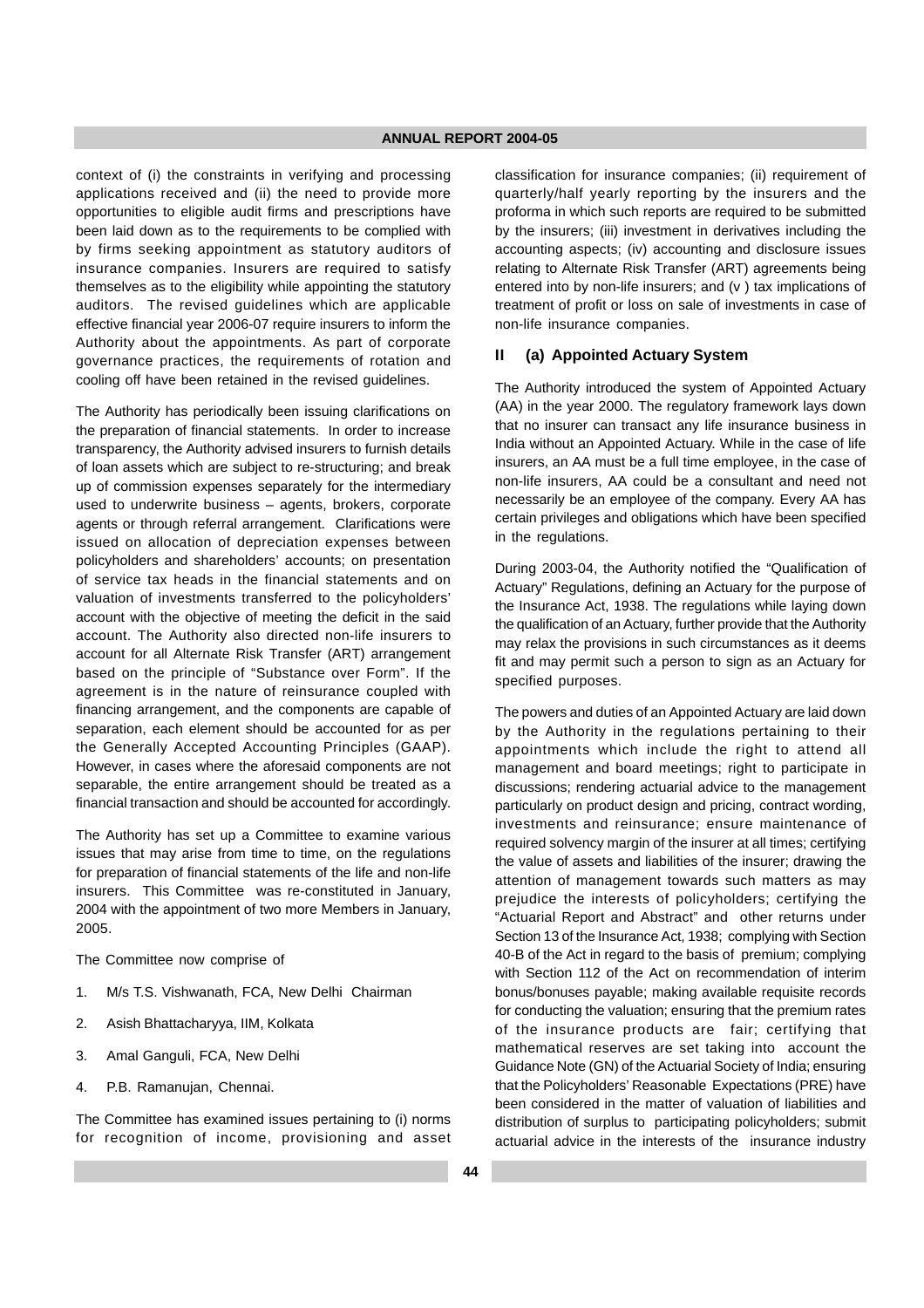context of (i) the constraints in verifying and processing applications received and (ii) the need to provide more opportunities to eligible audit firms and prescriptions have been laid down as to the requirements to be complied with by firms seeking appointment as statutory auditors of insurance companies. Insurers are required to satisfy themselves as to the eligibility while appointing the statutory auditors. The revised guidelines which are applicable effective financial year 2006-07 require insurers to inform the Authority about the appointments. As part of corporate governance practices, the requirements of rotation and cooling off have been retained in the revised guidelines.

The Authority has periodically been issuing clarifications on the preparation of financial statements. In order to increase transparency, the Authority advised insurers to furnish details of loan assets which are subject to re-structuring; and break up of commission expenses separately for the intermediary used to underwrite business – agents, brokers, corporate agents or through referral arrangement. Clarifications were issued on allocation of depreciation expenses between policyholders and shareholders' accounts; on presentation of service tax heads in the financial statements and on valuation of investments transferred to the policyholders' account with the objective of meeting the deficit in the said account. The Authority also directed non-life insurers to account for all Alternate Risk Transfer (ART) arrangement based on the principle of "Substance over Form". If the agreement is in the nature of reinsurance coupled with financing arrangement, and the components are capable of separation, each element should be accounted for as per the Generally Accepted Accounting Principles (GAAP). However, in cases where the aforesaid components are not separable, the entire arrangement should be treated as a financial transaction and should be accounted for accordingly.

The Authority has set up a Committee to examine various issues that may arise from time to time, on the regulations for preparation of financial statements of the life and non-life insurers. This Committee was re-constituted in January, 2004 with the appointment of two more Members in January, 2005.

The Committee now comprise of

1. M/s T.S. Vishwanath, FCA, New Delhi Chairman
2. Asish Bhattacharyya, IIM, Kolkata
3. Amal Ganguli, FCA, New Delhi
4. P.B. Ramanujan, Chennai.

The Committee has examined issues pertaining to (i) norms for recognition of income, provisioning and asset classification for insurance companies; (ii) requirement of quarterly/half yearly reporting by the insurers and the proforma in which such reports are required to be submitted by the insurers; (iii) investment in derivatives including the accounting aspects; (iv) accounting and disclosure issues relating to Alternate Risk Transfer (ART) agreements being entered into by non-life insurers; and (v ) tax implications of treatment of profit or loss on sale of investments in case of non-life insurance companies.

## II (a) Appointed Actuary System

The Authority introduced the system of Appointed Actuary (AA) in the year 2000. The regulatory framework lays down that no insurer can transact any life insurance business in India without an Appointed Actuary. While in the case of life insurers, an AA must be a full time employee, in the case of non-life insurers, AA could be a consultant and need not necessarily be an employee of the company. Every AA has certain privileges and obligations which have been specified in the regulations.

During 2003-04, the Authority notified the "Qualification of Actuary" Regulations, defining an Actuary for the purpose of the Insurance Act, 1938. The regulations while laying down the qualification of an Actuary, further provide that the Authority may relax the provisions in such circumstances as it deems fit and may permit such a person to sign as an Actuary for specified purposes.

The powers and duties of an Appointed Actuary are laid down by the Authority in the regulations pertaining to their appointments which include the right to attend all management and board meetings; right to participate in discussions; rendering actuarial advice to the management particularly on product design and pricing, contract wording, investments and reinsurance; ensure maintenance of required solvency margin of the insurer at all times; certifying the value of assets and liabilities of the insurer; drawing the attention of management towards such matters as may prejudice the interests of policyholders; certifying the "Actuarial Report and Abstract" and other returns under Section 13 of the Insurance Act, 1938; complying with Section 40-B of the Act in regard to the basis of premium; complying with Section 112 of the Act on recommendation of interim bonus/bonuses payable; making available requisite records for conducting the valuation; ensuring that the premium rates of the insurance products are fair; certifying that mathematical reserves are set taking into account the Guidance Note (GN) of the Actuarial Society of India; ensuring that the Policyholders' Reasonable Expectations (PRE) have been considered in the matter of valuation of liabilities and distribution of surplus to participating policyholders; submit actuarial advice in the interests of the insurance industry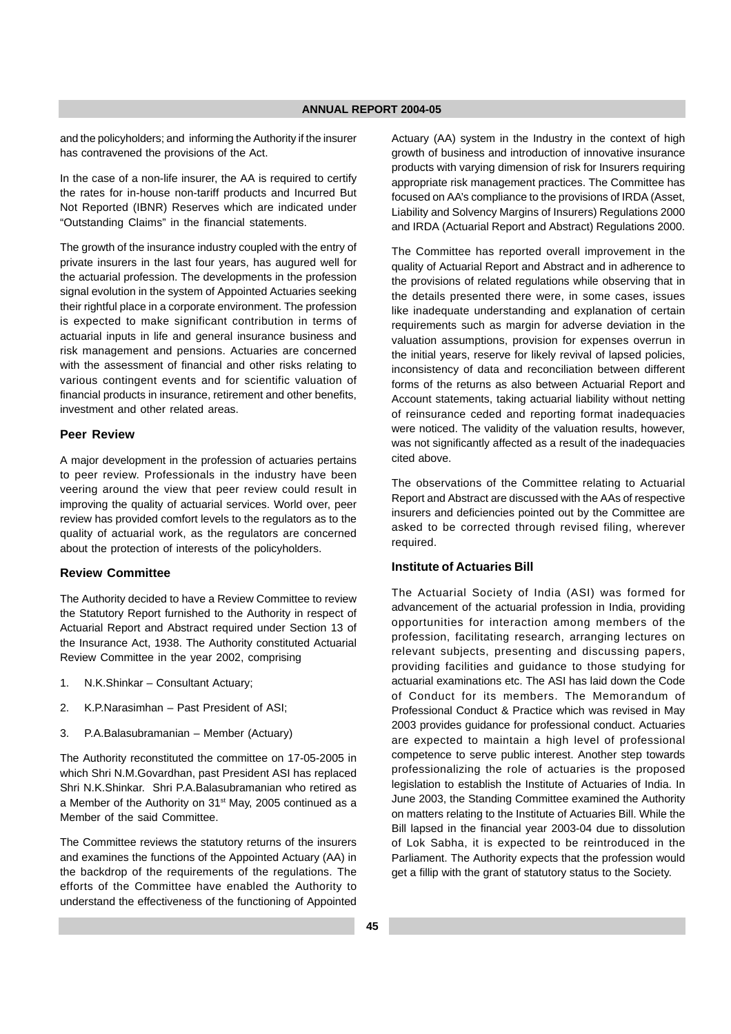and the policyholders; and informing the Authority if the insurer has contravened the provisions of the Act.

In the case of a non-life insurer, the AA is required to certify the rates for in-house non-tariff products and Incurred But Not Reported (IBNR) Reserves which are indicated under "Outstanding Claims" in the financial statements.

The growth of the insurance industry coupled with the entry of private insurers in the last four years, has augured well for the actuarial profession. The developments in the profession signal evolution in the system of Appointed Actuaries seeking their rightful place in a corporate environment. The profession is expected to make significant contribution in terms of actuarial inputs in life and general insurance business and risk management and pensions. Actuaries are concerned with the assessment of financial and other risks relating to various contingent events and for scientific valuation of financial products in insurance, retirement and other benefits, investment and other related areas.

### Peer Review

A major development in the profession of actuaries pertains to peer review. Professionals in the industry have been veering around the view that peer review could result in improving the quality of actuarial services. World over, peer review has provided comfort levels to the regulators as to the quality of actuarial work, as the regulators are concerned about the protection of interests of the policyholders.

### Review Committee

The Authority decided to have a Review Committee to review the Statutory Report furnished to the Authority in respect of Actuarial Report and Abstract required under Section 13 of the Insurance Act, 1938. The Authority constituted Actuarial Review Committee in the year 2002, comprising

1. N.K.Shinkar – Consultant Actuary;
2. K.P.Narasimhan – Past President of ASI;
3. P.A.Balasubramanian – Member (Actuary)

The Authority reconstituted the committee on 17-05-2005 in which Shri N.M.Govardhan, past President ASI has replaced Shri N.K.Shinkar. Shri P.A.Balasubramanian who retired as a Member of the Authority on 31st May, 2005 continued as a Member of the said Committee.

The Committee reviews the statutory returns of the insurers and examines the functions of the Appointed Actuary (AA) in the backdrop of the requirements of the regulations. The efforts of the Committee have enabled the Authority to understand the effectiveness of the functioning of Appointed Actuary (AA) system in the Industry in the context of high growth of business and introduction of innovative insurance products with varying dimension of risk for Insurers requiring appropriate risk management practices. The Committee has focused on AA's compliance to the provisions of IRDA (Asset, Liability and Solvency Margins of Insurers) Regulations 2000 and IRDA (Actuarial Report and Abstract) Regulations 2000.

The Committee has reported overall improvement in the quality of Actuarial Report and Abstract and in adherence to the provisions of related regulations while observing that in the details presented there were, in some cases, issues like inadequate understanding and explanation of certain requirements such as margin for adverse deviation in the valuation assumptions, provision for expenses overrun in the initial years, reserve for likely revival of lapsed policies, inconsistency of data and reconciliation between different forms of the returns as also between Actuarial Report and Account statements, taking actuarial liability without netting of reinsurance ceded and reporting format inadequacies were noticed. The validity of the valuation results, however, was not significantly affected as a result of the inadequacies cited above.

The observations of the Committee relating to Actuarial Report and Abstract are discussed with the AAs of respective insurers and deficiencies pointed out by the Committee are asked to be corrected through revised filing, wherever required.

### Institute of Actuaries Bill

The Actuarial Society of India (ASI) was formed for advancement of the actuarial profession in India, providing opportunities for interaction among members of the profession, facilitating research, arranging lectures on relevant subjects, presenting and discussing papers, providing facilities and guidance to those studying for actuarial examinations etc. The ASI has laid down the Code of Conduct for its members. The Memorandum of Professional Conduct & Practice which was revised in May 2003 provides guidance for professional conduct. Actuaries are expected to maintain a high level of professional competence to serve public interest. Another step towards professionalizing the role of actuaries is the proposed legislation to establish the Institute of Actuaries of India. In June 2003, the Standing Committee examined the Authority on matters relating to the Institute of Actuaries Bill. While the Bill lapsed in the financial year 2003-04 due to dissolution of Lok Sabha, it is expected to be reintroduced in the Parliament. The Authority expects that the profession would get a fillip with the grant of statutory status to the Society.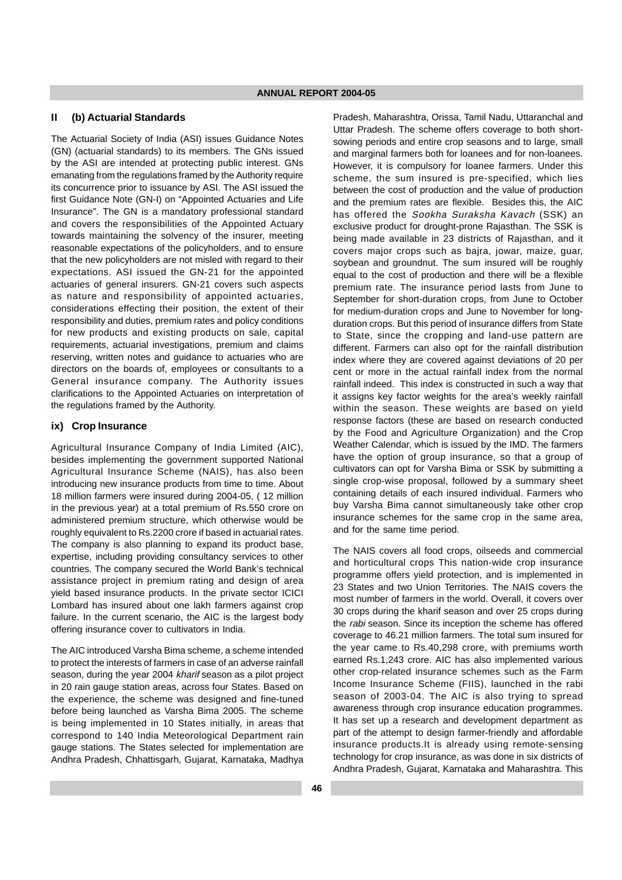## II (b) Actuarial Standards

The Actuarial Society of India (ASI) issues Guidance Notes (GN) (actuarial standards) to its members. The GNs issued by the ASI are intended at protecting public interest. GNs emanating from the regulations framed by the Authority require its concurrence prior to issuance by ASI. The ASI issued the first Guidance Note (GN-I) on "Appointed Actuaries and Life Insurance". The GN is a mandatory professional standard and covers the responsibilities of the Appointed Actuary towards maintaining the solvency of the insurer, meeting reasonable expectations of the policyholders, and to ensure that the new policyholders are not misled with regard to their expectations. ASI issued the GN-21 for the appointed actuaries of general insurers. GN-21 covers such aspects as nature and responsibility of appointed actuaries, considerations effecting their position, the extent of their responsibility and duties, premium rates and policy conditions for new products and existing products on sale, capital requirements, actuarial investigations, premium and claims reserving, written notes and guidance to actuaries who are directors on the boards of, employees or consultants to a General insurance company. The Authority issues clarifications to the Appointed Actuaries on interpretation of the regulations framed by the Authority.

## ix) Crop Insurance

Agricultural Insurance Company of India Limited (AIC), besides implementing the government supported National Agricultural Insurance Scheme (NAIS), has also been introducing new insurance products from time to time. About 18 million farmers were insured during 2004-05, ( 12 million in the previous year) at a total premium of Rs.550 crore on administered premium structure, which otherwise would be roughly equivalent to Rs.2200 crore if based in actuarial rates. The company is also planning to expand its product base, expertise, including providing consultancy services to other countries. The company secured the World Bank's technical assistance project in premium rating and design of area yield based insurance products. In the private sector ICICI Lombard has insured about one lakh farmers against crop failure. In the current scenario, the AIC is the largest body offering insurance cover to cultivators in India.

The AIC introduced Varsha Bima scheme, a scheme intended to protect the interests of farmers in case of an adverse rainfall season, during the year 2004 *kharif* season as a pilot project in 20 rain gauge station areas, across four States. Based on the experience, the scheme was designed and fine-tuned before being launched as Varsha Bima 2005. The scheme is being implemented in 10 States initially, in areas that correspond to 140 India Meteorological Department rain gauge stations. The States selected for implementation are Andhra Pradesh, Chhattisgarh, Gujarat, Karnataka, Madhya Pradesh, Maharashtra, Orissa, Tamil Nadu, Uttaranchal and Uttar Pradesh. The scheme offers coverage to both short-sowing periods and entire crop seasons and to large, small and marginal farmers both for loanees and for non-loanees. However, it is compulsory for loanee farmers. Under this scheme, the sum insured is pre-specified, which lies between the cost of production and the value of production and the premium rates are flexible. Besides this, the AIC has offered the *Sookha Suraksha Kavach* (SSK) an exclusive product for drought-prone Rajasthan. The SSK is being made available in 23 districts of Rajasthan, and it covers major crops such as bajra, jowar, maize, guar, soybean and groundnut. The sum insured will be roughly equal to the cost of production and there will be a flexible premium rate. The insurance period lasts from June to September for short-duration crops, from June to October for medium-duration crops and June to November for long-duration crops. But this period of insurance differs from State to State, since the cropping and land-use pattern are different. Farmers can also opt for the rainfall distribution index where they are covered against deviations of 20 per cent or more in the actual rainfall index from the normal rainfall indeed. This index is constructed in such a way that it assigns key factor weights for the area's weekly rainfall within the season. These weights are based on yield response factors (these are based on research conducted by the Food and Agriculture Organization) and the Crop Weather Calendar, which is issued by the IMD. The farmers have the option of group insurance, so that a group of cultivators can opt for Varsha Bima or SSK by submitting a single crop-wise proposal, followed by a summary sheet containing details of each insured individual. Farmers who buy Varsha Bima cannot simultaneously take other crop insurance schemes for the same crop in the same area, and for the same time period.

The NAIS covers all food crops, oilseeds and commercial and horticultural crops This nation-wide crop insurance programme offers yield protection, and is implemented in 23 States and two Union Territories. The NAIS covers the most number of farmers in the world. Overall, it covers over 30 crops during the kharif season and over 25 crops during the *rabi* season. Since its inception the scheme has offered coverage to 46.21 million farmers. The total sum insured for the year came to Rs.40,298 crore, with premiums worth earned Rs.1,243 crore. AIC has also implemented various other crop-related insurance schemes such as the Farm Income Insurance Scheme (FIIS), launched in the rabi season of 2003-04. The AIC is also trying to spread awareness through crop insurance education programmes. It has set up a research and development department as part of the attempt to design farmer-friendly and affordable insurance products.It is already using remote-sensing technology for crop insurance, as was done in six districts of Andhra Pradesh, Gujarat, Karnataka and Maharashtra. This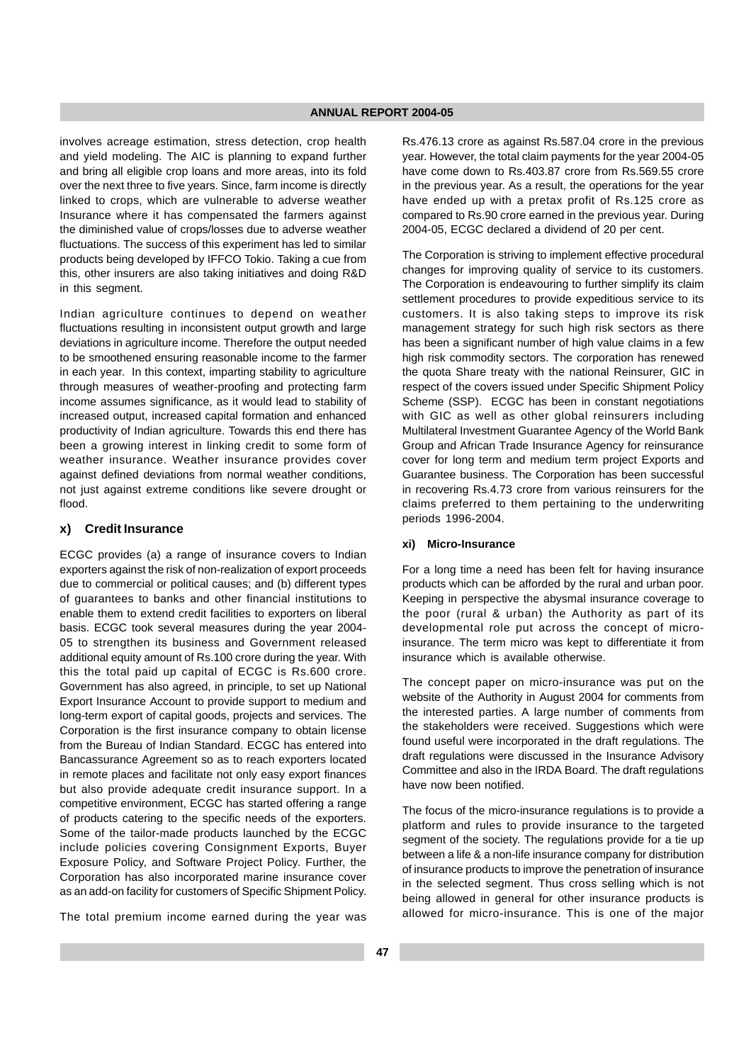involves acreage estimation, stress detection, crop health and yield modeling. The AIC is planning to expand further and bring all eligible crop loans and more areas, into its fold over the next three to five years. Since, farm income is directly linked to crops, which are vulnerable to adverse weather Insurance where it has compensated the farmers against the diminished value of crops/losses due to adverse weather fluctuations. The success of this experiment has led to similar products being developed by IFFCO Tokio. Taking a cue from this, other insurers are also taking initiatives and doing R&D in this segment.

Indian agriculture continues to depend on weather fluctuations resulting in inconsistent output growth and large deviations in agriculture income. Therefore the output needed to be smoothened ensuring reasonable income to the farmer in each year. In this context, imparting stability to agriculture through measures of weather-proofing and protecting farm income assumes significance, as it would lead to stability of increased output, increased capital formation and enhanced productivity of Indian agriculture. Towards this end there has been a growing interest in linking credit to some form of weather insurance. Weather insurance provides cover against defined deviations from normal weather conditions, not just against extreme conditions like severe drought or flood.

### x) Credit Insurance

ECGC provides (a) a range of insurance covers to Indian exporters against the risk of non-realization of export proceeds due to commercial or political causes; and (b) different types of guarantees to banks and other financial institutions to enable them to extend credit facilities to exporters on liberal basis. ECGC took several measures during the year 2004-05 to strengthen its business and Government released additional equity amount of Rs.100 crore during the year. With this the total paid up capital of ECGC is Rs.600 crore. Government has also agreed, in principle, to set up National Export Insurance Account to provide support to medium and long-term export of capital goods, projects and services. The Corporation is the first insurance company to obtain license from the Bureau of Indian Standard. ECGC has entered into Bancassurance Agreement so as to reach exporters located in remote places and facilitate not only easy export finances but also provide adequate credit insurance support. In a competitive environment, ECGC has started offering a range of products catering to the specific needs of the exporters. Some of the tailor-made products launched by the ECGC include policies covering Consignment Exports, Buyer Exposure Policy, and Software Project Policy. Further, the Corporation has also incorporated marine insurance cover as an add-on facility for customers of Specific Shipment Policy.

The total premium income earned during the year was Rs.476.13 crore as against Rs.587.04 crore in the previous year. However, the total claim payments for the year 2004-05 have come down to Rs.403.87 crore from Rs.569.55 crore in the previous year. As a result, the operations for the year have ended up with a pretax profit of Rs.125 crore as compared to Rs.90 crore earned in the previous year. During 2004-05, ECGC declared a dividend of 20 per cent.

The Corporation is striving to implement effective procedural changes for improving quality of service to its customers. The Corporation is endeavouring to further simplify its claim settlement procedures to provide expeditious service to its customers. It is also taking steps to improve its risk management strategy for such high risk sectors as there has been a significant number of high value claims in a few high risk commodity sectors. The corporation has renewed the quota Share treaty with the national Reinsurer, GIC in respect of the covers issued under Specific Shipment Policy Scheme (SSP). ECGC has been in constant negotiations with GIC as well as other global reinsurers including Multilateral Investment Guarantee Agency of the World Bank Group and African Trade Insurance Agency for reinsurance cover for long term and medium term project Exports and Guarantee business. The Corporation has been successful in recovering Rs.4.73 crore from various reinsurers for the claims preferred to them pertaining to the underwriting periods 1996-2004.

#### xi) Micro-Insurance

For a long time a need has been felt for having insurance products which can be afforded by the rural and urban poor. Keeping in perspective the abysmal insurance coverage to the poor (rural & urban) the Authority as part of its developmental role put across the concept of micro-insurance. The term micro was kept to differentiate it from insurance which is available otherwise.

The concept paper on micro-insurance was put on the website of the Authority in August 2004 for comments from the interested parties. A large number of comments from the stakeholders were received. Suggestions which were found useful were incorporated in the draft regulations. The draft regulations were discussed in the Insurance Advisory Committee and also in the IRDA Board. The draft regulations have now been notified.

The focus of the micro-insurance regulations is to provide a platform and rules to provide insurance to the targeted segment of the society. The regulations provide for a tie up between a life & a non-life insurance company for distribution of insurance products to improve the penetration of insurance in the selected segment. Thus cross selling which is not being allowed in general for other insurance products is allowed for micro-insurance. This is one of the major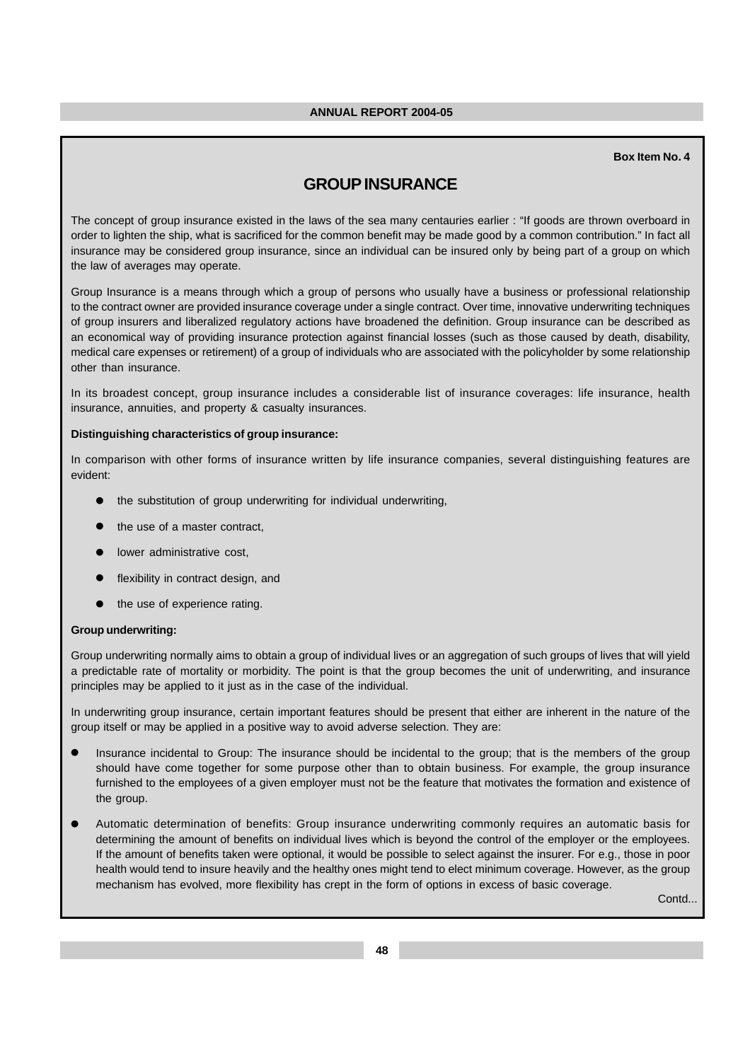Box Item No. 4

## GROUP INSURANCE

The concept of group insurance existed in the laws of the sea many centauries earlier : "If goods are thrown overboard in order to lighten the ship, what is sacrificed for the common benefit may be made good by a common contribution." In fact all insurance may be considered group insurance, since an individual can be insured only by being part of a group on which the law of averages may operate.

Group Insurance is a means through which a group of persons who usually have a business or professional relationship to the contract owner are provided insurance coverage under a single contract. Over time, innovative underwriting techniques of group insurers and liberalized regulatory actions have broadened the definition. Group insurance can be described as an economical way of providing insurance protection against financial losses (such as those caused by death, disability, medical care expenses or retirement) of a group of individuals who are associated with the policyholder by some relationship other than insurance.

In its broadest concept, group insurance includes a considerable list of insurance coverages: life insurance, health insurance, annuities, and property & casualty insurances.

**Distinguishing characteristics of group insurance:**

In comparison with other forms of insurance written by life insurance companies, several distinguishing features are evident:

- the substitution of group underwriting for individual underwriting,
- the use of a master contract,
- lower administrative cost,
- flexibility in contract design, and
- the use of experience rating.

**Group underwriting:**

Group underwriting normally aims to obtain a group of individual lives or an aggregation of such groups of lives that will yield a predictable rate of mortality or morbidity. The point is that the group becomes the unit of underwriting, and insurance principles may be applied to it just as in the case of the individual.

In underwriting group insurance, certain important features should be present that either are inherent in the nature of the group itself or may be applied in a positive way to avoid adverse selection. They are:

- Insurance incidental to Group: The insurance should be incidental to the group; that is the members of the group should have come together for some purpose other than to obtain business. For example, the group insurance furnished to the employees of a given employer must not be the feature that motivates the formation and existence of the group.
- Automatic determination of benefits: Group insurance underwriting commonly requires an automatic basis for determining the amount of benefits on individual lives which is beyond the control of the employer or the employees. If the amount of benefits taken were optional, it would be possible to select against the insurer. For e.g., those in poor health would tend to insure heavily and the healthy ones might tend to elect minimum coverage. However, as the group mechanism has evolved, more flexibility has crept in the form of options in excess of basic coverage.

Contd...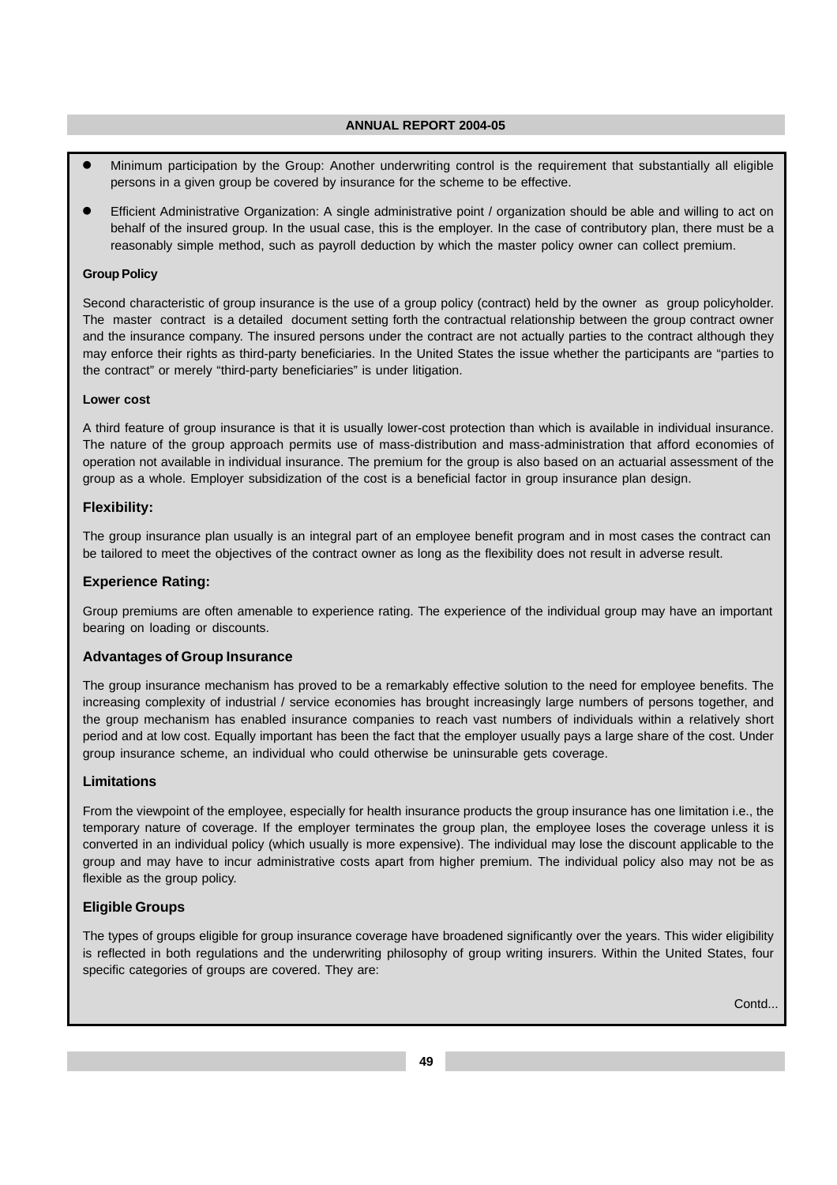- Minimum participation by the Group: Another underwriting control is the requirement that substantially all eligible persons in a given group be covered by insurance for the scheme to be effective.
- Efficient Administrative Organization: A single administrative point / organization should be able and willing to act on behalf of the insured group. In the usual case, this is the employer. In the case of contributory plan, there must be a reasonably simple method, such as payroll deduction by which the master policy owner can collect premium.

**Group Policy**

Second characteristic of group insurance is the use of a group policy (contract) held by the owner as group policyholder. The master contract is a detailed document setting forth the contractual relationship between the group contract owner and the insurance company. The insured persons under the contract are not actually parties to the contract although they may enforce their rights as third-party beneficiaries. In the United States the issue whether the participants are "parties to the contract" or merely "third-party beneficiaries" is under litigation.

**Lower cost**

A third feature of group insurance is that it is usually lower-cost protection than which is available in individual insurance. The nature of the group approach permits use of mass-distribution and mass-administration that afford economies of operation not available in individual insurance. The premium for the group is also based on an actuarial assessment of the group as a whole. Employer subsidization of the cost is a beneficial factor in group insurance plan design.

### Flexibility:

The group insurance plan usually is an integral part of an employee benefit program and in most cases the contract can be tailored to meet the objectives of the contract owner as long as the flexibility does not result in adverse result.

### Experience Rating:

Group premiums are often amenable to experience rating. The experience of the individual group may have an important bearing on loading or discounts.

### Advantages of Group Insurance

The group insurance mechanism has proved to be a remarkably effective solution to the need for employee benefits. The increasing complexity of industrial / service economies has brought increasingly large numbers of persons together, and the group mechanism has enabled insurance companies to reach vast numbers of individuals within a relatively short period and at low cost. Equally important has been the fact that the employer usually pays a large share of the cost. Under group insurance scheme, an individual who could otherwise be uninsurable gets coverage.

### Limitations

From the viewpoint of the employee, especially for health insurance products the group insurance has one limitation i.e., the temporary nature of coverage. If the employer terminates the group plan, the employee loses the coverage unless it is converted in an individual policy (which usually is more expensive). The individual may lose the discount applicable to the group and may have to incur administrative costs apart from higher premium. The individual policy also may not be as flexible as the group policy.

### Eligible Groups

The types of groups eligible for group insurance coverage have broadened significantly over the years. This wider eligibility is reflected in both regulations and the underwriting philosophy of group writing insurers. Within the United States, four specific categories of groups are covered. They are:

Contd...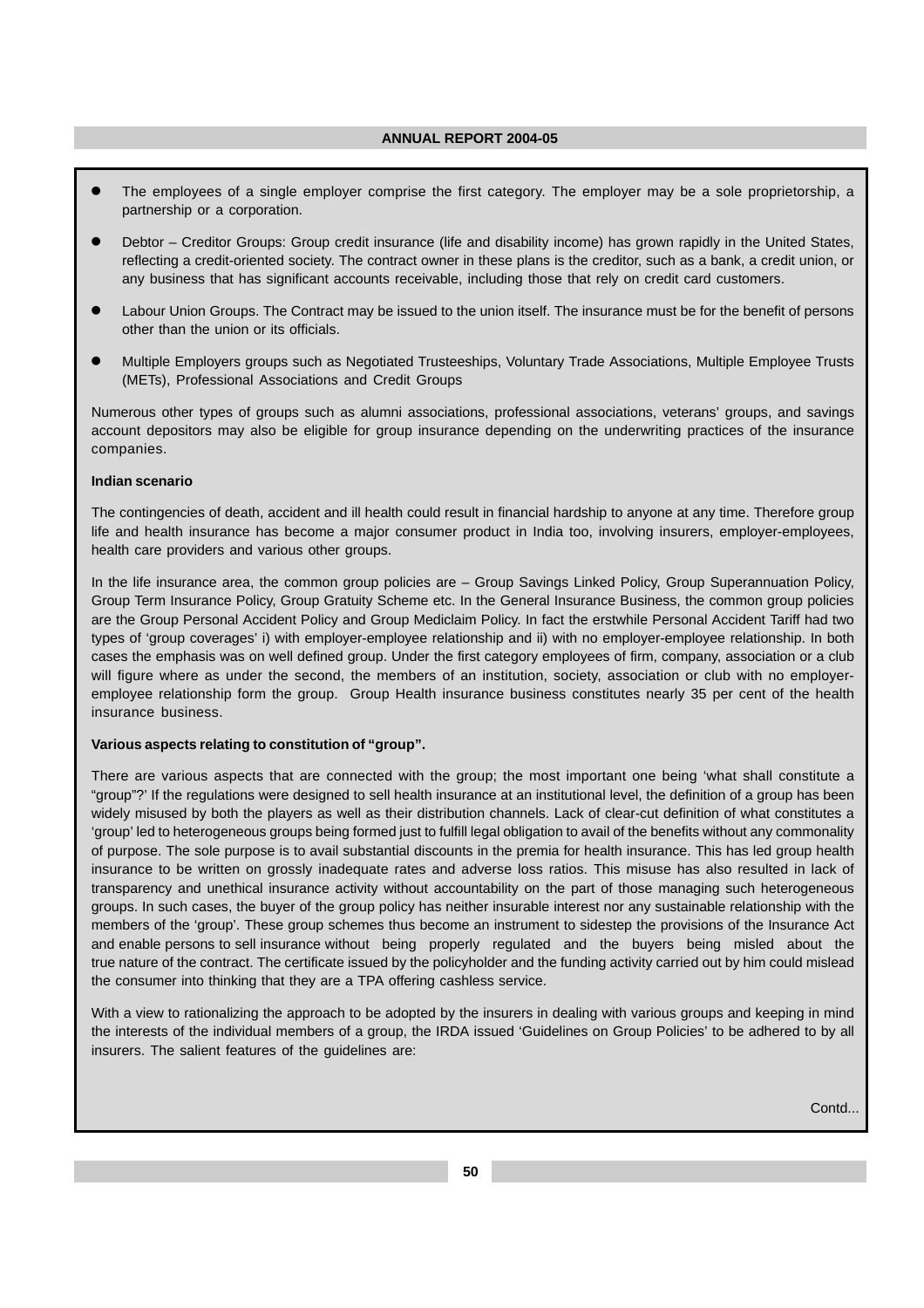- The employees of a single employer comprise the first category. The employer may be a sole proprietorship, a partnership or a corporation.
- Debtor – Creditor Groups: Group credit insurance (life and disability income) has grown rapidly in the United States, reflecting a credit-oriented society. The contract owner in these plans is the creditor, such as a bank, a credit union, or any business that has significant accounts receivable, including those that rely on credit card customers.
- Labour Union Groups. The Contract may be issued to the union itself. The insurance must be for the benefit of persons other than the union or its officials.
- Multiple Employers groups such as Negotiated Trusteeships, Voluntary Trade Associations, Multiple Employee Trusts (METs), Professional Associations and Credit Groups

Numerous other types of groups such as alumni associations, professional associations, veterans' groups, and savings account depositors may also be eligible for group insurance depending on the underwriting practices of the insurance companies.

**Indian scenario**

The contingencies of death, accident and ill health could result in financial hardship to anyone at any time. Therefore group life and health insurance has become a major consumer product in India too, involving insurers, employer-employees, health care providers and various other groups.

In the life insurance area, the common group policies are – Group Savings Linked Policy, Group Superannuation Policy, Group Term Insurance Policy, Group Gratuity Scheme etc. In the General Insurance Business, the common group policies are the Group Personal Accident Policy and Group Mediclaim Policy. In fact the erstwhile Personal Accident Tariff had two types of 'group coverages' i) with employer-employee relationship and ii) with no employer-employee relationship. In both cases the emphasis was on well defined group. Under the first category employees of firm, company, association or a club will figure where as under the second, the members of an institution, society, association or club with no employer-employee relationship form the group. Group Health insurance business constitutes nearly 35 per cent of the health insurance business.

**Various aspects relating to constitution of "group".**

There are various aspects that are connected with the group; the most important one being 'what shall constitute a "group"?' If the regulations were designed to sell health insurance at an institutional level, the definition of a group has been widely misused by both the players as well as their distribution channels. Lack of clear-cut definition of what constitutes a 'group' led to heterogeneous groups being formed just to fulfill legal obligation to avail of the benefits without any commonality of purpose. The sole purpose is to avail substantial discounts in the premia for health insurance. This has led group health insurance to be written on grossly inadequate rates and adverse loss ratios. This misuse has also resulted in lack of transparency and unethical insurance activity without accountability on the part of those managing such heterogeneous groups. In such cases, the buyer of the group policy has neither insurable interest nor any sustainable relationship with the members of the 'group'. These group schemes thus become an instrument to sidestep the provisions of the Insurance Act and enable persons to sell insurance without being properly regulated and the buyers being misled about the true nature of the contract. The certificate issued by the policyholder and the funding activity carried out by him could mislead the consumer into thinking that they are a TPA offering cashless service.

With a view to rationalizing the approach to be adopted by the insurers in dealing with various groups and keeping in mind the interests of the individual members of a group, the IRDA issued 'Guidelines on Group Policies' to be adhered to by all insurers. The salient features of the guidelines are:

Contd...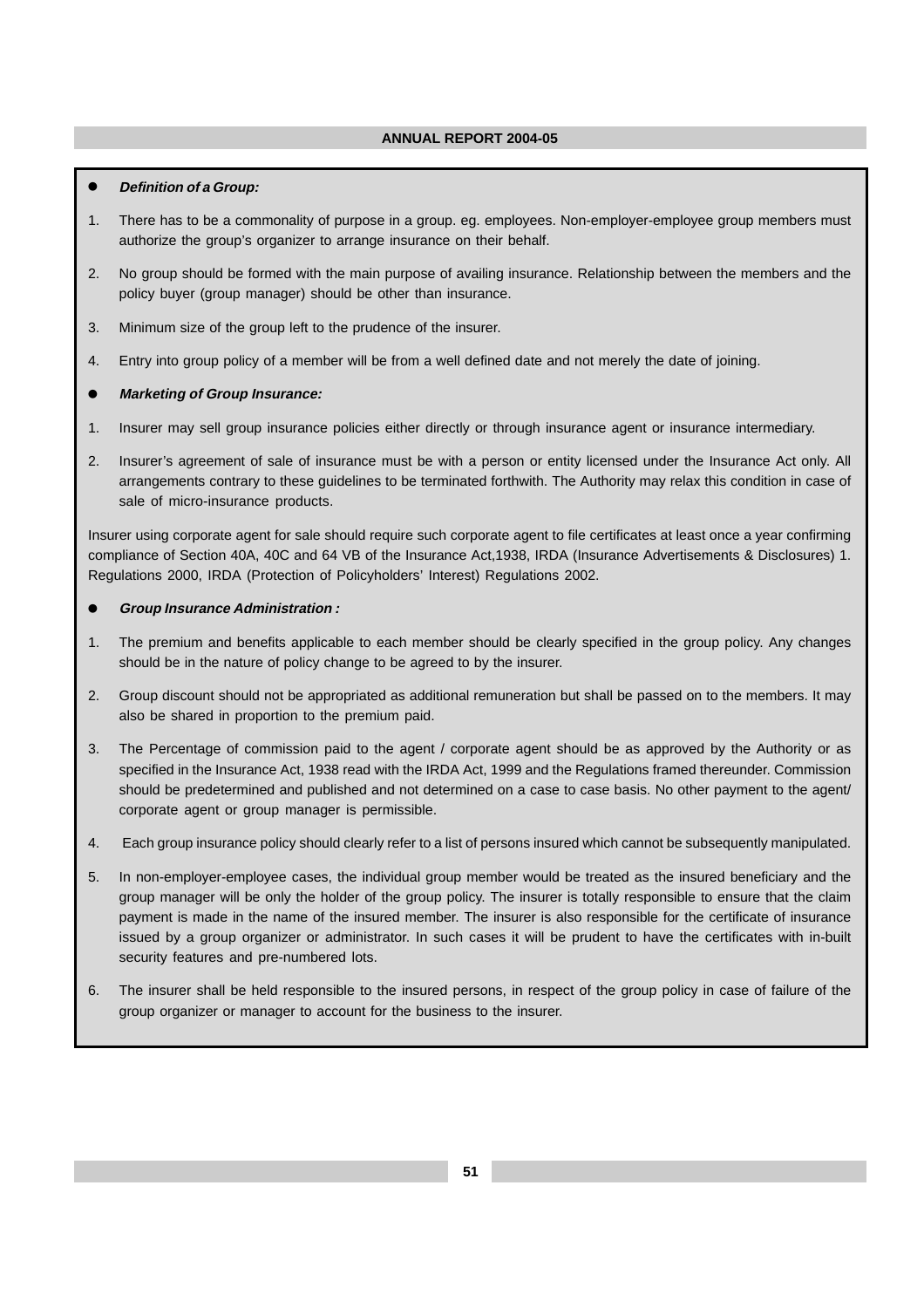- ***Definition of a Group:***

1. There has to be a commonality of purpose in a group. eg. employees. Non-employer-employee group members must authorize the group's organizer to arrange insurance on their behalf.
2. No group should be formed with the main purpose of availing insurance. Relationship between the members and the policy buyer (group manager) should be other than insurance.
3. Minimum size of the group left to the prudence of the insurer.
4. Entry into group policy of a member will be from a well defined date and not merely the date of joining.

- ***Marketing of Group Insurance:***

1. Insurer may sell group insurance policies either directly or through insurance agent or insurance intermediary.
2. Insurer's agreement of sale of insurance must be with a person or entity licensed under the Insurance Act only. All arrangements contrary to these guidelines to be terminated forthwith. The Authority may relax this condition in case of sale of micro-insurance products.

Insurer using corporate agent for sale should require such corporate agent to file certificates at least once a year confirming compliance of Section 40A, 40C and 64 VB of the Insurance Act,1938, IRDA (Insurance Advertisements & Disclosures) 1. Regulations 2000, IRDA (Protection of Policyholders' Interest) Regulations 2002.

- ***Group Insurance Administration :***

1. The premium and benefits applicable to each member should be clearly specified in the group policy. Any changes should be in the nature of policy change to be agreed to by the insurer.
2. Group discount should not be appropriated as additional remuneration but shall be passed on to the members. It may also be shared in proportion to the premium paid.
3. The Percentage of commission paid to the agent / corporate agent should be as approved by the Authority or as specified in the Insurance Act, 1938 read with the IRDA Act, 1999 and the Regulations framed thereunder. Commission should be predetermined and published and not determined on a case to case basis. No other payment to the agent/ corporate agent or group manager is permissible.
4. Each group insurance policy should clearly refer to a list of persons insured which cannot be subsequently manipulated.
5. In non-employer-employee cases, the individual group member would be treated as the insured beneficiary and the group manager will be only the holder of the group policy. The insurer is totally responsible to ensure that the claim payment is made in the name of the insured member. The insurer is also responsible for the certificate of insurance issued by a group organizer or administrator. In such cases it will be prudent to have the certificates with in-built security features and pre-numbered lots.
6. The insurer shall be held responsible to the insured persons, in respect of the group policy in case of failure of the group organizer or manager to account for the business to the insurer.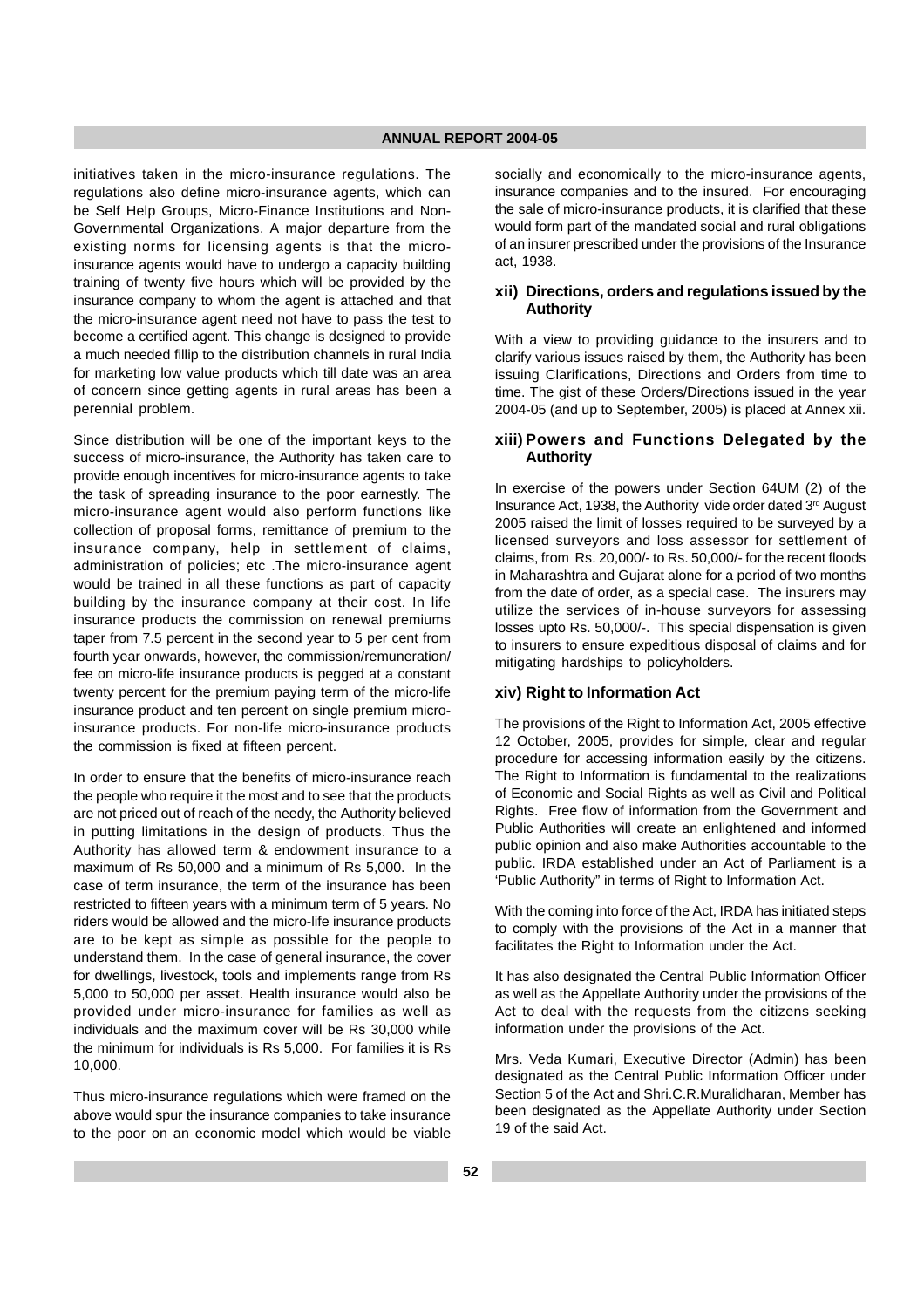initiatives taken in the micro-insurance regulations. The regulations also define micro-insurance agents, which can be Self Help Groups, Micro-Finance Institutions and Non-Governmental Organizations. A major departure from the existing norms for licensing agents is that the micro-insurance agents would have to undergo a capacity building training of twenty five hours which will be provided by the insurance company to whom the agent is attached and that the micro-insurance agent need not have to pass the test to become a certified agent. This change is designed to provide a much needed fillip to the distribution channels in rural India for marketing low value products which till date was an area of concern since getting agents in rural areas has been a perennial problem.

Since distribution will be one of the important keys to the success of micro-insurance, the Authority has taken care to provide enough incentives for micro-insurance agents to take the task of spreading insurance to the poor earnestly. The micro-insurance agent would also perform functions like collection of proposal forms, remittance of premium to the insurance company, help in settlement of claims, administration of policies; etc .The micro-insurance agent would be trained in all these functions as part of capacity building by the insurance company at their cost. In life insurance products the commission on renewal premiums taper from 7.5 percent in the second year to 5 per cent from fourth year onwards, however, the commission/remuneration/ fee on micro-life insurance products is pegged at a constant twenty percent for the premium paying term of the micro-life insurance product and ten percent on single premium micro-insurance products. For non-life micro-insurance products the commission is fixed at fifteen percent.

In order to ensure that the benefits of micro-insurance reach the people who require it the most and to see that the products are not priced out of reach of the needy, the Authority believed in putting limitations in the design of products. Thus the Authority has allowed term & endowment insurance to a maximum of Rs 50,000 and a minimum of Rs 5,000. In the case of term insurance, the term of the insurance has been restricted to fifteen years with a minimum term of 5 years. No riders would be allowed and the micro-life insurance products are to be kept as simple as possible for the people to understand them. In the case of general insurance, the cover for dwellings, livestock, tools and implements range from Rs 5,000 to 50,000 per asset. Health insurance would also be provided under micro-insurance for families as well as individuals and the maximum cover will be Rs 30,000 while the minimum for individuals is Rs 5,000. For families it is Rs 10,000.

Thus micro-insurance regulations which were framed on the above would spur the insurance companies to take insurance to the poor on an economic model which would be viable socially and economically to the micro-insurance agents, insurance companies and to the insured. For encouraging the sale of micro-insurance products, it is clarified that these would form part of the mandated social and rural obligations of an insurer prescribed under the provisions of the Insurance act, 1938.

### xii) Directions, orders and regulations issued by the Authority

With a view to providing guidance to the insurers and to clarify various issues raised by them, the Authority has been issuing Clarifications, Directions and Orders from time to time. The gist of these Orders/Directions issued in the year 2004-05 (and up to September, 2005) is placed at Annex xii.

### xiii) Powers and Functions Delegated by the Authority

In exercise of the powers under Section 64UM (2) of the Insurance Act, 1938, the Authority vide order dated 3rd August 2005 raised the limit of losses required to be surveyed by a licensed surveyors and loss assessor for settlement of claims, from Rs. 20,000/- to Rs. 50,000/- for the recent floods in Maharashtra and Gujarat alone for a period of two months from the date of order, as a special case. The insurers may utilize the services of in-house surveyors for assessing losses upto Rs. 50,000/-. This special dispensation is given to insurers to ensure expeditious disposal of claims and for mitigating hardships to policyholders.

### xiv) Right to Information Act

The provisions of the Right to Information Act, 2005 effective 12 October, 2005, provides for simple, clear and regular procedure for accessing information easily by the citizens. The Right to Information is fundamental to the realizations of Economic and Social Rights as well as Civil and Political Rights. Free flow of information from the Government and Public Authorities will create an enlightened and informed public opinion and also make Authorities accountable to the public. IRDA established under an Act of Parliament is a 'Public Authority" in terms of Right to Information Act.

With the coming into force of the Act, IRDA has initiated steps to comply with the provisions of the Act in a manner that facilitates the Right to Information under the Act.

It has also designated the Central Public Information Officer as well as the Appellate Authority under the provisions of the Act to deal with the requests from the citizens seeking information under the provisions of the Act.

Mrs. Veda Kumari, Executive Director (Admin) has been designated as the Central Public Information Officer under Section 5 of the Act and Shri.C.R.Muralidharan, Member has been designated as the Appellate Authority under Section 19 of the said Act.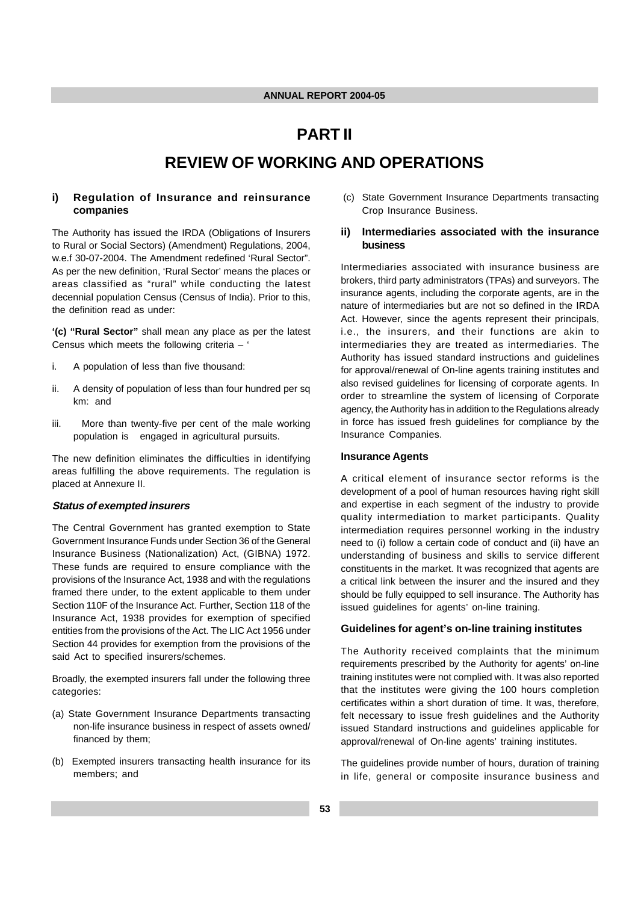# PART II

# REVIEW OF WORKING AND OPERATIONS

## i) Regulation of Insurance and reinsurance companies

The Authority has issued the IRDA (Obligations of Insurers to Rural or Social Sectors) (Amendment) Regulations, 2004, w.e.f 30-07-2004. The Amendment redefined 'Rural Sector". As per the new definition, 'Rural Sector' means the places or areas classified as "rural" while conducting the latest decennial population Census (Census of India). Prior to this, the definition read as under:

**'(c) "Rural Sector"** shall mean any place as per the latest Census which meets the following criteria – '

i. A population of less than five thousand:

ii. A density of population of less than four hundred per sq km: and

iii. More than twenty-five per cent of the male working population is engaged in agricultural pursuits.

The new definition eliminates the difficulties in identifying areas fulfilling the above requirements. The regulation is placed at Annexure II.

### *Status of exempted insurers*

The Central Government has granted exemption to State Government Insurance Funds under Section 36 of the General Insurance Business (Nationalization) Act, (GIBNA) 1972. These funds are required to ensure compliance with the provisions of the Insurance Act, 1938 and with the regulations framed there under, to the extent applicable to them under Section 110F of the Insurance Act. Further, Section 118 of the Insurance Act, 1938 provides for exemption of specified entities from the provisions of the Act. The LIC Act 1956 under Section 44 provides for exemption from the provisions of the said Act to specified insurers/schemes.

Broadly, the exempted insurers fall under the following three categories:

(a) State Government Insurance Departments transacting non-life insurance business in respect of assets owned/ financed by them;

(b) Exempted insurers transacting health insurance for its members; and

(c) State Government Insurance Departments transacting Crop Insurance Business.

## ii) Intermediaries associated with the insurance business

Intermediaries associated with insurance business are brokers, third party administrators (TPAs) and surveyors. The insurance agents, including the corporate agents, are in the nature of intermediaries but are not so defined in the IRDA Act. However, since the agents represent their principals, i.e., the insurers, and their functions are akin to intermediaries they are treated as intermediaries. The Authority has issued standard instructions and guidelines for approval/renewal of On-line agents training institutes and also revised guidelines for licensing of corporate agents. In order to streamline the system of licensing of Corporate agency, the Authority has in addition to the Regulations already in force has issued fresh guidelines for compliance by the Insurance Companies.

### Insurance Agents

A critical element of insurance sector reforms is the development of a pool of human resources having right skill and expertise in each segment of the industry to provide quality intermediation to market participants. Quality intermediation requires personnel working in the industry need to (i) follow a certain code of conduct and (ii) have an understanding of business and skills to service different constituents in the market. It was recognized that agents are a critical link between the insurer and the insured and they should be fully equipped to sell insurance. The Authority has issued guidelines for agents' on-line training.

### Guidelines for agent's on-line training institutes

The Authority received complaints that the minimum requirements prescribed by the Authority for agents' on-line training institutes were not complied with. It was also reported that the institutes were giving the 100 hours completion certificates within a short duration of time. It was, therefore, felt necessary to issue fresh guidelines and the Authority issued Standard instructions and guidelines applicable for approval/renewal of On-line agents' training institutes.

The guidelines provide number of hours, duration of training in life, general or composite insurance business and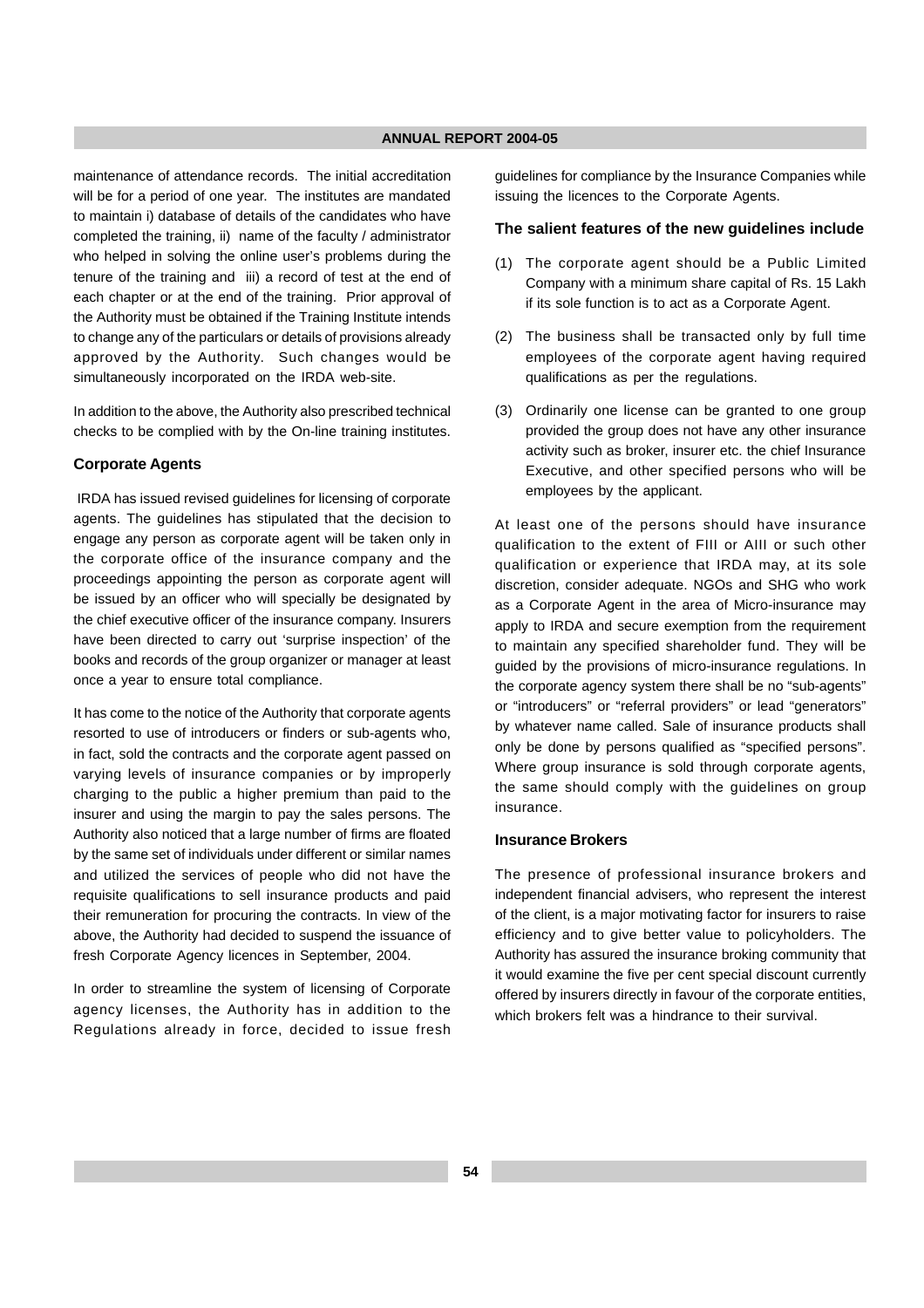maintenance of attendance records. The initial accreditation will be for a period of one year. The institutes are mandated to maintain i) database of details of the candidates who have completed the training, ii) name of the faculty / administrator who helped in solving the online user's problems during the tenure of the training and iii) a record of test at the end of each chapter or at the end of the training. Prior approval of the Authority must be obtained if the Training Institute intends to change any of the particulars or details of provisions already approved by the Authority. Such changes would be simultaneously incorporated on the IRDA web-site.

In addition to the above, the Authority also prescribed technical checks to be complied with by the On-line training institutes.

### Corporate Agents

IRDA has issued revised guidelines for licensing of corporate agents. The guidelines has stipulated that the decision to engage any person as corporate agent will be taken only in the corporate office of the insurance company and the proceedings appointing the person as corporate agent will be issued by an officer who will specially be designated by the chief executive officer of the insurance company. Insurers have been directed to carry out 'surprise inspection' of the books and records of the group organizer or manager at least once a year to ensure total compliance.

It has come to the notice of the Authority that corporate agents resorted to use of introducers or finders or sub-agents who, in fact, sold the contracts and the corporate agent passed on varying levels of insurance companies or by improperly charging to the public a higher premium than paid to the insurer and using the margin to pay the sales persons. The Authority also noticed that a large number of firms are floated by the same set of individuals under different or similar names and utilized the services of people who did not have the requisite qualifications to sell insurance products and paid their remuneration for procuring the contracts. In view of the above, the Authority had decided to suspend the issuance of fresh Corporate Agency licences in September, 2004.

In order to streamline the system of licensing of Corporate agency licenses, the Authority has in addition to the Regulations already in force, decided to issue fresh guidelines for compliance by the Insurance Companies while issuing the licences to the Corporate Agents.

### The salient features of the new guidelines include

(1) The corporate agent should be a Public Limited Company with a minimum share capital of Rs. 15 Lakh if its sole function is to act as a Corporate Agent.

(2) The business shall be transacted only by full time employees of the corporate agent having required qualifications as per the regulations.

(3) Ordinarily one license can be granted to one group provided the group does not have any other insurance activity such as broker, insurer etc. the chief Insurance Executive, and other specified persons who will be employees by the applicant.

At least one of the persons should have insurance qualification to the extent of FIII or AIII or such other qualification or experience that IRDA may, at its sole discretion, consider adequate. NGOs and SHG who work as a Corporate Agent in the area of Micro-insurance may apply to IRDA and secure exemption from the requirement to maintain any specified shareholder fund. They will be guided by the provisions of micro-insurance regulations. In the corporate agency system there shall be no "sub-agents" or "introducers" or "referral providers" or lead "generators" by whatever name called. Sale of insurance products shall only be done by persons qualified as "specified persons". Where group insurance is sold through corporate agents, the same should comply with the guidelines on group insurance.

### Insurance Brokers

The presence of professional insurance brokers and independent financial advisers, who represent the interest of the client, is a major motivating factor for insurers to raise efficiency and to give better value to policyholders. The Authority has assured the insurance broking community that it would examine the five per cent special discount currently offered by insurers directly in favour of the corporate entities, which brokers felt was a hindrance to their survival.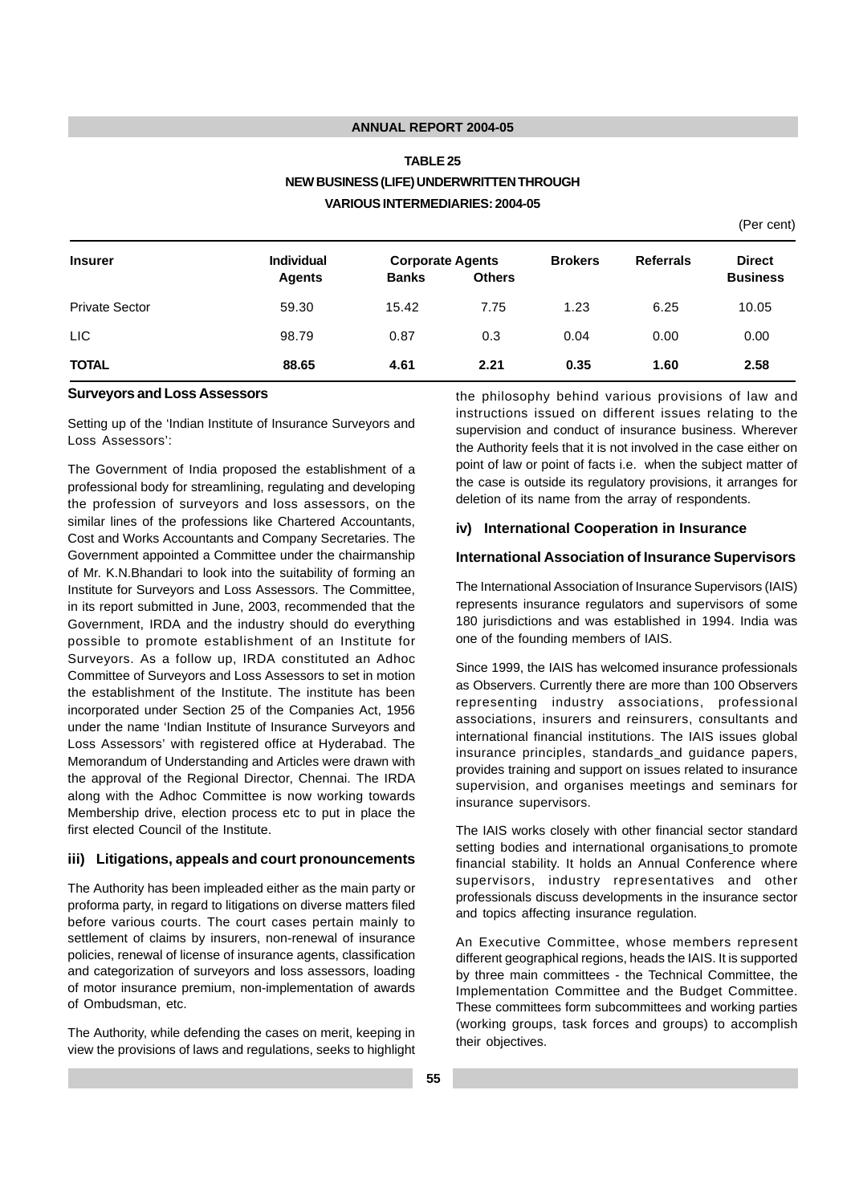**TABLE 25**

**NEW BUSINESS (LIFE) UNDERWRITTEN THROUGH VARIOUS INTERMEDIARIES: 2004-05**

(Per cent)

| Insurer | Individual Agents | Corporate Agents | | Brokers | Referrals | Direct Business |
|---|---|---|---|---|---|---|
| | | Banks | Others | | | |
| Private Sector | 59.30 | 15.42 | 7.75 | 1.23 | 6.25 | 10.05 |
| LIC | 98.79 | 0.87 | 0.3 | 0.04 | 0.00 | 0.00 |
| **TOTAL** | **88.65** | **4.61** | **2.21** | **0.35** | **1.60** | **2.58** |

**Surveyors and Loss Assessors**

Setting up of the 'Indian Institute of Insurance Surveyors and Loss Assessors':

The Government of India proposed the establishment of a professional body for streamlining, regulating and developing the profession of surveyors and loss assessors, on the similar lines of the professions like Chartered Accountants, Cost and Works Accountants and Company Secretaries. The Government appointed a Committee under the chairmanship of Mr. K.N.Bhandari to look into the suitability of forming an Institute for Surveyors and Loss Assessors. The Committee, in its report submitted in June, 2003, recommended that the Government, IRDA and the industry should do everything possible to promote establishment of an Institute for Surveyors. As a follow up, IRDA constituted an Adhoc Committee of Surveyors and Loss Assessors to set in motion the establishment of the Institute. The institute has been incorporated under Section 25 of the Companies Act, 1956 under the name 'Indian Institute of Insurance Surveyors and Loss Assessors' with registered office at Hyderabad. The Memorandum of Understanding and Articles were drawn with the approval of the Regional Director, Chennai. The IRDA along with the Adhoc Committee is now working towards Membership drive, election process etc to put in place the first elected Council of the Institute.

### iii) Litigations, appeals and court pronouncements

The Authority has been impleaded either as the main party or proforma party, in regard to litigations on diverse matters filed before various courts. The court cases pertain mainly to settlement of claims by insurers, non-renewal of insurance policies, renewal of license of insurance agents, classification and categorization of surveyors and loss assessors, loading of motor insurance premium, non-implementation of awards of Ombudsman, etc.

The Authority, while defending the cases on merit, keeping in view the provisions of laws and regulations, seeks to highlight the philosophy behind various provisions of law and instructions issued on different issues relating to the supervision and conduct of insurance business. Wherever the Authority feels that it is not involved in the case either on point of law or point of facts i.e. when the subject matter of the case is outside its regulatory provisions, it arranges for deletion of its name from the array of respondents.

### iv) International Cooperation in Insurance

**International Association of Insurance Supervisors**

The International Association of Insurance Supervisors (IAIS) represents insurance regulators and supervisors of some 180 jurisdictions and was established in 1994. India was one of the founding members of IAIS.

Since 1999, the IAIS has welcomed insurance professionals as Observers. Currently there are more than 100 Observers representing industry associations, professional associations, insurers and reinsurers, consultants and international financial institutions. The IAIS issues global insurance principles, standards and guidance papers, provides training and support on issues related to insurance supervision, and organises meetings and seminars for insurance supervisors.

The IAIS works closely with other financial sector standard setting bodies and international organisations to promote financial stability. It holds an Annual Conference where supervisors, industry representatives and other professionals discuss developments in the insurance sector and topics affecting insurance regulation.

An Executive Committee, whose members represent different geographical regions, heads the IAIS. It is supported by three main committees - the Technical Committee, the Implementation Committee and the Budget Committee. These committees form subcommittees and working parties (working groups, task forces and groups) to accomplish their objectives.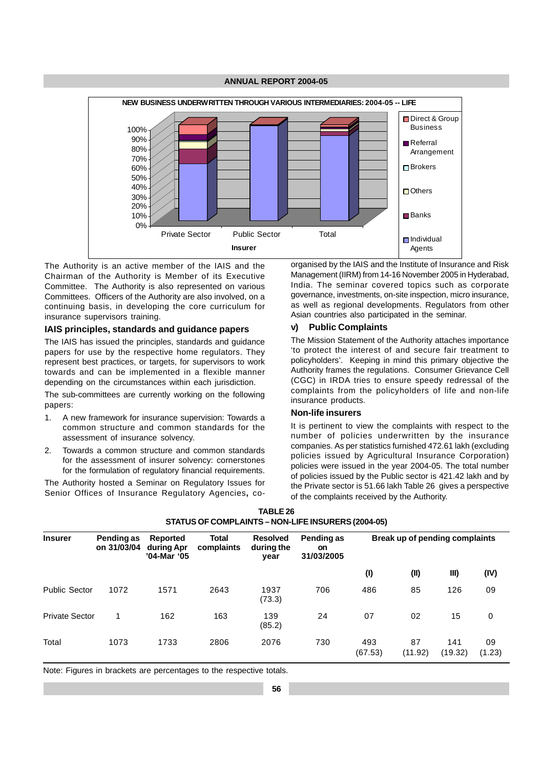**NEW BUSINESS UNDERWRITTEN THROUGH VARIOUS INTERMEDIARIES: 2004-05 -- LIFE**

The Authority is an active member of the IAIS and the Chairman of the Authority is Member of its Executive Committee. The Authority is also represented on various Committees. Officers of the Authority are also involved, on a continuing basis, in developing the core curriculum for insurance supervisors training.

### IAIS principles, standards and guidance papers

The IAIS has issued the principles, standards and guidance papers for use by the respective home regulators. They represent best practices, or targets, for supervisors to work towards and can be implemented in a flexible manner depending on the circumstances within each jurisdiction.

The sub-committees are currently working on the following papers:

1. A new framework for insurance supervision: Towards a common structure and common standards for the assessment of insurance solvency.
2. Towards a common structure and common standards for the assessment of insurer solvency: cornerstones for the formulation of regulatory financial requirements.

The Authority hosted a Seminar on Regulatory Issues for Senior Offices of Insurance Regulatory Agencies, co-organised by the IAIS and the Institute of Insurance and Risk Management (IIRM) from 14-16 November 2005 in Hyderabad, India. The seminar covered topics such as corporate governance, investments, on-site inspection, micro insurance, as well as regional developments. Regulators from other Asian countries also participated in the seminar.

### v) Public Complaints

The Mission Statement of the Authority attaches importance 'to protect the interest of and secure fair treatment to policyholders'. Keeping in mind this primary objective the Authority frames the regulations. Consumer Grievance Cell (CGC) in IRDA tries to ensure speedy redressal of the complaints from the policyholders of life and non-life insurance products.

### Non-life insurers

It is pertinent to view the complaints with respect to the number of policies underwritten by the insurance companies. As per statistics furnished 472.61 lakh (excluding policies issued by Agricultural Insurance Corporation) policies were issued in the year 2004-05. The total number of policies issued by the Public sector is 421.42 lakh and by the Private sector is 51.66 lakh Table 26 gives a perspective of the complaints received by the Authority.

**TABLE 26**
**STATUS OF COMPLAINTS – NON-LIFE INSURERS (2004-05)**

| Insurer | Pending as on 31/03/04 | Reported during Apr '04-Mar '05 | Total complaints | Resolved during the year | Pending as on 31/03/2005 | Break up of pending complaints | | | |
|---|---|---|---|---|---|---|---|---|---|
| | | | | | | (I) | (II) | III) | (IV) |
| Public Sector | 1072 | 1571 | 2643 | 1937 (73.3) | 706 | 486 | 85 | 126 | 09 |
| Private Sector | 1 | 162 | 163 | 139 (85.2) | 24 | 07 | 02 | 15 | 0 |
| Total | 1073 | 1733 | 2806 | 2076 | 730 | 493 (67.53) | 87 (11.92) | 141 (19.32) | 09 (1.23) |

Note: Figures in brackets are percentages to the respective totals.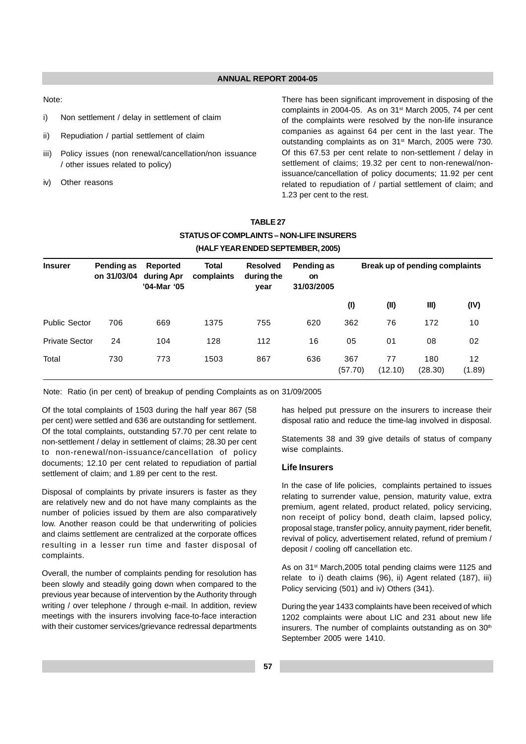Note:

i) Non settlement / delay in settlement of claim

ii) Repudiation / partial settlement of claim

iii) Policy issues (non renewal/cancellation/non issuance / other issues related to policy)

iv) Other reasons

There has been significant improvement in disposing of the complaints in 2004-05. As on 31st March 2005, 74 per cent of the complaints were resolved by the non-life insurance companies as against 64 per cent in the last year. The outstanding complaints as on 31st March, 2005 were 730. Of this 67.53 per cent relate to non-settlement / delay in settlement of claims; 19.32 per cent to non-renewal/non-issuance/cancellation of policy documents; 11.92 per cent related to repudiation of / partial settlement of claim; and 1.23 per cent to the rest.

**TABLE 27**

**STATUS OF COMPLAINTS – NON-LIFE INSURERS**

**(HALF YEAR ENDED SEPTEMBER, 2005)**

| Insurer | Pending as on 31/03/04 | Reported during Apr '04-Mar '05 | Total complaints | Resolved during the year | Pending as on 31/03/2005 | Break up of pending complaints | | | |
|---|---|---|---|---|---|---|---|---|---|
| | | | | | | (I) | (II) | III) | (IV) |
| Public Sector | 706 | 669 | 1375 | 755 | 620 | 362 | 76 | 172 | 10 |
| Private Sector | 24 | 104 | 128 | 112 | 16 | 05 | 01 | 08 | 02 |
| Total | 730 | 773 | 1503 | 867 | 636 | 367 (57.70) | 77 (12.10) | 180 (28.30) | 12 (1.89) |

Note: Ratio (in per cent) of breakup of pending Complaints as on 31/09/2005

Of the total complaints of 1503 during the half year 867 (58 per cent) were settled and 636 are outstanding for settlement. Of the total complaints, outstanding 57.70 per cent relate to non-settlement / delay in settlement of claims; 28.30 per cent to non-renewal/non-issuance/cancellation of policy documents; 12.10 per cent related to repudiation of partial settlement of claim; and 1.89 per cent to the rest.

Disposal of complaints by private insurers is faster as they are relatively new and do not have many complaints as the number of policies issued by them are also comparatively low. Another reason could be that underwriting of policies and claims settlement are centralized at the corporate offices resulting in a lesser run time and faster disposal of complaints.

Overall, the number of complaints pending for resolution has been slowly and steadily going down when compared to the previous year because of intervention by the Authority through writing / over telephone / through e-mail. In addition, review meetings with the insurers involving face-to-face interaction with their customer services/grievance redressal departments has helped put pressure on the insurers to increase their disposal ratio and reduce the time-lag involved in disposal.

Statements 38 and 39 give details of status of company wise complaints.

### Life Insurers

In the case of life policies, complaints pertained to issues relating to surrender value, pension, maturity value, extra premium, agent related, product related, policy servicing, non receipt of policy bond, death claim, lapsed policy, proposal stage, transfer policy, annuity payment, rider benefit, revival of policy, advertisement related, refund of premium / deposit / cooling off cancellation etc.

As on 31st March,2005 total pending claims were 1125 and relate to i) death claims (96), ii) Agent related (187), iii) Policy servicing (501) and iv) Others (341).

During the year 1433 complaints have been received of which 1202 complaints were about LIC and 231 about new life insurers. The number of complaints outstanding as on 30th September 2005 were 1410.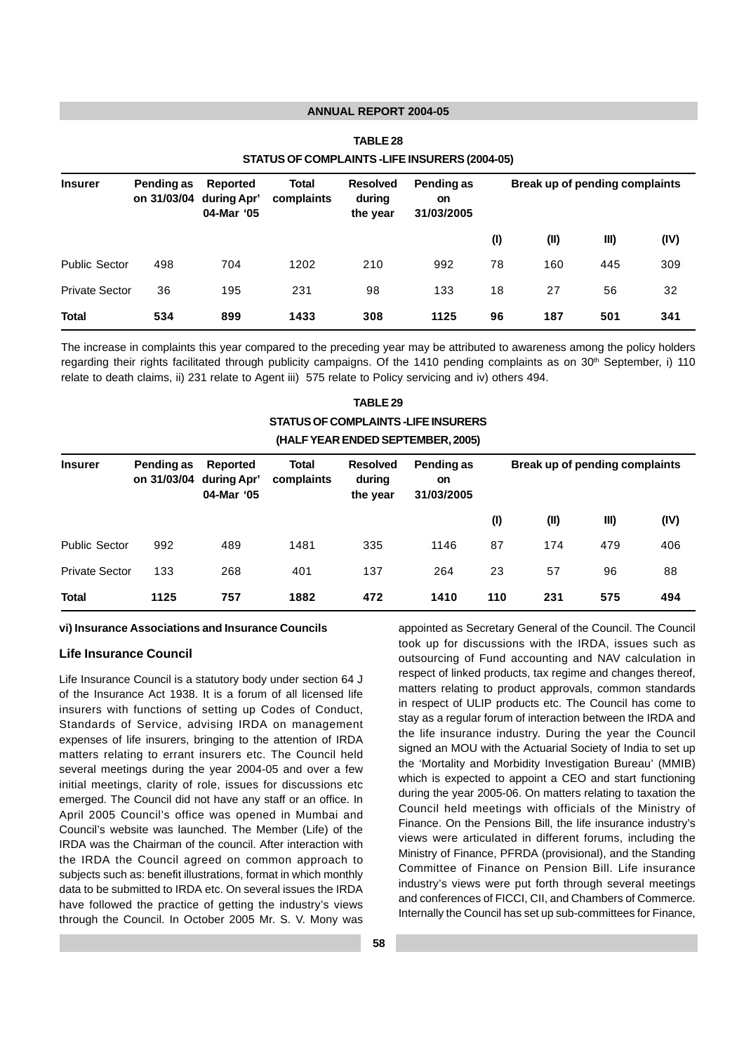**TABLE 28**

**STATUS OF COMPLAINTS -LIFE INSURERS (2004-05)**

| Insurer | Pending as on 31/03/04 | Reported during Apr' 04-Mar '05 | Total complaints | Resolved during the year | Pending as on 31/03/2005 | Break up of pending complaints | | | |
|---|---|---|---|---|---|---|---|---|---|
| | | | | | | (I) | (II) | III) | (IV) |
| Public Sector | 498 | 704 | 1202 | 210 | 992 | 78 | 160 | 445 | 309 |
| Private Sector | 36 | 195 | 231 | 98 | 133 | 18 | 27 | 56 | 32 |
| **Total** | **534** | **899** | **1433** | **308** | **1125** | **96** | **187** | **501** | **341** |

The increase in complaints this year compared to the preceding year may be attributed to awareness among the policy holders regarding their rights facilitated through publicity campaigns. Of the 1410 pending complaints as on 30th September, i) 110 relate to death claims, ii) 231 relate to Agent iii) 575 relate to Policy servicing and iv) others 494.

**TABLE 29**

**STATUS OF COMPLAINTS -LIFE INSURERS**

**(HALF YEAR ENDED SEPTEMBER, 2005)**

| Insurer | Pending as on 31/03/04 | Reported during Apr' 04-Mar '05 | Total complaints | Resolved during the year | Pending as on 31/03/2005 | Break up of pending complaints | | | |
|---|---|---|---|---|---|---|---|---|---|
| | | | | | | (I) | (II) | III) | (IV) |
| Public Sector | 992 | 489 | 1481 | 335 | 1146 | 87 | 174 | 479 | 406 |
| Private Sector | 133 | 268 | 401 | 137 | 264 | 23 | 57 | 96 | 88 |
| **Total** | **1125** | **757** | **1882** | **472** | **1410** | **110** | **231** | **575** | **494** |

**vi) Insurance Associations and Insurance Councils**

### Life Insurance Council

Life Insurance Council is a statutory body under section 64 J of the Insurance Act 1938. It is a forum of all licensed life insurers with functions of setting up Codes of Conduct, Standards of Service, advising IRDA on management expenses of life insurers, bringing to the attention of IRDA matters relating to errant insurers etc. The Council held several meetings during the year 2004-05 and over a few initial meetings, clarity of role, issues for discussions etc emerged. The Council did not have any staff or an office. In April 2005 Council's office was opened in Mumbai and Council's website was launched. The Member (Life) of the IRDA was the Chairman of the council. After interaction with the IRDA the Council agreed on common approach to subjects such as: benefit illustrations, format in which monthly data to be submitted to IRDA etc. On several issues the IRDA have followed the practice of getting the industry's views through the Council. In October 2005 Mr. S. V. Mony was appointed as Secretary General of the Council. The Council took up for discussions with the IRDA, issues such as outsourcing of Fund accounting and NAV calculation in respect of linked products, tax regime and changes thereof, matters relating to product approvals, common standards in respect of ULIP products etc. The Council has come to stay as a regular forum of interaction between the IRDA and the life insurance industry. During the year the Council signed an MOU with the Actuarial Society of India to set up the 'Mortality and Morbidity Investigation Bureau' (MMIB) which is expected to appoint a CEO and start functioning during the year 2005-06. On matters relating to taxation the Council held meetings with officials of the Ministry of Finance. On the Pensions Bill, the life insurance industry's views were articulated in different forums, including the Ministry of Finance, PFRDA (provisional), and the Standing Committee of Finance on Pension Bill. Life insurance industry's views were put forth through several meetings and conferences of FICCI, CII, and Chambers of Commerce. Internally the Council has set up sub-committees for Finance,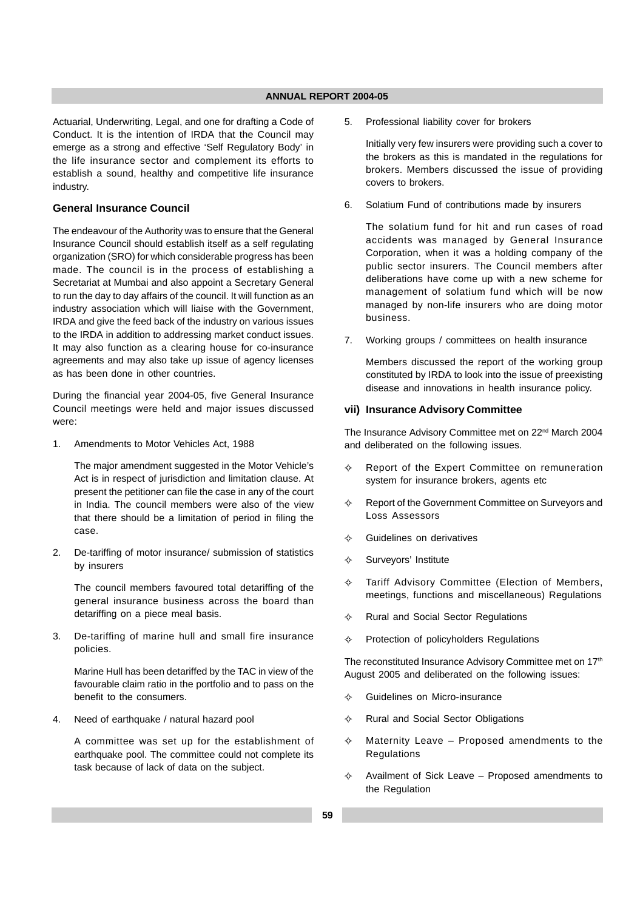Actuarial, Underwriting, Legal, and one for drafting a Code of Conduct. It is the intention of IRDA that the Council may emerge as a strong and effective 'Self Regulatory Body' in the life insurance sector and complement its efforts to establish a sound, healthy and competitive life insurance industry.

### General Insurance Council

The endeavour of the Authority was to ensure that the General Insurance Council should establish itself as a self regulating organization (SRO) for which considerable progress has been made. The council is in the process of establishing a Secretariat at Mumbai and also appoint a Secretary General to run the day to day affairs of the council. It will function as an industry association which will liaise with the Government, IRDA and give the feed back of the industry on various issues to the IRDA in addition to addressing market conduct issues. It may also function as a clearing house for co-insurance agreements and may also take up issue of agency licenses as has been done in other countries.

During the financial year 2004-05, five General Insurance Council meetings were held and major issues discussed were:

1. Amendments to Motor Vehicles Act, 1988

   The major amendment suggested in the Motor Vehicle's Act is in respect of jurisdiction and limitation clause. At present the petitioner can file the case in any of the court in India. The council members were also of the view that there should be a limitation of period in filing the case.

2. De-tariffing of motor insurance/ submission of statistics by insurers

   The council members favoured total detariffing of the general insurance business across the board than detariffing on a piece meal basis.

3. De-tariffing of marine hull and small fire insurance policies.

   Marine Hull has been detariffed by the TAC in view of the favourable claim ratio in the portfolio and to pass on the benefit to the consumers.

4. Need of earthquake / natural hazard pool

   A committee was set up for the establishment of earthquake pool. The committee could not complete its task because of lack of data on the subject.

5. Professional liability cover for brokers

   Initially very few insurers were providing such a cover to the brokers as this is mandated in the regulations for brokers. Members discussed the issue of providing covers to brokers.

6. Solatium Fund of contributions made by insurers

   The solatium fund for hit and run cases of road accidents was managed by General Insurance Corporation, when it was a holding company of the public sector insurers. The Council members after deliberations have come up with a new scheme for management of solatium fund which will be now managed by non-life insurers who are doing motor business.

7. Working groups / committees on health insurance

   Members discussed the report of the working group constituted by IRDA to look into the issue of preexisting disease and innovations in health insurance policy.

### vii) Insurance Advisory Committee

The Insurance Advisory Committee met on 22nd March 2004 and deliberated on the following issues.

- Report of the Expert Committee on remuneration system for insurance brokers, agents etc
- Report of the Government Committee on Surveyors and Loss Assessors
- Guidelines on derivatives
- Surveyors' Institute
- Tariff Advisory Committee (Election of Members, meetings, functions and miscellaneous) Regulations
- Rural and Social Sector Regulations
- Protection of policyholders Regulations

The reconstituted Insurance Advisory Committee met on 17th August 2005 and deliberated on the following issues:

- Guidelines on Micro-insurance
- Rural and Social Sector Obligations
- Maternity Leave – Proposed amendments to the Regulations
- Availment of Sick Leave – Proposed amendments to the Regulation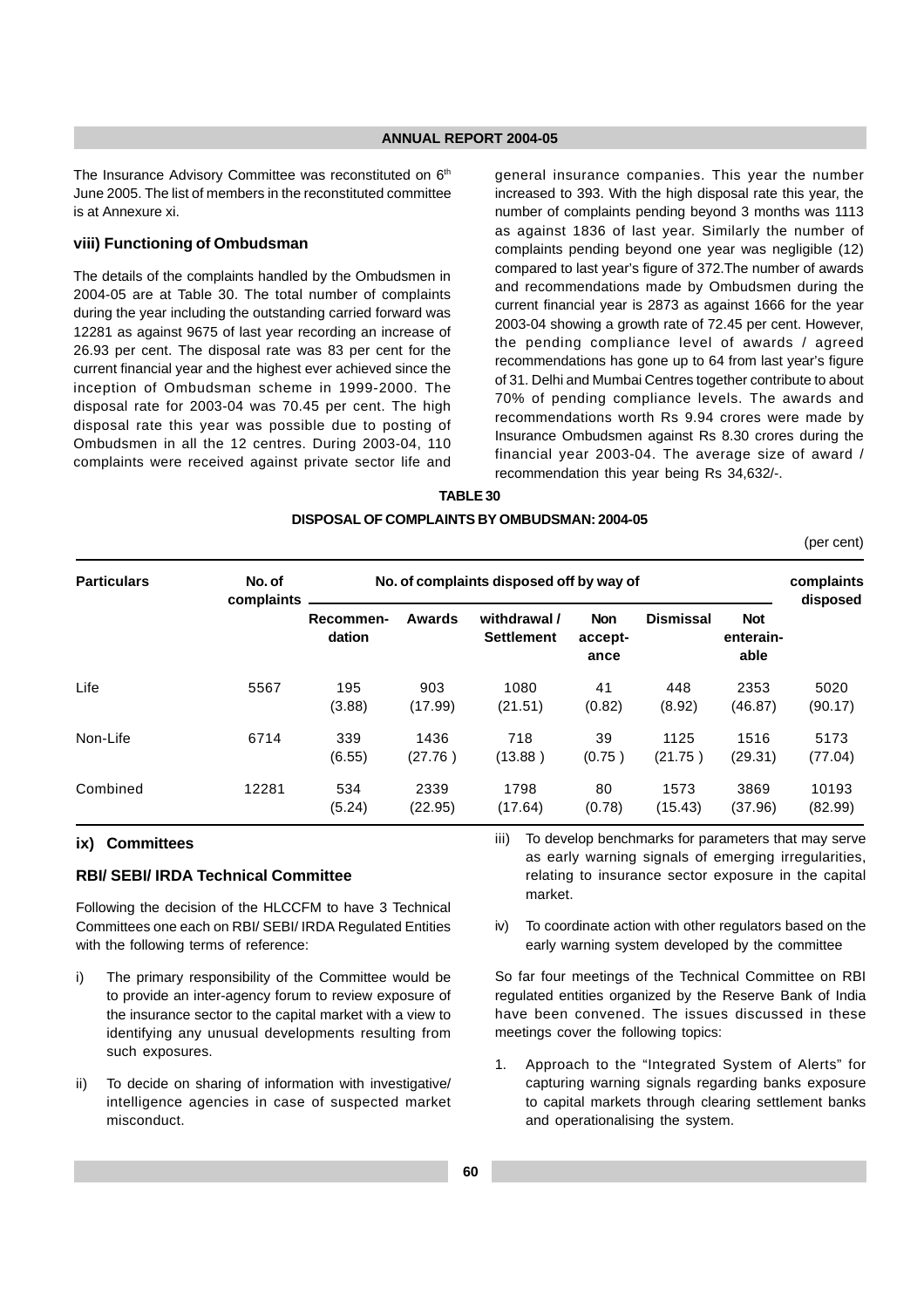The Insurance Advisory Committee was reconstituted on 6th June 2005. The list of members in the reconstituted committee is at Annexure xi.

### viii) Functioning of Ombudsman

The details of the complaints handled by the Ombudsmen in 2004-05 are at Table 30. The total number of complaints during the year including the outstanding carried forward was 12281 as against 9675 of last year recording an increase of 26.93 per cent. The disposal rate was 83 per cent for the current financial year and the highest ever achieved since the inception of Ombudsman scheme in 1999-2000. The disposal rate for 2003-04 was 70.45 per cent. The high disposal rate this year was possible due to posting of Ombudsmen in all the 12 centres. During 2003-04, 110 complaints were received against private sector life and general insurance companies. This year the number increased to 393. With the high disposal rate this year, the number of complaints pending beyond 3 months was 1113 as against 1836 of last year. Similarly the number of complaints pending beyond one year was negligible (12) compared to last year's figure of 372.The number of awards and recommendations made by Ombudsmen during the current financial year is 2873 as against 1666 for the year 2003-04 showing a growth rate of 72.45 per cent. However, the pending compliance level of awards / agreed recommendations has gone up to 64 from last year's figure of 31. Delhi and Mumbai Centres together contribute to about 70% of pending compliance levels. The awards and recommendations worth Rs 9.94 crores were made by Insurance Ombudsmen against Rs 8.30 crores during the financial year 2003-04. The average size of award / recommendation this year being Rs 34,632/-.

**TABLE 30**

**DISPOSAL OF COMPLAINTS BY OMBUDSMAN: 2004-05**

(per cent)

| Particulars | No. of complaints | No. of complaints disposed off by way of | | | | | | complaints disposed |
|---|---|---|---|---|---|---|---|---|
| | | Recommendation | Awards | withdrawal / Settlement | Non acceptance | Dismissal | Not enterainable | |
| Life | 5567 | 195 (3.88) | 903 (17.99) | 1080 (21.51) | 41 (0.82) | 448 (8.92) | 2353 (46.87) | 5020 (90.17) |
| Non-Life | 6714 | 339 (6.55) | 1436 (27.76) | 718 (13.88) | 39 (0.75) | 1125 (21.75) | 1516 (29.31) | 5173 (77.04) |
| Combined | 12281 | 534 (5.24) | 2339 (22.95) | 1798 (17.64) | 80 (0.78) | 1573 (15.43) | 3869 (37.96) | 10193 (82.99) |

### ix) Committees

#### RBI/ SEBI/ IRDA Technical Committee

Following the decision of the HLCCFM to have 3 Technical Committees one each on RBI/ SEBI/ IRDA Regulated Entities with the following terms of reference:

i) The primary responsibility of the Committee would be to provide an inter-agency forum to review exposure of the insurance sector to the capital market with a view to identifying any unusual developments resulting from such exposures.

ii) To decide on sharing of information with investigative/ intelligence agencies in case of suspected market misconduct.

iii) To develop benchmarks for parameters that may serve as early warning signals of emerging irregularities, relating to insurance sector exposure in the capital market.

iv) To coordinate action with other regulators based on the early warning system developed by the committee

So far four meetings of the Technical Committee on RBI regulated entities organized by the Reserve Bank of India have been convened. The issues discussed in these meetings cover the following topics:

1. Approach to the "Integrated System of Alerts" for capturing warning signals regarding banks exposure to capital markets through clearing settlement banks and operationalising the system.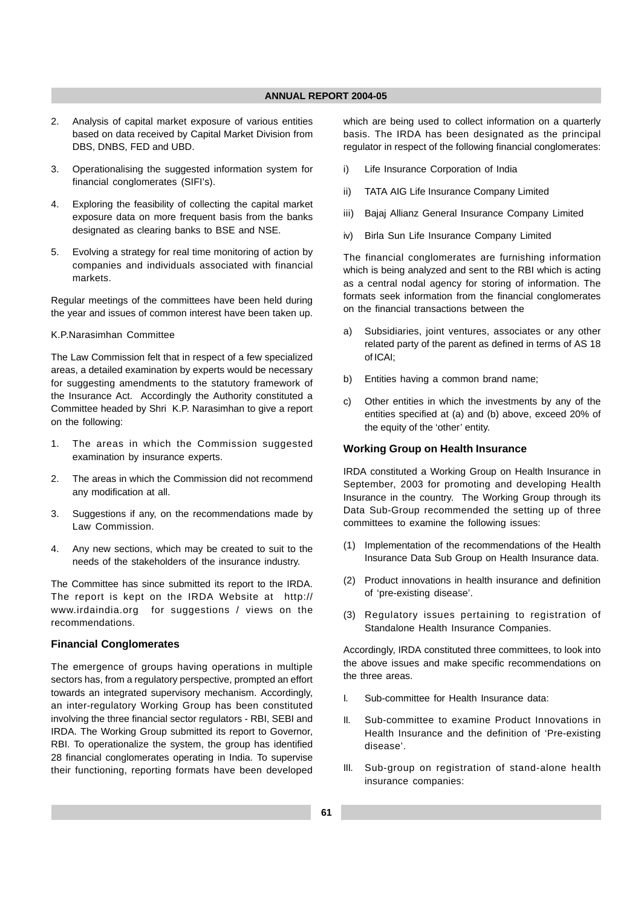2. Analysis of capital market exposure of various entities based on data received by Capital Market Division from DBS, DNBS, FED and UBD.

3. Operationalising the suggested information system for financial conglomerates (SIFI's).

4. Exploring the feasibility of collecting the capital market exposure data on more frequent basis from the banks designated as clearing banks to BSE and NSE.

5. Evolving a strategy for real time monitoring of action by companies and individuals associated with financial markets.

Regular meetings of the committees have been held during the year and issues of common interest have been taken up.

K.P.Narasimhan Committee

The Law Commission felt that in respect of a few specialized areas, a detailed examination by experts would be necessary for suggesting amendments to the statutory framework of the Insurance Act. Accordingly the Authority constituted a Committee headed by Shri K.P. Narasimhan to give a report on the following:

1. The areas in which the Commission suggested examination by insurance experts.

2. The areas in which the Commission did not recommend any modification at all.

3. Suggestions if any, on the recommendations made by Law Commission.

4. Any new sections, which may be created to suit to the needs of the stakeholders of the insurance industry.

The Committee has since submitted its report to the IRDA. The report is kept on the IRDA Website at http://www.irdaindia.org for suggestions / views on the recommendations.

### Financial Conglomerates

The emergence of groups having operations in multiple sectors has, from a regulatory perspective, prompted an effort towards an integrated supervisory mechanism. Accordingly, an inter-regulatory Working Group has been constituted involving the three financial sector regulators - RBI, SEBI and IRDA. The Working Group submitted its report to Governor, RBI. To operationalize the system, the group has identified 28 financial conglomerates operating in India. To supervise their functioning, reporting formats have been developed which are being used to collect information on a quarterly basis. The IRDA has been designated as the principal regulator in respect of the following financial conglomerates:

i) Life Insurance Corporation of India

ii) TATA AIG Life Insurance Company Limited

iii) Bajaj Allianz General Insurance Company Limited

iv) Birla Sun Life Insurance Company Limited

The financial conglomerates are furnishing information which is being analyzed and sent to the RBI which is acting as a central nodal agency for storing of information. The formats seek information from the financial conglomerates on the financial transactions between the

a) Subsidiaries, joint ventures, associates or any other related party of the parent as defined in terms of AS 18 of ICAI;

b) Entities having a common brand name;

c) Other entities in which the investments by any of the entities specified at (a) and (b) above, exceed 20% of the equity of the 'other' entity.

### Working Group on Health Insurance

IRDA constituted a Working Group on Health Insurance in September, 2003 for promoting and developing Health Insurance in the country. The Working Group through its Data Sub-Group recommended the setting up of three committees to examine the following issues:

(1) Implementation of the recommendations of the Health Insurance Data Sub Group on Health Insurance data.

(2) Product innovations in health insurance and definition of 'pre-existing disease'.

(3) Regulatory issues pertaining to registration of Standalone Health Insurance Companies.

Accordingly, IRDA constituted three committees, to look into the above issues and make specific recommendations on the three areas.

I. Sub-committee for Health Insurance data:

II. Sub-committee to examine Product Innovations in Health Insurance and the definition of 'Pre-existing disease'.

III. Sub-group on registration of stand-alone health insurance companies: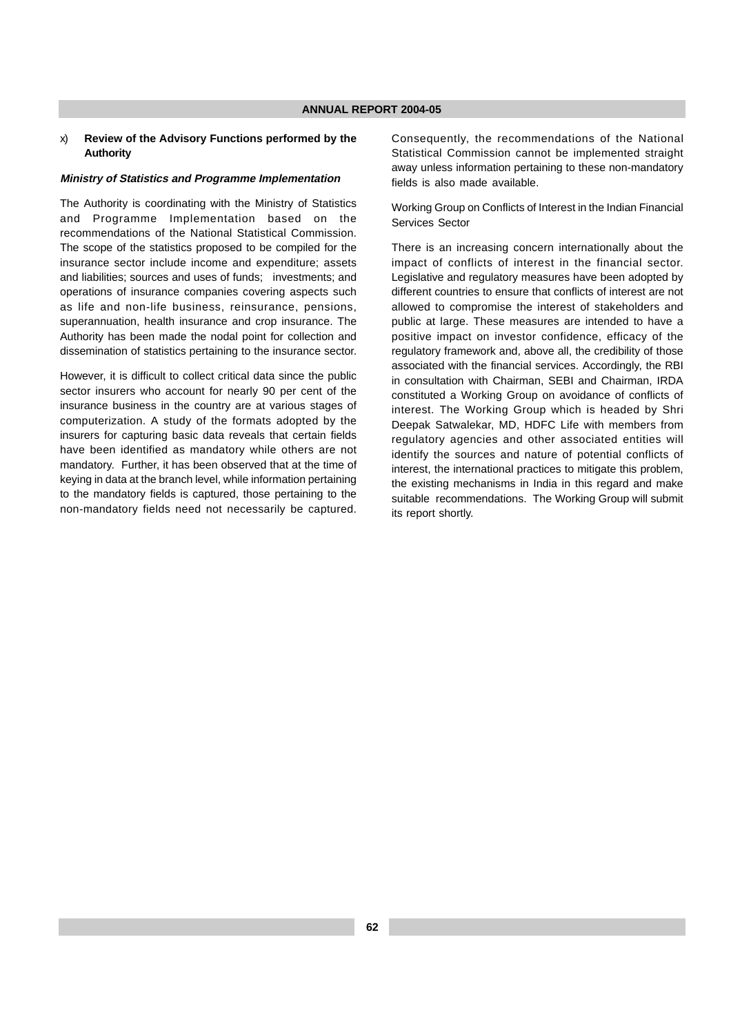## x) Review of the Advisory Functions performed by the Authority

***Ministry of Statistics and Programme Implementation***

The Authority is coordinating with the Ministry of Statistics and Programme Implementation based on the recommendations of the National Statistical Commission. The scope of the statistics proposed to be compiled for the insurance sector include income and expenditure; assets and liabilities; sources and uses of funds; investments; and operations of insurance companies covering aspects such as life and non-life business, reinsurance, pensions, superannuation, health insurance and crop insurance. The Authority has been made the nodal point for collection and dissemination of statistics pertaining to the insurance sector.

However, it is difficult to collect critical data since the public sector insurers who account for nearly 90 per cent of the insurance business in the country are at various stages of computerization. A study of the formats adopted by the insurers for capturing basic data reveals that certain fields have been identified as mandatory while others are not mandatory. Further, it has been observed that at the time of keying in data at the branch level, while information pertaining to the mandatory fields is captured, those pertaining to the non-mandatory fields need not necessarily be captured. Consequently, the recommendations of the National Statistical Commission cannot be implemented straight away unless information pertaining to these non-mandatory fields is also made available.

Working Group on Conflicts of Interest in the Indian Financial Services Sector

There is an increasing concern internationally about the impact of conflicts of interest in the financial sector. Legislative and regulatory measures have been adopted by different countries to ensure that conflicts of interest are not allowed to compromise the interest of stakeholders and public at large. These measures are intended to have a positive impact on investor confidence, efficacy of the regulatory framework and, above all, the credibility of those associated with the financial services. Accordingly, the RBI in consultation with Chairman, SEBI and Chairman, IRDA constituted a Working Group on avoidance of conflicts of interest. The Working Group which is headed by Shri Deepak Satwalekar, MD, HDFC Life with members from regulatory agencies and other associated entities will identify the sources and nature of potential conflicts of interest, the international practices to mitigate this problem, the existing mechanisms in India in this regard and make suitable recommendations. The Working Group will submit its report shortly.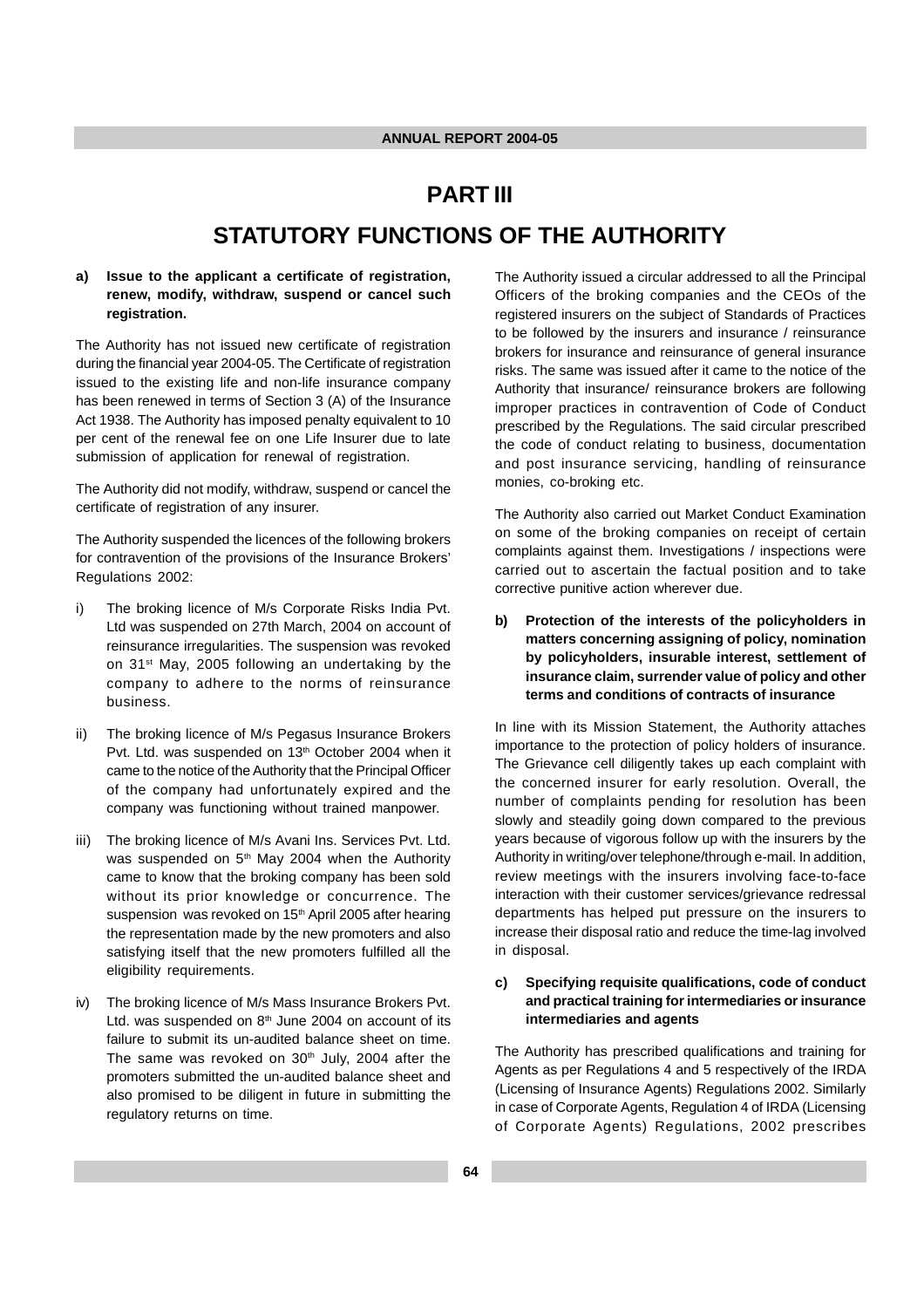# PART III

# STATUTORY FUNCTIONS OF THE AUTHORITY

**a) Issue to the applicant a certificate of registration, renew, modify, withdraw, suspend or cancel such registration.**

The Authority has not issued new certificate of registration during the financial year 2004-05. The Certificate of registration issued to the existing life and non-life insurance company has been renewed in terms of Section 3 (A) of the Insurance Act 1938. The Authority has imposed penalty equivalent to 10 per cent of the renewal fee on one Life Insurer due to late submission of application for renewal of registration.

The Authority did not modify, withdraw, suspend or cancel the certificate of registration of any insurer.

The Authority suspended the licences of the following brokers for contravention of the provisions of the Insurance Brokers' Regulations 2002:

i) The broking licence of M/s Corporate Risks India Pvt. Ltd was suspended on 27th March, 2004 on account of reinsurance irregularities. The suspension was revoked on 31st May, 2005 following an undertaking by the company to adhere to the norms of reinsurance business.

ii) The broking licence of M/s Pegasus Insurance Brokers Pvt. Ltd. was suspended on 13th October 2004 when it came to the notice of the Authority that the Principal Officer of the company had unfortunately expired and the company was functioning without trained manpower.

iii) The broking licence of M/s Avani Ins. Services Pvt. Ltd. was suspended on 5th May 2004 when the Authority came to know that the broking company has been sold without its prior knowledge or concurrence. The suspension was revoked on 15th April 2005 after hearing the representation made by the new promoters and also satisfying itself that the new promoters fulfilled all the eligibility requirements.

iv) The broking licence of M/s Mass Insurance Brokers Pvt. Ltd. was suspended on 8th June 2004 on account of its failure to submit its un-audited balance sheet on time. The same was revoked on 30th July, 2004 after the promoters submitted the un-audited balance sheet and also promised to be diligent in future in submitting the regulatory returns on time.

The Authority issued a circular addressed to all the Principal Officers of the broking companies and the CEOs of the registered insurers on the subject of Standards of Practices to be followed by the insurers and insurance / reinsurance brokers for insurance and reinsurance of general insurance risks. The same was issued after it came to the notice of the Authority that insurance/ reinsurance brokers are following improper practices in contravention of Code of Conduct prescribed by the Regulations. The said circular prescribed the code of conduct relating to business, documentation and post insurance servicing, handling of reinsurance monies, co-broking etc.

The Authority also carried out Market Conduct Examination on some of the broking companies on receipt of certain complaints against them. Investigations / inspections were carried out to ascertain the factual position and to take corrective punitive action wherever due.

**b) Protection of the interests of the policyholders in matters concerning assigning of policy, nomination by policyholders, insurable interest, settlement of insurance claim, surrender value of policy and other terms and conditions of contracts of insurance**

In line with its Mission Statement, the Authority attaches importance to the protection of policy holders of insurance. The Grievance cell diligently takes up each complaint with the concerned insurer for early resolution. Overall, the number of complaints pending for resolution has been slowly and steadily going down compared to the previous years because of vigorous follow up with the insurers by the Authority in writing/over telephone/through e-mail. In addition, review meetings with the insurers involving face-to-face interaction with their customer services/grievance redressal departments has helped put pressure on the insurers to increase their disposal ratio and reduce the time-lag involved in disposal.

**c) Specifying requisite qualifications, code of conduct and practical training for intermediaries or insurance intermediaries and agents**

The Authority has prescribed qualifications and training for Agents as per Regulations 4 and 5 respectively of the IRDA (Licensing of Insurance Agents) Regulations 2002. Similarly in case of Corporate Agents, Regulation 4 of IRDA (Licensing of Corporate Agents) Regulations, 2002 prescribes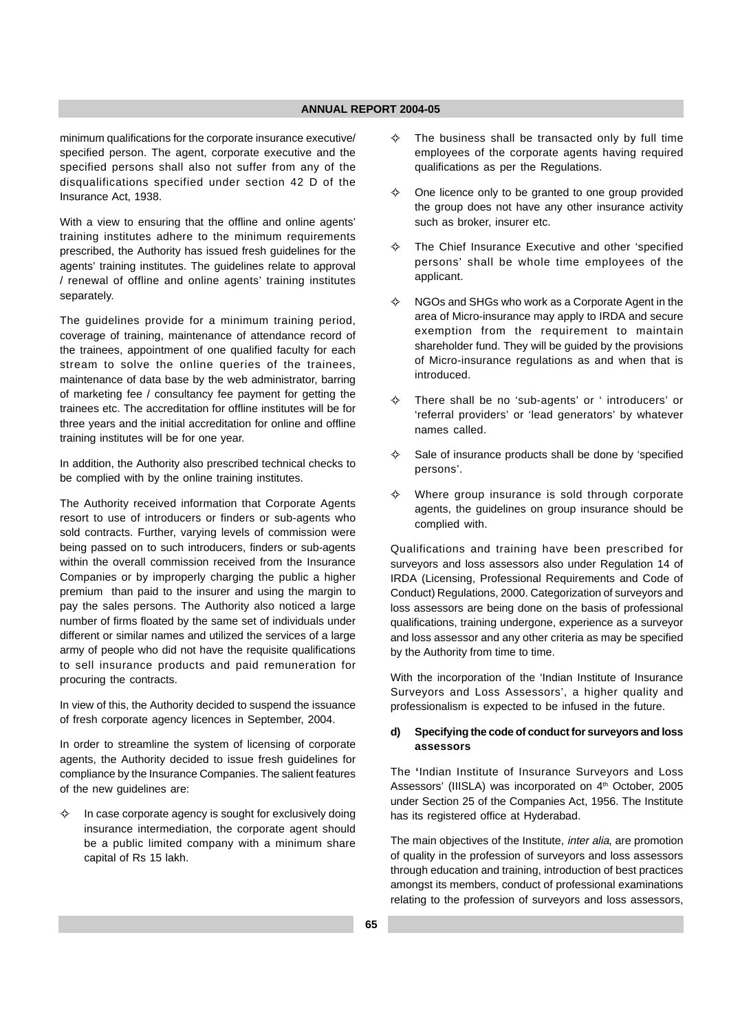minimum qualifications for the corporate insurance executive/ specified person. The agent, corporate executive and the specified persons shall also not suffer from any of the disqualifications specified under section 42 D of the Insurance Act, 1938.

With a view to ensuring that the offline and online agents' training institutes adhere to the minimum requirements prescribed, the Authority has issued fresh guidelines for the agents' training institutes. The guidelines relate to approval / renewal of offline and online agents' training institutes separately.

The guidelines provide for a minimum training period, coverage of training, maintenance of attendance record of the trainees, appointment of one qualified faculty for each stream to solve the online queries of the trainees, maintenance of data base by the web administrator, barring of marketing fee / consultancy fee payment for getting the trainees etc. The accreditation for offline institutes will be for three years and the initial accreditation for online and offline training institutes will be for one year.

In addition, the Authority also prescribed technical checks to be complied with by the online training institutes.

The Authority received information that Corporate Agents resort to use of introducers or finders or sub-agents who sold contracts. Further, varying levels of commission were being passed on to such introducers, finders or sub-agents within the overall commission received from the Insurance Companies or by improperly charging the public a higher premium than paid to the insurer and using the margin to pay the sales persons. The Authority also noticed a large number of firms floated by the same set of individuals under different or similar names and utilized the services of a large army of people who did not have the requisite qualifications to sell insurance products and paid remuneration for procuring the contracts.

In view of this, the Authority decided to suspend the issuance of fresh corporate agency licences in September, 2004.

In order to streamline the system of licensing of corporate agents, the Authority decided to issue fresh guidelines for compliance by the Insurance Companies. The salient features of the new guidelines are:

- In case corporate agency is sought for exclusively doing insurance intermediation, the corporate agent should be a public limited company with a minimum share capital of Rs 15 lakh.
- The business shall be transacted only by full time employees of the corporate agents having required qualifications as per the Regulations.
- One licence only to be granted to one group provided the group does not have any other insurance activity such as broker, insurer etc.
- The Chief Insurance Executive and other 'specified persons' shall be whole time employees of the applicant.
- NGOs and SHGs who work as a Corporate Agent in the area of Micro-insurance may apply to IRDA and secure exemption from the requirement to maintain shareholder fund. They will be guided by the provisions of Micro-insurance regulations as and when that is introduced.
- There shall be no 'sub-agents' or ' introducers' or 'referral providers' or 'lead generators' by whatever names called.
- Sale of insurance products shall be done by 'specified persons'.
- Where group insurance is sold through corporate agents, the guidelines on group insurance should be complied with.

Qualifications and training have been prescribed for surveyors and loss assessors also under Regulation 14 of IRDA (Licensing, Professional Requirements and Code of Conduct) Regulations, 2000. Categorization of surveyors and loss assessors are being done on the basis of professional qualifications, training undergone, experience as a surveyor and loss assessor and any other criteria as may be specified by the Authority from time to time.

With the incorporation of the 'Indian Institute of Insurance Surveyors and Loss Assessors', a higher quality and professionalism is expected to be infused in the future.

**d) Specifying the code of conduct for surveyors and loss assessors**

The 'Indian Institute of Insurance Surveyors and Loss Assessors' (IIISLA) was incorporated on 4th October, 2005 under Section 25 of the Companies Act, 1956. The Institute has its registered office at Hyderabad.

The main objectives of the Institute, *inter alia*, are promotion of quality in the profession of surveyors and loss assessors through education and training, introduction of best practices amongst its members, conduct of professional examinations relating to the profession of surveyors and loss assessors,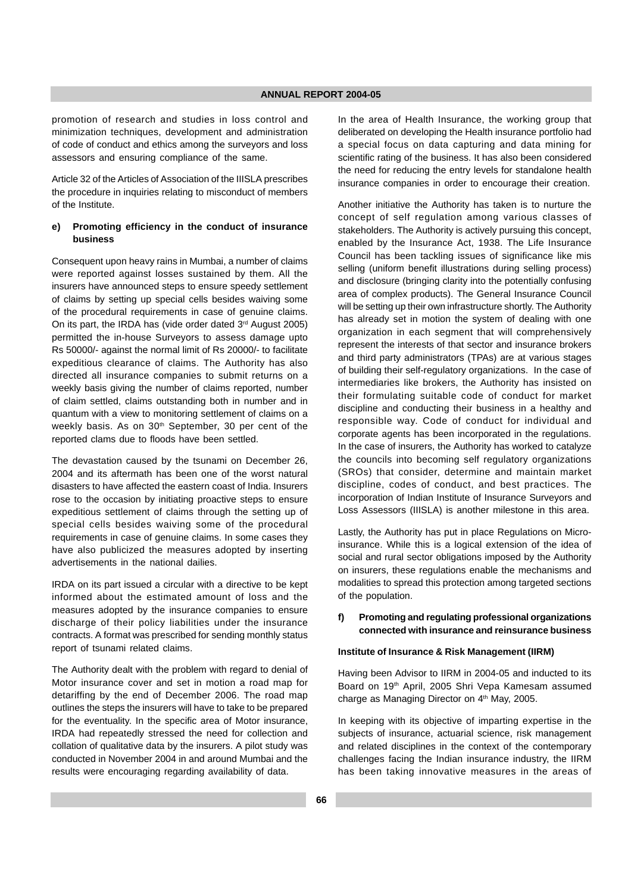promotion of research and studies in loss control and minimization techniques, development and administration of code of conduct and ethics among the surveyors and loss assessors and ensuring compliance of the same.

Article 32 of the Articles of Association of the IIISLA prescribes the procedure in inquiries relating to misconduct of members of the Institute.

#### e) Promoting efficiency in the conduct of insurance business

Consequent upon heavy rains in Mumbai, a number of claims were reported against losses sustained by them. All the insurers have announced steps to ensure speedy settlement of claims by setting up special cells besides waiving some of the procedural requirements in case of genuine claims. On its part, the IRDA has (vide order dated 3rd August 2005) permitted the in-house Surveyors to assess damage upto Rs 50000/- against the normal limit of Rs 20000/- to facilitate expeditious clearance of claims. The Authority has also directed all insurance companies to submit returns on a weekly basis giving the number of claims reported, number of claim settled, claims outstanding both in number and in quantum with a view to monitoring settlement of claims on a weekly basis. As on 30th September, 30 per cent of the reported clams due to floods have been settled.

The devastation caused by the tsunami on December 26, 2004 and its aftermath has been one of the worst natural disasters to have affected the eastern coast of India. Insurers rose to the occasion by initiating proactive steps to ensure expeditious settlement of claims through the setting up of special cells besides waiving some of the procedural requirements in case of genuine claims. In some cases they have also publicized the measures adopted by inserting advertisements in the national dailies.

IRDA on its part issued a circular with a directive to be kept informed about the estimated amount of loss and the measures adopted by the insurance companies to ensure discharge of their policy liabilities under the insurance contracts. A format was prescribed for sending monthly status report of tsunami related claims.

The Authority dealt with the problem with regard to denial of Motor insurance cover and set in motion a road map for detariffing by the end of December 2006. The road map outlines the steps the insurers will have to take to be prepared for the eventuality. In the specific area of Motor insurance, IRDA had repeatedly stressed the need for collection and collation of qualitative data by the insurers. A pilot study was conducted in November 2004 in and around Mumbai and the results were encouraging regarding availability of data.

In the area of Health Insurance, the working group that deliberated on developing the Health insurance portfolio had a special focus on data capturing and data mining for scientific rating of the business. It has also been considered the need for reducing the entry levels for standalone health insurance companies in order to encourage their creation.

Another initiative the Authority has taken is to nurture the concept of self regulation among various classes of stakeholders. The Authority is actively pursuing this concept, enabled by the Insurance Act, 1938. The Life Insurance Council has been tackling issues of significance like mis selling (uniform benefit illustrations during selling process) and disclosure (bringing clarity into the potentially confusing area of complex products). The General Insurance Council will be setting up their own infrastructure shortly. The Authority has already set in motion the system of dealing with one organization in each segment that will comprehensively represent the interests of that sector and insurance brokers and third party administrators (TPAs) are at various stages of building their self-regulatory organizations. In the case of intermediaries like brokers, the Authority has insisted on their formulating suitable code of conduct for market discipline and conducting their business in a healthy and responsible way. Code of conduct for individual and corporate agents has been incorporated in the regulations. In the case of insurers, the Authority has worked to catalyze the councils into becoming self regulatory organizations (SROs) that consider, determine and maintain market discipline, codes of conduct, and best practices. The incorporation of Indian Institute of Insurance Surveyors and Loss Assessors (IIISLA) is another milestone in this area.

Lastly, the Authority has put in place Regulations on Micro-insurance. While this is a logical extension of the idea of social and rural sector obligations imposed by the Authority on insurers, these regulations enable the mechanisms and modalities to spread this protection among targeted sections of the population.

#### f) Promoting and regulating professional organizations connected with insurance and reinsurance business

**Institute of Insurance & Risk Management (IIRM)**

Having been Advisor to IIRM in 2004-05 and inducted to its Board on 19th April, 2005 Shri Vepa Kamesam assumed charge as Managing Director on 4th May, 2005.

In keeping with its objective of imparting expertise in the subjects of insurance, actuarial science, risk management and related disciplines in the context of the contemporary challenges facing the Indian insurance industry, the IIRM has been taking innovative measures in the areas of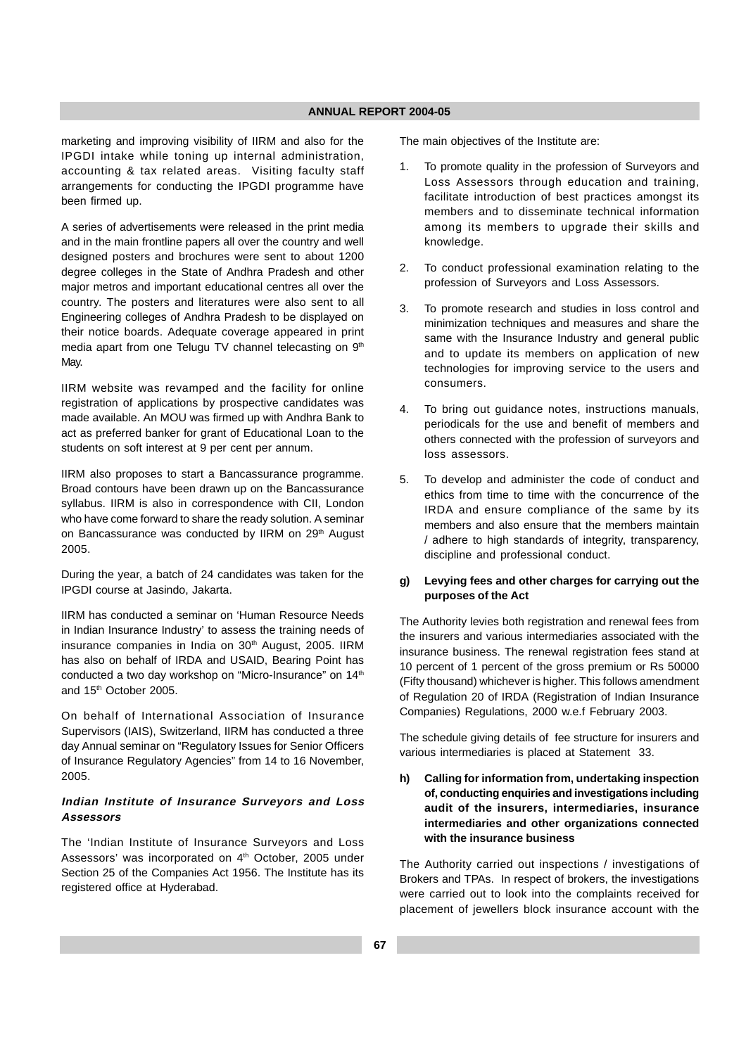marketing and improving visibility of IIRM and also for the IPGDI intake while toning up internal administration, accounting & tax related areas. Visiting faculty staff arrangements for conducting the IPGDI programme have been firmed up.

A series of advertisements were released in the print media and in the main frontline papers all over the country and well designed posters and brochures were sent to about 1200 degree colleges in the State of Andhra Pradesh and other major metros and important educational centres all over the country. The posters and literatures were also sent to all Engineering colleges of Andhra Pradesh to be displayed on their notice boards. Adequate coverage appeared in print media apart from one Telugu TV channel telecasting on 9th May.

IIRM website was revamped and the facility for online registration of applications by prospective candidates was made available. An MOU was firmed up with Andhra Bank to act as preferred banker for grant of Educational Loan to the students on soft interest at 9 per cent per annum.

IIRM also proposes to start a Bancassurance programme. Broad contours have been drawn up on the Bancassurance syllabus. IIRM is also in correspondence with CII, London who have come forward to share the ready solution. A seminar on Bancassurance was conducted by IIRM on 29th August 2005.

During the year, a batch of 24 candidates was taken for the IPGDI course at Jasindo, Jakarta.

IIRM has conducted a seminar on 'Human Resource Needs in Indian Insurance Industry' to assess the training needs of insurance companies in India on 30th August, 2005. IIRM has also on behalf of IRDA and USAID, Bearing Point has conducted a two day workshop on "Micro-Insurance" on 14th and 15th October 2005.

On behalf of International Association of Insurance Supervisors (IAIS), Switzerland, IIRM has conducted a three day Annual seminar on "Regulatory Issues for Senior Officers of Insurance Regulatory Agencies" from 14 to 16 November, 2005.

***Indian Institute of Insurance Surveyors and Loss Assessors***

The 'Indian Institute of Insurance Surveyors and Loss Assessors' was incorporated on 4th October, 2005 under Section 25 of the Companies Act 1956. The Institute has its registered office at Hyderabad.

The main objectives of the Institute are:

1. To promote quality in the profession of Surveyors and Loss Assessors through education and training, facilitate introduction of best practices amongst its members and to disseminate technical information among its members to upgrade their skills and knowledge.
2. To conduct professional examination relating to the profession of Surveyors and Loss Assessors.
3. To promote research and studies in loss control and minimization techniques and measures and share the same with the Insurance Industry and general public and to update its members on application of new technologies for improving service to the users and consumers.
4. To bring out guidance notes, instructions manuals, periodicals for the use and benefit of members and others connected with the profession of surveyors and loss assessors.
5. To develop and administer the code of conduct and ethics from time to time with the concurrence of the IRDA and ensure compliance of the same by its members and also ensure that the members maintain / adhere to high standards of integrity, transparency, discipline and professional conduct.

**g) Levying fees and other charges for carrying out the purposes of the Act**

The Authority levies both registration and renewal fees from the insurers and various intermediaries associated with the insurance business. The renewal registration fees stand at 10 percent of 1 percent of the gross premium or Rs 50000 (Fifty thousand) whichever is higher. This follows amendment of Regulation 20 of IRDA (Registration of Indian Insurance Companies) Regulations, 2000 w.e.f February 2003.

The schedule giving details of fee structure for insurers and various intermediaries is placed at Statement 33.

**h) Calling for information from, undertaking inspection of, conducting enquiries and investigations including audit of the insurers, intermediaries, insurance intermediaries and other organizations connected with the insurance business**

The Authority carried out inspections / investigations of Brokers and TPAs. In respect of brokers, the investigations were carried out to look into the complaints received for placement of jewellers block insurance account with the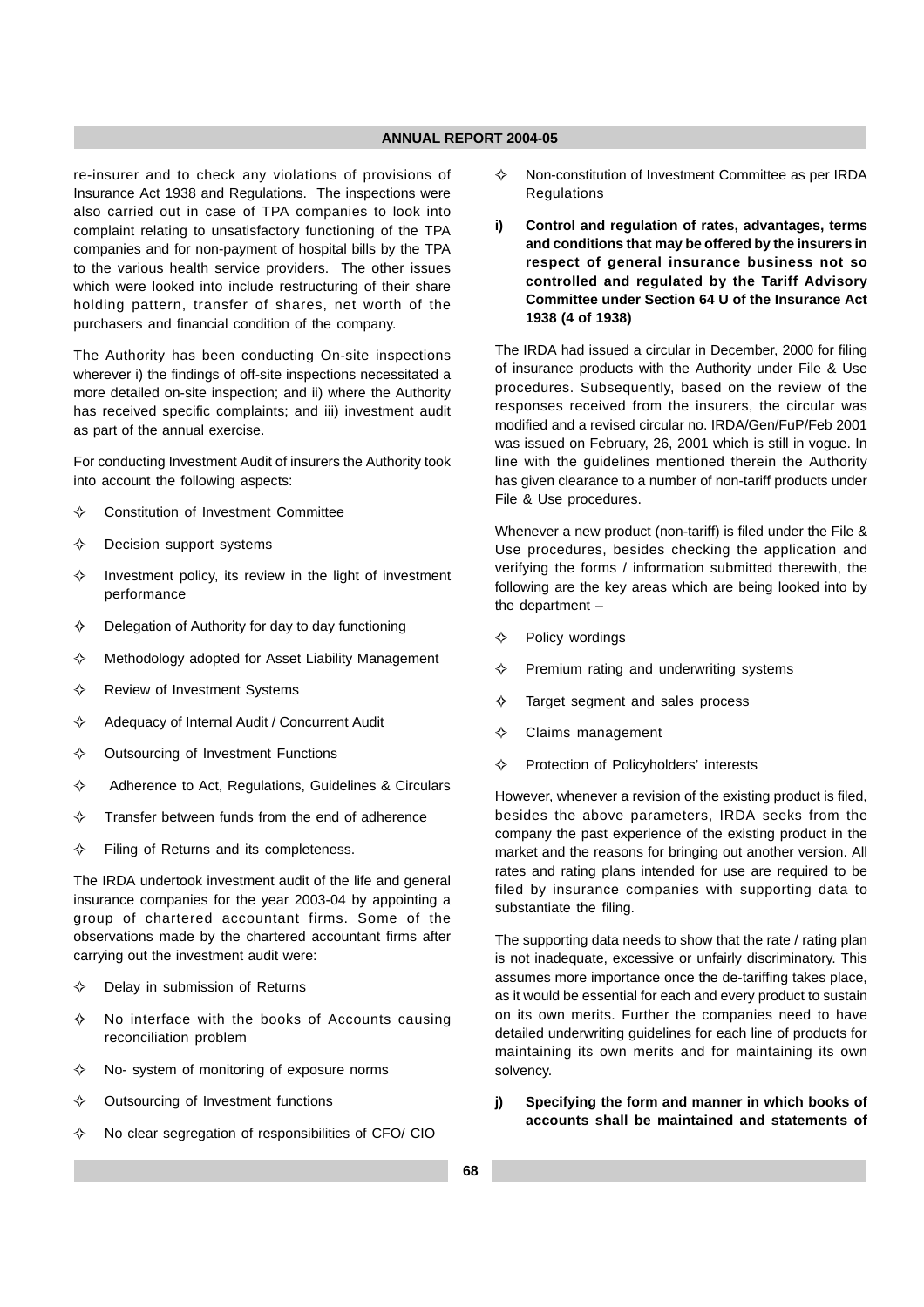re-insurer and to check any violations of provisions of Insurance Act 1938 and Regulations. The inspections were also carried out in case of TPA companies to look into complaint relating to unsatisfactory functioning of the TPA companies and for non-payment of hospital bills by the TPA to the various health service providers. The other issues which were looked into include restructuring of their share holding pattern, transfer of shares, net worth of the purchasers and financial condition of the company.

The Authority has been conducting On-site inspections wherever i) the findings of off-site inspections necessitated a more detailed on-site inspection; and ii) where the Authority has received specific complaints; and iii) investment audit as part of the annual exercise.

For conducting Investment Audit of insurers the Authority took into account the following aspects:

- Constitution of Investment Committee
- Decision support systems
- Investment policy, its review in the light of investment performance
- Delegation of Authority for day to day functioning
- Methodology adopted for Asset Liability Management
- Review of Investment Systems
- Adequacy of Internal Audit / Concurrent Audit
- Outsourcing of Investment Functions
- Adherence to Act, Regulations, Guidelines & Circulars
- Transfer between funds from the end of adherence
- Filing of Returns and its completeness.

The IRDA undertook investment audit of the life and general insurance companies for the year 2003-04 by appointing a group of chartered accountant firms. Some of the observations made by the chartered accountant firms after carrying out the investment audit were:

- Delay in submission of Returns
- No interface with the books of Accounts causing reconciliation problem
- No- system of monitoring of exposure norms
- Outsourcing of Investment functions
- No clear segregation of responsibilities of CFO/ CIO
- Non-constitution of Investment Committee as per IRDA Regulations

**i) Control and regulation of rates, advantages, terms and conditions that may be offered by the insurers in respect of general insurance business not so controlled and regulated by the Tariff Advisory Committee under Section 64 U of the Insurance Act 1938 (4 of 1938)**

The IRDA had issued a circular in December, 2000 for filing of insurance products with the Authority under File & Use procedures. Subsequently, based on the review of the responses received from the insurers, the circular was modified and a revised circular no. IRDA/Gen/FuP/Feb 2001 was issued on February, 26, 2001 which is still in vogue. In line with the guidelines mentioned therein the Authority has given clearance to a number of non-tariff products under File & Use procedures.

Whenever a new product (non-tariff) is filed under the File & Use procedures, besides checking the application and verifying the forms / information submitted therewith, the following are the key areas which are being looked into by the department –

- Policy wordings
- Premium rating and underwriting systems
- Target segment and sales process
- Claims management
- Protection of Policyholders' interests

However, whenever a revision of the existing product is filed, besides the above parameters, IRDA seeks from the company the past experience of the existing product in the market and the reasons for bringing out another version. All rates and rating plans intended for use are required to be filed by insurance companies with supporting data to substantiate the filing.

The supporting data needs to show that the rate / rating plan is not inadequate, excessive or unfairly discriminatory. This assumes more importance once the de-tariffing takes place, as it would be essential for each and every product to sustain on its own merits. Further the companies need to have detailed underwriting guidelines for each line of products for maintaining its own merits and for maintaining its own solvency.

**j) Specifying the form and manner in which books of accounts shall be maintained and statements of**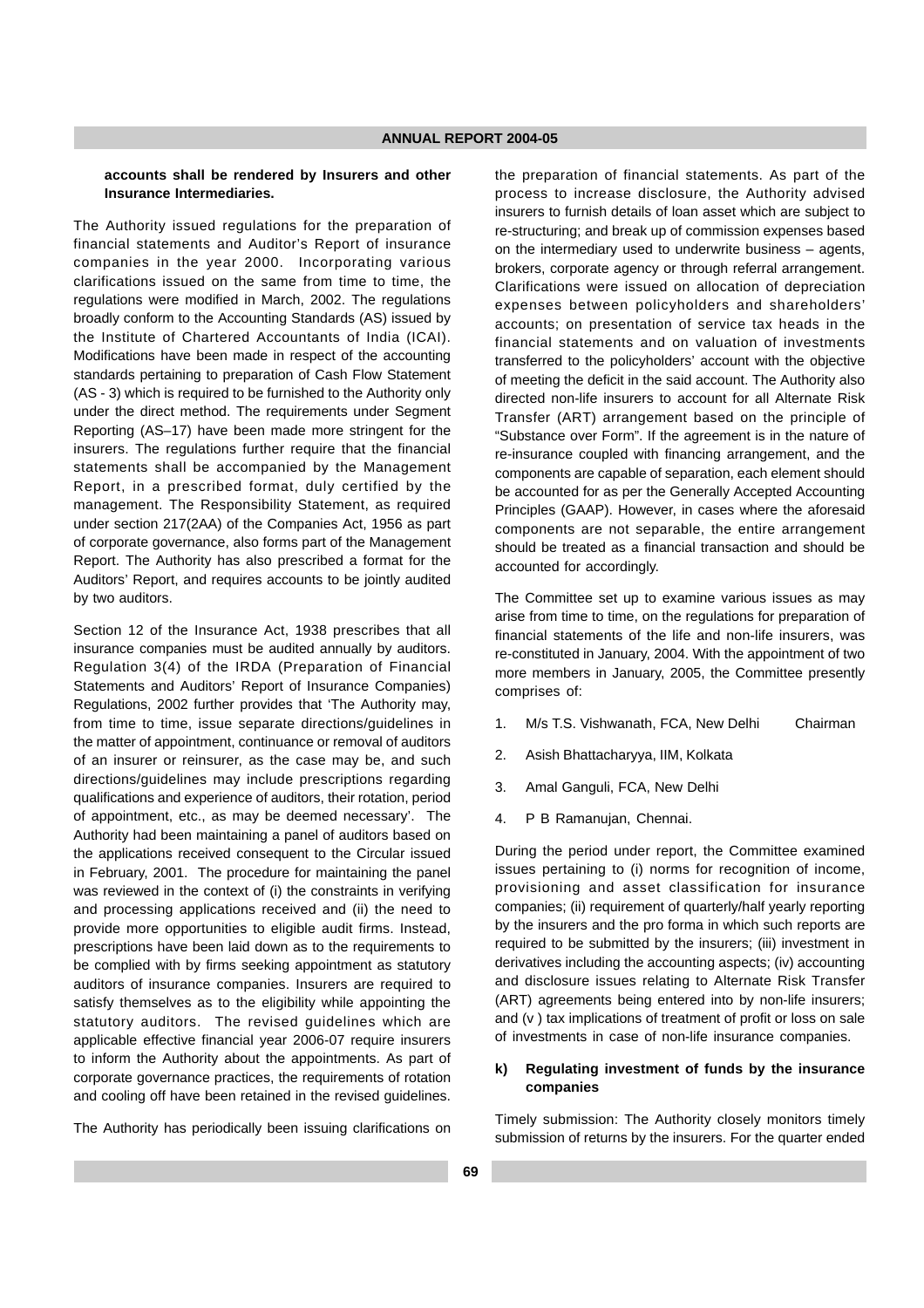**accounts shall be rendered by Insurers and other Insurance Intermediaries.**

The Authority issued regulations for the preparation of financial statements and Auditor's Report of insurance companies in the year 2000. Incorporating various clarifications issued on the same from time to time, the regulations were modified in March, 2002. The regulations broadly conform to the Accounting Standards (AS) issued by the Institute of Chartered Accountants of India (ICAI). Modifications have been made in respect of the accounting standards pertaining to preparation of Cash Flow Statement (AS - 3) which is required to be furnished to the Authority only under the direct method. The requirements under Segment Reporting (AS–17) have been made more stringent for the insurers. The regulations further require that the financial statements shall be accompanied by the Management Report, in a prescribed format, duly certified by the management. The Responsibility Statement, as required under section 217(2AA) of the Companies Act, 1956 as part of corporate governance, also forms part of the Management Report. The Authority has also prescribed a format for the Auditors' Report, and requires accounts to be jointly audited by two auditors.

Section 12 of the Insurance Act, 1938 prescribes that all insurance companies must be audited annually by auditors. Regulation 3(4) of the IRDA (Preparation of Financial Statements and Auditors' Report of Insurance Companies) Regulations, 2002 further provides that 'The Authority may, from time to time, issue separate directions/guidelines in the matter of appointment, continuance or removal of auditors of an insurer or reinsurer, as the case may be, and such directions/guidelines may include prescriptions regarding qualifications and experience of auditors, their rotation, period of appointment, etc., as may be deemed necessary'. The Authority had been maintaining a panel of auditors based on the applications received consequent to the Circular issued in February, 2001. The procedure for maintaining the panel was reviewed in the context of (i) the constraints in verifying and processing applications received and (ii) the need to provide more opportunities to eligible audit firms. Instead, prescriptions have been laid down as to the requirements to be complied with by firms seeking appointment as statutory auditors of insurance companies. Insurers are required to satisfy themselves as to the eligibility while appointing the statutory auditors. The revised guidelines which are applicable effective financial year 2006-07 require insurers to inform the Authority about the appointments. As part of corporate governance practices, the requirements of rotation and cooling off have been retained in the revised guidelines.

The Authority has periodically been issuing clarifications on the preparation of financial statements. As part of the process to increase disclosure, the Authority advised insurers to furnish details of loan asset which are subject to re-structuring; and break up of commission expenses based on the intermediary used to underwrite business – agents, brokers, corporate agency or through referral arrangement. Clarifications were issued on allocation of depreciation expenses between policyholders and shareholders' accounts; on presentation of service tax heads in the financial statements and on valuation of investments transferred to the policyholders' account with the objective of meeting the deficit in the said account. The Authority also directed non-life insurers to account for all Alternate Risk Transfer (ART) arrangement based on the principle of "Substance over Form". If the agreement is in the nature of re-insurance coupled with financing arrangement, and the components are capable of separation, each element should be accounted for as per the Generally Accepted Accounting Principles (GAAP). However, in cases where the aforesaid components are not separable, the entire arrangement should be treated as a financial transaction and should be accounted for accordingly.

The Committee set up to examine various issues as may arise from time to time, on the regulations for preparation of financial statements of the life and non-life insurers, was re-constituted in January, 2004. With the appointment of two more members in January, 2005, the Committee presently comprises of:

1. M/s T.S. Vishwanath, FCA, New Delhi    Chairman
2. Asish Bhattacharyya, IIM, Kolkata
3. Amal Ganguli, FCA, New Delhi
4. P B Ramanujan, Chennai.

During the period under report, the Committee examined issues pertaining to (i) norms for recognition of income, provisioning and asset classification for insurance companies; (ii) requirement of quarterly/half yearly reporting by the insurers and the pro forma in which such reports are required to be submitted by the insurers; (iii) investment in derivatives including the accounting aspects; (iv) accounting and disclosure issues relating to Alternate Risk Transfer (ART) agreements being entered into by non-life insurers; and (v ) tax implications of treatment of profit or loss on sale of investments in case of non-life insurance companies.

**k) Regulating investment of funds by the insurance companies**

Timely submission: The Authority closely monitors timely submission of returns by the insurers. For the quarter ended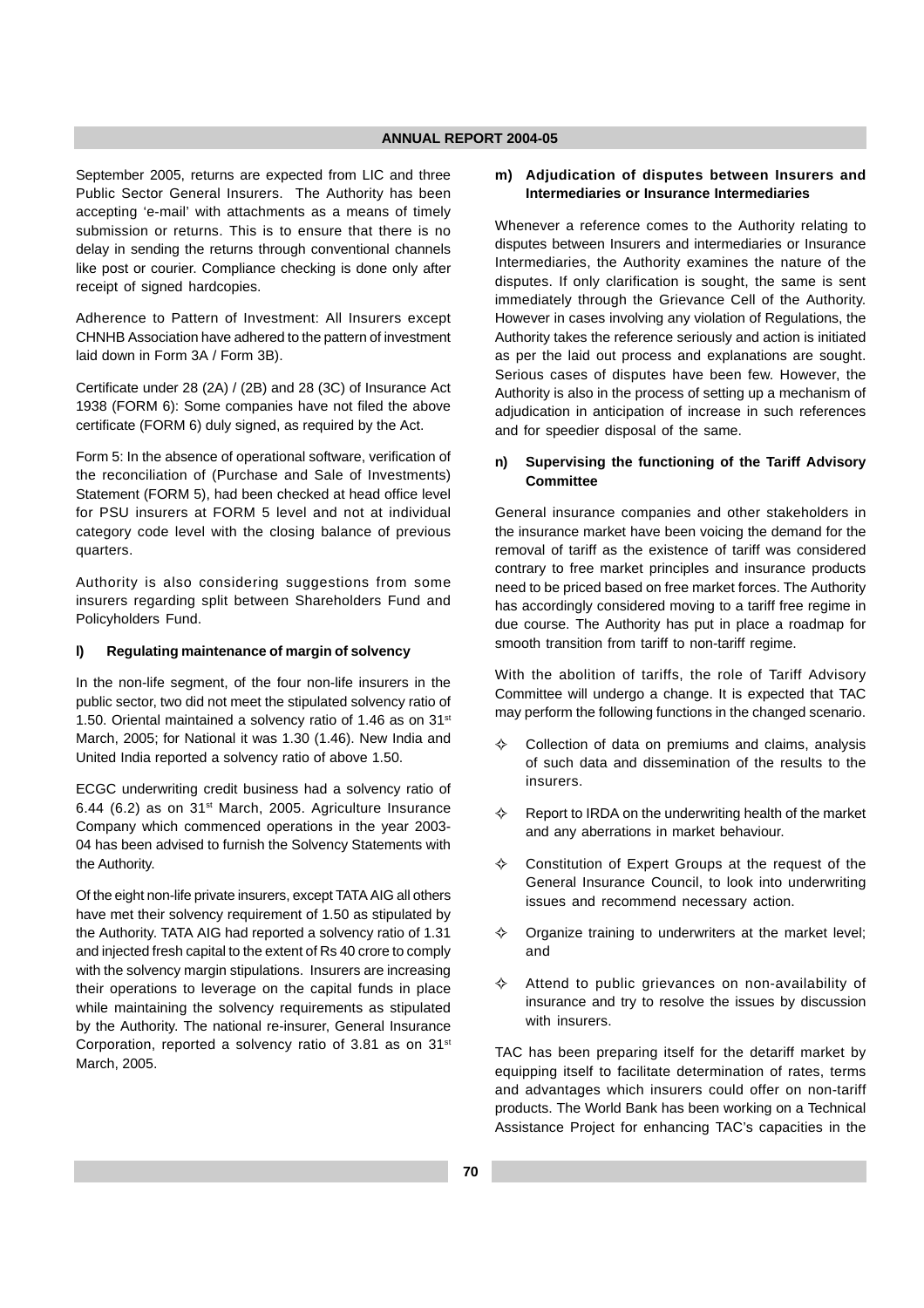September 2005, returns are expected from LIC and three Public Sector General Insurers. The Authority has been accepting 'e-mail' with attachments as a means of timely submission or returns. This is to ensure that there is no delay in sending the returns through conventional channels like post or courier. Compliance checking is done only after receipt of signed hardcopies.

Adherence to Pattern of Investment: All Insurers except CHNHB Association have adhered to the pattern of investment laid down in Form 3A / Form 3B).

Certificate under 28 (2A) / (2B) and 28 (3C) of Insurance Act 1938 (FORM 6): Some companies have not filed the above certificate (FORM 6) duly signed, as required by the Act.

Form 5: In the absence of operational software, verification of the reconciliation of (Purchase and Sale of Investments) Statement (FORM 5), had been checked at head office level for PSU insurers at FORM 5 level and not at individual category code level with the closing balance of previous quarters.

Authority is also considering suggestions from some insurers regarding split between Shareholders Fund and Policyholders Fund.

**l) Regulating maintenance of margin of solvency**

In the non-life segment, of the four non-life insurers in the public sector, two did not meet the stipulated solvency ratio of 1.50. Oriental maintained a solvency ratio of 1.46 as on 31st March, 2005; for National it was 1.30 (1.46). New India and United India reported a solvency ratio of above 1.50.

ECGC underwriting credit business had a solvency ratio of 6.44 (6.2) as on 31st March, 2005. Agriculture Insurance Company which commenced operations in the year 2003-04 has been advised to furnish the Solvency Statements with the Authority.

Of the eight non-life private insurers, except TATA AIG all others have met their solvency requirement of 1.50 as stipulated by the Authority. TATA AIG had reported a solvency ratio of 1.31 and injected fresh capital to the extent of Rs 40 crore to comply with the solvency margin stipulations. Insurers are increasing their operations to leverage on the capital funds in place while maintaining the solvency requirements as stipulated by the Authority. The national re-insurer, General Insurance Corporation, reported a solvency ratio of 3.81 as on 31st March, 2005.

**m) Adjudication of disputes between Insurers and Intermediaries or Insurance Intermediaries**

Whenever a reference comes to the Authority relating to disputes between Insurers and intermediaries or Insurance Intermediaries, the Authority examines the nature of the disputes. If only clarification is sought, the same is sent immediately through the Grievance Cell of the Authority. However in cases involving any violation of Regulations, the Authority takes the reference seriously and action is initiated as per the laid out process and explanations are sought. Serious cases of disputes have been few. However, the Authority is also in the process of setting up a mechanism of adjudication in anticipation of increase in such references and for speedier disposal of the same.

**n) Supervising the functioning of the Tariff Advisory Committee**

General insurance companies and other stakeholders in the insurance market have been voicing the demand for the removal of tariff as the existence of tariff was considered contrary to free market principles and insurance products need to be priced based on free market forces. The Authority has accordingly considered moving to a tariff free regime in due course. The Authority has put in place a roadmap for smooth transition from tariff to non-tariff regime.

With the abolition of tariffs, the role of Tariff Advisory Committee will undergo a change. It is expected that TAC may perform the following functions in the changed scenario.

- Collection of data on premiums and claims, analysis of such data and dissemination of the results to the insurers.
- Report to IRDA on the underwriting health of the market and any aberrations in market behaviour.
- Constitution of Expert Groups at the request of the General Insurance Council, to look into underwriting issues and recommend necessary action.
- Organize training to underwriters at the market level; and
- Attend to public grievances on non-availability of insurance and try to resolve the issues by discussion with insurers.

TAC has been preparing itself for the detariff market by equipping itself to facilitate determination of rates, terms and advantages which insurers could offer on non-tariff products. The World Bank has been working on a Technical Assistance Project for enhancing TAC's capacities in the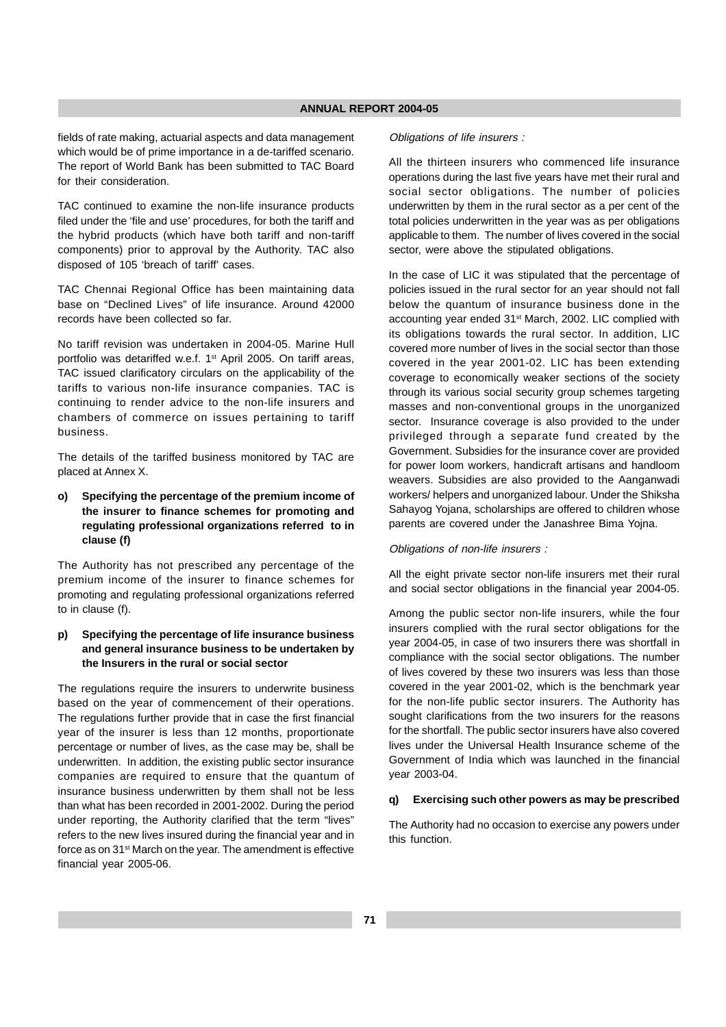fields of rate making, actuarial aspects and data management which would be of prime importance in a de-tariffed scenario. The report of World Bank has been submitted to TAC Board for their consideration.

TAC continued to examine the non-life insurance products filed under the 'file and use' procedures, for both the tariff and the hybrid products (which have both tariff and non-tariff components) prior to approval by the Authority. TAC also disposed of 105 'breach of tariff' cases.

TAC Chennai Regional Office has been maintaining data base on "Declined Lives" of life insurance. Around 42000 records have been collected so far.

No tariff revision was undertaken in 2004-05. Marine Hull portfolio was detariffed w.e.f. 1st April 2005. On tariff areas, TAC issued clarificatory circulars on the applicability of the tariffs to various non-life insurance companies. TAC is continuing to render advice to the non-life insurers and chambers of commerce on issues pertaining to tariff business.

The details of the tariffed business monitored by TAC are placed at Annex X.

**o) Specifying the percentage of the premium income of the insurer to finance schemes for promoting and regulating professional organizations referred to in clause (f)**

The Authority has not prescribed any percentage of the premium income of the insurer to finance schemes for promoting and regulating professional organizations referred to in clause (f).

**p) Specifying the percentage of life insurance business and general insurance business to be undertaken by the Insurers in the rural or social sector**

The regulations require the insurers to underwrite business based on the year of commencement of their operations. The regulations further provide that in case the first financial year of the insurer is less than 12 months, proportionate percentage or number of lives, as the case may be, shall be underwritten. In addition, the existing public sector insurance companies are required to ensure that the quantum of insurance business underwritten by them shall not be less than what has been recorded in 2001-2002. During the period under reporting, the Authority clarified that the term "lives" refers to the new lives insured during the financial year and in force as on 31st March on the year. The amendment is effective financial year 2005-06.

*Obligations of life insurers :*

All the thirteen insurers who commenced life insurance operations during the last five years have met their rural and social sector obligations. The number of policies underwritten by them in the rural sector as a per cent of the total policies underwritten in the year was as per obligations applicable to them. The number of lives covered in the social sector, were above the stipulated obligations.

In the case of LIC it was stipulated that the percentage of policies issued in the rural sector for an year should not fall below the quantum of insurance business done in the accounting year ended 31st March, 2002. LIC complied with its obligations towards the rural sector. In addition, LIC covered more number of lives in the social sector than those covered in the year 2001-02. LIC has been extending coverage to economically weaker sections of the society through its various social security group schemes targeting masses and non-conventional groups in the unorganized sector. Insurance coverage is also provided to the under privileged through a separate fund created by the Government. Subsidies for the insurance cover are provided for power loom workers, handicraft artisans and handloom weavers. Subsidies are also provided to the Aanganwadi workers/ helpers and unorganized labour. Under the Shiksha Sahayog Yojana, scholarships are offered to children whose parents are covered under the Janashree Bima Yojna.

*Obligations of non-life insurers :*

All the eight private sector non-life insurers met their rural and social sector obligations in the financial year 2004-05.

Among the public sector non-life insurers, while the four insurers complied with the rural sector obligations for the year 2004-05, in case of two insurers there was shortfall in compliance with the social sector obligations. The number of lives covered by these two insurers was less than those covered in the year 2001-02, which is the benchmark year for the non-life public sector insurers. The Authority has sought clarifications from the two insurers for the reasons for the shortfall. The public sector insurers have also covered lives under the Universal Health Insurance scheme of the Government of India which was launched in the financial year 2003-04.

**q) Exercising such other powers as may be prescribed**

The Authority had no occasion to exercise any powers under this function.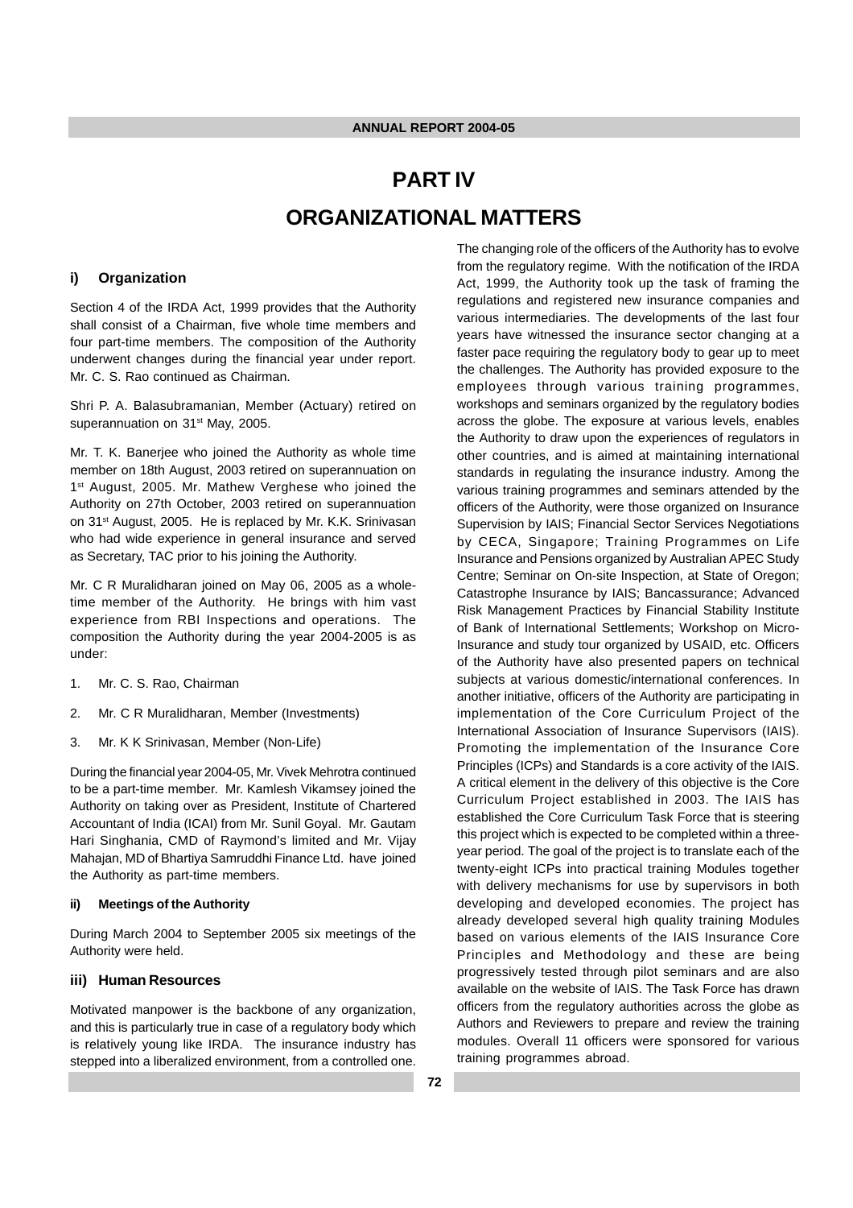# PART IV

# ORGANIZATIONAL MATTERS

## i) Organization

Section 4 of the IRDA Act, 1999 provides that the Authority shall consist of a Chairman, five whole time members and four part-time members. The composition of the Authority underwent changes during the financial year under report. Mr. C. S. Rao continued as Chairman.

Shri P. A. Balasubramanian, Member (Actuary) retired on superannuation on 31st May, 2005.

Mr. T. K. Banerjee who joined the Authority as whole time member on 18th August, 2003 retired on superannuation on 1st August, 2005. Mr. Mathew Verghese who joined the Authority on 27th October, 2003 retired on superannuation on 31st August, 2005. He is replaced by Mr. K.K. Srinivasan who had wide experience in general insurance and served as Secretary, TAC prior to his joining the Authority.

Mr. C R Muralidharan joined on May 06, 2005 as a whole-time member of the Authority. He brings with him vast experience from RBI Inspections and operations. The composition the Authority during the year 2004-2005 is as under:

1. Mr. C. S. Rao, Chairman
2. Mr. C R Muralidharan, Member (Investments)
3. Mr. K K Srinivasan, Member (Non-Life)

During the financial year 2004-05, Mr. Vivek Mehrotra continued to be a part-time member. Mr. Kamlesh Vikamsey joined the Authority on taking over as President, Institute of Chartered Accountant of India (ICAI) from Mr. Sunil Goyal. Mr. Gautam Hari Singhania, CMD of Raymond's limited and Mr. Vijay Mahajan, MD of Bhartiya Samruddhi Finance Ltd. have joined the Authority as part-time members.

### ii) Meetings of the Authority

During March 2004 to September 2005 six meetings of the Authority were held.

## iii) Human Resources

Motivated manpower is the backbone of any organization, and this is particularly true in case of a regulatory body which is relatively young like IRDA. The insurance industry has stepped into a liberalized environment, from a controlled one. The changing role of the officers of the Authority has to evolve from the regulatory regime. With the notification of the IRDA Act, 1999, the Authority took up the task of framing the regulations and registered new insurance companies and various intermediaries. The developments of the last four years have witnessed the insurance sector changing at a faster pace requiring the regulatory body to gear up to meet the challenges. The Authority has provided exposure to the employees through various training programmes, workshops and seminars organized by the regulatory bodies across the globe. The exposure at various levels, enables the Authority to draw upon the experiences of regulators in other countries, and is aimed at maintaining international standards in regulating the insurance industry. Among the various training programmes and seminars attended by the officers of the Authority, were those organized on Insurance Supervision by IAIS; Financial Sector Services Negotiations by CECA, Singapore; Training Programmes on Life Insurance and Pensions organized by Australian APEC Study Centre; Seminar on On-site Inspection, at State of Oregon; Catastrophe Insurance by IAIS; Bancassurance; Advanced Risk Management Practices by Financial Stability Institute of Bank of International Settlements; Workshop on Micro-Insurance and study tour organized by USAID, etc. Officers of the Authority have also presented papers on technical subjects at various domestic/international conferences. In another initiative, officers of the Authority are participating in implementation of the Core Curriculum Project of the International Association of Insurance Supervisors (IAIS). Promoting the implementation of the Insurance Core Principles (ICPs) and Standards is a core activity of the IAIS. A critical element in the delivery of this objective is the Core Curriculum Project established in 2003. The IAIS has established the Core Curriculum Task Force that is steering this project which is expected to be completed within a three-year period. The goal of the project is to translate each of the twenty-eight ICPs into practical training Modules together with delivery mechanisms for use by supervisors in both developing and developed economies. The project has already developed several high quality training Modules based on various elements of the IAIS Insurance Core Principles and Methodology and these are being progressively tested through pilot seminars and are also available on the website of IAIS. The Task Force has drawn officers from the regulatory authorities across the globe as Authors and Reviewers to prepare and review the training modules. Overall 11 officers were sponsored for various training programmes abroad.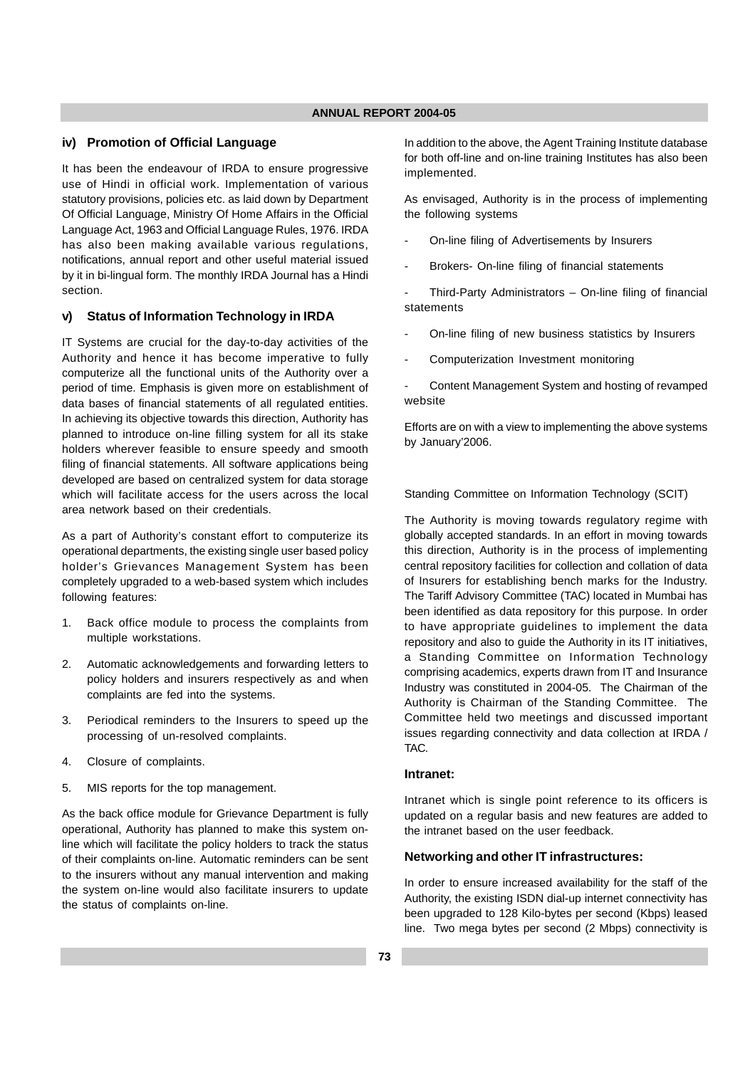### iv) Promotion of Official Language

It has been the endeavour of IRDA to ensure progressive use of Hindi in official work. Implementation of various statutory provisions, policies etc. as laid down by Department Of Official Language, Ministry Of Home Affairs in the Official Language Act, 1963 and Official Language Rules, 1976. IRDA has also been making available various regulations, notifications, annual report and other useful material issued by it in bi-lingual form. The monthly IRDA Journal has a Hindi section.

### v) Status of Information Technology in IRDA

IT Systems are crucial for the day-to-day activities of the Authority and hence it has become imperative to fully computerize all the functional units of the Authority over a period of time. Emphasis is given more on establishment of data bases of financial statements of all regulated entities. In achieving its objective towards this direction, Authority has planned to introduce on-line filling system for all its stake holders wherever feasible to ensure speedy and smooth filing of financial statements. All software applications being developed are based on centralized system for data storage which will facilitate access for the users across the local area network based on their credentials.

As a part of Authority's constant effort to computerize its operational departments, the existing single user based policy holder's Grievances Management System has been completely upgraded to a web-based system which includes following features:

1. Back office module to process the complaints from multiple workstations.
2. Automatic acknowledgements and forwarding letters to policy holders and insurers respectively as and when complaints are fed into the systems.
3. Periodical reminders to the Insurers to speed up the processing of un-resolved complaints.
4. Closure of complaints.
5. MIS reports for the top management.

As the back office module for Grievance Department is fully operational, Authority has planned to make this system on-line which will facilitate the policy holders to track the status of their complaints on-line. Automatic reminders can be sent to the insurers without any manual intervention and making the system on-line would also facilitate insurers to update the status of complaints on-line.

In addition to the above, the Agent Training Institute database for both off-line and on-line training Institutes has also been implemented.

As envisaged, Authority is in the process of implementing the following systems

- On-line filing of Advertisements by Insurers
- Brokers- On-line filing of financial statements
- Third-Party Administrators – On-line filing of financial statements
- On-line filing of new business statistics by Insurers
- Computerization Investment monitoring
- Content Management System and hosting of revamped website

Efforts are on with a view to implementing the above systems by January'2006.

Standing Committee on Information Technology (SCIT)

The Authority is moving towards regulatory regime with globally accepted standards. In an effort in moving towards this direction, Authority is in the process of implementing central repository facilities for collection and collation of data of Insurers for establishing bench marks for the Industry. The Tariff Advisory Committee (TAC) located in Mumbai has been identified as data repository for this purpose. In order to have appropriate guidelines to implement the data repository and also to guide the Authority in its IT initiatives, a Standing Committee on Information Technology comprising academics, experts drawn from IT and Insurance Industry was constituted in 2004-05. The Chairman of the Authority is Chairman of the Standing Committee. The Committee held two meetings and discussed important issues regarding connectivity and data collection at IRDA / TAC.

#### Intranet:

Intranet which is single point reference to its officers is updated on a regular basis and new features are added to the intranet based on the user feedback.

#### Networking and other IT infrastructures:

In order to ensure increased availability for the staff of the Authority, the existing ISDN dial-up internet connectivity has been upgraded to 128 Kilo-bytes per second (Kbps) leased line. Two mega bytes per second (2 Mbps) connectivity is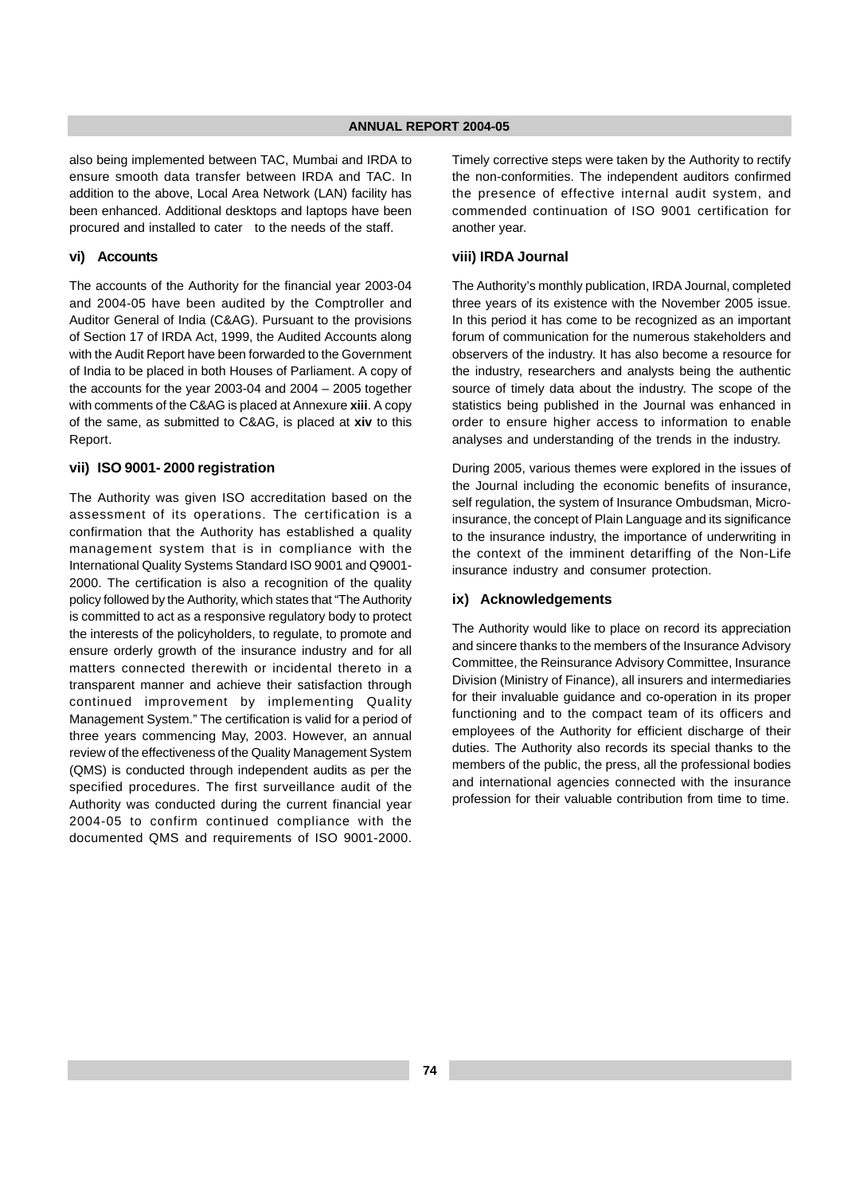also being implemented between TAC, Mumbai and IRDA to ensure smooth data transfer between IRDA and TAC. In addition to the above, Local Area Network (LAN) facility has been enhanced. Additional desktops and laptops have been procured and installed to cater to the needs of the staff.

### vi) Accounts

The accounts of the Authority for the financial year 2003-04 and 2004-05 have been audited by the Comptroller and Auditor General of India (C&AG). Pursuant to the provisions of Section 17 of IRDA Act, 1999, the Audited Accounts along with the Audit Report have been forwarded to the Government of India to be placed in both Houses of Parliament. A copy of the accounts for the year 2003-04 and 2004 – 2005 together with comments of the C&AG is placed at Annexure **xiii**. A copy of the same, as submitted to C&AG, is placed at **xiv** to this Report.

### vii) ISO 9001- 2000 registration

The Authority was given ISO accreditation based on the assessment of its operations. The certification is a confirmation that the Authority has established a quality management system that is in compliance with the International Quality Systems Standard ISO 9001 and Q9001-2000. The certification is also a recognition of the quality policy followed by the Authority, which states that "The Authority is committed to act as a responsive regulatory body to protect the interests of the policyholders, to regulate, to promote and ensure orderly growth of the insurance industry and for all matters connected therewith or incidental thereto in a transparent manner and achieve their satisfaction through continued improvement by implementing Quality Management System." The certification is valid for a period of three years commencing May, 2003. However, an annual review of the effectiveness of the Quality Management System (QMS) is conducted through independent audits as per the specified procedures. The first surveillance audit of the Authority was conducted during the current financial year 2004-05 to confirm continued compliance with the documented QMS and requirements of ISO 9001-2000. Timely corrective steps were taken by the Authority to rectify the non-conformities. The independent auditors confirmed the presence of effective internal audit system, and commended continuation of ISO 9001 certification for another year.

### viii) IRDA Journal

The Authority's monthly publication, IRDA Journal, completed three years of its existence with the November 2005 issue. In this period it has come to be recognized as an important forum of communication for the numerous stakeholders and observers of the industry. It has also become a resource for the industry, researchers and analysts being the authentic source of timely data about the industry. The scope of the statistics being published in the Journal was enhanced in order to ensure higher access to information to enable analyses and understanding of the trends in the industry.

During 2005, various themes were explored in the issues of the Journal including the economic benefits of insurance, self regulation, the system of Insurance Ombudsman, Micro-insurance, the concept of Plain Language and its significance to the insurance industry, the importance of underwriting in the context of the imminent detariffing of the Non-Life insurance industry and consumer protection.

### ix) Acknowledgements

The Authority would like to place on record its appreciation and sincere thanks to the members of the Insurance Advisory Committee, the Reinsurance Advisory Committee, Insurance Division (Ministry of Finance), all insurers and intermediaries for their invaluable guidance and co-operation in its proper functioning and to the compact team of its officers and employees of the Authority for efficient discharge of their duties. The Authority also records its special thanks to the members of the public, the press, all the professional bodies and international agencies connected with the insurance profession for their valuable contribution from time to time.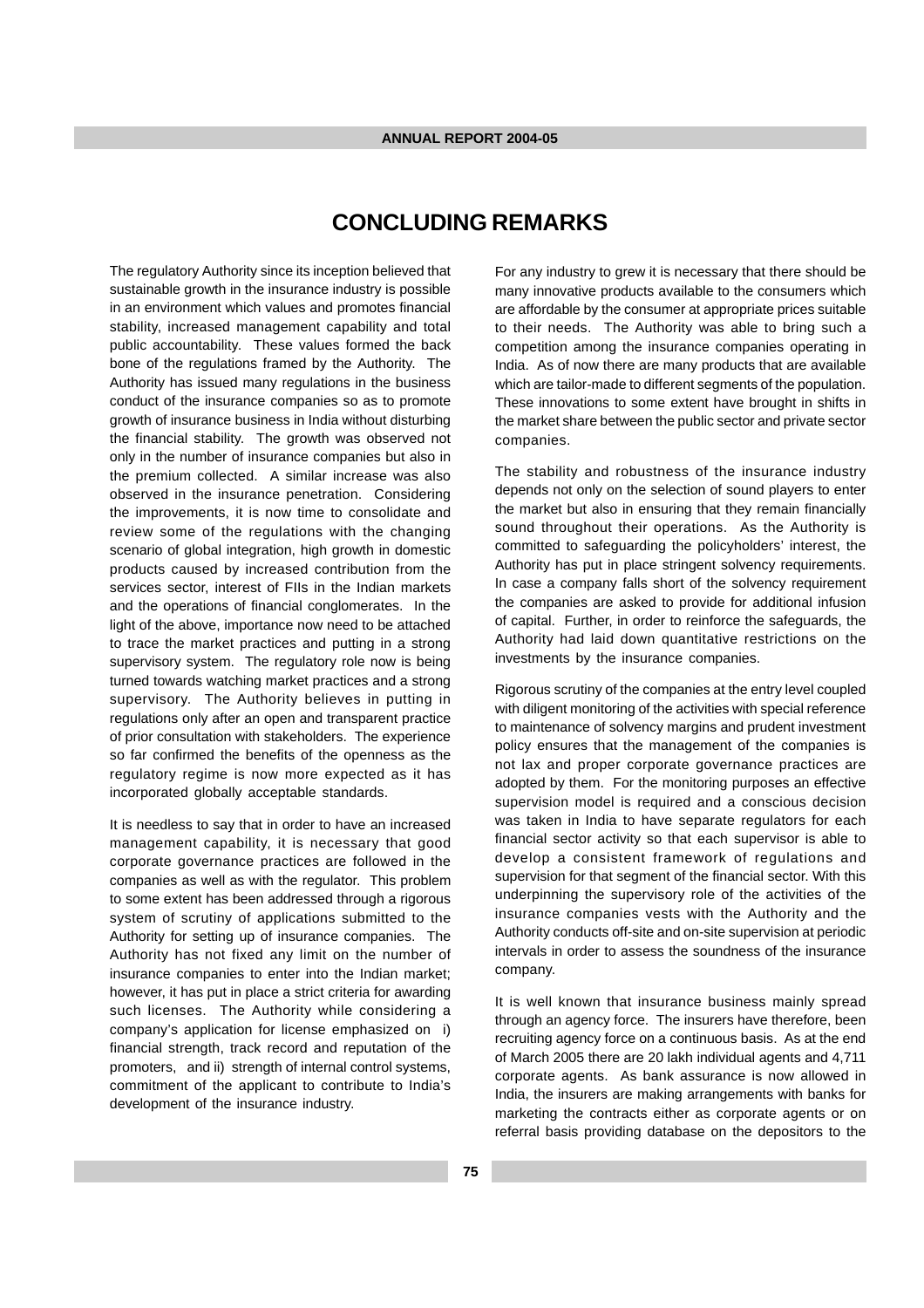# CONCLUDING REMARKS

The regulatory Authority since its inception believed that sustainable growth in the insurance industry is possible in an environment which values and promotes financial stability, increased management capability and total public accountability. These values formed the back bone of the regulations framed by the Authority. The Authority has issued many regulations in the business conduct of the insurance companies so as to promote growth of insurance business in India without disturbing the financial stability. The growth was observed not only in the number of insurance companies but also in the premium collected. A similar increase was also observed in the insurance penetration. Considering the improvements, it is now time to consolidate and review some of the regulations with the changing scenario of global integration, high growth in domestic products caused by increased contribution from the services sector, interest of FIIs in the Indian markets and the operations of financial conglomerates. In the light of the above, importance now need to be attached to trace the market practices and putting in a strong supervisory system. The regulatory role now is being turned towards watching market practices and a strong supervisory. The Authority believes in putting in regulations only after an open and transparent practice of prior consultation with stakeholders. The experience so far confirmed the benefits of the openness as the regulatory regime is now more expected as it has incorporated globally acceptable standards.

It is needless to say that in order to have an increased management capability, it is necessary that good corporate governance practices are followed in the companies as well as with the regulator. This problem to some extent has been addressed through a rigorous system of scrutiny of applications submitted to the Authority for setting up of insurance companies. The Authority has not fixed any limit on the number of insurance companies to enter into the Indian market; however, it has put in place a strict criteria for awarding such licenses. The Authority while considering a company's application for license emphasized on i) financial strength, track record and reputation of the promoters, and ii) strength of internal control systems, commitment of the applicant to contribute to India's development of the insurance industry.

For any industry to grew it is necessary that there should be many innovative products available to the consumers which are affordable by the consumer at appropriate prices suitable to their needs. The Authority was able to bring such a competition among the insurance companies operating in India. As of now there are many products that are available which are tailor-made to different segments of the population. These innovations to some extent have brought in shifts in the market share between the public sector and private sector companies.

The stability and robustness of the insurance industry depends not only on the selection of sound players to enter the market but also in ensuring that they remain financially sound throughout their operations. As the Authority is committed to safeguarding the policyholders' interest, the Authority has put in place stringent solvency requirements. In case a company falls short of the solvency requirement the companies are asked to provide for additional infusion of capital. Further, in order to reinforce the safeguards, the Authority had laid down quantitative restrictions on the investments by the insurance companies.

Rigorous scrutiny of the companies at the entry level coupled with diligent monitoring of the activities with special reference to maintenance of solvency margins and prudent investment policy ensures that the management of the companies is not lax and proper corporate governance practices are adopted by them. For the monitoring purposes an effective supervision model is required and a conscious decision was taken in India to have separate regulators for each financial sector activity so that each supervisor is able to develop a consistent framework of regulations and supervision for that segment of the financial sector. With this underpinning the supervisory role of the activities of the insurance companies vests with the Authority and the Authority conducts off-site and on-site supervision at periodic intervals in order to assess the soundness of the insurance company.

It is well known that insurance business mainly spread through an agency force. The insurers have therefore, been recruiting agency force on a continuous basis. As at the end of March 2005 there are 20 lakh individual agents and 4,711 corporate agents. As bank assurance is now allowed in India, the insurers are making arrangements with banks for marketing the contracts either as corporate agents or on referral basis providing database on the depositors to the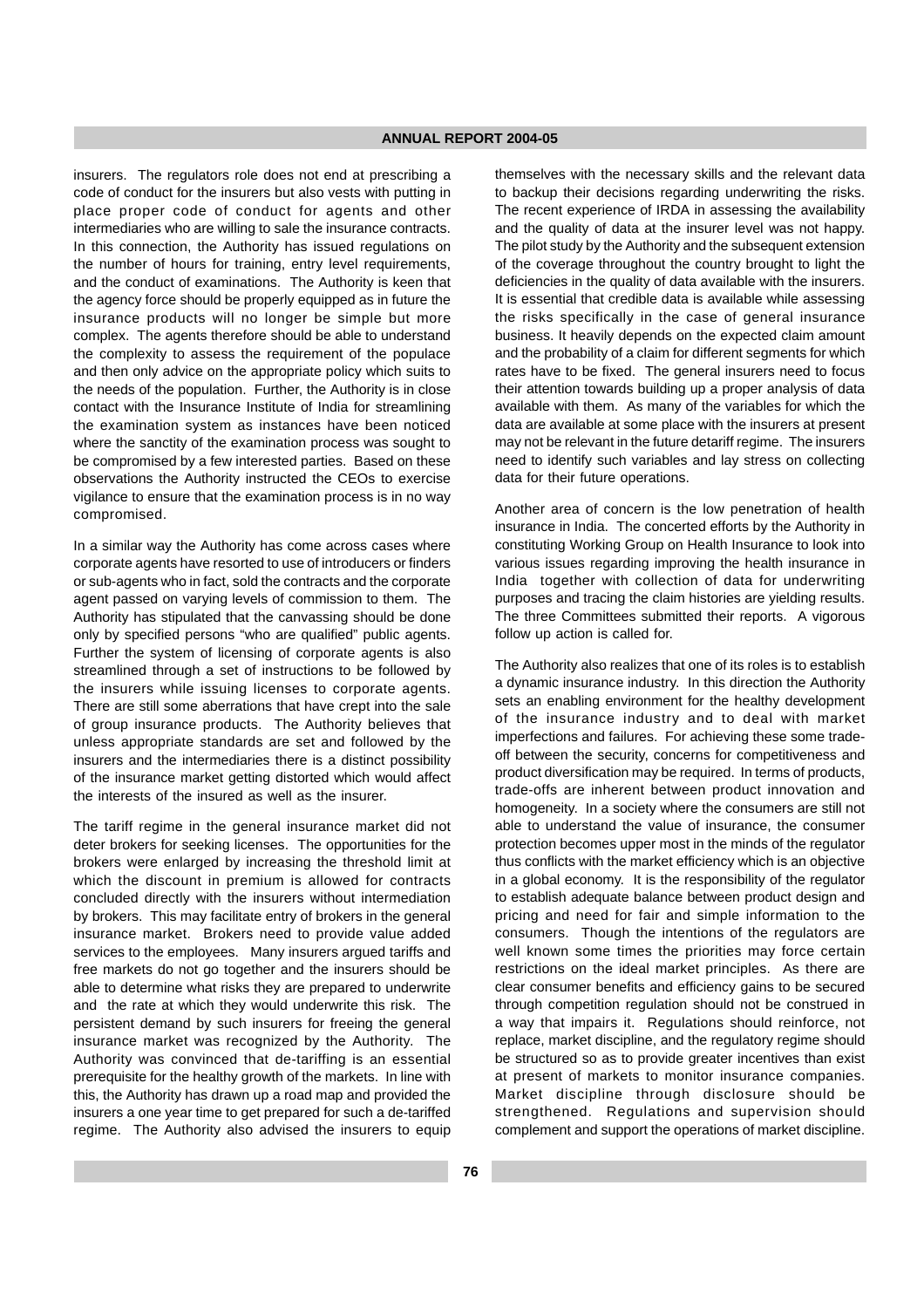insurers. The regulators role does not end at prescribing a code of conduct for the insurers but also vests with putting in place proper code of conduct for agents and other intermediaries who are willing to sale the insurance contracts. In this connection, the Authority has issued regulations on the number of hours for training, entry level requirements, and the conduct of examinations. The Authority is keen that the agency force should be properly equipped as in future the insurance products will no longer be simple but more complex. The agents therefore should be able to understand the complexity to assess the requirement of the populace and then only advice on the appropriate policy which suits to the needs of the population. Further, the Authority is in close contact with the Insurance Institute of India for streamlining the examination system as instances have been noticed where the sanctity of the examination process was sought to be compromised by a few interested parties. Based on these observations the Authority instructed the CEOs to exercise vigilance to ensure that the examination process is in no way compromised.

In a similar way the Authority has come across cases where corporate agents have resorted to use of introducers or finders or sub-agents who in fact, sold the contracts and the corporate agent passed on varying levels of commission to them. The Authority has stipulated that the canvassing should be done only by specified persons "who are qualified" public agents. Further the system of licensing of corporate agents is also streamlined through a set of instructions to be followed by the insurers while issuing licenses to corporate agents. There are still some aberrations that have crept into the sale of group insurance products. The Authority believes that unless appropriate standards are set and followed by the insurers and the intermediaries there is a distinct possibility of the insurance market getting distorted which would affect the interests of the insured as well as the insurer.

The tariff regime in the general insurance market did not deter brokers for seeking licenses. The opportunities for the brokers were enlarged by increasing the threshold limit at which the discount in premium is allowed for contracts concluded directly with the insurers without intermediation by brokers. This may facilitate entry of brokers in the general insurance market. Brokers need to provide value added services to the employees. Many insurers argued tariffs and free markets do not go together and the insurers should be able to determine what risks they are prepared to underwrite and the rate at which they would underwrite this risk. The persistent demand by such insurers for freeing the general insurance market was recognized by the Authority. The Authority was convinced that de-tariffing is an essential prerequisite for the healthy growth of the markets. In line with this, the Authority has drawn up a road map and provided the insurers a one year time to get prepared for such a de-tariffed regime. The Authority also advised the insurers to equip themselves with the necessary skills and the relevant data to backup their decisions regarding underwriting the risks. The recent experience of IRDA in assessing the availability and the quality of data at the insurer level was not happy. The pilot study by the Authority and the subsequent extension of the coverage throughout the country brought to light the deficiencies in the quality of data available with the insurers. It is essential that credible data is available while assessing the risks specifically in the case of general insurance business. It heavily depends on the expected claim amount and the probability of a claim for different segments for which rates have to be fixed. The general insurers need to focus their attention towards building up a proper analysis of data available with them. As many of the variables for which the data are available at some place with the insurers at present may not be relevant in the future detariff regime. The insurers need to identify such variables and lay stress on collecting data for their future operations.

Another area of concern is the low penetration of health insurance in India. The concerted efforts by the Authority in constituting Working Group on Health Insurance to look into various issues regarding improving the health insurance in India together with collection of data for underwriting purposes and tracing the claim histories are yielding results. The three Committees submitted their reports. A vigorous follow up action is called for.

The Authority also realizes that one of its roles is to establish a dynamic insurance industry. In this direction the Authority sets an enabling environment for the healthy development of the insurance industry and to deal with market imperfections and failures. For achieving these some trade-off between the security, concerns for competitiveness and product diversification may be required. In terms of products, trade-offs are inherent between product innovation and homogeneity. In a society where the consumers are still not able to understand the value of insurance, the consumer protection becomes upper most in the minds of the regulator thus conflicts with the market efficiency which is an objective in a global economy. It is the responsibility of the regulator to establish adequate balance between product design and pricing and need for fair and simple information to the consumers. Though the intentions of the regulators are well known some times the priorities may force certain restrictions on the ideal market principles. As there are clear consumer benefits and efficiency gains to be secured through competition regulation should not be construed in a way that impairs it. Regulations should reinforce, not replace, market discipline, and the regulatory regime should be structured so as to provide greater incentives than exist at present of markets to monitor insurance companies. Market discipline through disclosure should be strengthened. Regulations and supervision should complement and support the operations of market discipline.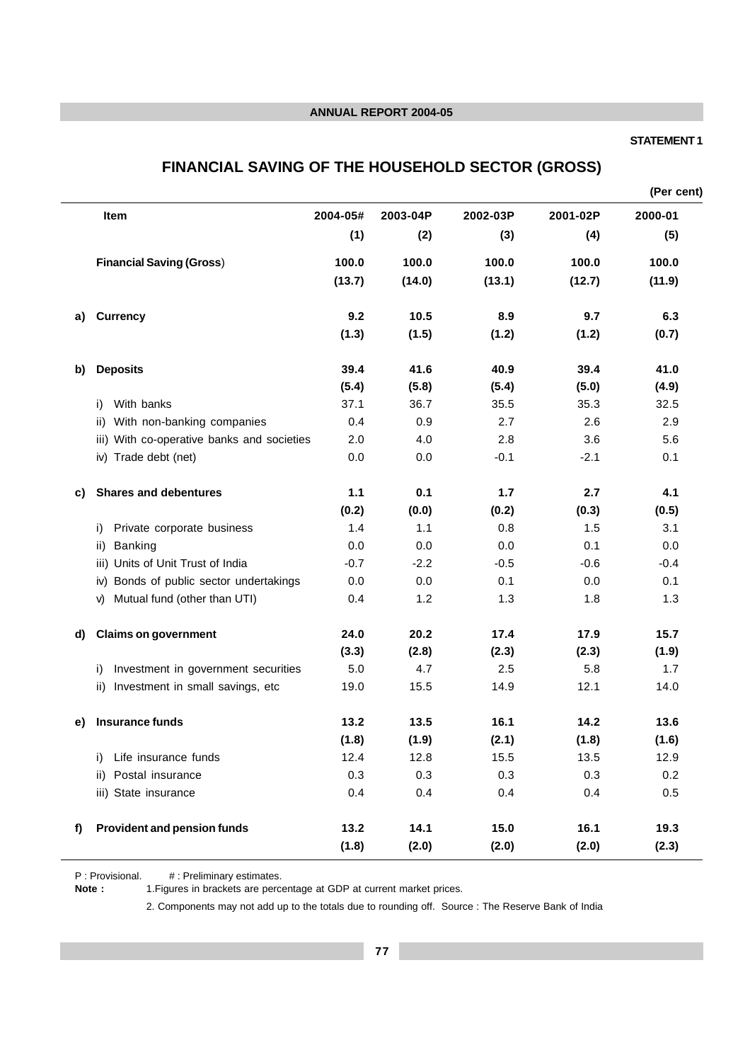STATEMENT 1

# FINANCIAL SAVING OF THE HOUSEHOLD SECTOR (GROSS)

(Per cent)

| | Item | 2004-05# | 2003-04P | 2002-03P | 2001-02P | 2000-01 |
|---|---|---|---|---|---|---|
| | | (1) | (2) | (3) | (4) | (5) |
| | **Financial Saving (Gross)** | **100.0** | **100.0** | **100.0** | **100.0** | **100.0** |
| | | **(13.7)** | **(14.0)** | **(13.1)** | **(12.7)** | **(11.9)** |
| a) | **Currency** | **9.2** | **10.5** | **8.9** | **9.7** | **6.3** |
| | | **(1.3)** | **(1.5)** | **(1.2)** | **(1.2)** | **(0.7)** |
| b) | **Deposits** | **39.4** | **41.6** | **40.9** | **39.4** | **41.0** |
| | | **(5.4)** | **(5.8)** | **(5.4)** | **(5.0)** | **(4.9)** |
| | i) With banks | 37.1 | 36.7 | 35.5 | 35.3 | 32.5 |
| | ii) With non-banking companies | 0.4 | 0.9 | 2.7 | 2.6 | 2.9 |
| | iii) With co-operative banks and societies | 2.0 | 4.0 | 2.8 | 3.6 | 5.6 |
| | iv) Trade debt (net) | 0.0 | 0.0 | -0.1 | -2.1 | 0.1 |
| c) | **Shares and debentures** | **1.1** | **0.1** | **1.7** | **2.7** | **4.1** |
| | | **(0.2)** | **(0.0)** | **(0.2)** | **(0.3)** | **(0.5)** |
| | i) Private corporate business | 1.4 | 1.1 | 0.8 | 1.5 | 3.1 |
| | ii) Banking | 0.0 | 0.0 | 0.0 | 0.1 | 0.0 |
| | iii) Units of Unit Trust of India | -0.7 | -2.2 | -0.5 | -0.6 | -0.4 |
| | iv) Bonds of public sector undertakings | 0.0 | 0.0 | 0.1 | 0.0 | 0.1 |
| | v) Mutual fund (other than UTI) | 0.4 | 1.2 | 1.3 | 1.8 | 1.3 |
| d) | **Claims on government** | **24.0** | **20.2** | **17.4** | **17.9** | **15.7** |
| | | **(3.3)** | **(2.8)** | **(2.3)** | **(2.3)** | **(1.9)** |
| | i) Investment in government securities | 5.0 | 4.7 | 2.5 | 5.8 | 1.7 |
| | ii) Investment in small savings, etc | 19.0 | 15.5 | 14.9 | 12.1 | 14.0 |
| e) | **Insurance funds** | **13.2** | **13.5** | **16.1** | **14.2** | **13.6** |
| | | **(1.8)** | **(1.9)** | **(2.1)** | **(1.8)** | **(1.6)** |
| | i) Life insurance funds | 12.4 | 12.8 | 15.5 | 13.5 | 12.9 |
| | ii) Postal insurance | 0.3 | 0.3 | 0.3 | 0.3 | 0.2 |
| | iii) State insurance | 0.4 | 0.4 | 0.4 | 0.4 | 0.5 |
| f) | **Provident and pension funds** | **13.2** | **14.1** | **15.0** | **16.1** | **19.3** |
| | | **(1.8)** | **(2.0)** | **(2.0)** | **(2.0)** | **(2.3)** |

P : Provisional. # : Preliminary estimates.

**Note :** 1.Figures in brackets are percentage at GDP at current market prices.

2. Components may not add up to the totals due to rounding off. Source : The Reserve Bank of India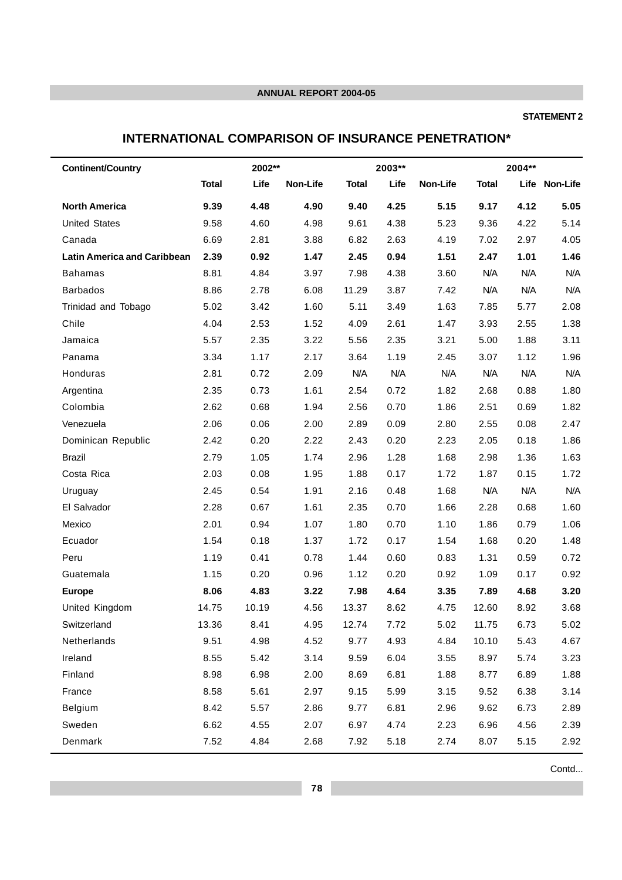**STATEMENT 2**

## INTERNATIONAL COMPARISON OF INSURANCE PENETRATION*

| Continent/Country | 2002** | | | 2003** | | | 2004** | | |
|---|---|---|---|---|---|---|---|---|---|
| | Total | Life | Non-Life | Total | Life | Non-Life | Total | Life | Non-Life |
| **North America** | **9.39** | **4.48** | **4.90** | **9.40** | **4.25** | **5.15** | **9.17** | **4.12** | **5.05** |
| United States | 9.58 | 4.60 | 4.98 | 9.61 | 4.38 | 5.23 | 9.36 | 4.22 | 5.14 |
| Canada | 6.69 | 2.81 | 3.88 | 6.82 | 2.63 | 4.19 | 7.02 | 2.97 | 4.05 |
| **Latin America and Caribbean** | **2.39** | **0.92** | **1.47** | **2.45** | **0.94** | **1.51** | **2.47** | **1.01** | **1.46** |
| Bahamas | 8.81 | 4.84 | 3.97 | 7.98 | 4.38 | 3.60 | N/A | N/A | N/A |
| Barbados | 8.86 | 2.78 | 6.08 | 11.29 | 3.87 | 7.42 | N/A | N/A | N/A |
| Trinidad and Tobago | 5.02 | 3.42 | 1.60 | 5.11 | 3.49 | 1.63 | 7.85 | 5.77 | 2.08 |
| Chile | 4.04 | 2.53 | 1.52 | 4.09 | 2.61 | 1.47 | 3.93 | 2.55 | 1.38 |
| Jamaica | 5.57 | 2.35 | 3.22 | 5.56 | 2.35 | 3.21 | 5.00 | 1.88 | 3.11 |
| Panama | 3.34 | 1.17 | 2.17 | 3.64 | 1.19 | 2.45 | 3.07 | 1.12 | 1.96 |
| Honduras | 2.81 | 0.72 | 2.09 | N/A | N/A | N/A | N/A | N/A | N/A |
| Argentina | 2.35 | 0.73 | 1.61 | 2.54 | 0.72 | 1.82 | 2.68 | 0.88 | 1.80 |
| Colombia | 2.62 | 0.68 | 1.94 | 2.56 | 0.70 | 1.86 | 2.51 | 0.69 | 1.82 |
| Venezuela | 2.06 | 0.06 | 2.00 | 2.89 | 0.09 | 2.80 | 2.55 | 0.08 | 2.47 |
| Dominican Republic | 2.42 | 0.20 | 2.22 | 2.43 | 0.20 | 2.23 | 2.05 | 0.18 | 1.86 |
| Brazil | 2.79 | 1.05 | 1.74 | 2.96 | 1.28 | 1.68 | 2.98 | 1.36 | 1.63 |
| Costa Rica | 2.03 | 0.08 | 1.95 | 1.88 | 0.17 | 1.72 | 1.87 | 0.15 | 1.72 |
| Uruguay | 2.45 | 0.54 | 1.91 | 2.16 | 0.48 | 1.68 | N/A | N/A | N/A |
| El Salvador | 2.28 | 0.67 | 1.61 | 2.35 | 0.70 | 1.66 | 2.28 | 0.68 | 1.60 |
| Mexico | 2.01 | 0.94 | 1.07 | 1.80 | 0.70 | 1.10 | 1.86 | 0.79 | 1.06 |
| Ecuador | 1.54 | 0.18 | 1.37 | 1.72 | 0.17 | 1.54 | 1.68 | 0.20 | 1.48 |
| Peru | 1.19 | 0.41 | 0.78 | 1.44 | 0.60 | 0.83 | 1.31 | 0.59 | 0.72 |
| Guatemala | 1.15 | 0.20 | 0.96 | 1.12 | 0.20 | 0.92 | 1.09 | 0.17 | 0.92 |
| **Europe** | **8.06** | **4.83** | **3.22** | **7.98** | **4.64** | **3.35** | **7.89** | **4.68** | **3.20** |
| United Kingdom | 14.75 | 10.19 | 4.56 | 13.37 | 8.62 | 4.75 | 12.60 | 8.92 | 3.68 |
| Switzerland | 13.36 | 8.41 | 4.95 | 12.74 | 7.72 | 5.02 | 11.75 | 6.73 | 5.02 |
| Netherlands | 9.51 | 4.98 | 4.52 | 9.77 | 4.93 | 4.84 | 10.10 | 5.43 | 4.67 |
| Ireland | 8.55 | 5.42 | 3.14 | 9.59 | 6.04 | 3.55 | 8.97 | 5.74 | 3.23 |
| Finland | 8.98 | 6.98 | 2.00 | 8.69 | 6.81 | 1.88 | 8.77 | 6.89 | 1.88 |
| France | 8.58 | 5.61 | 2.97 | 9.15 | 5.99 | 3.15 | 9.52 | 6.38 | 3.14 |
| Belgium | 8.42 | 5.57 | 2.86 | 9.77 | 6.81 | 2.96 | 9.62 | 6.73 | 2.89 |
| Sweden | 6.62 | 4.55 | 2.07 | 6.97 | 4.74 | 2.23 | 6.96 | 4.56 | 2.39 |
| Denmark | 7.52 | 4.84 | 2.68 | 7.92 | 5.18 | 2.74 | 8.07 | 5.15 | 2.92 |

Contd...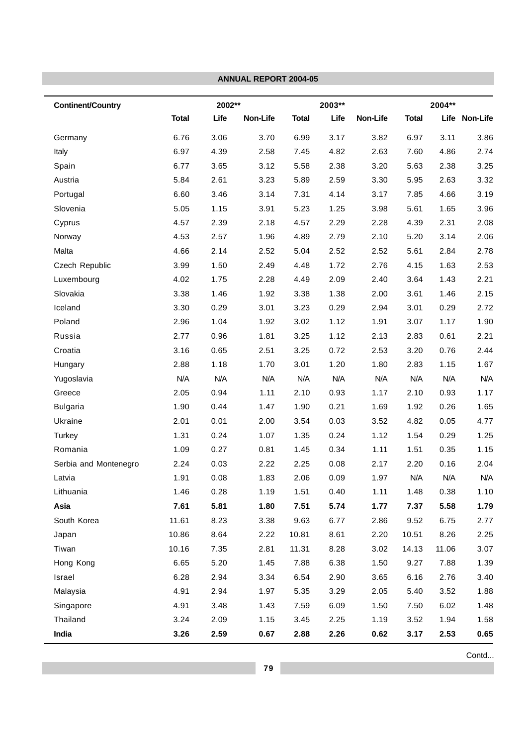| Continent/Country | 2002** | | | 2003** | | | 2004** | | |
|---|---|---|---|---|---|---|---|---|---|
| | Total | Life | Non-Life | Total | Life | Non-Life | Total | Life | Non-Life |
| Germany | 6.76 | 3.06 | 3.70 | 6.99 | 3.17 | 3.82 | 6.97 | 3.11 | 3.86 |
| Italy | 6.97 | 4.39 | 2.58 | 7.45 | 4.82 | 2.63 | 7.60 | 4.86 | 2.74 |
| Spain | 6.77 | 3.65 | 3.12 | 5.58 | 2.38 | 3.20 | 5.63 | 2.38 | 3.25 |
| Austria | 5.84 | 2.61 | 3.23 | 5.89 | 2.59 | 3.30 | 5.95 | 2.63 | 3.32 |
| Portugal | 6.60 | 3.46 | 3.14 | 7.31 | 4.14 | 3.17 | 7.85 | 4.66 | 3.19 |
| Slovenia | 5.05 | 1.15 | 3.91 | 5.23 | 1.25 | 3.98 | 5.61 | 1.65 | 3.96 |
| Cyprus | 4.57 | 2.39 | 2.18 | 4.57 | 2.29 | 2.28 | 4.39 | 2.31 | 2.08 |
| Norway | 4.53 | 2.57 | 1.96 | 4.89 | 2.79 | 2.10 | 5.20 | 3.14 | 2.06 |
| Malta | 4.66 | 2.14 | 2.52 | 5.04 | 2.52 | 2.52 | 5.61 | 2.84 | 2.78 |
| Czech Republic | 3.99 | 1.50 | 2.49 | 4.48 | 1.72 | 2.76 | 4.15 | 1.63 | 2.53 |
| Luxembourg | 4.02 | 1.75 | 2.28 | 4.49 | 2.09 | 2.40 | 3.64 | 1.43 | 2.21 |
| Slovakia | 3.38 | 1.46 | 1.92 | 3.38 | 1.38 | 2.00 | 3.61 | 1.46 | 2.15 |
| Iceland | 3.30 | 0.29 | 3.01 | 3.23 | 0.29 | 2.94 | 3.01 | 0.29 | 2.72 |
| Poland | 2.96 | 1.04 | 1.92 | 3.02 | 1.12 | 1.91 | 3.07 | 1.17 | 1.90 |
| Russia | 2.77 | 0.96 | 1.81 | 3.25 | 1.12 | 2.13 | 2.83 | 0.61 | 2.21 |
| Croatia | 3.16 | 0.65 | 2.51 | 3.25 | 0.72 | 2.53 | 3.20 | 0.76 | 2.44 |
| Hungary | 2.88 | 1.18 | 1.70 | 3.01 | 1.20 | 1.80 | 2.83 | 1.15 | 1.67 |
| Yugoslavia | N/A | N/A | N/A | N/A | N/A | N/A | N/A | N/A | N/A |
| Greece | 2.05 | 0.94 | 1.11 | 2.10 | 0.93 | 1.17 | 2.10 | 0.93 | 1.17 |
| Bulgaria | 1.90 | 0.44 | 1.47 | 1.90 | 0.21 | 1.69 | 1.92 | 0.26 | 1.65 |
| Ukraine | 2.01 | 0.01 | 2.00 | 3.54 | 0.03 | 3.52 | 4.82 | 0.05 | 4.77 |
| Turkey | 1.31 | 0.24 | 1.07 | 1.35 | 0.24 | 1.12 | 1.54 | 0.29 | 1.25 |
| Romania | 1.09 | 0.27 | 0.81 | 1.45 | 0.34 | 1.11 | 1.51 | 0.35 | 1.15 |
| Serbia and Montenegro | 2.24 | 0.03 | 2.22 | 2.25 | 0.08 | 2.17 | 2.20 | 0.16 | 2.04 |
| Latvia | 1.91 | 0.08 | 1.83 | 2.06 | 0.09 | 1.97 | N/A | N/A | N/A |
| Lithuania | 1.46 | 0.28 | 1.19 | 1.51 | 0.40 | 1.11 | 1.48 | 0.38 | 1.10 |
| **Asia** | **7.61** | **5.81** | **1.80** | **7.51** | **5.74** | **1.77** | **7.37** | **5.58** | **1.79** |
| South Korea | 11.61 | 8.23 | 3.38 | 9.63 | 6.77 | 2.86 | 9.52 | 6.75 | 2.77 |
| Japan | 10.86 | 8.64 | 2.22 | 10.81 | 8.61 | 2.20 | 10.51 | 8.26 | 2.25 |
| Tiwan | 10.16 | 7.35 | 2.81 | 11.31 | 8.28 | 3.02 | 14.13 | 11.06 | 3.07 |
| Hong Kong | 6.65 | 5.20 | 1.45 | 7.88 | 6.38 | 1.50 | 9.27 | 7.88 | 1.39 |
| Israel | 6.28 | 2.94 | 3.34 | 6.54 | 2.90 | 3.65 | 6.16 | 2.76 | 3.40 |
| Malaysia | 4.91 | 2.94 | 1.97 | 5.35 | 3.29 | 2.05 | 5.40 | 3.52 | 1.88 |
| Singapore | 4.91 | 3.48 | 1.43 | 7.59 | 6.09 | 1.50 | 7.50 | 6.02 | 1.48 |
| Thailand | 3.24 | 2.09 | 1.15 | 3.45 | 2.25 | 1.19 | 3.52 | 1.94 | 1.58 |
| **India** | **3.26** | **2.59** | **0.67** | **2.88** | **2.26** | **0.62** | **3.17** | **2.53** | **0.65** |

Contd...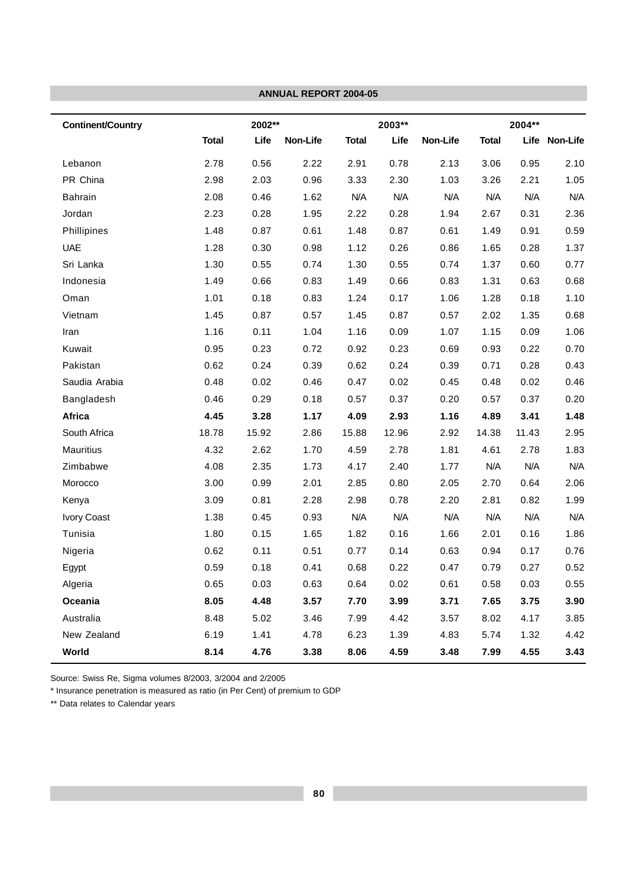| Continent/Country | 2002** | | | 2003** | | | 2004** | | |
|---|---|---|---|---|---|---|---|---|---|
| | Total | Life | Non-Life | Total | Life | Non-Life | Total | Life | Non-Life |
| Lebanon | 2.78 | 0.56 | 2.22 | 2.91 | 0.78 | 2.13 | 3.06 | 0.95 | 2.10 |
| PR China | 2.98 | 2.03 | 0.96 | 3.33 | 2.30 | 1.03 | 3.26 | 2.21 | 1.05 |
| Bahrain | 2.08 | 0.46 | 1.62 | N/A | N/A | N/A | N/A | N/A | N/A |
| Jordan | 2.23 | 0.28 | 1.95 | 2.22 | 0.28 | 1.94 | 2.67 | 0.31 | 2.36 |
| Phillipines | 1.48 | 0.87 | 0.61 | 1.48 | 0.87 | 0.61 | 1.49 | 0.91 | 0.59 |
| UAE | 1.28 | 0.30 | 0.98 | 1.12 | 0.26 | 0.86 | 1.65 | 0.28 | 1.37 |
| Sri Lanka | 1.30 | 0.55 | 0.74 | 1.30 | 0.55 | 0.74 | 1.37 | 0.60 | 0.77 |
| Indonesia | 1.49 | 0.66 | 0.83 | 1.49 | 0.66 | 0.83 | 1.31 | 0.63 | 0.68 |
| Oman | 1.01 | 0.18 | 0.83 | 1.24 | 0.17 | 1.06 | 1.28 | 0.18 | 1.10 |
| Vietnam | 1.45 | 0.87 | 0.57 | 1.45 | 0.87 | 0.57 | 2.02 | 1.35 | 0.68 |
| Iran | 1.16 | 0.11 | 1.04 | 1.16 | 0.09 | 1.07 | 1.15 | 0.09 | 1.06 |
| Kuwait | 0.95 | 0.23 | 0.72 | 0.92 | 0.23 | 0.69 | 0.93 | 0.22 | 0.70 |
| Pakistan | 0.62 | 0.24 | 0.39 | 0.62 | 0.24 | 0.39 | 0.71 | 0.28 | 0.43 |
| Saudia Arabia | 0.48 | 0.02 | 0.46 | 0.47 | 0.02 | 0.45 | 0.48 | 0.02 | 0.46 |
| Bangladesh | 0.46 | 0.29 | 0.18 | 0.57 | 0.37 | 0.20 | 0.57 | 0.37 | 0.20 |
| **Africa** | **4.45** | **3.28** | **1.17** | **4.09** | **2.93** | **1.16** | **4.89** | **3.41** | **1.48** |
| South Africa | 18.78 | 15.92 | 2.86 | 15.88 | 12.96 | 2.92 | 14.38 | 11.43 | 2.95 |
| Mauritius | 4.32 | 2.62 | 1.70 | 4.59 | 2.78 | 1.81 | 4.61 | 2.78 | 1.83 |
| Zimbabwe | 4.08 | 2.35 | 1.73 | 4.17 | 2.40 | 1.77 | N/A | N/A | N/A |
| Morocco | 3.00 | 0.99 | 2.01 | 2.85 | 0.80 | 2.05 | 2.70 | 0.64 | 2.06 |
| Kenya | 3.09 | 0.81 | 2.28 | 2.98 | 0.78 | 2.20 | 2.81 | 0.82 | 1.99 |
| Ivory Coast | 1.38 | 0.45 | 0.93 | N/A | N/A | N/A | N/A | N/A | N/A |
| Tunisia | 1.80 | 0.15 | 1.65 | 1.82 | 0.16 | 1.66 | 2.01 | 0.16 | 1.86 |
| Nigeria | 0.62 | 0.11 | 0.51 | 0.77 | 0.14 | 0.63 | 0.94 | 0.17 | 0.76 |
| Egypt | 0.59 | 0.18 | 0.41 | 0.68 | 0.22 | 0.47 | 0.79 | 0.27 | 0.52 |
| Algeria | 0.65 | 0.03 | 0.63 | 0.64 | 0.02 | 0.61 | 0.58 | 0.03 | 0.55 |
| **Oceania** | **8.05** | **4.48** | **3.57** | **7.70** | **3.99** | **3.71** | **7.65** | **3.75** | **3.90** |
| Australia | 8.48 | 5.02 | 3.46 | 7.99 | 4.42 | 3.57 | 8.02 | 4.17 | 3.85 |
| New Zealand | 6.19 | 1.41 | 4.78 | 6.23 | 1.39 | 4.83 | 5.74 | 1.32 | 4.42 |
| **World** | **8.14** | **4.76** | **3.38** | **8.06** | **4.59** | **3.48** | **7.99** | **4.55** | **3.43** |

Source: Swiss Re, Sigma volumes 8/2003, 3/2004 and 2/2005

* Insurance penetration is measured as ratio (in Per Cent) of premium to GDP

** Data relates to Calendar years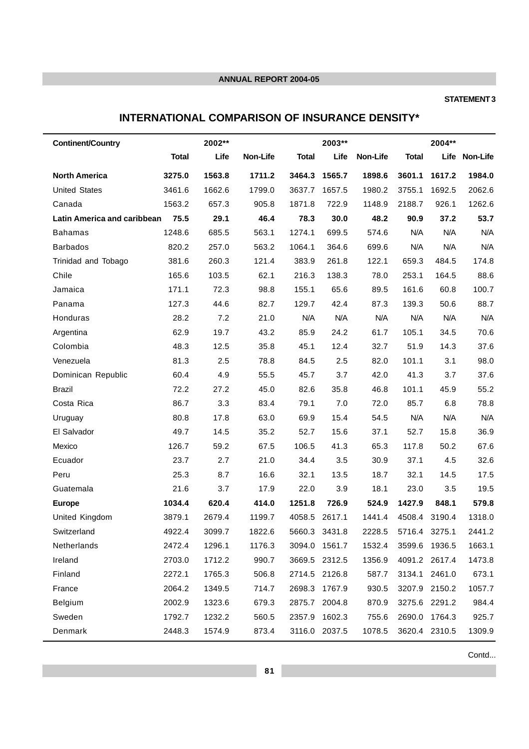STATEMENT 3

## INTERNATIONAL COMPARISON OF INSURANCE DENSITY*

| Continent/Country | 2002** | | | 2003** | | | 2004** | | |
|---|---|---|---|---|---|---|---|---|---|
| | Total | Life | Non-Life | Total | Life | Non-Life | Total | Life | Non-Life |
| **North America** | **3275.0** | **1563.8** | **1711.2** | **3464.3** | **1565.7** | **1898.6** | **3601.1** | **1617.2** | **1984.0** |
| United States | 3461.6 | 1662.6 | 1799.0 | 3637.7 | 1657.5 | 1980.2 | 3755.1 | 1692.5 | 2062.6 |
| Canada | 1563.2 | 657.3 | 905.8 | 1871.8 | 722.9 | 1148.9 | 2188.7 | 926.1 | 1262.6 |
| **Latin America and caribbean** | **75.5** | **29.1** | **46.4** | **78.3** | **30.0** | **48.2** | **90.9** | **37.2** | **53.7** |
| Bahamas | 1248.6 | 685.5 | 563.1 | 1274.1 | 699.5 | 574.6 | N/A | N/A | N/A |
| Barbados | 820.2 | 257.0 | 563.2 | 1064.1 | 364.6 | 699.6 | N/A | N/A | N/A |
| Trinidad and Tobago | 381.6 | 260.3 | 121.4 | 383.9 | 261.8 | 122.1 | 659.3 | 484.5 | 174.8 |
| Chile | 165.6 | 103.5 | 62.1 | 216.3 | 138.3 | 78.0 | 253.1 | 164.5 | 88.6 |
| Jamaica | 171.1 | 72.3 | 98.8 | 155.1 | 65.6 | 89.5 | 161.6 | 60.8 | 100.7 |
| Panama | 127.3 | 44.6 | 82.7 | 129.7 | 42.4 | 87.3 | 139.3 | 50.6 | 88.7 |
| Honduras | 28.2 | 7.2 | 21.0 | N/A | N/A | N/A | N/A | N/A | N/A |
| Argentina | 62.9 | 19.7 | 43.2 | 85.9 | 24.2 | 61.7 | 105.1 | 34.5 | 70.6 |
| Colombia | 48.3 | 12.5 | 35.8 | 45.1 | 12.4 | 32.7 | 51.9 | 14.3 | 37.6 |
| Venezuela | 81.3 | 2.5 | 78.8 | 84.5 | 2.5 | 82.0 | 101.1 | 3.1 | 98.0 |
| Dominican Republic | 60.4 | 4.9 | 55.5 | 45.7 | 3.7 | 42.0 | 41.3 | 3.7 | 37.6 |
| Brazil | 72.2 | 27.2 | 45.0 | 82.6 | 35.8 | 46.8 | 101.1 | 45.9 | 55.2 |
| Costa Rica | 86.7 | 3.3 | 83.4 | 79.1 | 7.0 | 72.0 | 85.7 | 6.8 | 78.8 |
| Uruguay | 80.8 | 17.8 | 63.0 | 69.9 | 15.4 | 54.5 | N/A | N/A | N/A |
| El Salvador | 49.7 | 14.5 | 35.2 | 52.7 | 15.6 | 37.1 | 52.7 | 15.8 | 36.9 |
| Mexico | 126.7 | 59.2 | 67.5 | 106.5 | 41.3 | 65.3 | 117.8 | 50.2 | 67.6 |
| Ecuador | 23.7 | 2.7 | 21.0 | 34.4 | 3.5 | 30.9 | 37.1 | 4.5 | 32.6 |
| Peru | 25.3 | 8.7 | 16.6 | 32.1 | 13.5 | 18.7 | 32.1 | 14.5 | 17.5 |
| Guatemala | 21.6 | 3.7 | 17.9 | 22.0 | 3.9 | 18.1 | 23.0 | 3.5 | 19.5 |
| **Europe** | **1034.4** | **620.4** | **414.0** | **1251.8** | **726.9** | **524.9** | **1427.9** | **848.1** | **579.8** |
| United Kingdom | 3879.1 | 2679.4 | 1199.7 | 4058.5 | 2617.1 | 1441.4 | 4508.4 | 3190.4 | 1318.0 |
| Switzerland | 4922.4 | 3099.7 | 1822.6 | 5660.3 | 3431.8 | 2228.5 | 5716.4 | 3275.1 | 2441.2 |
| Netherlands | 2472.4 | 1296.1 | 1176.3 | 3094.0 | 1561.7 | 1532.4 | 3599.6 | 1936.5 | 1663.1 |
| Ireland | 2703.0 | 1712.2 | 990.7 | 3669.5 | 2312.5 | 1356.9 | 4091.2 | 2617.4 | 1473.8 |
| Finland | 2272.1 | 1765.3 | 506.8 | 2714.5 | 2126.8 | 587.7 | 3134.1 | 2461.0 | 673.1 |
| France | 2064.2 | 1349.5 | 714.7 | 2698.3 | 1767.9 | 930.5 | 3207.9 | 2150.2 | 1057.7 |
| Belgium | 2002.9 | 1323.6 | 679.3 | 2875.7 | 2004.8 | 870.9 | 3275.6 | 2291.2 | 984.4 |
| Sweden | 1792.7 | 1232.2 | 560.5 | 2357.9 | 1602.3 | 755.6 | 2690.0 | 1764.3 | 925.7 |
| Denmark | 2448.3 | 1574.9 | 873.4 | 3116.0 | 2037.5 | 1078.5 | 3620.4 | 2310.5 | 1309.9 |

Contd...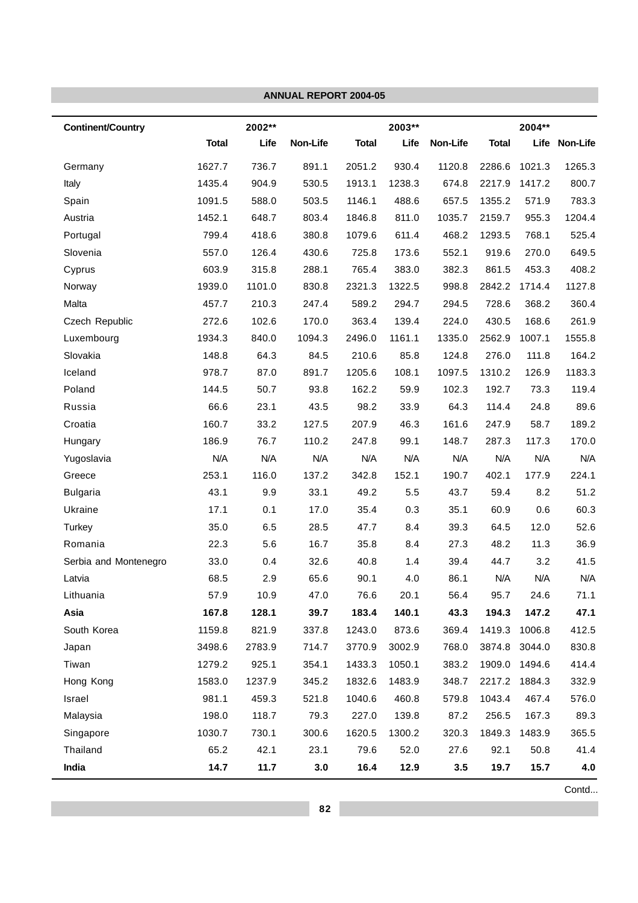| Continent/Country | 2002** | | | 2003** | | | 2004** | | |
|---|---|---|---|---|---|---|---|---|---|
| | Total | Life | Non-Life | Total | Life | Non-Life | Total | Life | Non-Life |
| Germany | 1627.7 | 736.7 | 891.1 | 2051.2 | 930.4 | 1120.8 | 2286.6 | 1021.3 | 1265.3 |
| Italy | 1435.4 | 904.9 | 530.5 | 1913.1 | 1238.3 | 674.8 | 2217.9 | 1417.2 | 800.7 |
| Spain | 1091.5 | 588.0 | 503.5 | 1146.1 | 488.6 | 657.5 | 1355.2 | 571.9 | 783.3 |
| Austria | 1452.1 | 648.7 | 803.4 | 1846.8 | 811.0 | 1035.7 | 2159.7 | 955.3 | 1204.4 |
| Portugal | 799.4 | 418.6 | 380.8 | 1079.6 | 611.4 | 468.2 | 1293.5 | 768.1 | 525.4 |
| Slovenia | 557.0 | 126.4 | 430.6 | 725.8 | 173.6 | 552.1 | 919.6 | 270.0 | 649.5 |
| Cyprus | 603.9 | 315.8 | 288.1 | 765.4 | 383.0 | 382.3 | 861.5 | 453.3 | 408.2 |
| Norway | 1939.0 | 1101.0 | 830.8 | 2321.3 | 1322.5 | 998.8 | 2842.2 | 1714.4 | 1127.8 |
| Malta | 457.7 | 210.3 | 247.4 | 589.2 | 294.7 | 294.5 | 728.6 | 368.2 | 360.4 |
| Czech Republic | 272.6 | 102.6 | 170.0 | 363.4 | 139.4 | 224.0 | 430.5 | 168.6 | 261.9 |
| Luxembourg | 1934.3 | 840.0 | 1094.3 | 2496.0 | 1161.1 | 1335.0 | 2562.9 | 1007.1 | 1555.8 |
| Slovakia | 148.8 | 64.3 | 84.5 | 210.6 | 85.8 | 124.8 | 276.0 | 111.8 | 164.2 |
| Iceland | 978.7 | 87.0 | 891.7 | 1205.6 | 108.1 | 1097.5 | 1310.2 | 126.9 | 1183.3 |
| Poland | 144.5 | 50.7 | 93.8 | 162.2 | 59.9 | 102.3 | 192.7 | 73.3 | 119.4 |
| Russia | 66.6 | 23.1 | 43.5 | 98.2 | 33.9 | 64.3 | 114.4 | 24.8 | 89.6 |
| Croatia | 160.7 | 33.2 | 127.5 | 207.9 | 46.3 | 161.6 | 247.9 | 58.7 | 189.2 |
| Hungary | 186.9 | 76.7 | 110.2 | 247.8 | 99.1 | 148.7 | 287.3 | 117.3 | 170.0 |
| Yugoslavia | N/A | N/A | N/A | N/A | N/A | N/A | N/A | N/A | N/A |
| Greece | 253.1 | 116.0 | 137.2 | 342.8 | 152.1 | 190.7 | 402.1 | 177.9 | 224.1 |
| Bulgaria | 43.1 | 9.9 | 33.1 | 49.2 | 5.5 | 43.7 | 59.4 | 8.2 | 51.2 |
| Ukraine | 17.1 | 0.1 | 17.0 | 35.4 | 0.3 | 35.1 | 60.9 | 0.6 | 60.3 |
| Turkey | 35.0 | 6.5 | 28.5 | 47.7 | 8.4 | 39.3 | 64.5 | 12.0 | 52.6 |
| Romania | 22.3 | 5.6 | 16.7 | 35.8 | 8.4 | 27.3 | 48.2 | 11.3 | 36.9 |
| Serbia and Montenegro | 33.0 | 0.4 | 32.6 | 40.8 | 1.4 | 39.4 | 44.7 | 3.2 | 41.5 |
| Latvia | 68.5 | 2.9 | 65.6 | 90.1 | 4.0 | 86.1 | N/A | N/A | N/A |
| Lithuania | 57.9 | 10.9 | 47.0 | 76.6 | 20.1 | 56.4 | 95.7 | 24.6 | 71.1 |
| **Asia** | **167.8** | **128.1** | **39.7** | **183.4** | **140.1** | **43.3** | **194.3** | **147.2** | **47.1** |
| South Korea | 1159.8 | 821.9 | 337.8 | 1243.0 | 873.6 | 369.4 | 1419.3 | 1006.8 | 412.5 |
| Japan | 3498.6 | 2783.9 | 714.7 | 3770.9 | 3002.9 | 768.0 | 3874.8 | 3044.0 | 830.8 |
| Tiwan | 1279.2 | 925.1 | 354.1 | 1433.3 | 1050.1 | 383.2 | 1909.0 | 1494.6 | 414.4 |
| Hong Kong | 1583.0 | 1237.9 | 345.2 | 1832.6 | 1483.9 | 348.7 | 2217.2 | 1884.3 | 332.9 |
| Israel | 981.1 | 459.3 | 521.8 | 1040.6 | 460.8 | 579.8 | 1043.4 | 467.4 | 576.0 |
| Malaysia | 198.0 | 118.7 | 79.3 | 227.0 | 139.8 | 87.2 | 256.5 | 167.3 | 89.3 |
| Singapore | 1030.7 | 730.1 | 300.6 | 1620.5 | 1300.2 | 320.3 | 1849.3 | 1483.9 | 365.5 |
| Thailand | 65.2 | 42.1 | 23.1 | 79.6 | 52.0 | 27.6 | 92.1 | 50.8 | 41.4 |
| **India** | **14.7** | **11.7** | **3.0** | **16.4** | **12.9** | **3.5** | **19.7** | **15.7** | **4.0** |

Contd...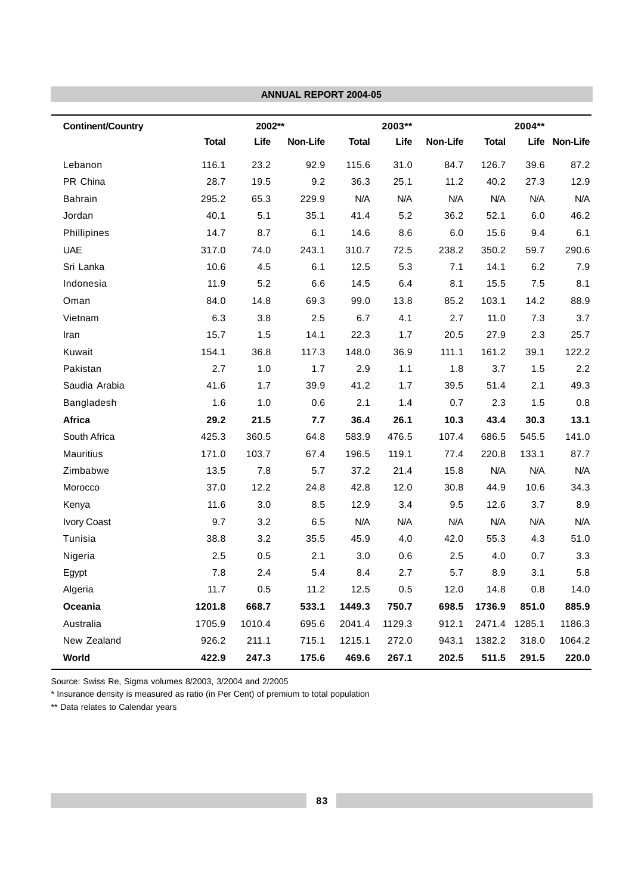| Continent/Country | 2002** | | | 2003** | | | 2004** | | |
|---|---|---|---|---|---|---|---|---|---|
| | **Total** | **Life** | **Non-Life** | **Total** | **Life** | **Non-Life** | **Total** | **Life** | **Non-Life** |
| Lebanon | 116.1 | 23.2 | 92.9 | 115.6 | 31.0 | 84.7 | 126.7 | 39.6 | 87.2 |
| PR China | 28.7 | 19.5 | 9.2 | 36.3 | 25.1 | 11.2 | 40.2 | 27.3 | 12.9 |
| Bahrain | 295.2 | 65.3 | 229.9 | N/A | N/A | N/A | N/A | N/A | N/A |
| Jordan | 40.1 | 5.1 | 35.1 | 41.4 | 5.2 | 36.2 | 52.1 | 6.0 | 46.2 |
| Phillipines | 14.7 | 8.7 | 6.1 | 14.6 | 8.6 | 6.0 | 15.6 | 9.4 | 6.1 |
| UAE | 317.0 | 74.0 | 243.1 | 310.7 | 72.5 | 238.2 | 350.2 | 59.7 | 290.6 |
| Sri Lanka | 10.6 | 4.5 | 6.1 | 12.5 | 5.3 | 7.1 | 14.1 | 6.2 | 7.9 |
| Indonesia | 11.9 | 5.2 | 6.6 | 14.5 | 6.4 | 8.1 | 15.5 | 7.5 | 8.1 |
| Oman | 84.0 | 14.8 | 69.3 | 99.0 | 13.8 | 85.2 | 103.1 | 14.2 | 88.9 |
| Vietnam | 6.3 | 3.8 | 2.5 | 6.7 | 4.1 | 2.7 | 11.0 | 7.3 | 3.7 |
| Iran | 15.7 | 1.5 | 14.1 | 22.3 | 1.7 | 20.5 | 27.9 | 2.3 | 25.7 |
| Kuwait | 154.1 | 36.8 | 117.3 | 148.0 | 36.9 | 111.1 | 161.2 | 39.1 | 122.2 |
| Pakistan | 2.7 | 1.0 | 1.7 | 2.9 | 1.1 | 1.8 | 3.7 | 1.5 | 2.2 |
| Saudia Arabia | 41.6 | 1.7 | 39.9 | 41.2 | 1.7 | 39.5 | 51.4 | 2.1 | 49.3 |
| Bangladesh | 1.6 | 1.0 | 0.6 | 2.1 | 1.4 | 0.7 | 2.3 | 1.5 | 0.8 |
| **Africa** | **29.2** | **21.5** | **7.7** | **36.4** | **26.1** | **10.3** | **43.4** | **30.3** | **13.1** |
| South Africa | 425.3 | 360.5 | 64.8 | 583.9 | 476.5 | 107.4 | 686.5 | 545.5 | 141.0 |
| Mauritius | 171.0 | 103.7 | 67.4 | 196.5 | 119.1 | 77.4 | 220.8 | 133.1 | 87.7 |
| Zimbabwe | 13.5 | 7.8 | 5.7 | 37.2 | 21.4 | 15.8 | N/A | N/A | N/A |
| Morocco | 37.0 | 12.2 | 24.8 | 42.8 | 12.0 | 30.8 | 44.9 | 10.6 | 34.3 |
| Kenya | 11.6 | 3.0 | 8.5 | 12.9 | 3.4 | 9.5 | 12.6 | 3.7 | 8.9 |
| Ivory Coast | 9.7 | 3.2 | 6.5 | N/A | N/A | N/A | N/A | N/A | N/A |
| Tunisia | 38.8 | 3.2 | 35.5 | 45.9 | 4.0 | 42.0 | 55.3 | 4.3 | 51.0 |
| Nigeria | 2.5 | 0.5 | 2.1 | 3.0 | 0.6 | 2.5 | 4.0 | 0.7 | 3.3 |
| Egypt | 7.8 | 2.4 | 5.4 | 8.4 | 2.7 | 5.7 | 8.9 | 3.1 | 5.8 |
| Algeria | 11.7 | 0.5 | 11.2 | 12.5 | 0.5 | 12.0 | 14.8 | 0.8 | 14.0 |
| **Oceania** | **1201.8** | **668.7** | **533.1** | **1449.3** | **750.7** | **698.5** | **1736.9** | **851.0** | **885.9** |
| Australia | 1705.9 | 1010.4 | 695.6 | 2041.4 | 1129.3 | 912.1 | 2471.4 | 1285.1 | 1186.3 |
| New Zealand | 926.2 | 211.1 | 715.1 | 1215.1 | 272.0 | 943.1 | 1382.2 | 318.0 | 1064.2 |
| **World** | **422.9** | **247.3** | **175.6** | **469.6** | **267.1** | **202.5** | **511.5** | **291.5** | **220.0** |

Source: Swiss Re, Sigma volumes 8/2003, 3/2004 and 2/2005

* Insurance density is measured as ratio (in Per Cent) of premium to total population

** Data relates to Calendar years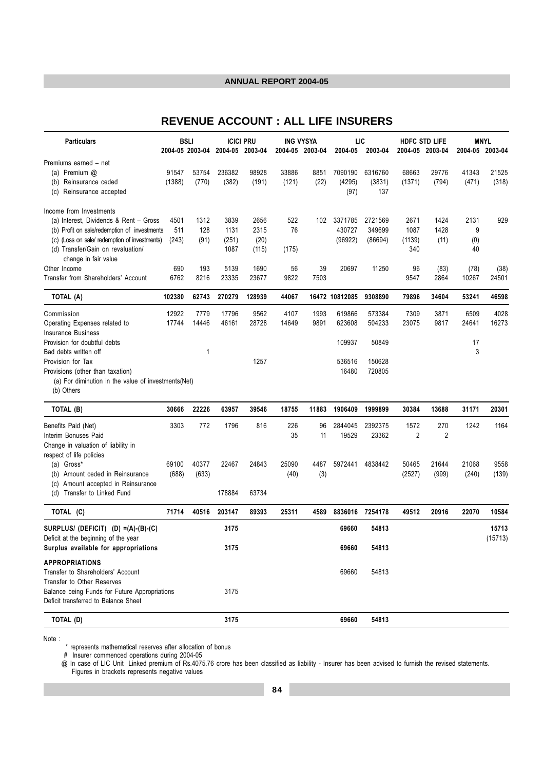# REVENUE ACCOUNT : ALL LIFE INSURERS

| Particulars | BSLI 2004-05 | BSLI 2003-04 | ICICI PRU 2004-05 | ICICI PRU 2003-04 | ING VYSYA 2004-05 | ING VYSYA 2003-04 | LIC 2004-05 | LIC 2003-04 | HDFC STD LIFE 2004-05 | HDFC STD LIFE 2003-04 | MNYL 2004-05 | MNYL 2003-04 |
|---|---|---|---|---|---|---|---|---|---|---|---|---|
| Premiums earned – net | | | | | | | | | | | | |
| (a) Premium @ | 91547 | 53754 | 236382 | 98928 | 33886 | 8851 | 7090190 | 6316760 | 68663 | 29776 | 41343 | 21525 |
| (b) Reinsurance ceded | (1388) | (770) | (382) | (191) | (121) | (22) | (4295) | (3831) | (1371) | (794) | (471) | (318) |
| (c) Reinsurance accepted | | | | | | | (97) | 137 | | | | |
| Income from Investments | | | | | | | | | | | | |
| (a) Interest, Dividends & Rent – Gross | 4501 | 1312 | 3839 | 2656 | 522 | 102 | 3371785 | 2721569 | 2671 | 1424 | 2131 | 929 |
| (b) Profit on sale/redemption of investments | 511 | 128 | 1131 | 2315 | 76 | | 430727 | 349699 | 1087 | 1428 | 9 | |
| (c) (Loss on sale/ redemption of investments) | (243) | (91) | (251) | (20) | | | (96922) | (86694) | (1139) | (11) | (0) | |
| (d) Transfer/Gain on revaluation/ change in fair value | | | 1087 | (115) | (175) | | | | 340 | | 40 | |
| Other Income | 690 | 193 | 5139 | 1690 | 56 | 39 | 20697 | 11250 | 96 | (83) | (78) | (38) |
| Transfer from Shareholders' Account | 6762 | 8216 | 23335 | 23677 | 9822 | 7503 | | | 9547 | 2864 | 10267 | 24501 |
| **TOTAL (A)** | **102380** | **62743** | **270279** | **128939** | **44067** | **16472** | **10812085** | **9308890** | **79896** | **34604** | **53241** | **46598** |
| Commission | 12922 | 7779 | 17796 | 9562 | 4107 | 1993 | 619866 | 573384 | 7309 | 3871 | 6509 | 4028 |
| Operating Expenses related to Insurance Business | 17744 | 14446 | 46161 | 28728 | 14649 | 9891 | 623608 | 504233 | 23075 | 9817 | 24641 | 16273 |
| Provision for doubtful debts | | | | | | | 109937 | 50849 | | | 17 | |
| Bad debts written off | | 1 | | | | | | | | | 3 | |
| Provision for Tax | | | | 1257 | | | 536516 | 150628 | | | | |
| Provisions (other than taxation) | | | | | | | 16480 | 720805 | | | | |
| (a) For diminution in the value of investments(Net) | | | | | | | | | | | | |
| (b) Others | | | | | | | | | | | | |
| **TOTAL (B)** | **30666** | **22226** | **63957** | **39546** | **18755** | **11883** | **1906409** | **1999899** | **30384** | **13688** | **31171** | **20301** |
| Benefits Paid (Net) | 3303 | 772 | 1796 | 816 | 226 | 96 | 2844045 | 2392375 | 1572 | 270 | 1242 | 1164 |
| Interim Bonuses Paid | | | | | 35 | 11 | 19529 | 23362 | 2 | 2 | | |
| Change in valuation of liability in respect of life policies | | | | | | | | | | | | |
| (a) Gross* | 69100 | 40377 | 22467 | 24843 | 25090 | 4487 | 5972441 | 4838442 | 50465 | 21644 | 21068 | 9558 |
| (b) Amount ceded in Reinsurance | (688) | (633) | | | (40) | (3) | | | (2527) | (999) | (240) | (139) |
| (c) Amount accepted in Reinsurance | | | | | | | | | | | | |
| (d) Transfer to Linked Fund | | | 178884 | 63734 | | | | | | | | |
| **TOTAL (C)** | **71714** | **40516** | **203147** | **89393** | **25311** | **4589** | **8836016** | **7254178** | **49512** | **20916** | **22070** | **10584** |
| **SURPLUS/ (DEFICIT) (D) =(A)-(B)-(C)** | | | **3175** | | | | **69660** | **54813** | | | | **15713** |
| Deficit at the beginning of the year | | | | | | | | | | | | (15713) |
| **Surplus available for appropriations** | | | **3175** | | | | **69660** | **54813** | | | | |
| **APPROPRIATIONS** | | | | | | | | | | | | |
| Transfer to Shareholders' Account | | | | | | | 69660 | 54813 | | | | |
| Transfer to Other Reserves | | | | | | | | | | | | |
| Balance being Funds for Future Appropriations | | | 3175 | | | | | | | | | |
| Deficit transferred to Balance Sheet | | | | | | | | | | | | |
| **TOTAL (D)** | | | **3175** | | | | **69660** | **54813** | | | | |

Note :

\* represents mathematical reserves after allocation of bonus

\# Insurer commenced operations during 2004-05

@ In case of LIC Unit Linked premium of Rs.4075.76 crore has been classified as liability - Insurer has been advised to furnish the revised statements.

Figures in brackets represents negative values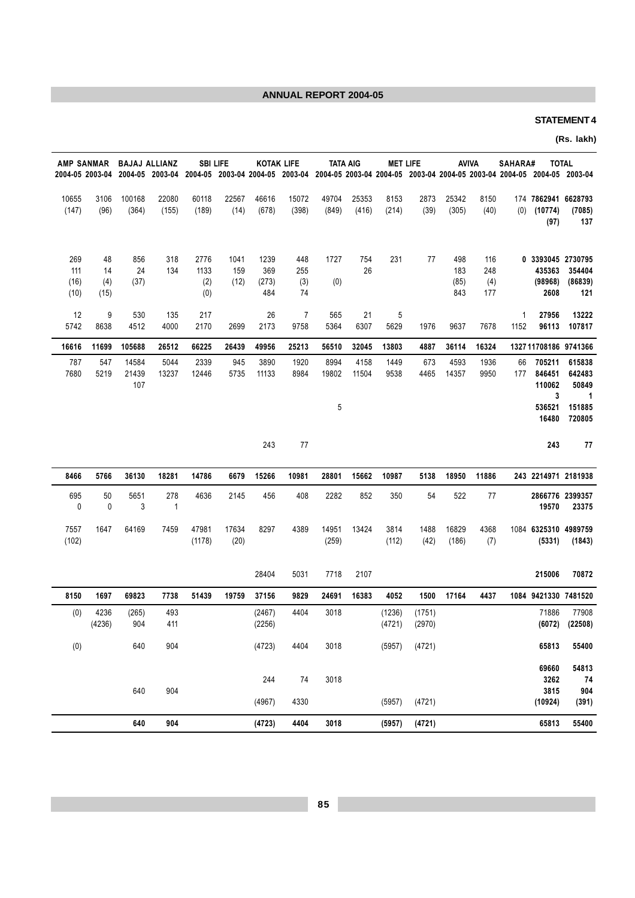## ANNUAL REPORT 2004-05

**STATEMENT 4**

**(Rs. lakh)**

| AMP SANMAR | | BAJAJ ALLIANZ | | SBI LIFE | | KOTAK LIFE | | TATA AIG | | MET LIFE | | AVIVA | | SAHARA# | TOTAL | |
|---|---|---|---|---|---|---|---|---|---|---|---|---|---|---|---|---|
| 2004-05 | 2003-04 | 2004-05 | 2003-04 | 2004-05 | 2003-04 | 2004-05 | 2003-04 | 2004-05 | 2003-04 | 2004-05 | 2003-04 | 2004-05 | 2003-04 | 2004-05 | 2004-05 | 2003-04 |
| 10655 | 3106 | 100168 | 22080 | 60118 | 22567 | 46616 | 15072 | 49704 | 25353 | 8153 | 2873 | 25342 | 8150 | 174 | **7862941** | **6628793** |
| (147) | (96) | (364) | (155) | (189) | (14) | (678) | (398) | (849) | (416) | (214) | (39) | (305) | (40) | (0) | **(10774)** | **(7085)** |
| | | | | | | | | | | | | | | | **(97)** | **137** |
| 269 | 48 | 856 | 318 | 2776 | 1041 | 1239 | 448 | 1727 | 754 | 231 | 77 | 498 | 116 | **0** | **3393045** | **2730795** |
| 111 | 14 | 24 | 134 | 1133 | 159 | 369 | 255 | | 26 | | | 183 | 248 | | **435363** | **354404** |
| (16) | (4) | (37) | | (2) | (12) | (273) | (3) | (0) | | | | (85) | (4) | | **(98968)** | **(86839)** |
| (10) | (15) | | | (0) | | 484 | 74 | | | | | 843 | 177 | | **2608** | **121** |
| 12 | 9 | 530 | 135 | 217 | | 26 | 7 | 565 | 21 | 5 | | | | 1 | **27956** | **13222** |
| 5742 | 8638 | 4512 | 4000 | 2170 | 2699 | 2173 | 9758 | 5364 | 6307 | 5629 | 1976 | 9637 | 7678 | 1152 | **96113** | **107817** |
| **16616** | **11699** | **105688** | **26512** | **66225** | **26439** | **49956** | **25213** | **56510** | **32045** | **13803** | **4887** | **36114** | **16324** | **1327** | **11708186** | **9741366** |
| 787 | 547 | 14584 | 5044 | 2339 | 945 | 3890 | 1920 | 8994 | 4158 | 1449 | 673 | 4593 | 1936 | 66 | **705211** | **615838** |
| 7680 | 5219 | 21439 | 13237 | 12446 | 5735 | 11133 | 8984 | 19802 | 11504 | 9538 | 4465 | 14357 | 9950 | 177 | **846451** | **642483** |
| | | 107 | | | | | | | | | | | | | **110062** | **50849** |
| | | | | | | | | | | | | | | | **3** | **1** |
| | | | | | | | | 5 | | | | | | | **536521** | **151885** |
| | | | | | | | | | | | | | | | **16480** | **720805** |
| | | | | | | 243 | 77 | | | | | | | | **243** | **77** |
| **8466** | **5766** | **36130** | **18281** | **14786** | **6679** | **15266** | **10981** | **28801** | **15662** | **10987** | **5138** | **18950** | **11886** | **243** | **2214971** | **2181938** |
| 695 | 50 | 5651 | 278 | 4636 | 2145 | 456 | 408 | 2282 | 852 | 350 | 54 | 522 | 77 | | **2866776** | **2399357** |
| 0 | 0 | 3 | 1 | | | | | | | | | | | | **19570** | **23375** |
| 7557 | 1647 | 64169 | 7459 | 47981 | 17634 | 8297 | 4389 | 14951 | 13424 | 3814 | 1488 | 16829 | 4368 | 1084 | **6325310** | **4989759** |
| (102) | | | | (1178) | (20) | | | (259) | | (112) | (42) | (186) | (7) | | **(5331)** | **(1843)** |
| | | | | | | 28404 | 5031 | 7718 | 2107 | | | | | | **215006** | **70872** |
| **8150** | **1697** | **69823** | **7738** | **51439** | **19759** | **37156** | **9829** | **24691** | **16383** | **4052** | **1500** | **17164** | **4437** | **1084** | **9421330** | **7481520** |
| (0) | 4236 | (265) | 493 | | | (2467) | 4404 | 3018 | | (1236) | (1751) | | | | **71886** | **77908** |
| | (4236) | 904 | 411 | | | (2256) | | | | (4721) | (2970) | | | | **(6072)** | **(22508)** |
| (0) | | 640 | 904 | | | (4723) | 4404 | 3018 | | (5957) | (4721) | | | | **65813** | **55400** |
| | | | | | | | | | | | | | | | **69660** | **54813** |
| | | | | | | 244 | 74 | 3018 | | | | | | | **3262** | **74** |
| | | 640 | 904 | | | | | | | | | | | | **3815** | **904** |
| | | | | | | (4967) | 4330 | | | (5957) | (4721) | | | | **(10924)** | **(391)** |
| | | **640** | **904** | | | **(4723)** | **4404** | **3018** | | **(5957)** | **(4721)** | | | | **65813** | **55400** |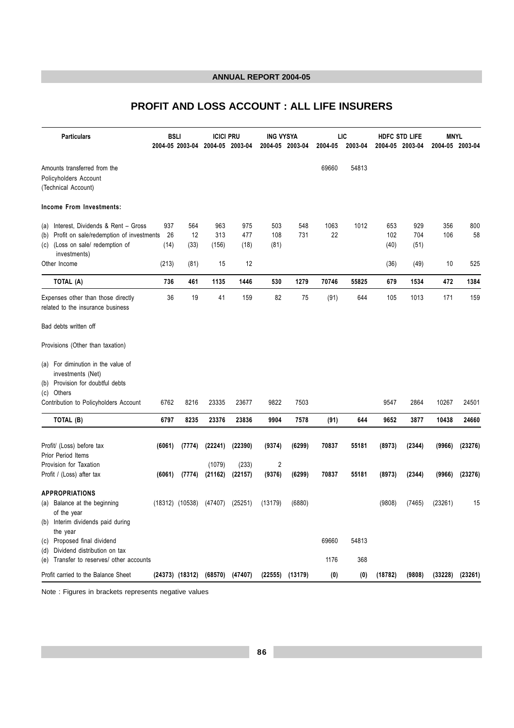# PROFIT AND LOSS ACCOUNT : ALL LIFE INSURERS

| Particulars | BSLI | | ICICI PRU | | ING VYSYA | | LIC | | HDFC STD LIFE | | MNYL | |
|---|---|---|---|---|---|---|---|---|---|---|---|---|
| | 2004-05 | 2003-04 | 2004-05 | 2003-04 | 2004-05 | 2003-04 | 2004-05 | 2003-04 | 2004-05 | 2003-04 | 2004-05 | 2003-04 |
| Amounts transferred from the Policyholders Account (Technical Account) | | | | | | | 69660 | 54813 | | | | |
| **Income From Investments:** | | | | | | | | | | | | |
| (a) Interest, Dividends & Rent – Gross | 937 | 564 | 963 | 975 | 503 | 548 | 1063 | 1012 | 653 | 929 | 356 | 800 |
| (b) Profit on sale/redemption of investments | 26 | 12 | 313 | 477 | 108 | 731 | 22 | | 102 | 704 | 106 | 58 |
| (c) (Loss on sale/ redemption of investments) | (14) | (33) | (156) | (18) | (81) | | | | (40) | (51) | | |
| Other Income | (213) | (81) | 15 | 12 | | | | | (36) | (49) | 10 | 525 |
| **TOTAL (A)** | **736** | **461** | **1135** | **1446** | **530** | **1279** | **70746** | **55825** | **679** | **1534** | **472** | **1384** |
| Expenses other than those directly related to the insurance business | 36 | 19 | 41 | 159 | 82 | 75 | (91) | 644 | 105 | 1013 | 171 | 159 |
| Bad debts written off | | | | | | | | | | | | |
| Provisions (Other than taxation) | | | | | | | | | | | | |
| (a) For diminution in the value of investments (Net) | | | | | | | | | | | | |
| (b) Provision for doubtful debts | | | | | | | | | | | | |
| (c) Others | | | | | | | | | | | | |
| Contribution to Policyholders Account | 6762 | 8216 | 23335 | 23677 | 9822 | 7503 | | | 9547 | 2864 | 10267 | 24501 |
| **TOTAL (B)** | **6797** | **8235** | **23376** | **23836** | **9904** | **7578** | **(91)** | **644** | **9652** | **3877** | **10438** | **24660** |
| Profit/ (Loss) before tax | **(6061)** | **(7774)** | **(22241)** | **(22390)** | **(9374)** | **(6299)** | **70837** | **55181** | **(8973)** | **(2344)** | **(9966)** | **(23276)** |
| Prior Period Items | | | | | | | | | | | | |
| Provision for Taxation | | | (1079) | (233) | 2 | | | | | | | |
| Profit / (Loss) after tax | **(6061)** | **(7774)** | **(21162)** | **(22157)** | **(9376)** | **(6299)** | **70837** | **55181** | **(8973)** | **(2344)** | **(9966)** | **(23276)** |
| **APPROPRIATIONS** | | | | | | | | | | | | |
| (a) Balance at the beginning of the year | (18312) | (10538) | (47407) | (25251) | (13179) | (6880) | | | (9808) | (7465) | (23261) | 15 |
| (b) Interim dividends paid during the year | | | | | | | | | | | | |
| (c) Proposed final dividend | | | | | | | 69660 | 54813 | | | | |
| (d) Dividend distribution on tax | | | | | | | | | | | | |
| (e) Transfer to reserves/ other accounts | | | | | | | 1176 | 368 | | | | |
| Profit carried to the Balance Sheet | **(24373)** | **(18312)** | **(68570)** | **(47407)** | **(22555)** | **(13179)** | **(0)** | **(0)** | **(18782)** | **(9808)** | **(33228)** | **(23261)** |

Note : Figures in brackets represents negative values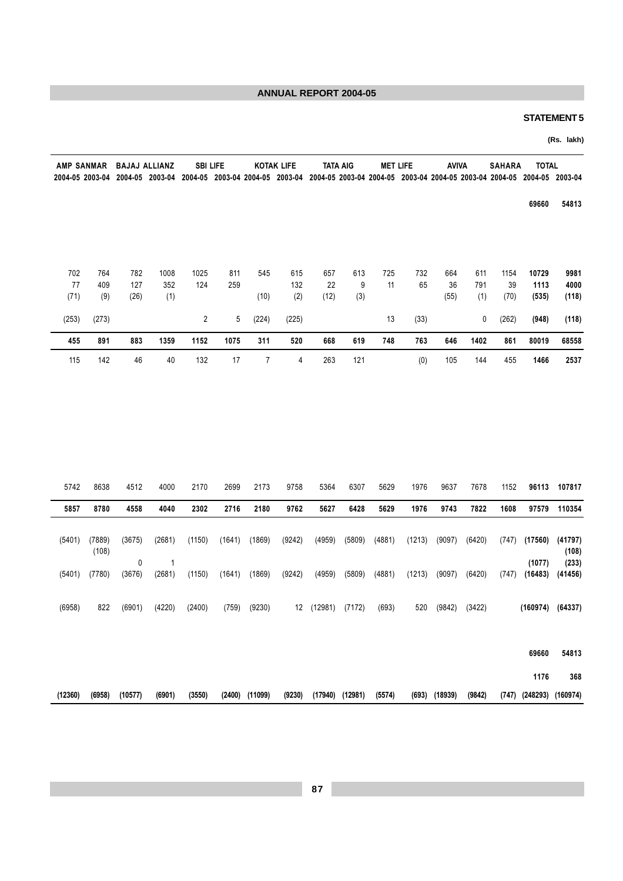**STATEMENT 5**

**(Rs. lakh)**

| AMP SANMAR | | BAJAJ ALLIANZ | | SBI LIFE | | KOTAK LIFE | | TATA AIG | | MET LIFE | | AVIVA | | SAHARA | TOTAL | |
|---|---|---|---|---|---|---|---|---|---|---|---|---|---|---|---|---|
| 2004-05 | 2003-04 | 2004-05 | 2003-04 | 2004-05 | 2003-04 | 2004-05 | 2003-04 | 2004-05 | 2003-04 | 2004-05 | 2003-04 | 2004-05 | 2003-04 | 2004-05 | 2004-05 | 2003-04 |
| | | | | | | | | | | | | | | | **69660** | **54813** |
| 702 | 764 | 782 | 1008 | 1025 | 811 | 545 | 615 | 657 | 613 | 725 | 732 | 664 | 611 | 1154 | **10729** | **9981** |
| 77 | 409 | 127 | 352 | 124 | 259 | | 132 | 22 | 9 | 11 | 65 | 36 | 791 | 39 | **1113** | **4000** |
| (71) | (9) | (26) | (1) | | | (10) | (2) | (12) | (3) | | | (55) | (1) | (70) | **(535)** | **(118)** |
| (253) | (273) | | | 2 | 5 | (224) | (225) | | | 13 | (33) | | 0 | (262) | **(948)** | **(118)** |
| **455** | **891** | **883** | **1359** | **1152** | **1075** | **311** | **520** | **668** | **619** | **748** | **763** | **646** | **1402** | **861** | **80019** | **68558** |
| 115 | 142 | 46 | 40 | 132 | 17 | 7 | 4 | 263 | 121 | | (0) | 105 | 144 | 455 | **1466** | **2537** |
| 5742 | 8638 | 4512 | 4000 | 2170 | 2699 | 2173 | 9758 | 5364 | 6307 | 5629 | 1976 | 9637 | 7678 | 1152 | **96113** | **107817** |
| **5857** | **8780** | **4558** | **4040** | **2302** | **2716** | **2180** | **9762** | **5627** | **6428** | **5629** | **1976** | **9743** | **7822** | **1608** | **97579** | **110354** |
| (5401) | (7889) | (3675) | (2681) | (1150) | (1641) | (1869) | (9242) | (4959) | (5809) | (4881) | (1213) | (9097) | (6420) | (747) | **(17560)** | **(41797)** |
| | (108) | | | | | | | | | | | | | | | **(108)** |
| | | 0 | 1 | | | | | | | | | | | | **(1077)** | **(233)** |
| (5401) | (7780) | (3676) | (2681) | (1150) | (1641) | (1869) | (9242) | (4959) | (5809) | (4881) | (1213) | (9097) | (6420) | (747) | **(16483)** | **(41456)** |
| (6958) | 822 | (6901) | (4220) | (2400) | (759) | (9230) | 12 | (12981) | (7172) | (693) | 520 | (9842) | (3422) | | **(160974)** | **(64337)** |
| | | | | | | | | | | | | | | | **69660** | **54813** |
| | | | | | | | | | | | | | | | **1176** | **368** |
| **(12360)** | **(6958)** | **(10577)** | **(6901)** | **(3550)** | **(2400)** | **(11099)** | **(9230)** | **(17940)** | **(12981)** | **(5574)** | **(693)** | **(18939)** | **(9842)** | **(747)** | **(248293)** | **(160974)** |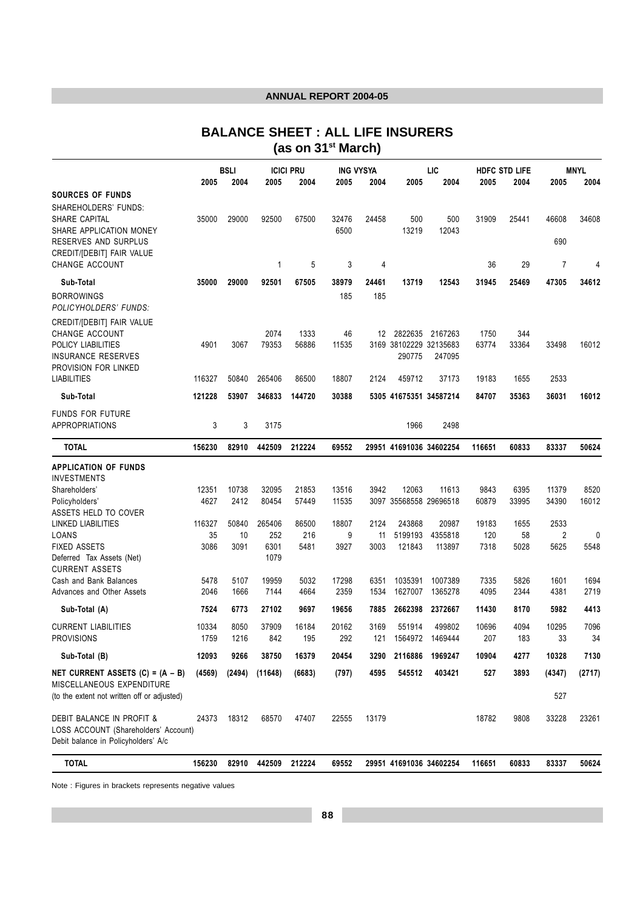# BALANCE SHEET : ALL LIFE INSURERS
## (as on 31st March)

| | BSLI | | ICICI PRU | | ING VYSYA | | LIC | | HDFC STD LIFE | | MNYL | |
|---|---|---|---|---|---|---|---|---|---|---|---|---|
| | 2005 | 2004 | 2005 | 2004 | 2005 | 2004 | 2005 | 2004 | 2005 | 2004 | 2005 | 2004 |
| **SOURCES OF FUNDS** | | | | | | | | | | | | |
| SHAREHOLDERS' FUNDS: | | | | | | | | | | | | |
| SHARE CAPITAL | 35000 | 29000 | 92500 | 67500 | 32476 | 24458 | 500 | 500 | 31909 | 25441 | 46608 | 34608 |
| SHARE APPLICATION MONEY | | | | | 6500 | | 13219 | 12043 | | | | |
| RESERVES AND SURPLUS | | | | | | | | | | | 690 | |
| CREDIT/[DEBIT] FAIR VALUE CHANGE ACCOUNT | | | 1 | 5 | 3 | 4 | | | 36 | 29 | 7 | 4 |
| **Sub-Total** | **35000** | **29000** | **92501** | **67505** | **38979** | **24461** | **13719** | **12543** | **31945** | **25469** | **47305** | **34612** |
| BORROWINGS | | | | | 185 | 185 | | | | | | |
| *POLICYHOLDERS' FUNDS:* | | | | | | | | | | | | |
| CREDIT/[DEBIT] FAIR VALUE CHANGE ACCOUNT | | | 2074 | 1333 | 46 | 12 | 2822635 | 2167263 | 1750 | 344 | | |
| POLICY LIABILITIES | 4901 | 3067 | 79353 | 56886 | 11535 | 3169 | 38102229 | 32135683 | 63774 | 33364 | 33498 | 16012 |
| INSURANCE RESERVES | | | | | | | 290775 | 247095 | | | | |
| PROVISION FOR LINKED LIABILITIES | 116327 | 50840 | 265406 | 86500 | 18807 | 2124 | 459712 | 37173 | 19183 | 1655 | 2533 | |
| **Sub-Total** | **121228** | **53907** | **346833** | **144720** | **30388** | **5305** | **41675351** | **34587214** | **84707** | **35363** | **36031** | **16012** |
| FUNDS FOR FUTURE APPROPRIATIONS | 3 | 3 | 3175 | | | | 1966 | 2498 | | | | |
| **TOTAL** | **156230** | **82910** | **442509** | **212224** | **69552** | **29951** | **41691036** | **34602254** | **116651** | **60833** | **83337** | **50624** |
| **APPLICATION OF FUNDS** | | | | | | | | | | | | |
| INVESTMENTS | | | | | | | | | | | | |
| Shareholders' | 12351 | 10738 | 32095 | 21853 | 13516 | 3942 | 12063 | 11613 | 9843 | 6395 | 11379 | 8520 |
| Policyholders' | 4627 | 2412 | 80454 | 57449 | 11535 | 3097 | 35568558 | 29696518 | 60879 | 33995 | 34390 | 16012 |
| ASSETS HELD TO COVER LINKED LIABILITIES | 116327 | 50840 | 265406 | 86500 | 18807 | 2124 | 243868 | 20987 | 19183 | 1655 | 2533 | |
| LOANS | 35 | 10 | 252 | 216 | 9 | 11 | 5199193 | 4355818 | 120 | 58 | 2 | 0 |
| FIXED ASSETS | 3086 | 3091 | 6301 | 5481 | 3927 | 3003 | 121843 | 113897 | 7318 | 5028 | 5625 | 5548 |
| Deferred Tax Assets (Net) | | | 1079 | | | | | | | | | |
| CURRENT ASSETS | | | | | | | | | | | | |
| Cash and Bank Balances | 5478 | 5107 | 19959 | 5032 | 17298 | 6351 | 1035391 | 1007389 | 7335 | 5826 | 1601 | 1694 |
| Advances and Other Assets | 2046 | 1666 | 7144 | 4664 | 2359 | 1534 | 1627007 | 1365278 | 4095 | 2344 | 4381 | 2719 |
| **Sub-Total (A)** | **7524** | **6773** | **27102** | **9697** | **19656** | **7885** | **2662398** | **2372667** | **11430** | **8170** | **5982** | **4413** |
| CURRENT LIABILITIES | 10334 | 8050 | 37909 | 16184 | 20162 | 3169 | 551914 | 499802 | 10696 | 4094 | 10295 | 7096 |
| PROVISIONS | 1759 | 1216 | 842 | 195 | 292 | 121 | 1564972 | 1469444 | 207 | 183 | 33 | 34 |
| **Sub-Total (B)** | **12093** | **9266** | **38750** | **16379** | **20454** | **3290** | **2116886** | **1969247** | **10904** | **4277** | **10328** | **7130** |
| **NET CURRENT ASSETS (C) = (A – B)** | **(4569)** | **(2494)** | **(11648)** | **(6683)** | **(797)** | **4595** | **545512** | **403421** | **527** | **3893** | **(4347)** | **(2717)** |
| MISCELLANEOUS EXPENDITURE (to the extent not written off or adjusted) | | | | | | | | | | | 527 | |
| DEBIT BALANCE IN PROFIT & LOSS ACCOUNT (Shareholders' Account) | 24373 | 18312 | 68570 | 47407 | 22555 | 13179 | | | 18782 | 9808 | 33228 | 23261 |
| Debit balance in Policyholders' A/c | | | | | | | | | | | | |
| **TOTAL** | **156230** | **82910** | **442509** | **212224** | **69552** | **29951** | **41691036** | **34602254** | **116651** | **60833** | **83337** | **50624** |

Note : Figures in brackets represents negative values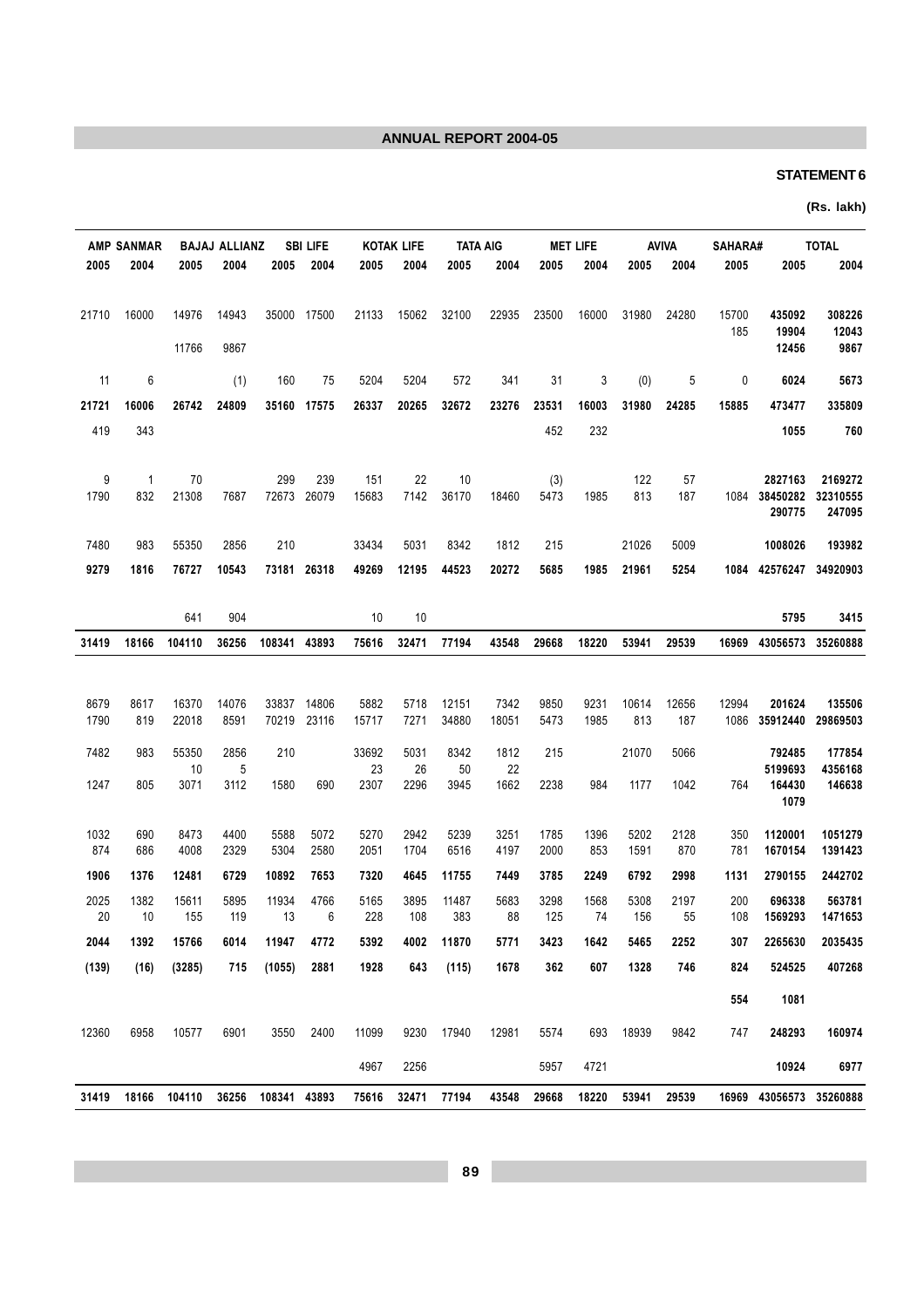**STATEMENT 6**

**(Rs. lakh)**

| AMP SANMAR | | BAJAJ ALLIANZ | | SBI LIFE | | KOTAK LIFE | | TATA AIG | | MET LIFE | | AVIVA | | SAHARA# | TOTAL | |
|---|---|---|---|---|---|---|---|---|---|---|---|---|---|---|---|---|
| 2005 | 2004 | 2005 | 2004 | 2005 | 2004 | 2005 | 2004 | 2005 | 2004 | 2005 | 2004 | 2005 | 2004 | 2005 | 2005 | 2004 |
| 21710 | 16000 | 14976 | 14943 | 35000 | 17500 | 21133 | 15062 | 32100 | 22935 | 23500 | 16000 | 31980 | 24280 | 15700 | **435092** | **308226** |
| | | | | | | | | | | | | | | 185 | **19904** | **12043** |
| | | 11766 | 9867 | | | | | | | | | | | | **12456** | **9867** |
| 11 | 6 | | (1) | 160 | 75 | 5204 | 5204 | 572 | 341 | 31 | 3 | (0) | 5 | 0 | **6024** | **5673** |
| **21721** | **16006** | **26742** | **24809** | **35160** | **17575** | **26337** | **20265** | **32672** | **23276** | **23531** | **16003** | **31980** | **24285** | **15885** | **473477** | **335809** |
| 419 | 343 | | | | | | | | | 452 | 232 | | | | **1055** | **760** |
| 9 | 1 | 70 | | 299 | 239 | 151 | 22 | 10 | | (3) | | 122 | 57 | | **2827163** | **2169272** |
| 1790 | 832 | 21308 | 7687 | 72673 | 26079 | 15683 | 7142 | 36170 | 18460 | 5473 | 1985 | 813 | 187 | 1084 | **38450282** | **32310555** |
| | | | | | | | | | | | | | | | **290775** | **247095** |
| 7480 | 983 | 55350 | 2856 | 210 | | 33434 | 5031 | 8342 | 1812 | 215 | | 21026 | 5009 | | **1008026** | **193982** |
| **9279** | **1816** | **76727** | **10543** | **73181** | **26318** | **49269** | **12195** | **44523** | **20272** | **5685** | **1985** | **21961** | **5254** | **1084** | **42576247** | **34920903** |
| | | 641 | 904 | | | 10 | 10 | | | | | | | | **5795** | **3415** |
| **31419** | **18166** | **104110** | **36256** | **108341** | **43893** | **75616** | **32471** | **77194** | **43548** | **29668** | **18220** | **53941** | **29539** | **16969** | **43056573** | **35260888** |
| 8679 | 8617 | 16370 | 14076 | 33837 | 14806 | 5882 | 5718 | 12151 | 7342 | 9850 | 9231 | 10614 | 12656 | 12994 | **201624** | **135506** |
| 1790 | 819 | 22018 | 8591 | 70219 | 23116 | 15717 | 7271 | 34880 | 18051 | 5473 | 1985 | 813 | 187 | 1086 | **35912440** | **29869503** |
| 7482 | 983 | 55350 | 2856 | 210 | | 33692 | 5031 | 8342 | 1812 | 215 | | 21070 | 5066 | | **792485** | **177854** |
| | | 10 | 5 | | | 23 | 26 | 50 | 22 | | | | | | **5199693** | **4356168** |
| 1247 | 805 | 3071 | 3112 | 1580 | 690 | 2307 | 2296 | 3945 | 1662 | 2238 | 984 | 1177 | 1042 | 764 | **164430** | **146638** |
| | | | | | | | | | | | | | | | **1079** | |
| 1032 | 690 | 8473 | 4400 | 5588 | 5072 | 5270 | 2942 | 5239 | 3251 | 1785 | 1396 | 5202 | 2128 | 350 | **1120001** | **1051279** |
| 874 | 686 | 4008 | 2329 | 5304 | 2580 | 2051 | 1704 | 6516 | 4197 | 2000 | 853 | 1591 | 870 | 781 | **1670154** | **1391423** |
| **1906** | **1376** | **12481** | **6729** | **10892** | **7653** | **7320** | **4645** | **11755** | **7449** | **3785** | **2249** | **6792** | **2998** | **1131** | **2790155** | **2442702** |
| 2025 | 1382 | 15611 | 5895 | 11934 | 4766 | 5165 | 3895 | 11487 | 5683 | 3298 | 1568 | 5308 | 2197 | 200 | **696338** | **563781** |
| 20 | 10 | 155 | 119 | 13 | 6 | 228 | 108 | 383 | 88 | 125 | 74 | 156 | 55 | 108 | **1569293** | **1471653** |
| **2044** | **1392** | **15766** | **6014** | **11947** | **4772** | **5392** | **4002** | **11870** | **5771** | **3423** | **1642** | **5465** | **2252** | **307** | **2265630** | **2035435** |
| **(139)** | **(16)** | **(3285)** | **715** | **(1055)** | **2881** | **1928** | **643** | **(115)** | **1678** | **362** | **607** | **1328** | **746** | **824** | **524525** | **407268** |
| | | | | | | | | | | | | | | **554** | **1081** | |
| 12360 | 6958 | 10577 | 6901 | 3550 | 2400 | 11099 | 9230 | 17940 | 12981 | 5574 | 693 | 18939 | 9842 | 747 | **248293** | **160974** |
| | | | | | | 4967 | 2256 | | | 5957 | 4721 | | | | **10924** | **6977** |
| **31419** | **18166** | **104110** | **36256** | **108341** | **43893** | **75616** | **32471** | **77194** | **43548** | **29668** | **18220** | **53941** | **29539** | **16969** | **43056573** | **35260888** |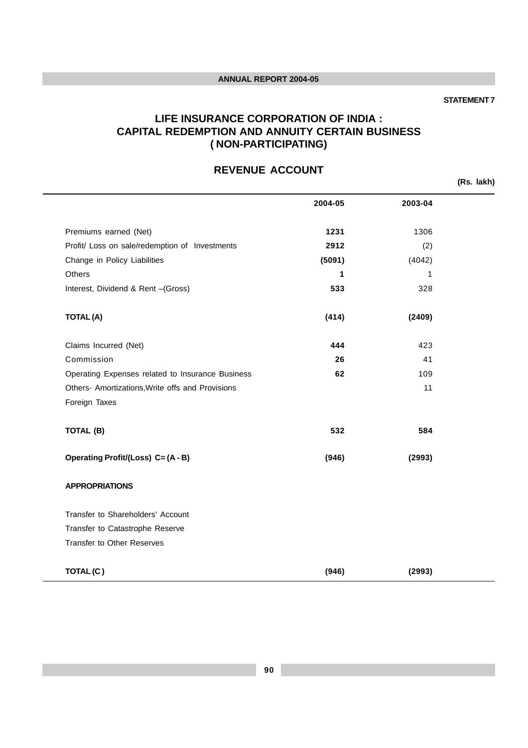STATEMENT 7

# LIFE INSURANCE CORPORATION OF INDIA : CAPITAL REDEMPTION AND ANNUITY CERTAIN BUSINESS ( NON-PARTICIPATING)

## REVENUE ACCOUNT

(Rs. lakh)

| | 2004-05 | 2003-04 |
|---|---|---|
| Premiums earned (Net) | **1231** | 1306 |
| Profit/ Loss on sale/redemption of Investments | **2912** | (2) |
| Change in Policy Liabilities | **(5091)** | (4042) |
| Others | **1** | 1 |
| Interest, Dividend & Rent –(Gross) | **533** | 328 |
| **TOTAL (A)** | **(414)** | **(2409)** |
| Claims Incurred (Net) | **444** | 423 |
| Commission | **26** | 41 |
| Operating Expenses related to Insurance Business | **62** | 109 |
| Others- Amortizations,Write offs and Provisions | | 11 |
| Foreign Taxes | | |
| **TOTAL (B)** | **532** | **584** |
| **Operating Profit/(Loss) C= (A - B)** | **(946)** | **(2993)** |
| **APPROPRIATIONS** | | |
| Transfer to Shareholders' Account | | |
| Transfer to Catastrophe Reserve | | |
| Transfer to Other Reserves | | |
| **TOTAL (C )** | **(946)** | **(2993)** |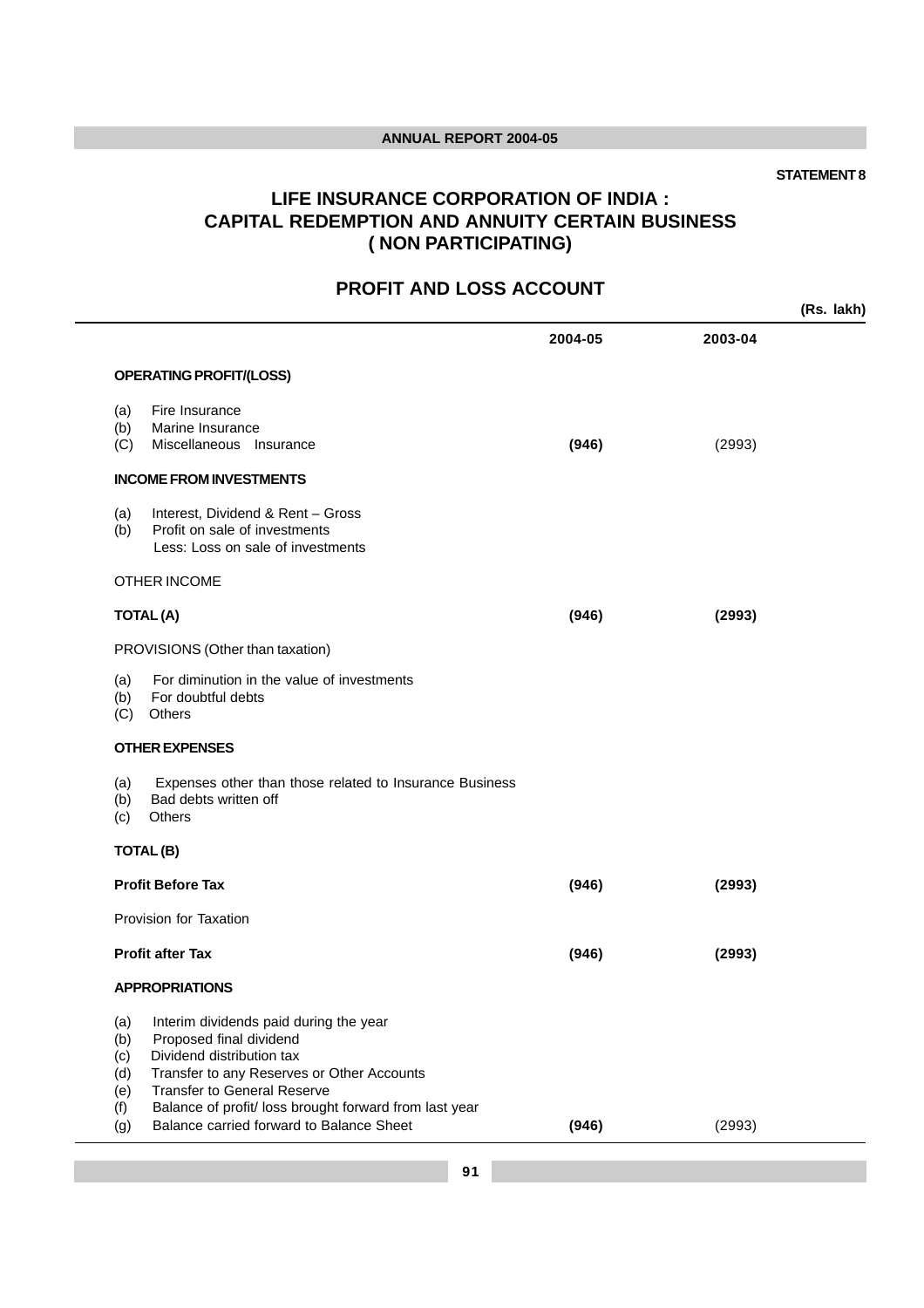STATEMENT 8

# LIFE INSURANCE CORPORATION OF INDIA : CAPITAL REDEMPTION AND ANNUITY CERTAIN BUSINESS ( NON PARTICIPATING)

## PROFIT AND LOSS ACCOUNT

(Rs. lakh)

| | 2004-05 | 2003-04 |
|---|---|---|
| **OPERATING PROFIT/(LOSS)** | | |
| (a) Fire Insurance | | |
| (b) Marine Insurance | | |
| (C) Miscellaneous Insurance | **(946)** | (2993) |
| **INCOME FROM INVESTMENTS** | | |
| (a) Interest, Dividend & Rent – Gross | | |
| (b) Profit on sale of investments | | |
| Less: Loss on sale of investments | | |
| OTHER INCOME | | |
| **TOTAL (A)** | **(946)** | **(2993)** |
| PROVISIONS (Other than taxation) | | |
| (a) For diminution in the value of investments | | |
| (b) For doubtful debts | | |
| (C) Others | | |
| **OTHER EXPENSES** | | |
| (a) Expenses other than those related to Insurance Business | | |
| (b) Bad debts written off | | |
| (c) Others | | |
| **TOTAL (B)** | | |
| **Profit Before Tax** | **(946)** | **(2993)** |
| Provision for Taxation | | |
| **Profit after Tax** | **(946)** | **(2993)** |
| **APPROPRIATIONS** | | |
| (a) Interim dividends paid during the year | | |
| (b) Proposed final dividend | | |
| (c) Dividend distribution tax | | |
| (d) Transfer to any Reserves or Other Accounts | | |
| (e) Transfer to General Reserve | | |
| (f) Balance of profit/ loss brought forward from last year | | |
| (g) Balance carried forward to Balance Sheet | **(946)** | (2993) |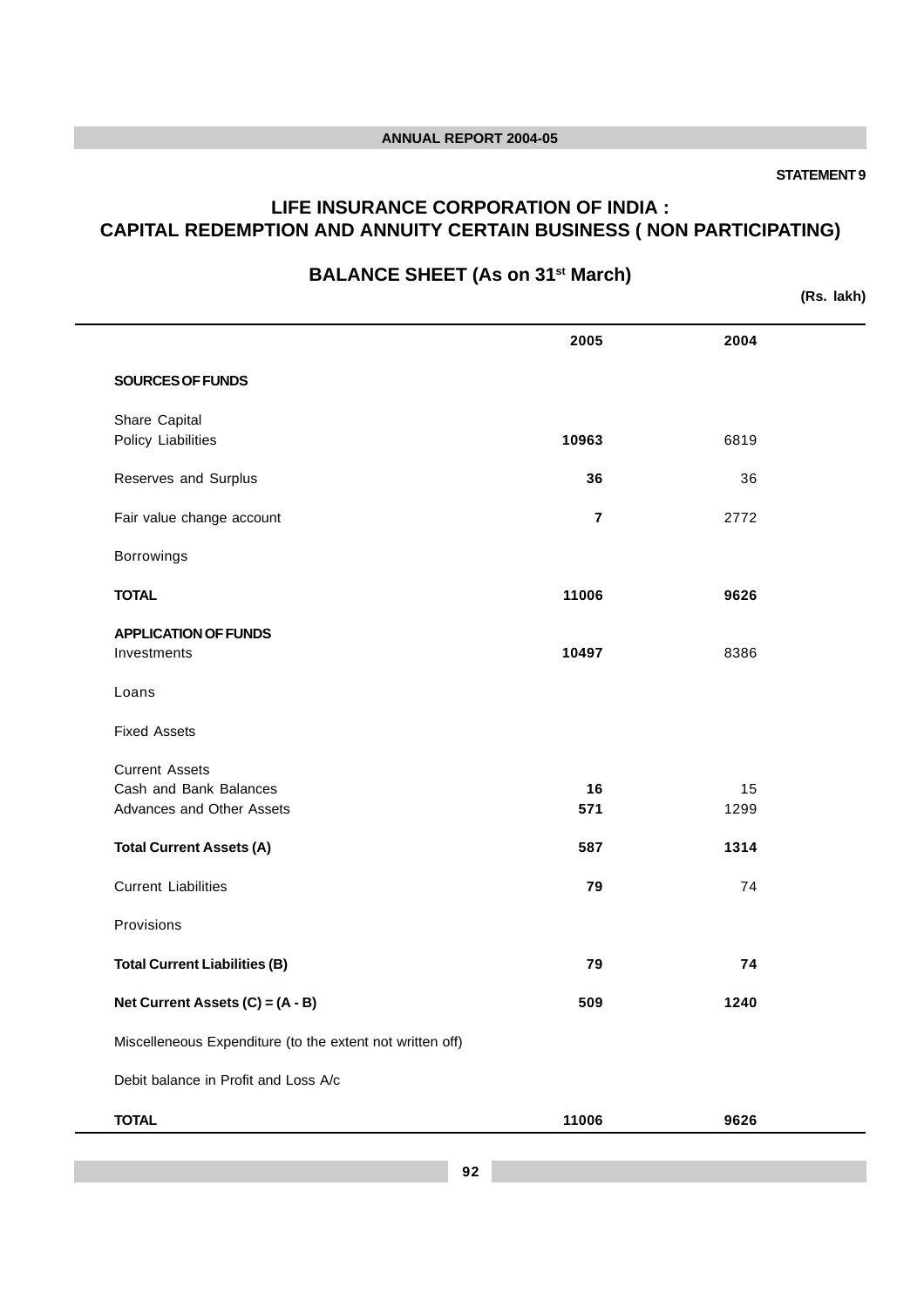**STATEMENT 9**

# LIFE INSURANCE CORPORATION OF INDIA : CAPITAL REDEMPTION AND ANNUITY CERTAIN BUSINESS ( NON PARTICIPATING)

## BALANCE SHEET (As on 31st March)

(Rs. lakh)

| | 2005 | 2004 |
|---|---|---|
| **SOURCES OF FUNDS** | | |
| Share Capital | | |
| Policy Liabilities | **10963** | 6819 |
| Reserves and Surplus | **36** | 36 |
| Fair value change account | **7** | 2772 |
| Borrowings | | |
| **TOTAL** | **11006** | **9626** |
| **APPLICATION OF FUNDS** | | |
| Investments | **10497** | 8386 |
| Loans | | |
| Fixed Assets | | |
| Current Assets | | |
| Cash and Bank Balances | **16** | 15 |
| Advances and Other Assets | **571** | 1299 |
| **Total Current Assets (A)** | **587** | **1314** |
| Current Liabilities | **79** | 74 |
| Provisions | | |
| **Total Current Liabilities (B)** | **79** | **74** |
| **Net Current Assets (C) = (A - B)** | **509** | **1240** |
| Miscelleneous Expenditure (to the extent not written off) | | |
| Debit balance in Profit and Loss A/c | | |
| **TOTAL** | **11006** | **9626** |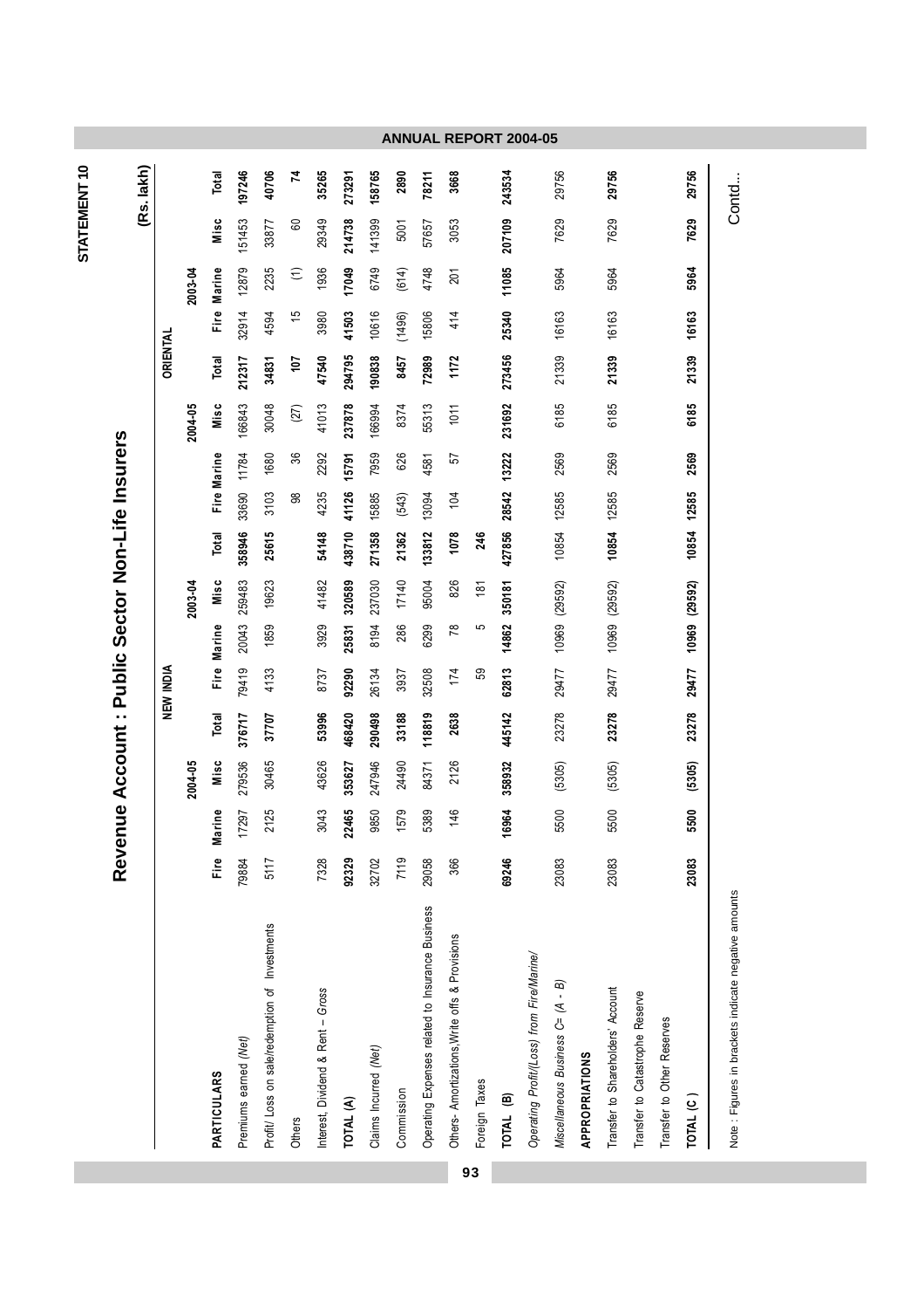STATEMENT 10

# Revenue Account : Public Sector Non-Life Insurers

(Rs. lakh)

| PARTICULARS | NEW INDIA | | | | | | | | ORIENTAL | | | | | | | |
|---|---|---|---|---|---|---|---|---|---|---|---|---|---|---|---|---|
| | 2004-05 | | | | 2003-04 | | | | 2004-05 | | | | 2003-04 | | | |
| | Fire | Marine | Misc | Total | Fire | Marine | Misc | Total | Fire | Marine | Misc | Total | Fire | Marine | Misc | Total |
| Premiums earned *(Net)* | 79884 | 17297 | 279536 | 376717 | 79419 | 20043 | 259483 | 358946 | 33690 | 11784 | 166843 | 212317 | 32914 | 12879 | 151453 | 197246 |
| Profit/ Loss on sale/redemption of Investments | 5117 | 2125 | 30465 | 37707 | 4133 | 1859 | 19623 | 25615 | 3103 | 1680 | 30048 | 34831 | 4594 | 2235 | 33877 | 40706 |
| Others | | | | | | | | | 98 | 36 | (27) | 107 | 15 | (1) | 60 | 74 |
| Interest, Dividend & Rent – *Gross* | 7328 | 3043 | 43626 | 53996 | 8737 | 3929 | 41482 | 54148 | 4235 | 2292 | 41013 | 47540 | 3980 | 1936 | 29349 | 35265 |
| **TOTAL (A)** | **92329** | **22465** | **353627** | **468420** | **92290** | **25831** | **320589** | **438710** | **41126** | **15791** | **237878** | **294795** | **41503** | **17049** | **214738** | **273291** |
| Claims Incurred *(Net)* | 32702 | 9850 | 247946 | 290498 | 26134 | 8194 | 237030 | 271358 | 15885 | 7959 | 166994 | 190838 | 10616 | 6749 | 141399 | 158765 |
| Commission | 7119 | 1579 | 24490 | 33188 | 3937 | 286 | 17140 | 21362 | (543) | 626 | 8374 | 8457 | (1496) | (614) | 5001 | 2890 |
| Operating Expenses related to Insurance Business | 29058 | 5389 | 84371 | 118819 | 32508 | 6299 | 95004 | 133812 | 13094 | 4581 | 55313 | 72989 | 15806 | 4748 | 57657 | 78211 |
| Others- Amortizations,Write offs & Provisions | 366 | 146 | 2126 | 2638 | 174 | 78 | 826 | 1078 | 104 | 57 | 1011 | 1172 | 414 | 201 | 3053 | 3668 |
| Foreign Taxes | | | | | 59 | 5 | 181 | 246 | | | | | | | | |
| **TOTAL (B)** | **69246** | **16964** | **358932** | **445142** | **62813** | **14862** | **350181** | **427856** | **28542** | **13222** | **231692** | **273456** | **25340** | **11085** | **207109** | **243534** |
| *Operating Profit/(Loss) from Fire/Marine/ Miscellaneous Business C= (A - B)* | 23083 | 5500 | (5305) | 23278 | 29477 | 10969 | (29592) | 10854 | 12585 | 2569 | 6185 | 21339 | 16163 | 5964 | 7629 | 29756 |
| **APPROPRIATIONS** | | | | | | | | | | | | | | | | |
| Transfer to Shareholders' Account | 23083 | 5500 | (5305) | 23278 | 29477 | 10969 | (29592) | 10854 | 12585 | 2569 | 6185 | 21339 | 16163 | 5964 | 7629 | 29756 |
| Transfer to Catastrophe Reserve | | | | | | | | | | | | | | | | |
| Transfer to Other Reserves | | | | | | | | | | | | | | | | |
| **TOTAL (C )** | **23083** | **5500** | **(5305)** | **23278** | **29477** | **10969** | **(29592)** | **10854** | **12585** | **2569** | **6185** | **21339** | **16163** | **5964** | **7629** | **29756** |

Note : Figures in brackets indicate negative amounts

Contd...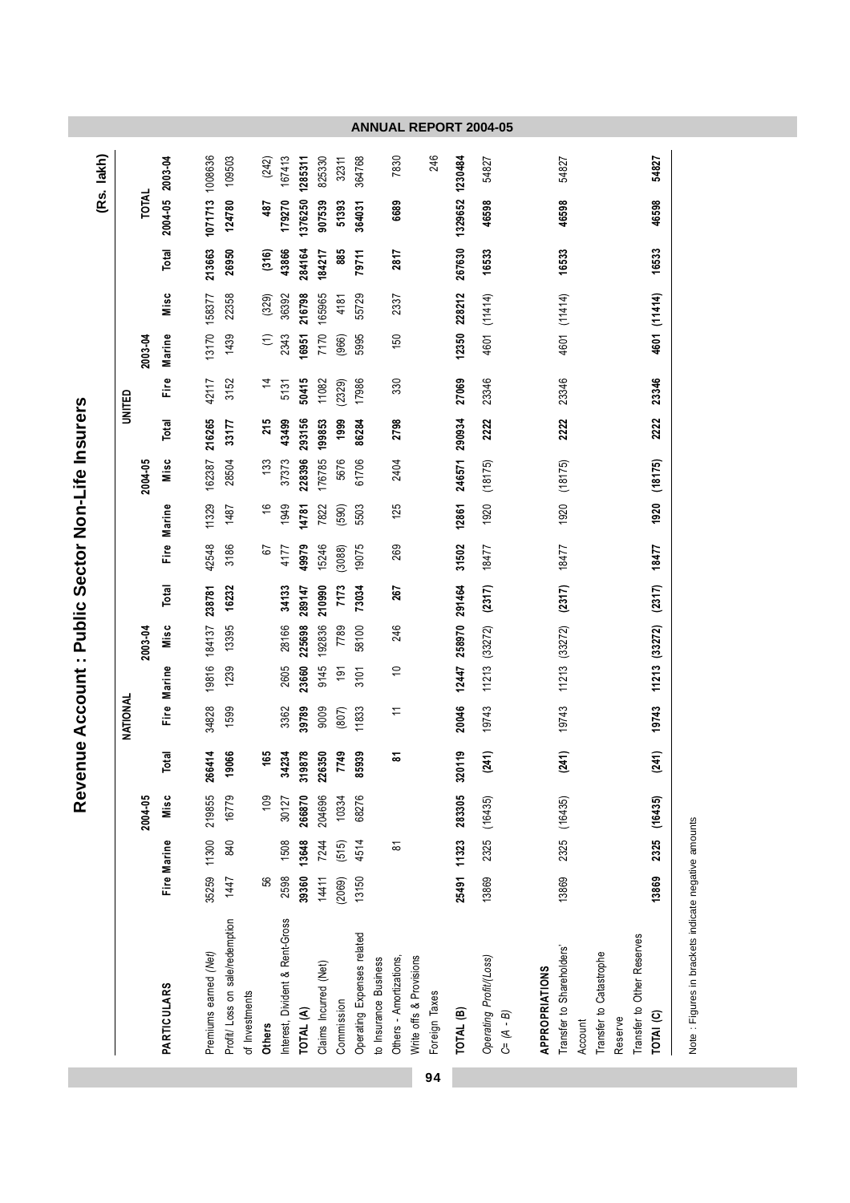# Revenue Account : Public Sector Non-Life Insurers

(Rs. lakh)

| PARTICULARS | NATIONAL | | | | | | | | UNITED | | | | | | | | TOTAL | |
|---|---|---|---|---|---|---|---|---|---|---|---|---|---|---|---|---|---|---|
| | 2004-05 | | | | 2003-04 | | | | 2004-05 | | | | 2003-04 | | | | | |
| | Fire | Marine | Misc | Total | Fire | Marine | Misc | Total | Fire | Marine | Misc | Total | Fire | Marine | Misc | Total | 2004-05 | 2003-04 |
| Premiums earned *(Net)* | 35259 | 11300 | 219855 | 266414 | 34828 | 19816 | 184137 | 238781 | 42548 | 11329 | 162387 | 216265 | 42117 | 13170 | 158377 | 213663 | 1071713 | 1008636 |
| Profit/ Loss on sale/redemption of Investments | 1447 | 840 | 16779 | 19066 | 1599 | 1239 | 13395 | 16232 | 3186 | 1487 | 28504 | 33177 | 3152 | 1439 | 22358 | 26950 | 124780 | 109503 |
| **Others** | 56 | | 109 | 165 | | | | | 67 | 16 | 133 | 215 | 14 | (1) | (329) | (316) | 487 | (242) |
| Interest, Divident & Rent-Gross | 2598 | 1508 | 30127 | 34234 | 3362 | 2605 | 28166 | 34133 | 4177 | 1949 | 37373 | 43499 | 5131 | 2343 | 36392 | 43866 | 179270 | 167413 |
| **TOTAL (A)** | 39360 | 13648 | 266870 | 319878 | 39789 | 23660 | 225698 | 289147 | 49979 | 14781 | 228396 | 293156 | 50415 | 16951 | 216798 | 284164 | 1376250 | 1285311 |
| Claims Incurred (Net) | 14411 | 7244 | 204696 | 226350 | 9009 | 9145 | 192836 | 210990 | 15246 | 7822 | 176785 | 199853 | 11082 | 7170 | 165965 | 184217 | 907539 | 825330 |
| Commission | (2069) | (515) | 10334 | 7749 | (807) | 191 | 7789 | 7173 | (3088) | (590) | 5676 | 1999 | (2329) | (966) | 4181 | 885 | 51393 | 32311 |
| Operating Expenses related to Insurance Business | 13150 | 4514 | 68276 | 85939 | 11833 | 3101 | 58100 | 73034 | 19075 | 5503 | 61706 | 86284 | 17986 | 5995 | 55729 | 79711 | 364031 | 364768 |
| Others - Amortizations, Write offs & Provisions | | 81 | | 81 | 11 | 10 | 246 | 267 | 269 | 125 | 2404 | 2798 | 330 | 150 | 2337 | 2817 | 6689 | 7830 |
| Foreign Taxes | | | | | | | | | | | | | | | | | | 246 |
| **TOTAL (B)** | 25491 | 11323 | 283305 | 320119 | 20046 | 12447 | 258970 | 291464 | 31502 | 12861 | 246571 | 290934 | 27069 | 12350 | 228212 | 267630 | 1329652 | 1230484 |
| *Operating Profit/(Loss) C= (A - B)* | 13869 | 2325 | (16435) | (241) | 19743 | 11213 | (33272) | (2317) | 18477 | 1920 | (18175) | 2222 | 23346 | 4601 | (11414) | 16533 | 46598 | 54827 |
| **APPROPRIATIONS** | | | | | | | | | | | | | | | | | | |
| Transfer to Shareholders' Account | 13869 | 2325 | (16435) | (241) | 19743 | 11213 | (33272) | (2317) | 18477 | 1920 | (18175) | 2222 | 23346 | 4601 | (11414) | 16533 | 46598 | 54827 |
| Transfer to Catastrophe Reserve | | | | | | | | | | | | | | | | | | |
| Transfer to Other Reserves | | | | | | | | | | | | | | | | | | |
| **TOTAl (C)** | 13869 | 2325 | (16435) | (241) | 19743 | 11213 | (33272) | (2317) | 18477 | 1920 | (18175) | 2222 | 23346 | 4601 | (11414) | 16533 | 46598 | 54827 |

Note : Figures in brackets indicate negative amounts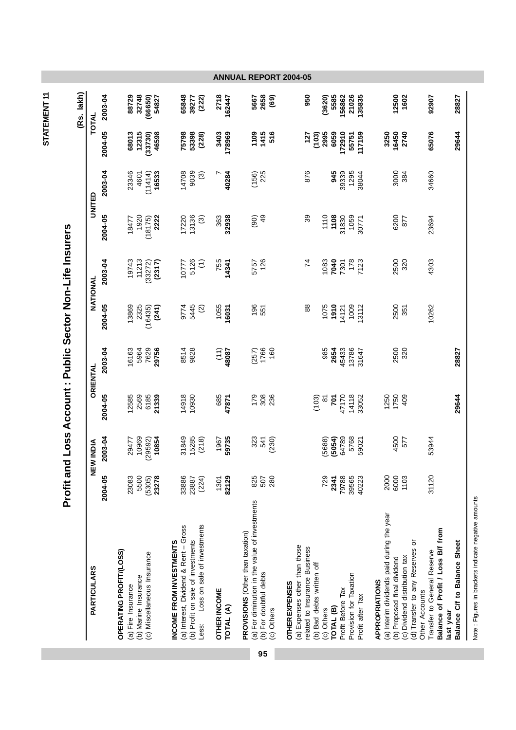STATEMENT 11

# Profit and Loss Account : Public Sector Non-Life Insurers

(Rs. lakh)

| PARTICULARS | NEW INDIA | | ORIENTAL | | NATIONAL | | UNITED | | TOTAL | |
|---|---|---|---|---|---|---|---|---|---|---|
| | 2004-05 | 2003-04 | 2004-05 | 2003-04 | 2004-05 | 2003-04 | 2004-05 | 2003-04 | 2004-05 | 2003-04 |
| **OPERATING PROFIT/(LOSS)** | | | | | | | | | | |
| (a) Fire Insurance | 23083 | 29477 | 12585 | 16163 | 13869 | 19743 | 18477 | 23346 | 68013 | 88729 |
| (b) Marine Insurance | 5500 | 10969 | 2569 | 5964 | 2325 | 11213 | 1920 | 4601 | 12315 | 32748 |
| (c) Miscellaneous Insurance | (5305) | (29592) | 6185 | 7629 | (16435) | (33272) | (18175) | (11414) | (33730) | (66650) |
| | **23278** | **10854** | **21339** | **29756** | **(241)** | **(2317)** | **2222** | **16533** | **46598** | **54827** |
| **INCOME FROM INVESTMENTS** | | | | | | | | | | |
| (a) Interest, Dividend & Rent – Gross | 33886 | 31849 | 14918 | 8514 | 9774 | 10777 | 17220 | 14708 | 75798 | 65848 |
| (b) Profit on sale of investments | 23887 | 15285 | 10930 | 9828 | 5445 | 5126 | 13136 | 9039 | 53398 | 39277 |
| Less: Loss on sale of investments | (224) | (218) | | | (2) | (1) | (3) | (3) | (228) | (222) |
| **OTHER INCOME** | 1301 | 1967 | 685 | (11) | 1055 | 755 | 363 | 7 | 3403 | 2718 |
| **TOTAL (A)** | **82129** | **59735** | **47871** | **48087** | **16031** | **14341** | **32938** | **40284** | **178969** | **162447** |
| **PROVISIONS** (Other than taxation) | | | | | | | | | | |
| (a) For diminution in the value of investments | 825 | 323 | 179 | (257) | 196 | 5757 | (90) | (156) | 1109 | 5667 |
| (b) For doubtful debts | 507 | 541 | 308 | 1766 | 551 | 126 | 49 | 225 | 1415 | 2658 |
| (c) Others | 280 | (230) | 236 | 160 | | | | | 516 | (69) |
| **OTHER EXPENSES** | | | | | | | | | | |
| (a) Expenses other than those related to Insurance Business | | | | | 88 | 74 | 39 | 876 | 127 | 950 |
| (b) Bad debts written off | | | (103) | | | | | | (103) | |
| (c) Others | 729 | (5688) | 81 | 985 | 1075 | 1083 | 1110 | | 2995 | (3620) |
| **TOTAL (B)** | **2341** | **(5054)** | **701** | **2654** | **1910** | **7040** | **1108** | **945** | **6059** | **5585** |
| Profit Before Tax | 79788 | 64789 | 47170 | 45433 | 14121 | 7301 | 31830 | 39339 | 172910 | 156862 |
| Provision for Taxation | 39565 | 5768 | 14118 | 13786 | 1009 | 178 | 1059 | 1295 | 55751 | 21026 |
| Profit after Tax | 40223 | 59021 | 33052 | 31647 | 13112 | 7123 | 30771 | 38044 | 117159 | 135835 |
| **APPROPRIATIONS** | | | | | | | | | | |
| (a) Interim dividends paid during the year | 2000 | | 1250 | | | | | | 3250 | |
| (b) Proposed final dividend | 6000 | 4500 | 1750 | 2500 | 2500 | 2500 | 6200 | 3000 | 16450 | 12500 |
| (c) Dividend distribution tax | 1103 | 577 | 409 | 320 | 351 | 320 | 877 | 384 | 2740 | 1602 |
| (d) Transfer to any Reserves or Other Accounts | | | | | | | | | | |
| Transfer to General Reserve | 31120 | 53944 | | | 10262 | 4303 | 23694 | 34660 | 65076 | 92907 |
| **Balance of Profit / Loss B/f from last year** | | | | | | | | | | |
| **Balance C/f to Balance Sheet** | | | **29644** | **28827** | | | | | **29644** | **28827** |

Note : Figures in brackets indicate negative amounts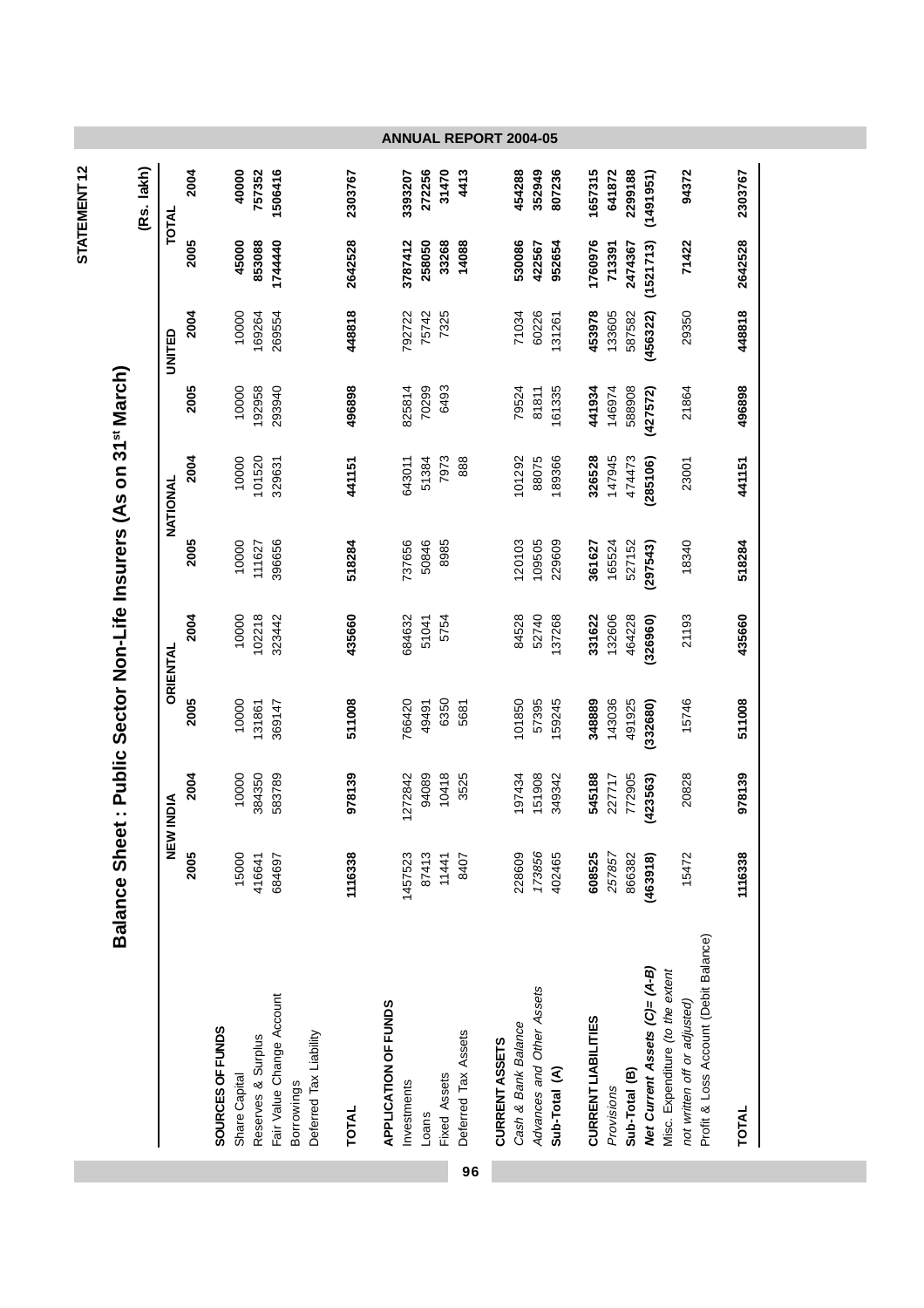STATEMENT 12

# Balance Sheet : Public Sector Non-Life Insurers (As on 31st March)

(Rs. lakh)

| | NEW INDIA | | ORIENTAL | | NATIONAL | | UNITED | | TOTAL | |
|---|---|---|---|---|---|---|---|---|---|---|
| | **2005** | **2004** | **2005** | **2004** | **2005** | **2004** | **2005** | **2004** | **2005** | **2004** |
| **SOURCES OF FUNDS** | | | | | | | | | | |
| Share Capital | 15000 | 10000 | 10000 | 10000 | 10000 | 10000 | 10000 | 10000 | **45000** | **40000** |
| Reserves & Surplus | 416641 | 384350 | 131861 | 102218 | 111627 | 101520 | 192958 | 169264 | **853088** | **757352** |
| Fair Value Change Account | 684697 | 583789 | 369147 | 323442 | 396656 | 329631 | 293940 | 269554 | **1744440** | **1506416** |
| Borrowings | | | | | | | | | | |
| Deferred Tax Liability | | | | | | | | | | |
| **TOTAL** | **1116338** | **978139** | **511008** | **435660** | **518284** | **441151** | **496898** | **448818** | **2642528** | **2303767** |
| **APPLICATION OF FUNDS** | | | | | | | | | | |
| Investments | 1457523 | 1272842 | 766420 | 684632 | 737656 | 643011 | 825814 | 792722 | **3787412** | **3393207** |
| Loans | 87413 | 94089 | 49491 | 51041 | 50846 | 51384 | 70299 | 75742 | **258050** | **272256** |
| Fixed Assets | 11441 | 10418 | 6350 | 5754 | 8985 | 7973 | 6493 | 7325 | **33268** | **31470** |
| Deferred Tax Assets | 8407 | 3525 | 5681 | | | 888 | | | **14088** | **4413** |
| **CURRENT ASSETS** | | | | | | | | | | |
| *Cash & Bank Balance* | 228609 | 197434 | 101850 | 84528 | 120103 | 101292 | 79524 | 71034 | **530086** | **454288** |
| *Advances and Other Assets* | 173856 | 151908 | 57395 | 52740 | 109505 | 88075 | 81811 | 60226 | **422567** | **352949** |
| **Sub-Total (A)** | **402465** | **349342** | **159245** | **137268** | **229609** | **189366** | **161335** | **131261** | **952654** | **807236** |
| **CURRENT LIABILITIES** | **608525** | **545188** | **348889** | **331622** | **361627** | **326528** | **441934** | **453978** | **1760976** | **1657315** |
| *Provisions* | 257857 | 227717 | 143036 | 132606 | 165524 | 147945 | 146974 | 133605 | **713391** | **641872** |
| **Sub-Total (B)** | **866382** | **772905** | **491925** | **464228** | **527152** | **474473** | **588908** | **587582** | **2474367** | **2299188** |
| ***Net Current Assets (C)= (A-B)*** | **(463918)** | **(423563)** | **(332680)** | **(326960)** | **(297543)** | **(285106)** | **(427572)** | **(456322)** | **(1521713)** | **(1491951)** |
| Misc. Expenditure *(to the extent not written off or adjusted)* | | | | | | | | | | |
| Profit & Loss Account (Debit Balance) | 15472 | 20828 | 15746 | 21193 | 18340 | 23001 | 21864 | 29350 | **71422** | **94372** |
| **TOTAL** | **1116338** | **978139** | **511008** | **435660** | **518284** | **441151** | **496898** | **448818** | **2642528** | **2303767** |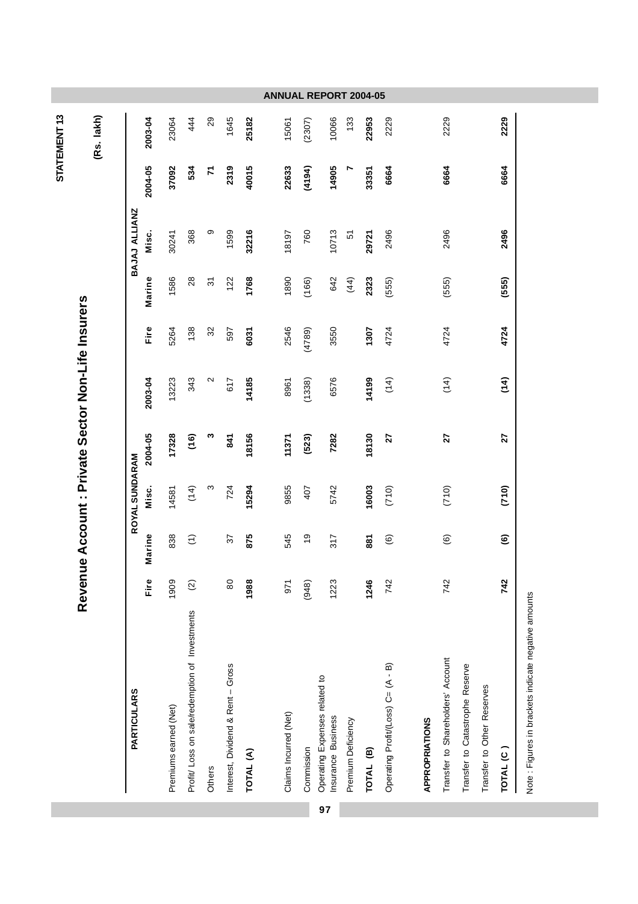STATEMENT 13

# Revenue Account : Private Sector Non-Life Insurers

(Rs. lakh)

| PARTICULARS | ROYAL SUNDARAM | | | | | BAJAJ ALLIANZ | | | | |
|---|---|---|---|---|---|---|---|---|---|---|
| | Fire | Marine | Misc. | 2004-05 | 2003-04 | Fire | Marine | Misc. | 2004-05 | 2003-04 |
| Premiums earned (Net) | 1909 | 838 | 14581 | **17328** | 13223 | 5264 | 1586 | 30241 | **37092** | 23064 |
| Profit/ Loss on sale/redemption of Investments | (2) | (1) | (14) | **(16)** | 343 | 138 | 28 | 368 | **534** | 444 |
| Others | | | 3 | **3** | 2 | 32 | 31 | 9 | **71** | 29 |
| Interest, Dividend & Rent – Gross | 80 | 37 | 724 | **841** | 617 | 597 | 122 | 1599 | **2319** | 1645 |
| **TOTAL (A)** | **1988** | **875** | **15294** | **18156** | **14185** | **6031** | **1768** | **32216** | **40015** | **25182** |
| Claims Incurred (Net) | 971 | 545 | 9855 | **11371** | 8961 | 2546 | 1890 | 18197 | **22633** | 15061 |
| Commission | (948) | 19 | 407 | **(523)** | (1338) | (4789) | (166) | 760 | **(4194)** | (2307) |
| Operating Expenses related to Insurance Business | 1223 | 317 | 5742 | **7282** | 6576 | 3550 | 642 | 10713 | **14905** | 10066 |
| Premium Deficiency | | | | | | | (44) | 51 | **7** | 133 |
| **TOTAL (B)** | **1246** | **881** | **16003** | **18130** | **14199** | **1307** | **2323** | **29721** | **33351** | **22953** |
| Operating Profit/(Loss) C= (A - B) | 742 | (6) | (710) | **27** | (14) | 4724 | (555) | 2496 | **6664** | 2229 |
| **APPROPRIATIONS** | | | | | | | | | | |
| Transfer to Shareholders' Account | 742 | (6) | (710) | **27** | (14) | 4724 | (555) | 2496 | **6664** | 2229 |
| Transfer to Catastrophe Reserve | | | | | | | | | | |
| Transfer to Other Reserves | | | | | | | | | | |
| **TOTAL (C)** | **742** | **(6)** | **(710)** | **27** | **(14)** | **4724** | **(555)** | **2496** | **6664** | **2229** |

Note : Figures in brackets indicate negative amounts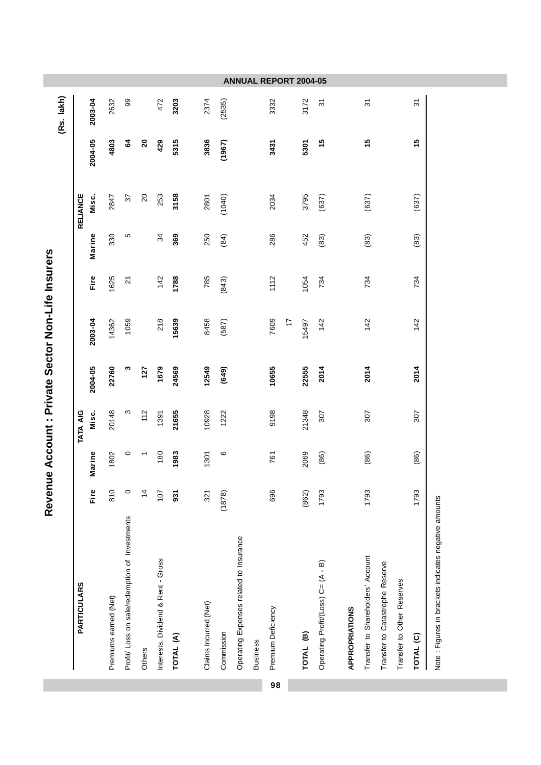# Revenue Account : Private Sector Non-Life Insurers

(Rs. lakh)

| PARTICULARS | TATA AIG | | | | | RELIANCE | | | | |
|---|---|---|---|---|---|---|---|---|---|---|
| | Fire | Marine | Misc. | 2004-05 | 2003-04 | Fire | Marine | Misc. | 2004-05 | 2003-04 |
| Premiums earned (Net) | 810 | 1802 | 20148 | **22760** | 14362 | 1625 | 330 | 2847 | **4803** | 2632 |
| Profit/ Loss on sale/redemption of Investments | 0 | 0 | 3 | **3** | 1059 | 21 | 5 | 37 | **64** | 99 |
| Others | 14 | 1 | 112 | **127** | | | | 20 | **20** | |
| Interests, Dividend & Rent - Gross | 107 | 180 | 1391 | **1679** | 218 | 142 | 34 | 253 | **429** | 472 |
| **TOTAL (A)** | **931** | **1983** | **21655** | **24569** | **15639** | **1788** | **369** | **3158** | **5315** | **3203** |
| Claims Incurred (Net) | 321 | 1301 | 10928 | **12549** | 8458 | 785 | 250 | 2801 | **3836** | 2374 |
| Commission | (1878) | 6 | 1222 | **(649)** | (587) | (843) | (84) | (1040) | **(1967)** | (2535) |
| Operating Expenses related to Insurance Business | 696 | 761 | 9198 | **10655** | 7609 | 1112 | 286 | 2034 | **3431** | 3332 |
| Premium Deficiency | | | | | 17 | | | | | |
| **TOTAL (B)** | (862) | 2069 | 21348 | **22555** | 15497 | 1054 | 452 | 3795 | **5301** | 3172 |
| Operating Profit/(Loss) C= (A - B) | 1793 | (86) | 307 | **2014** | 142 | 734 | (83) | (637) | **15** | 31 |
| **APPROPRIATIONS** | | | | | | | | | | |
| Transfer to Shareholders' Account | 1793 | (86) | 307 | **2014** | 142 | 734 | (83) | (637) | **15** | 31 |
| Transfer to Catastrophe Reserve | | | | | | | | | | |
| Transfer to Other Reserves | | | | | | | | | | |
| **TOTAL (C)** | 1793 | (86) | 307 | **2014** | 142 | 734 | (83) | (637) | **15** | 31 |

Note : Figures in brackets indicates negative amounts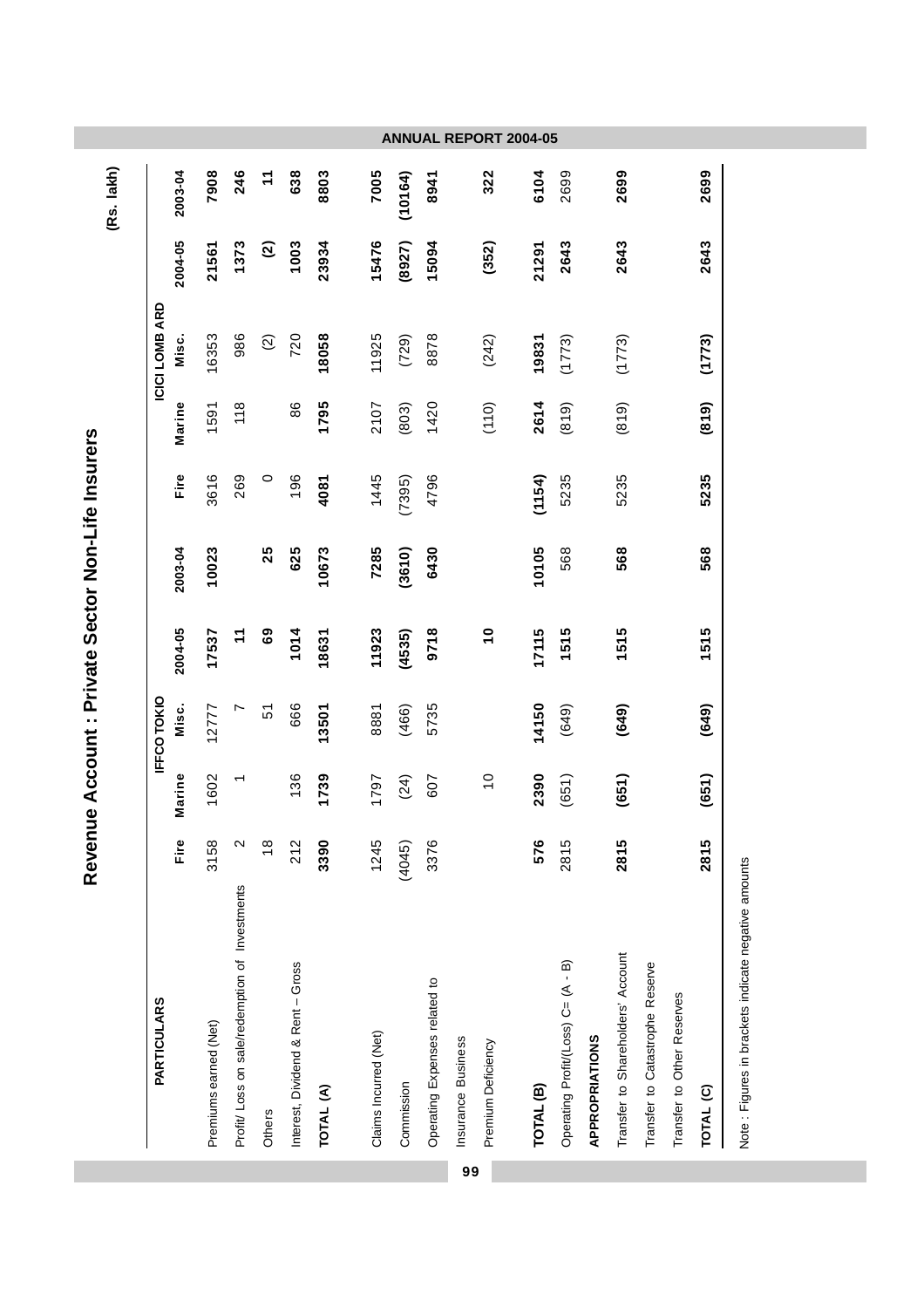# Revenue Account : Private Sector Non-Life Insurers

(Rs. lakh)

| PARTICULARS | IFFCO TOKIO | | | | | ICICI LOMBARD | | | | |
|---|---|---|---|---|---|---|---|---|---|---|
| | Fire | Marine | Misc. | 2004-05 | 2003-04 | Fire | Marine | Misc. | 2004-05 | 2003-04 |
| Premiums earned (Net) | 3158 | 1602 | 12777 | **17537** | **10023** | 3616 | 1591 | 16353 | **21561** | **7908** |
| Profit/ Loss on sale/redemption of Investments | 2 | 1 | 7 | **11** | | 269 | 118 | 986 | **1373** | **246** |
| Others | 18 | | 51 | **69** | **25** | 0 | | (2) | **(2)** | **11** |
| Interest, Dividend & Rent – Gross | 212 | 136 | 666 | **1014** | **625** | 196 | 86 | 720 | **1003** | **638** |
| **TOTAL (A)** | **3390** | **1739** | **13501** | **18631** | **10673** | **4081** | **1795** | **18058** | **23934** | **8803** |
| Claims Incurred (Net) | 1245 | 1797 | 8881 | **11923** | **7285** | 1445 | 2107 | 11925 | **15476** | **7005** |
| Commission | (4045) | (24) | (466) | **(4535)** | **(3610)** | (7395) | (803) | (729) | **(8927)** | **(10164)** |
| Operating Expenses related to Insurance Business | 3376 | 607 | 5735 | **9718** | **6430** | 4796 | 1420 | 8878 | **15094** | **8941** |
| Premium Deficiency | | 10 | | **10** | | | (110) | (242) | **(352)** | **322** |
| **TOTAL (B)** | **576** | **2390** | **14150** | **17115** | **10105** | **(1154)** | **2614** | **19831** | **21291** | **6104** |
| Operating Profit/(Loss) C= (A - B) | 2815 | (651) | (649) | **1515** | 568 | 5235 | (819) | (1773) | **2643** | 2699 |
| **APPROPRIATIONS** | | | | | | | | | | |
| Transfer to Shareholders' Account | **2815** | **(651)** | **(649)** | **1515** | **568** | 5235 | (819) | (1773) | **2643** | **2699** |
| Transfer to Catastrophe Reserve | | | | | | | | | | |
| Transfer to Other Reserves | | | | | | | | | | |
| **TOTAL (C)** | **2815** | **(651)** | **(649)** | **1515** | **568** | **5235** | **(819)** | **(1773)** | **2643** | **2699** |

Note : Figures in brackets indicate negative amounts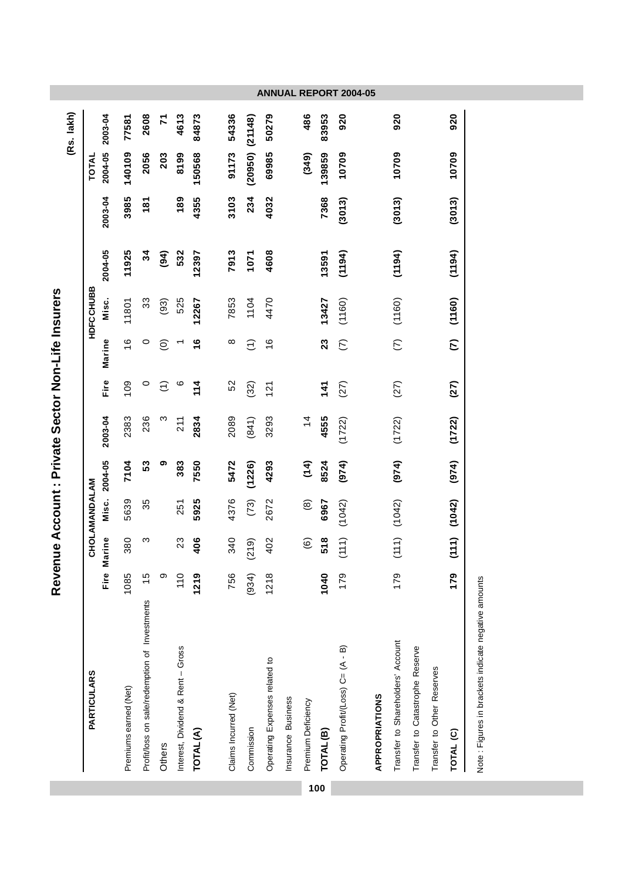# Revenue Account : Private Sector Non-Life Insurers

(Rs. lakh)

| PARTICULARS | CHOLAMANDALAM | | | | | HDFC CHUBB | | | | | TOTAL | |
|---|---|---|---|---|---|---|---|---|---|---|---|---|
| | Fire | Marine | Misc. | 2004-05 | 2003-04 | Fire | Marine | Misc. | 2004-05 | 2003-04 | 2004-05 | 2003-04 |
| Premiums earned (Net) | 1085 | 380 | 5639 | **7104** | 2383 | 109 | 16 | 11801 | **11925** | **3985** | **140109** | **77581** |
| Profit/loss on sale/redemption of Investments | 15 | 3 | 35 | **53** | 236 | 0 | 0 | 33 | **34** | **181** | **2056** | **2608** |
| Others | 9 | | | **9** | 3 | (1) | (0) | (93) | **(94)** | | **203** | **71** |
| Interest, Dividend & Rent – Gross | 110 | 23 | 251 | **383** | 211 | 6 | 1 | 525 | **532** | **189** | **8199** | **4613** |
| **TOTAL (A)** | **1219** | **406** | **5925** | **7550** | **2834** | **114** | **16** | **12267** | **12397** | **4355** | **150568** | **84873** |
| Claims Incurred (Net) | 756 | 340 | 4376 | **5472** | 2089 | 52 | 8 | 7853 | **7913** | **3103** | **91173** | **54336** |
| Commission | (934) | (219) | (73) | **(1226)** | (841) | (32) | (1) | 1104 | **1071** | **234** | **(20950)** | **(21148)** |
| Operating Expenses related to Insurance Business | 1218 | 402 | 2672 | **4293** | 3293 | 121 | 16 | 4470 | **4608** | **4032** | **69985** | **50279** |
| Premium Deficiency | | (6) | (8) | **(14)** | 14 | | | | | | **(349)** | **486** |
| **TOTAL (B)** | **1040** | **518** | **6967** | **8524** | **4555** | **141** | **23** | **13427** | **13591** | **7368** | **139859** | **83953** |
| Operating Profit/(Loss) C= (A - B) | 179 | (111) | (1042) | **(974)** | (1722) | (27) | (7) | (1160) | **(1194)** | **(3013)** | **10709** | **920** |
| **APPROPRIATIONS** | | | | | | | | | | | | |
| Transfer to Shareholders' Account | 179 | (111) | (1042) | **(974)** | (1722) | (27) | (7) | (1160) | **(1194)** | **(3013)** | **10709** | **920** |
| Transfer to Catastrophe Reserve | | | | | | | | | | | | |
| Transfer to Other Reserves | | | | | | | | | | | | |
| **TOTAL (C)** | **179** | **(111)** | **(1042)** | **(974)** | **(1722)** | **(27)** | **(7)** | **(1160)** | **(1194)** | **(3013)** | **10709** | **920** |

Note : Figures in brackets indicate negative amounts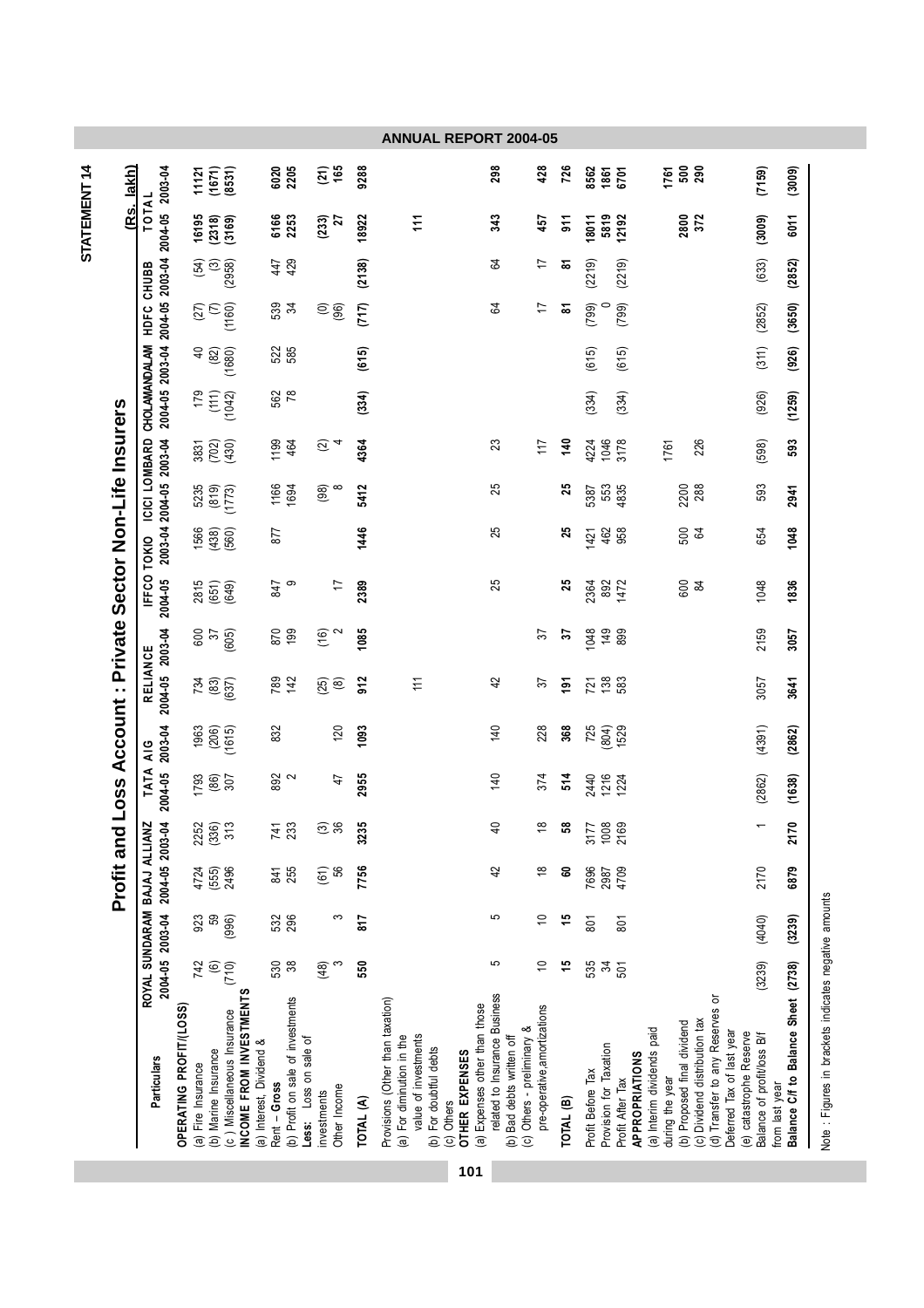# STATEMENT 14

## Profit and Loss Account : Private Sector Non-Life Insurers

(Rs. lakh)

| Particulars | ROYAL SUNDARAM 2004-05 | ROYAL SUNDARAM 2003-04 | BAJAJ ALLIANZ 2004-05 | BAJAJ ALLIANZ 2003-04 | TATA AIG 2004-05 | TATA AIG 2003-04 | RELIANCE 2004-05 | RELIANCE 2003-04 | IFFCO TOKIO 2004-05 | IFFCO TOKIO 2003-04 | ICICI LOMBARD 2004-05 | ICICI LOMBARD 2003-04 | CHOLAMANDALAM 2004-05 | CHOLAMANDALAM 2003-04 | HDFC CHUBB 2004-05 | HDFC CHUBB 2003-04 | TOTAL 2004-05 | TOTAL 2003-04 |
|---|---|---|---|---|---|---|---|---|---|---|---|---|---|---|---|---|---|---|
| **OPERATING PROFIT/(LOSS)** | | | | | | | | | | | | | | | | | | |
| (a) Fire Insurance | 742 | 923 | 4724 | 2252 | 1793 | 1963 | 734 | 600 | 2815 | 1566 | 5235 | 3831 | 179 | 40 | (27) | (54) | 16195 | 11121 |
| (b) Marine Insurance | (6) | 59 | (555) | (336) | (86) | (206) | (83) | 37 | (651) | (438) | (819) | (702) | (111) | (82) | (7) | (3) | (2318) | (1671) |
| (c ) Miscellaneous Insurance | (710) | (996) | 2496 | 313 | 307 | (1615) | (637) | (605) | (649) | (560) | (1773) | (430) | (1042) | (1680) | (1160) | (2958) | (3169) | (8531) |
| **INCOME FROM INVESTMENTS** | | | | | | | | | | | | | | | | | | |
| (a) Interest, Dividend & Rent – **Gross** | 530 | 532 | 841 | 741 | 892 | 832 | 789 | 870 | 847 | 877 | 1166 | 1199 | 562 | 522 | 539 | 447 | 6166 | 6020 |
| (b) Profit on sale of investments | 38 | 296 | 255 | 233 | 2 | | 142 | 199 | 9 | | 1694 | 464 | 78 | 585 | 34 | 429 | 2253 | 2205 |
| **Less:** Loss on sale of investments | (48) | | (61) | (3) | | | (25) | (16) | | | (98) | (2) | | | (0) | | (233) | (21) |
| Other Income | 3 | 3 | 56 | 36 | 47 | 120 | (8) | 2 | 17 | | 8 | 4 | | | (96) | | 27 | 165 |
| **TOTAL (A)** | **550** | **817** | **7756** | **3235** | **2955** | **1093** | **912** | **1085** | **2389** | **1446** | **5412** | **4364** | **(334)** | **(615)** | **(717)** | **(2138)** | **18922** | **9288** |
| Provisions (Other than taxation) | | | | | | | | | | | | | | | | | | |
| (a) For diminution in the value of investments | | | | | | | 111 | | | | | | | | | | 111 | |
| (b) For doubtful debts | | | | | | | | | | | | | | | | | | |
| (c) Others | | | | | | | | | | | | | | | | | | |
| **OTHER EXPENSES** | | | | | | | | | | | | | | | | | | |
| (a) Expenses other than those related to Insurance Business | 5 | 5 | 42 | 40 | 140 | 140 | 42 | | 25 | 25 | 25 | 23 | | | 64 | 64 | 343 | 298 |
| (b) Bad debts written off | | | | | | | | | | | | | | | | | | |
| (c) Others - preliminary & pre-operative,amortizations | 10 | 10 | 18 | 18 | 374 | 228 | 37 | 37 | | | | 117 | | | 17 | 17 | 457 | 428 |
| **TOTAL (B)** | **15** | **15** | **60** | **58** | **514** | **368** | **191** | **37** | **25** | **25** | **25** | **140** | | | **81** | **81** | **911** | **726** |
| Profit Before Tax | 535 | 801 | 7696 | 3177 | 2440 | 725 | 721 | 1048 | 2364 | 1421 | 5387 | 4224 | (334) | (615) | (799) | (2219) | 18011 | 8562 |
| Provision for Taxation | 34 | | 2987 | 1008 | 1216 | (804) | 138 | 149 | 892 | 462 | 553 | 1046 | | | 0 | | 5819 | 1861 |
| Profit After Tax | 501 | 801 | 4709 | 2169 | 1224 | 1529 | 583 | 899 | 1472 | 958 | 4835 | 3178 | (334) | (615) | (799) | (2219) | 12192 | 6701 |
| **APPROPRIATIONS** | | | | | | | | | | | | | | | | | | |
| (a) Interim dividends paid during the year | | | | | | | | | | | | 1761 | | | | | | 1761 |
| (b) Proposed final dividend | | | | | | | | | 600 | 500 | 2200 | | | | | | 2800 | 500 |
| (c) Dividend distribution tax | | | | | | | | | 84 | 64 | 288 | 226 | | | | | 372 | 290 |
| (d) Transfer to any Reserves or Deferred Tax of last year | | | | | | | | | | | | | | | | | | |
| (e) catastrophe Reserve | | | | | | | | | | | | | | | | | | |
| Balance of profit/loss B/f from last year | (3239) | (4040) | 2170 | 1 | (2862) | (4391) | 3057 | 2159 | 1048 | 654 | 593 | (598) | (926) | (311) | (2852) | (633) | (3009) | (7159) |
| **Balance C/f to Balance Sheet** | **(2738)** | **(3239)** | **6879** | **2170** | **(1638)** | **(2862)** | **3641** | **3057** | **1836** | **1048** | **2941** | **593** | **(1259)** | **(926)** | **(3650)** | **(2852)** | **6011** | **(3009)** |

Note : Figures in brackets indicates negative amounts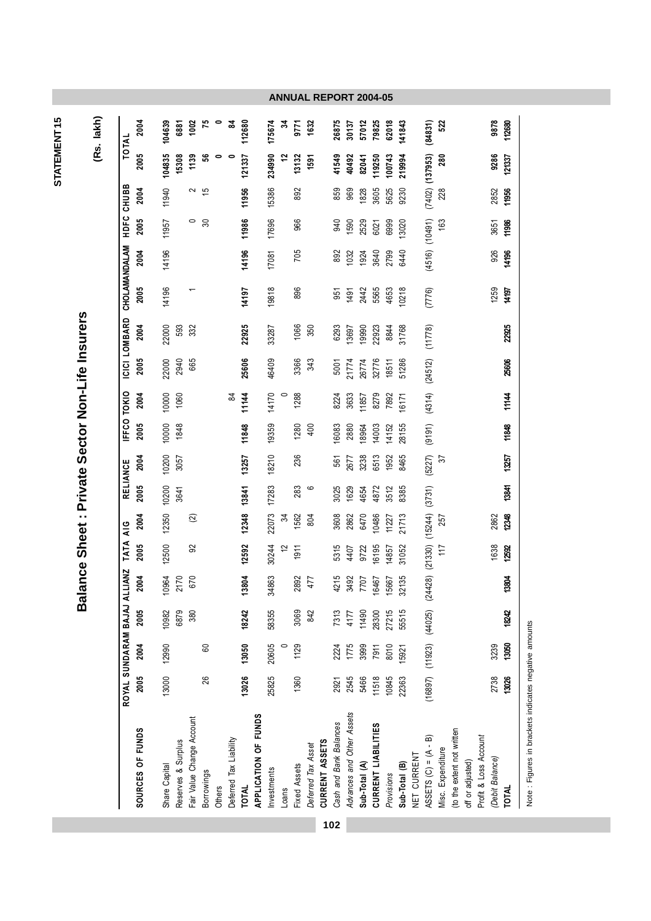STATEMENT 15

# Balance Sheet : Private Sector Non-Life Insurers

(Rs. lakh)

| SOURCES OF FUNDS | ROYAL SUNDARAM | | BAJAJ ALLIANZ | | TATA AIG | | RELIANCE | | IFFCO TOKIO | | ICICI LOMBARD | | CHOLAMANDALAM | | HDFC CHUBB | | TOTAL | |
|---|---|---|---|---|---|---|---|---|---|---|---|---|---|---|---|---|---|---|
| | 2005 | 2004 | 2005 | 2004 | 2005 | 2004 | 2005 | 2004 | 2005 | 2004 | 2005 | 2004 | 2005 | 2004 | 2005 | 2004 | 2005 | 2004 |
| Share Capital | 13000 | 12990 | 10982 | 10964 | 12500 | 12350 | 10200 | 10200 | 10000 | 10000 | 22000 | 22000 | 14196 | 14196 | 11957 | 11940 | 104835 | 104639 |
| Reserves & Surplus | | | 6879 | 2170 | | | 3641 | 3057 | 1848 | 1060 | 2940 | 593 | | | | | 15308 | 6881 |
| Fair Value Change Account | | | 380 | 670 | 92 | (2) | | | | | 665 | 332 | 1 | | 0 | 2 | 1139 | 1002 |
| Borrowings | 26 | 60 | | | | | | | | | | | | | 30 | 15 | 56 | 75 |
| Others | | | | | | | | | | | | | | | | | 0 | 0 |
| Deferred Tax Liability | | | | | | | | | | 84 | | | | | | | 0 | 84 |
| **TOTAL** | **13026** | **13050** | **18242** | **13804** | **12592** | **12348** | **13841** | **13257** | **11848** | **11144** | **25606** | **22925** | **14197** | **14196** | **11986** | **11956** | **121337** | **112680** |
| **APPLICATION OF FUNDS** | | | | | | | | | | | | | | | | | | |
| Investments | 25825 | 20605 | 58355 | 34863 | 30244 | 22073 | 17283 | 18210 | 19359 | 14170 | 46409 | 33287 | 19818 | 17081 | 17696 | 15386 | 234990 | 175674 |
| Loans | | 0 | | | 12 | 34 | | | | 0 | | | | | | | 12 | 34 |
| Fixed Assets | 1360 | 1129 | 3069 | 2892 | 1911 | 1562 | 283 | 236 | 1280 | 1288 | 3366 | 1066 | 896 | 705 | 966 | 892 | 13132 | 9771 |
| *Deferred Tax Asset* | | | 842 | 477 | | 804 | 6 | | 400 | | 343 | 350 | | | | | 1591 | 1632 |
| **CURRENT ASSETS** | | | | | | | | | | | | | | | | | | |
| *Cash and Bank Balances* | 2921 | 2224 | 7313 | 4215 | 5315 | 3608 | 3025 | 561 | 16083 | 8224 | 5001 | 6293 | 951 | 892 | 940 | 859 | 41549 | 26875 |
| *Advances and Other Assets* | 2545 | 1775 | 4177 | 3492 | 4407 | 2862 | 1629 | 2677 | 2880 | 3633 | 21774 | 13697 | 1491 | 1032 | 1590 | 969 | 40492 | 30137 |
| **Sub-Total (A)** | 5466 | 3999 | 11490 | 7707 | 9722 | 6470 | 4654 | 3238 | 18964 | 11857 | 26774 | 19990 | 2442 | 1924 | 2529 | 1828 | 82041 | 57012 |
| **CURRENT LIABILITIES** | 11518 | 7911 | 28300 | 16467 | 16195 | 10486 | 4872 | 6513 | 14003 | 8279 | 32776 | 22923 | 5565 | 3640 | 6021 | 3605 | 119250 | 79825 |
| *Provisions* | 10845 | 8010 | 27215 | 15667 | 14857 | 11227 | 3512 | 1952 | 14152 | 7892 | 18511 | 8844 | 4653 | 2799 | 6999 | 5625 | 100743 | 62018 |
| **Sub-Total (B)** | 22363 | 15921 | 55515 | 32135 | 31052 | 21713 | 8385 | 8465 | 28155 | 16171 | 51286 | 31768 | 10218 | 6440 | 13020 | 9230 | 219994 | 141843 |
| NET CURRENT ASSETS (C) = (A - B) | (16897) | (11923) | (44025) | (24428) | (21330) | (15244) | (3731) | (5227) | (9191) | (4314) | (24512) | (11778) | (7776) | (4516) | (10491) | (7402) | (137953) | (84831) |
| Misc. Expenditure (to the extent not written off or adjusted) | | | | | 117 | 257 | | 37 | | | | | | | 163 | 228 | 280 | 522 |
| Profit & Loss Account *(Debit Balance)* | 2738 | 3239 | | | 1638 | 2862 | | | | | | | 1259 | 926 | 3651 | 2852 | 9286 | 9878 |
| **TOTAL** | **13026** | **13050** | **18242** | **13804** | **12592** | **12348** | **13841** | **13257** | **11848** | **11144** | **25606** | **22925** | **14197** | **14196** | **11986** | **11956** | **121337** | **112680** |

Note : Figures in brackets indicates negative amounts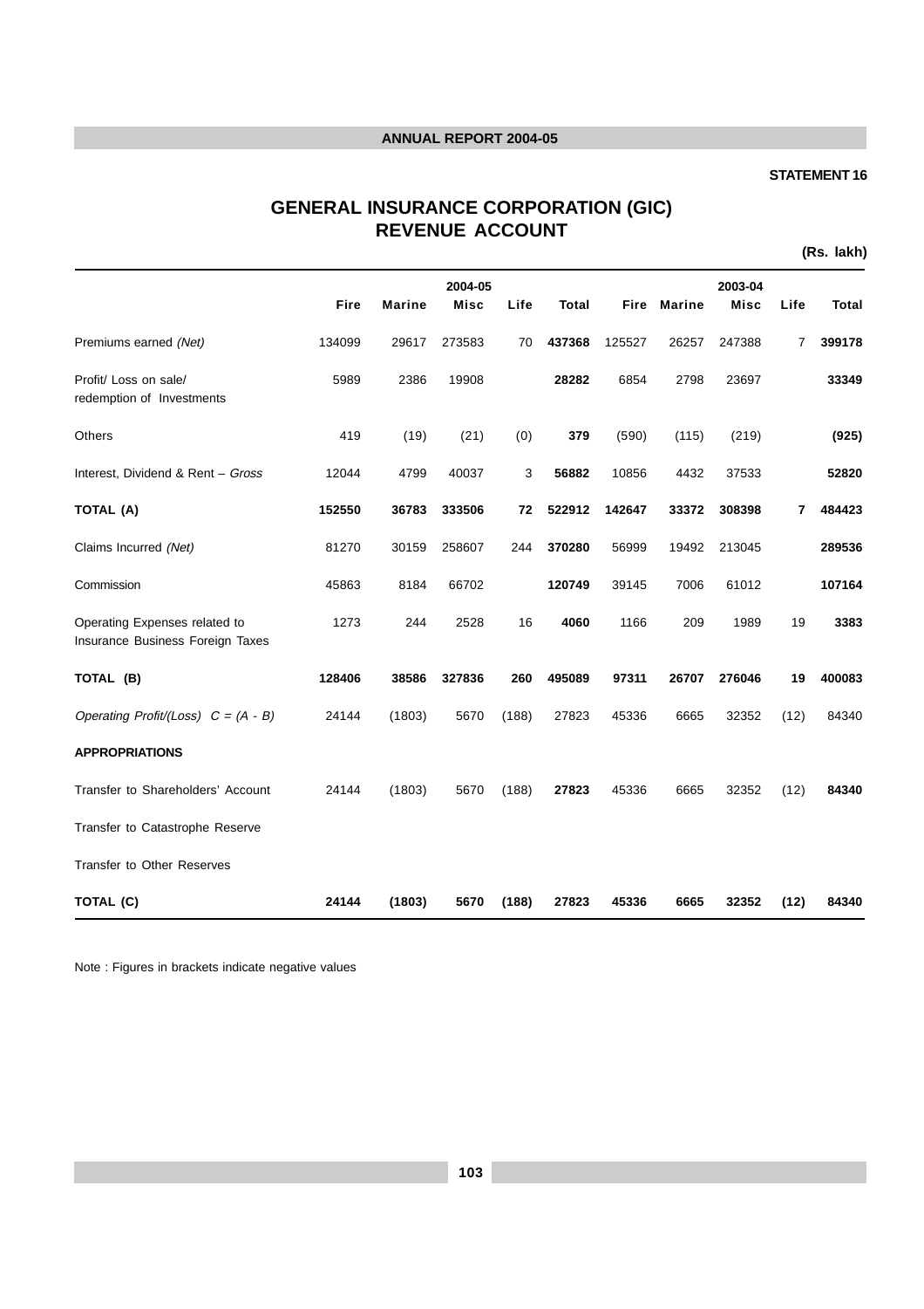STATEMENT 16

# GENERAL INSURANCE CORPORATION (GIC)
## REVENUE ACCOUNT

**(Rs. lakh)**

| | 2004-05 | | | | | 2003-04 | | | | |
|---|---|---|---|---|---|---|---|---|---|---|
| | **Fire** | **Marine** | **Misc** | **Life** | **Total** | **Fire** | **Marine** | **Misc** | **Life** | **Total** |
| Premiums earned *(Net)* | 134099 | 29617 | 273583 | 70 | **437368** | 125527 | 26257 | 247388 | 7 | **399178** |
| Profit/ Loss on sale/ redemption of Investments | 5989 | 2386 | 19908 | | **28282** | 6854 | 2798 | 23697 | | **33349** |
| Others | 419 | (19) | (21) | (0) | **379** | (590) | (115) | (219) | | **(925)** |
| Interest, Dividend & Rent – *Gross* | 12044 | 4799 | 40037 | 3 | **56882** | 10856 | 4432 | 37533 | | **52820** |
| **TOTAL (A)** | **152550** | **36783** | **333506** | **72** | **522912** | **142647** | **33372** | **308398** | **7** | **484423** |
| Claims Incurred *(Net)* | 81270 | 30159 | 258607 | 244 | **370280** | 56999 | 19492 | 213045 | | **289536** |
| Commission | 45863 | 8184 | 66702 | | **120749** | 39145 | 7006 | 61012 | | **107164** |
| Operating Expenses related to Insurance Business Foreign Taxes | 1273 | 244 | 2528 | 16 | **4060** | 1166 | 209 | 1989 | 19 | **3383** |
| **TOTAL (B)** | **128406** | **38586** | **327836** | **260** | **495089** | **97311** | **26707** | **276046** | **19** | **400083** |
| *Operating Profit/(Loss) C = (A - B)* | 24144 | (1803) | 5670 | (188) | 27823 | 45336 | 6665 | 32352 | (12) | 84340 |
| **APPROPRIATIONS** | | | | | | | | | | |
| Transfer to Shareholders' Account | 24144 | (1803) | 5670 | (188) | **27823** | 45336 | 6665 | 32352 | (12) | **84340** |
| Transfer to Catastrophe Reserve | | | | | | | | | | |
| Transfer to Other Reserves | | | | | | | | | | |
| **TOTAL (C)** | **24144** | **(1803)** | **5670** | **(188)** | **27823** | **45336** | **6665** | **32352** | **(12)** | **84340** |

Note : Figures in brackets indicate negative values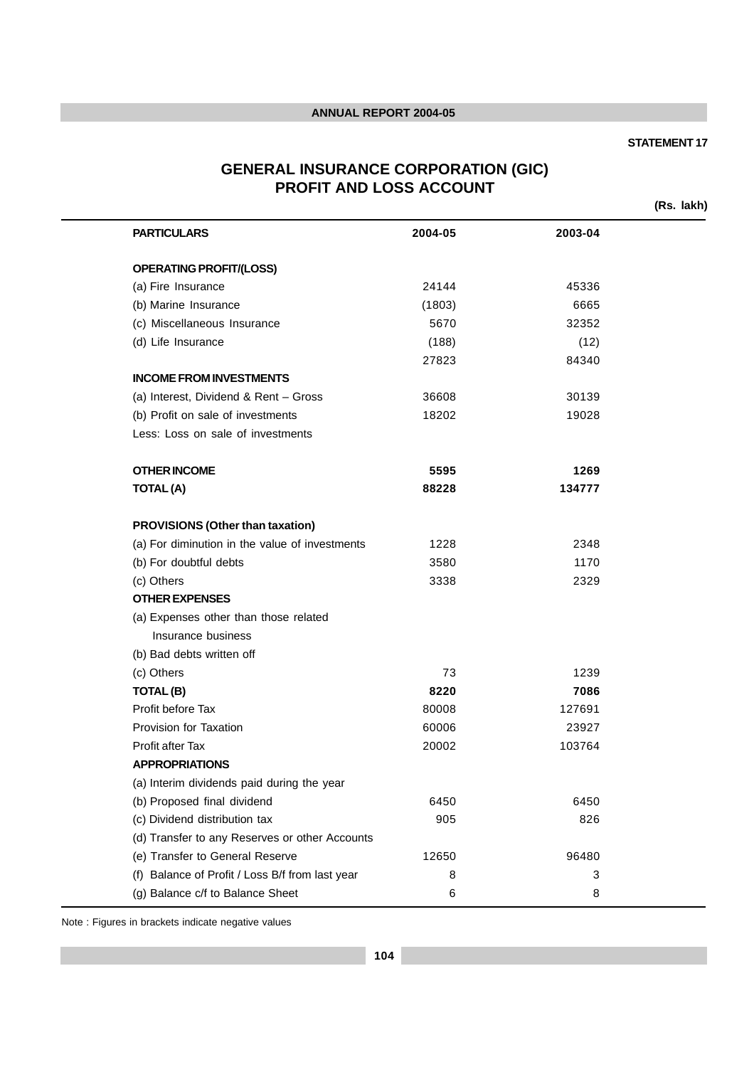STATEMENT 17

# GENERAL INSURANCE CORPORATION (GIC)
## PROFIT AND LOSS ACCOUNT

(Rs. lakh)

| PARTICULARS | 2004-05 | 2003-04 |
|---|---|---|
| **OPERATING PROFIT/(LOSS)** | | |
| (a) Fire Insurance | 24144 | 45336 |
| (b) Marine Insurance | (1803) | 6665 |
| (c) Miscellaneous Insurance | 5670 | 32352 |
| (d) Life Insurance | (188) | (12) |
| | 27823 | 84340 |
| **INCOME FROM INVESTMENTS** | | |
| (a) Interest, Dividend & Rent – Gross | 36608 | 30139 |
| (b) Profit on sale of investments | 18202 | 19028 |
| Less: Loss on sale of investments | | |
| **OTHER INCOME** | **5595** | **1269** |
| **TOTAL (A)** | **88228** | **134777** |
| **PROVISIONS (Other than taxation)** | | |
| (a) For diminution in the value of investments | 1228 | 2348 |
| (b) For doubtful debts | 3580 | 1170 |
| (c) Others | 3338 | 2329 |
| **OTHER EXPENSES** | | |
| (a) Expenses other than those related Insurance business | | |
| (b) Bad debts written off | | |
| (c) Others | 73 | 1239 |
| **TOTAL (B)** | **8220** | **7086** |
| Profit before Tax | 80008 | 127691 |
| Provision for Taxation | 60006 | 23927 |
| Profit after Tax | 20002 | 103764 |
| **APPROPRIATIONS** | | |
| (a) Interim dividends paid during the year | | |
| (b) Proposed final dividend | 6450 | 6450 |
| (c) Dividend distribution tax | 905 | 826 |
| (d) Transfer to any Reserves or other Accounts | | |
| (e) Transfer to General Reserve | 12650 | 96480 |
| (f) Balance of Profit / Loss B/f from last year | 8 | 3 |
| (g) Balance c/f to Balance Sheet | 6 | 8 |

Note : Figures in brackets indicate negative values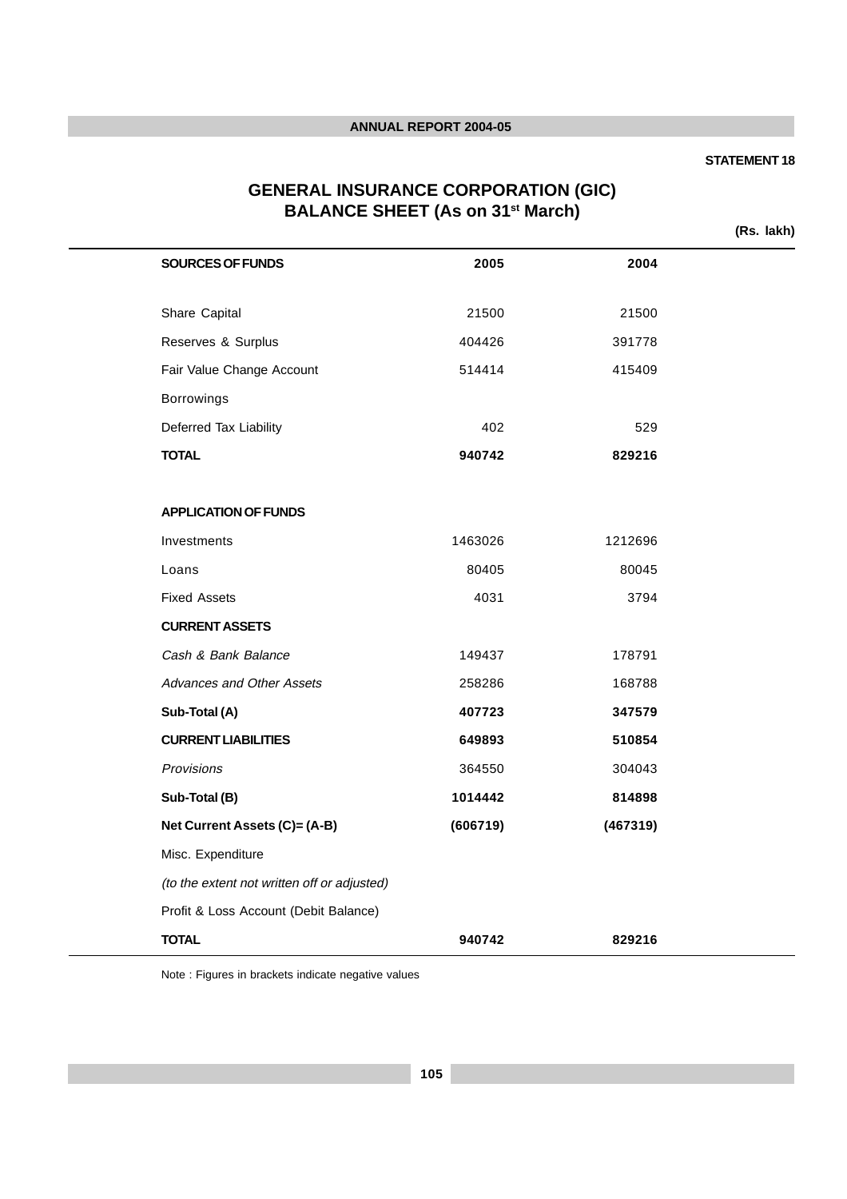STATEMENT 18

# GENERAL INSURANCE CORPORATION (GIC)
## BALANCE SHEET (As on 31st March)

(Rs. lakh)

| SOURCES OF FUNDS | 2005 | 2004 |
|---|---|---|
| Share Capital | 21500 | 21500 |
| Reserves & Surplus | 404426 | 391778 |
| Fair Value Change Account | 514414 | 415409 |
| Borrowings | | |
| Deferred Tax Liability | 402 | 529 |
| **TOTAL** | **940742** | **829216** |
| **APPLICATION OF FUNDS** | | |
| Investments | 1463026 | 1212696 |
| Loans | 80405 | 80045 |
| Fixed Assets | 4031 | 3794 |
| **CURRENT ASSETS** | | |
| *Cash & Bank Balance* | 149437 | 178791 |
| *Advances and Other Assets* | 258286 | 168788 |
| **Sub-Total (A)** | **407723** | **347579** |
| **CURRENT LIABILITIES** | **649893** | **510854** |
| *Provisions* | 364550 | 304043 |
| **Sub-Total (B)** | **1014442** | **814898** |
| **Net Current Assets (C)= (A-B)** | **(606719)** | **(467319)** |
| Misc. Expenditure | | |
| *(to the extent not written off or adjusted)* | | |
| Profit & Loss Account (Debit Balance) | | |
| **TOTAL** | **940742** | **829216** |

Note : Figures in brackets indicate negative values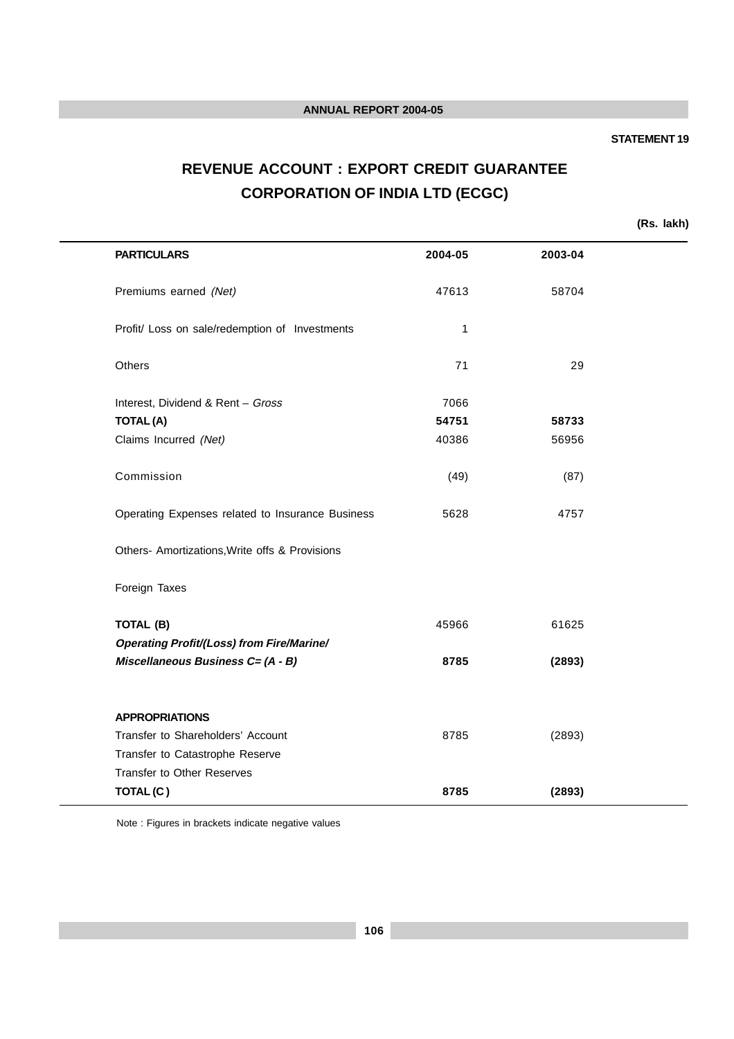**STATEMENT 19**

# REVENUE ACCOUNT : EXPORT CREDIT GUARANTEE CORPORATION OF INDIA LTD (ECGC)

**(Rs. lakh)**

| **PARTICULARS** | **2004-05** | **2003-04** |
|---|---|---|
| Premiums earned *(Net)* | 47613 | 58704 |
| Profit/ Loss on sale/redemption of Investments | 1 | |
| Others | 71 | 29 |
| Interest, Dividend & Rent – *Gross* | 7066 | |
| **TOTAL (A)** | **54751** | **58733** |
| Claims Incurred *(Net)* | 40386 | 56956 |
| Commission | (49) | (87) |
| Operating Expenses related to Insurance Business | 5628 | 4757 |
| Others- Amortizations,Write offs & Provisions | | |
| Foreign Taxes | | |
| **TOTAL (B)** | 45966 | 61625 |
| ***Operating Profit/(Loss) from Fire/Marine/ Miscellaneous Business C= (A - B)*** | **8785** | **(2893)** |
| **APPROPRIATIONS** | | |
| Transfer to Shareholders' Account | 8785 | (2893) |
| Transfer to Catastrophe Reserve | | |
| Transfer to Other Reserves | | |
| **TOTAL (C )** | **8785** | **(2893)** |

Note : Figures in brackets indicate negative values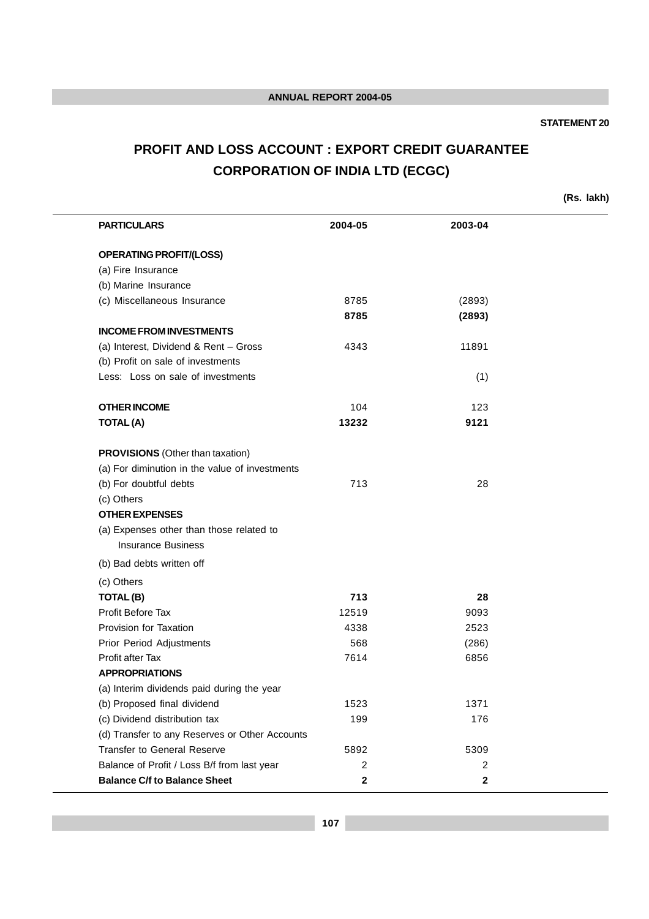**STATEMENT 20**

# PROFIT AND LOSS ACCOUNT : EXPORT CREDIT GUARANTEE CORPORATION OF INDIA LTD (ECGC)

**(Rs. lakh)**

| PARTICULARS | 2004-05 | 2003-04 |
|---|---|---|
| **OPERATING PROFIT/(LOSS)** | | |
| (a) Fire Insurance | | |
| (b) Marine Insurance | | |
| (c) Miscellaneous Insurance | 8785 | (2893) |
| | **8785** | **(2893)** |
| **INCOME FROM INVESTMENTS** | | |
| (a) Interest, Dividend & Rent – Gross | 4343 | 11891 |
| (b) Profit on sale of investments | | |
| Less: Loss on sale of investments | | (1) |
| **OTHER INCOME** | 104 | 123 |
| **TOTAL (A)** | **13232** | **9121** |
| **PROVISIONS** (Other than taxation) | | |
| (a) For diminution in the value of investments | | |
| (b) For doubtful debts | 713 | 28 |
| (c) Others | | |
| **OTHER EXPENSES** | | |
| (a) Expenses other than those related to Insurance Business | | |
| (b) Bad debts written off | | |
| (c) Others | | |
| **TOTAL (B)** | **713** | **28** |
| Profit Before Tax | 12519 | 9093 |
| Provision for Taxation | 4338 | 2523 |
| Prior Period Adjustments | 568 | (286) |
| Profit after Tax | 7614 | 6856 |
| **APPROPRIATIONS** | | |
| (a) Interim dividends paid during the year | | |
| (b) Proposed final dividend | 1523 | 1371 |
| (c) Dividend distribution tax | 199 | 176 |
| (d) Transfer to any Reserves or Other Accounts | | |
| Transfer to General Reserve | 5892 | 5309 |
| Balance of Profit / Loss B/f from last year | 2 | 2 |
| **Balance C/f to Balance Sheet** | **2** | **2** |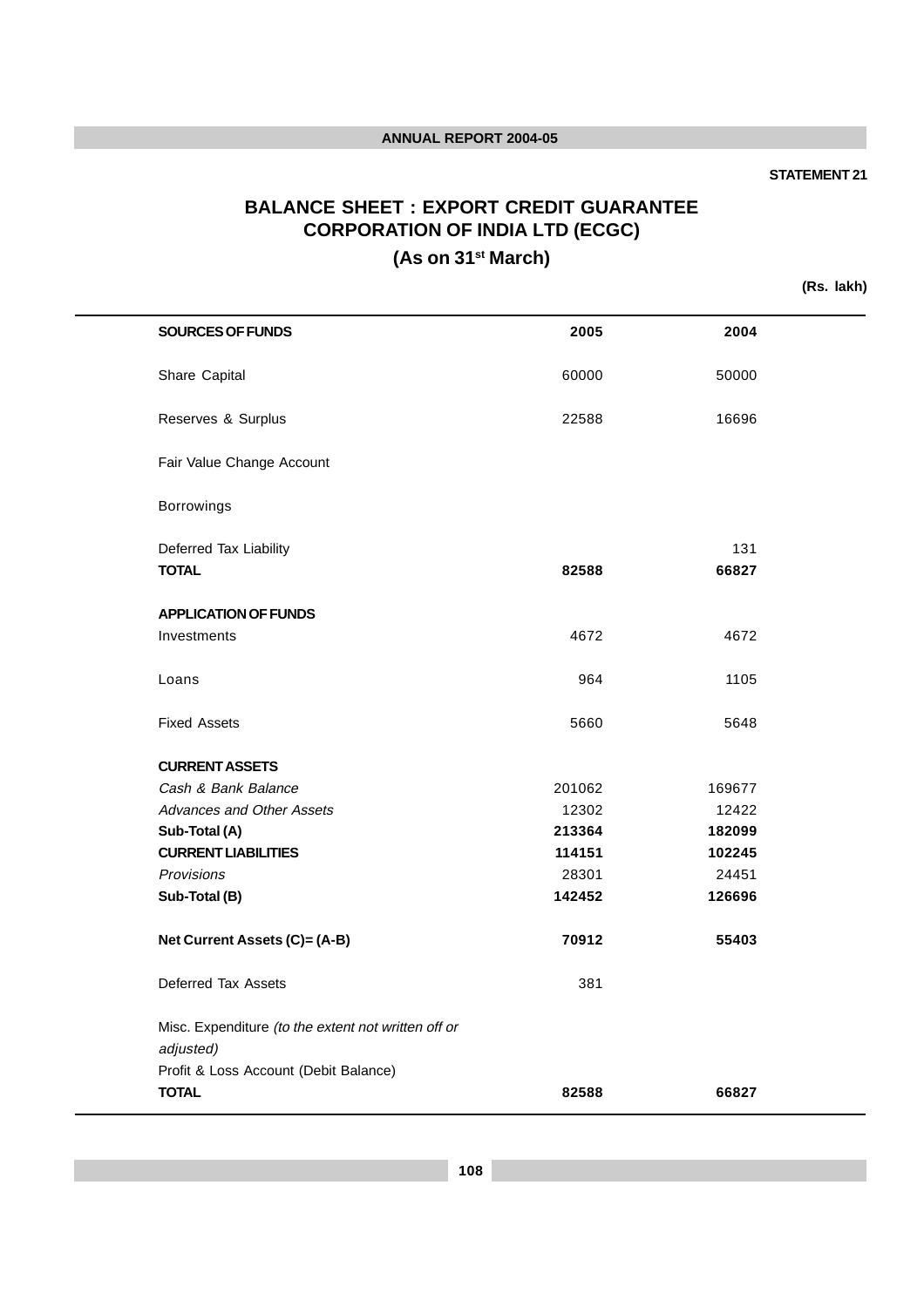STATEMENT 21

# BALANCE SHEET : EXPORT CREDIT GUARANTEE CORPORATION OF INDIA LTD (ECGC)

## (As on 31st March)

(Rs. lakh)

| **SOURCES OF FUNDS** | **2005** | **2004** |
|---|---|---|
| Share Capital | 60000 | 50000 |
| Reserves & Surplus | 22588 | 16696 |
| Fair Value Change Account | | |
| Borrowings | | |
| Deferred Tax Liability | | 131 |
| **TOTAL** | **82588** | **66827** |
| **APPLICATION OF FUNDS** | | |
| Investments | 4672 | 4672 |
| Loans | 964 | 1105 |
| Fixed Assets | 5660 | 5648 |
| **CURRENT ASSETS** | | |
| *Cash & Bank Balance* | 201062 | 169677 |
| *Advances and Other Assets* | 12302 | 12422 |
| **Sub-Total (A)** | **213364** | **182099** |
| **CURRENT LIABILITIES** | **114151** | **102245** |
| *Provisions* | 28301 | 24451 |
| **Sub-Total (B)** | **142452** | **126696** |
| **Net Current Assets (C)= (A-B)** | **70912** | **55403** |
| Deferred Tax Assets | 381 | |
| Misc. Expenditure *(to the extent not written off or adjusted)* | | |
| Profit & Loss Account (Debit Balance) | | |
| **TOTAL** | **82588** | **66827** |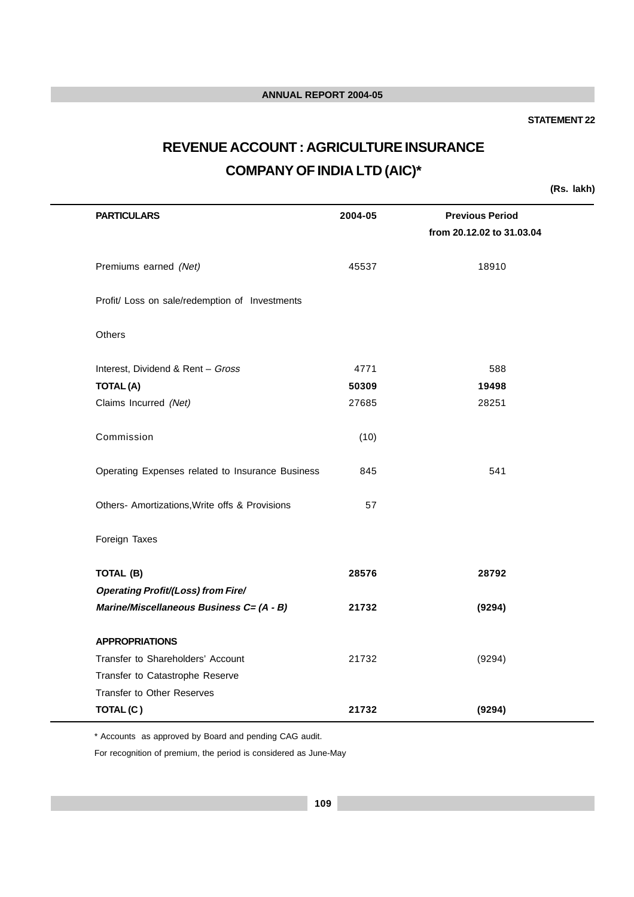STATEMENT 22

# REVENUE ACCOUNT : AGRICULTURE INSURANCE COMPANY OF INDIA LTD (AIC)*

(Rs. lakh)

| PARTICULARS | 2004-05 | Previous Period from 20.12.02 to 31.03.04 |
|---|---|---|
| Premiums earned *(Net)* | 45537 | 18910 |
| Profit/ Loss on sale/redemption of Investments | | |
| Others | | |
| Interest, Dividend & Rent – *Gross* | 4771 | 588 |
| **TOTAL (A)** | **50309** | **19498** |
| Claims Incurred *(Net)* | 27685 | 28251 |
| Commission | (10) | |
| Operating Expenses related to Insurance Business | 845 | 541 |
| Others- Amortizations,Write offs & Provisions | 57 | |
| Foreign Taxes | | |
| **TOTAL (B)** | **28576** | **28792** |
| ***Operating Profit/(Loss) from Fire/ Marine/Miscellaneous Business C= (A - B)*** | **21732** | **(9294)** |
| **APPROPRIATIONS** | | |
| Transfer to Shareholders' Account | 21732 | (9294) |
| Transfer to Catastrophe Reserve | | |
| Transfer to Other Reserves | | |
| **TOTAL (C )** | **21732** | **(9294)** |

* Accounts as approved by Board and pending CAG audit.

For recognition of premium, the period is considered as June-May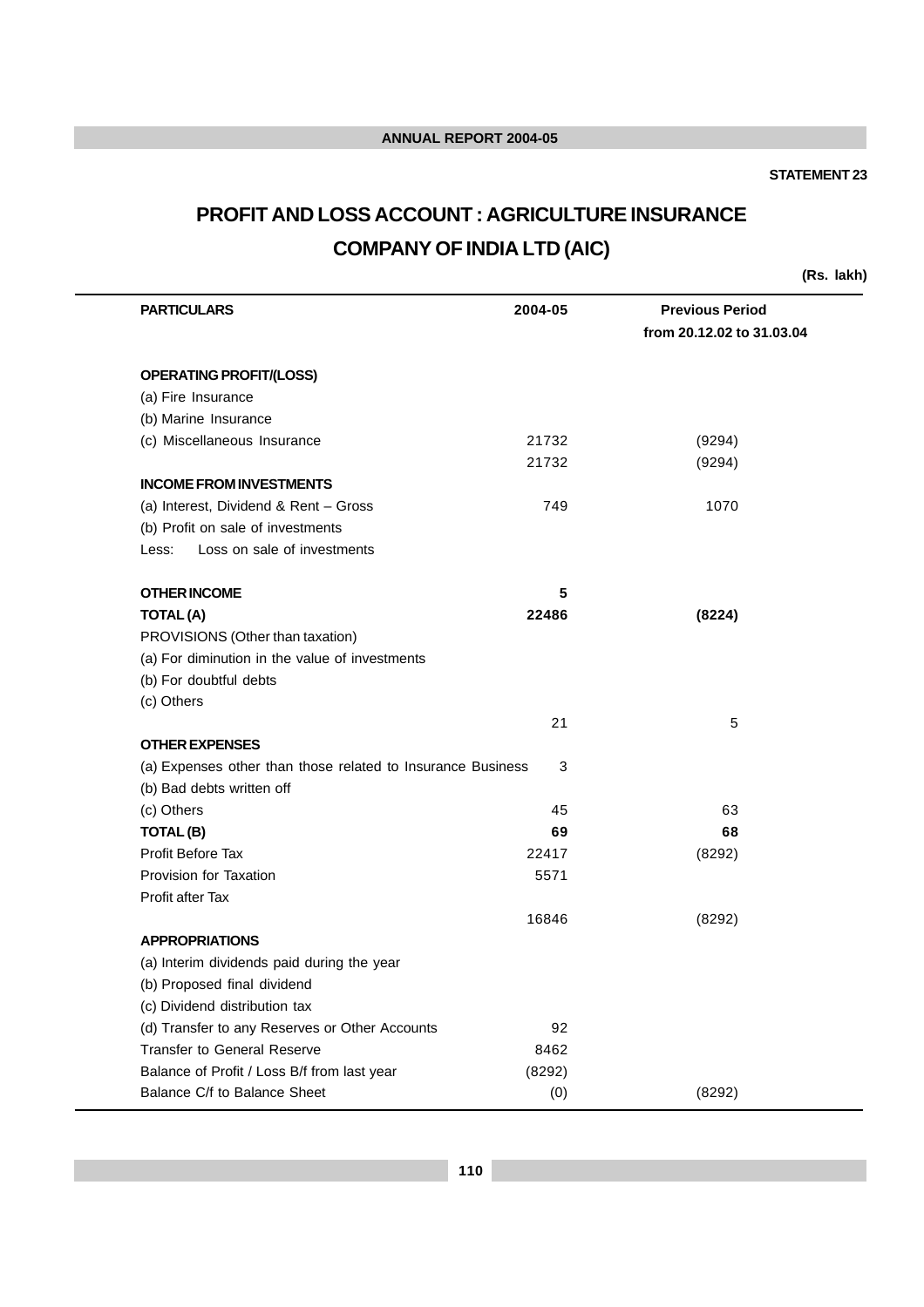STATEMENT 23

# PROFIT AND LOSS ACCOUNT : AGRICULTURE INSURANCE COMPANY OF INDIA LTD (AIC)

(Rs. lakh)

| PARTICULARS | 2004-05 | Previous Period from 20.12.02 to 31.03.04 |
|---|---|---|
| **OPERATING PROFIT/(LOSS)** | | |
| (a) Fire Insurance | | |
| (b) Marine Insurance | | |
| (c) Miscellaneous Insurance | 21732 | (9294) |
| | 21732 | (9294) |
| **INCOME FROM INVESTMENTS** | | |
| (a) Interest, Dividend & Rent – Gross | 749 | 1070 |
| (b) Profit on sale of investments | | |
| Less: Loss on sale of investments | | |
| **OTHER INCOME** | **5** | |
| **TOTAL (A)** | **22486** | **(8224)** |
| PROVISIONS (Other than taxation) | | |
| (a) For diminution in the value of investments | | |
| (b) For doubtful debts | | |
| (c) Others | | |
| | 21 | 5 |
| **OTHER EXPENSES** | | |
| (a) Expenses other than those related to Insurance Business | 3 | |
| (b) Bad debts written off | | |
| (c) Others | 45 | 63 |
| **TOTAL (B)** | **69** | **68** |
| Profit Before Tax | 22417 | (8292) |
| Provision for Taxation | 5571 | |
| Profit after Tax | | |
| | 16846 | (8292) |
| **APPROPRIATIONS** | | |
| (a) Interim dividends paid during the year | | |
| (b) Proposed final dividend | | |
| (c) Dividend distribution tax | | |
| (d) Transfer to any Reserves or Other Accounts | 92 | |
| Transfer to General Reserve | 8462 | |
| Balance of Profit / Loss B/f from last year | (8292) | |
| Balance C/f to Balance Sheet | (0) | (8292) |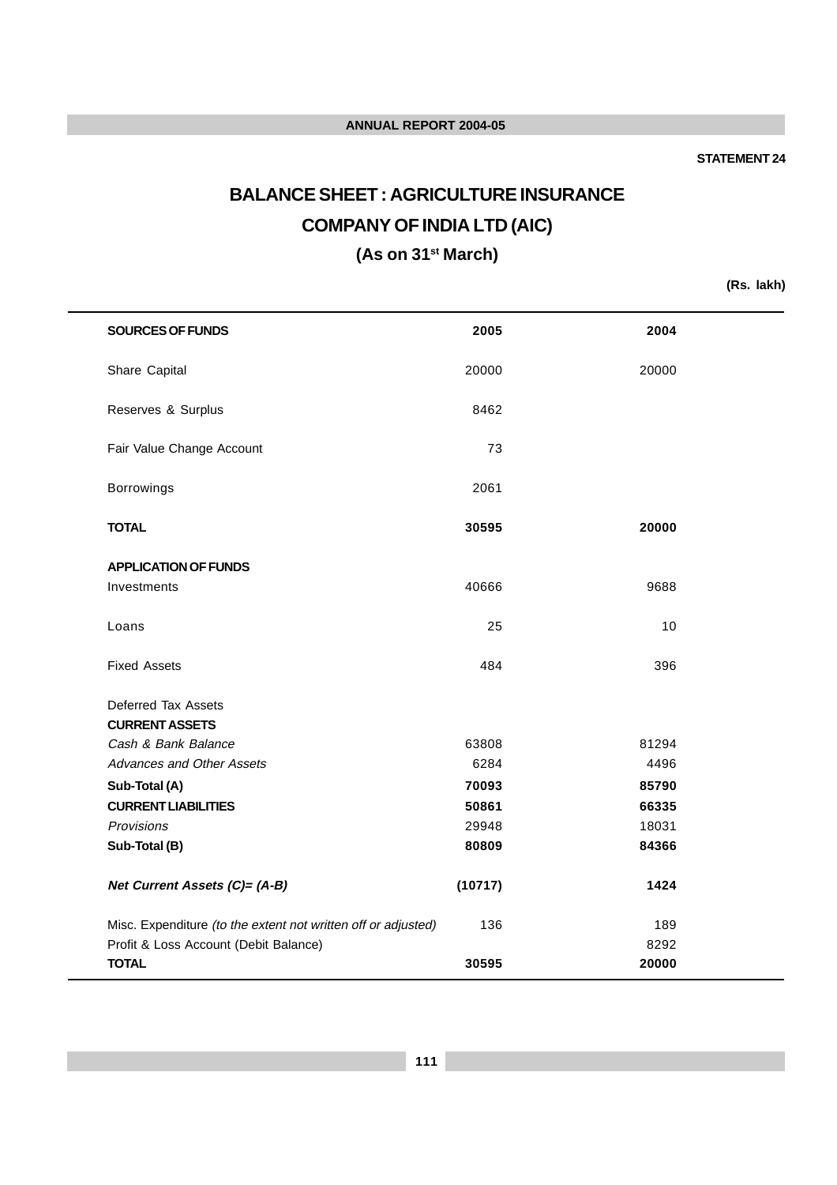STATEMENT 24

# BALANCE SHEET : AGRICULTURE INSURANCE COMPANY OF INDIA LTD (AIC)

## (As on 31st March)

(Rs. lakh)

| SOURCES OF FUNDS | 2005 | 2004 |
|---|---|---|
| Share Capital | 20000 | 20000 |
| Reserves & Surplus | 8462 | |
| Fair Value Change Account | 73 | |
| Borrowings | 2061 | |
| **TOTAL** | **30595** | **20000** |
| **APPLICATION OF FUNDS** | | |
| Investments | 40666 | 9688 |
| Loans | 25 | 10 |
| Fixed Assets | 484 | 396 |
| Deferred Tax Assets | | |
| **CURRENT ASSETS** | | |
| *Cash & Bank Balance* | 63808 | 81294 |
| *Advances and Other Assets* | 6284 | 4496 |
| **Sub-Total (A)** | **70093** | **85790** |
| **CURRENT LIABILITIES** | **50861** | **66335** |
| *Provisions* | 29948 | 18031 |
| **Sub-Total (B)** | **80809** | **84366** |
| ***Net Current Assets (C)= (A-B)*** | **(10717)** | **1424** |
| Misc. Expenditure *(to the extent not written off or adjusted)* | 136 | 189 |
| Profit & Loss Account (Debit Balance) | | 8292 |
| **TOTAL** | **30595** | **20000** |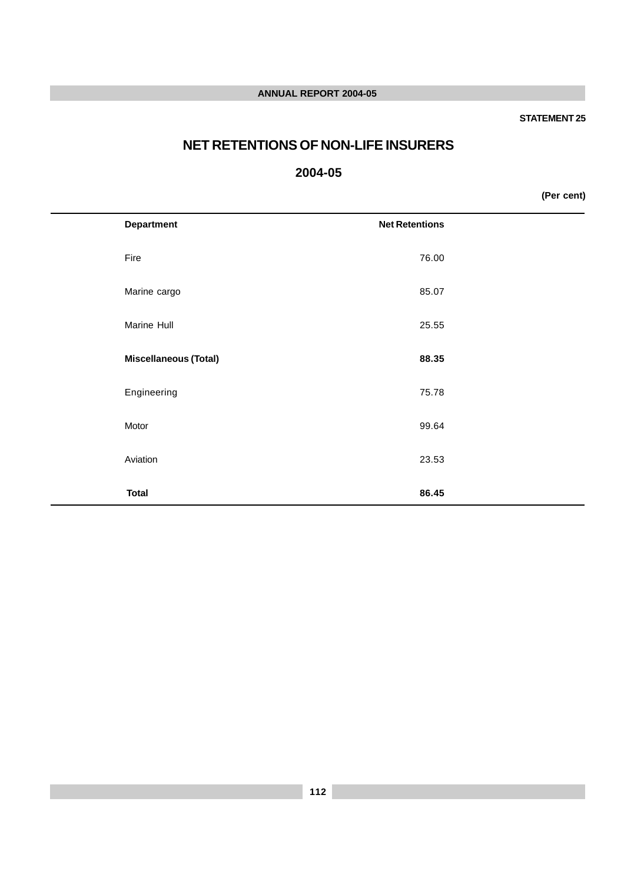STATEMENT 25

# NET RETENTIONS OF NON-LIFE INSURERS

## 2004-05

(Per cent)

| Department | Net Retentions |
|---|---|
| Fire | 76.00 |
| Marine cargo | 85.07 |
| Marine Hull | 25.55 |
| **Miscellaneous (Total)** | **88.35** |
| Engineering | 75.78 |
| Motor | 99.64 |
| Aviation | 23.53 |
| **Total** | **86.45** |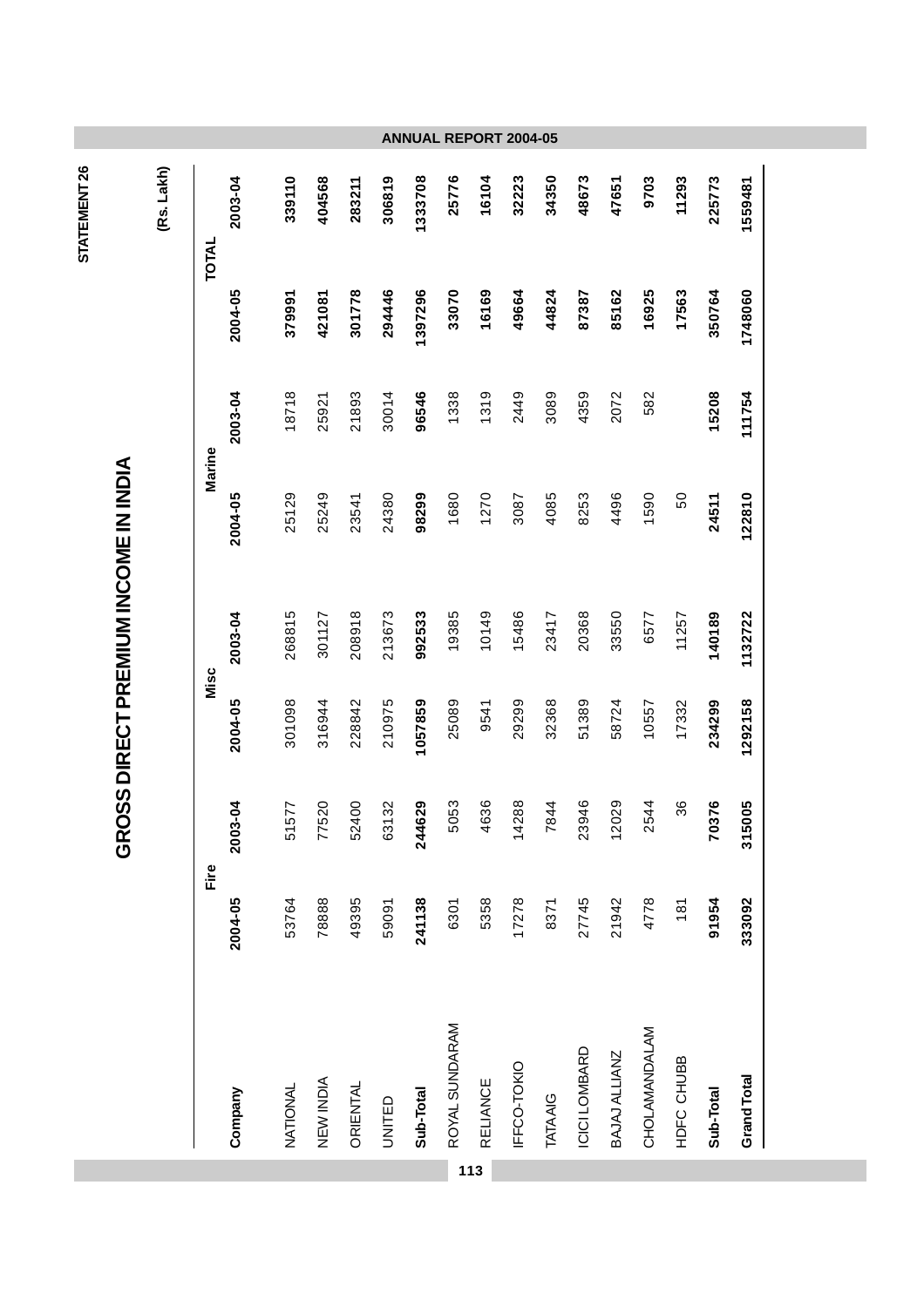STATEMENT 26

# GROSS DIRECT PREMIUM INCOME IN INDIA

(Rs. Lakh)

| Company | Fire | | Misc | | Marine | | TOTAL | |
|---|---|---|---|---|---|---|---|---|
| | 2004-05 | 2003-04 | 2004-05 | 2003-04 | 2004-05 | 2003-04 | 2004-05 | 2003-04 |
| NATIONAL | 53764 | 51577 | 301098 | 268815 | 25129 | 18718 | 379991 | 339110 |
| NEW INDIA | 78888 | 77520 | 316944 | 301127 | 25249 | 25921 | 421081 | 404568 |
| ORIENTAL | 49395 | 52400 | 228842 | 208918 | 23541 | 21893 | 301778 | 283211 |
| UNITED | 59091 | 63132 | 210975 | 213673 | 24380 | 30014 | 294446 | 306819 |
| **Sub-Total** | **241138** | **244629** | **1057859** | **992533** | **98299** | **96546** | **1397296** | **1333708** |
| ROYAL SUNDARAM | 6301 | 5053 | 25089 | 19385 | 1680 | 1338 | 33070 | 25776 |
| RELIANCE | 5358 | 4636 | 9541 | 10149 | 1270 | 1319 | 16169 | 16104 |
| IFFCO-TOKIO | 17278 | 14288 | 29299 | 15486 | 3087 | 2449 | 49664 | 32223 |
| TATA AIG | 8371 | 7844 | 32368 | 23417 | 4085 | 3089 | 44824 | 34350 |
| ICICI LOMBARD | 27745 | 23946 | 51389 | 20368 | 8253 | 4359 | 87387 | 48673 |
| BAJAJ ALLIANZ | 21942 | 12029 | 58724 | 33550 | 4496 | 2072 | 85162 | 47651 |
| CHOLAMANDALAM | 4778 | 2544 | 10557 | 6577 | 1590 | 582 | 16925 | 9703 |
| HDFC CHUBB | 181 | 36 | 17332 | 11257 | 50 | | 17563 | 11293 |
| **Sub-Total** | **91954** | **70376** | **234299** | **140189** | **24511** | **15208** | **350764** | **225773** |
| **Grand Total** | **333092** | **315005** | **1292158** | **1132722** | **122810** | **111754** | **1748060** | **1559481** |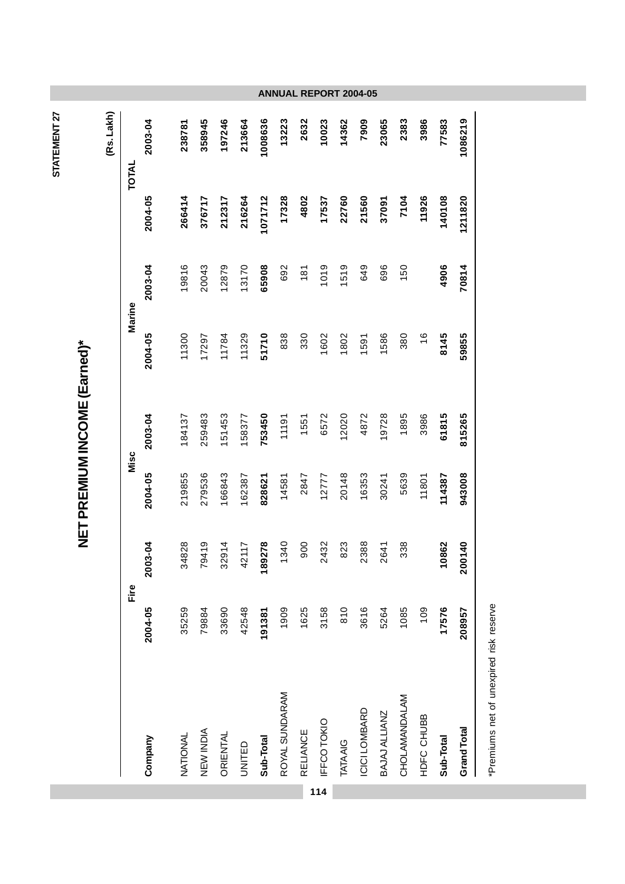STATEMENT 27

# NET PREMIUM INCOME (Earned)*

(Rs. Lakh)

| Company | Fire | | Misc | | Marine | | TOTAL | |
|---|---|---|---|---|---|---|---|---|
| | 2004-05 | 2003-04 | 2004-05 | 2003-04 | 2004-05 | 2003-04 | 2004-05 | 2003-04 |
| NATIONAL | 35259 | 34828 | 219855 | 184137 | 11300 | 19816 | 266414 | 238781 |
| NEW INDIA | 79884 | 79419 | 279536 | 259483 | 17297 | 20043 | 376717 | 358945 |
| ORIENTAL | 33690 | 32914 | 166843 | 151453 | 11784 | 12879 | 212317 | 197246 |
| UNITED | 42548 | 42117 | 162387 | 158377 | 11329 | 13170 | 216264 | 213664 |
| **Sub-Total** | **191381** | **189278** | **828621** | **753450** | **51710** | **65908** | **1071712** | **1008636** |
| ROYAL SUNDARAM | 1909 | 1340 | 14581 | 11191 | 838 | 692 | 17328 | 13223 |
| RELIANCE | 1625 | 900 | 2847 | 1551 | 330 | 181 | 4802 | 2632 |
| IFFCO TOKIO | 3158 | 2432 | 12777 | 6572 | 1602 | 1019 | 17537 | 10023 |
| TATA AIG | 810 | 823 | 20148 | 12020 | 1802 | 1519 | 22760 | 14362 |
| ICICI LOMBARD | 3616 | 2388 | 16353 | 4872 | 1591 | 649 | 21560 | 7909 |
| BAJAJ ALLIANZ | 5264 | 2641 | 30241 | 19728 | 1586 | 696 | 37091 | 23065 |
| CHOLAMANDALAM | 1085 | 338 | 5639 | 1895 | 380 | 150 | 7104 | 2383 |
| HDFC CHUBB | 109 | | 11801 | 3986 | 16 | | 11926 | 3986 |
| **Sub-Total** | **17576** | **10862** | **114387** | **61815** | **8145** | **4906** | **140108** | **77583** |
| **Grand Total** | **208957** | **200140** | **943008** | **815265** | **59855** | **70814** | **1211820** | **1086219** |

*Premiums net of unexpired risk reserve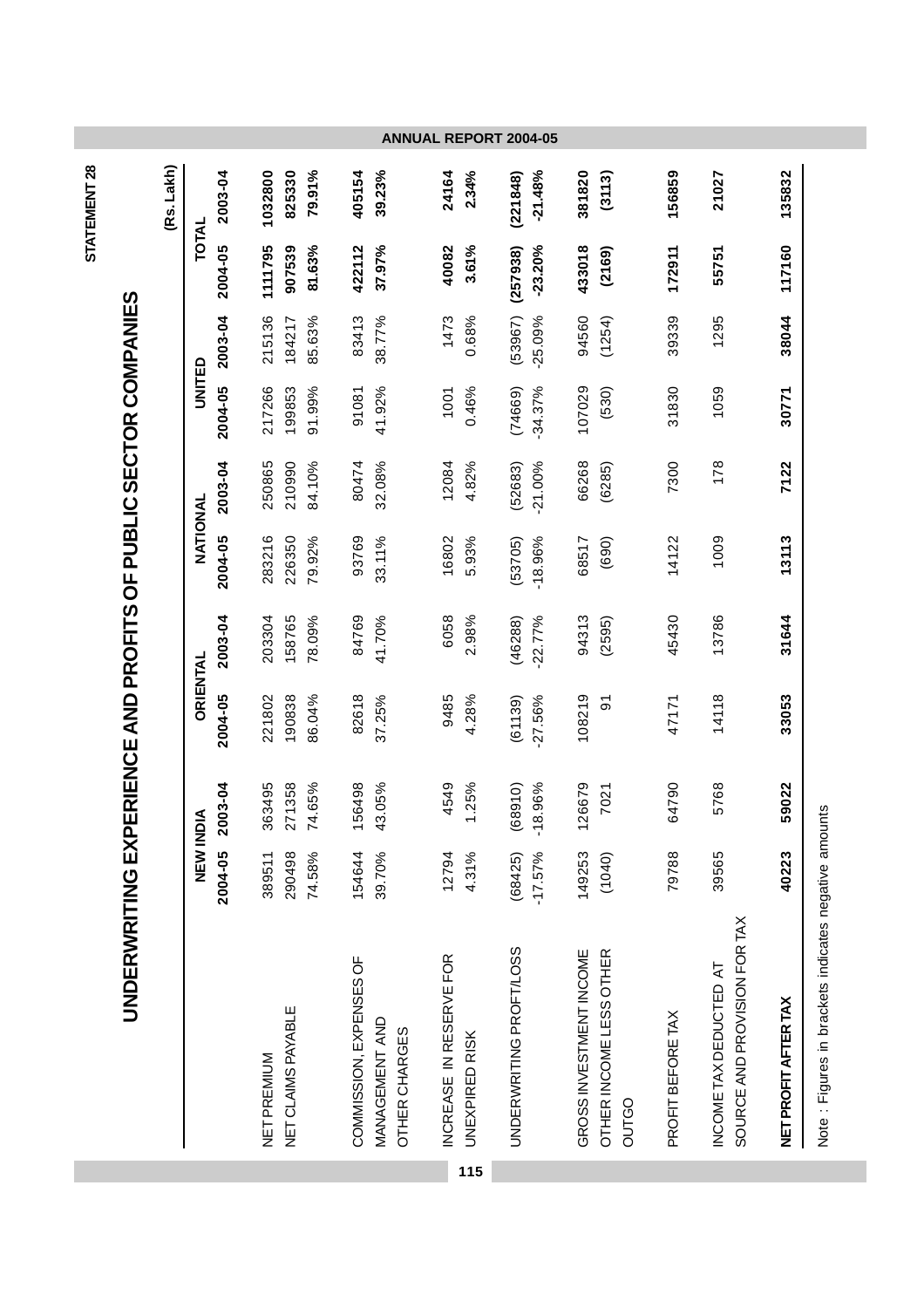STATEMENT 28

# UNDERWRITING EXPERIENCE AND PROFITS OF PUBLIC SECTOR COMPANIES

(Rs. Lakh)

| | NEW INDIA | | ORIENTAL | | NATIONAL | | UNITED | | TOTAL | |
|---|---|---|---|---|---|---|---|---|---|---|
| | 2004-05 | 2003-04 | 2004-05 | 2003-04 | 2004-05 | 2003-04 | 2004-05 | 2003-04 | 2004-05 | 2003-04 |
| NET PREMIUM | 389511 | 363495 | 221802 | 203304 | 283216 | 250865 | 217266 | 215136 | **1111795** | **1032800** |
| NET CLAIMS PAYABLE | 290498 | 271358 | 190838 | 158765 | 226350 | 210990 | 199853 | 184217 | **907539** | **825330** |
| | 74.58% | 74.65% | 86.04% | 78.09% | 79.92% | 84.10% | 91.99% | 85.63% | **81.63%** | **79.91%** |
| COMMISSION, EXPENSES OF MANAGEMENT AND OTHER CHARGES | 154644 | 156498 | 82618 | 84769 | 93769 | 80474 | 91081 | 83413 | **422112** | **405154** |
| | 39.70% | 43.05% | 37.25% | 41.70% | 33.11% | 32.08% | 41.92% | 38.77% | **37.97%** | **39.23%** |
| INCREASE IN RESERVE FOR UNEXPIRED RISK | 12794 | 4549 | 9485 | 6058 | 16802 | 12084 | 1001 | 1473 | **40082** | **24164** |
| | 4.31% | 1.25% | 4.28% | 2.98% | 5.93% | 4.82% | 0.46% | 0.68% | **3.61%** | **2.34%** |
| UNDERWRITING PROFIT/LOSS | (68425) | (68910) | (61139) | (46288) | (53705) | (52683) | (74669) | (53967) | **(257938)** | **(221848)** |
| | -17.57% | -18.96% | -27.56% | -22.77% | -18.96% | -21.00% | -34.37% | -25.09% | **-23.20%** | **-21.48%** |
| GROSS INVESTMENT INCOME | 149253 | 126679 | 108219 | 94313 | 68517 | 66268 | 107029 | 94560 | **433018** | **381820** |
| OTHER INCOME LESS OTHER OUTGO | (1040) | 7021 | 91 | (2595) | (690) | (6285) | (530) | (1254) | **(2169)** | **(3113)** |
| PROFIT BEFORE TAX | 79788 | 64790 | 47171 | 45430 | 14122 | 7300 | 31830 | 39339 | **172911** | **156859** |
| INCOME TAX DEDUCTED AT SOURCE AND PROVISION FOR TAX | 39565 | 5768 | 14118 | 13786 | 1009 | 178 | 1059 | 1295 | **55751** | **21027** |
| **NET PROFIT AFTER TAX** | **40223** | **59022** | **33053** | **31644** | **13113** | **7122** | **30771** | **38044** | **117160** | **135832** |

Note : Figures in brackets indicates negative amounts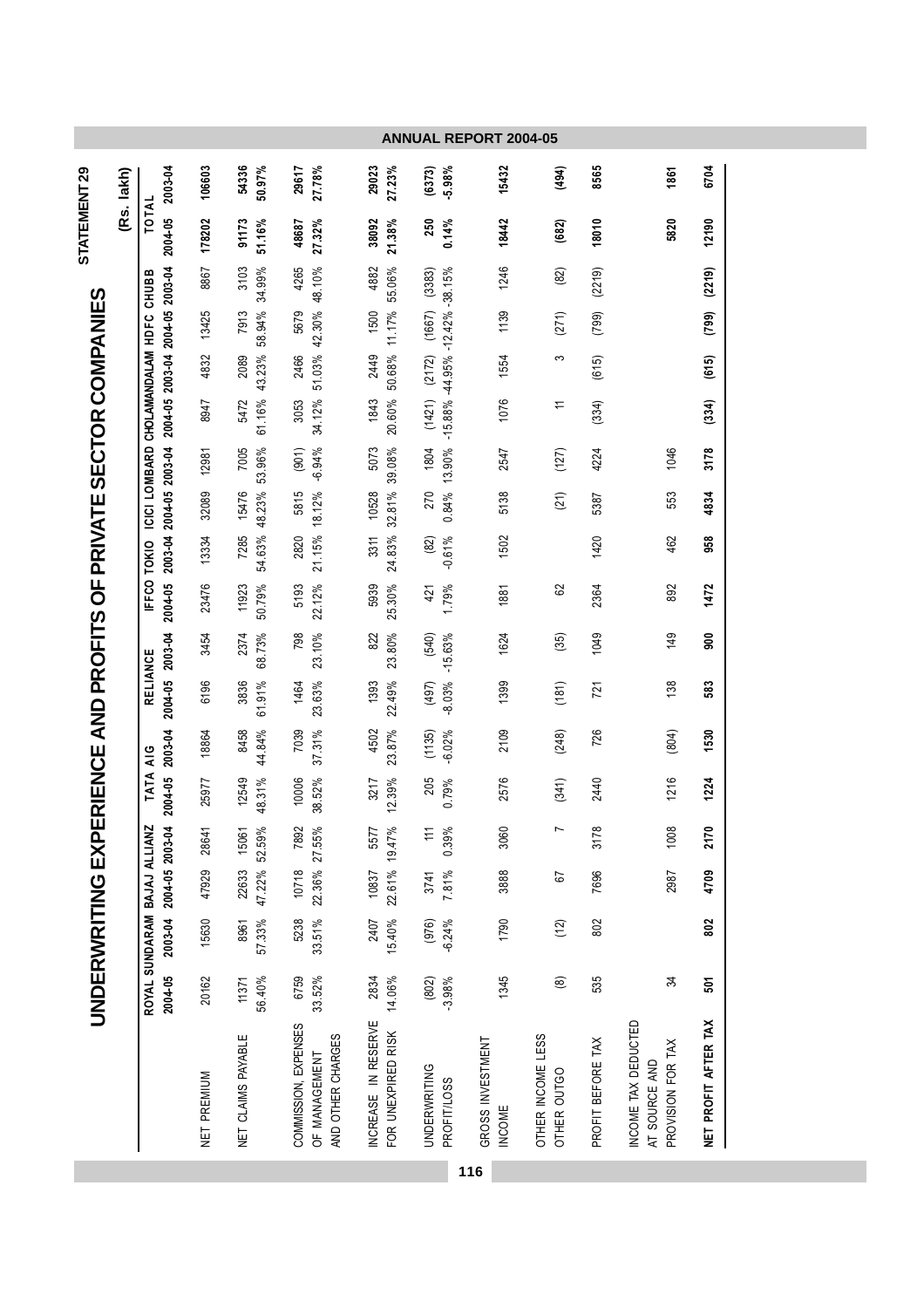STATEMENT 29

## UNDERWRITING EXPERIENCE AND PROFITS OF PRIVATE SECTOR COMPANIES

(Rs. lakh)

| | ROYAL SUNDARAM 2004-05 | ROYAL SUNDARAM 2003-04 | BAJAJ ALLIANZ 2004-05 | BAJAJ ALLIANZ 2003-04 | TATA AIG 2004-05 | TATA AIG 2003-04 | RELIANCE 2004-05 | RELIANCE 2003-04 | IFFCO TOKIO 2004-05 | IFFCO TOKIO 2003-04 | ICICI LOMBARD 2004-05 | ICICI LOMBARD 2003-04 | CHOLAMANDALAM 2004-05 | CHOLAMANDALAM 2003-04 | HDFC CHUBB 2004-05 | HDFC CHUBB 2003-04 | TOTAL 2004-05 | TOTAL 2003-04 |
|---|---|---|---|---|---|---|---|---|---|---|---|---|---|---|---|---|---|---|
| NET PREMIUM | 20162 | 15630 | 47929 | 28641 | 25977 | 18864 | 6196 | 3454 | 23476 | 13334 | 32089 | 12981 | 8947 | 4832 | 13425 | 8867 | **178202** | **106603** |
| NET CLAIMS PAYABLE | 11371<br>56.40% | 8961<br>57.33% | 22633<br>47.22% | 15061<br>52.59% | 12549<br>48.31% | 8458<br>44.84% | 3836<br>61.91% | 2374<br>68.73% | 11923<br>50.79% | 7285<br>54.63% | 15476<br>48.23% | 7005<br>53.96% | 5472<br>61.16% | 2089<br>43.23% | 7913<br>58.94% | 3103<br>34.99% | **91173<br>51.16%** | **54336<br>50.97%** |
| COMMISSION, EXPENSES OF MANAGEMENT AND OTHER CHARGES | 6759<br>33.52% | 5238<br>33.51% | 10718<br>22.36% | 7892<br>27.55% | 10006<br>38.52% | 7039<br>37.31% | 1464<br>23.63% | 798<br>23.10% | 5193<br>22.12% | 2820<br>21.15% | 5815<br>18.12% | (901)<br>-6.94% | 3053<br>34.12% | 2466<br>51.03% | 5679<br>42.30% | 4265<br>48.10% | **48687<br>27.32%** | **29617<br>27.78%** |
| INCREASE IN RESERVE FOR UNEXPIRED RISK | 2834<br>14.06% | 2407<br>15.40% | 10837<br>22.61% | 5577<br>19.47% | 3217<br>12.39% | 4502<br>23.87% | 1393<br>22.49% | 822<br>23.80% | 5939<br>25.30% | 3311<br>24.83% | 10528<br>32.81% | 5073<br>39.08% | 1843<br>20.60% | 2449<br>50.68% | 1500<br>11.17% | 4882<br>55.06% | **38092<br>21.38%** | **29023<br>27.23%** |
| UNDERWRITING PROFIT/LOSS | (802)<br>-3.98% | (976)<br>-6.24% | 3741<br>7.81% | 111<br>0.39% | 205<br>0.79% | (1135)<br>-6.02% | (497)<br>-8.03% | (540)<br>-15.63% | 421<br>1.79% | (82)<br>-0.61% | 270<br>0.84% | 1804<br>13.90% | (1421)<br>-15.88% | (2172)<br>-44.95% | (1667)<br>-12.42% | (3383)<br>-38.15% | **250<br>0.14%** | **(6373)<br>-5.98%** |
| GROSS INVESTMENT INCOME | 1345 | 1790 | 3888 | 3060 | 2576 | 2109 | 1399 | 1624 | 1881 | 1502 | 5138 | 2547 | 1076 | 1554 | 1139 | 1246 | **18442** | **15432** |
| OTHER INCOME LESS OTHER OUTGO | (8) | (12) | 67 | 7 | (341) | (248) | (181) | (35) | 62 | | (21) | (127) | 11 | 3 | (271) | (82) | **(682)** | **(494)** |
| PROFIT BEFORE TAX | 535 | 802 | 7696 | 3178 | 2440 | 726 | 721 | 1049 | 2364 | 1420 | 5387 | 4224 | (334) | (615) | (799) | (2219) | **18010** | **8565** |
| INCOME TAX DEDUCTED AT SOURCE AND PROVISION FOR TAX | 34 | | 2987 | 1008 | 1216 | (804) | 138 | 149 | 892 | 462 | 553 | 1046 | | | | | **5820** | **1861** |
| **NET PROFIT AFTER TAX** | **501** | **802** | **4709** | **2170** | **1224** | **1530** | **583** | **900** | **1472** | **958** | **4834** | **3178** | **(334)** | **(615)** | **(799)** | **(2219)** | **12190** | **6704** |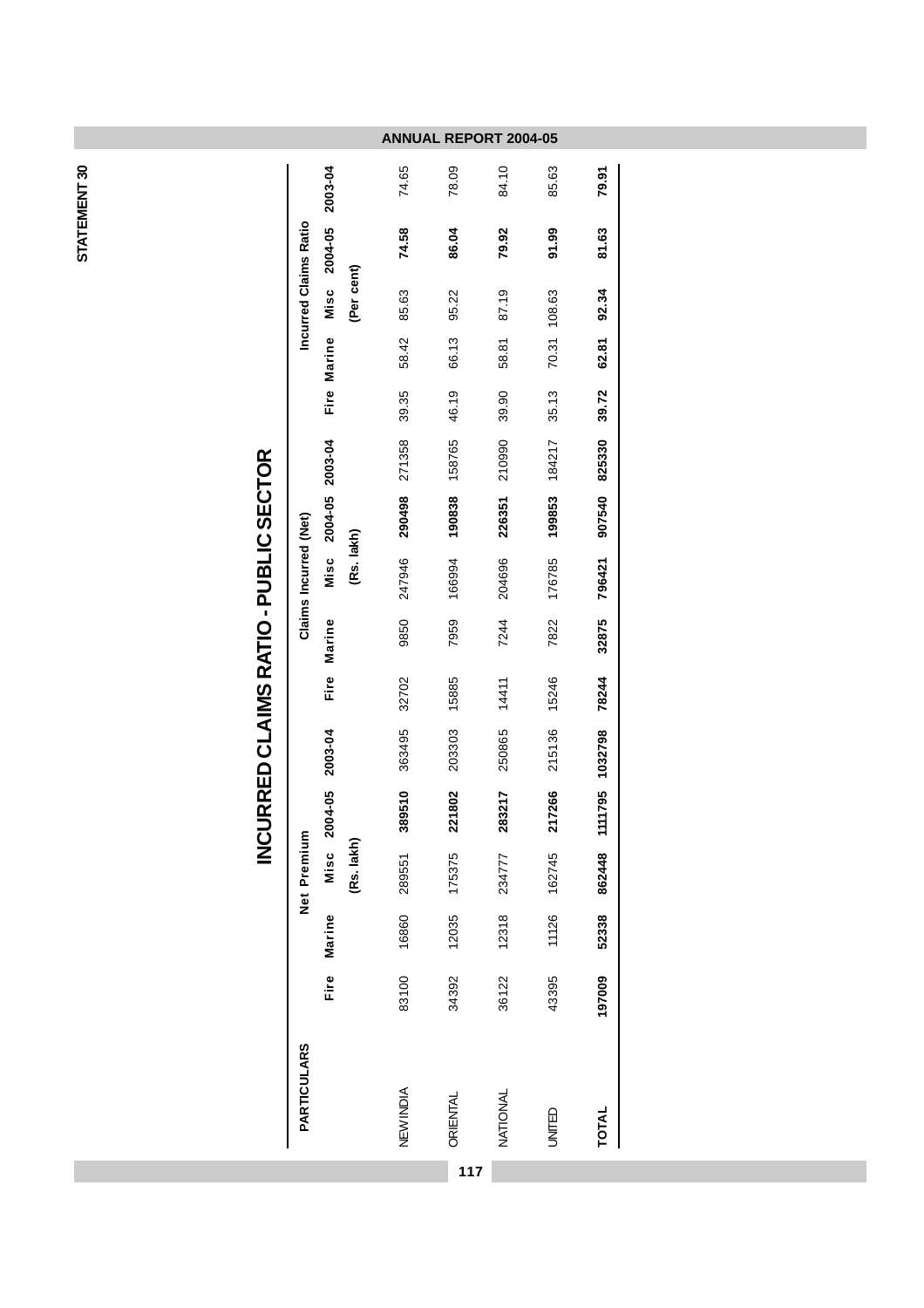STATEMENT 30

# INCURRED CLAIMS RATIO - PUBLIC SECTOR

| PARTICULARS | Net Premium | | | | | Claims Incurred (Net) | | | | | Incurred Claims Ratio | | | | |
|---|---|---|---|---|---|---|---|---|---|---|---|---|---|---|---|
| | Fire | Marine | Misc | 2004-05 | 2003-04 | Fire | Marine | Misc | 2004-05 | 2003-04 | Fire | Marine | Misc | 2004-05 | 2003-04 |
| | | | (Rs. lakh) | | | | | (Rs. lakh) | | | | | (Per cent) | | |
| NEW INDIA | 83100 | 16860 | 289551 | **389510** | 363495 | 32702 | 9850 | 247946 | **290498** | 271358 | 39.35 | 58.42 | 85.63 | **74.58** | 74.65 |
| ORIENTAL | 34392 | 12035 | 175375 | **221802** | 203303 | 15885 | 7959 | 166994 | **190838** | 158765 | 46.19 | 66.13 | 95.22 | **86.04** | 78.09 |
| NATIONAL | 36122 | 12318 | 234777 | **283217** | 250865 | 14411 | 7244 | 204696 | **226351** | 210990 | 39.90 | 58.81 | 87.19 | **79.92** | 84.10 |
| UNITED | 43395 | 11126 | 162745 | **217266** | 215136 | 15246 | 7822 | 176785 | **199853** | 184217 | 35.13 | 70.31 | 108.63 | **91.99** | 85.63 |
| **TOTAL** | **197009** | **52338** | **862448** | **1111795** | **1032798** | **78244** | **32875** | **796421** | **907540** | **825330** | **39.72** | **62.81** | **92.34** | **81.63** | **79.91** |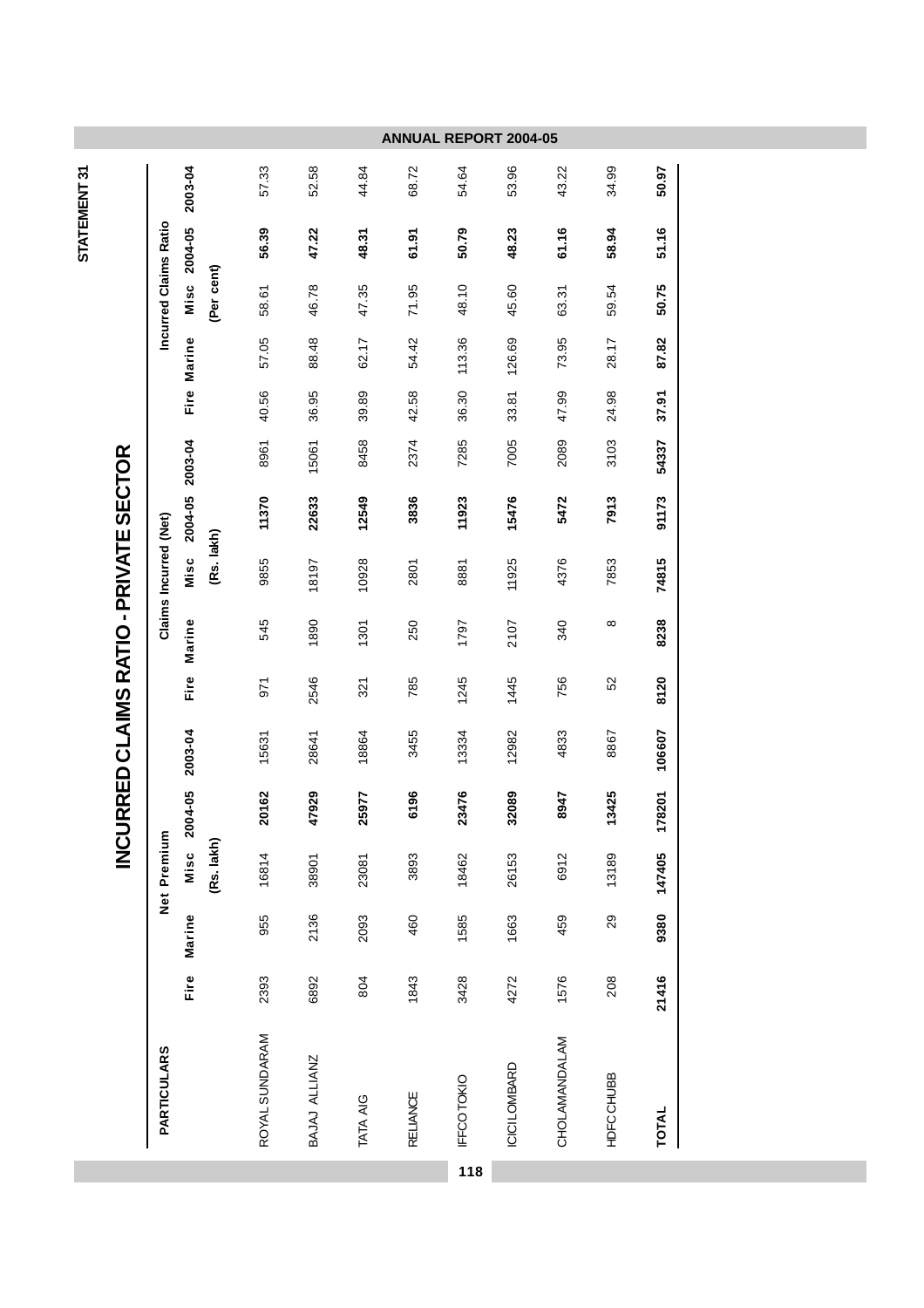STATEMENT 31

# INCURRED CLAIMS RATIO - PRIVATE SECTOR

| PARTICULARS | Net Premium | | | | | Claims Incurred (Net) | | | | | Incurred Claims Ratio | | | | |
|---|---|---|---|---|---|---|---|---|---|---|---|---|---|---|---|
| | Fire | Marine | Misc | 2004-05 | 2003-04 | Fire | Marine | Misc | 2004-05 | 2003-04 | Fire | Marine | Misc | 2004-05 | 2003-04 |
| | | | (Rs. lakh) | | | | | (Rs. lakh) | | | | | (Per cent) | | |
| ROYAL SUNDARAM | 2393 | 955 | 16814 | **20162** | 15631 | 971 | 545 | 9855 | **11370** | 8961 | 40.56 | 57.05 | 58.61 | **56.39** | 57.33 |
| BAJAJ ALLIANZ | 6892 | 2136 | 38901 | **47929** | 28641 | 2546 | 1890 | 18197 | **22633** | 15061 | 36.95 | 88.48 | 46.78 | **47.22** | 52.58 |
| TATA AIG | 804 | 2093 | 23081 | **25977** | 18864 | 321 | 1301 | 10928 | **12549** | 8458 | 39.89 | 62.17 | 47.35 | **48.31** | 44.84 |
| RELIANCE | 1843 | 460 | 3893 | **6196** | 3455 | 785 | 250 | 2801 | **3836** | 2374 | 42.58 | 54.42 | 71.95 | **61.91** | 68.72 |
| IFFCO TOKIO | 3428 | 1585 | 18462 | **23476** | 13334 | 1245 | 1797 | 8881 | **11923** | 7285 | 36.30 | 113.36 | 48.10 | **50.79** | 54.64 |
| ICICI LOMBARD | 4272 | 1663 | 26153 | **32089** | 12982 | 1445 | 2107 | 11925 | **15476** | 7005 | 33.81 | 126.69 | 45.60 | **48.23** | 53.96 |
| CHOLAMANDALAM | 1576 | 459 | 6912 | **8947** | 4833 | 756 | 340 | 4376 | **5472** | 2089 | 47.99 | 73.95 | 63.31 | **61.16** | 43.22 |
| HDFC CHUBB | 208 | 29 | 13189 | **13425** | 8867 | 52 | 8 | 7853 | **7913** | 3103 | 24.98 | 28.17 | 59.54 | **58.94** | 34.99 |
| **TOTAL** | **21416** | **9380** | **147405** | **178201** | **106607** | **8120** | **8238** | **74815** | **91173** | **54337** | **37.91** | **87.82** | **50.75** | **51.16** | **50.97** |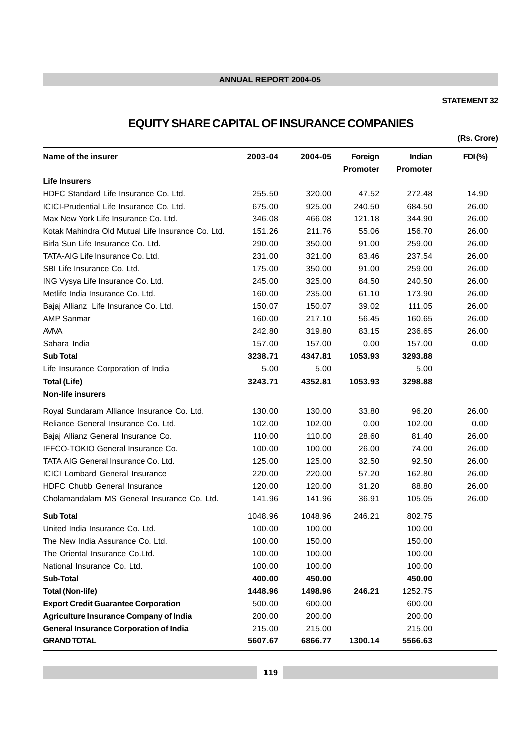STATEMENT 32

# EQUITY SHARE CAPITAL OF INSURANCE COMPANIES

(Rs. Crore)

| Name of the insurer | 2003-04 | 2004-05 | Foreign Promoter | Indian Promoter | FDI (%) |
|---|---|---|---|---|---|
| **Life Insurers** | | | | | |
| HDFC Standard Life Insurance Co. Ltd. | 255.50 | 320.00 | 47.52 | 272.48 | 14.90 |
| ICICI-Prudential Life Insurance Co. Ltd. | 675.00 | 925.00 | 240.50 | 684.50 | 26.00 |
| Max New York Life Insurance Co. Ltd. | 346.08 | 466.08 | 121.18 | 344.90 | 26.00 |
| Kotak Mahindra Old Mutual Life Insurance Co. Ltd. | 151.26 | 211.76 | 55.06 | 156.70 | 26.00 |
| Birla Sun Life Insurance Co. Ltd. | 290.00 | 350.00 | 91.00 | 259.00 | 26.00 |
| TATA-AIG Life Insurance Co. Ltd. | 231.00 | 321.00 | 83.46 | 237.54 | 26.00 |
| SBI Life Insurance Co. Ltd. | 175.00 | 350.00 | 91.00 | 259.00 | 26.00 |
| ING Vysya Life Insurance Co. Ltd. | 245.00 | 325.00 | 84.50 | 240.50 | 26.00 |
| Metlife India Insurance Co. Ltd. | 160.00 | 235.00 | 61.10 | 173.90 | 26.00 |
| Bajaj Allianz Life Insurance Co. Ltd. | 150.07 | 150.07 | 39.02 | 111.05 | 26.00 |
| AMP Sanmar | 160.00 | 217.10 | 56.45 | 160.65 | 26.00 |
| AVIVA | 242.80 | 319.80 | 83.15 | 236.65 | 26.00 |
| Sahara India | 157.00 | 157.00 | 0.00 | 157.00 | 0.00 |
| **Sub Total** | **3238.71** | **4347.81** | **1053.93** | **3293.88** | |
| Life Insurance Corporation of India | 5.00 | 5.00 | | 5.00 | |
| **Total (Life)** | **3243.71** | **4352.81** | **1053.93** | **3298.88** | |
| **Non-life insurers** | | | | | |
| Royal Sundaram Alliance Insurance Co. Ltd. | 130.00 | 130.00 | 33.80 | 96.20 | 26.00 |
| Reliance General Insurance Co. Ltd. | 102.00 | 102.00 | 0.00 | 102.00 | 0.00 |
| Bajaj Allianz General Insurance Co. | 110.00 | 110.00 | 28.60 | 81.40 | 26.00 |
| IFFCO-TOKIO General Insurance Co. | 100.00 | 100.00 | 26.00 | 74.00 | 26.00 |
| TATA AIG General Insurance Co. Ltd. | 125.00 | 125.00 | 32.50 | 92.50 | 26.00 |
| ICICI Lombard General Insurance | 220.00 | 220.00 | 57.20 | 162.80 | 26.00 |
| HDFC Chubb General Insurance | 120.00 | 120.00 | 31.20 | 88.80 | 26.00 |
| Cholamandalam MS General Insurance Co. Ltd. | 141.96 | 141.96 | 36.91 | 105.05 | 26.00 |
| **Sub Total** | 1048.96 | 1048.96 | 246.21 | 802.75 | |
| United India Insurance Co. Ltd. | 100.00 | 100.00 | | 100.00 | |
| The New India Assurance Co. Ltd. | 100.00 | 150.00 | | 150.00 | |
| The Oriental Insurance Co.Ltd. | 100.00 | 100.00 | | 100.00 | |
| National Insurance Co. Ltd. | 100.00 | 100.00 | | 100.00 | |
| **Sub-Total** | **400.00** | **450.00** | | **450.00** | |
| **Total (Non-life)** | **1448.96** | **1498.96** | **246.21** | 1252.75 | |
| **Export Credit Guarantee Corporation** | 500.00 | 600.00 | | 600.00 | |
| **Agriculture Insurance Company of India** | 200.00 | 200.00 | | 200.00 | |
| **General Insurance Corporation of India** | 215.00 | 215.00 | | 215.00 | |
| **GRAND TOTAL** | **5607.67** | **6866.77** | **1300.14** | **5566.63** | |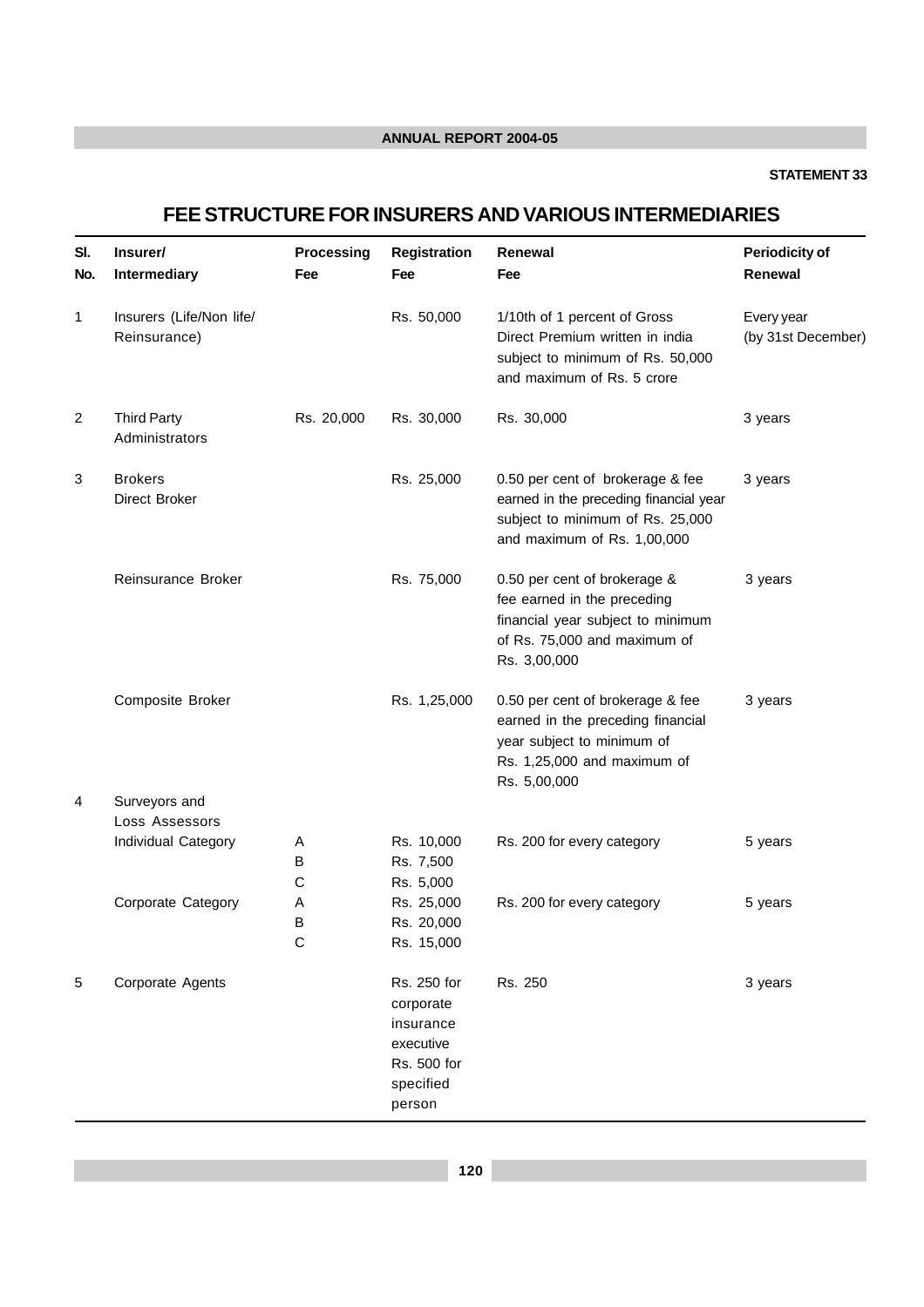STATEMENT 33

# FEE STRUCTURE FOR INSURERS AND VARIOUS INTERMEDIARIES

| Sl. No. | Insurer/ Intermediary | Processing Fee | Registration Fee | Renewal Fee | Periodicity of Renewal |
|---|---|---|---|---|---|
| 1 | Insurers (Life/Non life/ Reinsurance) | | Rs. 50,000 | 1/10th of 1 percent of Gross Direct Premium written in india subject to minimum of Rs. 50,000 and maximum of Rs. 5 crore | Every year (by 31st December) |
| 2 | Third Party Administrators | Rs. 20,000 | Rs. 30,000 | Rs. 30,000 | 3 years |
| 3 | Brokers Direct Broker | | Rs. 25,000 | 0.50 per cent of brokerage & fee earned in the preceding financial year subject to minimum of Rs. 25,000 and maximum of Rs. 1,00,000 | 3 years |
| | Reinsurance Broker | | Rs. 75,000 | 0.50 per cent of brokerage & fee earned in the preceding financial year subject to minimum of Rs. 75,000 and maximum of Rs. 3,00,000 | 3 years |
| | Composite Broker | | Rs. 1,25,000 | 0.50 per cent of brokerage & fee earned in the preceding financial year subject to minimum of Rs. 1,25,000 and maximum of Rs. 5,00,000 | 3 years |
| 4 | Surveyors and Loss Assessors | | | | |
| | Individual Category | A | Rs. 10,000 | Rs. 200 for every category | 5 years |
| | | B | Rs. 7,500 | | |
| | | C | Rs. 5,000 | | |
| | Corporate Category | A | Rs. 25,000 | Rs. 200 for every category | 5 years |
| | | B | Rs. 20,000 | | |
| | | C | Rs. 15,000 | | |
| 5 | Corporate Agents | | Rs. 250 for corporate insurance executive Rs. 500 for specified person | Rs. 250 | 3 years |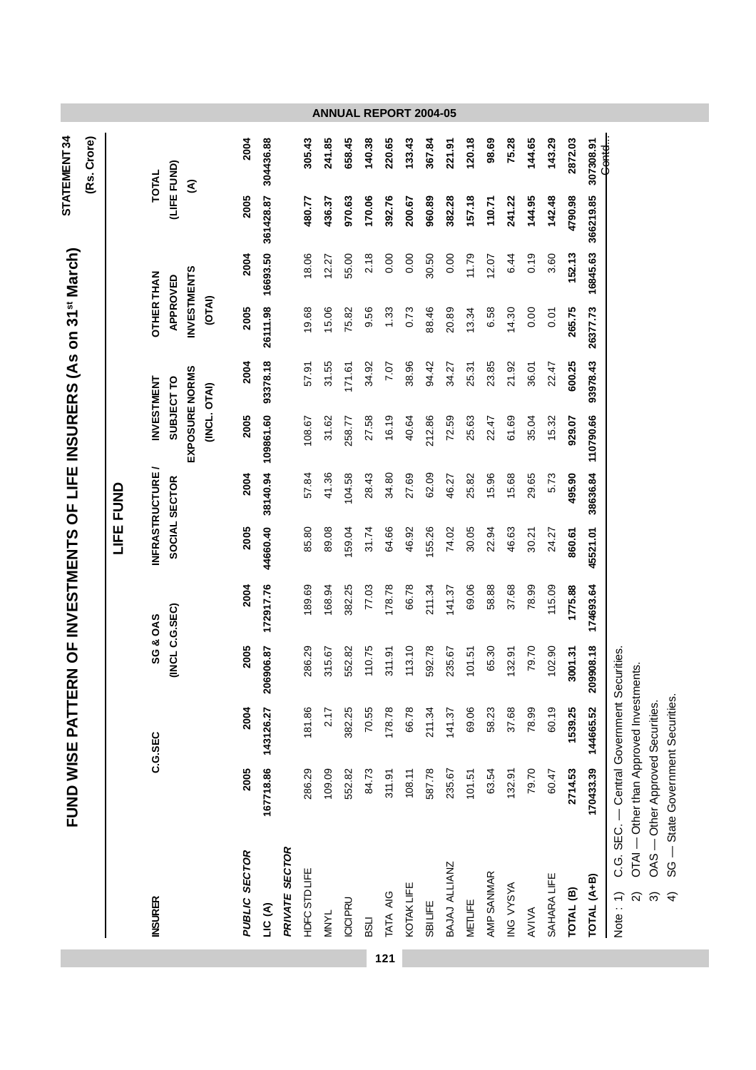STATEMENT 34

## FUND WISE PATTERN OF INVESTMENTS OF LIFE INSURERS (As on 31st March)

(Rs. Crore)

| INSURER | LIFE FUND | | | | | | | | | | | |
|---|---|---|---|---|---|---|---|---|---|---|---|---|
| | C.G.SEC | | SG & OAS (INCL C.G.SEC) | | INFRASTRUCTURE / SOCIAL SECTOR | | INVESTMENT SUBJECT TO EXPOSURE NORMS (INCL. OTAI) | | OTHER THAN APPROVED INVESTMENTS (OTAI) | | TOTAL (LIFE FUND) (A) | |
| | 2005 | 2004 | 2005 | 2004 | 2005 | 2004 | 2005 | 2004 | 2005 | 2004 | 2005 | 2004 |
| ***PUBLIC SECTOR*** | | | | | | | | | | | | |
| **LIC (A)** | **167718.86** | **143126.27** | **206906.87** | **172917.76** | **44660.40** | **38140.94** | **109861.60** | **93378.18** | **26111.98** | **16693.50** | **361428.87** | **304436.88** |
| ***PRIVATE SECTOR*** | | | | | | | | | | | | |
| HDFC STD LIFE | 286.29 | 181.86 | 286.29 | 189.69 | 85.80 | 57.84 | 108.67 | 57.91 | 19.68 | 18.06 | **480.77** | **305.43** |
| MNYL | 109.09 | 2.17 | 315.67 | 168.94 | 89.08 | 41.36 | 31.62 | 31.55 | 15.06 | 12.27 | **436.37** | **241.85** |
| ICICIPRU | 552.82 | 382.25 | 552.82 | 382.25 | 159.04 | 104.58 | 258.77 | 171.61 | 75.82 | 55.00 | **970.63** | **658.45** |
| BSLI | 84.73 | 70.55 | 110.75 | 77.03 | 31.74 | 28.43 | 27.58 | 34.92 | 9.56 | 2.18 | **170.06** | **140.38** |
| TATA AIG | 311.91 | 178.78 | 311.91 | 178.78 | 64.66 | 34.80 | 16.19 | 7.07 | 1.33 | 0.00 | **392.76** | **220.65** |
| KOTAK LIFE | 108.11 | 66.78 | 113.10 | 66.78 | 46.92 | 27.69 | 40.64 | 38.96 | 0.73 | 0.00 | **200.67** | **133.43** |
| SBI LIFE | 587.78 | 211.34 | 592.78 | 211.34 | 155.26 | 62.09 | 212.86 | 94.42 | 88.46 | 30.50 | **960.89** | **367.84** |
| BAJAJ ALLIANZ | 235.67 | 141.37 | 235.67 | 141.37 | 74.02 | 46.27 | 72.59 | 34.27 | 20.89 | 0.00 | **382.28** | **221.91** |
| METLIFE | 101.51 | 69.06 | 101.51 | 69.06 | 30.05 | 25.82 | 25.63 | 25.31 | 13.34 | 11.79 | **157.18** | **120.18** |
| AMP SANMAR | 63.54 | 58.23 | 65.30 | 58.88 | 22.94 | 15.96 | 22.47 | 23.85 | 6.58 | 12.07 | **110.71** | **98.69** |
| ING VYSYA | 132.91 | 37.68 | 132.91 | 37.68 | 46.63 | 15.68 | 61.69 | 21.92 | 14.30 | 6.44 | **241.22** | **75.28** |
| AVIVA | 79.70 | 78.99 | 79.70 | 78.99 | 30.21 | 29.65 | 35.04 | 36.01 | 0.00 | 0.19 | **144.95** | **144.65** |
| SAHARA LIFE | 60.47 | 60.19 | 102.90 | 115.09 | 24.27 | 5.73 | 15.32 | 22.47 | 0.01 | 3.60 | **142.48** | **143.29** |
| **TOTAL (B)** | **2714.53** | **1539.25** | **3001.31** | **1775.88** | **860.61** | **495.90** | **929.07** | **600.25** | **265.75** | **152.13** | **4790.98** | **2872.03** |
| **TOTAL (A+B)** | **170433.39** | **144665.52** | **209908.18** | **174693.64** | **45521.01** | **38636.84** | **110790.66** | **93978.43** | **26377.73** | **16845.63** | **366219.85** | **307308.91** |

Contd....

Note : 1) C.G. SEC. — Central Government Securities.
2) OTAI — Other than Approved Investments.
3) OAS — Other Approved Securities.
4) SG — State Government Securities.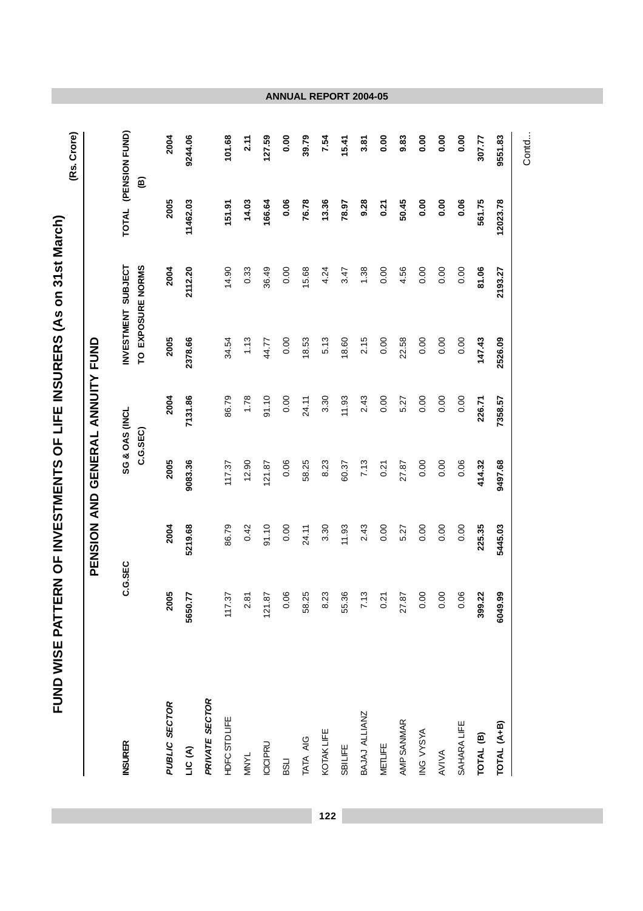# FUND WISE PATTERN OF INVESTMENTS OF LIFE INSURERS (As on 31st March)

(Rs. Crore)

## PENSION AND GENERAL ANNUITY FUND

| INSURER | C.G.SEC | | SG & OAS (INCL C.G.SEC) | | INVESTMENT SUBJECT TO EXPOSURE NORMS | | TOTAL (PENSION FUND) (B) | |
|---|---|---|---|---|---|---|---|---|
| | 2005 | 2004 | 2005 | 2004 | 2005 | 2004 | 2005 | 2004 |
| ***PUBLIC SECTOR*** | | | | | | | | |
| **LIC (A)** | **5650.77** | **5219.68** | **9083.36** | **7131.86** | **2378.66** | **2112.20** | **11462.03** | **9244.06** |
| ***PRIVATE SECTOR*** | | | | | | | | |
| HDFC STD LIFE | 117.37 | 86.79 | 117.37 | 86.79 | 34.54 | 14.90 | **151.91** | **101.68** |
| MNYL | 2.81 | 0.42 | 12.90 | 1.78 | 1.13 | 0.33 | **14.03** | **2.11** |
| ICICI PRU | 121.87 | 91.10 | 121.87 | 91.10 | 44.77 | 36.49 | **166.64** | **127.59** |
| BSLI | 0.06 | 0.00 | 0.06 | 0.00 | 0.00 | 0.00 | **0.06** | **0.00** |
| TATA AIG | 58.25 | 24.11 | 58.25 | 24.11 | 18.53 | 15.68 | **76.78** | **39.79** |
| KOTAK LIFE | 8.23 | 3.30 | 8.23 | 3.30 | 5.13 | 4.24 | **13.36** | **7.54** |
| SBI LIFE | 55.36 | 11.93 | 60.37 | 11.93 | 18.60 | 3.47 | **78.97** | **15.41** |
| BAJAJ ALLIANZ | 7.13 | 2.43 | 7.13 | 2.43 | 2.15 | 1.38 | **9.28** | **3.81** |
| METLIFE | 0.21 | 0.00 | 0.21 | 0.00 | 0.00 | 0.00 | **0.21** | **0.00** |
| AMP SANMAR | 27.87 | 5.27 | 27.87 | 5.27 | 22.58 | 4.56 | **50.45** | **9.83** |
| ING VYSYA | 0.00 | 0.00 | 0.00 | 0.00 | 0.00 | 0.00 | **0.00** | **0.00** |
| AVIVA | 0.00 | 0.00 | 0.00 | 0.00 | 0.00 | 0.00 | **0.00** | **0.00** |
| SAHARA LIFE | 0.06 | 0.00 | 0.06 | 0.00 | 0.00 | 0.00 | **0.06** | **0.00** |
| **TOTAL (B)** | **399.22** | **225.35** | **414.32** | **226.71** | **147.43** | **81.06** | **561.75** | **307.77** |
| **TOTAL (A+B)** | **6049.99** | **5445.03** | **9497.68** | **7358.57** | **2526.09** | **2193.27** | **12023.78** | **9551.83** |

Contd...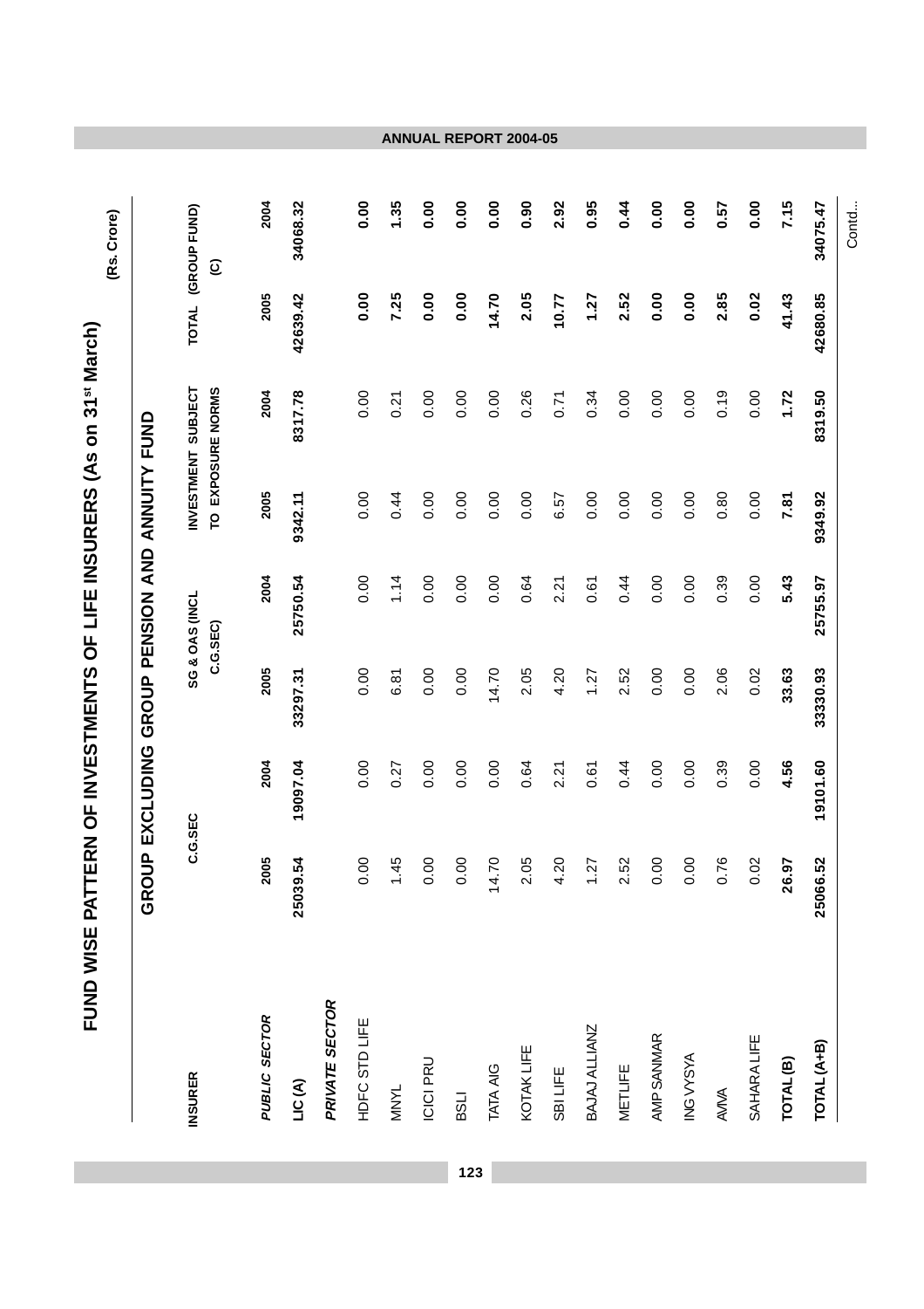# FUND WISE PATTERN OF INVESTMENTS OF LIFE INSURERS (As on 31st March)

(Rs. Crore)

| INSURER | GROUP EXCLUDING GROUP PENSION AND ANNUITY FUND | | | | | | | |
|---|---|---|---|---|---|---|---|---|
| | C.G.SEC | | SG & OAS (INCL C.G.SEC) | | INVESTMENT SUBJECT TO EXPOSURE NORMS | | TOTAL (GROUP FUND) (C) | |
| | 2005 | 2004 | 2005 | 2004 | 2005 | 2004 | 2005 | 2004 |
| ***PUBLIC SECTOR*** | | | | | | | | |
| **LIC (A)** | **25039.54** | **19097.04** | **33297.31** | **25750.54** | **9342.11** | **8317.78** | **42639.42** | **34068.32** |
| ***PRIVATE SECTOR*** | | | | | | | | |
| HDFC STD LIFE | 0.00 | 0.00 | 0.00 | 0.00 | 0.00 | 0.00 | **0.00** | **0.00** |
| MNYL | 1.45 | 0.27 | 6.81 | 1.14 | 0.44 | 0.21 | **7.25** | **1.35** |
| ICICI PRU | 0.00 | 0.00 | 0.00 | 0.00 | 0.00 | 0.00 | **0.00** | **0.00** |
| BSLI | 0.00 | 0.00 | 0.00 | 0.00 | 0.00 | 0.00 | **0.00** | **0.00** |
| TATA AIG | 14.70 | 0.00 | 14.70 | 0.00 | 0.00 | 0.00 | **14.70** | **0.00** |
| KOTAK LIFE | 2.05 | 0.64 | 2.05 | 0.64 | 0.00 | 0.26 | **2.05** | **0.90** |
| SBI LIFE | 4.20 | 2.21 | 4.20 | 2.21 | 6.57 | 0.71 | **10.77** | **2.92** |
| BAJAJ ALLIANZ | 1.27 | 0.61 | 1.27 | 0.61 | 0.00 | 0.34 | **1.27** | **0.95** |
| METLIFE | 2.52 | 0.44 | 2.52 | 0.44 | 0.00 | 0.00 | **2.52** | **0.44** |
| AMP SANMAR | 0.00 | 0.00 | 0.00 | 0.00 | 0.00 | 0.00 | **0.00** | **0.00** |
| ING VYSYA | 0.00 | 0.00 | 0.00 | 0.00 | 0.00 | 0.00 | **0.00** | **0.00** |
| AVIVA | 0.76 | 0.39 | 2.06 | 0.39 | 0.80 | 0.19 | **2.85** | **0.57** |
| SAHARA LIFE | 0.02 | 0.00 | 0.02 | 0.00 | 0.00 | 0.00 | **0.02** | **0.00** |
| **TOTAL (B)** | **26.97** | **4.56** | **33.63** | **5.43** | **7.81** | **1.72** | **41.43** | **7.15** |
| **TOTAL (A+B)** | **25066.52** | **19101.60** | **33330.93** | **25755.97** | **9349.92** | **8319.50** | **42680.85** | **34075.47** |

Contd...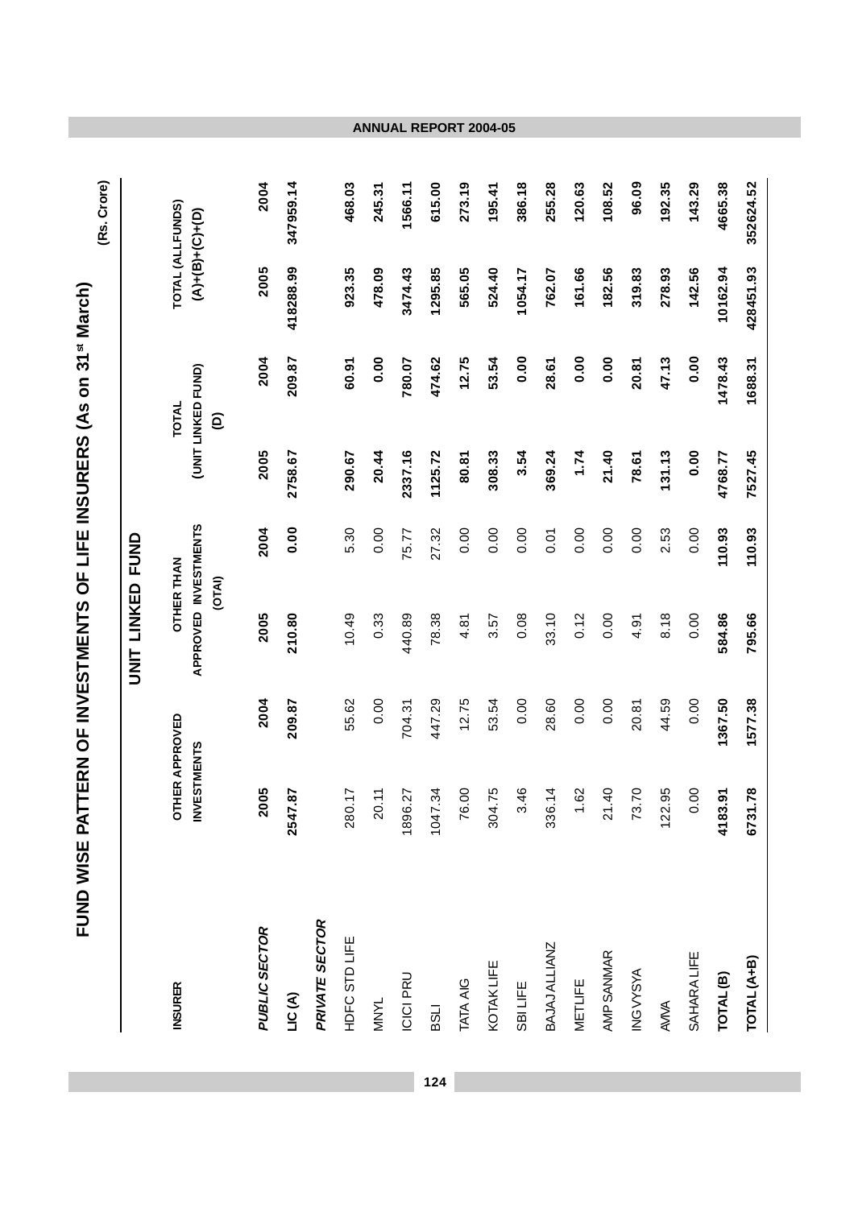## FUND WISE PATTERN OF INVESTMENTS OF LIFE INSURERS (As on 31st March)

(Rs. Crore)

| INSURER | UNIT LINKED FUND | | | | | | TOTAL (ALLFUNDS) (A)+(B)+(C)+(D) | |
|---|---|---|---|---|---|---|---|---|
| | OTHER APPROVED INVESTMENTS | | OTHER THAN APPROVED INVESTMENTS (OTAI) | | TOTAL (UNIT LINKED FUND) (D) | | | |
| | 2005 | 2004 | 2005 | 2004 | 2005 | 2004 | 2005 | 2004 |
| ***PUBLIC SECTOR*** | | | | | | | | |
| **LIC (A)** | **2547.87** | **209.87** | **210.80** | **0.00** | **2758.67** | **209.87** | **418288.99** | **347959.14** |
| ***PRIVATE SECTOR*** | | | | | | | | |
| HDFC STD LIFE | 280.17 | 55.62 | 10.49 | 5.30 | **290.67** | **60.91** | **923.35** | **468.03** |
| MNYL | 20.11 | 0.00 | 0.33 | 0.00 | **20.44** | **0.00** | **478.09** | **245.31** |
| ICICI PRU | 1896.27 | 704.31 | 440.89 | 75.77 | **2337.16** | **780.07** | **3474.43** | **1566.11** |
| BSLI | 1047.34 | 447.29 | 78.38 | 27.32 | **1125.72** | **474.62** | **1295.85** | **615.00** |
| TATA AIG | 76.00 | 12.75 | 4.81 | 0.00 | **80.81** | **12.75** | **565.05** | **273.19** |
| KOTAK LIFE | 304.75 | 53.54 | 3.57 | 0.00 | **308.33** | **53.54** | **524.40** | **195.41** |
| SBI LIFE | 3.46 | 0.00 | 0.08 | 0.00 | **3.54** | **0.00** | **1054.17** | **386.18** |
| BAJAJ ALLIANZ | 336.14 | 28.60 | 33.10 | 0.01 | **369.24** | **28.61** | **762.07** | **255.28** |
| METLIFE | 1.62 | 0.00 | 0.12 | 0.00 | **1.74** | **0.00** | **161.66** | **120.63** |
| AMP SANMAR | 21.40 | 0.00 | 0.00 | 0.00 | **21.40** | **0.00** | **182.56** | **108.52** |
| ING VYSYA | 73.70 | 20.81 | 4.91 | 0.00 | **78.61** | **20.81** | **319.83** | **96.09** |
| AVIVA | 122.95 | 44.59 | 8.18 | 2.53 | **131.13** | **47.13** | **278.93** | **192.35** |
| SAHARA LIFE | 0.00 | 0.00 | 0.00 | 0.00 | **0.00** | **0.00** | **142.56** | **143.29** |
| **TOTAL (B)** | **4183.91** | **1367.50** | **584.86** | **110.93** | **4768.77** | **1478.43** | **10162.94** | **4665.38** |
| **TOTAL (A+B)** | **6731.78** | **1577.38** | **795.66** | **110.93** | **7527.45** | **1688.31** | **428451.93** | **352624.52** |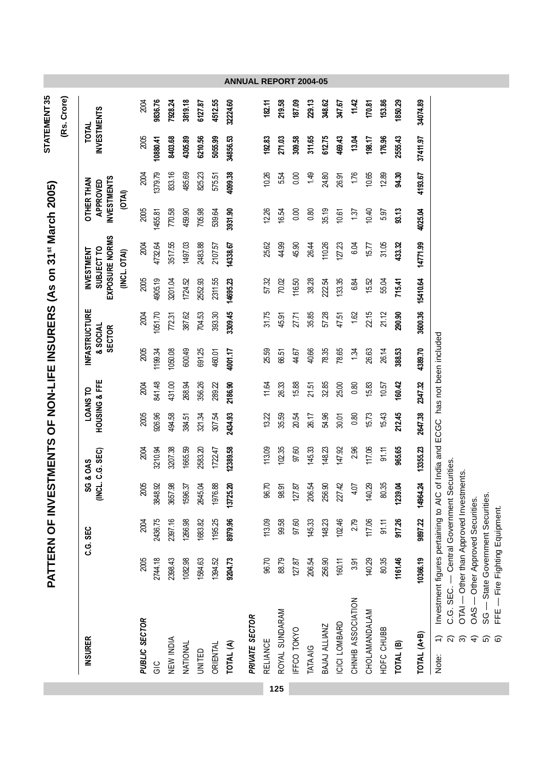STATEMENT 35

# PATTERN OF INVESTMENTS OF NON-LIFE INSURERS (As on 31st March 2005)

(Rs. Crore)

| INSURER | C.G. SEC | | SG & OAS (INCL. C.G. SEC) | | LOANS TO HOUSING & FFE | | INFASTRUCTURE & SOCIAL SECTOR | | INVESTMENT SUBJECT TO EXPOSURE NORMS (INCL. OTAI) | | OTHER THAN APPROVED INVESTMENTS (OTAI) | | TOTAL INVESTMENTS | |
|---|---|---|---|---|---|---|---|---|---|---|---|---|---|---|
| | 2005 | 2004 | 2005 | 2004 | 2005 | 2004 | 2005 | 2004 | 2005 | 2004 | 2005 | 2004 | 2005 | 2004 |
| ***PUBLIC SECTOR*** | | | | | | | | | | | | | | |
| GIC | 2744.18 | 2436.75 | 3848.92 | 3210.94 | 926.96 | 841.48 | 1199.34 | 1051.70 | 4905.19 | 4732.64 | 1455.81 | 1379.79 | **10880.41** | **9836.76** |
| NEW INDIA | 2398.43 | 2397.16 | 3657.98 | 3207.38 | 494.58 | 431.00 | 1050.08 | 772.31 | 3201.04 | 3517.55 | 770.58 | 833.16 | **8403.68** | **7928.24** |
| NATIONAL | 1082.98 | 1266.98 | 1596.37 | 1665.59 | 384.51 | 268.94 | 600.49 | 387.62 | 1724.52 | 1497.03 | 459.90 | 485.69 | **4305.89** | **3819.18** |
| UNITED | 1584.63 | 1683.82 | 2645.04 | 2583.20 | 321.34 | 356.26 | 691.25 | 704.53 | 2552.93 | 2483.88 | 705.98 | 825.23 | **6210.56** | **6127.87** |
| ORIENTAL | 1394.52 | 1195.25 | 1976.88 | 1722.47 | 307.54 | 289.22 | 460.01 | 393.30 | 2311.55 | 2107.57 | 539.64 | 575.51 | **5055.99** | **4512.55** |
| **TOTAL (A)** | **9204.73** | **8979.96** | **13725.20** | **12389.58** | **2434.93** | **2186.90** | **4001.17** | **3309.45** | **14695.23** | **14338.67** | **3931.90** | **4099.38** | **34856.53** | **32224.60** |
| ***PRIVATE SECTOR*** | | | | | | | | | | | | | | |
| RELIANCE | 96.70 | 113.09 | 96.70 | 113.09 | 13.22 | 11.64 | 25.59 | 31.75 | 57.32 | 25.62 | 12.26 | 10.26 | **192.83** | **182.11** |
| ROYAL SUNDARAM | 88.79 | 99.58 | 98.91 | 102.35 | 35.59 | 26.33 | 66.51 | 45.91 | 70.02 | 44.99 | 16.54 | 5.54 | **271.03** | **219.58** |
| IFFCO TOKYO | 127.87 | 97.60 | 127.87 | 97.60 | 20.54 | 15.88 | 44.67 | 27.71 | 116.50 | 45.90 | 0.00 | 0.00 | **309.58** | **187.09** |
| TATA AIG | 206.54 | 145.33 | 206.54 | 145.33 | 26.17 | 21.51 | 40.66 | 35.85 | 38.28 | 26.44 | 0.80 | 1.49 | **311.65** | **229.13** |
| BAJAJ ALLIANZ | 256.90 | 148.23 | 256.90 | 148.23 | 54.96 | 32.85 | 78.35 | 57.28 | 222.54 | 110.26 | 35.19 | 24.80 | **612.75** | **348.62** |
| ICICI LOMBARD | 160.11 | 102.46 | 227.42 | 147.92 | 30.01 | 25.00 | 78.65 | 47.51 | 133.35 | 127.23 | 10.61 | 26.91 | **469.43** | **347.67** |
| CHNHB ASSOCIATION | 3.91 | 2.79 | 4.07 | 2.96 | 0.80 | 0.80 | 1.34 | 1.62 | 6.84 | 6.04 | 1.37 | 1.76 | **13.04** | **11.42** |
| CHOLAMANDALAM | 140.29 | 117.06 | 140.29 | 117.06 | 15.73 | 15.83 | 26.63 | 22.15 | 15.52 | 15.77 | 10.40 | 10.65 | **198.17** | **170.81** |
| HDFC CHUBB | 80.35 | 91.11 | 80.35 | 91.11 | 15.43 | 10.57 | 26.14 | 21.12 | 55.04 | 31.05 | 5.97 | 12.89 | **176.96** | **153.86** |
| **TOTAL (B)** | **1161.46** | **917.26** | **1239.04** | **965.65** | **212.45** | **160.42** | **388.53** | **290.90** | **715.41** | **433.32** | **93.13** | **94.30** | **2555.43** | **1850.29** |
| **TOTAL (A+B)** | **10366.19** | **9897.22** | **14964.24** | **13355.23** | **2647.38** | **2347.32** | **4389.70** | **3600.36** | **15410.64** | **14771.99** | **4025.04** | **4193.67** | **37411.97** | **34074.89** |

Note:
1) Investment figures pertaining to AIC of India and ECGC has not been included
2) C.G. SEC. — Central Government Securities.
3) OTAI — Other than Approved Investments.
4) OAS — Other Approved Securities.
5) SG — State Government Securities.
6) FFE — Fire Fighting Equipment.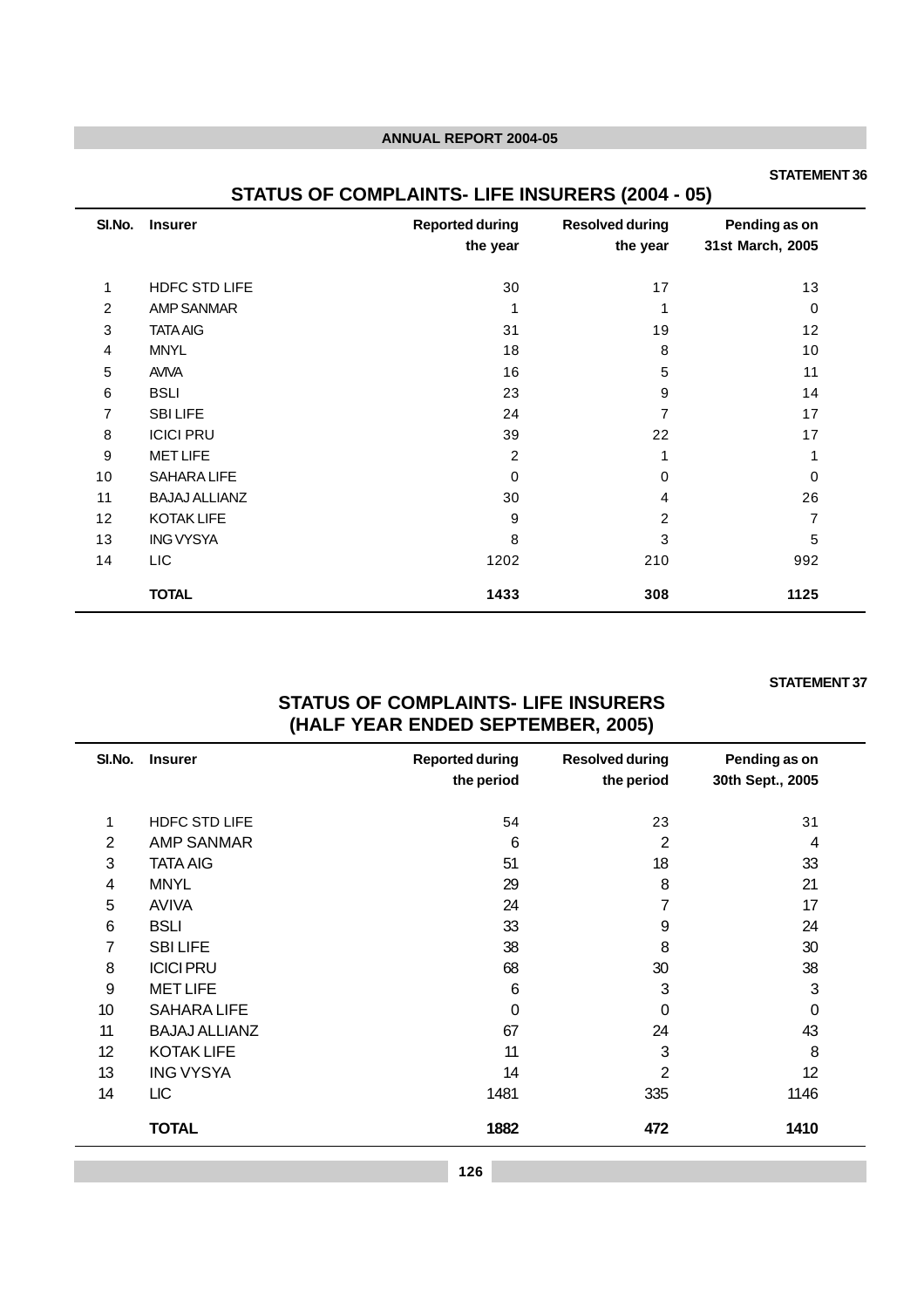STATEMENT 36

## STATUS OF COMPLAINTS- LIFE INSURERS (2004 - 05)

| Sl.No. | Insurer | Reported during the year | Resolved during the year | Pending as on 31st March, 2005 |
|---|---|---|---|---|
| 1 | HDFC STD LIFE | 30 | 17 | 13 |
| 2 | AMP SANMAR | 1 | 1 | 0 |
| 3 | TATA AIG | 31 | 19 | 12 |
| 4 | MNYL | 18 | 8 | 10 |
| 5 | AVIVA | 16 | 5 | 11 |
| 6 | BSLI | 23 | 9 | 14 |
| 7 | SBI LIFE | 24 | 7 | 17 |
| 8 | ICICI PRU | 39 | 22 | 17 |
| 9 | MET LIFE | 2 | 1 | 1 |
| 10 | SAHARA LIFE | 0 | 0 | 0 |
| 11 | BAJAJ ALLIANZ | 30 | 4 | 26 |
| 12 | KOTAK LIFE | 9 | 2 | 7 |
| 13 | ING VYSYA | 8 | 3 | 5 |
| 14 | LIC | 1202 | 210 | 992 |
| | **TOTAL** | **1433** | **308** | **1125** |

STATEMENT 37

## STATUS OF COMPLAINTS- LIFE INSURERS (HALF YEAR ENDED SEPTEMBER, 2005)

| Sl.No. | Insurer | Reported during the period | Resolved during the period | Pending as on 30th Sept., 2005 |
|---|---|---|---|---|
| 1 | HDFC STD LIFE | 54 | 23 | 31 |
| 2 | AMP SANMAR | 6 | 2 | 4 |
| 3 | TATA AIG | 51 | 18 | 33 |
| 4 | MNYL | 29 | 8 | 21 |
| 5 | AVIVA | 24 | 7 | 17 |
| 6 | BSLI | 33 | 9 | 24 |
| 7 | SBI LIFE | 38 | 8 | 30 |
| 8 | ICICI PRU | 68 | 30 | 38 |
| 9 | MET LIFE | 6 | 3 | 3 |
| 10 | SAHARA LIFE | 0 | 0 | 0 |
| 11 | BAJAJ ALLIANZ | 67 | 24 | 43 |
| 12 | KOTAK LIFE | 11 | 3 | 8 |
| 13 | ING VYSYA | 14 | 2 | 12 |
| 14 | LIC | 1481 | 335 | 1146 |
| | **TOTAL** | **1882** | **472** | **1410** |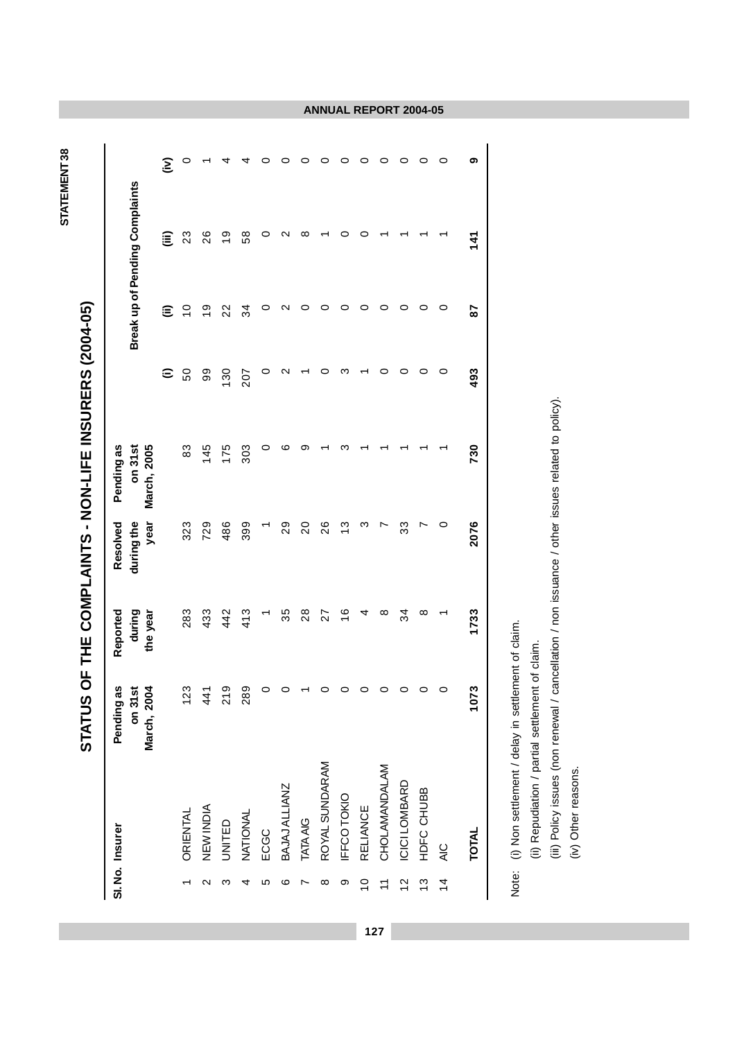STATEMENT 38

# STATUS OF THE COMPLAINTS - NON-LIFE INSURERS (2004-05)

| Sl. No. | Insurer | Pending as on 31st March, 2004 | Reported during the year | Resolved during the year | Pending as on 31st March, 2005 | Break up of Pending Complaints | | | |
|---|---|---|---|---|---|---|---|---|---|
| | | | | | | (i) | (ii) | (iii) | (iv) |
| 1 | ORIENTAL | 123 | 283 | 323 | 83 | 50 | 10 | 23 | 0 |
| 2 | NEW INDIA | 441 | 433 | 729 | 145 | 99 | 19 | 26 | 1 |
| 3 | UNITED | 219 | 442 | 486 | 175 | 130 | 22 | 19 | 4 |
| 4 | NATIONAL | 289 | 413 | 399 | 303 | 207 | 34 | 58 | 4 |
| 5 | ECGC | 0 | 1 | 1 | 0 | 0 | 0 | 0 | 0 |
| 6 | BAJAJ ALLIANZ | 0 | 35 | 29 | 6 | 2 | 2 | 2 | 0 |
| 7 | TATA AIG | 1 | 28 | 20 | 9 | 1 | 0 | 8 | 0 |
| 8 | ROYAL SUNDARAM | 0 | 27 | 26 | 1 | 0 | 0 | 1 | 0 |
| 9 | IFFCO TOKIO | 0 | 16 | 13 | 3 | 3 | 0 | 0 | 0 |
| 10 | RELIANCE | 0 | 4 | 3 | 1 | 1 | 0 | 0 | 0 |
| 11 | CHOLAMANDALAM | 0 | 8 | 7 | 1 | 0 | 0 | 1 | 0 |
| 12 | ICICI LOMBARD | 0 | 34 | 33 | 1 | 0 | 0 | 1 | 0 |
| 13 | HDFC CHUBB | 0 | 8 | 7 | 1 | 0 | 0 | 1 | 0 |
| 14 | AIC | 0 | 1 | 0 | 1 | 0 | 0 | 1 | 0 |
| | **TOTAL** | **1073** | **1733** | **2076** | **730** | **493** | **87** | **141** | **9** |

Note: (i) Non settlement / delay in settlement of claim.
(ii) Repudiation / partial settlement of claim.
(iii) Policy issues (non renewal / cancellation / non issuance / other issues related to policy).
(iv) Other reasons.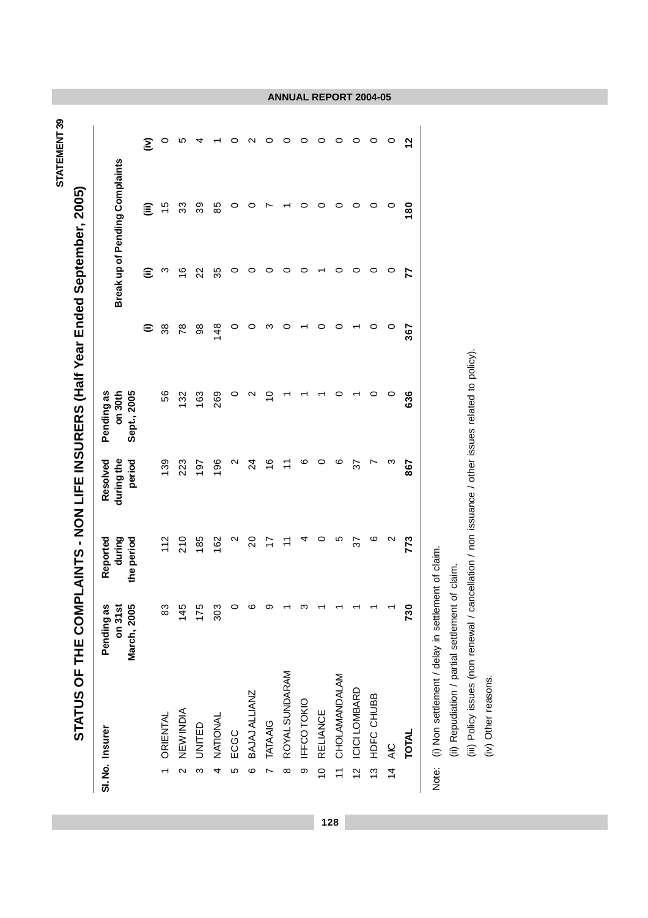STATEMENT 39

# STATUS OF THE COMPLAINTS - NON LIFE INSURERS (Half Year Ended September, 2005)

| Sl. No. | Insurer | Pending as on 31st March, 2005 | Reported during the period | Resolved during the period | Pending as on 30th Sept., 2005 | Break up of Pending Complaints | | | |
|---|---|---|---|---|---|---|---|---|---|
| | | | | | | (i) | (ii) | (iii) | (iv) |
| 1 | ORIENTAL | 83 | 112 | 139 | 56 | 38 | 3 | 15 | 0 |
| 2 | NEW INDIA | 145 | 210 | 223 | 132 | 78 | 16 | 33 | 5 |
| 3 | UNITED | 175 | 185 | 197 | 163 | 98 | 22 | 39 | 4 |
| 4 | NATIONAL | 303 | 162 | 196 | 269 | 148 | 35 | 85 | 1 |
| 5 | ECGC | 0 | 2 | 2 | 0 | 0 | 0 | 0 | 0 |
| 6 | BAJAJ ALLIANZ | 6 | 20 | 24 | 2 | 0 | 0 | 0 | 2 |
| 7 | TATA AIG | 9 | 17 | 16 | 10 | 3 | 0 | 7 | 0 |
| 8 | ROYAL SUNDARAM | 1 | 11 | 11 | 1 | 0 | 0 | 1 | 0 |
| 9 | IFFCO TOKIO | 3 | 4 | 6 | 1 | 1 | 0 | 0 | 0 |
| 10 | RELIANCE | 1 | 0 | 0 | 1 | 0 | 1 | 0 | 0 |
| 11 | CHOLAMANDALAM | 1 | 5 | 6 | 0 | 0 | 0 | 0 | 0 |
| 12 | ICICI LOMBARD | 1 | 37 | 37 | 1 | 1 | 0 | 0 | 0 |
| 13 | HDFC CHUBB | 1 | 6 | 7 | 0 | 0 | 0 | 0 | 0 |
| 14 | AIC | 1 | 2 | 3 | 0 | 0 | 0 | 0 | 0 |
| | **TOTAL** | **730** | **773** | **867** | **636** | **367** | **77** | **180** | **12** |

Note: (i) Non settlement / delay in settlement of claim.

(ii) Repudiation / partial settlement of claim.

(iii) Policy issues (non renewal / cancellation / non issuance / other issues related to policy).

(iv) Other reasons.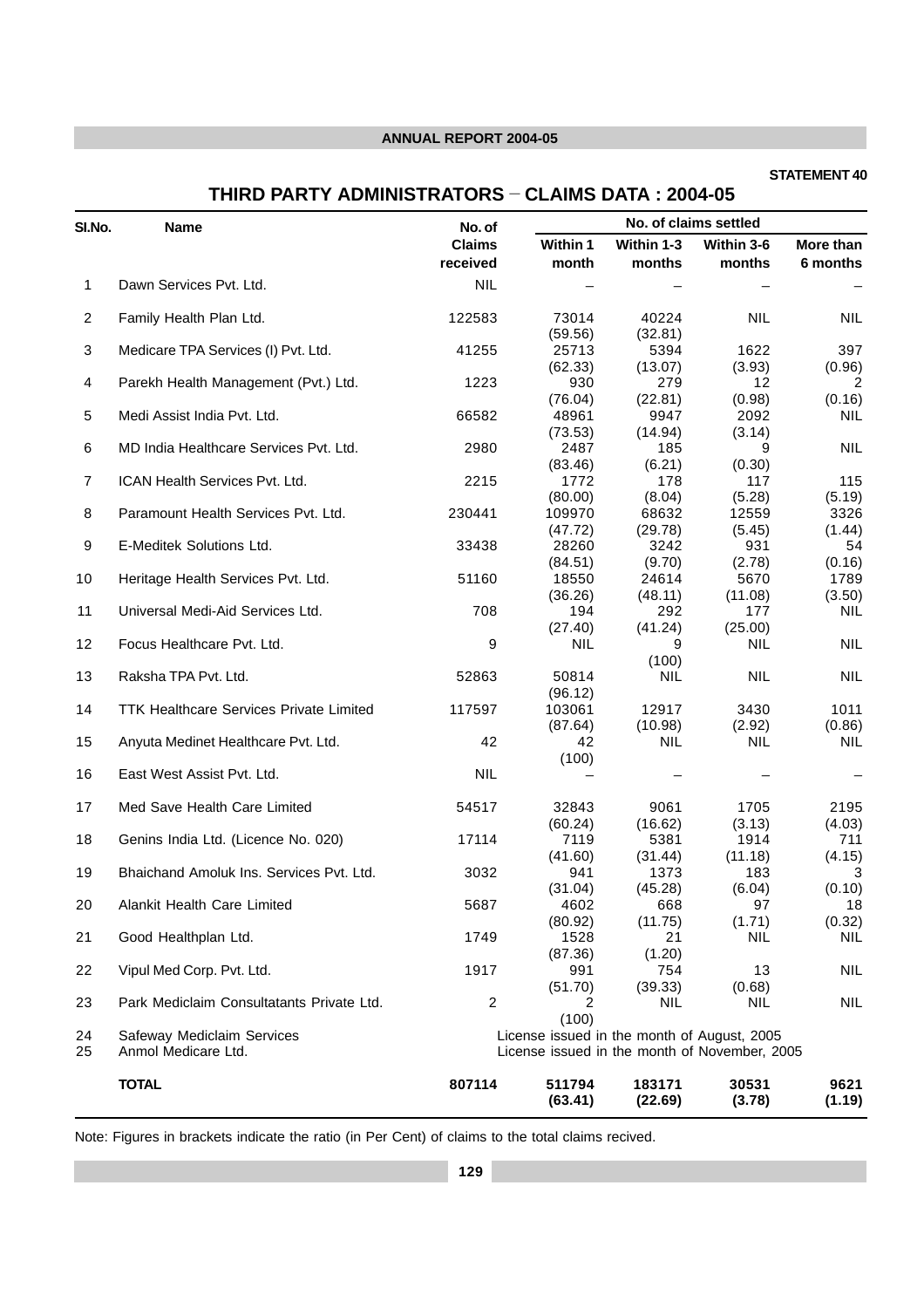**STATEMENT 40**

## THIRD PARTY ADMINISTRATORS – CLAIMS DATA : 2004-05

| Sl.No. | Name | No. of Claims received | No. of claims settled | | | |
|---|---|---|---|---|---|---|
| | | | Within 1 month | Within 1-3 months | Within 3-6 months | More than 6 months |
| 1 | Dawn Services Pvt. Ltd. | NIL | – | – | – | – |
| 2 | Family Health Plan Ltd. | 122583 | 73014 (59.56) | 40224 (32.81) | NIL | NIL |
| 3 | Medicare TPA Services (I) Pvt. Ltd. | 41255 | 25713 (62.33) | 5394 (13.07) | 1622 (3.93) | 397 (0.96) |
| 4 | Parekh Health Management (Pvt.) Ltd. | 1223 | 930 (76.04) | 279 (22.81) | 12 (0.98) | 2 (0.16) |
| 5 | Medi Assist India Pvt. Ltd. | 66582 | 48961 (73.53) | 9947 (14.94) | 2092 (3.14) | NIL |
| 6 | MD India Healthcare Services Pvt. Ltd. | 2980 | 2487 (83.46) | 185 (6.21) | 9 (0.30) | NIL |
| 7 | ICAN Health Services Pvt. Ltd. | 2215 | 1772 (80.00) | 178 (8.04) | 117 (5.28) | 115 (5.19) |
| 8 | Paramount Health Services Pvt. Ltd. | 230441 | 109970 (47.72) | 68632 (29.78) | 12559 (5.45) | 3326 (1.44) |
| 9 | E-Meditek Solutions Ltd. | 33438 | 28260 (84.51) | 3242 (9.70) | 931 (2.78) | 54 (0.16) |
| 10 | Heritage Health Services Pvt. Ltd. | 51160 | 18550 (36.26) | 24614 (48.11) | 5670 (11.08) | 1789 (3.50) |
| 11 | Universal Medi-Aid Services Ltd. | 708 | 194 (27.40) | 292 (41.24) | 177 (25.00) | NIL |
| 12 | Focus Healthcare Pvt. Ltd. | 9 | NIL | 9 (100) | NIL | NIL |
| 13 | Raksha TPA Pvt. Ltd. | 52863 | 50814 (96.12) | NIL | NIL | NIL |
| 14 | TTK Healthcare Services Private Limited | 117597 | 103061 (87.64) | 12917 (10.98) | 3430 (2.92) | 1011 (0.86) |
| 15 | Anyuta Medinet Healthcare Pvt. Ltd. | 42 | 42 (100) | NIL | NIL | NIL |
| 16 | East West Assist Pvt. Ltd. | NIL | – | – | – | – |
| 17 | Med Save Health Care Limited | 54517 | 32843 (60.24) | 9061 (16.62) | 1705 (3.13) | 2195 (4.03) |
| 18 | Genins India Ltd. (Licence No. 020) | 17114 | 7119 (41.60) | 5381 (31.44) | 1914 (11.18) | 711 (4.15) |
| 19 | Bhaichand Amoluk Ins. Services Pvt. Ltd. | 3032 | 941 (31.04) | 1373 (45.28) | 183 (6.04) | 3 (0.10) |
| 20 | Alankit Health Care Limited | 5687 | 4602 (80.92) | 668 (11.75) | 97 (1.71) | 18 (0.32) |
| 21 | Good Healthplan Ltd. | 1749 | 1528 (87.36) | 21 (1.20) | NIL | NIL |
| 22 | Vipul Med Corp. Pvt. Ltd. | 1917 | 991 (51.70) | 754 (39.33) | 13 (0.68) | NIL |
| 23 | Park Mediclaim Consultatants Private Ltd. | 2 | 2 (100) | NIL | NIL | NIL |
| 24 | Safeway Mediclaim Services | License issued in the month of August, 2005 | | | | |
| 25 | Anmol Medicare Ltd. | License issued in the month of November, 2005 | | | | |
| | **TOTAL** | **807114** | **511794 (63.41)** | **183171 (22.69)** | **30531 (3.78)** | **9621 (1.19)** |

Note: Figures in brackets indicate the ratio (in Per Cent) of claims to the total claims recived.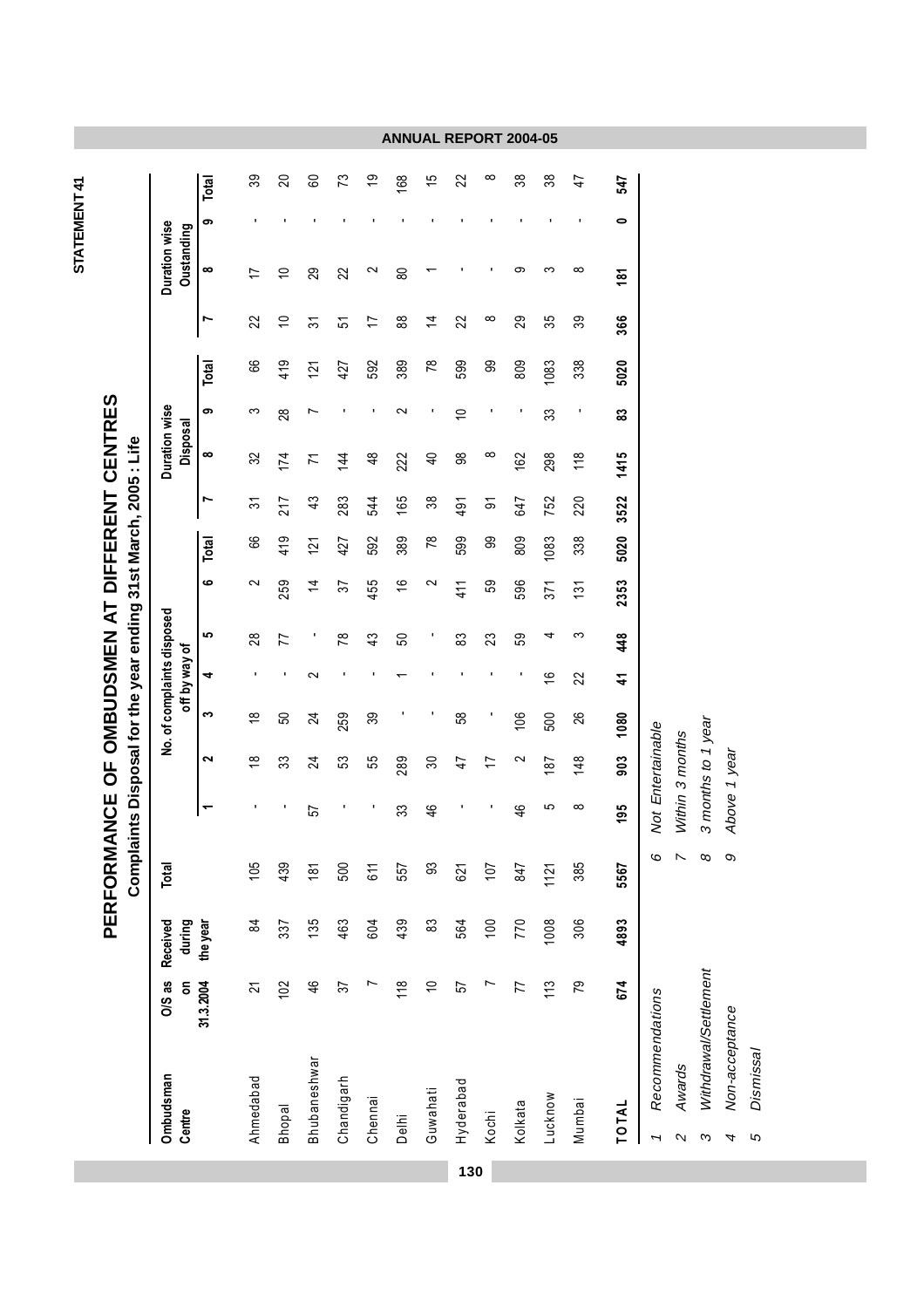STATEMENT 41

# PERFORMANCE OF OMBUDSMEN AT DIFFERENT CENTRES

## Complaints Disposal for the year ending 31st March, 2005 : Life

| Ombudsman Centre | O/S as on 31.3.2004 | Received during the year | Total | No. of complaints disposed off by way of | | | | | | | Duration wise Disposal | | | | Duration wise Oustanding | | | |
|---|---|---|---|---|---|---|---|---|---|---|---|---|---|---|---|---|---|---|
| | | | | 1 | 2 | 3 | 4 | 5 | 6 | Total | 7 | 8 | 9 | Total | 7 | 8 | 9 | Total |
| Ahmedabad | 21 | 84 | 105 | - | 18 | 18 | - | 28 | 2 | 66 | 31 | 32 | 3 | 66 | 22 | 17 | - | 39 |
| Bhopal | 102 | 337 | 439 | - | 33 | 50 | - | 77 | 259 | 419 | 217 | 174 | 28 | 419 | 10 | 10 | - | 20 |
| Bhubaneshwar | 46 | 135 | 181 | 57 | 24 | 24 | 2 | - | 14 | 121 | 43 | 71 | 7 | 121 | 31 | 29 | - | 60 |
| Chandigarh | 37 | 463 | 500 | - | 53 | 259 | - | 78 | 37 | 427 | 283 | 144 | - | 427 | 51 | 22 | - | 73 |
| Chennai | 7 | 604 | 611 | - | 55 | 39 | - | 43 | 455 | 592 | 544 | 48 | - | 592 | 17 | 2 | - | 19 |
| Delhi | 118 | 439 | 557 | 33 | 289 | - | 1 | 50 | 16 | 389 | 165 | 222 | 2 | 389 | 88 | 80 | - | 168 |
| Guwahati | 10 | 83 | 93 | 46 | 30 | - | - | - | 2 | 78 | 38 | 40 | - | 78 | 14 | 1 | - | 15 |
| Hyderabad | 57 | 564 | 621 | - | 47 | 58 | - | 83 | 411 | 599 | 491 | 98 | 10 | 599 | 22 | - | - | 22 |
| Kochi | 7 | 100 | 107 | - | 17 | - | - | 23 | 59 | 99 | 91 | 8 | - | 99 | 8 | - | - | 8 |
| Kolkata | 77 | 770 | 847 | 46 | 2 | 106 | - | 59 | 596 | 809 | 647 | 162 | - | 809 | 29 | 9 | - | 38 |
| Lucknow | 113 | 1008 | 1121 | 5 | 187 | 500 | 16 | 4 | 371 | 1083 | 752 | 298 | 33 | 1083 | 35 | 3 | - | 38 |
| Mumbai | 79 | 306 | 385 | 8 | 148 | 26 | 22 | 3 | 131 | 338 | 220 | 118 | - | 338 | 39 | 8 | - | 47 |
| **TOTAL** | **674** | **4893** | **5567** | **195** | **903** | **1080** | **41** | **448** | **2353** | **5020** | **3522** | **1415** | **83** | **5020** | **366** | **181** | **0** | **547** |

1 *Recommendations*
2 *Awards*
3 *Withdrawal/Settlement*
4 *Non-acceptance*
5 *Dismissal*
6 *Not Entertainable*
7 *Within 3 months*
8 *3 months to 1 year*
9 *Above 1 year*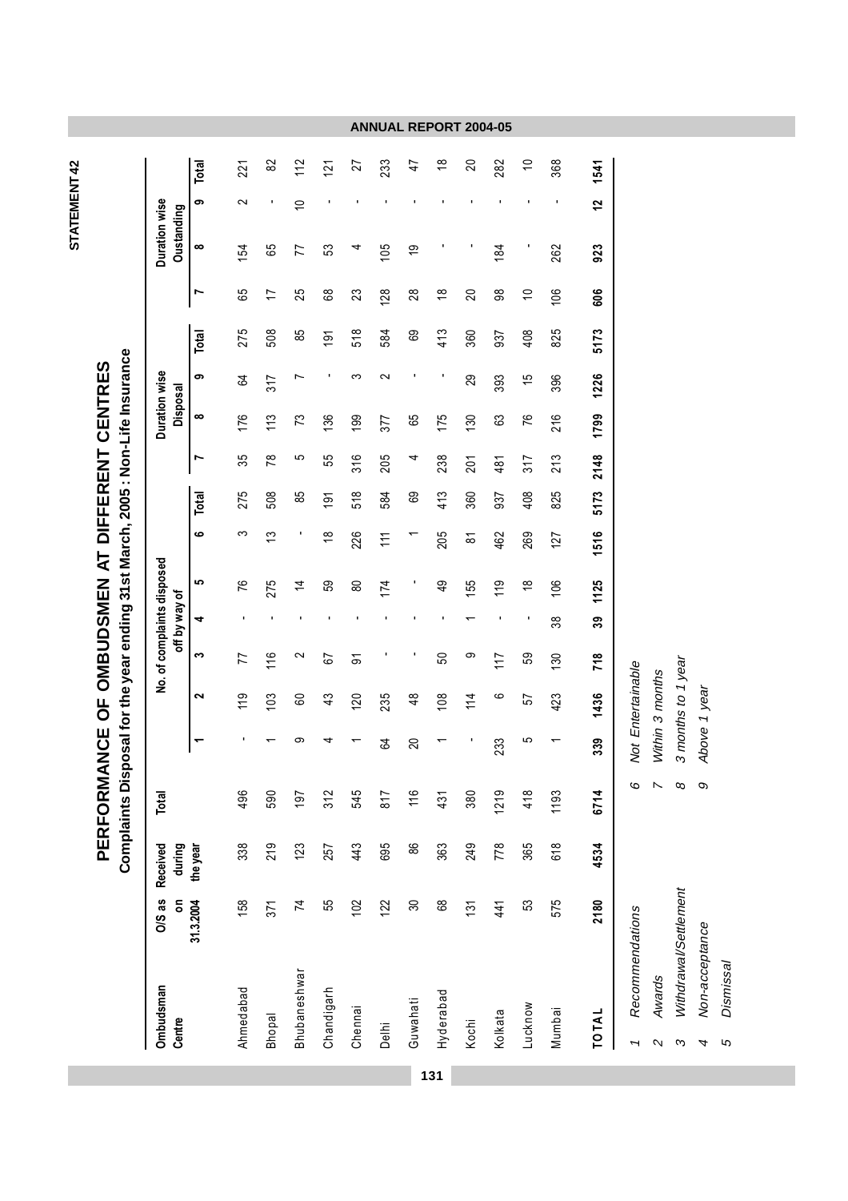STATEMENT 42

# PERFORMANCE OF OMBUDSMEN AT DIFFERENT CENTRES

## Complaints Disposal for the year ending 31st March, 2005 : Non-Life Insurance

| Ombudsman Centre | O/S as on 31.3.2004 | Received during the year | Total | No. of complaints disposed off by way of | | | | | | | Duration wise Disposal | | | | Duration wise Oustanding | | | |
|---|---|---|---|---|---|---|---|---|---|---|---|---|---|---|---|---|---|---|
| | | | | 1 | 2 | 3 | 4 | 5 | 6 | Total | 7 | 8 | 9 | Total | 7 | 8 | 9 | Total |
| Ahmedabad | 158 | 338 | 496 | - | 119 | 77 | - | 76 | 3 | 275 | 35 | 176 | 64 | 275 | 65 | 154 | 2 | 221 |
| Bhopal | 371 | 219 | 590 | 1 | 103 | 116 | - | 275 | 13 | 508 | 78 | 113 | 317 | 508 | 17 | 65 | - | 82 |
| Bhubaneshwar | 74 | 123 | 197 | 9 | 60 | 2 | - | 14 | - | 85 | 5 | 73 | 7 | 85 | 25 | 77 | 10 | 112 |
| Chandigarh | 55 | 257 | 312 | 4 | 43 | 67 | - | 59 | 18 | 191 | 55 | 136 | - | 191 | 68 | 53 | - | 121 |
| Chennai | 102 | 443 | 545 | 1 | 120 | 91 | - | 80 | 226 | 518 | 316 | 199 | 3 | 518 | 23 | 4 | - | 27 |
| Delhi | 122 | 695 | 817 | 64 | 235 | - | - | 174 | 111 | 584 | 205 | 377 | 2 | 584 | 128 | 105 | - | 233 |
| Guwahati | 30 | 86 | 116 | 20 | 48 | - | - | - | 1 | 69 | 4 | 65 | - | 69 | 28 | 19 | - | 47 |
| Hyderabad | 68 | 363 | 431 | 1 | 108 | 50 | - | 49 | 205 | 413 | 238 | 175 | - | 413 | 18 | - | - | 18 |
| Kochi | 131 | 249 | 380 | - | 114 | 9 | 1 | 155 | 81 | 360 | 201 | 130 | 29 | 360 | 20 | - | - | 20 |
| Kolkata | 441 | 778 | 1219 | 233 | 6 | 117 | - | 119 | 462 | 937 | 481 | 63 | 393 | 937 | 98 | 184 | - | 282 |
| Lucknow | 53 | 365 | 418 | 5 | 57 | 59 | - | 18 | 269 | 408 | 317 | 76 | 15 | 408 | 10 | - | - | 10 |
| Mumbai | 575 | 618 | 1193 | 1 | 423 | 130 | 38 | 106 | 127 | 825 | 213 | 216 | 396 | 825 | 106 | 262 | - | 368 |
| **TOTAL** | **2180** | **4534** | **6714** | **339** | **1436** | **718** | **39** | **1125** | **1516** | **5173** | **2148** | **1799** | **1226** | **5173** | **606** | **923** | **12** | **1541** |

*1 Recommendations*
*2 Awards*
*3 Withdrawal/Settlement*
*4 Non-acceptance*
*5 Dismissal*
*6 Not Entertainable*
*7 Within 3 months*
*8 3 months to 1 year*
*9 Above 1 year*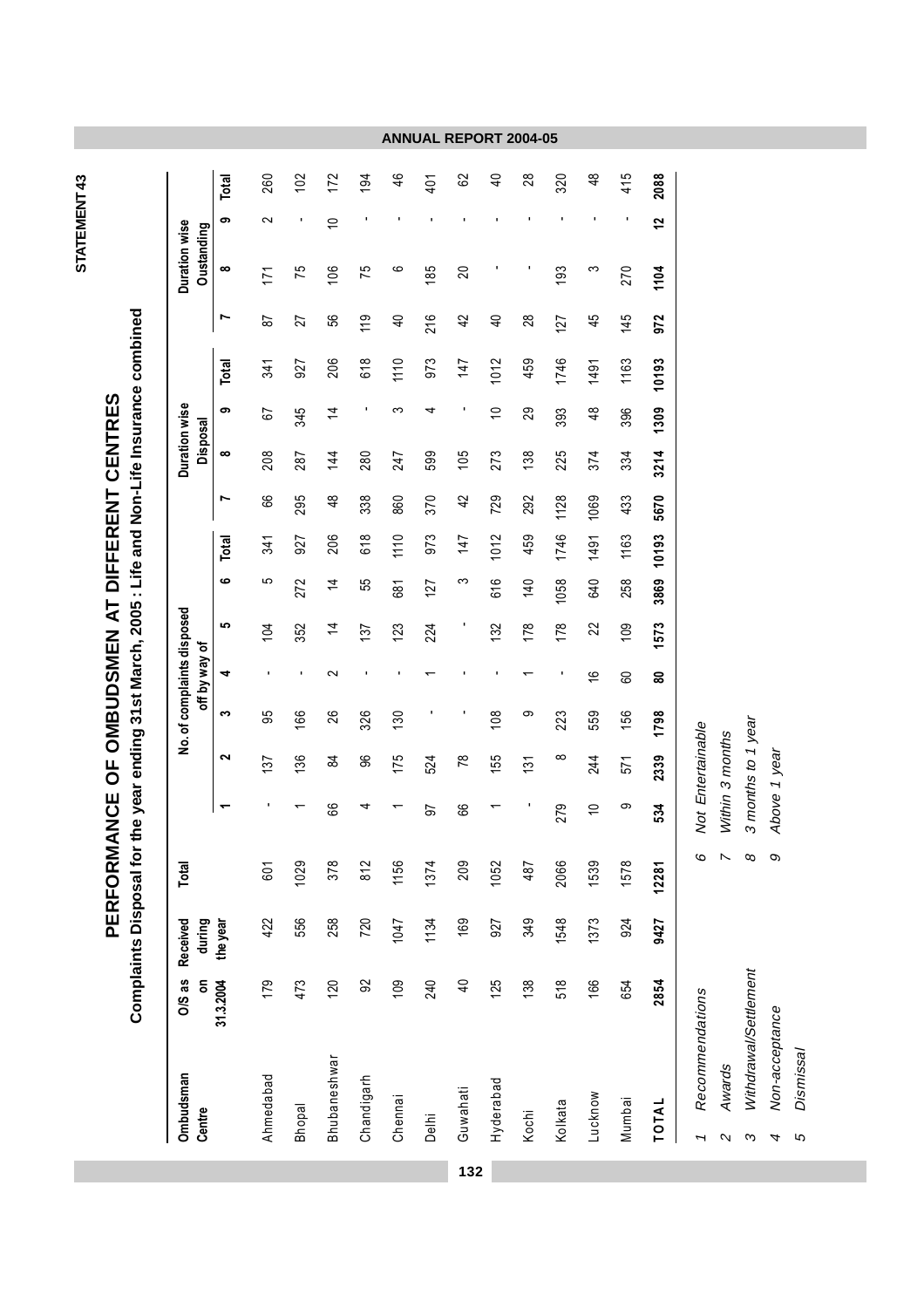STATEMENT 43

# PERFORMANCE OF OMBUDSMEN AT DIFFERENT CENTRES

## Complaints Disposal for the year ending 31st March, 2005 : Life and Non-Life Insurance combined

| Ombudsman Centre | O/S as on 31.3.2004 | Received during the year | Total | No. of complaints disposed off by way of | | | | | | | Duration wise Disposal | | | | Duration wise Oustanding | | | |
|---|---|---|---|---|---|---|---|---|---|---|---|---|---|---|---|---|---|---|
| | | | | 1 | 2 | 3 | 4 | 5 | 6 | Total | 7 | 8 | 9 | Total | 7 | 8 | 9 | Total |
| Ahmedabad | 179 | 422 | 601 | - | 137 | 95 | - | 104 | 5 | 341 | 66 | 208 | 67 | 341 | 87 | 171 | 2 | 260 |
| Bhopal | 473 | 556 | 1029 | 1 | 136 | 166 | - | 352 | 272 | 927 | 295 | 287 | 345 | 927 | 27 | 75 | - | 102 |
| Bhubaneshwar | 120 | 258 | 378 | 66 | 84 | 26 | 2 | 14 | 14 | 206 | 48 | 144 | 14 | 206 | 56 | 106 | 10 | 172 |
| Chandigarh | 92 | 720 | 812 | 4 | 96 | 326 | - | 137 | 55 | 618 | 338 | 280 | - | 618 | 119 | 75 | - | 194 |
| Chennai | 109 | 1047 | 1156 | 1 | 175 | 130 | - | 123 | 681 | 1110 | 860 | 247 | 3 | 1110 | 40 | 6 | - | 46 |
| Delhi | 240 | 1134 | 1374 | 97 | 524 | - | 1 | 224 | 127 | 973 | 370 | 599 | 4 | 973 | 216 | 185 | - | 401 |
| Guwahati | 40 | 169 | 209 | 66 | 78 | - | - | - | 3 | 147 | 42 | 105 | - | 147 | 42 | 20 | - | 62 |
| Hyderabad | 125 | 927 | 1052 | 1 | 155 | 108 | - | 132 | 616 | 1012 | 729 | 273 | 10 | 1012 | 40 | - | - | 40 |
| Kochi | 138 | 349 | 487 | - | 131 | 9 | 1 | 178 | 140 | 459 | 292 | 138 | 29 | 459 | 28 | - | - | 28 |
| Kolkata | 518 | 1548 | 2066 | 279 | 8 | 223 | - | 178 | 1058 | 1746 | 1128 | 225 | 393 | 1746 | 127 | 193 | - | 320 |
| Lucknow | 166 | 1373 | 1539 | 10 | 244 | 559 | 16 | 22 | 640 | 1491 | 1069 | 374 | 48 | 1491 | 45 | 3 | - | 48 |
| Mumbai | 654 | 924 | 1578 | 9 | 571 | 156 | 60 | 109 | 258 | 1163 | 433 | 334 | 396 | 1163 | 145 | 270 | - | 415 |
| **TOTAL** | **2854** | **9427** | **12281** | **534** | **2339** | **1798** | **80** | **1573** | **3869** | **10193** | **5670** | **3214** | **1309** | **10193** | **972** | **1104** | **12** | **2088** |

1. *Recommendations*
2. *Awards*
3. *Withdrawal/Settlement*
4. *Non-acceptance*
5. *Dismissal*
6. *Not Entertainable*
7. *Within 3 months*
8. *3 months to 1 year*
9. *Above 1 year*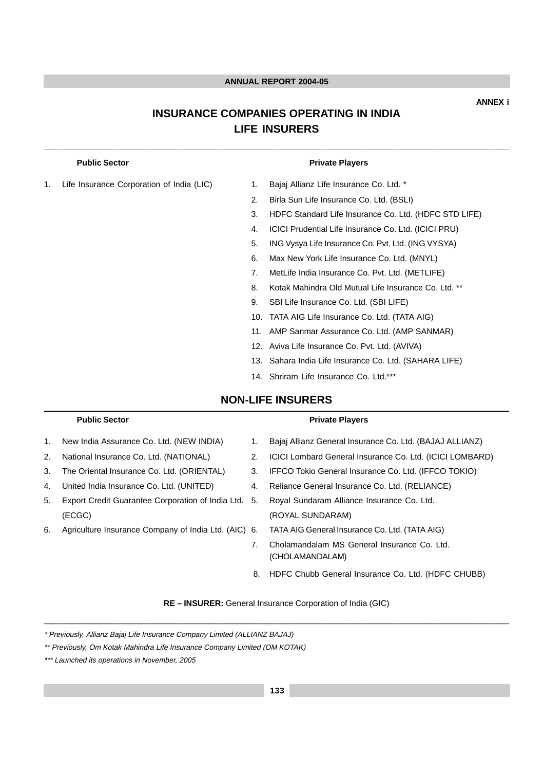ANNEX i

# INSURANCE COMPANIES OPERATING IN INDIA

## LIFE INSURERS

**Public Sector**

1. Life Insurance Corporation of India (LIC)

**Private Players**

1. Bajaj Allianz Life Insurance Co. Ltd. *
2. Birla Sun Life Insurance Co. Ltd. (BSLI)
3. HDFC Standard Life Insurance Co. Ltd. (HDFC STD LIFE)
4. ICICI Prudential Life Insurance Co. Ltd. (ICICI PRU)
5. ING Vysya Life Insurance Co. Pvt. Ltd. (ING VYSYA)
6. Max New York Life Insurance Co. Ltd. (MNYL)
7. MetLife India Insurance Co. Pvt. Ltd. (METLIFE)
8. Kotak Mahindra Old Mutual Life Insurance Co. Ltd. **
9. SBI Life Insurance Co. Ltd. (SBI LIFE)
10. TATA AIG Life Insurance Co. Ltd. (TATA AIG)
11. AMP Sanmar Assurance Co. Ltd. (AMP SANMAR)
12. Aviva Life Insurance Co. Pvt. Ltd. (AVIVA)
13. Sahara India Life Insurance Co. Ltd. (SAHARA LIFE)
14. Shriram Life Insurance Co. Ltd.***

## NON-LIFE INSURERS

**Public Sector**

1. New India Assurance Co. Ltd. (NEW INDIA)
2. National Insurance Co. Ltd. (NATIONAL)
3. The Oriental Insurance Co. Ltd. (ORIENTAL)
4. United India Insurance Co. Ltd. (UNITED)
5. Export Credit Guarantee Corporation of India Ltd. (ECGC)
6. Agriculture Insurance Company of India Ltd. (AIC)

**Private Players**

1. Bajaj Allianz General Insurance Co. Ltd. (BAJAJ ALLIANZ)
2. ICICI Lombard General Insurance Co. Ltd. (ICICI LOMBARD)
3. IFFCO Tokio General Insurance Co. Ltd. (IFFCO TOKIO)
4. Reliance General Insurance Co. Ltd. (RELIANCE)
5. Royal Sundaram Alliance Insurance Co. Ltd. (ROYAL SUNDARAM)
6. TATA AIG General Insurance Co. Ltd. (TATA AIG)
7. Cholamandalam MS General Insurance Co. Ltd. (CHOLAMANDALAM)
8. HDFC Chubb General Insurance Co. Ltd. (HDFC CHUBB)

**RE – INSURER:** General Insurance Corporation of India (GIC)

*\* Previously, Allianz Bajaj Life Insurance Company Limited (ALLIANZ BAJAJ)*

*\*\* Previously, Om Kotak Mahindra Life Insurance Company Limited (OM KOTAK)*

*\*\*\* Launched its operations in November, 2005*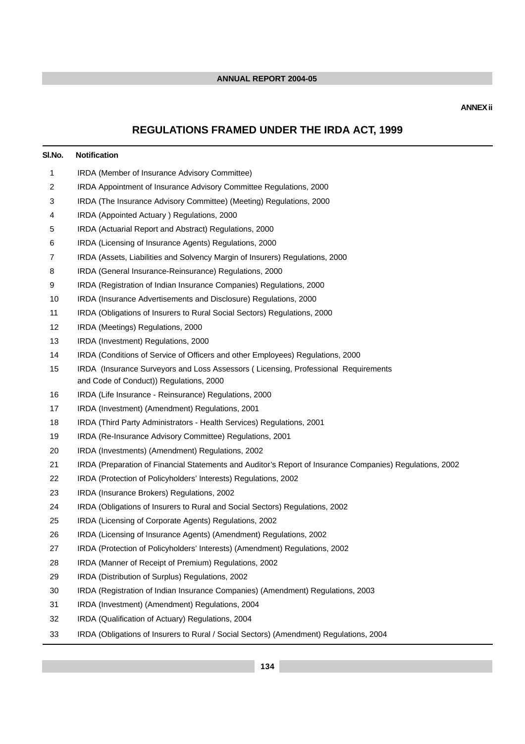ANNEX ii

# REGULATIONS FRAMED UNDER THE IRDA ACT, 1999

| Sl.No. | Notification |
|---|---|
| 1 | IRDA (Member of Insurance Advisory Committee) |
| 2 | IRDA Appointment of Insurance Advisory Committee Regulations, 2000 |
| 3 | IRDA (The Insurance Advisory Committee) (Meeting) Regulations, 2000 |
| 4 | IRDA (Appointed Actuary ) Regulations, 2000 |
| 5 | IRDA (Actuarial Report and Abstract) Regulations, 2000 |
| 6 | IRDA (Licensing of Insurance Agents) Regulations, 2000 |
| 7 | IRDA (Assets, Liabilities and Solvency Margin of Insurers) Regulations, 2000 |
| 8 | IRDA (General Insurance-Reinsurance) Regulations, 2000 |
| 9 | IRDA (Registration of Indian Insurance Companies) Regulations, 2000 |
| 10 | IRDA (Insurance Advertisements and Disclosure) Regulations, 2000 |
| 11 | IRDA (Obligations of Insurers to Rural Social Sectors) Regulations, 2000 |
| 12 | IRDA (Meetings) Regulations, 2000 |
| 13 | IRDA (Investment) Regulations, 2000 |
| 14 | IRDA (Conditions of Service of Officers and other Employees) Regulations, 2000 |
| 15 | IRDA (Insurance Surveyors and Loss Assessors ( Licensing, Professional Requirements and Code of Conduct)) Regulations, 2000 |
| 16 | IRDA (Life Insurance - Reinsurance) Regulations, 2000 |
| 17 | IRDA (Investment) (Amendment) Regulations, 2001 |
| 18 | IRDA (Third Party Administrators - Health Services) Regulations, 2001 |
| 19 | IRDA (Re-Insurance Advisory Committee) Regulations, 2001 |
| 20 | IRDA (Investments) (Amendment) Regulations, 2002 |
| 21 | IRDA (Preparation of Financial Statements and Auditor's Report of Insurance Companies) Regulations, 2002 |
| 22 | IRDA (Protection of Policyholders' Interests) Regulations, 2002 |
| 23 | IRDA (Insurance Brokers) Regulations, 2002 |
| 24 | IRDA (Obligations of Insurers to Rural and Social Sectors) Regulations, 2002 |
| 25 | IRDA (Licensing of Corporate Agents) Regulations, 2002 |
| 26 | IRDA (Licensing of Insurance Agents) (Amendment) Regulations, 2002 |
| 27 | IRDA (Protection of Policyholders' Interests) (Amendment) Regulations, 2002 |
| 28 | IRDA (Manner of Receipt of Premium) Regulations, 2002 |
| 29 | IRDA (Distribution of Surplus) Regulations, 2002 |
| 30 | IRDA (Registration of Indian Insurance Companies) (Amendment) Regulations, 2003 |
| 31 | IRDA (Investment) (Amendment) Regulations, 2004 |
| 32 | IRDA (Qualification of Actuary) Regulations, 2004 |
| 33 | IRDA (Obligations of Insurers to Rural / Social Sectors) (Amendment) Regulations, 2004 |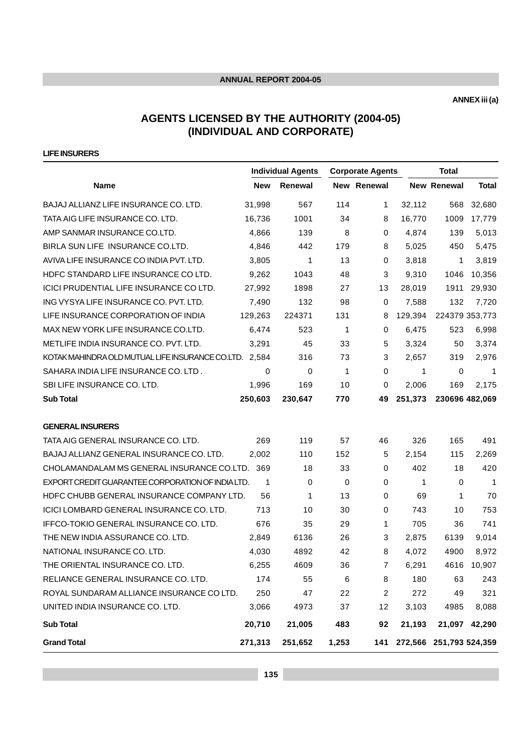ANNEX iii (a)

# AGENTS LICENSED BY THE AUTHORITY (2004-05) (INDIVIDUAL AND CORPORATE)

**LIFE INSURERS**

| Name | Individual Agents | | Corporate Agents | | Total | | |
|---|---|---|---|---|---|---|---|
| | New | Renewal | New | Renewal | New | Renewal | Total |
| BAJAJ ALLIANZ LIFE INSURANCE CO. LTD. | 31,998 | 567 | 114 | 1 | 32,112 | 568 | 32,680 |
| TATA AIG LIFE INSURANCE CO. LTD. | 16,736 | 1001 | 34 | 8 | 16,770 | 1009 | 17,779 |
| AMP SANMAR INSURANCE CO.LTD. | 4,866 | 139 | 8 | 0 | 4,874 | 139 | 5,013 |
| BIRLA SUN LIFE INSURANCE CO.LTD. | 4,846 | 442 | 179 | 8 | 5,025 | 450 | 5,475 |
| AVIVA LIFE INSURANCE CO INDIA PVT. LTD. | 3,805 | 1 | 13 | 0 | 3,818 | 1 | 3,819 |
| HDFC STANDARD LIFE INSURANCE CO LTD. | 9,262 | 1043 | 48 | 3 | 9,310 | 1046 | 10,356 |
| ICICI PRUDENTIAL LIFE INSURANCE CO LTD. | 27,992 | 1898 | 27 | 13 | 28,019 | 1911 | 29,930 |
| ING VYSYA LIFE INSURANCE CO. PVT. LTD. | 7,490 | 132 | 98 | 0 | 7,588 | 132 | 7,720 |
| LIFE INSURANCE CORPORATION OF INDIA | 129,263 | 224371 | 131 | 8 | 129,394 | 224379 | 353,773 |
| MAX NEW YORK LIFE INSURANCE CO.LTD. | 6,474 | 523 | 1 | 0 | 6,475 | 523 | 6,998 |
| METLIFE INDIA INSURANCE CO. PVT. LTD. | 3,291 | 45 | 33 | 5 | 3,324 | 50 | 3,374 |
| KOTAK MAHINDRA OLD MUTUAL LIFE INSURANCE CO.LTD. | 2,584 | 316 | 73 | 3 | 2,657 | 319 | 2,976 |
| SAHARA INDIA LIFE INSURANCE CO. LTD . | 0 | 0 | 1 | 0 | 1 | 0 | 1 |
| SBI LIFE INSURANCE CO. LTD. | 1,996 | 169 | 10 | 0 | 2,006 | 169 | 2,175 |
| **Sub Total** | **250,603** | **230,647** | **770** | **49** | **251,373** | **230696** | **482,069** |
| **GENERAL INSURERS** | | | | | | | |
| TATA AIG GENERAL INSURANCE CO. LTD. | 269 | 119 | 57 | 46 | 326 | 165 | 491 |
| BAJAJ ALLIANZ GENERAL INSURANCE CO. LTD. | 2,002 | 110 | 152 | 5 | 2,154 | 115 | 2,269 |
| CHOLAMANDALAM MS GENERAL INSURANCE CO.LTD. | 369 | 18 | 33 | 0 | 402 | 18 | 420 |
| EXPORT CREDIT GUARANTEE CORPORATION OF INDIA LTD. | 1 | 0 | 0 | 0 | 1 | 0 | 1 |
| HDFC CHUBB GENERAL INSURANCE COMPANY LTD. | 56 | 1 | 13 | 0 | 69 | 1 | 70 |
| ICICI LOMBARD GENERAL INSURANCE CO. LTD. | 713 | 10 | 30 | 0 | 743 | 10 | 753 |
| IFFCO-TOKIO GENERAL INSURANCE CO. LTD. | 676 | 35 | 29 | 1 | 705 | 36 | 741 |
| THE NEW INDIA ASSURANCE CO. LTD. | 2,849 | 6136 | 26 | 3 | 2,875 | 6139 | 9,014 |
| NATIONAL INSURANCE CO. LTD. | 4,030 | 4892 | 42 | 8 | 4,072 | 4900 | 8,972 |
| THE ORIENTAL INSURANCE CO. LTD. | 6,255 | 4609 | 36 | 7 | 6,291 | 4616 | 10,907 |
| RELIANCE GENERAL INSURANCE CO. LTD. | 174 | 55 | 6 | 8 | 180 | 63 | 243 |
| ROYAL SUNDARAM ALLIANCE INSURANCE CO LTD. | 250 | 47 | 22 | 2 | 272 | 49 | 321 |
| UNITED INDIA INSURANCE CO. LTD. | 3,066 | 4973 | 37 | 12 | 3,103 | 4985 | 8,088 |
| **Sub Total** | **20,710** | **21,005** | **483** | **92** | **21,193** | **21,097** | **42,290** |
| **Grand Total** | **271,313** | **251,652** | **1,253** | **141** | **272,566** | **251,793** | **524,359** |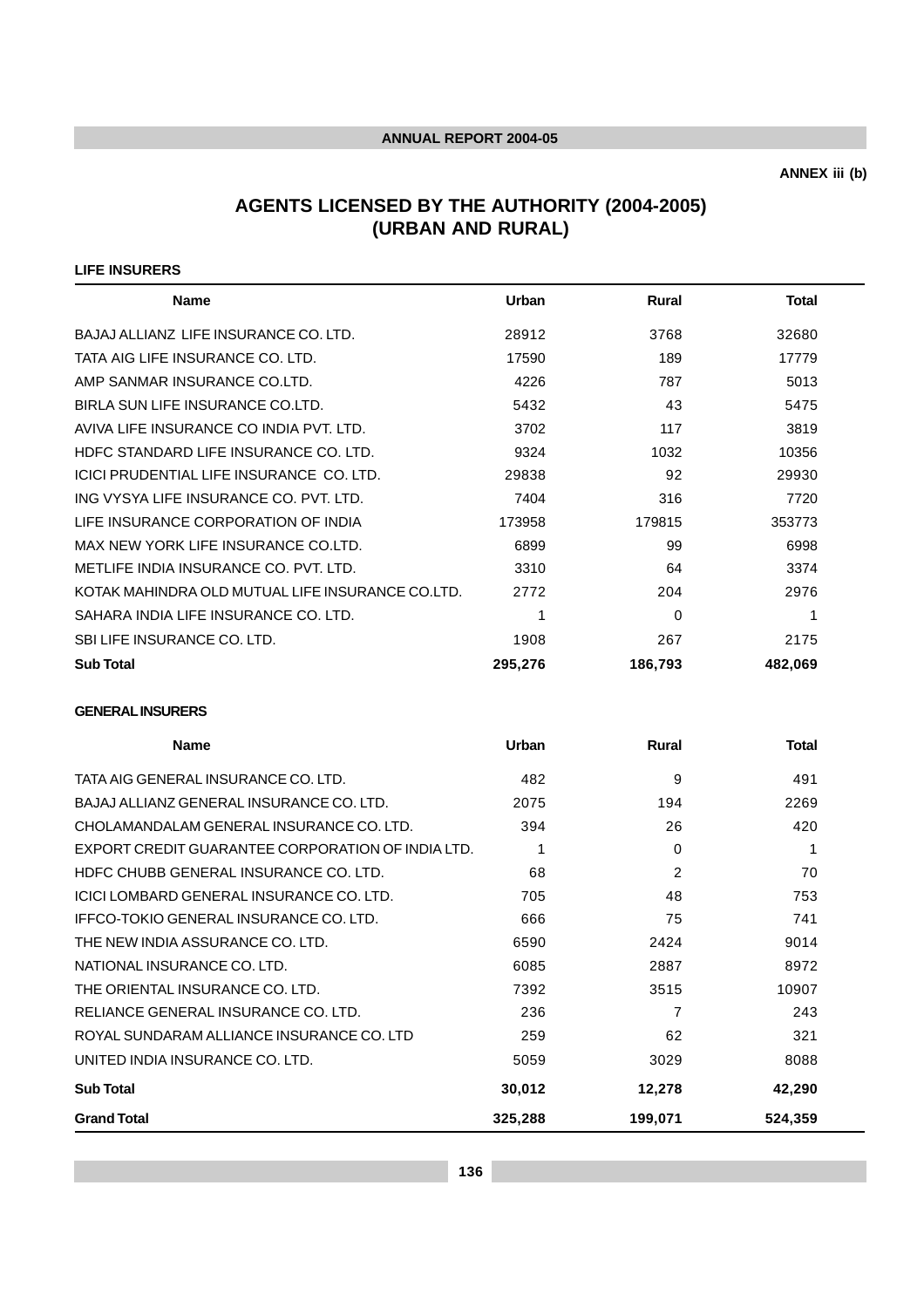ANNEX iii (b)

# AGENTS LICENSED BY THE AUTHORITY (2004-2005) (URBAN AND RURAL)

**LIFE INSURERS**

| Name | Urban | Rural | Total |
|---|---|---|---|
| BAJAJ ALLIANZ LIFE INSURANCE CO. LTD. | 28912 | 3768 | 32680 |
| TATA AIG LIFE INSURANCE CO. LTD. | 17590 | 189 | 17779 |
| AMP SANMAR INSURANCE CO.LTD. | 4226 | 787 | 5013 |
| BIRLA SUN LIFE INSURANCE CO.LTD. | 5432 | 43 | 5475 |
| AVIVA LIFE INSURANCE CO INDIA PVT. LTD. | 3702 | 117 | 3819 |
| HDFC STANDARD LIFE INSURANCE CO. LTD. | 9324 | 1032 | 10356 |
| ICICI PRUDENTIAL LIFE INSURANCE CO. LTD. | 29838 | 92 | 29930 |
| ING VYSYA LIFE INSURANCE CO. PVT. LTD. | 7404 | 316 | 7720 |
| LIFE INSURANCE CORPORATION OF INDIA | 173958 | 179815 | 353773 |
| MAX NEW YORK LIFE INSURANCE CO.LTD. | 6899 | 99 | 6998 |
| METLIFE INDIA INSURANCE CO. PVT. LTD. | 3310 | 64 | 3374 |
| KOTAK MAHINDRA OLD MUTUAL LIFE INSURANCE CO.LTD. | 2772 | 204 | 2976 |
| SAHARA INDIA LIFE INSURANCE CO. LTD. | 1 | 0 | 1 |
| SBI LIFE INSURANCE CO. LTD. | 1908 | 267 | 2175 |
| **Sub Total** | **295,276** | **186,793** | **482,069** |

**GENERAL INSURERS**

| Name | Urban | Rural | Total |
|---|---|---|---|
| TATA AIG GENERAL INSURANCE CO. LTD. | 482 | 9 | 491 |
| BAJAJ ALLIANZ GENERAL INSURANCE CO. LTD. | 2075 | 194 | 2269 |
| CHOLAMANDALAM GENERAL INSURANCE CO. LTD. | 394 | 26 | 420 |
| EXPORT CREDIT GUARANTEE CORPORATION OF INDIA LTD. | 1 | 0 | 1 |
| HDFC CHUBB GENERAL INSURANCE CO. LTD. | 68 | 2 | 70 |
| ICICI LOMBARD GENERAL INSURANCE CO. LTD. | 705 | 48 | 753 |
| IFFCO-TOKIO GENERAL INSURANCE CO. LTD. | 666 | 75 | 741 |
| THE NEW INDIA ASSURANCE CO. LTD. | 6590 | 2424 | 9014 |
| NATIONAL INSURANCE CO. LTD. | 6085 | 2887 | 8972 |
| THE ORIENTAL INSURANCE CO. LTD. | 7392 | 3515 | 10907 |
| RELIANCE GENERAL INSURANCE CO. LTD. | 236 | 7 | 243 |
| ROYAL SUNDARAM ALLIANCE INSURANCE CO. LTD | 259 | 62 | 321 |
| UNITED INDIA INSURANCE CO. LTD. | 5059 | 3029 | 8088 |
| **Sub Total** | **30,012** | **12,278** | **42,290** |
| **Grand Total** | **325,288** | **199,071** | **524,359** |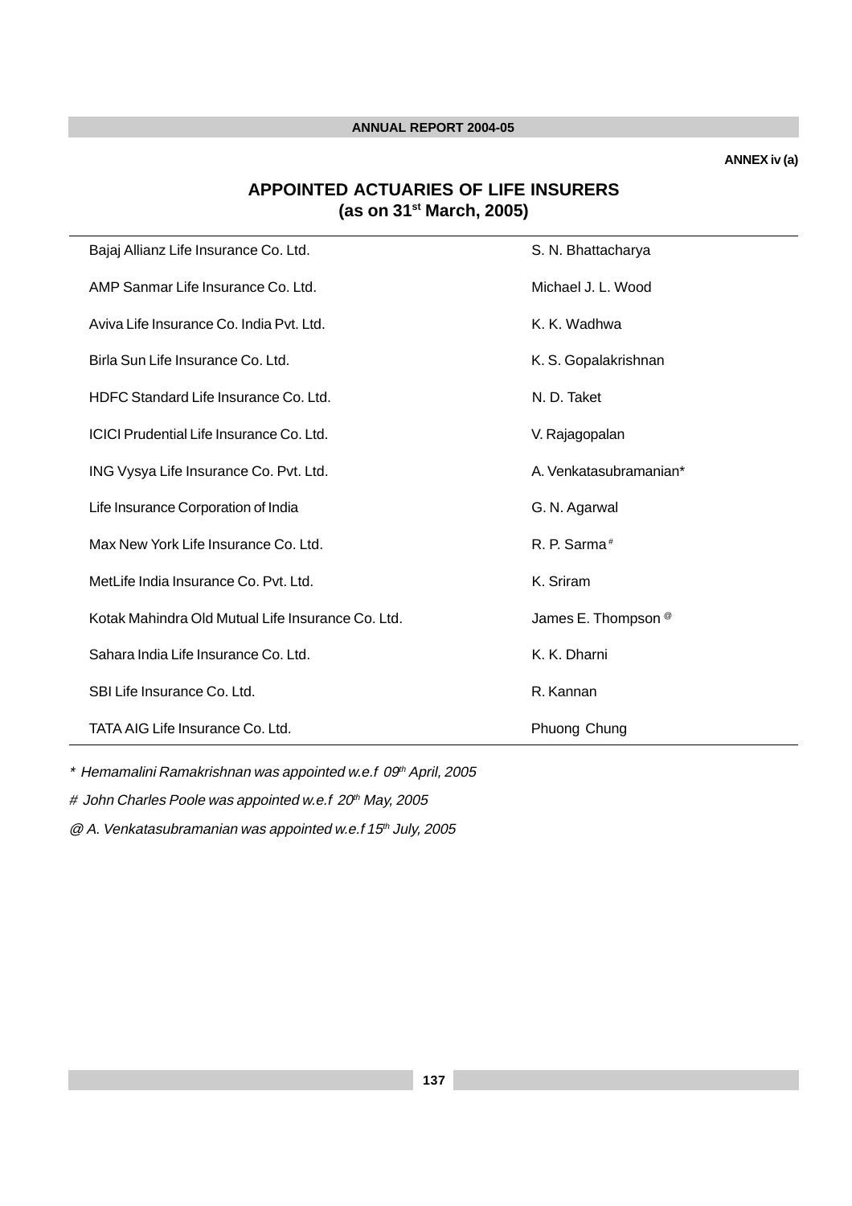ANNEX iv (a)

## APPOINTED ACTUARIES OF LIFE INSURERS
## (as on 31st March, 2005)

| | |
|---|---|
| Bajaj Allianz Life Insurance Co. Ltd. | S. N. Bhattacharya |
| AMP Sanmar Life Insurance Co. Ltd. | Michael J. L. Wood |
| Aviva Life Insurance Co. India Pvt. Ltd. | K. K. Wadhwa |
| Birla Sun Life Insurance Co. Ltd. | K. S. Gopalakrishnan |
| HDFC Standard Life Insurance Co. Ltd. | N. D. Taket |
| ICICI Prudential Life Insurance Co. Ltd. | V. Rajagopalan |
| ING Vysya Life Insurance Co. Pvt. Ltd. | A. Venkatasubramanian* |
| Life Insurance Corporation of India | G. N. Agarwal |
| Max New York Life Insurance Co. Ltd. | R. P. Sarma # |
| MetLife India Insurance Co. Pvt. Ltd. | K. Sriram |
| Kotak Mahindra Old Mutual Life Insurance Co. Ltd. | James E. Thompson @ |
| Sahara India Life Insurance Co. Ltd. | K. K. Dharni |
| SBI Life Insurance Co. Ltd. | R. Kannan |
| TATA AIG Life Insurance Co. Ltd. | Phuong Chung |

*\* Hemamalini Ramakrishnan was appointed w.e.f 09th April, 2005*

*# John Charles Poole was appointed w.e.f 20th May, 2005*

*@ A. Venkatasubramanian was appointed w.e.f 15th July, 2005*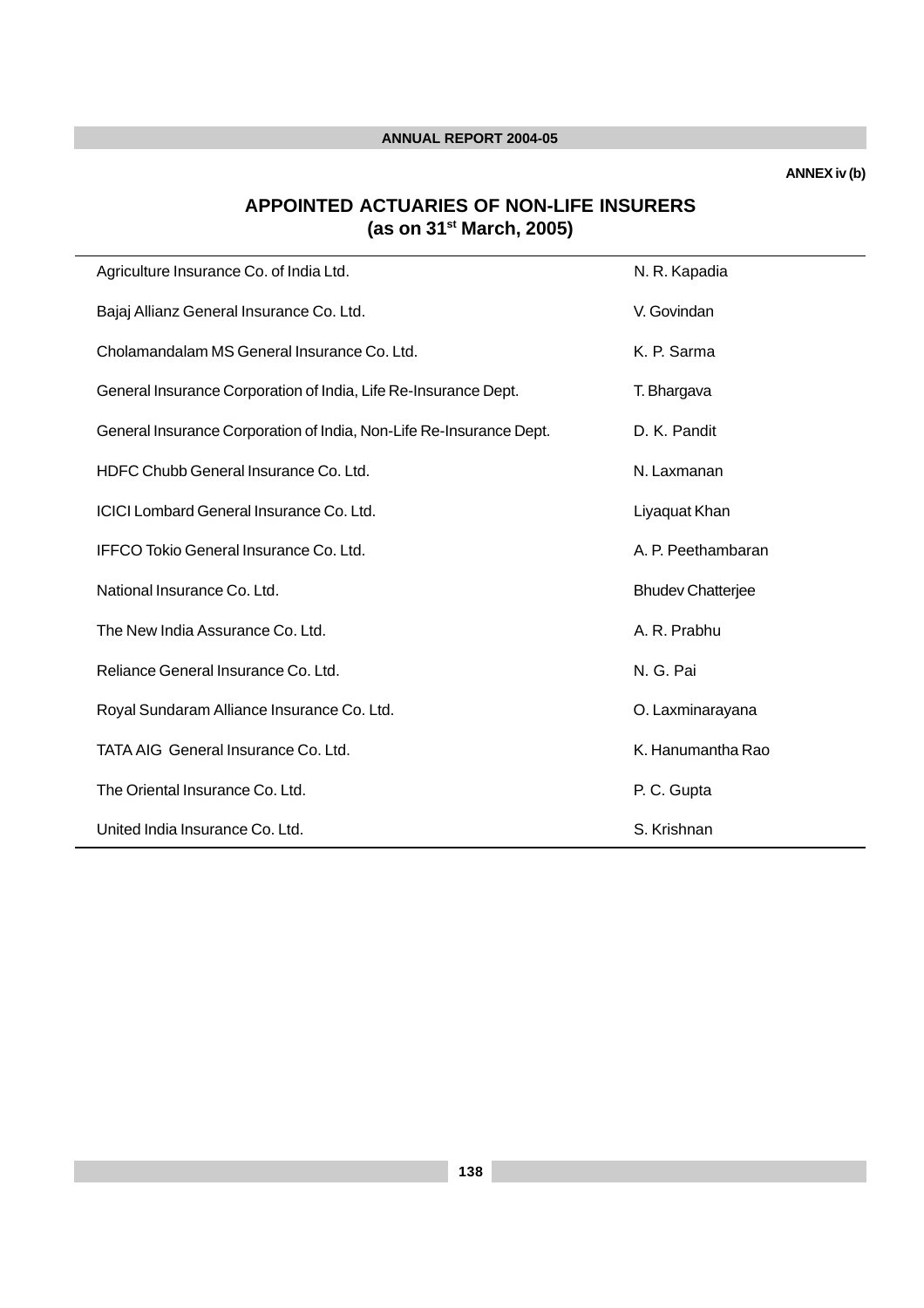ANNEX iv (b)

## APPOINTED ACTUARIES OF NON-LIFE INSURERS
## (as on 31st March, 2005)

| | |
|---|---|
| Agriculture Insurance Co. of India Ltd. | N. R. Kapadia |
| Bajaj Allianz General Insurance Co. Ltd. | V. Govindan |
| Cholamandalam MS General Insurance Co. Ltd. | K. P. Sarma |
| General Insurance Corporation of India, Life Re-Insurance Dept. | T. Bhargava |
| General Insurance Corporation of India, Non-Life Re-Insurance Dept. | D. K. Pandit |
| HDFC Chubb General Insurance Co. Ltd. | N. Laxmanan |
| ICICI Lombard General Insurance Co. Ltd. | Liyaquat Khan |
| IFFCO Tokio General Insurance Co. Ltd. | A. P. Peethambaran |
| National Insurance Co. Ltd. | Bhudev Chatterjee |
| The New India Assurance Co. Ltd. | A. R. Prabhu |
| Reliance General Insurance Co. Ltd. | N. G. Pai |
| Royal Sundaram Alliance Insurance Co. Ltd. | O. Laxminarayana |
| TATA AIG General Insurance Co. Ltd. | K. Hanumantha Rao |
| The Oriental Insurance Co. Ltd. | P. C. Gupta |
| United India Insurance Co. Ltd. | S. Krishnan |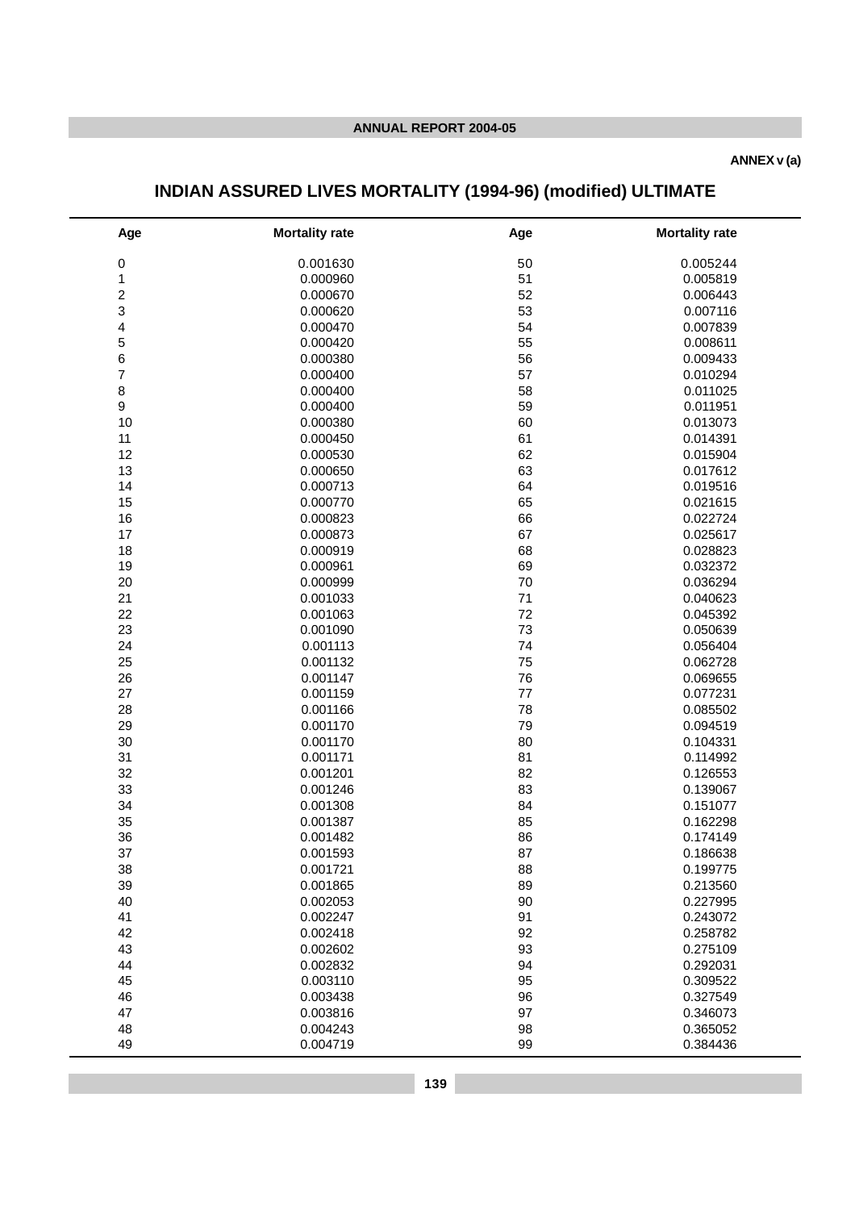**ANNEX v (a)**

# INDIAN ASSURED LIVES MORTALITY (1994-96) (modified) ULTIMATE

| Age | Mortality rate | Age | Mortality rate |
|---|---|---|---|
| 0 | 0.001630 | 50 | 0.005244 |
| 1 | 0.000960 | 51 | 0.005819 |
| 2 | 0.000670 | 52 | 0.006443 |
| 3 | 0.000620 | 53 | 0.007116 |
| 4 | 0.000470 | 54 | 0.007839 |
| 5 | 0.000420 | 55 | 0.008611 |
| 6 | 0.000380 | 56 | 0.009433 |
| 7 | 0.000400 | 57 | 0.010294 |
| 8 | 0.000400 | 58 | 0.011025 |
| 9 | 0.000400 | 59 | 0.011951 |
| 10 | 0.000380 | 60 | 0.013073 |
| 11 | 0.000450 | 61 | 0.014391 |
| 12 | 0.000530 | 62 | 0.015904 |
| 13 | 0.000650 | 63 | 0.017612 |
| 14 | 0.000713 | 64 | 0.019516 |
| 15 | 0.000770 | 65 | 0.021615 |
| 16 | 0.000823 | 66 | 0.022724 |
| 17 | 0.000873 | 67 | 0.025617 |
| 18 | 0.000919 | 68 | 0.028823 |
| 19 | 0.000961 | 69 | 0.032372 |
| 20 | 0.000999 | 70 | 0.036294 |
| 21 | 0.001033 | 71 | 0.040623 |
| 22 | 0.001063 | 72 | 0.045392 |
| 23 | 0.001090 | 73 | 0.050639 |
| 24 | 0.001113 | 74 | 0.056404 |
| 25 | 0.001132 | 75 | 0.062728 |
| 26 | 0.001147 | 76 | 0.069655 |
| 27 | 0.001159 | 77 | 0.077231 |
| 28 | 0.001166 | 78 | 0.085502 |
| 29 | 0.001170 | 79 | 0.094519 |
| 30 | 0.001170 | 80 | 0.104331 |
| 31 | 0.001171 | 81 | 0.114992 |
| 32 | 0.001201 | 82 | 0.126553 |
| 33 | 0.001246 | 83 | 0.139067 |
| 34 | 0.001308 | 84 | 0.151077 |
| 35 | 0.001387 | 85 | 0.162298 |
| 36 | 0.001482 | 86 | 0.174149 |
| 37 | 0.001593 | 87 | 0.186638 |
| 38 | 0.001721 | 88 | 0.199775 |
| 39 | 0.001865 | 89 | 0.213560 |
| 40 | 0.002053 | 90 | 0.227995 |
| 41 | 0.002247 | 91 | 0.243072 |
| 42 | 0.002418 | 92 | 0.258782 |
| 43 | 0.002602 | 93 | 0.275109 |
| 44 | 0.002832 | 94 | 0.292031 |
| 45 | 0.003110 | 95 | 0.309522 |
| 46 | 0.003438 | 96 | 0.327549 |
| 47 | 0.003816 | 97 | 0.346073 |
| 48 | 0.004243 | 98 | 0.365052 |
| 49 | 0.004719 | 99 | 0.384436 |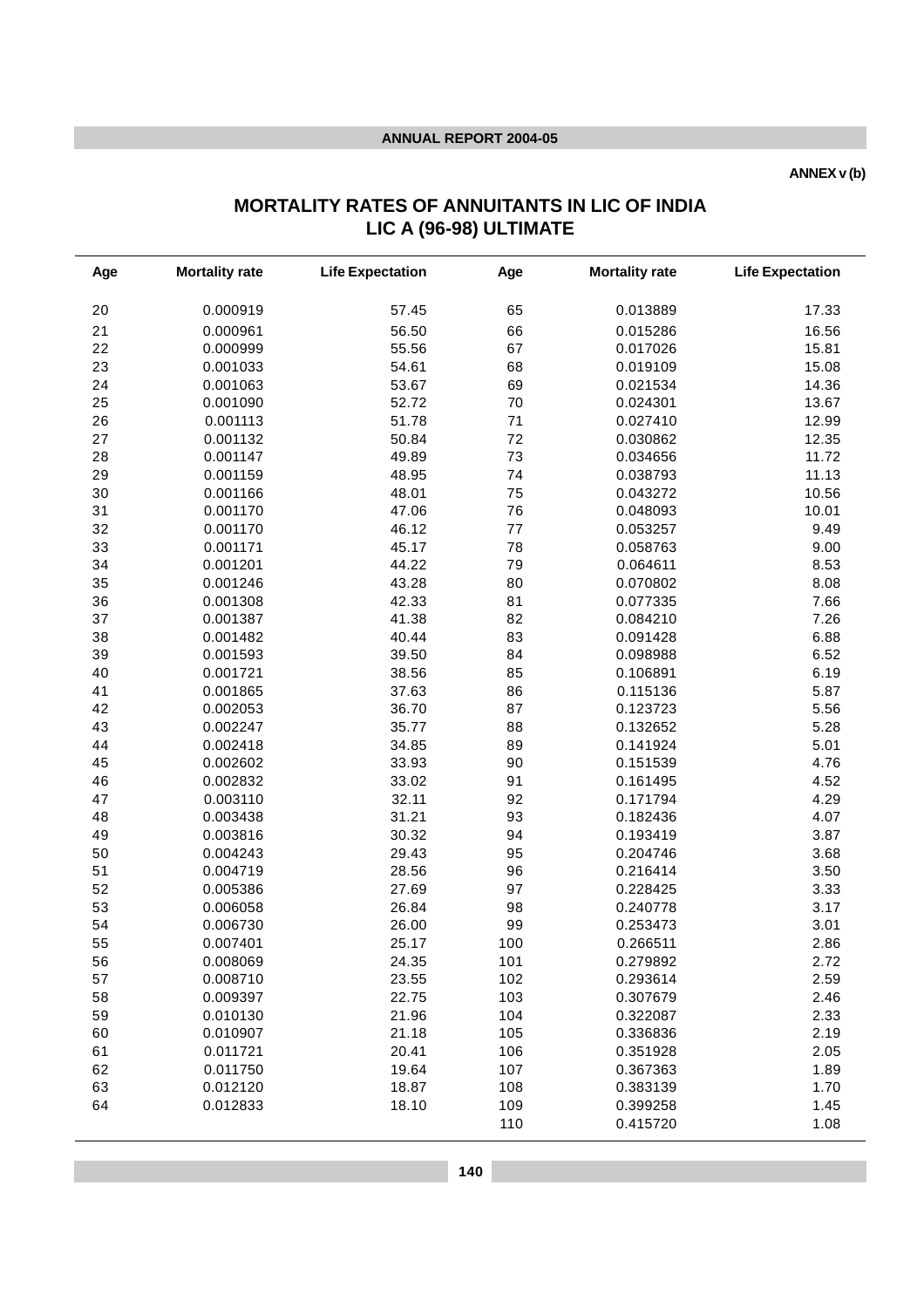ANNEX v (b)

# MORTALITY RATES OF ANNUITANTS IN LIC OF INDIA
## LIC A (96-98) ULTIMATE

| Age | Mortality rate | Life Expectation | Age | Mortality rate | Life Expectation |
|---|---|---|---|---|---|
| 20 | 0.000919 | 57.45 | 65 | 0.013889 | 17.33 |
| 21 | 0.000961 | 56.50 | 66 | 0.015286 | 16.56 |
| 22 | 0.000999 | 55.56 | 67 | 0.017026 | 15.81 |
| 23 | 0.001033 | 54.61 | 68 | 0.019109 | 15.08 |
| 24 | 0.001063 | 53.67 | 69 | 0.021534 | 14.36 |
| 25 | 0.001090 | 52.72 | 70 | 0.024301 | 13.67 |
| 26 | 0.001113 | 51.78 | 71 | 0.027410 | 12.99 |
| 27 | 0.001132 | 50.84 | 72 | 0.030862 | 12.35 |
| 28 | 0.001147 | 49.89 | 73 | 0.034656 | 11.72 |
| 29 | 0.001159 | 48.95 | 74 | 0.038793 | 11.13 |
| 30 | 0.001166 | 48.01 | 75 | 0.043272 | 10.56 |
| 31 | 0.001170 | 47.06 | 76 | 0.048093 | 10.01 |
| 32 | 0.001170 | 46.12 | 77 | 0.053257 | 9.49 |
| 33 | 0.001171 | 45.17 | 78 | 0.058763 | 9.00 |
| 34 | 0.001201 | 44.22 | 79 | 0.064611 | 8.53 |
| 35 | 0.001246 | 43.28 | 80 | 0.070802 | 8.08 |
| 36 | 0.001308 | 42.33 | 81 | 0.077335 | 7.66 |
| 37 | 0.001387 | 41.38 | 82 | 0.084210 | 7.26 |
| 38 | 0.001482 | 40.44 | 83 | 0.091428 | 6.88 |
| 39 | 0.001593 | 39.50 | 84 | 0.098988 | 6.52 |
| 40 | 0.001721 | 38.56 | 85 | 0.106891 | 6.19 |
| 41 | 0.001865 | 37.63 | 86 | 0.115136 | 5.87 |
| 42 | 0.002053 | 36.70 | 87 | 0.123723 | 5.56 |
| 43 | 0.002247 | 35.77 | 88 | 0.132652 | 5.28 |
| 44 | 0.002418 | 34.85 | 89 | 0.141924 | 5.01 |
| 45 | 0.002602 | 33.93 | 90 | 0.151539 | 4.76 |
| 46 | 0.002832 | 33.02 | 91 | 0.161495 | 4.52 |
| 47 | 0.003110 | 32.11 | 92 | 0.171794 | 4.29 |
| 48 | 0.003438 | 31.21 | 93 | 0.182436 | 4.07 |
| 49 | 0.003816 | 30.32 | 94 | 0.193419 | 3.87 |
| 50 | 0.004243 | 29.43 | 95 | 0.204746 | 3.68 |
| 51 | 0.004719 | 28.56 | 96 | 0.216414 | 3.50 |
| 52 | 0.005386 | 27.69 | 97 | 0.228425 | 3.33 |
| 53 | 0.006058 | 26.84 | 98 | 0.240778 | 3.17 |
| 54 | 0.006730 | 26.00 | 99 | 0.253473 | 3.01 |
| 55 | 0.007401 | 25.17 | 100 | 0.266511 | 2.86 |
| 56 | 0.008069 | 24.35 | 101 | 0.279892 | 2.72 |
| 57 | 0.008710 | 23.55 | 102 | 0.293614 | 2.59 |
| 58 | 0.009397 | 22.75 | 103 | 0.307679 | 2.46 |
| 59 | 0.010130 | 21.96 | 104 | 0.322087 | 2.33 |
| 60 | 0.010907 | 21.18 | 105 | 0.336836 | 2.19 |
| 61 | 0.011721 | 20.41 | 106 | 0.351928 | 2.05 |
| 62 | 0.011750 | 19.64 | 107 | 0.367363 | 1.89 |
| 63 | 0.012120 | 18.87 | 108 | 0.383139 | 1.70 |
| 64 | 0.012833 | 18.10 | 109 | 0.399258 | 1.45 |
| | | | 110 | 0.415720 | 1.08 |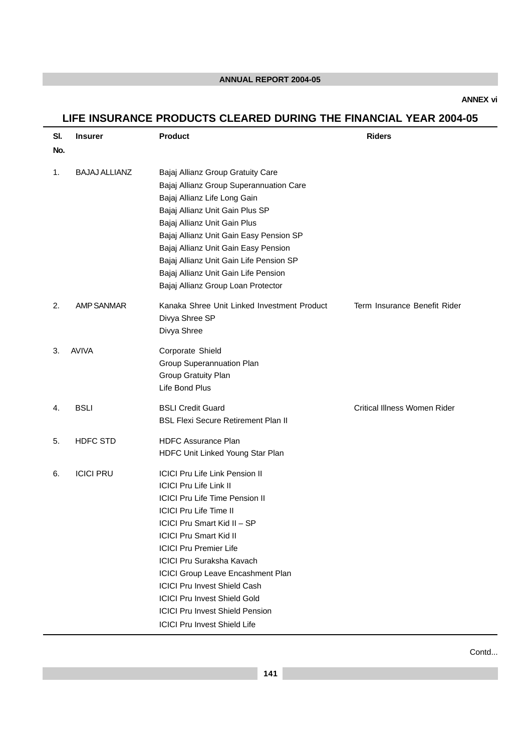ANNEX vi

## LIFE INSURANCE PRODUCTS CLEARED DURING THE FINANCIAL YEAR 2004-05

| Sl. No. | Insurer | Product | Riders |
|---|---|---|---|
| 1. | BAJAJ ALLIANZ | Bajaj Allianz Group Gratuity Care<br>Bajaj Allianz Group Superannuation Care<br>Bajaj Allianz Life Long Gain<br>Bajaj Allianz Unit Gain Plus SP<br>Bajaj Allianz Unit Gain Plus<br>Bajaj Allianz Unit Gain Easy Pension SP<br>Bajaj Allianz Unit Gain Easy Pension<br>Bajaj Allianz Unit Gain Life Pension SP<br>Bajaj Allianz Unit Gain Life Pension<br>Bajaj Allianz Group Loan Protector | |
| 2. | AMP SANMAR | Kanaka Shree Unit Linked Investment Product<br>Divya Shree SP<br>Divya Shree | Term Insurance Benefit Rider |
| 3. | AVIVA | Corporate Shield<br>Group Superannuation Plan<br>Group Gratuity Plan<br>Life Bond Plus | |
| 4. | BSLI | BSLI Credit Guard<br>BSL Flexi Secure Retirement Plan II | Critical Illness Women Rider |
| 5. | HDFC STD | HDFC Assurance Plan<br>HDFC Unit Linked Young Star Plan | |
| 6. | ICICI PRU | ICICI Pru Life Link Pension II<br>ICICI Pru Life Link II<br>ICICI Pru Life Time Pension II<br>ICICI Pru Life Time II<br>ICICI Pru Smart Kid II – SP<br>ICICI Pru Smart Kid II<br>ICICI Pru Premier Life<br>ICICI Pru Suraksha Kavach<br>ICICI Group Leave Encashment Plan<br>ICICI Pru Invest Shield Cash<br>ICICI Pru Invest Shield Gold<br>ICICI Pru Invest Shield Pension<br>ICICI Pru Invest Shield Life | |

Contd...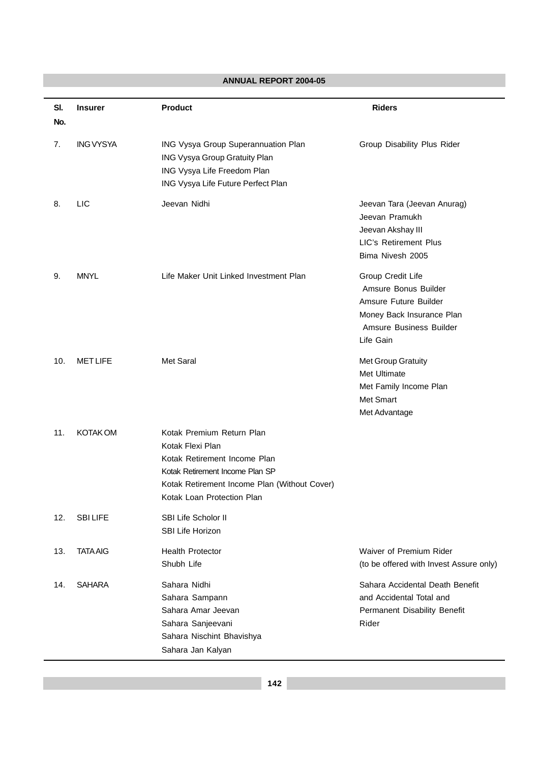| Sl. No. | Insurer | Product | Riders |
|---|---|---|---|
| 7. | ING VYSYA | ING Vysya Group Superannuation Plan<br>ING Vysya Group Gratuity Plan<br>ING Vysya Life Freedom Plan<br>ING Vysya Life Future Perfect Plan | Group Disability Plus Rider |
| 8. | LIC | Jeevan Nidhi | Jeevan Tara (Jeevan Anurag)<br>Jeevan Pramukh<br>Jeevan Akshay III<br>LIC's Retirement Plus<br>Bima Nivesh 2005 |
| 9. | MNYL | Life Maker Unit Linked Investment Plan | Group Credit Life<br>Amsure Bonus Builder<br>Amsure Future Builder<br>Money Back Insurance Plan<br>Amsure Business Builder<br>Life Gain |
| 10. | MET LIFE | Met Saral | Met Group Gratuity<br>Met Ultimate<br>Met Family Income Plan<br>Met Smart<br>Met Advantage |
| 11. | KOTAK OM | Kotak Premium Return Plan<br>Kotak Flexi Plan<br>Kotak Retirement Income Plan<br>Kotak Retirement Income Plan SP<br>Kotak Retirement Income Plan (Without Cover)<br>Kotak Loan Protection Plan | |
| 12. | SBI LIFE | SBI Life Scholor II<br>SBI Life Horizon | |
| 13. | TATA AIG | Health Protector<br>Shubh Life | Waiver of Premium Rider<br>(to be offered with Invest Assure only) |
| 14. | SAHARA | Sahara Nidhi<br>Sahara Sampann<br>Sahara Amar Jeevan<br>Sahara Sanjeevani<br>Sahara Nischint Bhavishya<br>Sahara Jan Kalyan | Sahara Accidental Death Benefit and Accidental Total and Permanent Disability Benefit Rider |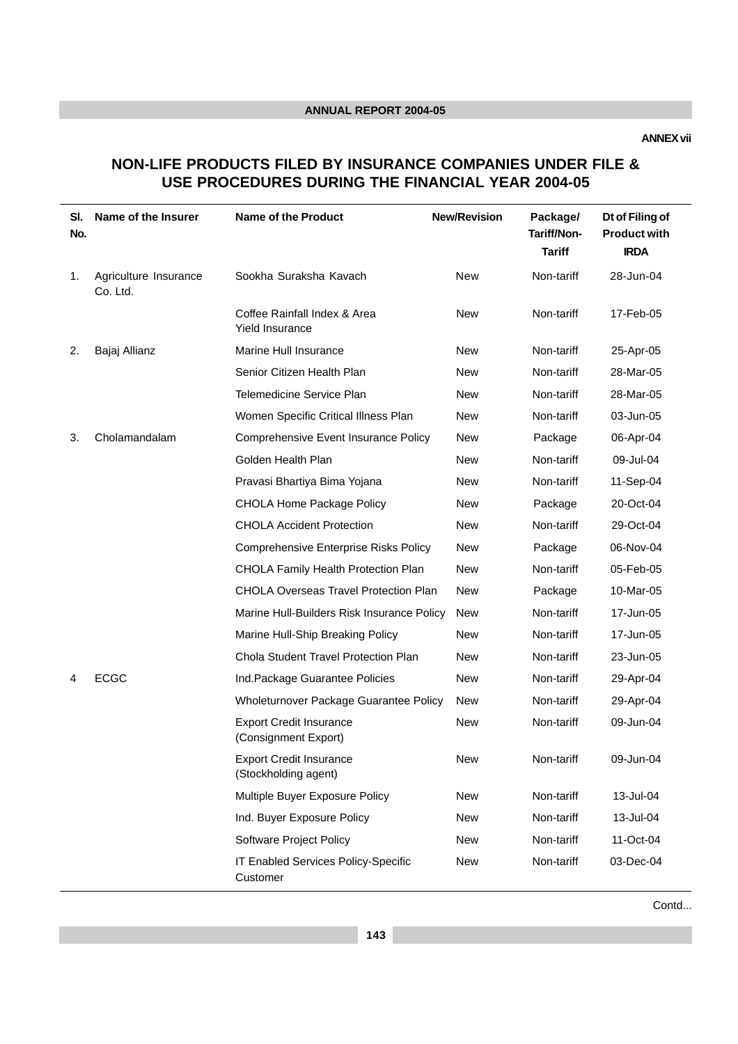**ANNEX vii**

## NON-LIFE PRODUCTS FILED BY INSURANCE COMPANIES UNDER FILE & USE PROCEDURES DURING THE FINANCIAL YEAR 2004-05

| Sl. No. | Name of the Insurer | Name of the Product | New/Revision | Package/ Tariff/Non-Tariff | Dt of Filing of Product with IRDA |
|---|---|---|---|---|---|
| 1. | Agriculture Insurance Co. Ltd. | Sookha Suraksha Kavach | New | Non-tariff | 28-Jun-04 |
| | | Coffee Rainfall Index & Area Yield Insurance | New | Non-tariff | 17-Feb-05 |
| 2. | Bajaj Allianz | Marine Hull Insurance | New | Non-tariff | 25-Apr-05 |
| | | Senior Citizen Health Plan | New | Non-tariff | 28-Mar-05 |
| | | Telemedicine Service Plan | New | Non-tariff | 28-Mar-05 |
| | | Women Specific Critical Illness Plan | New | Non-tariff | 03-Jun-05 |
| 3. | Cholamandalam | Comprehensive Event Insurance Policy | New | Package | 06-Apr-04 |
| | | Golden Health Plan | New | Non-tariff | 09-Jul-04 |
| | | Pravasi Bhartiya Bima Yojana | New | Non-tariff | 11-Sep-04 |
| | | CHOLA Home Package Policy | New | Package | 20-Oct-04 |
| | | CHOLA Accident Protection | New | Non-tariff | 29-Oct-04 |
| | | Comprehensive Enterprise Risks Policy | New | Package | 06-Nov-04 |
| | | CHOLA Family Health Protection Plan | New | Non-tariff | 05-Feb-05 |
| | | CHOLA Overseas Travel Protection Plan | New | Package | 10-Mar-05 |
| | | Marine Hull-Builders Risk Insurance Policy | New | Non-tariff | 17-Jun-05 |
| | | Marine Hull-Ship Breaking Policy | New | Non-tariff | 17-Jun-05 |
| | | Chola Student Travel Protection Plan | New | Non-tariff | 23-Jun-05 |
| 4 | ECGC | Ind.Package Guarantee Policies | New | Non-tariff | 29-Apr-04 |
| | | Wholeturnover Package Guarantee Policy | New | Non-tariff | 29-Apr-04 |
| | | Export Credit Insurance (Consignment Export) | New | Non-tariff | 09-Jun-04 |
| | | Export Credit Insurance (Stockholding agent) | New | Non-tariff | 09-Jun-04 |
| | | Multiple Buyer Exposure Policy | New | Non-tariff | 13-Jul-04 |
| | | Ind. Buyer Exposure Policy | New | Non-tariff | 13-Jul-04 |
| | | Software Project Policy | New | Non-tariff | 11-Oct-04 |
| | | IT Enabled Services Policy-Specific Customer | New | Non-tariff | 03-Dec-04 |

Contd...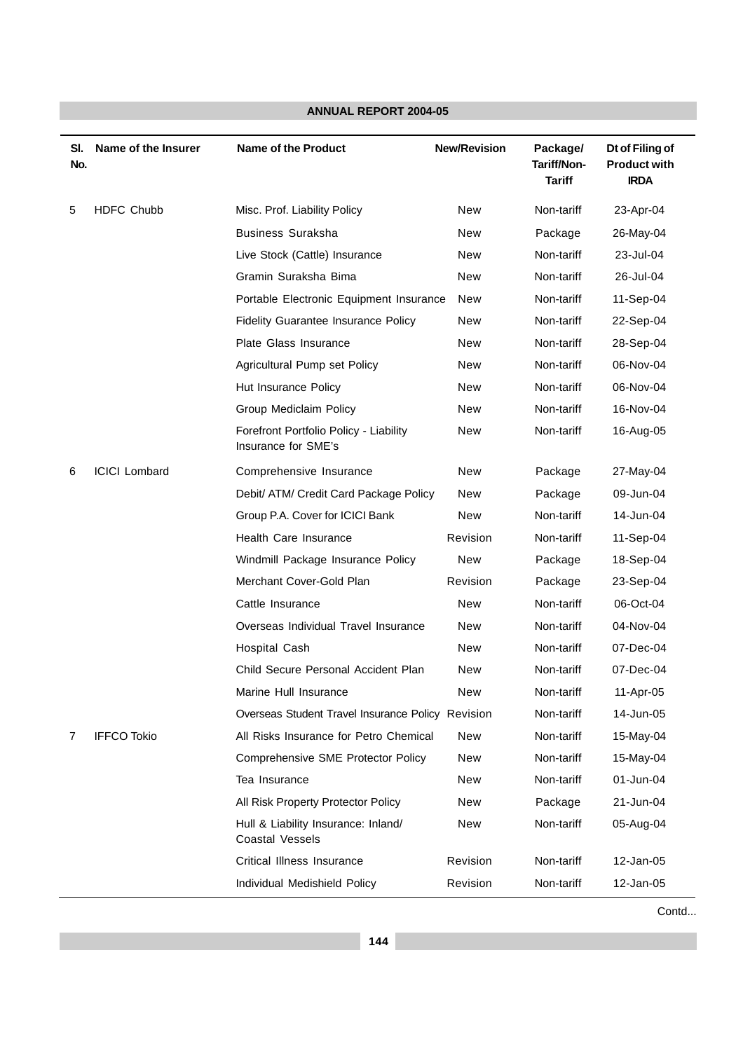| Sl. No. | Name of the Insurer | Name of the Product | New/Revision | Package/ Tariff/Non-Tariff | Dt of Filing of Product with IRDA |
|---|---|---|---|---|---|
| 5 | HDFC Chubb | Misc. Prof. Liability Policy | New | Non-tariff | 23-Apr-04 |
| | | Business Suraksha | New | Package | 26-May-04 |
| | | Live Stock (Cattle) Insurance | New | Non-tariff | 23-Jul-04 |
| | | Gramin Suraksha Bima | New | Non-tariff | 26-Jul-04 |
| | | Portable Electronic Equipment Insurance | New | Non-tariff | 11-Sep-04 |
| | | Fidelity Guarantee Insurance Policy | New | Non-tariff | 22-Sep-04 |
| | | Plate Glass Insurance | New | Non-tariff | 28-Sep-04 |
| | | Agricultural Pump set Policy | New | Non-tariff | 06-Nov-04 |
| | | Hut Insurance Policy | New | Non-tariff | 06-Nov-04 |
| | | Group Mediclaim Policy | New | Non-tariff | 16-Nov-04 |
| | | Forefront Portfolio Policy - Liability Insurance for SME's | New | Non-tariff | 16-Aug-05 |
| 6 | ICICI Lombard | Comprehensive Insurance | New | Package | 27-May-04 |
| | | Debit/ ATM/ Credit Card Package Policy | New | Package | 09-Jun-04 |
| | | Group P.A. Cover for ICICI Bank | New | Non-tariff | 14-Jun-04 |
| | | Health Care Insurance | Revision | Non-tariff | 11-Sep-04 |
| | | Windmill Package Insurance Policy | New | Package | 18-Sep-04 |
| | | Merchant Cover-Gold Plan | Revision | Package | 23-Sep-04 |
| | | Cattle Insurance | New | Non-tariff | 06-Oct-04 |
| | | Overseas Individual Travel Insurance | New | Non-tariff | 04-Nov-04 |
| | | Hospital Cash | New | Non-tariff | 07-Dec-04 |
| | | Child Secure Personal Accident Plan | New | Non-tariff | 07-Dec-04 |
| | | Marine Hull Insurance | New | Non-tariff | 11-Apr-05 |
| | | Overseas Student Travel Insurance Policy | Revision | Non-tariff | 14-Jun-05 |
| 7 | IFFCO Tokio | All Risks Insurance for Petro Chemical | New | Non-tariff | 15-May-04 |
| | | Comprehensive SME Protector Policy | New | Non-tariff | 15-May-04 |
| | | Tea Insurance | New | Non-tariff | 01-Jun-04 |
| | | All Risk Property Protector Policy | New | Package | 21-Jun-04 |
| | | Hull & Liability Insurance: Inland/ Coastal Vessels | New | Non-tariff | 05-Aug-04 |
| | | Critical Illness Insurance | Revision | Non-tariff | 12-Jan-05 |
| | | Individual Medishield Policy | Revision | Non-tariff | 12-Jan-05 |

Contd...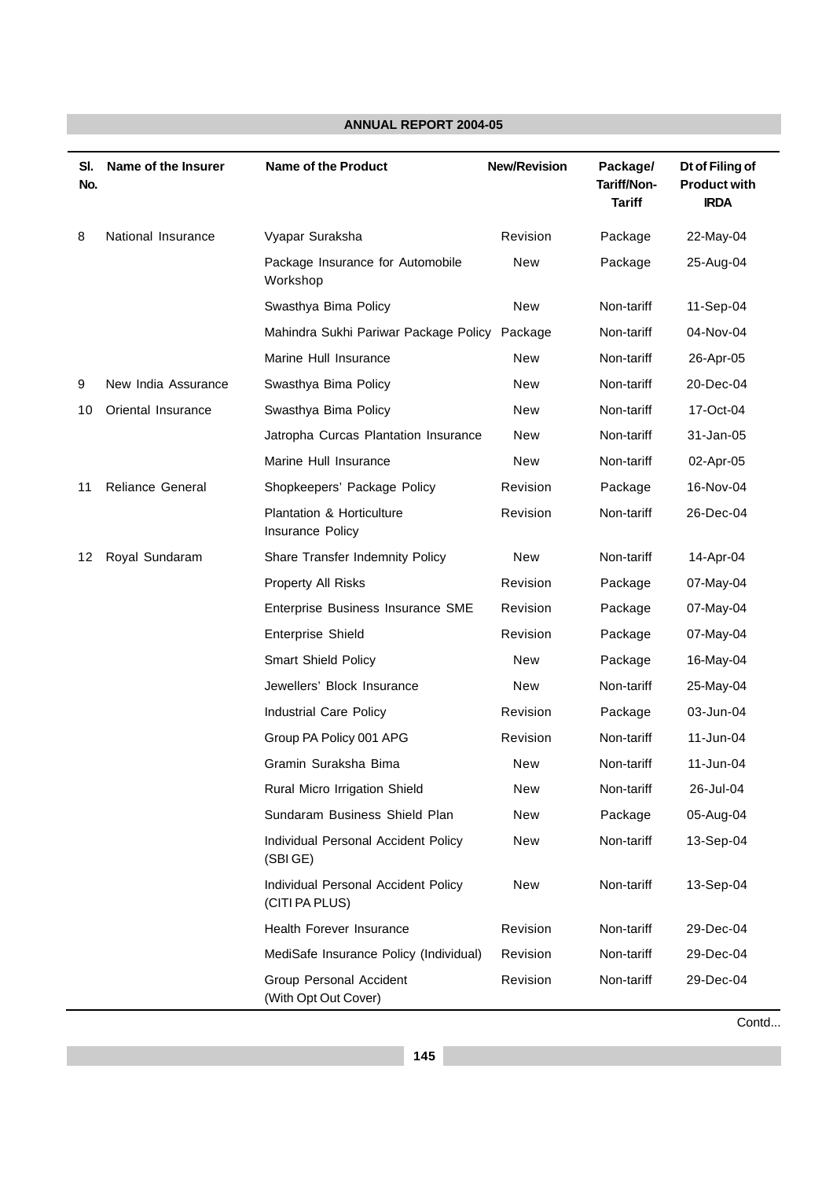| Sl. No. | Name of the Insurer | Name of the Product | New/Revision | Package/ Tariff/Non-Tariff | Dt of Filing of Product with IRDA |
|---|---|---|---|---|---|
| 8 | National Insurance | Vyapar Suraksha | Revision | Package | 22-May-04 |
| | | Package Insurance for Automobile Workshop | New | Package | 25-Aug-04 |
| | | Swasthya Bima Policy | New | Non-tariff | 11-Sep-04 |
| | | Mahindra Sukhi Pariwar Package Policy | Package | Non-tariff | 04-Nov-04 |
| | | Marine Hull Insurance | New | Non-tariff | 26-Apr-05 |
| 9 | New India Assurance | Swasthya Bima Policy | New | Non-tariff | 20-Dec-04 |
| 10 | Oriental Insurance | Swasthya Bima Policy | New | Non-tariff | 17-Oct-04 |
| | | Jatropha Curcas Plantation Insurance | New | Non-tariff | 31-Jan-05 |
| | | Marine Hull Insurance | New | Non-tariff | 02-Apr-05 |
| 11 | Reliance General | Shopkeepers' Package Policy | Revision | Package | 16-Nov-04 |
| | | Plantation & Horticulture Insurance Policy | Revision | Non-tariff | 26-Dec-04 |
| 12 | Royal Sundaram | Share Transfer Indemnity Policy | New | Non-tariff | 14-Apr-04 |
| | | Property All Risks | Revision | Package | 07-May-04 |
| | | Enterprise Business Insurance SME | Revision | Package | 07-May-04 |
| | | Enterprise Shield | Revision | Package | 07-May-04 |
| | | Smart Shield Policy | New | Package | 16-May-04 |
| | | Jewellers' Block Insurance | New | Non-tariff | 25-May-04 |
| | | Industrial Care Policy | Revision | Package | 03-Jun-04 |
| | | Group PA Policy 001 APG | Revision | Non-tariff | 11-Jun-04 |
| | | Gramin Suraksha Bima | New | Non-tariff | 11-Jun-04 |
| | | Rural Micro Irrigation Shield | New | Non-tariff | 26-Jul-04 |
| | | Sundaram Business Shield Plan | New | Package | 05-Aug-04 |
| | | Individual Personal Accident Policy (SBI GE) | New | Non-tariff | 13-Sep-04 |
| | | Individual Personal Accident Policy (CITI PA PLUS) | New | Non-tariff | 13-Sep-04 |
| | | Health Forever Insurance | Revision | Non-tariff | 29-Dec-04 |
| | | MediSafe Insurance Policy (Individual) | Revision | Non-tariff | 29-Dec-04 |
| | | Group Personal Accident (With Opt Out Cover) | Revision | Non-tariff | 29-Dec-04 |

Contd...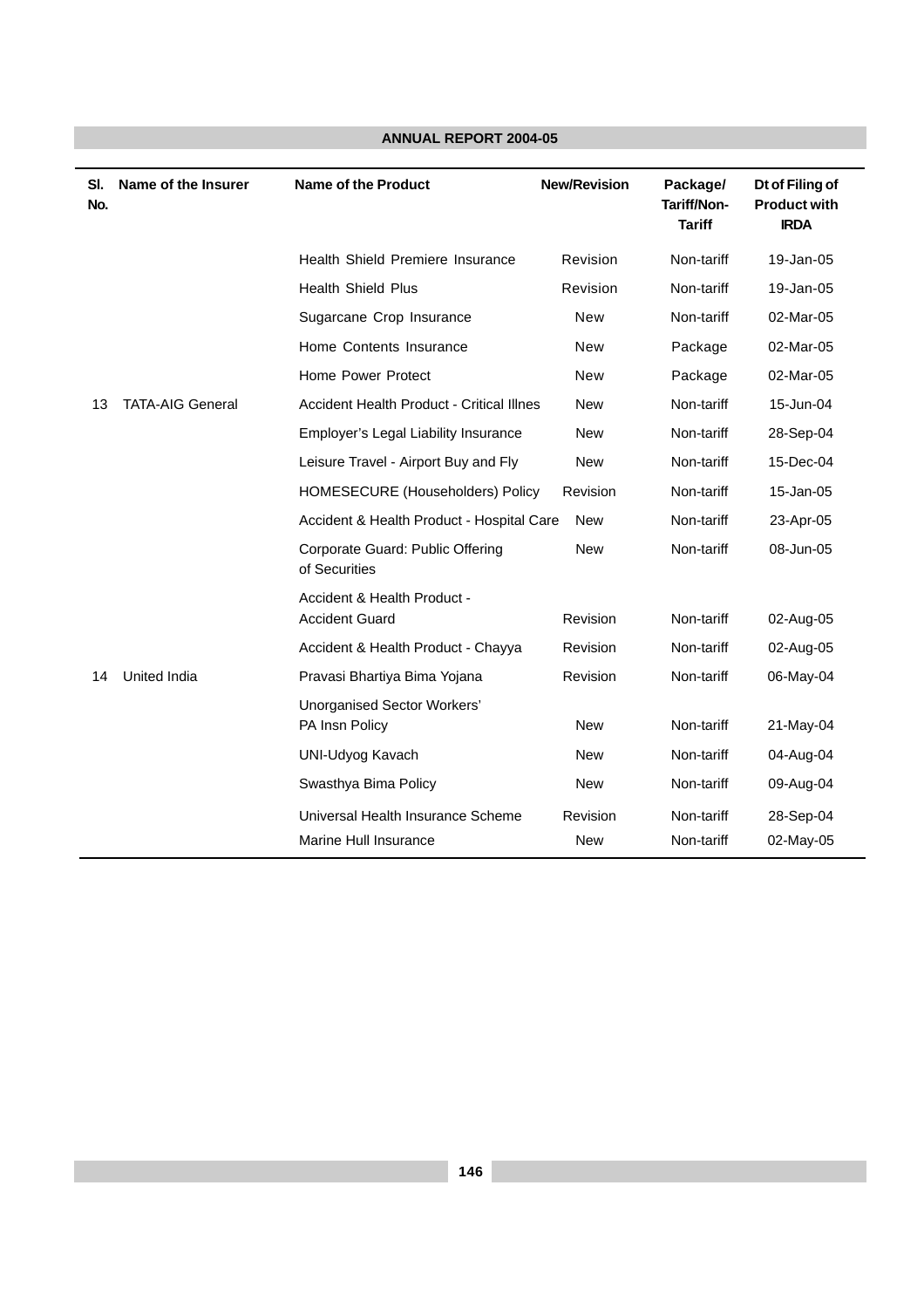| Sl. No. | Name of the Insurer | Name of the Product | New/Revision | Package/ Tariff/Non-Tariff | Dt of Filing of Product with IRDA |
|---|---|---|---|---|---|
| | | Health Shield Premiere Insurance | Revision | Non-tariff | 19-Jan-05 |
| | | Health Shield Plus | Revision | Non-tariff | 19-Jan-05 |
| | | Sugarcane Crop Insurance | New | Non-tariff | 02-Mar-05 |
| | | Home Contents Insurance | New | Package | 02-Mar-05 |
| | | Home Power Protect | New | Package | 02-Mar-05 |
| 13 | TATA-AIG General | Accident Health Product - Critical Illnes | New | Non-tariff | 15-Jun-04 |
| | | Employer's Legal Liability Insurance | New | Non-tariff | 28-Sep-04 |
| | | Leisure Travel - Airport Buy and Fly | New | Non-tariff | 15-Dec-04 |
| | | HOMESECURE (Householders) Policy | Revision | Non-tariff | 15-Jan-05 |
| | | Accident & Health Product - Hospital Care | New | Non-tariff | 23-Apr-05 |
| | | Corporate Guard: Public Offering of Securities | New | Non-tariff | 08-Jun-05 |
| | | Accident & Health Product - Accident Guard | Revision | Non-tariff | 02-Aug-05 |
| | | Accident & Health Product - Chayya | Revision | Non-tariff | 02-Aug-05 |
| 14 | United India | Pravasi Bhartiya Bima Yojana | Revision | Non-tariff | 06-May-04 |
| | | Unorganised Sector Workers' PA Insn Policy | New | Non-tariff | 21-May-04 |
| | | UNI-Udyog Kavach | New | Non-tariff | 04-Aug-04 |
| | | Swasthya Bima Policy | New | Non-tariff | 09-Aug-04 |
| | | Universal Health Insurance Scheme | Revision | Non-tariff | 28-Sep-04 |
| | | Marine Hull Insurance | New | Non-tariff | 02-May-05 |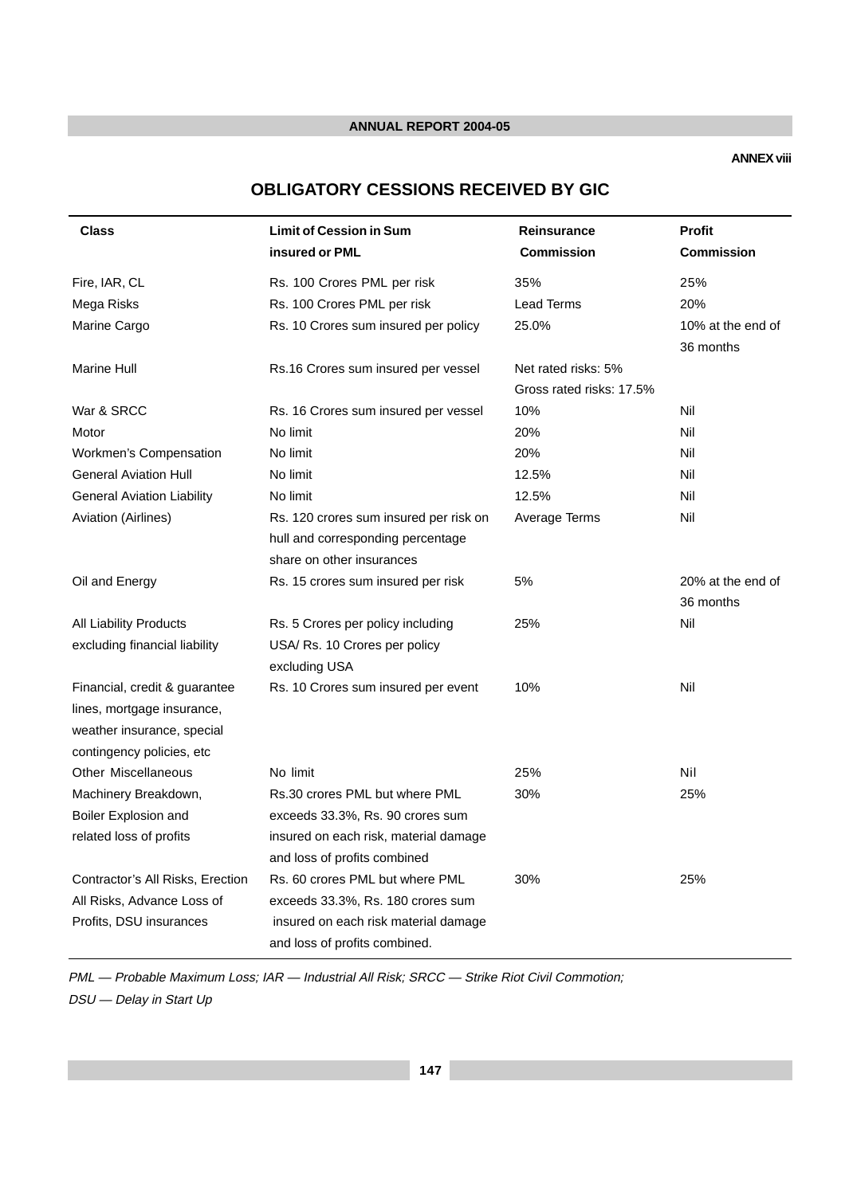ANNEX viii

## OBLIGATORY CESSIONS RECEIVED BY GIC

| Class | Limit of Cession in Sum insured or PML | Reinsurance Commission | Profit Commission |
|---|---|---|---|
| Fire, IAR, CL | Rs. 100 Crores PML per risk | 35% | 25% |
| Mega Risks | Rs. 100 Crores PML per risk | Lead Terms | 20% |
| Marine Cargo | Rs. 10 Crores sum insured per policy | 25.0% | 10% at the end of 36 months |
| Marine Hull | Rs.16 Crores sum insured per vessel | Net rated risks: 5% Gross rated risks: 17.5% | |
| War & SRCC | Rs. 16 Crores sum insured per vessel | 10% | Nil |
| Motor | No limit | 20% | Nil |
| Workmen's Compensation | No limit | 20% | Nil |
| General Aviation Hull | No limit | 12.5% | Nil |
| General Aviation Liability | No limit | 12.5% | Nil |
| Aviation (Airlines) | Rs. 120 crores sum insured per risk on hull and corresponding percentage share on other insurances | Average Terms | Nil |
| Oil and Energy | Rs. 15 crores sum insured per risk | 5% | 20% at the end of 36 months |
| All Liability Products excluding financial liability | Rs. 5 Crores per policy including USA/ Rs. 10 Crores per policy excluding USA | 25% | Nil |
| Financial, credit & guarantee lines, mortgage insurance, weather insurance, special contingency policies, etc | Rs. 10 Crores sum insured per event | 10% | Nil |
| Other Miscellaneous | No limit | 25% | Nil |
| Machinery Breakdown, Boiler Explosion and related loss of profits | Rs.30 crores PML but where PML exceeds 33.3%, Rs. 90 crores sum insured on each risk, material damage and loss of profits combined | 30% | 25% |
| Contractor's All Risks, Erection All Risks, Advance Loss of Profits, DSU insurances | Rs. 60 crores PML but where PML exceeds 33.3%, Rs. 180 crores sum insured on each risk material damage and loss of profits combined. | 30% | 25% |

*PML — Probable Maximum Loss; IAR — Industrial All Risk; SRCC — Strike Riot Civil Commotion; DSU — Delay in Start Up*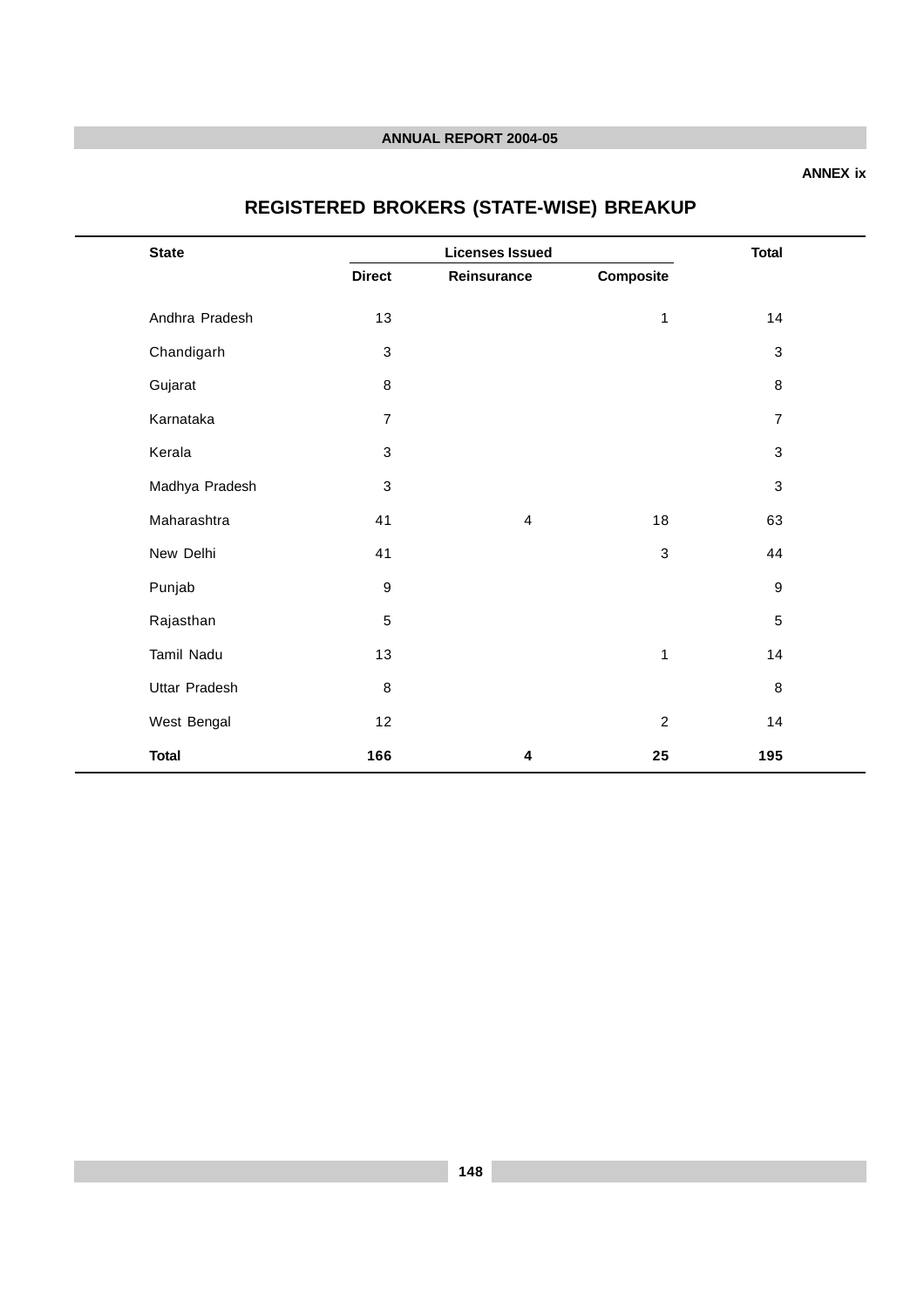ANNEX ix

# REGISTERED BROKERS (STATE-WISE) BREAKUP

| State | Licenses Issued | | | Total |
|---|---|---|---|---|
| | Direct | Reinsurance | Composite | |
| Andhra Pradesh | 13 | | 1 | 14 |
| Chandigarh | 3 | | | 3 |
| Gujarat | 8 | | | 8 |
| Karnataka | 7 | | | 7 |
| Kerala | 3 | | | 3 |
| Madhya Pradesh | 3 | | | 3 |
| Maharashtra | 41 | 4 | 18 | 63 |
| New Delhi | 41 | | 3 | 44 |
| Punjab | 9 | | | 9 |
| Rajasthan | 5 | | | 5 |
| Tamil Nadu | 13 | | 1 | 14 |
| Uttar Pradesh | 8 | | | 8 |
| West Bengal | 12 | | 2 | 14 |
| **Total** | **166** | **4** | **25** | **195** |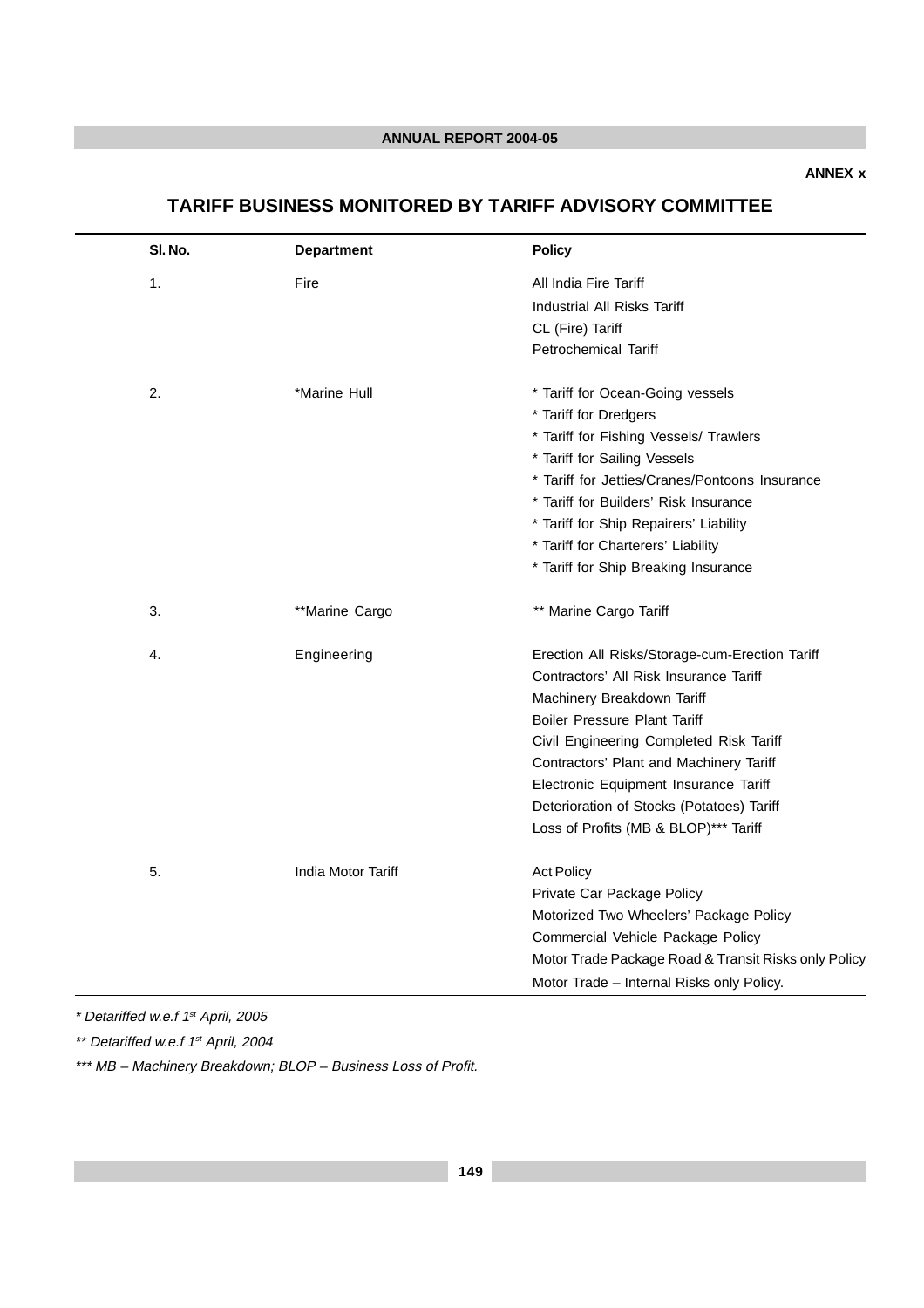ANNEX x

# TARIFF BUSINESS MONITORED BY TARIFF ADVISORY COMMITTEE

| Sl. No. | Department | Policy |
|---|---|---|
| 1. | Fire | All India Fire Tariff<br>Industrial All Risks Tariff<br>CL (Fire) Tariff<br>Petrochemical Tariff |
| 2. | *Marine Hull | * Tariff for Ocean-Going vessels<br>* Tariff for Dredgers<br>* Tariff for Fishing Vessels/ Trawlers<br>* Tariff for Sailing Vessels<br>* Tariff for Jetties/Cranes/Pontoons Insurance<br>* Tariff for Builders' Risk Insurance<br>* Tariff for Ship Repairers' Liability<br>* Tariff for Charterers' Liability<br>* Tariff for Ship Breaking Insurance |
| 3. | **Marine Cargo | ** Marine Cargo Tariff |
| 4. | Engineering | Erection All Risks/Storage-cum-Erection Tariff<br>Contractors' All Risk Insurance Tariff<br>Machinery Breakdown Tariff<br>Boiler Pressure Plant Tariff<br>Civil Engineering Completed Risk Tariff<br>Contractors' Plant and Machinery Tariff<br>Electronic Equipment Insurance Tariff<br>Deterioration of Stocks (Potatoes) Tariff<br>Loss of Profits (MB & BLOP)*** Tariff |
| 5. | India Motor Tariff | Act Policy<br>Private Car Package Policy<br>Motorized Two Wheelers' Package Policy<br>Commercial Vehicle Package Policy<br>Motor Trade Package Road & Transit Risks only Policy<br>Motor Trade – Internal Risks only Policy. |

*\* Detariffed w.e.f 1st April, 2005*

*\*\* Detariffed w.e.f 1st April, 2004*

*\*\*\* MB – Machinery Breakdown; BLOP – Business Loss of Profit.*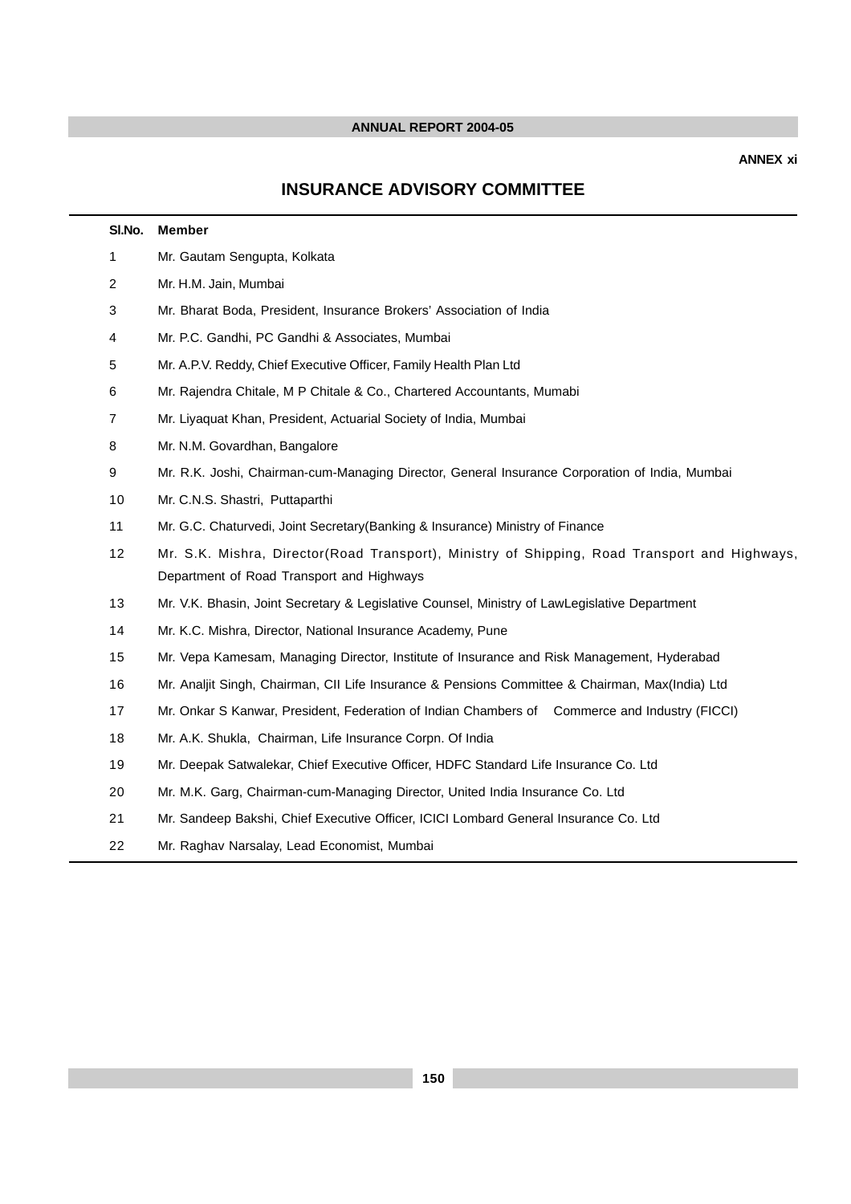ANNEX xi

# INSURANCE ADVISORY COMMITTEE

| Sl.No. | Member |
|---|---|
| 1 | Mr. Gautam Sengupta, Kolkata |
| 2 | Mr. H.M. Jain, Mumbai |
| 3 | Mr. Bharat Boda, President, Insurance Brokers' Association of India |
| 4 | Mr. P.C. Gandhi, PC Gandhi & Associates, Mumbai |
| 5 | Mr. A.P.V. Reddy, Chief Executive Officer, Family Health Plan Ltd |
| 6 | Mr. Rajendra Chitale, M P Chitale & Co., Chartered Accountants, Mumabi |
| 7 | Mr. Liyaquat Khan, President, Actuarial Society of India, Mumbai |
| 8 | Mr. N.M. Govardhan, Bangalore |
| 9 | Mr. R.K. Joshi, Chairman-cum-Managing Director, General Insurance Corporation of India, Mumbai |
| 10 | Mr. C.N.S. Shastri, Puttaparthi |
| 11 | Mr. G.C. Chaturvedi, Joint Secretary(Banking & Insurance) Ministry of Finance |
| 12 | Mr. S.K. Mishra, Director(Road Transport), Ministry of Shipping, Road Transport and Highways, Department of Road Transport and Highways |
| 13 | Mr. V.K. Bhasin, Joint Secretary & Legislative Counsel, Ministry of LawLegislative Department |
| 14 | Mr. K.C. Mishra, Director, National Insurance Academy, Pune |
| 15 | Mr. Vepa Kamesam, Managing Director, Institute of Insurance and Risk Management, Hyderabad |
| 16 | Mr. Analjit Singh, Chairman, CII Life Insurance & Pensions Committee & Chairman, Max(India) Ltd |
| 17 | Mr. Onkar S Kanwar, President, Federation of Indian Chambers of Commerce and Industry (FICCI) |
| 18 | Mr. A.K. Shukla, Chairman, Life Insurance Corpn. Of India |
| 19 | Mr. Deepak Satwalekar, Chief Executive Officer, HDFC Standard Life Insurance Co. Ltd |
| 20 | Mr. M.K. Garg, Chairman-cum-Managing Director, United India Insurance Co. Ltd |
| 21 | Mr. Sandeep Bakshi, Chief Executive Officer, ICICI Lombard General Insurance Co. Ltd |
| 22 | Mr. Raghav Narsalay, Lead Economist, Mumbai |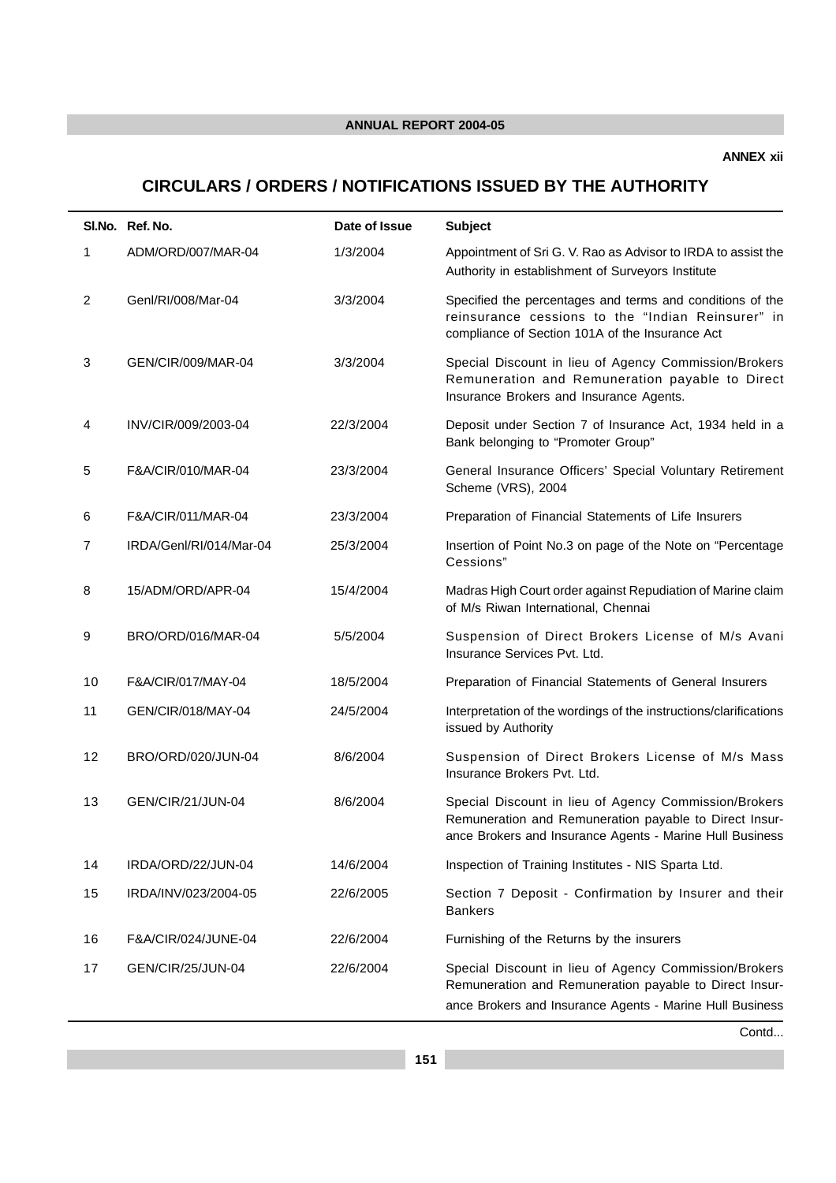**ANNEX xii**

# CIRCULARS / ORDERS / NOTIFICATIONS ISSUED BY THE AUTHORITY

| Sl.No. | Ref. No. | Date of Issue | Subject |
|---|---|---|---|
| 1 | ADM/ORD/007/MAR-04 | 1/3/2004 | Appointment of Sri G. V. Rao as Advisor to IRDA to assist the Authority in establishment of Surveyors Institute |
| 2 | Genl/RI/008/Mar-04 | 3/3/2004 | Specified the percentages and terms and conditions of the reinsurance cessions to the "Indian Reinsurer" in compliance of Section 101A of the Insurance Act |
| 3 | GEN/CIR/009/MAR-04 | 3/3/2004 | Special Discount in lieu of Agency Commission/Brokers Remuneration and Remuneration payable to Direct Insurance Brokers and Insurance Agents. |
| 4 | INV/CIR/009/2003-04 | 22/3/2004 | Deposit under Section 7 of Insurance Act, 1934 held in a Bank belonging to "Promoter Group" |
| 5 | F&A/CIR/010/MAR-04 | 23/3/2004 | General Insurance Officers' Special Voluntary Retirement Scheme (VRS), 2004 |
| 6 | F&A/CIR/011/MAR-04 | 23/3/2004 | Preparation of Financial Statements of Life Insurers |
| 7 | IRDA/Genl/RI/014/Mar-04 | 25/3/2004 | Insertion of Point No.3 on page of the Note on "Percentage Cessions" |
| 8 | 15/ADM/ORD/APR-04 | 15/4/2004 | Madras High Court order against Repudiation of Marine claim of M/s Riwan International, Chennai |
| 9 | BRO/ORD/016/MAR-04 | 5/5/2004 | Suspension of Direct Brokers License of M/s Avani Insurance Services Pvt. Ltd. |
| 10 | F&A/CIR/017/MAY-04 | 18/5/2004 | Preparation of Financial Statements of General Insurers |
| 11 | GEN/CIR/018/MAY-04 | 24/5/2004 | Interpretation of the wordings of the instructions/clarifications issued by Authority |
| 12 | BRO/ORD/020/JUN-04 | 8/6/2004 | Suspension of Direct Brokers License of M/s Mass Insurance Brokers Pvt. Ltd. |
| 13 | GEN/CIR/21/JUN-04 | 8/6/2004 | Special Discount in lieu of Agency Commission/Brokers Remuneration and Remuneration payable to Direct Insurance Brokers and Insurance Agents - Marine Hull Business |
| 14 | IRDA/ORD/22/JUN-04 | 14/6/2004 | Inspection of Training Institutes - NIS Sparta Ltd. |
| 15 | IRDA/INV/023/2004-05 | 22/6/2005 | Section 7 Deposit - Confirmation by Insurer and their Bankers |
| 16 | F&A/CIR/024/JUNE-04 | 22/6/2004 | Furnishing of the Returns by the insurers |
| 17 | GEN/CIR/25/JUN-04 | 22/6/2004 | Special Discount in lieu of Agency Commission/Brokers Remuneration and Remuneration payable to Direct Insurance Brokers and Insurance Agents - Marine Hull Business |

Contd...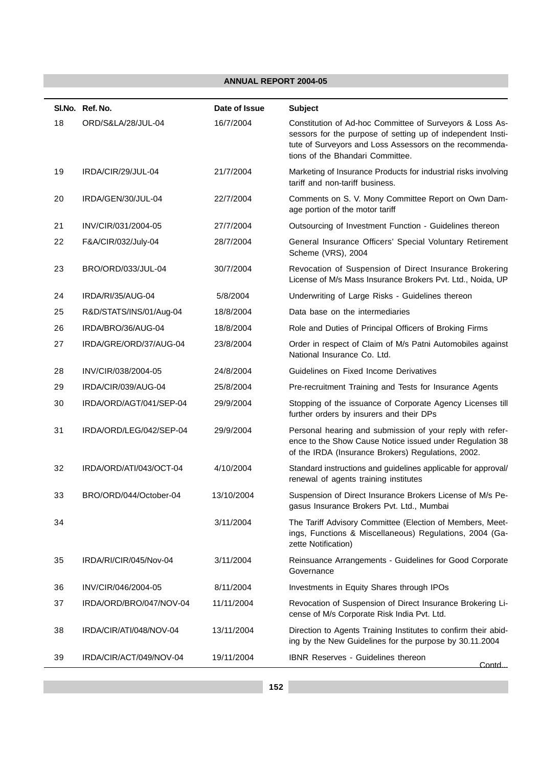| Sl.No. | Ref. No. | Date of Issue | Subject |
|---|---|---|---|
| 18 | ORD/S&LA/28/JUL-04 | 16/7/2004 | Constitution of Ad-hoc Committee of Surveyors & Loss Assessors for the purpose of setting up of independent Institute of Surveyors and Loss Assessors on the recommendations of the Bhandari Committee. |
| 19 | IRDA/CIR/29/JUL-04 | 21/7/2004 | Marketing of Insurance Products for industrial risks involving tariff and non-tariff business. |
| 20 | IRDA/GEN/30/JUL-04 | 22/7/2004 | Comments on S. V. Mony Committee Report on Own Damage portion of the motor tariff |
| 21 | INV/CIR/031/2004-05 | 27/7/2004 | Outsourcing of Investment Function - Guidelines thereon |
| 22 | F&A/CIR/032/July-04 | 28/7/2004 | General Insurance Officers' Special Voluntary Retirement Scheme (VRS), 2004 |
| 23 | BRO/ORD/033/JUL-04 | 30/7/2004 | Revocation of Suspension of Direct Insurance Brokering License of M/s Mass Insurance Brokers Pvt. Ltd., Noida, UP |
| 24 | IRDA/RI/35/AUG-04 | 5/8/2004 | Underwriting of Large Risks - Guidelines thereon |
| 25 | R&D/STATS/INS/01/Aug-04 | 18/8/2004 | Data base on the intermediaries |
| 26 | IRDA/BRO/36/AUG-04 | 18/8/2004 | Role and Duties of Principal Officers of Broking Firms |
| 27 | IRDA/GRE/ORD/37/AUG-04 | 23/8/2004 | Order in respect of Claim of M/s Patni Automobiles against National Insurance Co. Ltd. |
| 28 | INV/CIR/038/2004-05 | 24/8/2004 | Guidelines on Fixed Income Derivatives |
| 29 | IRDA/CIR/039/AUG-04 | 25/8/2004 | Pre-recruitment Training and Tests for Insurance Agents |
| 30 | IRDA/ORD/AGT/041/SEP-04 | 29/9/2004 | Stopping of the issuance of Corporate Agency Licenses till further orders by insurers and their DPs |
| 31 | IRDA/ORD/LEG/042/SEP-04 | 29/9/2004 | Personal hearing and submission of your reply with reference to the Show Cause Notice issued under Regulation 38 of the IRDA (Insurance Brokers) Regulations, 2002. |
| 32 | IRDA/ORD/ATI/043/OCT-04 | 4/10/2004 | Standard instructions and guidelines applicable for approval/ renewal of agents training institutes |
| 33 | BRO/ORD/044/October-04 | 13/10/2004 | Suspension of Direct Insurance Brokers License of M/s Pegasus Insurance Brokers Pvt. Ltd., Mumbai |
| 34 | | 3/11/2004 | The Tariff Advisory Committee (Election of Members, Meetings, Functions & Miscellaneous) Regulations, 2004 (Gazette Notification) |
| 35 | IRDA/RI/CIR/045/Nov-04 | 3/11/2004 | Reinsuance Arrangements - Guidelines for Good Corporate Governance |
| 36 | INV/CIR/046/2004-05 | 8/11/2004 | Investments in Equity Shares through IPOs |
| 37 | IRDA/ORD/BRO/047/NOV-04 | 11/11/2004 | Revocation of Suspension of Direct Insurance Brokering License of M/s Corporate Risk India Pvt. Ltd. |
| 38 | IRDA/CIR/ATI/048/NOV-04 | 13/11/2004 | Direction to Agents Training Institutes to confirm their abiding by the New Guidelines for the purpose by 30.11.2004 |
| 39 | IRDA/CIR/ACT/049/NOV-04 | 19/11/2004 | IBNR Reserves - Guidelines thereon |

Contd...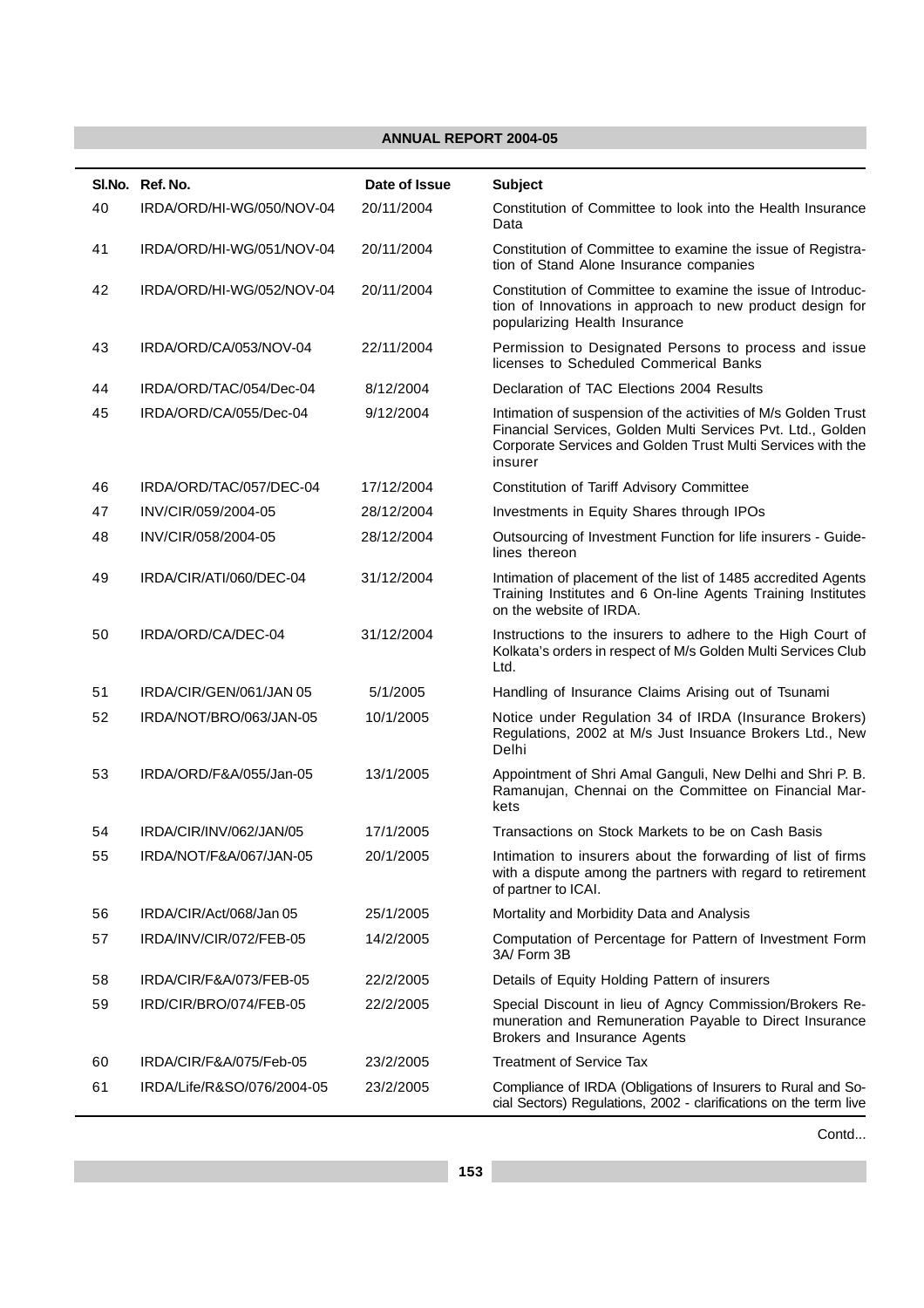| Sl.No. | Ref. No. | Date of Issue | Subject |
|---|---|---|---|
| 40 | IRDA/ORD/HI-WG/050/NOV-04 | 20/11/2004 | Constitution of Committee to look into the Health Insurance Data |
| 41 | IRDA/ORD/HI-WG/051/NOV-04 | 20/11/2004 | Constitution of Committee to examine the issue of Registration of Stand Alone Insurance companies |
| 42 | IRDA/ORD/HI-WG/052/NOV-04 | 20/11/2004 | Constitution of Committee to examine the issue of Introduction of Innovations in approach to new product design for popularizing Health Insurance |
| 43 | IRDA/ORD/CA/053/NOV-04 | 22/11/2004 | Permission to Designated Persons to process and issue licenses to Scheduled Commerical Banks |
| 44 | IRDA/ORD/TAC/054/Dec-04 | 8/12/2004 | Declaration of TAC Elections 2004 Results |
| 45 | IRDA/ORD/CA/055/Dec-04 | 9/12/2004 | Intimation of suspension of the activities of M/s Golden Trust Financial Services, Golden Multi Services Pvt. Ltd., Golden Corporate Services and Golden Trust Multi Services with the insurer |
| 46 | IRDA/ORD/TAC/057/DEC-04 | 17/12/2004 | Constitution of Tariff Advisory Committee |
| 47 | INV/CIR/059/2004-05 | 28/12/2004 | Investments in Equity Shares through IPOs |
| 48 | INV/CIR/058/2004-05 | 28/12/2004 | Outsourcing of Investment Function for life insurers - Guidelines thereon |
| 49 | IRDA/CIR/ATI/060/DEC-04 | 31/12/2004 | Intimation of placement of the list of 1485 accredited Agents Training Institutes and 6 On-line Agents Training Institutes on the website of IRDA. |
| 50 | IRDA/ORD/CA/DEC-04 | 31/12/2004 | Instructions to the insurers to adhere to the High Court of Kolkata's orders in respect of M/s Golden Multi Services Club Ltd. |
| 51 | IRDA/CIR/GEN/061/JAN 05 | 5/1/2005 | Handling of Insurance Claims Arising out of Tsunami |
| 52 | IRDA/NOT/BRO/063/JAN-05 | 10/1/2005 | Notice under Regulation 34 of IRDA (Insurance Brokers) Regulations, 2002 at M/s Just Insuance Brokers Ltd., New Delhi |
| 53 | IRDA/ORD/F&A/055/Jan-05 | 13/1/2005 | Appointment of Shri Amal Ganguli, New Delhi and Shri P. B. Ramanujan, Chennai on the Committee on Financial Markets |
| 54 | IRDA/CIR/INV/062/JAN/05 | 17/1/2005 | Transactions on Stock Markets to be on Cash Basis |
| 55 | IRDA/NOT/F&A/067/JAN-05 | 20/1/2005 | Intimation to insurers about the forwarding of list of firms with a dispute among the partners with regard to retirement of partner to ICAI. |
| 56 | IRDA/CIR/Act/068/Jan 05 | 25/1/2005 | Mortality and Morbidity Data and Analysis |
| 57 | IRDA/INV/CIR/072/FEB-05 | 14/2/2005 | Computation of Percentage for Pattern of Investment Form 3A/ Form 3B |
| 58 | IRDA/CIR/F&A/073/FEB-05 | 22/2/2005 | Details of Equity Holding Pattern of insurers |
| 59 | IRD/CIR/BRO/074/FEB-05 | 22/2/2005 | Special Discount in lieu of Agncy Commission/Brokers Remuneration and Remuneration Payable to Direct Insurance Brokers and Insurance Agents |
| 60 | IRDA/CIR/F&A/075/Feb-05 | 23/2/2005 | Treatment of Service Tax |
| 61 | IRDA/Life/R&SO/076/2004-05 | 23/2/2005 | Compliance of IRDA (Obligations of Insurers to Rural and Social Sectors) Regulations, 2002 - clarifications on the term live |

Contd...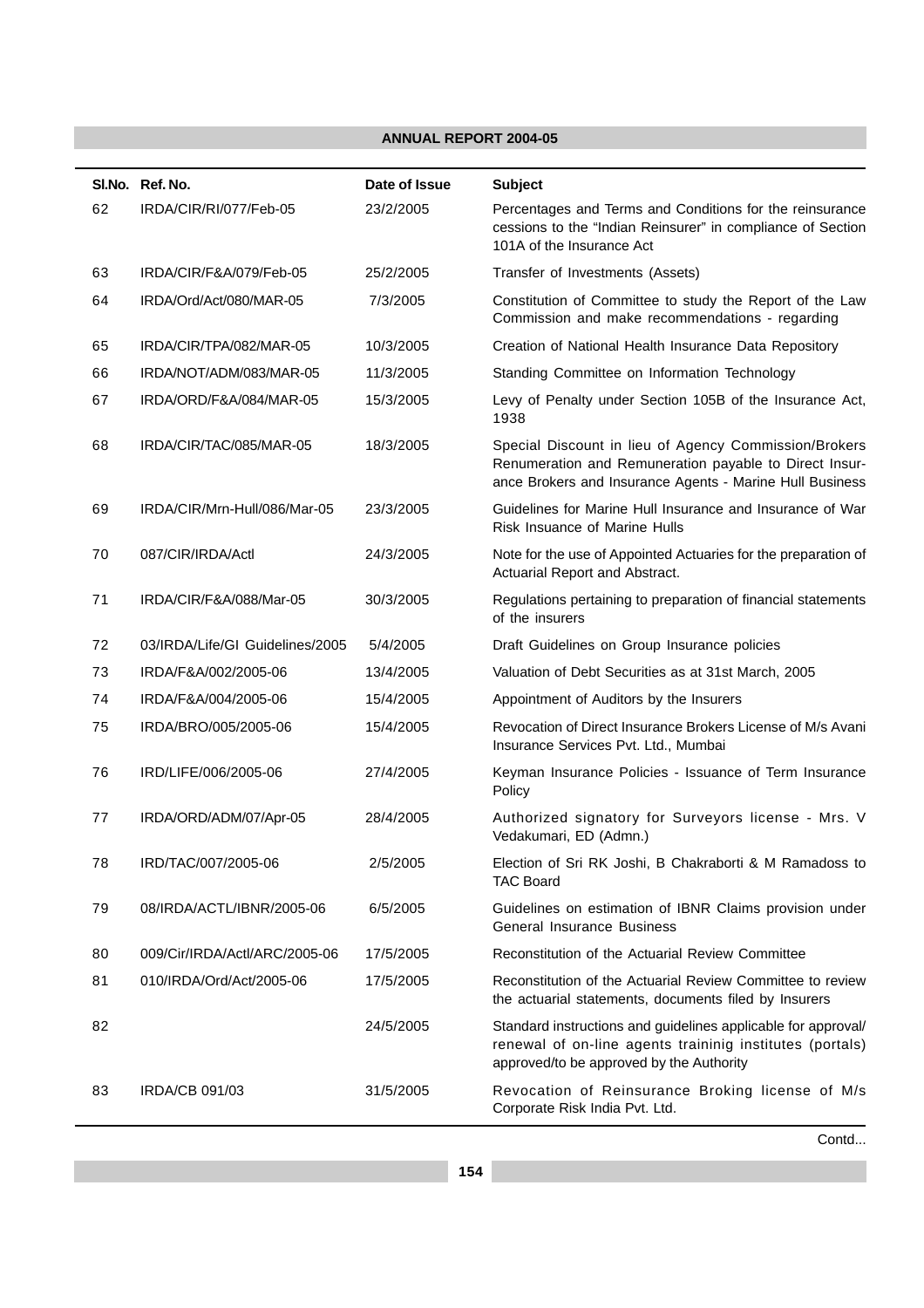| Sl.No. | Ref. No. | Date of Issue | Subject |
|---|---|---|---|
| 62 | IRDA/CIR/RI/077/Feb-05 | 23/2/2005 | Percentages and Terms and Conditions for the reinsurance cessions to the "Indian Reinsurer" in compliance of Section 101A of the Insurance Act |
| 63 | IRDA/CIR/F&A/079/Feb-05 | 25/2/2005 | Transfer of Investments (Assets) |
| 64 | IRDA/Ord/Act/080/MAR-05 | 7/3/2005 | Constitution of Committee to study the Report of the Law Commission and make recommendations - regarding |
| 65 | IRDA/CIR/TPA/082/MAR-05 | 10/3/2005 | Creation of National Health Insurance Data Repository |
| 66 | IRDA/NOT/ADM/083/MAR-05 | 11/3/2005 | Standing Committee on Information Technology |
| 67 | IRDA/ORD/F&A/084/MAR-05 | 15/3/2005 | Levy of Penalty under Section 105B of the Insurance Act, 1938 |
| 68 | IRDA/CIR/TAC/085/MAR-05 | 18/3/2005 | Special Discount in lieu of Agency Commission/Brokers Renumeration and Remuneration payable to Direct Insurance Brokers and Insurance Agents - Marine Hull Business |
| 69 | IRDA/CIR/Mrn-Hull/086/Mar-05 | 23/3/2005 | Guidelines for Marine Hull Insurance and Insurance of War Risk Insuance of Marine Hulls |
| 70 | 087/CIR/IRDA/Actl | 24/3/2005 | Note for the use of Appointed Actuaries for the preparation of Actuarial Report and Abstract. |
| 71 | IRDA/CIR/F&A/088/Mar-05 | 30/3/2005 | Regulations pertaining to preparation of financial statements of the insurers |
| 72 | 03/IRDA/Life/GI Guidelines/2005 | 5/4/2005 | Draft Guidelines on Group Insurance policies |
| 73 | IRDA/F&A/002/2005-06 | 13/4/2005 | Valuation of Debt Securities as at 31st March, 2005 |
| 74 | IRDA/F&A/004/2005-06 | 15/4/2005 | Appointment of Auditors by the Insurers |
| 75 | IRDA/BRO/005/2005-06 | 15/4/2005 | Revocation of Direct Insurance Brokers License of M/s Avani Insurance Services Pvt. Ltd., Mumbai |
| 76 | IRD/LIFE/006/2005-06 | 27/4/2005 | Keyman Insurance Policies - Issuance of Term Insurance Policy |
| 77 | IRDA/ORD/ADM/07/Apr-05 | 28/4/2005 | Authorized signatory for Surveyors license - Mrs. V Vedakumari, ED (Admn.) |
| 78 | IRD/TAC/007/2005-06 | 2/5/2005 | Election of Sri RK Joshi, B Chakraborti & M Ramadoss to TAC Board |
| 79 | 08/IRDA/ACTL/IBNR/2005-06 | 6/5/2005 | Guidelines on estimation of IBNR Claims provision under General Insurance Business |
| 80 | 009/Cir/IRDA/Actl/ARC/2005-06 | 17/5/2005 | Reconstitution of the Actuarial Review Committee |
| 81 | 010/IRDA/Ord/Act/2005-06 | 17/5/2005 | Reconstitution of the Actuarial Review Committee to review the actuarial statements, documents filed by Insurers |
| 82 | | 24/5/2005 | Standard instructions and guidelines applicable for approval/ renewal of on-line agents traininig institutes (portals) approved/to be approved by the Authority |
| 83 | IRDA/CB 091/03 | 31/5/2005 | Revocation of Reinsurance Broking license of M/s Corporate Risk India Pvt. Ltd. |

Contd...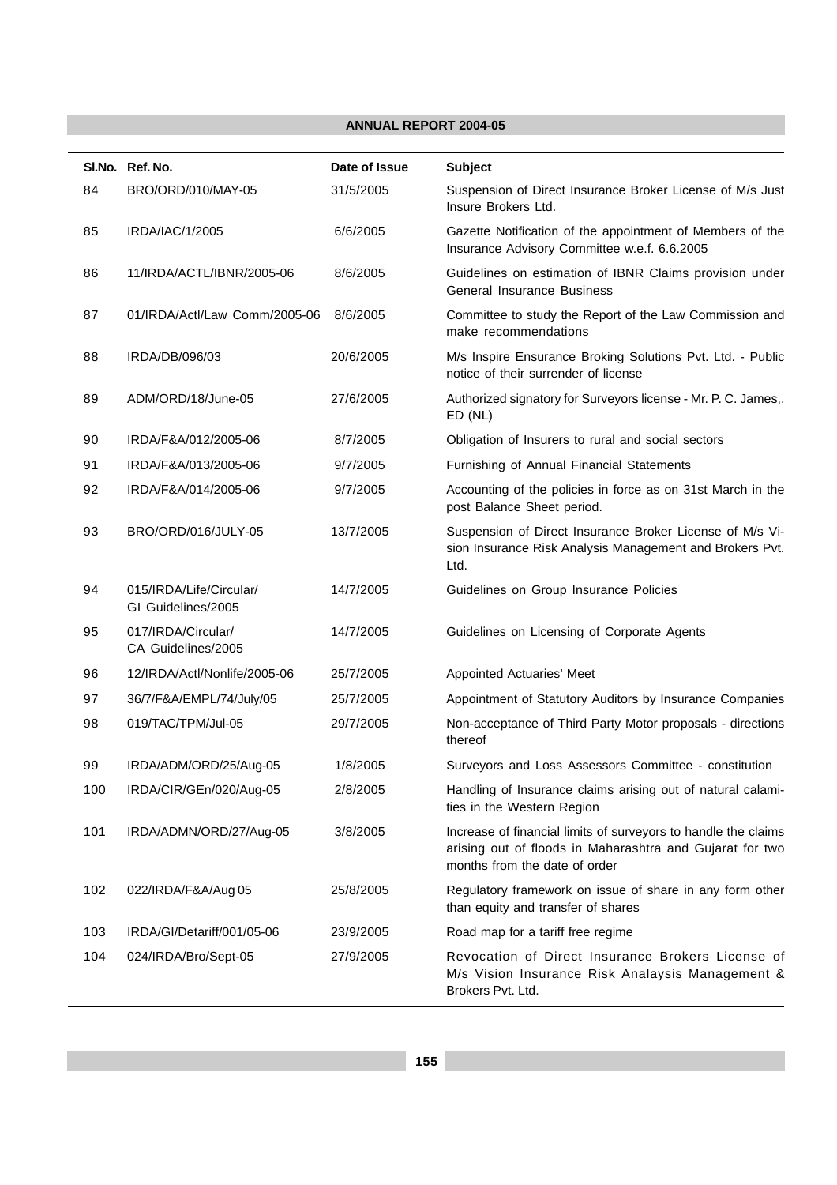| Sl.No. | Ref. No. | Date of Issue | Subject |
|---|---|---|---|
| 84 | BRO/ORD/010/MAY-05 | 31/5/2005 | Suspension of Direct Insurance Broker License of M/s Just Insure Brokers Ltd. |
| 85 | IRDA/IAC/1/2005 | 6/6/2005 | Gazette Notification of the appointment of Members of the Insurance Advisory Committee w.e.f. 6.6.2005 |
| 86 | 11/IRDA/ACTL/IBNR/2005-06 | 8/6/2005 | Guidelines on estimation of IBNR Claims provision under General Insurance Business |
| 87 | 01/IRDA/Actl/Law Comm/2005-06 | 8/6/2005 | Committee to study the Report of the Law Commission and make recommendations |
| 88 | IRDA/DB/096/03 | 20/6/2005 | M/s Inspire Ensurance Broking Solutions Pvt. Ltd. - Public notice of their surrender of license |
| 89 | ADM/ORD/18/June-05 | 27/6/2005 | Authorized signatory for Surveyors license - Mr. P. C. James,, ED (NL) |
| 90 | IRDA/F&A/012/2005-06 | 8/7/2005 | Obligation of Insurers to rural and social sectors |
| 91 | IRDA/F&A/013/2005-06 | 9/7/2005 | Furnishing of Annual Financial Statements |
| 92 | IRDA/F&A/014/2005-06 | 9/7/2005 | Accounting of the policies in force as on 31st March in the post Balance Sheet period. |
| 93 | BRO/ORD/016/JULY-05 | 13/7/2005 | Suspension of Direct Insurance Broker License of M/s Vision Insurance Risk Analysis Management and Brokers Pvt. Ltd. |
| 94 | 015/IRDA/Life/Circular/ GI Guidelines/2005 | 14/7/2005 | Guidelines on Group Insurance Policies |
| 95 | 017/IRDA/Circular/ CA Guidelines/2005 | 14/7/2005 | Guidelines on Licensing of Corporate Agents |
| 96 | 12/IRDA/Actl/Nonlife/2005-06 | 25/7/2005 | Appointed Actuaries' Meet |
| 97 | 36/7/F&A/EMPL/74/July/05 | 25/7/2005 | Appointment of Statutory Auditors by Insurance Companies |
| 98 | 019/TAC/TPM/Jul-05 | 29/7/2005 | Non-acceptance of Third Party Motor proposals - directions thereof |
| 99 | IRDA/ADM/ORD/25/Aug-05 | 1/8/2005 | Surveyors and Loss Assessors Committee - constitution |
| 100 | IRDA/CIR/GEn/020/Aug-05 | 2/8/2005 | Handling of Insurance claims arising out of natural calamities in the Western Region |
| 101 | IRDA/ADMN/ORD/27/Aug-05 | 3/8/2005 | Increase of financial limits of surveyors to handle the claims arising out of floods in Maharashtra and Gujarat for two months from the date of order |
| 102 | 022/IRDA/F&A/Aug 05 | 25/8/2005 | Regulatory framework on issue of share in any form other than equity and transfer of shares |
| 103 | IRDA/GI/Detariff/001/05-06 | 23/9/2005 | Road map for a tariff free regime |
| 104 | 024/IRDA/Bro/Sept-05 | 27/9/2005 | Revocation of Direct Insurance Brokers License of M/s Vision Insurance Risk Analaysis Management & Brokers Pvt. Ltd. |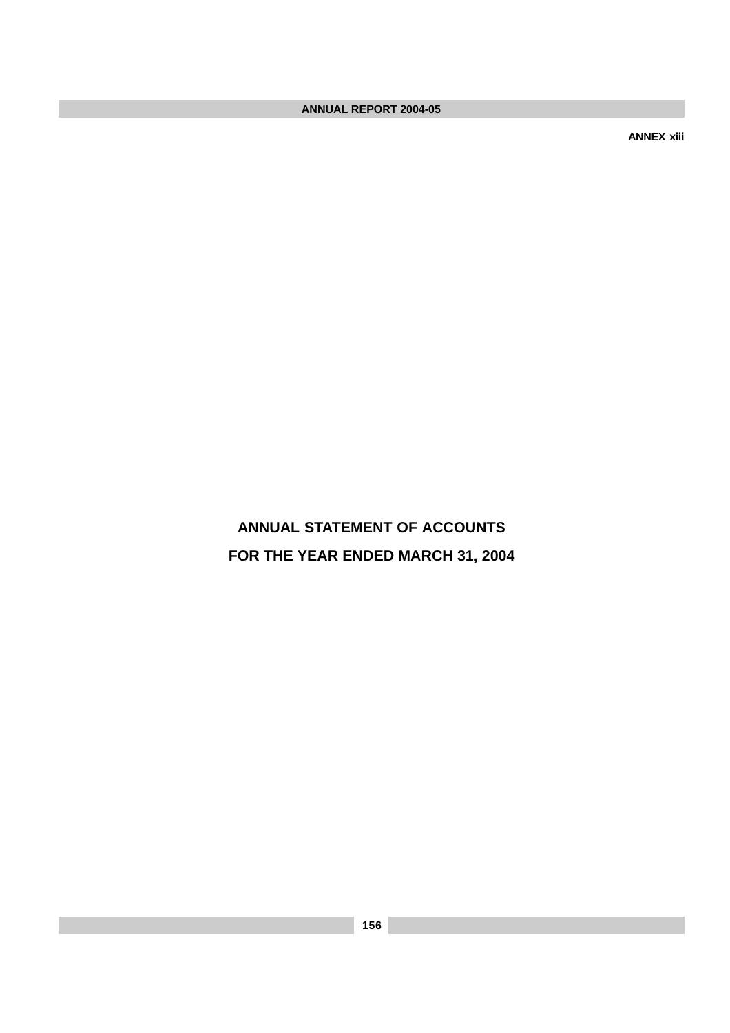ANNEX xiii

# ANNUAL STATEMENT OF ACCOUNTS

# FOR THE YEAR ENDED MARCH 31, 2004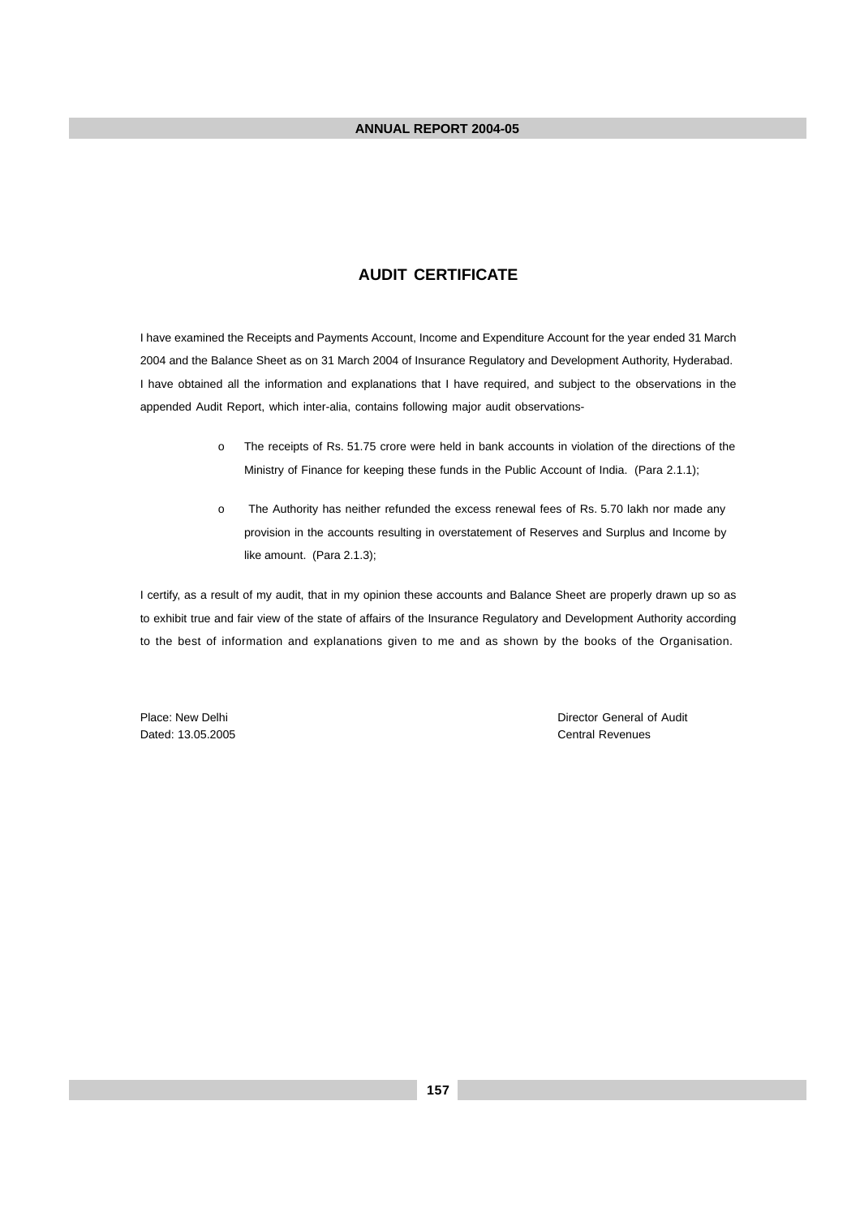# AUDIT CERTIFICATE

I have examined the Receipts and Payments Account, Income and Expenditure Account for the year ended 31 March 2004 and the Balance Sheet as on 31 March 2004 of Insurance Regulatory and Development Authority, Hyderabad. I have obtained all the information and explanations that I have required, and subject to the observations in the appended Audit Report, which inter-alia, contains following major audit observations-

- The receipts of Rs. 51.75 crore were held in bank accounts in violation of the directions of the Ministry of Finance for keeping these funds in the Public Account of India. (Para 2.1.1);
- The Authority has neither refunded the excess renewal fees of Rs. 5.70 lakh nor made any provision in the accounts resulting in overstatement of Reserves and Surplus and Income by like amount. (Para 2.1.3);

I certify, as a result of my audit, that in my opinion these accounts and Balance Sheet are properly drawn up so as to exhibit true and fair view of the state of affairs of the Insurance Regulatory and Development Authority according to the best of information and explanations given to me and as shown by the books of the Organisation.

Place: New Delhi
Dated: 13.05.2005

Director General of Audit
Central Revenues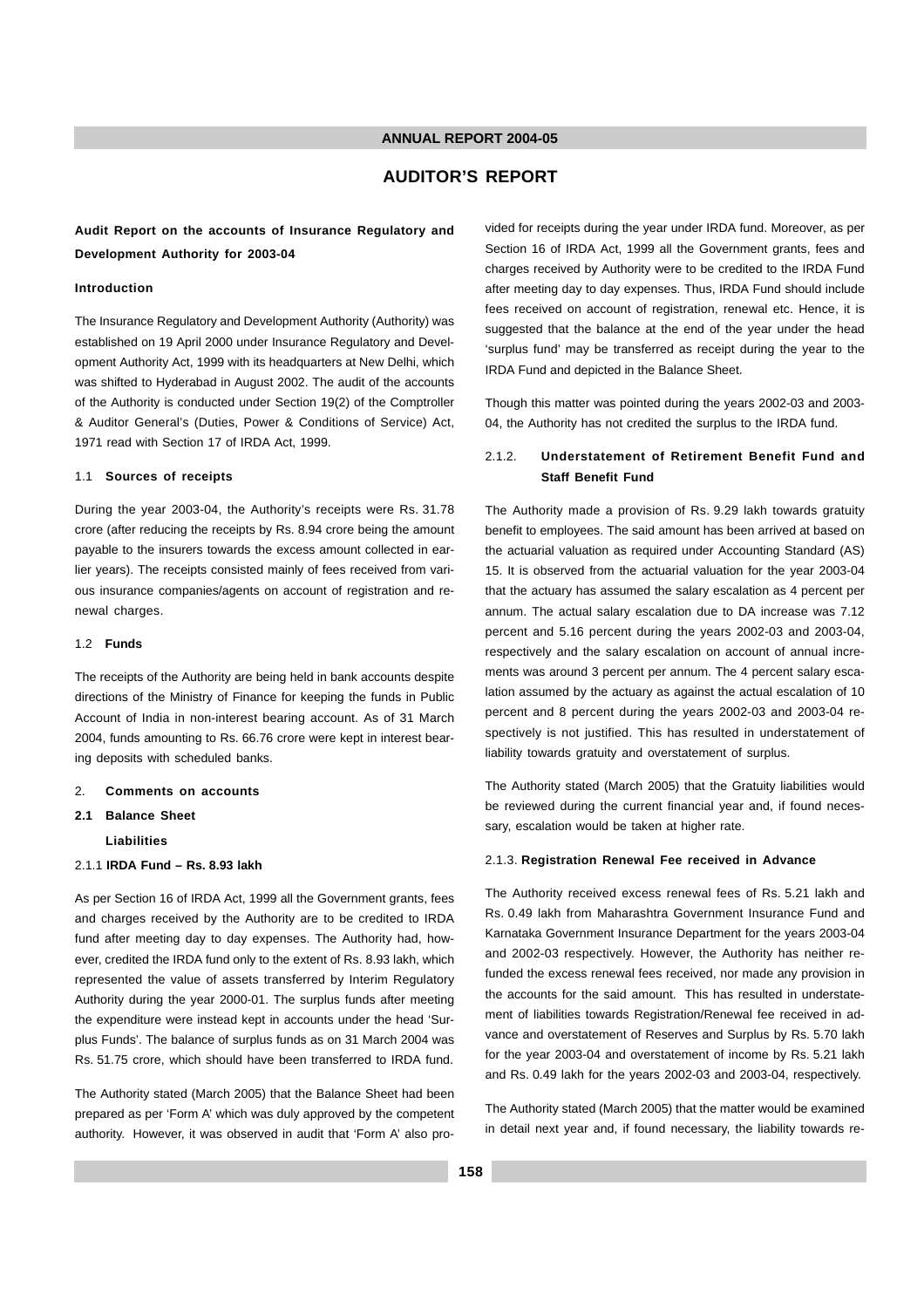# AUDITOR'S REPORT

**Audit Report on the accounts of Insurance Regulatory and Development Authority for 2003-04**

**Introduction**

The Insurance Regulatory and Development Authority (Authority) was established on 19 April 2000 under Insurance Regulatory and Development Authority Act, 1999 with its headquarters at New Delhi, which was shifted to Hyderabad in August 2002. The audit of the accounts of the Authority is conducted under Section 19(2) of the Comptroller & Auditor General's (Duties, Power & Conditions of Service) Act, 1971 read with Section 17 of IRDA Act, 1999.

1.1 **Sources of receipts**

During the year 2003-04, the Authority's receipts were Rs. 31.78 crore (after reducing the receipts by Rs. 8.94 crore being the amount payable to the insurers towards the excess amount collected in earlier years). The receipts consisted mainly of fees received from various insurance companies/agents on account of registration and renewal charges.

1.2 **Funds**

The receipts of the Authority are being held in bank accounts despite directions of the Ministry of Finance for keeping the funds in Public Account of India in non-interest bearing account. As of 31 March 2004, funds amounting to Rs. 66.76 crore were kept in interest bearing deposits with scheduled banks.

2. **Comments on accounts**

**2.1 Balance Sheet**

**Liabilities**

2.1.1 **IRDA Fund – Rs. 8.93 lakh**

As per Section 16 of IRDA Act, 1999 all the Government grants, fees and charges received by the Authority are to be credited to IRDA fund after meeting day to day expenses. The Authority had, however, credited the IRDA fund only to the extent of Rs. 8.93 lakh, which represented the value of assets transferred by Interim Regulatory Authority during the year 2000-01. The surplus funds after meeting the expenditure were instead kept in accounts under the head 'Surplus Funds'. The balance of surplus funds as on 31 March 2004 was Rs. 51.75 crore, which should have been transferred to IRDA fund.

The Authority stated (March 2005) that the Balance Sheet had been prepared as per 'Form A' which was duly approved by the competent authority. However, it was observed in audit that 'Form A' also provided for receipts during the year under IRDA fund. Moreover, as per Section 16 of IRDA Act, 1999 all the Government grants, fees and charges received by Authority were to be credited to the IRDA Fund after meeting day to day expenses. Thus, IRDA Fund should include fees received on account of registration, renewal etc. Hence, it is suggested that the balance at the end of the year under the head 'surplus fund' may be transferred as receipt during the year to the IRDA Fund and depicted in the Balance Sheet.

Though this matter was pointed during the years 2002-03 and 2003-04, the Authority has not credited the surplus to the IRDA fund.

2.1.2. **Understatement of Retirement Benefit Fund and Staff Benefit Fund**

The Authority made a provision of Rs. 9.29 lakh towards gratuity benefit to employees. The said amount has been arrived at based on the actuarial valuation as required under Accounting Standard (AS) 15. It is observed from the actuarial valuation for the year 2003-04 that the actuary has assumed the salary escalation as 4 percent per annum. The actual salary escalation due to DA increase was 7.12 percent and 5.16 percent during the years 2002-03 and 2003-04, respectively and the salary escalation on account of annual increments was around 3 percent per annum. The 4 percent salary escalation assumed by the actuary as against the actual escalation of 10 percent and 8 percent during the years 2002-03 and 2003-04 respectively is not justified. This has resulted in understatement of liability towards gratuity and overstatement of surplus.

The Authority stated (March 2005) that the Gratuity liabilities would be reviewed during the current financial year and, if found necessary, escalation would be taken at higher rate.

2.1.3. **Registration Renewal Fee received in Advance**

The Authority received excess renewal fees of Rs. 5.21 lakh and Rs. 0.49 lakh from Maharashtra Government Insurance Fund and Karnataka Government Insurance Department for the years 2003-04 and 2002-03 respectively. However, the Authority has neither refunded the excess renewal fees received, nor made any provision in the accounts for the said amount. This has resulted in understatement of liabilities towards Registration/Renewal fee received in advance and overstatement of Reserves and Surplus by Rs. 5.70 lakh for the year 2003-04 and overstatement of income by Rs. 5.21 lakh and Rs. 0.49 lakh for the years 2002-03 and 2003-04, respectively.

The Authority stated (March 2005) that the matter would be examined in detail next year and, if found necessary, the liability towards re-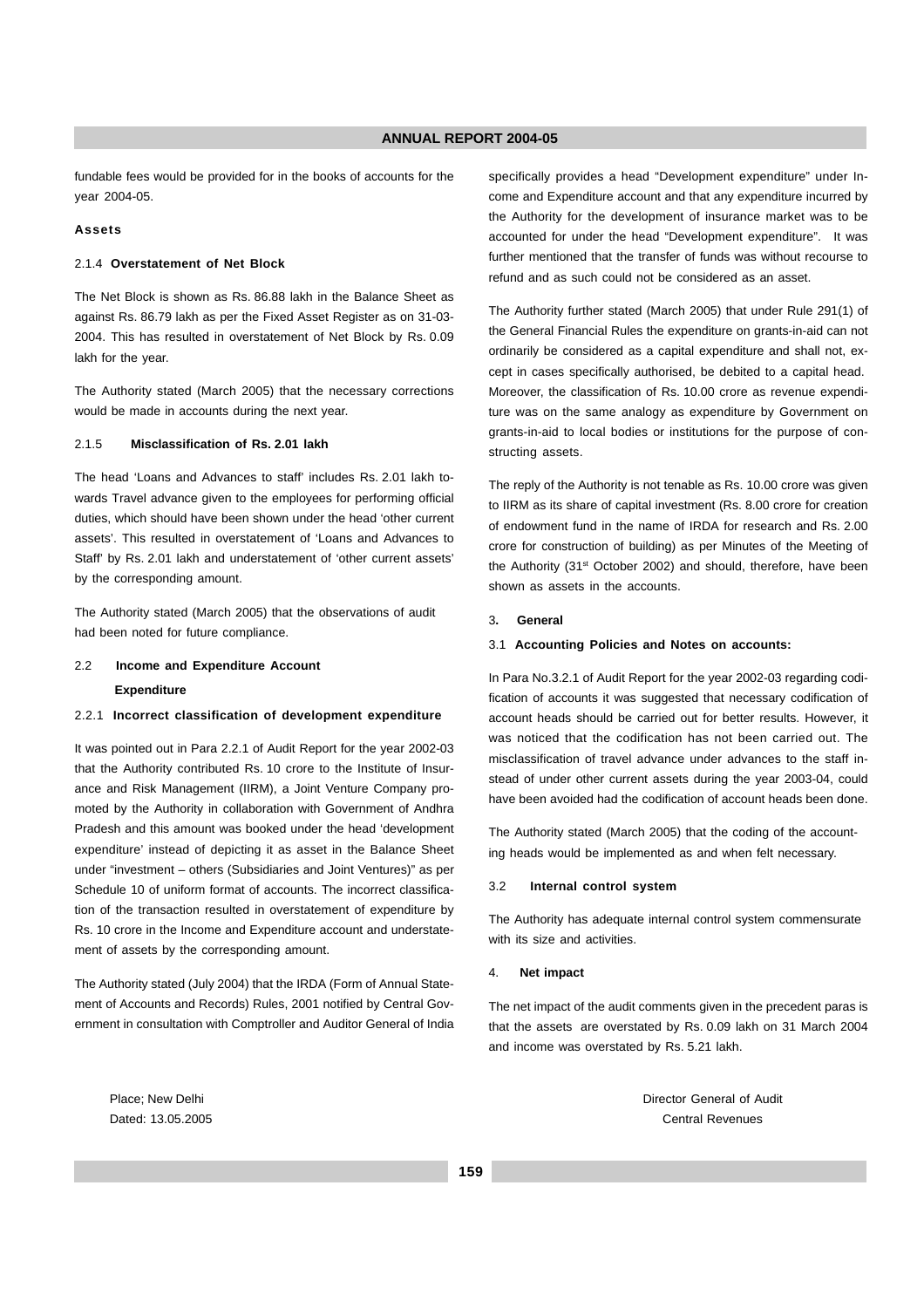fundable fees would be provided for in the books of accounts for the year 2004-05.

**Assets**

2.1.4 **Overstatement of Net Block**

The Net Block is shown as Rs. 86.88 lakh in the Balance Sheet as against Rs. 86.79 lakh as per the Fixed Asset Register as on 31-03-2004. This has resulted in overstatement of Net Block by Rs. 0.09 lakh for the year.

The Authority stated (March 2005) that the necessary corrections would be made in accounts during the next year.

2.1.5 **Misclassification of Rs. 2.01 lakh**

The head 'Loans and Advances to staff' includes Rs. 2.01 lakh towards Travel advance given to the employees for performing official duties, which should have been shown under the head 'other current assets'. This resulted in overstatement of 'Loans and Advances to Staff' by Rs. 2.01 lakh and understatement of 'other current assets' by the corresponding amount.

The Authority stated (March 2005) that the observations of audit had been noted for future compliance.

2.2 **Income and Expenditure Account**

**Expenditure**

2.2.1 **Incorrect classification of development expenditure**

It was pointed out in Para 2.2.1 of Audit Report for the year 2002-03 that the Authority contributed Rs. 10 crore to the Institute of Insurance and Risk Management (IIRM), a Joint Venture Company promoted by the Authority in collaboration with Government of Andhra Pradesh and this amount was booked under the head 'development expenditure' instead of depicting it as asset in the Balance Sheet under "investment – others (Subsidiaries and Joint Ventures)" as per Schedule 10 of uniform format of accounts. The incorrect classification of the transaction resulted in overstatement of expenditure by Rs. 10 crore in the Income and Expenditure account and understatement of assets by the corresponding amount.

The Authority stated (July 2004) that the IRDA (Form of Annual Statement of Accounts and Records) Rules, 2001 notified by Central Government in consultation with Comptroller and Auditor General of India specifically provides a head "Development expenditure" under Income and Expenditure account and that any expenditure incurred by the Authority for the development of insurance market was to be accounted for under the head "Development expenditure". It was further mentioned that the transfer of funds was without recourse to refund and as such could not be considered as an asset.

The Authority further stated (March 2005) that under Rule 291(1) of the General Financial Rules the expenditure on grants-in-aid can not ordinarily be considered as a capital expenditure and shall not, except in cases specifically authorised, be debited to a capital head. Moreover, the classification of Rs. 10.00 crore as revenue expenditure was on the same analogy as expenditure by Government on grants-in-aid to local bodies or institutions for the purpose of constructing assets.

The reply of the Authority is not tenable as Rs. 10.00 crore was given to IIRM as its share of capital investment (Rs. 8.00 crore for creation of endowment fund in the name of IRDA for research and Rs. 2.00 crore for construction of building) as per Minutes of the Meeting of the Authority (31st October 2002) and should, therefore, have been shown as assets in the accounts.

3. **General**

3.1 **Accounting Policies and Notes on accounts:**

In Para No.3.2.1 of Audit Report for the year 2002-03 regarding codification of accounts it was suggested that necessary codification of account heads should be carried out for better results. However, it was noticed that the codification has not been carried out. The misclassification of travel advance under advances to the staff instead of under other current assets during the year 2003-04, could have been avoided had the codification of account heads been done.

The Authority stated (March 2005) that the coding of the accounting heads would be implemented as and when felt necessary.

3.2 **Internal control system**

The Authority has adequate internal control system commensurate with its size and activities.

4. **Net impact**

The net impact of the audit comments given in the precedent paras is that the assets are overstated by Rs. 0.09 lakh on 31 March 2004 and income was overstated by Rs. 5.21 lakh.

Place; New Delhi
Dated: 13.05.2005

Director General of Audit
Central Revenues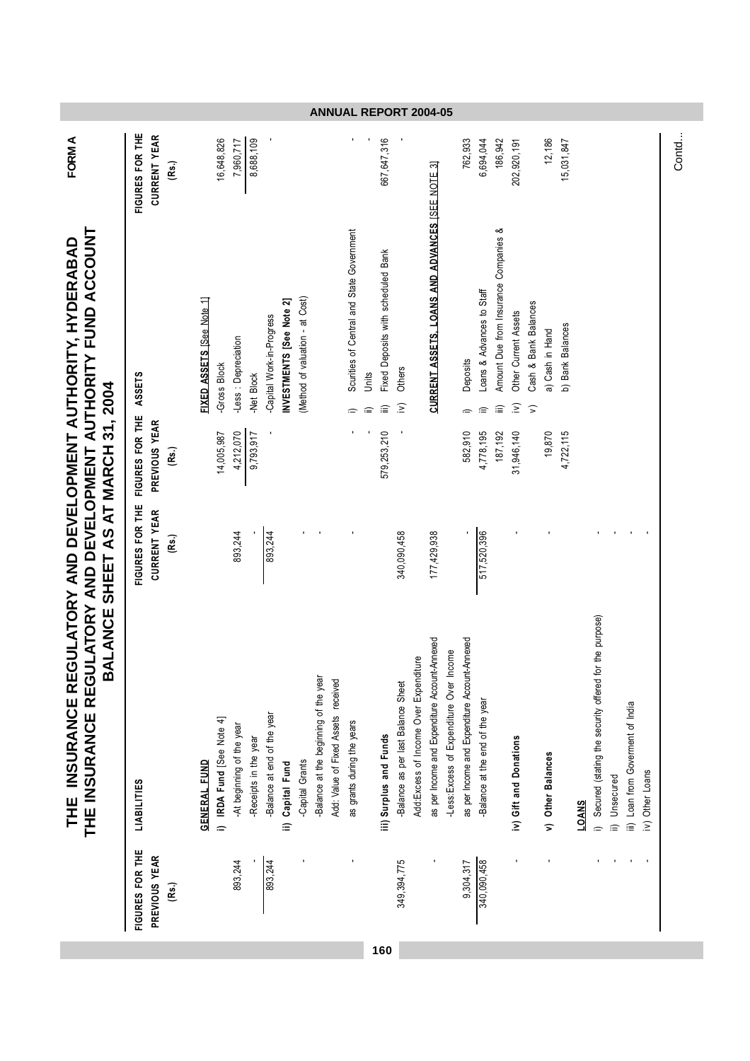FORM A

# THE INSURANCE REGULATORY AND DEVELOPMENT AUTHORITY, HYDERABAD
# THE INSURANCE REGULATORY AND DEVELOPMENT AUTHORITY FUND ACCOUNT
## BALANCE SHEET AS AT MARCH 31, 2004

| FIGURES FOR THE PREVIOUS YEAR (Rs.) | LIABILITIES | FIGURES FOR THE CURRENT YEAR (Rs.) | FIGURES FOR THE PREVIOUS YEAR (Rs.) | ASSETS | FIGURES FOR THE CURRENT YEAR (Rs.) |
|---|---|---|---|---|---|
| | **GENERAL FUND** | | | **FIXED ASSETS** [See Note 1] | |
| | i) **IRDA Fund** [See Note 4] | | 14,005,987 | -Gross Block | 16,648,826 |
| 893,244 | -At beginning of the year | 893,244 | 4,212,070 | -Less : Depreciation | 7,960,717 |
| - | -Receipts in the year | - | 9,793,917 | -Net Block | 8,688,109 |
| 893,244 | -Balance at end of the year | 893,244 | - | -Capital Work-in-Progress | - |
| | ii) **Capital Fund** | | | **INVESTMENTS [See Note 2]** | |
| - | -Capital Grants | - | | (Method of valuation - at Cost) | |
| | -Balance at the beginning of the year | - | | | |
| | Add: Value of Fixed Assets received | | | | |
| - | as grants during the years | - | - | i) Scurities of Central and State Government | - |
| | | | - | ii) Units | - |
| | iii) **Surplus and Funds** | | 579,253,210 | iii) Fixed Deposits with scheduled Bank | 667,647,316 |
| 349,394,775 | -Balance as per last Balance Sheet | 340,090,458 | - | iv) Others | - |
| | Add:Excess of Income Over Expenditure | | | | |
| - | as per Income and Expenditure Account-Annexed | 177,429,938 | | **CURRENT ASSETS, LOANS AND ADVANCES** [SEE NOTE 3] | |
| | -Less:Excess of Expenditure Over Income | | | | |
| 9,304,317 | as per Income and Expenditure Account-Annexed | - | 582,910 | i) Deposits | 762,933 |
| 340,090,458 | -Balance at the end of the year | 517,520,396 | 4,778,195 | ii) Loans & Advances to Staff | 6,694,044 |
| | | | 187,192 | iii) Amount Due from Insurance Companies & | 186,942 |
| - | iv) **Gift and Donations** | - | 31,946,140 | iv) Other Current Assets | 202,920,191 |
| | | | | v) Cash & Bank Balances | |
| - | v) **Other Balances** | - | 19,870 | a) Cash in Hand | 12,186 |
| | | | 4,722,115 | b) Bank Balances | 15,031,847 |
| | **LOANS** | | | | |
| - | i) Secured (stating the security offered for the purpose) | - | | | |
| - | ii) Unsecured | - | | | |
| - | iii) Loan from Goverment of India | - | | | |
| - | iv) Other Loans | - | | | |

Contd...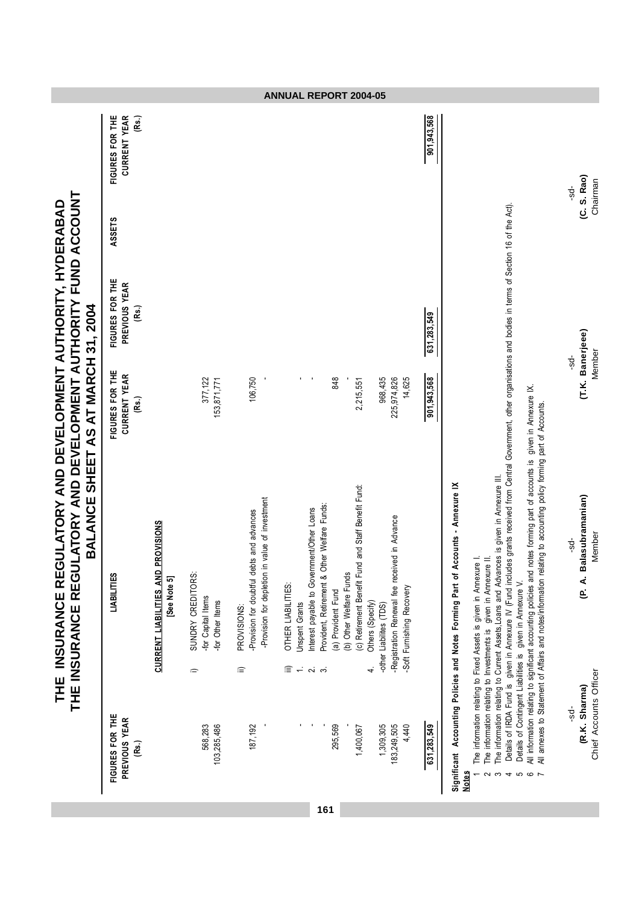# THE INSURANCE REGULATORY AND DEVELOPMENT AUTHORITY, HYDERABAD

## THE INSURANCE REGULATORY AND DEVELOPMENT AUTHORITY FUND ACCOUNT

## BALANCE SHEET AS AT MARCH 31, 2004

| FIGURES FOR THE PREVIOUS YEAR (Rs.) | LIABILITIES | FIGURES FOR THE CURRENT YEAR (Rs.) | FIGURES FOR THE PREVIOUS YEAR (Rs.) | ASSETS | FIGURES FOR THE CURRENT YEAR (Rs.) |
|---|---|---|---|---|---|
| | **CURRENT LIABILITIES AND PROVISIONS** | | | | |
| | [See Note 5] | | | | |
| | i) SUNDRY CREDITORS: | | | | |
| 568,283 | -for Capital Items | 377,122 | | | |
| 103,285,486 | -for Other Items | 153,871,771 | | | |
| | ii) PROVISIONS: | | | | |
| 187,192 | -Provision for doubtful debts and advances | 106,750 | | | |
| - | -Provision for depletion in value of investment | - | | | |
| | iii) OTHER LIABILITIES: | | | | |
| - | 1. Unspent Grants | - | | | |
| - | 2. Interest payable to Government/Other Loans | - | | | |
| | 3. Provident, Retirement & Other Welfare Funds: | | | | |
| 295,569 | (a) Provident Fund | 848 | | | |
| - | (b) Other Welfare Funds | - | | | |
| 1,400,067 | (c) Retirement Benefit Fund and Staff Benefit Fund: | 2,215,551 | | | |
| | 4. Others (Specify) | | | | |
| 1,309,305 | -other Liabilites (TDS) | 968,435 | | | |
| 183,249,505 | -Registration Renewal fee received in Advance | 225,974,826 | | | |
| 4,440 | -Soft Furnishing Recovery | 14,625 | | | |
| **631,283,549** | | **901,943,568** | **631,283,549** | | **901,943,568** |

**Significant Accounting Policies and Notes Forming Part of Accounts - Annexure IX**

**Notes**

1. The information relating to Fixed Assets is given in Annexure I.
2. The information relating to Investments is given in Annexure II.
3. The information relating to Current Assets, Loans and Advances is given in Annexure III.
4. Details of IRDA Fund is given in Annexure IV (Fund includes grants received from Central Government, other organisations and bodies in terms of Section 16 of the Act).
5. Details of Contingent Liabilities is given in Annexure V.
6. All information relating to significant accounting policies and notes forming part of accounts is given in Annexure IX.
7. All annexes to Statement of Affairs and notes/information relating to accounting policy forming part of Accounts.

| -sd- | -sd- | -sd- | -sd- |
|---|---|---|---|
| **(R.K. Sharma)** | **(P. A. Balasubramanian)** | **(T.K. Banerjeee)** | **(C. S. Rao)** |
| Chief Accounts Officer | Member | Member | Chairman |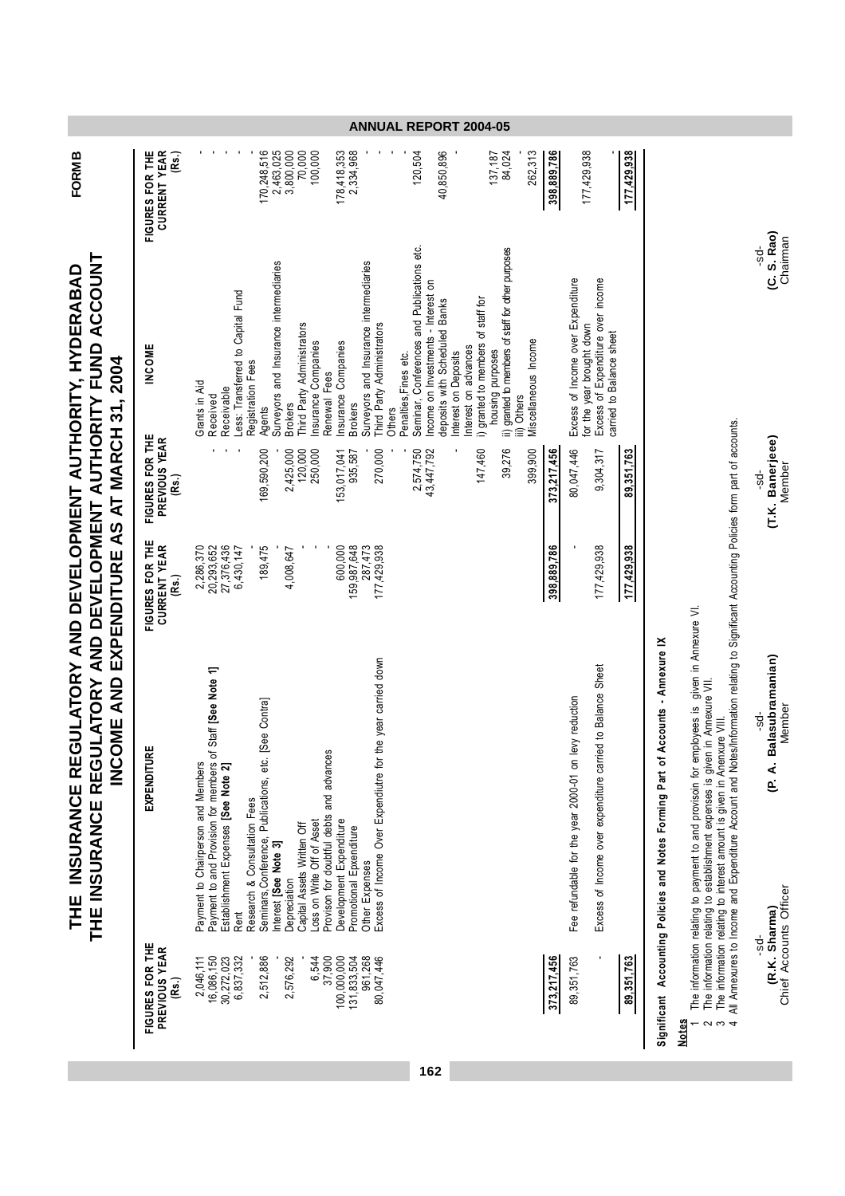FORM B

# THE INSURANCE REGULATORY AND DEVELOPMENT AUTHORITY, HYDERABAD

# THE INSURANCE REGULATORY AND DEVELOPMENT AUTHORITY FUND ACCOUNT

## INCOME AND EXPENDITURE AS AT MARCH 31, 2004

| FIGURES FOR THE PREVIOUS YEAR (Rs.) | EXPENDITURE | FIGURES FOR THE CURRENT YEAR (Rs.) | FIGURES FOR THE PREVIOUS YEAR (Rs.) | INCOME | FIGURES FOR THE CURRENT YEAR (Rs.) |
|---|---|---|---|---|---|
| 2,046,111 | Payment to Chairperson and Members | 2,286,370 | | Grants in Aid | |
| 16,086,150 | Payment to and Provision for members of Staff **[See Note 1]** | 20,293,652 | - | Received | - |
| 30,272,023 | Establishment Expenses **[See Note 2]** | 27,376,436 | - | Receivable | - |
| 6,837,332 | Rent | 6,430,147 | - | Less: Transferred to Capital Fund | - |
| - | Research & Consultation Fees | - | | Registration Fees | |
| 2,512,886 | Seminars,Conference, Publications, etc. [See Contra] | 189,475 | 169,590,200 | Agents | 170,248,516 |
| - | Interest **[See Note 3]** | - | - | Surveyors and Insurance intermediaries | 2,463,025 |
| 2,576,292 | Depreciation | 4,008,647 | 2,425,000 | Brokers | 3,800,000 |
| - | Capital Assets Written Off | - | 120,000 | Third Party Administrators | 70,000 |
| 6,544 | Loss on Write Off of Asset | - | 250,000 | Insurance Companies | 100,000 |
| 37,900 | Provison for doubtful debts and advances | - | | Renewal Fees | |
| 100,000,000 | Development Expenditure | 600,000 | 153,017,041 | Insurance Companies | 178,418,353 |
| 131,833,504 | Promotional Expenditure | 159,987,648 | 935,587 | Brokers | 2,334,968 |
| 961,268 | Other Expenses | 287,473 | - | Surveyors and Insurance intermediaries | - |
| 80,047,446 | Excess of Income Over Expenditure for the year carried down | 177,429,938 | 270,000 | Third Party Administrators | - |
| | | | | Others | |
| | | | - | Penalties,Fines etc. | - |
| | | | 2,574,750 | Seminar, Conferences and Publications etc. | 120,504 |
| | | | 43,447,792 | Income on Investments - Interest on deposits with Scheduled Banks | 40,850,896 |
| | | | - | Interest on Deposits | - |
| | | | | Interest on advances | |
| | | | 147,460 | i) granted to members of staff for housing purposes | 137,187 |
| | | | 39,276 | ii) granted to members of staff for other purposes | 84,024 |
| | | | - | iii) Others | - |
| | | | 399,900 | Miscellaneous Income | 262,313 |
| 373,217,456 | | 398,889,786 | 373,217,456 | | 398,889,786 |
| 89,351,763 | Fee refundable for the year 2000-01 on levy reduction | - | 80,047,446 | Excess of Income over Expenditure for the year brought down | 177,429,938 |
| - | Excess of Income over expenditure carried to Balance Sheet | 177,429,938 | 9,304,317 | Excess of Expenditure over income carried to Balance sheet | - |
| 89,351,763 | | 177,429,938 | 89,351,763 | | 177,429,938 |

**Significant Accounting Policies and Notes Forming Part of Accounts - Annexure IX**

**Notes**

1. The information relating to payment to and provison for employees is given in Annexure VI.
2. The information relating to establishment expenses is given in Annexure VII.
3. The information relating to interest amount is given in Annexure VIII.
4. All Annexures to Income and Expenditure Account and Notes/Information relating to Significant Accounting Policies form part of accounts.

| -sd- | -sd- | -sd- | -sd- |
|---|---|---|---|
| **(R.K. Sharma)** | **(P. A. Balasubramanian)** | **(T.K. Banerjee)** | **(C. S. Rao)** |
| Chief Accounts Officer | Member | Member | Chairman |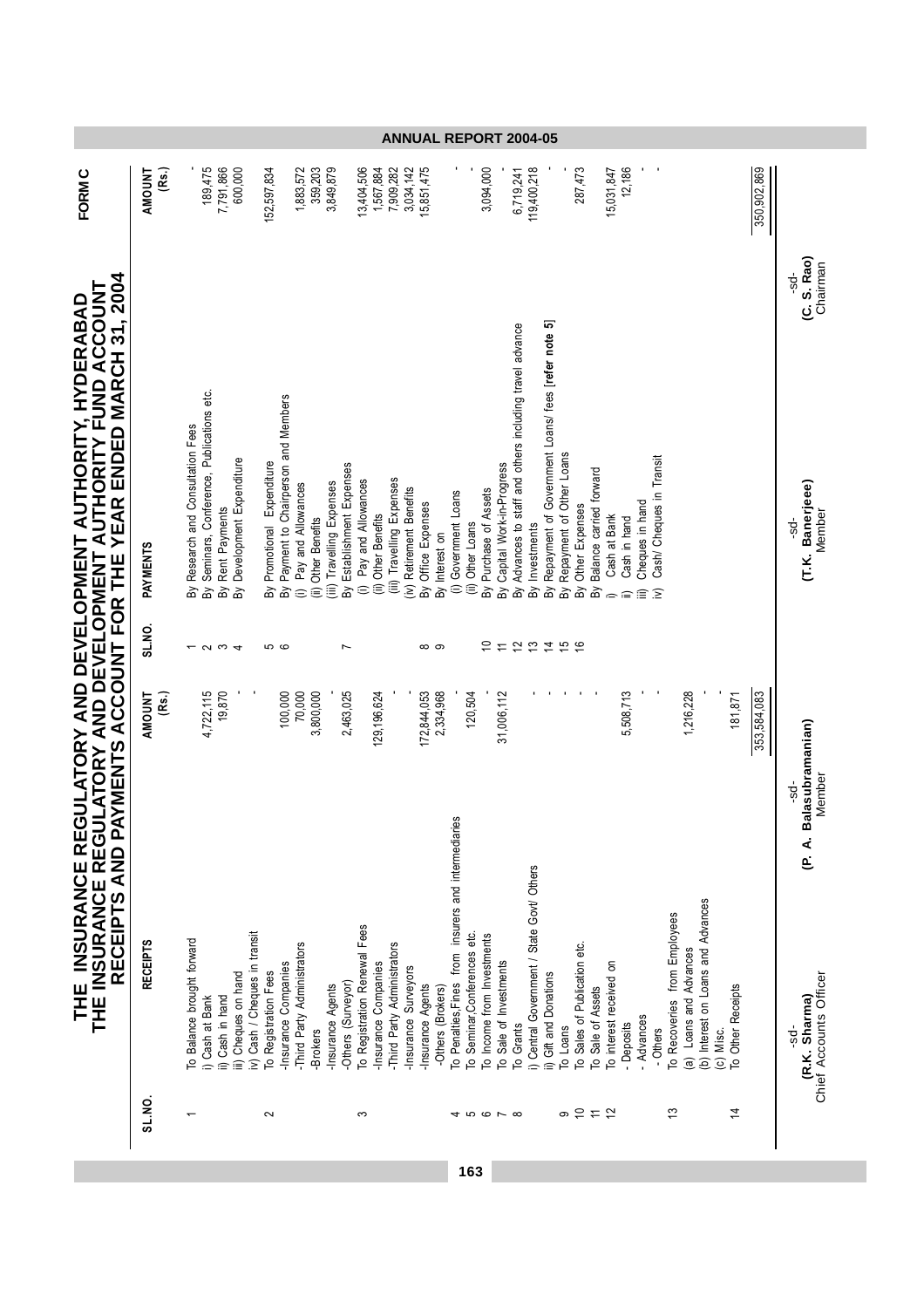FORM C

# THE INSURANCE REGULATORY AND DEVELOPMENT AUTHORITY, HYDERABAD

# THE INSURANCE REGULATORY AND DEVELOPMENT AUTHORITY FUND ACCOUNT

## RECEIPTS AND PAYMENTS ACCOUNT FOR THE YEAR ENDED MARCH 31, 2004

| SL.NO. | RECEIPTS | AMOUNT (Rs.) | SL.NO. | PAYMENTS | AMOUNT (Rs.) |
|---|---|---|---|---|---|
| 1 | To Balance brought forward | | 1 | By Research and Consultation Fees | - |
| | i) Cash at Bank | 4,722,115 | 2 | By Seminars, Conference, Publications etc. | 189,475 |
| | ii) Cash in hand | 19,870 | 3 | By Rent Payments | 7,791,866 |
| | iii) Cheques on hand | - | 4 | By Development Expenditure | 600,000 |
| | iv) Cash / Cheques in transit | - | | | |
| 2 | To Registration Fees | | 5 | By Promotional Expenditure | 152,597,834 |
| | -Insurance Companies | 100,000 | 6 | By Payment to Chairperson and Members | |
| | -Third Party Administrators | 70,000 | | (i) Pay and Allowances | 1,883,572 |
| | -Brokers | 3,800,000 | | (ii) Other Benefits | 359,203 |
| | -Insurance Agents | - | | (iii) Travelling Expenses | 3,849,879 |
| | -Others (Surveyor) | 2,463,025 | 7 | By Establishment Expenses | |
| 3 | To Registration Renewal Fees | | | (i) Pay and Allowances | 13,404,506 |
| | -Insurance Companies | 129,196,624 | | (ii) Other Benefits | 1,567,884 |
| | -Third Party Administrators | - | | (iii) Travelling Expenses | 7,909,282 |
| | -Insurance Surveyors | - | | (iv) Retirement Benefits | 3,034,142 |
| | -Insurance Agents | 172,844,053 | 8 | By Office Expenses | 15,851,475 |
| | -Others (Brokers) | 2,334,968 | 9 | By Interest on | |
| 4 | To Penalties,Fines from insurers and intermediaries | 120,504 | | (i) Government Loans | - |
| 5 | To Seminar,Conferences etc. | - | | (ii) Other Loans | - |
| 6 | To Income from Investments | - | 10 | By Purchase of Assets | 3,094,000 |
| 7 | To Sale of Investments | 31,006,112 | 11 | By Capital Work-in-Progress | - |
| 8 | To Grants | | 12 | By Advances to staff and others including travel advance | 6,719,241 |
| | i) Central Government / State Govt/ Others | - | 13 | By Investments | 119,400,218 |
| | ii) Gift and Donations | - | 14 | By Repayment of Government Loans/ fees [refer note 5] | - |
| 9 | To Loans | - | 15 | By Repayment of Other Loans | - |
| 10 | To Sales of Publication etc. | - | 16 | By Other Expenses | 287,473 |
| 11 | To Sale of Assets | - | | By Balance carried forward | |
| 12 | To interest received on | | | i) Cash at Bank | 15,031,847 |
| | - Deposits | 5,508,713 | | ii) Cash in hand | 12,186 |
| | - Advances | - | | iii) Cheques in hand | - |
| | - Others | - | | iv) Cash/ Cheques in Transit | - |
| 13 | To Recoveries from Employees | | | | |
| | (a) Loans and Advances | 1,216,228 | | | |
| | (b) Interest on Loans and Advances | - | | | |
| | (c) Misc. | - | | | |
| 14 | To Other Receipts | 181,871 | | | |
| | | 353,584,083 | | | 350,902,869 |

-sd-
**(R.K. Sharma)**
Chief Accounts Officer

-sd-
**(P. A. Balasubramanian)**
Member

-sd-
**(T.K. Banerjeee)**
Member

-sd-
**(C. S. Rao)**
Chairman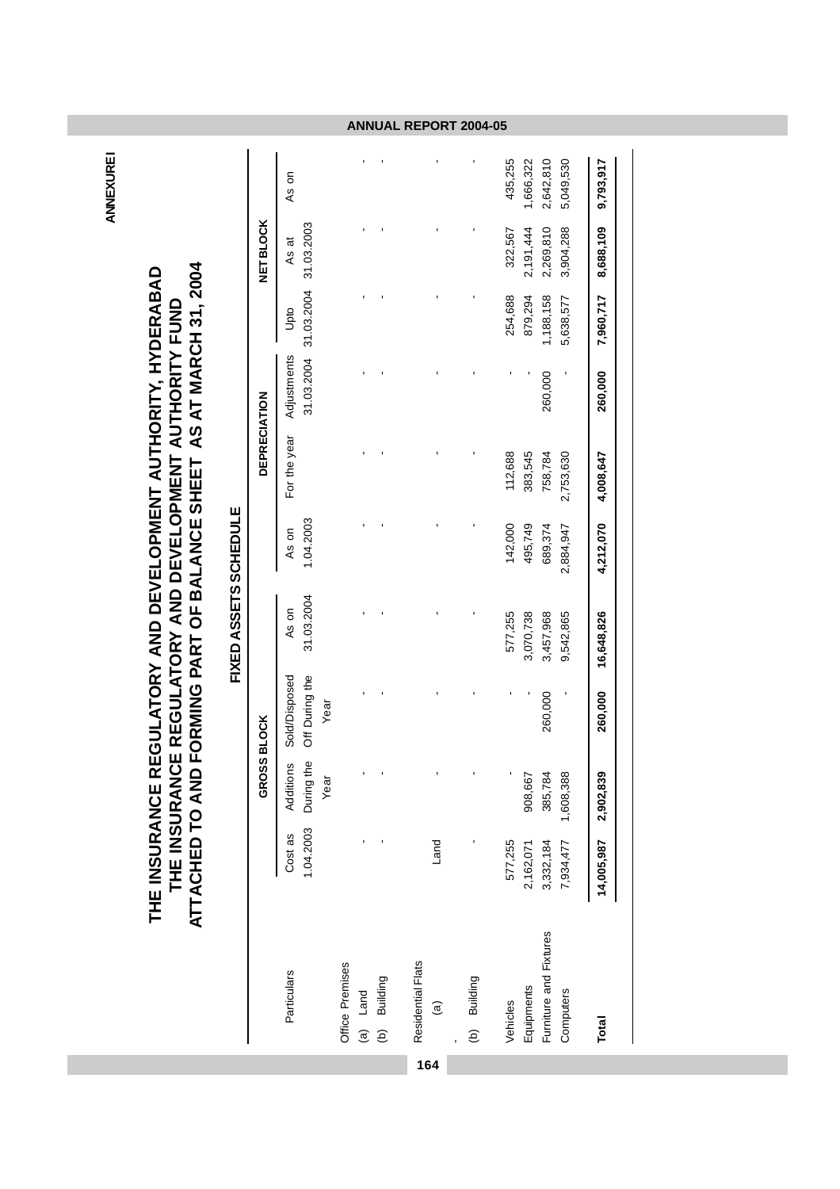ANNEXURE I

# THE INSURANCE REGULATORY AND DEVELOPMENT AUTHORITY, HYDERABAD
## THE INSURANCE REGULATORY AND DEVELOPMENT AUTHORITY FUND
## ATTACHED TO AND FORMING PART OF BALANCE SHEET AS AT MARCH 31, 2004

### FIXED ASSETS SCHEDULE

| Particulars | GROSS BLOCK | | | | DEPRECIATION | | | | NET BLOCK | |
|---|---|---|---|---|---|---|---|---|---|---|
| | Cost as 1.04.2003 | Additions During the Year | Sold/Disposed Off During the Year | As on 31.03.2004 | As on 1.04.2003 | For the year | Adjustments 31.03.2004 | Upto 31.03.2004 | As at 31.03.2003 | As on |
| Office Premises | | | | | | | | | | |
| (a) Land | - | - | - | - | - | - | - | - | - | - |
| (b) Building | - | - | - | - | - | - | - | - | - | - |
| Residential Flats | | | | | | | | | | |
| (a) Land | - | - | - | - | - | - | - | - | - | - |
| (b) Building | - | - | - | - | - | - | - | - | - | - |
| Vehicles | 577,255 | - | - | 577,255 | 142,000 | 112,688 | - | 254,688 | 322,567 | 435,255 |
| Equipments | 2,162,071 | 908,667 | - | 3,070,738 | 495,749 | 383,545 | - | 879,294 | 2,191,444 | 1,666,322 |
| Furniture and Fixtures | 3,332,184 | 385,784 | 260,000 | 3,457,968 | 689,374 | 758,784 | 260,000 | 1,188,158 | 2,269,810 | 2,642,810 |
| Computers | 7,934,477 | 1,608,388 | - | 9,542,865 | 2,884,947 | 2,753,630 | - | 5,638,577 | 3,904,288 | 5,049,530 |
| **Total** | **14,005,987** | **2,902,839** | **260,000** | **16,648,826** | **4,212,070** | **4,008,647** | **260,000** | **7,960,717** | **8,688,109** | **9,793,917** |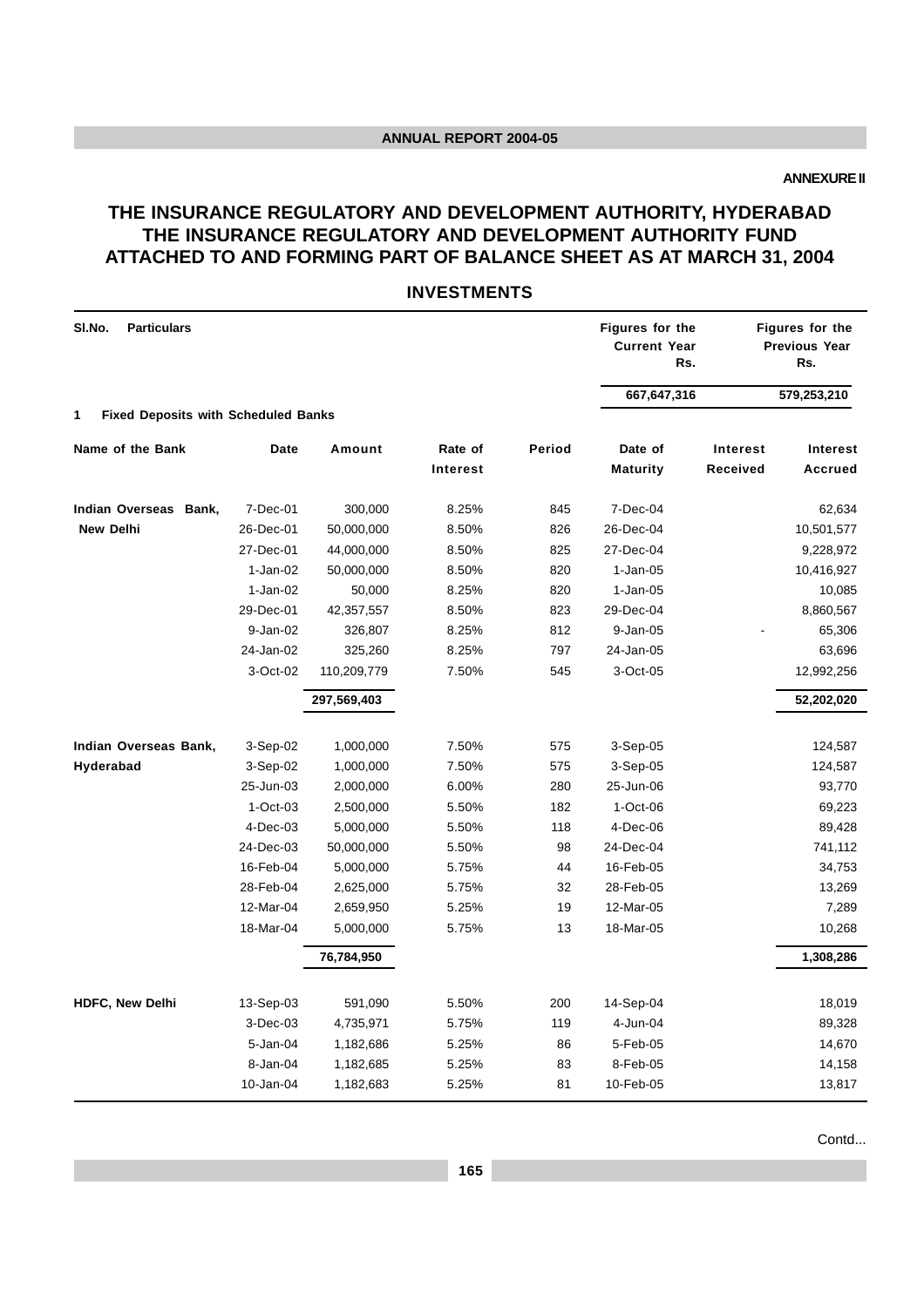**ANNEXURE II**

# THE INSURANCE REGULATORY AND DEVELOPMENT AUTHORITY, HYDERABAD
# THE INSURANCE REGULATORY AND DEVELOPMENT AUTHORITY FUND
# ATTACHED TO AND FORMING PART OF BALANCE SHEET AS AT MARCH 31, 2004

## INVESTMENTS

| Sl.No. | Particulars | | | | Figures for the Current Year Rs. | | Figures for the Previous Year Rs. |
|---|---|---|---|---|---|---|---|
| | | | | | **667,647,316** | | **579,253,210** |
| **1** | **Fixed Deposits with Scheduled Banks** | | | | | | |
| **Name of the Bank** | **Date** | **Amount** | **Rate of Interest** | **Period** | **Date of Maturity** | **Interest Received** | **Interest Accrued** |
| **Indian Overseas Bank, New Delhi** | 7-Dec-01 | 300,000 | 8.25% | 845 | 7-Dec-04 | | 62,634 |
| | 26-Dec-01 | 50,000,000 | 8.50% | 826 | 26-Dec-04 | | 10,501,577 |
| | 27-Dec-01 | 44,000,000 | 8.50% | 825 | 27-Dec-04 | | 9,228,972 |
| | 1-Jan-02 | 50,000,000 | 8.50% | 820 | 1-Jan-05 | | 10,416,927 |
| | 1-Jan-02 | 50,000 | 8.25% | 820 | 1-Jan-05 | | 10,085 |
| | 29-Dec-01 | 42,357,557 | 8.50% | 823 | 29-Dec-04 | | 8,860,567 |
| | 9-Jan-02 | 326,807 | 8.25% | 812 | 9-Jan-05 | - | 65,306 |
| | 24-Jan-02 | 325,260 | 8.25% | 797 | 24-Jan-05 | | 63,696 |
| | 3-Oct-02 | 110,209,779 | 7.50% | 545 | 3-Oct-05 | | 12,992,256 |
| | | **297,569,403** | | | | | **52,202,020** |
| **Indian Overseas Bank, Hyderabad** | 3-Sep-02 | 1,000,000 | 7.50% | 575 | 3-Sep-05 | | 124,587 |
| | 3-Sep-02 | 1,000,000 | 7.50% | 575 | 3-Sep-05 | | 124,587 |
| | 25-Jun-03 | 2,000,000 | 6.00% | 280 | 25-Jun-06 | | 93,770 |
| | 1-Oct-03 | 2,500,000 | 5.50% | 182 | 1-Oct-06 | | 69,223 |
| | 4-Dec-03 | 5,000,000 | 5.50% | 118 | 4-Dec-06 | | 89,428 |
| | 24-Dec-03 | 50,000,000 | 5.50% | 98 | 24-Dec-04 | | 741,112 |
| | 16-Feb-04 | 5,000,000 | 5.75% | 44 | 16-Feb-05 | | 34,753 |
| | 28-Feb-04 | 2,625,000 | 5.75% | 32 | 28-Feb-05 | | 13,269 |
| | 12-Mar-04 | 2,659,950 | 5.25% | 19 | 12-Mar-05 | | 7,289 |
| | 18-Mar-04 | 5,000,000 | 5.75% | 13 | 18-Mar-05 | | 10,268 |
| | | **76,784,950** | | | | | **1,308,286** |
| **HDFC, New Delhi** | 13-Sep-03 | 591,090 | 5.50% | 200 | 14-Sep-04 | | 18,019 |
| | 3-Dec-03 | 4,735,971 | 5.75% | 119 | 4-Jun-04 | | 89,328 |
| | 5-Jan-04 | 1,182,686 | 5.25% | 86 | 5-Feb-05 | | 14,670 |
| | 8-Jan-04 | 1,182,685 | 5.25% | 83 | 8-Feb-05 | | 14,158 |
| | 10-Jan-04 | 1,182,683 | 5.25% | 81 | 10-Feb-05 | | 13,817 |

Contd...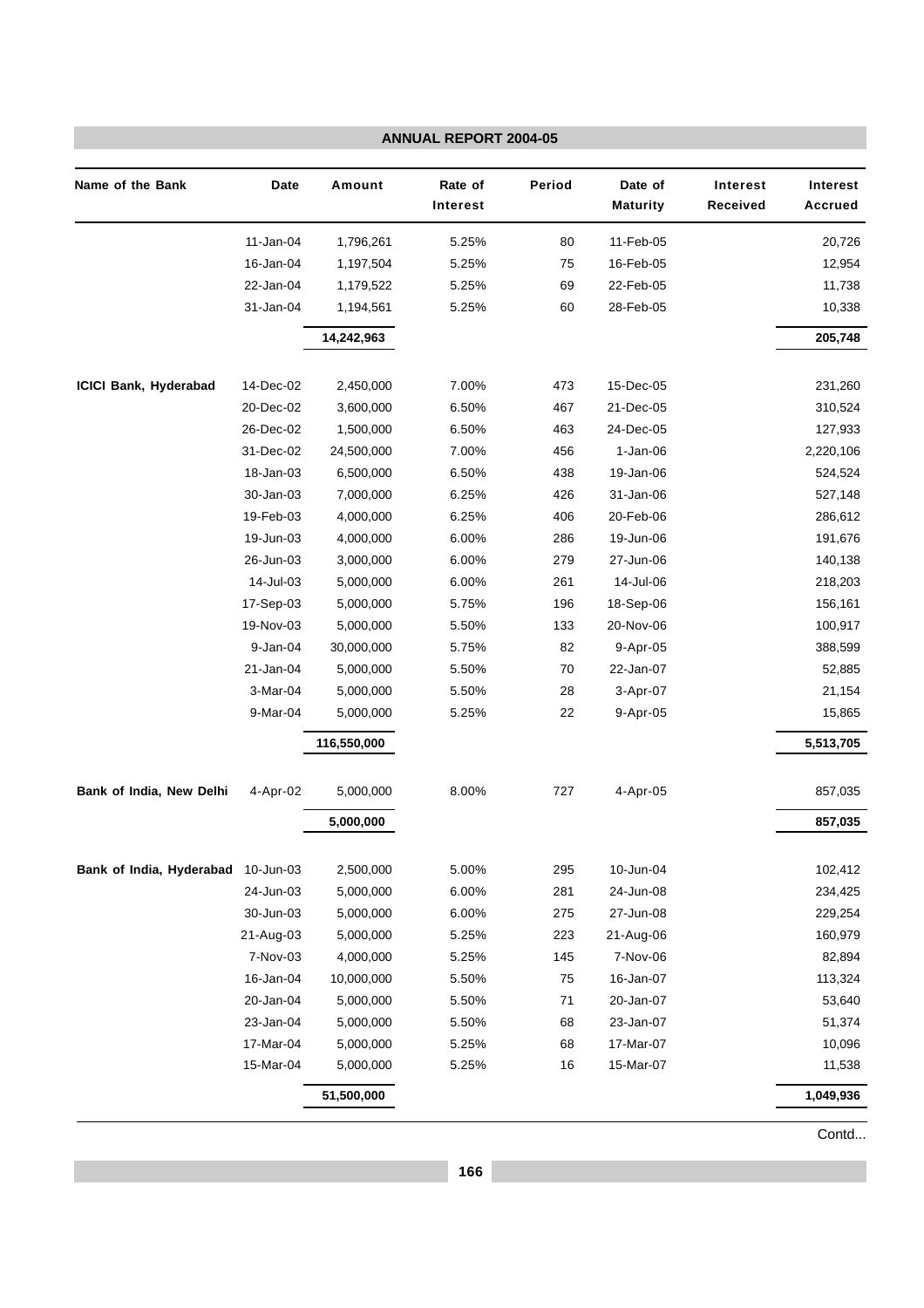| Name of the Bank | Date | Amount | Rate of Interest | Period | Date of Maturity | Interest Received | Interest Accrued |
|---|---|---|---|---|---|---|---|
| | 11-Jan-04 | 1,796,261 | 5.25% | 80 | 11-Feb-05 | | 20,726 |
| | 16-Jan-04 | 1,197,504 | 5.25% | 75 | 16-Feb-05 | | 12,954 |
| | 22-Jan-04 | 1,179,522 | 5.25% | 69 | 22-Feb-05 | | 11,738 |
| | 31-Jan-04 | 1,194,561 | 5.25% | 60 | 28-Feb-05 | | 10,338 |
| | | **14,242,963** | | | | | **205,748** |
| **ICICI Bank, Hyderabad** | 14-Dec-02 | 2,450,000 | 7.00% | 473 | 15-Dec-05 | | 231,260 |
| | 20-Dec-02 | 3,600,000 | 6.50% | 467 | 21-Dec-05 | | 310,524 |
| | 26-Dec-02 | 1,500,000 | 6.50% | 463 | 24-Dec-05 | | 127,933 |
| | 31-Dec-02 | 24,500,000 | 7.00% | 456 | 1-Jan-06 | | 2,220,106 |
| | 18-Jan-03 | 6,500,000 | 6.50% | 438 | 19-Jan-06 | | 524,524 |
| | 30-Jan-03 | 7,000,000 | 6.25% | 426 | 31-Jan-06 | | 527,148 |
| | 19-Feb-03 | 4,000,000 | 6.25% | 406 | 20-Feb-06 | | 286,612 |
| | 19-Jun-03 | 4,000,000 | 6.00% | 286 | 19-Jun-06 | | 191,676 |
| | 26-Jun-03 | 3,000,000 | 6.00% | 279 | 27-Jun-06 | | 140,138 |
| | 14-Jul-03 | 5,000,000 | 6.00% | 261 | 14-Jul-06 | | 218,203 |
| | 17-Sep-03 | 5,000,000 | 5.75% | 196 | 18-Sep-06 | | 156,161 |
| | 19-Nov-03 | 5,000,000 | 5.50% | 133 | 20-Nov-06 | | 100,917 |
| | 9-Jan-04 | 30,000,000 | 5.75% | 82 | 9-Apr-05 | | 388,599 |
| | 21-Jan-04 | 5,000,000 | 5.50% | 70 | 22-Jan-07 | | 52,885 |
| | 3-Mar-04 | 5,000,000 | 5.50% | 28 | 3-Apr-07 | | 21,154 |
| | 9-Mar-04 | 5,000,000 | 5.25% | 22 | 9-Apr-05 | | 15,865 |
| | | **116,550,000** | | | | | **5,513,705** |
| **Bank of India, New Delhi** | 4-Apr-02 | 5,000,000 | 8.00% | 727 | 4-Apr-05 | | 857,035 |
| | | **5,000,000** | | | | | **857,035** |
| **Bank of India, Hyderabad** | 10-Jun-03 | 2,500,000 | 5.00% | 295 | 10-Jun-04 | | 102,412 |
| | 24-Jun-03 | 5,000,000 | 6.00% | 281 | 24-Jun-08 | | 234,425 |
| | 30-Jun-03 | 5,000,000 | 6.00% | 275 | 27-Jun-08 | | 229,254 |
| | 21-Aug-03 | 5,000,000 | 5.25% | 223 | 21-Aug-06 | | 160,979 |
| | 7-Nov-03 | 4,000,000 | 5.25% | 145 | 7-Nov-06 | | 82,894 |
| | 16-Jan-04 | 10,000,000 | 5.50% | 75 | 16-Jan-07 | | 113,324 |
| | 20-Jan-04 | 5,000,000 | 5.50% | 71 | 20-Jan-07 | | 53,640 |
| | 23-Jan-04 | 5,000,000 | 5.50% | 68 | 23-Jan-07 | | 51,374 |
| | 17-Mar-04 | 5,000,000 | 5.25% | 68 | 17-Mar-07 | | 10,096 |
| | 15-Mar-04 | 5,000,000 | 5.25% | 16 | 15-Mar-07 | | 11,538 |
| | | **51,500,000** | | | | | **1,049,936** |

Contd...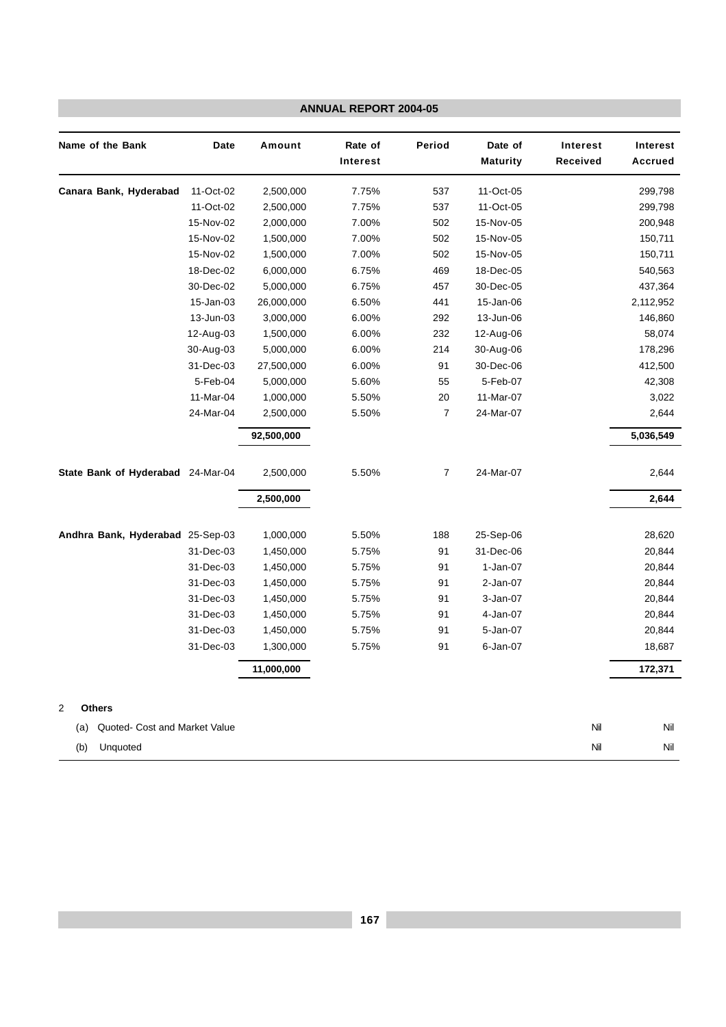| Name of the Bank | Date | Amount | Rate of Interest | Period | Date of Maturity | Interest Received | Interest Accrued |
|---|---|---|---|---|---|---|---|
| **Canara Bank, Hyderabad** | 11-Oct-02 | 2,500,000 | 7.75% | 537 | 11-Oct-05 | | 299,798 |
| | 11-Oct-02 | 2,500,000 | 7.75% | 537 | 11-Oct-05 | | 299,798 |
| | 15-Nov-02 | 2,000,000 | 7.00% | 502 | 15-Nov-05 | | 200,948 |
| | 15-Nov-02 | 1,500,000 | 7.00% | 502 | 15-Nov-05 | | 150,711 |
| | 15-Nov-02 | 1,500,000 | 7.00% | 502 | 15-Nov-05 | | 150,711 |
| | 18-Dec-02 | 6,000,000 | 6.75% | 469 | 18-Dec-05 | | 540,563 |
| | 30-Dec-02 | 5,000,000 | 6.75% | 457 | 30-Dec-05 | | 437,364 |
| | 15-Jan-03 | 26,000,000 | 6.50% | 441 | 15-Jan-06 | | 2,112,952 |
| | 13-Jun-03 | 3,000,000 | 6.00% | 292 | 13-Jun-06 | | 146,860 |
| | 12-Aug-03 | 1,500,000 | 6.00% | 232 | 12-Aug-06 | | 58,074 |
| | 30-Aug-03 | 5,000,000 | 6.00% | 214 | 30-Aug-06 | | 178,296 |
| | 31-Dec-03 | 27,500,000 | 6.00% | 91 | 30-Dec-06 | | 412,500 |
| | 5-Feb-04 | 5,000,000 | 5.60% | 55 | 5-Feb-07 | | 42,308 |
| | 11-Mar-04 | 1,000,000 | 5.50% | 20 | 11-Mar-07 | | 3,022 |
| | 24-Mar-04 | 2,500,000 | 5.50% | 7 | 24-Mar-07 | | 2,644 |
| | | **92,500,000** | | | | | **5,036,549** |
| **State Bank of Hyderabad** | 24-Mar-04 | 2,500,000 | 5.50% | 7 | 24-Mar-07 | | 2,644 |
| | | **2,500,000** | | | | | **2,644** |
| **Andhra Bank, Hyderabad** | 25-Sep-03 | 1,000,000 | 5.50% | 188 | 25-Sep-06 | | 28,620 |
| | 31-Dec-03 | 1,450,000 | 5.75% | 91 | 31-Dec-06 | | 20,844 |
| | 31-Dec-03 | 1,450,000 | 5.75% | 91 | 1-Jan-07 | | 20,844 |
| | 31-Dec-03 | 1,450,000 | 5.75% | 91 | 2-Jan-07 | | 20,844 |
| | 31-Dec-03 | 1,450,000 | 5.75% | 91 | 3-Jan-07 | | 20,844 |
| | 31-Dec-03 | 1,450,000 | 5.75% | 91 | 4-Jan-07 | | 20,844 |
| | 31-Dec-03 | 1,450,000 | 5.75% | 91 | 5-Jan-07 | | 20,844 |
| | 31-Dec-03 | 1,300,000 | 5.75% | 91 | 6-Jan-07 | | 18,687 |
| | | **11,000,000** | | | | | **172,371** |
| 2 **Others** | | | | | | | |
| (a) Quoted- Cost and Market Value | | | | | | Nil | Nil |
| (b) Unquoted | | | | | | Nil | Nil |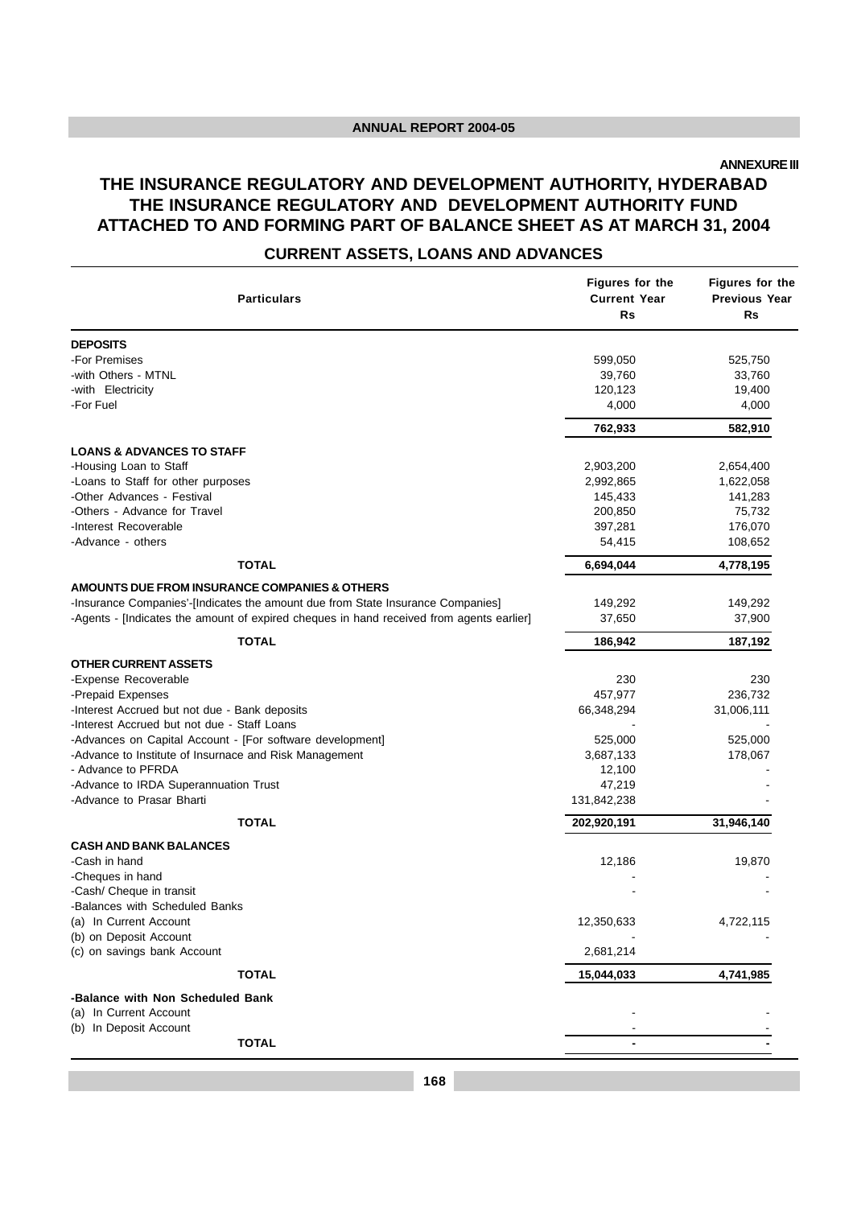ANNEXURE III

# THE INSURANCE REGULATORY AND DEVELOPMENT AUTHORITY, HYDERABAD
# THE INSURANCE REGULATORY AND DEVELOPMENT AUTHORITY FUND
# ATTACHED TO AND FORMING PART OF BALANCE SHEET AS AT MARCH 31, 2004

## CURRENT ASSETS, LOANS AND ADVANCES

| Particulars | Figures for the Current Year Rs | Figures for the Previous Year Rs |
|---|---|---|
| **DEPOSITS** | | |
| -For Premises | 599,050 | 525,750 |
| -with Others - MTNL | 39,760 | 33,760 |
| -with Electricity | 120,123 | 19,400 |
| -For Fuel | 4,000 | 4,000 |
| | **762,933** | **582,910** |
| **LOANS & ADVANCES TO STAFF** | | |
| -Housing Loan to Staff | 2,903,200 | 2,654,400 |
| -Loans to Staff for other purposes | 2,992,865 | 1,622,058 |
| -Other Advances - Festival | 145,433 | 141,283 |
| -Others - Advance for Travel | 200,850 | 75,732 |
| -Interest Recoverable | 397,281 | 176,070 |
| -Advance - others | 54,415 | 108,652 |
| **TOTAL** | **6,694,044** | **4,778,195** |
| **AMOUNTS DUE FROM INSURANCE COMPANIES & OTHERS** | | |
| -Insurance Companies'-[Indicates the amount due from State Insurance Companies] | 149,292 | 149,292 |
| -Agents - [Indicates the amount of expired cheques in hand received from agents earlier] | 37,650 | 37,900 |
| **TOTAL** | **186,942** | **187,192** |
| **OTHER CURRENT ASSETS** | | |
| -Expense Recoverable | 230 | 230 |
| -Prepaid Expenses | 457,977 | 236,732 |
| -Interest Accrued but not due - Bank deposits | 66,348,294 | 31,006,111 |
| -Interest Accrued but not due - Staff Loans | - | - |
| -Advances on Capital Account - [For software development] | 525,000 | 525,000 |
| -Advance to Institute of Insurnace and Risk Management | 3,687,133 | 178,067 |
| - Advance to PFRDA | 12,100 | - |
| -Advance to IRDA Superannuation Trust | 47,219 | - |
| -Advance to Prasar Bharti | 131,842,238 | - |
| **TOTAL** | **202,920,191** | **31,946,140** |
| **CASH AND BANK BALANCES** | | |
| -Cash in hand | 12,186 | 19,870 |
| -Cheques in hand | - | - |
| -Cash/ Cheque in transit | - | - |
| -Balances with Scheduled Banks | | |
| (a) In Current Account | 12,350,633 | 4,722,115 |
| (b) on Deposit Account | - | - |
| (c) on savings bank Account | 2,681,214 | |
| **TOTAL** | **15,044,033** | **4,741,985** |
| **-Balance with Non Scheduled Bank** | | |
| (a) In Current Account | - | - |
| (b) In Deposit Account | - | - |
| **TOTAL** | **-** | **-** |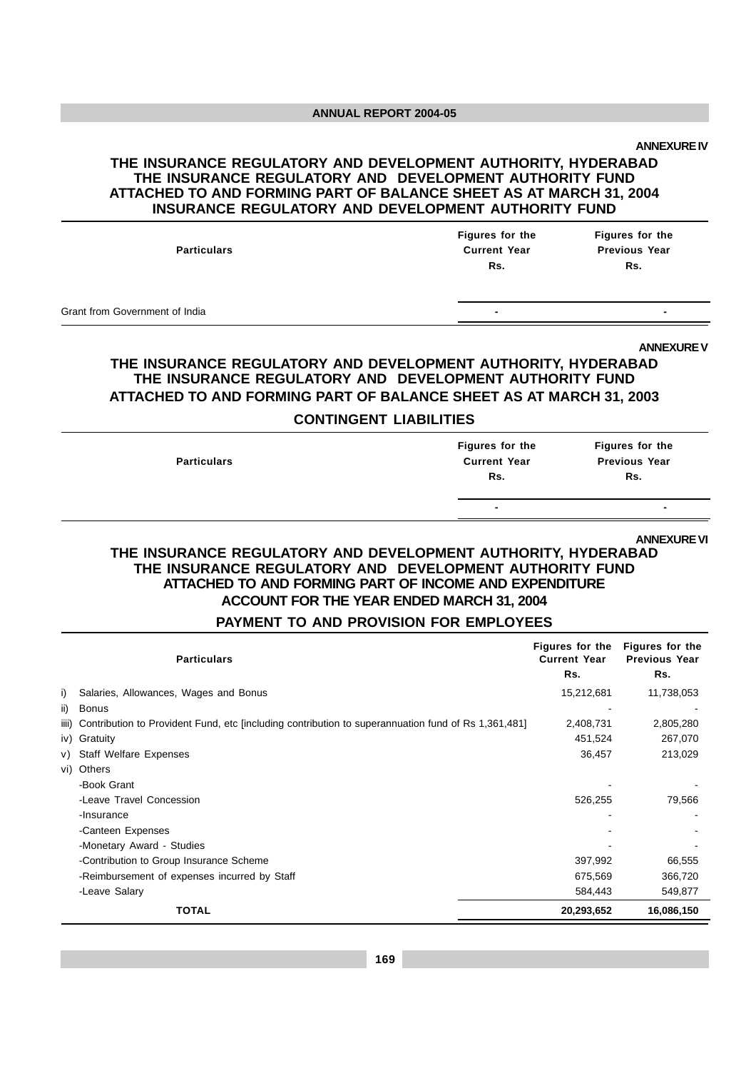ANNEXURE IV

## THE INSURANCE REGULATORY AND DEVELOPMENT AUTHORITY, HYDERABAD
## THE INSURANCE REGULATORY AND DEVELOPMENT AUTHORITY FUND
## ATTACHED TO AND FORMING PART OF BALANCE SHEET AS AT MARCH 31, 2004
## INSURANCE REGULATORY AND DEVELOPMENT AUTHORITY FUND

| Particulars | Figures for the Current Year Rs. | Figures for the Previous Year Rs. |
|---|---|---|
| Grant from Government of India | - | - |

ANNEXURE V

## THE INSURANCE REGULATORY AND DEVELOPMENT AUTHORITY, HYDERABAD
## THE INSURANCE REGULATORY AND DEVELOPMENT AUTHORITY FUND
## ATTACHED TO AND FORMING PART OF BALANCE SHEET AS AT MARCH 31, 2003
## CONTINGENT LIABILITIES

| Particulars | Figures for the Current Year Rs. | Figures for the Previous Year Rs. |
|---|---|---|
| | - | - |

ANNEXURE VI

## THE INSURANCE REGULATORY AND DEVELOPMENT AUTHORITY, HYDERABAD
## THE INSURANCE REGULATORY AND DEVELOPMENT AUTHORITY FUND
## ATTACHED TO AND FORMING PART OF INCOME AND EXPENDITURE ACCOUNT FOR THE YEAR ENDED MARCH 31, 2004
## PAYMENT TO AND PROVISION FOR EMPLOYEES

| | Particulars | Figures for the Current Year Rs. | Figures for the Previous Year Rs. |
|---|---|---|---|
| i) | Salaries, Allowances, Wages and Bonus | 15,212,681 | 11,738,053 |
| ii) | Bonus | - | - |
| iiii) | Contribution to Provident Fund, etc [including contribution to superannuation fund of Rs 1,361,481] | 2,408,731 | 2,805,280 |
| iv) | Gratuity | 451,524 | 267,070 |
| v) | Staff Welfare Expenses | 36,457 | 213,029 |
| vi) | Others | | |
| | -Book Grant | - | - |
| | -Leave Travel Concession | 526,255 | 79,566 |
| | -Insurance | - | - |
| | -Canteen Expenses | - | - |
| | -Monetary Award - Studies | - | - |
| | -Contribution to Group Insurance Scheme | 397,992 | 66,555 |
| | -Reimbursement of expenses incurred by Staff | 675,569 | 366,720 |
| | -Leave Salary | 584,443 | 549,877 |
| | **TOTAL** | **20,293,652** | **16,086,150** |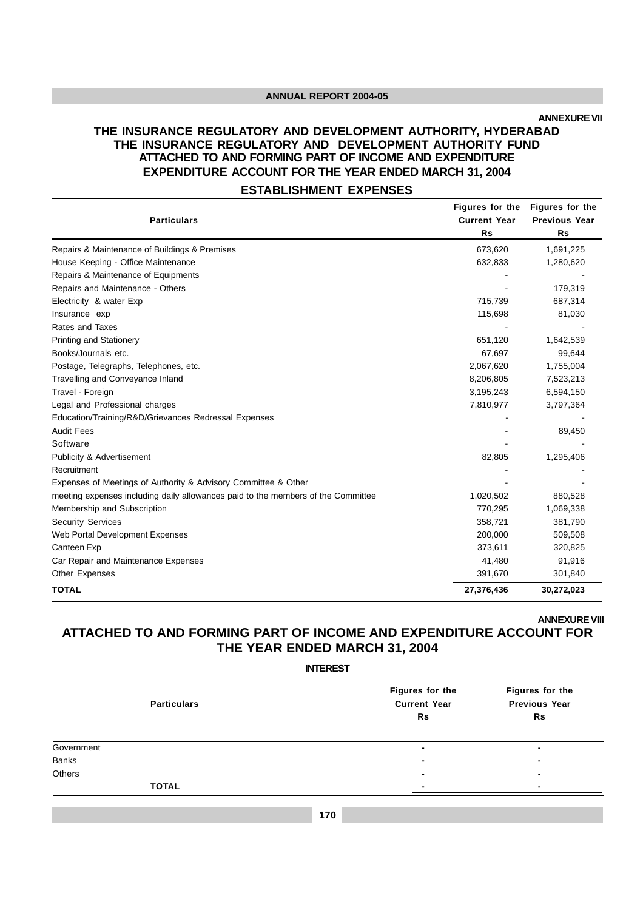ANNEXURE VII

# THE INSURANCE REGULATORY AND DEVELOPMENT AUTHORITY, HYDERABAD

## THE INSURANCE REGULATORY AND DEVELOPMENT AUTHORITY FUND

## ATTACHED TO AND FORMING PART OF INCOME AND EXPENDITURE

## EXPENDITURE ACCOUNT FOR THE YEAR ENDED MARCH 31, 2004

### ESTABLISHMENT EXPENSES

| Particulars | Figures for the Current Year Rs | Figures for the Previous Year Rs |
|---|---|---|
| Repairs & Maintenance of Buildings & Premises | 673,620 | 1,691,225 |
| House Keeping - Office Maintenance | 632,833 | 1,280,620 |
| Repairs & Maintenance of Equipments | - | - |
| Repairs and Maintenance - Others | - | 179,319 |
| Electricity & water Exp | 715,739 | 687,314 |
| Insurance exp | 115,698 | 81,030 |
| Rates and Taxes | - | - |
| Printing and Stationery | 651,120 | 1,642,539 |
| Books/Journals etc. | 67,697 | 99,644 |
| Postage, Telegraphs, Telephones, etc. | 2,067,620 | 1,755,004 |
| Travelling and Conveyance Inland | 8,206,805 | 7,523,213 |
| Travel - Foreign | 3,195,243 | 6,594,150 |
| Legal and Professional charges | 7,810,977 | 3,797,364 |
| Education/Training/R&D/Grievances Redressal Expenses | - | - |
| Audit Fees | - | 89,450 |
| Software | - | - |
| Publicity & Advertisement | 82,805 | 1,295,406 |
| Recruitment | - | - |
| Expenses of Meetings of Authority & Advisory Committee & Other | - | - |
| meeting expenses including daily allowances paid to the members of the Committee | 1,020,502 | 880,528 |
| Membership and Subscription | 770,295 | 1,069,338 |
| Security Services | 358,721 | 381,790 |
| Web Portal Development Expenses | 200,000 | 509,508 |
| Canteen Exp | 373,611 | 320,825 |
| Car Repair and Maintenance Expenses | 41,480 | 91,916 |
| Other Expenses | 391,670 | 301,840 |
| **TOTAL** | **27,376,436** | **30,272,023** |

ANNEXURE VIII

# ATTACHED TO AND FORMING PART OF INCOME AND EXPENDITURE ACCOUNT FOR THE YEAR ENDED MARCH 31, 2004

### INTEREST

| Particulars | Figures for the Current Year Rs | Figures for the Previous Year Rs |
|---|---|---|
| Government | - | - |
| Banks | - | - |
| Others | - | - |
| **TOTAL** | - | - |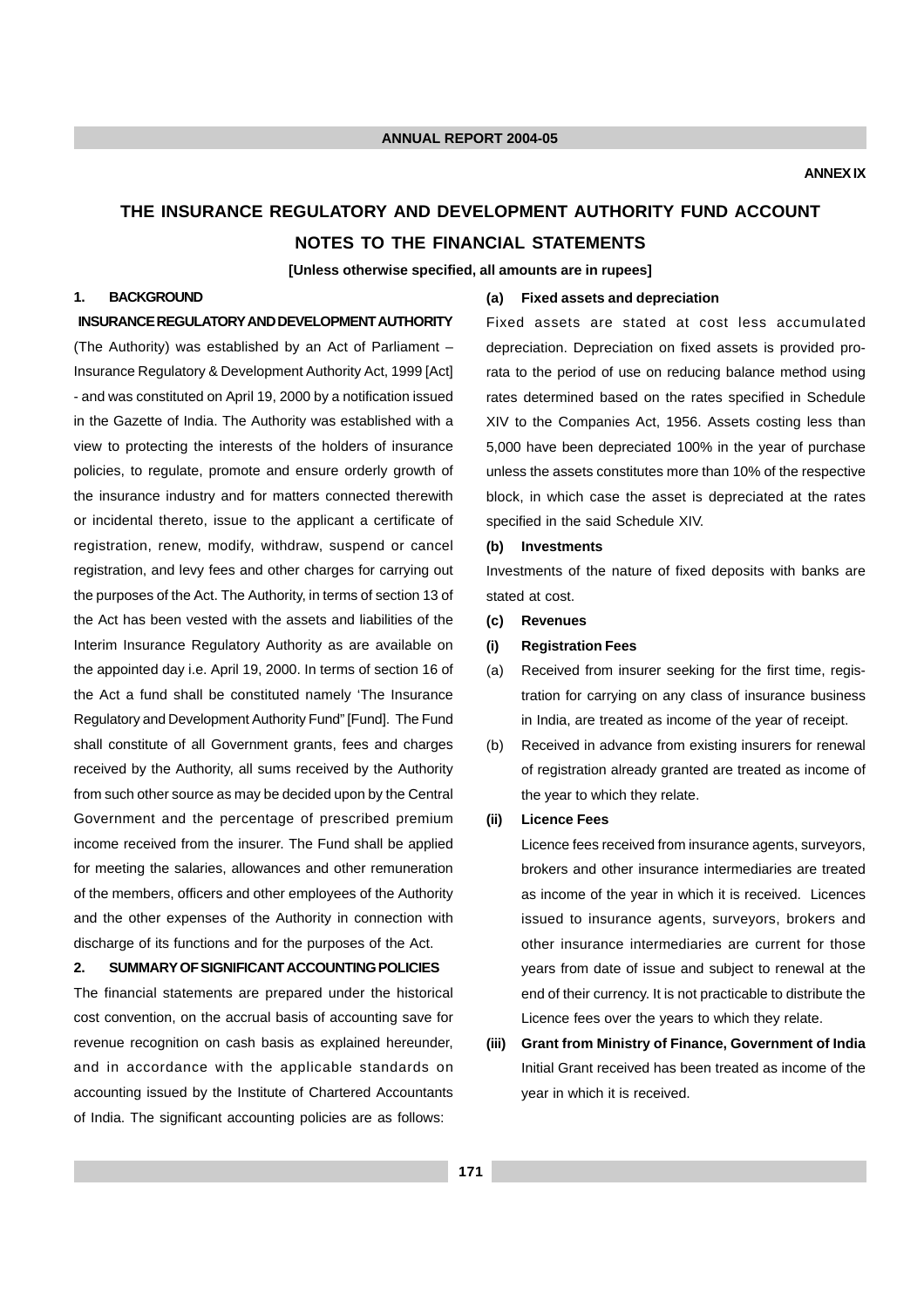ANNEX IX

# THE INSURANCE REGULATORY AND DEVELOPMENT AUTHORITY FUND ACCOUNT

## NOTES TO THE FINANCIAL STATEMENTS

**[Unless otherwise specified, all amounts are in rupees]**

### 1. BACKGROUND

**INSURANCE REGULATORY AND DEVELOPMENT AUTHORITY** (The Authority) was established by an Act of Parliament – Insurance Regulatory & Development Authority Act, 1999 [Act] - and was constituted on April 19, 2000 by a notification issued in the Gazette of India. The Authority was established with a view to protecting the interests of the holders of insurance policies, to regulate, promote and ensure orderly growth of the insurance industry and for matters connected therewith or incidental thereto, issue to the applicant a certificate of registration, renew, modify, withdraw, suspend or cancel registration, and levy fees and other charges for carrying out the purposes of the Act. The Authority, in terms of section 13 of the Act has been vested with the assets and liabilities of the Interim Insurance Regulatory Authority as are available on the appointed day i.e. April 19, 2000. In terms of section 16 of the Act a fund shall be constituted namely 'The Insurance Regulatory and Development Authority Fund" [Fund]. The Fund shall constitute of all Government grants, fees and charges received by the Authority, all sums received by the Authority from such other source as may be decided upon by the Central Government and the percentage of prescribed premium income received from the insurer. The Fund shall be applied for meeting the salaries, allowances and other remuneration of the members, officers and other employees of the Authority and the other expenses of the Authority in connection with discharge of its functions and for the purposes of the Act.

### 2. SUMMARY OF SIGNIFICANT ACCOUNTING POLICIES

The financial statements are prepared under the historical cost convention, on the accrual basis of accounting save for revenue recognition on cash basis as explained hereunder, and in accordance with the applicable standards on accounting issued by the Institute of Chartered Accountants of India. The significant accounting policies are as follows:

**(a) Fixed assets and depreciation**

Fixed assets are stated at cost less accumulated depreciation. Depreciation on fixed assets is provided pro-rata to the period of use on reducing balance method using rates determined based on the rates specified in Schedule XIV to the Companies Act, 1956. Assets costing less than 5,000 have been depreciated 100% in the year of purchase unless the assets constitutes more than 10% of the respective block, in which case the asset is depreciated at the rates specified in the said Schedule XIV.

**(b) Investments**

Investments of the nature of fixed deposits with banks are stated at cost.

**(c) Revenues**

**(i) Registration Fees**

(a) Received from insurer seeking for the first time, registration for carrying on any class of insurance business in India, are treated as income of the year of receipt.

(b) Received in advance from existing insurers for renewal of registration already granted are treated as income of the year to which they relate.

**(ii) Licence Fees**

Licence fees received from insurance agents, surveyors, brokers and other insurance intermediaries are treated as income of the year in which it is received. Licences issued to insurance agents, surveyors, brokers and other insurance intermediaries are current for those years from date of issue and subject to renewal at the end of their currency. It is not practicable to distribute the Licence fees over the years to which they relate.

**(iii) Grant from Ministry of Finance, Government of India**

Initial Grant received has been treated as income of the year in which it is received.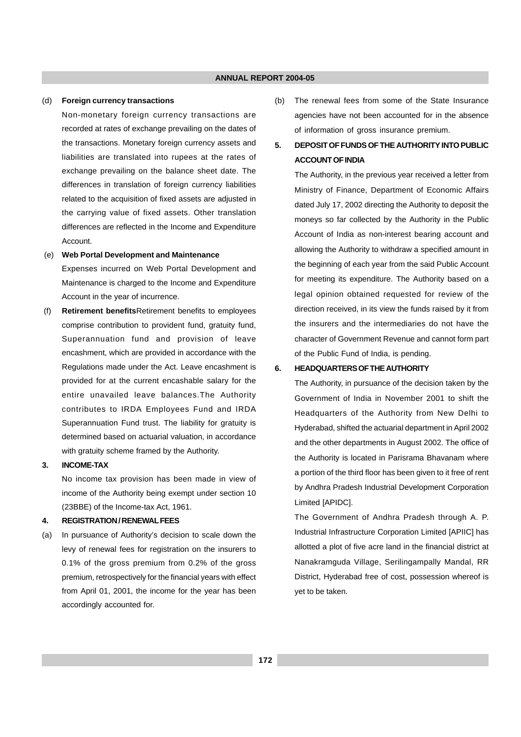(d) **Foreign currency transactions**

Non-monetary foreign currency transactions are recorded at rates of exchange prevailing on the dates of the transactions. Monetary foreign currency assets and liabilities are translated into rupees at the rates of exchange prevailing on the balance sheet date. The differences in translation of foreign currency liabilities related to the acquisition of fixed assets are adjusted in the carrying value of fixed assets. Other translation differences are reflected in the Income and Expenditure Account.

(e) **Web Portal Development and Maintenance**

Expenses incurred on Web Portal Development and Maintenance is charged to the Income and Expenditure Account in the year of incurrence.

(f) **Retirement benefits**Retirement benefits to employees comprise contribution to provident fund, gratuity fund, Superannuation fund and provision of leave encashment, which are provided in accordance with the Regulations made under the Act. Leave encashment is provided for at the current encashable salary for the entire unavailed leave balances.The Authority contributes to IRDA Employees Fund and IRDA Superannuation Fund trust. The liability for gratuity is determined based on actuarial valuation, in accordance with gratuity scheme framed by the Authority.

**3. INCOME-TAX**

No income tax provision has been made in view of income of the Authority being exempt under section 10 (23BBE) of the Income-tax Act, 1961.

**4. REGISTRATION / RENEWAL FEES**

(a) In pursuance of Authority's decision to scale down the levy of renewal fees for registration on the insurers to 0.1% of the gross premium from 0.2% of the gross premium, retrospectively for the financial years with effect from April 01, 2001, the income for the year has been accordingly accounted for.

(b) The renewal fees from some of the State Insurance agencies have not been accounted for in the absence of information of gross insurance premium.

**5. DEPOSIT OF FUNDS OF THE AUTHORITY INTO PUBLIC ACCOUNT OF INDIA**

The Authority, in the previous year received a letter from Ministry of Finance, Department of Economic Affairs dated July 17, 2002 directing the Authority to deposit the moneys so far collected by the Authority in the Public Account of India as non-interest bearing account and allowing the Authority to withdraw a specified amount in the beginning of each year from the said Public Account for meeting its expenditure. The Authority based on a legal opinion obtained requested for review of the direction received, in its view the funds raised by it from the insurers and the intermediaries do not have the character of Government Revenue and cannot form part of the Public Fund of India, is pending.

**6. HEADQUARTERS OF THE AUTHORITY**

The Authority, in pursuance of the decision taken by the Government of India in November 2001 to shift the Headquarters of the Authority from New Delhi to Hyderabad, shifted the actuarial department in April 2002 and the other departments in August 2002. The office of the Authority is located in Parisrama Bhavanam where a portion of the third floor has been given to it free of rent by Andhra Pradesh Industrial Development Corporation Limited [APIDC].

The Government of Andhra Pradesh through A. P. Industrial Infrastructure Corporation Limited [APIIC] has allotted a plot of five acre land in the financial district at Nanakramguda Village, Serilingampally Mandal, RR District, Hyderabad free of cost, possession whereof is yet to be taken.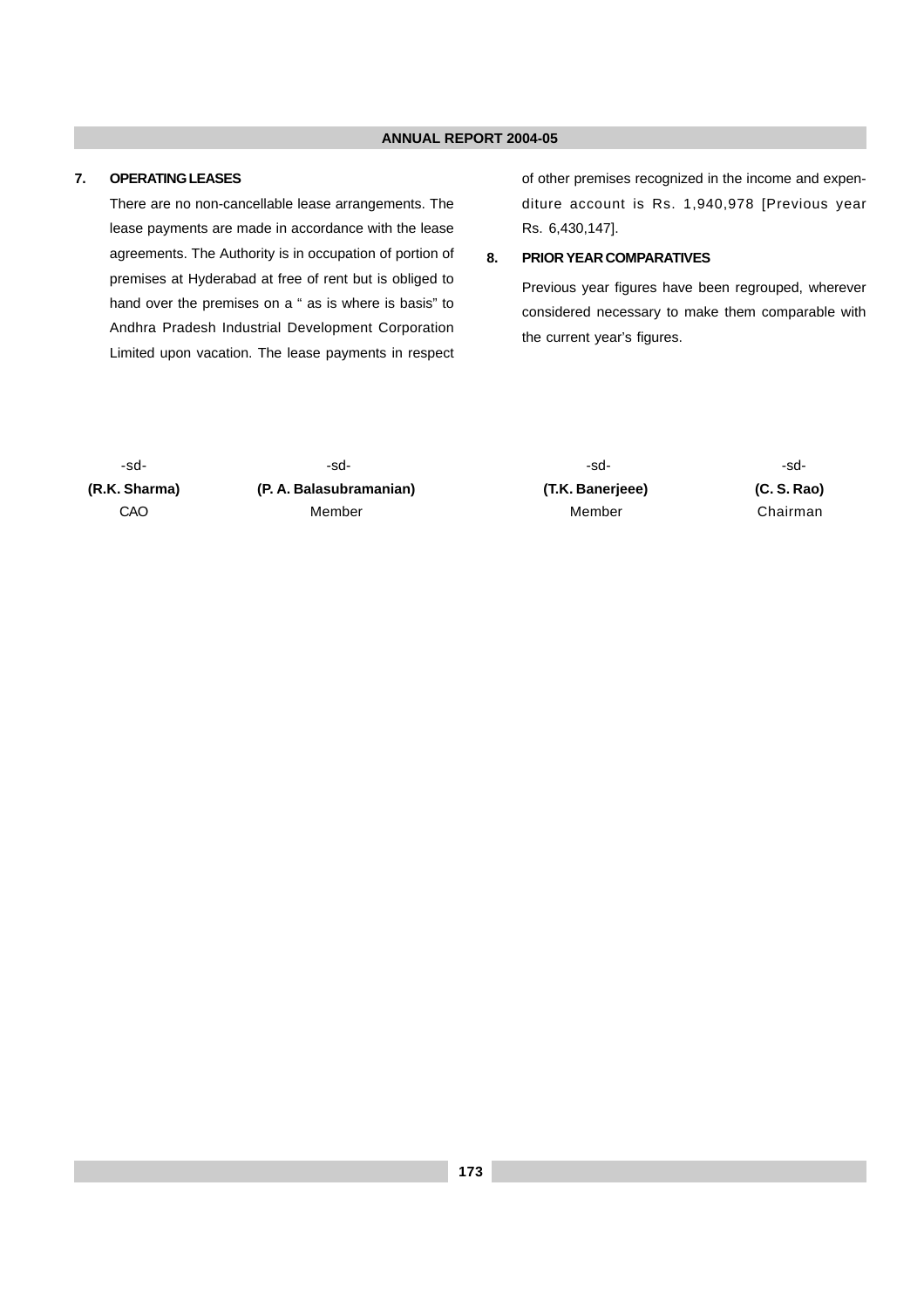### 7. OPERATING LEASES

There are no non-cancellable lease arrangements. The lease payments are made in accordance with the lease agreements. The Authority is in occupation of portion of premises at Hyderabad at free of rent but is obliged to hand over the premises on a " as is where is basis" to Andhra Pradesh Industrial Development Corporation Limited upon vacation. The lease payments in respect of other premises recognized in the income and expenditure account is Rs. 1,940,978 [Previous year Rs. 6,430,147].

### 8. PRIOR YEAR COMPARATIVES

Previous year figures have been regrouped, wherever considered necessary to make them comparable with the current year's figures.

| -sd- | -sd- | -sd- | -sd- |
|---|---|---|---|
| **(R.K. Sharma)** | **(P. A. Balasubramanian)** | **(T.K. Banerjeee)** | **(C. S. Rao)** |
| CAO | Member | Member | Chairman |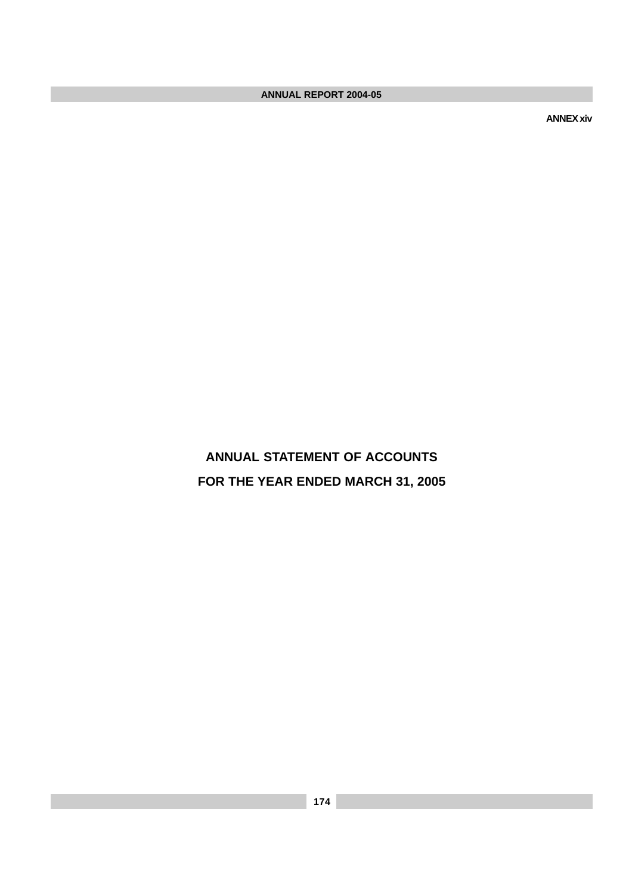ANNEX xiv

# ANNUAL STATEMENT OF ACCOUNTS

# FOR THE YEAR ENDED MARCH 31, 2005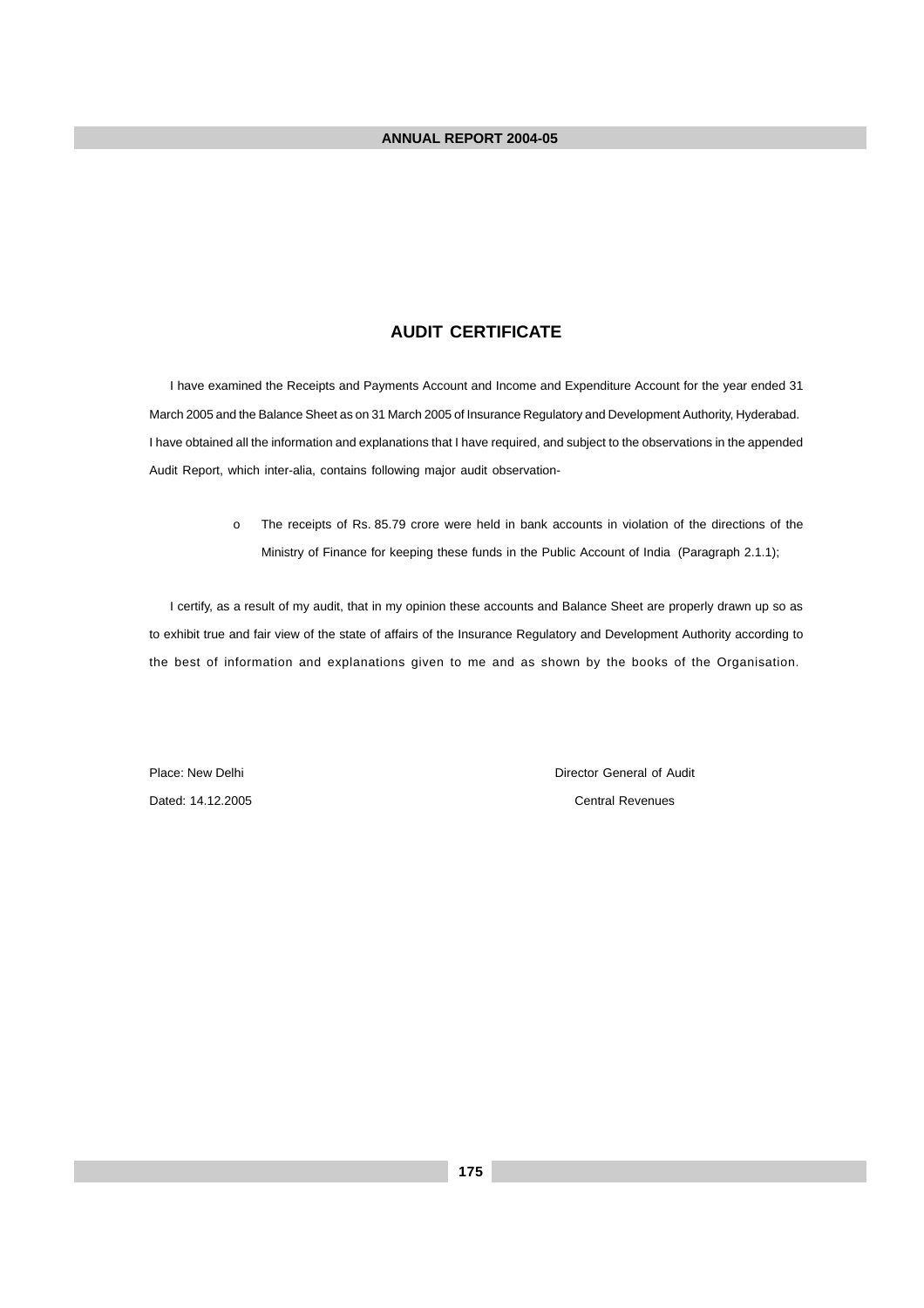# AUDIT CERTIFICATE

I have examined the Receipts and Payments Account and Income and Expenditure Account for the year ended 31 March 2005 and the Balance Sheet as on 31 March 2005 of Insurance Regulatory and Development Authority, Hyderabad. I have obtained all the information and explanations that I have required, and subject to the observations in the appended Audit Report, which inter-alia, contains following major audit observation-

- The receipts of Rs. 85.79 crore were held in bank accounts in violation of the directions of the Ministry of Finance for keeping these funds in the Public Account of India (Paragraph 2.1.1);

I certify, as a result of my audit, that in my opinion these accounts and Balance Sheet are properly drawn up so as to exhibit true and fair view of the state of affairs of the Insurance Regulatory and Development Authority according to the best of information and explanations given to me and as shown by the books of the Organisation.

Place: New Delhi

Dated: 14.12.2005

Director General of Audit
Central Revenues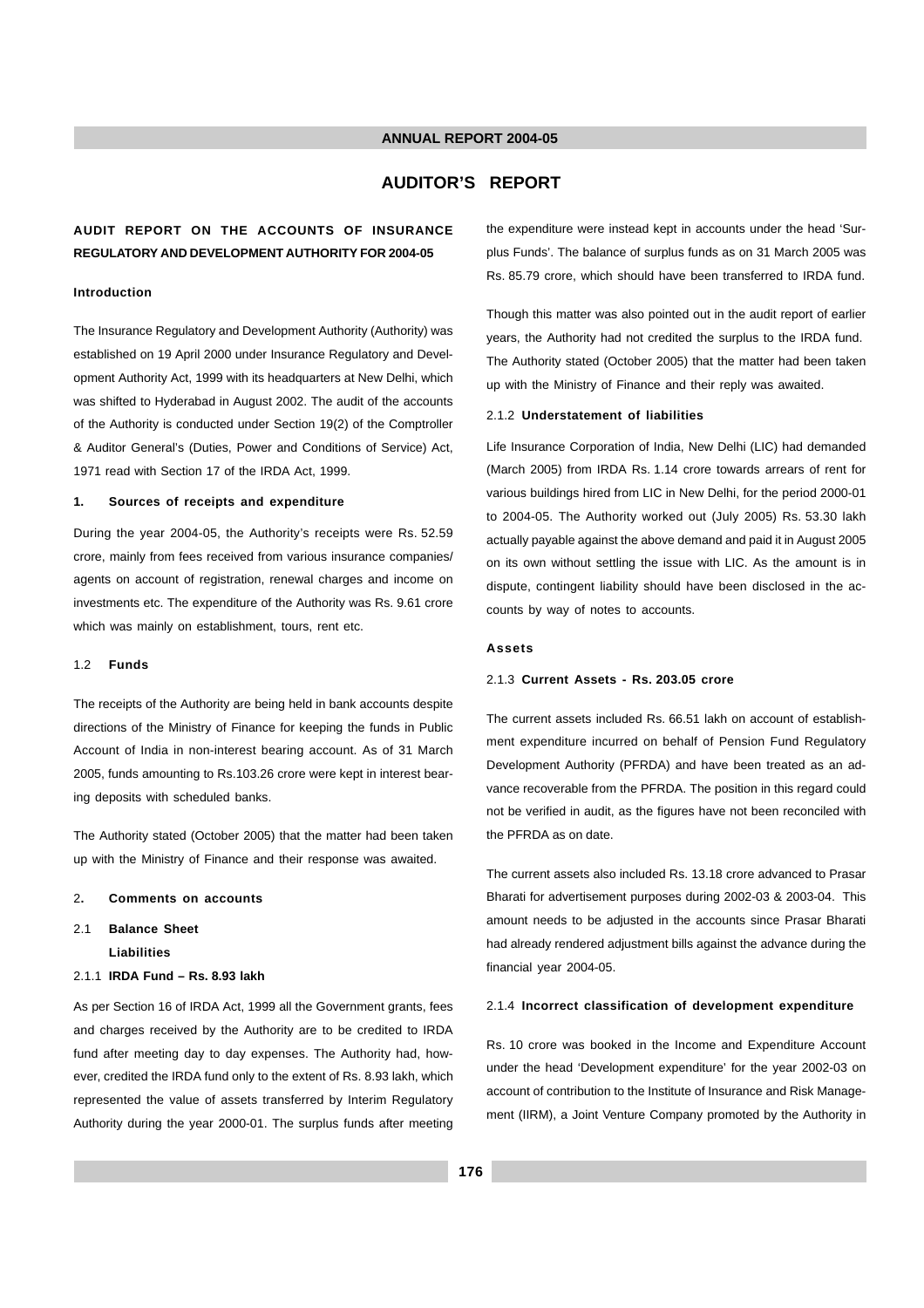# AUDITOR'S REPORT

## AUDIT REPORT ON THE ACCOUNTS OF INSURANCE REGULATORY AND DEVELOPMENT AUTHORITY FOR 2004-05

### Introduction

The Insurance Regulatory and Development Authority (Authority) was established on 19 April 2000 under Insurance Regulatory and Development Authority Act, 1999 with its headquarters at New Delhi, which was shifted to Hyderabad in August 2002. The audit of the accounts of the Authority is conducted under Section 19(2) of the Comptroller & Auditor General's (Duties, Power and Conditions of Service) Act, 1971 read with Section 17 of the IRDA Act, 1999.

### 1. Sources of receipts and expenditure

During the year 2004-05, the Authority's receipts were Rs. 52.59 crore, mainly from fees received from various insurance companies/ agents on account of registration, renewal charges and income on investments etc. The expenditure of the Authority was Rs. 9.61 crore which was mainly on establishment, tours, rent etc.

### 1.2 Funds

The receipts of the Authority are being held in bank accounts despite directions of the Ministry of Finance for keeping the funds in Public Account of India in non-interest bearing account. As of 31 March 2005, funds amounting to Rs.103.26 crore were kept in interest bearing deposits with scheduled banks.

The Authority stated (October 2005) that the matter had been taken up with the Ministry of Finance and their response was awaited.

### 2. Comments on accounts

### 2.1 Balance Sheet

**Liabilities**

#### 2.1.1 IRDA Fund – Rs. 8.93 lakh

As per Section 16 of IRDA Act, 1999 all the Government grants, fees and charges received by the Authority are to be credited to IRDA fund after meeting day to day expenses. The Authority had, however, credited the IRDA fund only to the extent of Rs. 8.93 lakh, which represented the value of assets transferred by Interim Regulatory Authority during the year 2000-01. The surplus funds after meeting the expenditure were instead kept in accounts under the head 'Surplus Funds'. The balance of surplus funds as on 31 March 2005 was Rs. 85.79 crore, which should have been transferred to IRDA fund.

Though this matter was also pointed out in the audit report of earlier years, the Authority had not credited the surplus to the IRDA fund. The Authority stated (October 2005) that the matter had been taken up with the Ministry of Finance and their reply was awaited.

#### 2.1.2 Understatement of liabilities

Life Insurance Corporation of India, New Delhi (LIC) had demanded (March 2005) from IRDA Rs. 1.14 crore towards arrears of rent for various buildings hired from LIC in New Delhi, for the period 2000-01 to 2004-05. The Authority worked out (July 2005) Rs. 53.30 lakh actually payable against the above demand and paid it in August 2005 on its own without settling the issue with LIC. As the amount is in dispute, contingent liability should have been disclosed in the accounts by way of notes to accounts.

**Assets**

#### 2.1.3 Current Assets - Rs. 203.05 crore

The current assets included Rs. 66.51 lakh on account of establishment expenditure incurred on behalf of Pension Fund Regulatory Development Authority (PFRDA) and have been treated as an advance recoverable from the PFRDA. The position in this regard could not be verified in audit, as the figures have not been reconciled with the PFRDA as on date.

The current assets also included Rs. 13.18 crore advanced to Prasar Bharati for advertisement purposes during 2002-03 & 2003-04. This amount needs to be adjusted in the accounts since Prasar Bharati had already rendered adjustment bills against the advance during the financial year 2004-05.

#### 2.1.4 Incorrect classification of development expenditure

Rs. 10 crore was booked in the Income and Expenditure Account under the head 'Development expenditure' for the year 2002-03 on account of contribution to the Institute of Insurance and Risk Management (IIRM), a Joint Venture Company promoted by the Authority in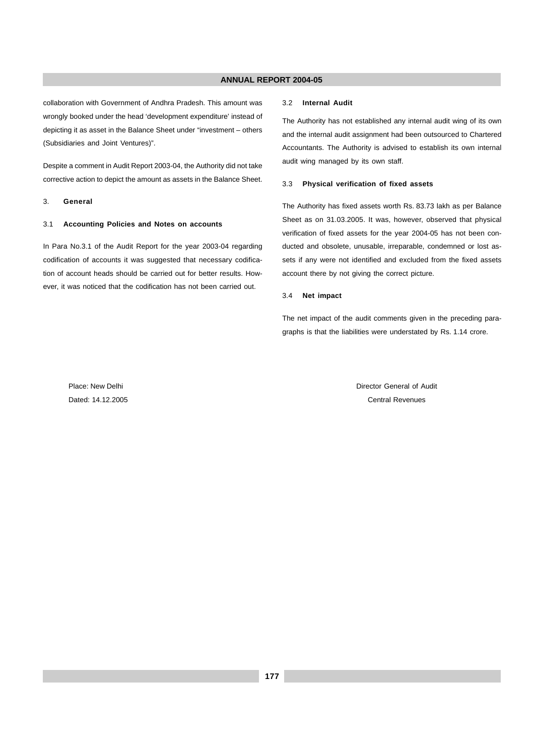collaboration with Government of Andhra Pradesh. This amount was wrongly booked under the head 'development expenditure' instead of depicting it as asset in the Balance Sheet under "investment – others (Subsidiaries and Joint Ventures)".

Despite a comment in Audit Report 2003-04, the Authority did not take corrective action to depict the amount as assets in the Balance Sheet.

### 3. General

#### 3.1 Accounting Policies and Notes on accounts

In Para No.3.1 of the Audit Report for the year 2003-04 regarding codification of accounts it was suggested that necessary codification of account heads should be carried out for better results. However, it was noticed that the codification has not been carried out.

#### 3.2 Internal Audit

The Authority has not established any internal audit wing of its own and the internal audit assignment had been outsourced to Chartered Accountants. The Authority is advised to establish its own internal audit wing managed by its own staff.

#### 3.3 Physical verification of fixed assets

The Authority has fixed assets worth Rs. 83.73 lakh as per Balance Sheet as on 31.03.2005. It was, however, observed that physical verification of fixed assets for the year 2004-05 has not been conducted and obsolete, unusable, irreparable, condemned or lost assets if any were not identified and excluded from the fixed assets account there by not giving the correct picture.

#### 3.4 Net impact

The net impact of the audit comments given in the preceding paragraphs is that the liabilities were understated by Rs. 1.14 crore.

Place: New Delhi
Dated: 14.12.2005

Director General of Audit
Central Revenues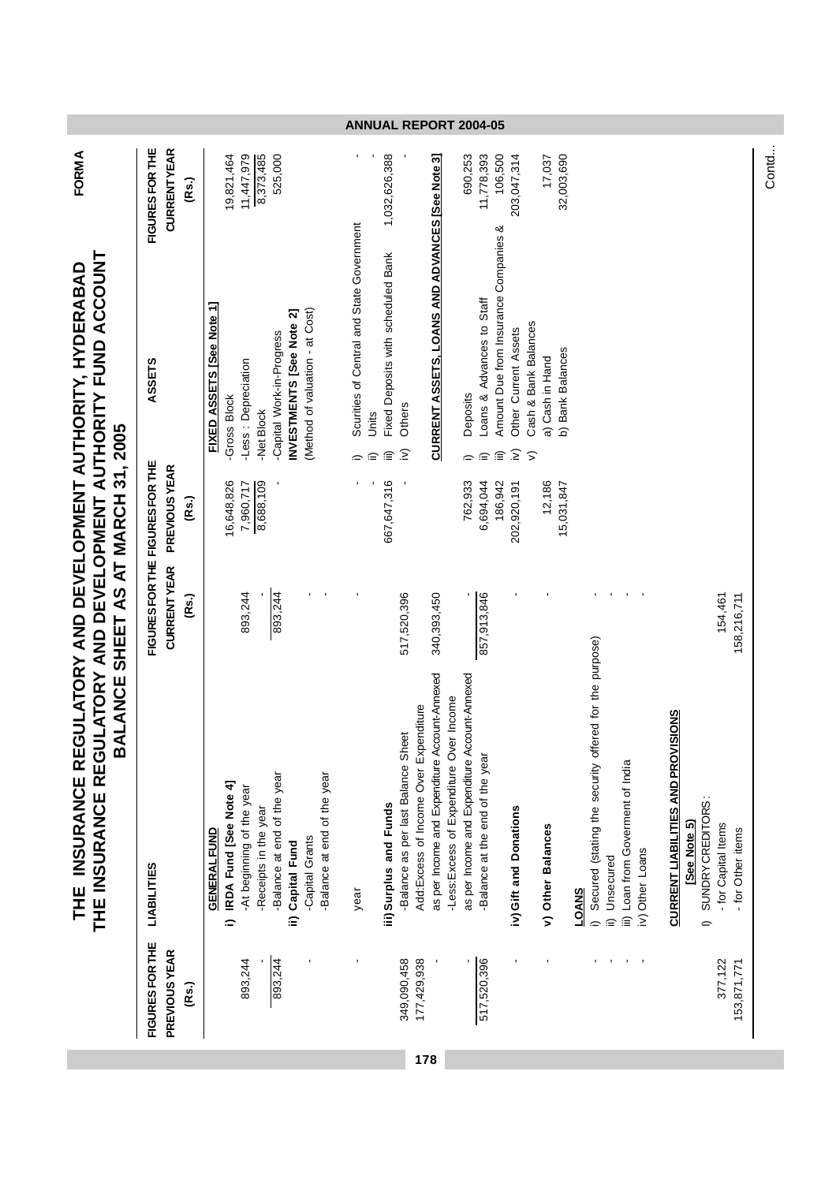FORM A

# THE INSURANCE REGULATORY AND DEVELOPMENT AUTHORITY, HYDERABAD
# THE INSURANCE REGULATORY AND DEVELOPMENT AUTHORITY FUND ACCOUNT
## BALANCE SHEET AS AT MARCH 31, 2005

| FIGURES FOR THE PREVIOUS YEAR (Rs.) | LIABILITIES | FIGURES FOR THE CURRENT YEAR (Rs.) | FIGURES FOR THE PREVIOUS YEAR (Rs.) | ASSETS | FIGURES FOR THE CURRENT YEAR (Rs.) |
|---|---|---|---|---|---|
| | **GENERAL FUND** | | | **FIXED ASSETS [See Note 1]** | |
| | **i) IRDA Fund [See Note 4]** | | 16,648,826 | -Gross Block | 19,821,464 |
| 893,244 | -At beginning of the year | 893,244 | 7,960,717 | -Less : Depreciation | 11,447,979 |
| - | -Receipts in the year | - | 8,688,109 | -Net Block | 8,373,485 |
| 893,244 | -Balance at end of the year | 893,244 | - | -Capital Work-in-Progress | 525,000 |
| | **ii) Capital Fund** | | | **INVESTMENTS [See Note 2]** | |
| - | -Capital Grants | - | | (Method of valuation - at Cost) | |
| | -Balance at end of the year | - | | | |
| - | year | - | - | i) Scurities of Central and State Government | - |
| | | | - | ii) Units | - |
| | **iii) Surplus and Funds** | | 667,647,316 | iii) Fixed Deposits with scheduled Bank | 1,032,626,388 |
| 349,090,458 | -Balance as per last Balance Sheet | 517,520,396 | - | iv) Others | - |
| 177,429,938 | Add:Excess of Income Over Expenditure as per Income and Expenditure Account-Annexed | 340,393,450 | | **CURRENT ASSETS, LOANS AND ADVANCES [See Note 3]** | |
| - | -Less:Excess of Expenditure Over Income as per Income and Expenditure Account-Annexed | - | 762,933 | i) Deposits | 690,253 |
| 517,520,396 | -Balance at the end of the year | 857,913,846 | 6,694,044 | ii) Loans & Advances to Staff | 11,778,393 |
| | | | 186,942 | iii) Amount Due from Insurance Companies & | 106,500 |
| - | **iv) Gift and Donations** | - | 202,920,191 | iv) Other Current Assets | 203,047,314 |
| | | | | v) Cash & Bank Balances | |
| - | **v) Other Balances** | - | 12,186 | a) Cash in Hand | 17,037 |
| | | | 15,031,847 | b) Bank Balances | 32,003,690 |
| | **LOANS** | | | | |
| - | i) Secured (stating the security offered for the purpose) | - | | | |
| - | ii) Unsecured | - | | | |
| - | iii) Loan from Goverment of India | - | | | |
| - | iv) Other Loans | - | | | |
| | **CURRENT LIABILITIES AND PROVISIONS [See Note 5]** | | | | |
| | i) SUNDRY CREDITORS : | | | | |
| 377,122 | - for Capital Items | 154,461 | | | |
| 153,871,771 | - for Other items | 158,216,711 | | | |

Contd...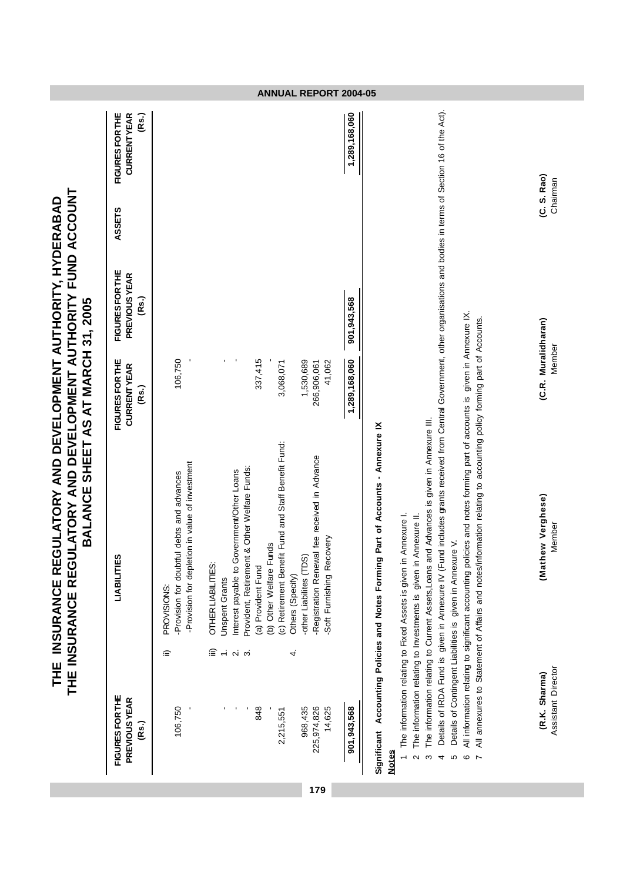# THE INSURANCE REGULATORY AND DEVELOPMENT AUTHORITY, HYDERABAD

## THE INSURANCE REGULATORY AND DEVELOPMENT AUTHORITY FUND ACCOUNT

## BALANCE SHEET AS AT MARCH 31, 2005

| FIGURES FOR THE PREVIOUS YEAR (Rs.) | LIABILITIES | FIGURES FOR THE CURRENT YEAR (Rs.) | FIGURES FOR THE PREVIOUS YEAR (Rs.) | ASSETS | FIGURES FOR THE CURRENT YEAR (Rs.) |
|---|---|---|---|---|---|
| | ii) PROVISIONS: | | | | |
| 106,750 | -Provision for doubtful debts and advances | 106,750 | | | |
| - | -Provision for depletion in value of investment | - | | | |
| | iii) OTHER LIABILITIES: | | | | |
| - | 1. Unspent Grants | - | | | |
| - | 2. Interest payable to Government/Other Loans | - | | | |
| - | 3. Provident, Retirement & Other Welfare Funds: | | | | |
| 848 | (a) Provident Fund | 337,415 | | | |
| - | (b) Other Welfare Funds | - | | | |
| 2,215,551 | (c) Retirement Benefit Fund and Staff Benefit Fund: | 3,068,071 | | | |
| | 4. Others (Specify) | | | | |
| 968,435 | -other Liabilites (TDS) | 1,530,689 | | | |
| 225,974,826 | -Registration Renewal fee received in Advance | 266,906,061 | | | |
| 14,625 | -Soft Furnishing Recovery | 41,062 | | | |
| **901,943,568** | | **1,289,168,060** | **901,943,568** | | **1,289,168,060** |

**Significant Accounting Policies and Notes Forming Part of Accounts - Annexure IX**

**Notes**

1. The information relating to Fixed Assets is given in Annexure I.
2. The information relating to Investments is given in Annexure II.
3. The information relating to Current Assets,Loans and Advances is given in Annexure III.
4. Details of IRDA Fund is given in Annexure IV (Fund includes grants received from Central Government, other organisations and bodies in terms of Section 16 of the Act).
5. Details of Contingent Liabilities is given in Annexure V.
6. All information relating to significant accounting policies and notes forming part of accounts is given in Annexure IX.
7. All annexures to Statement of Affairs and notes/information relating to accounting policy forming part of Accounts.

| **(R.K. Sharma)** | **(Mathew Verghese)** | **(C.R. Muralidharan)** | **(C. S. Rao)** |
|---|---|---|---|
| Assistant Director | Member | Member | Chairman |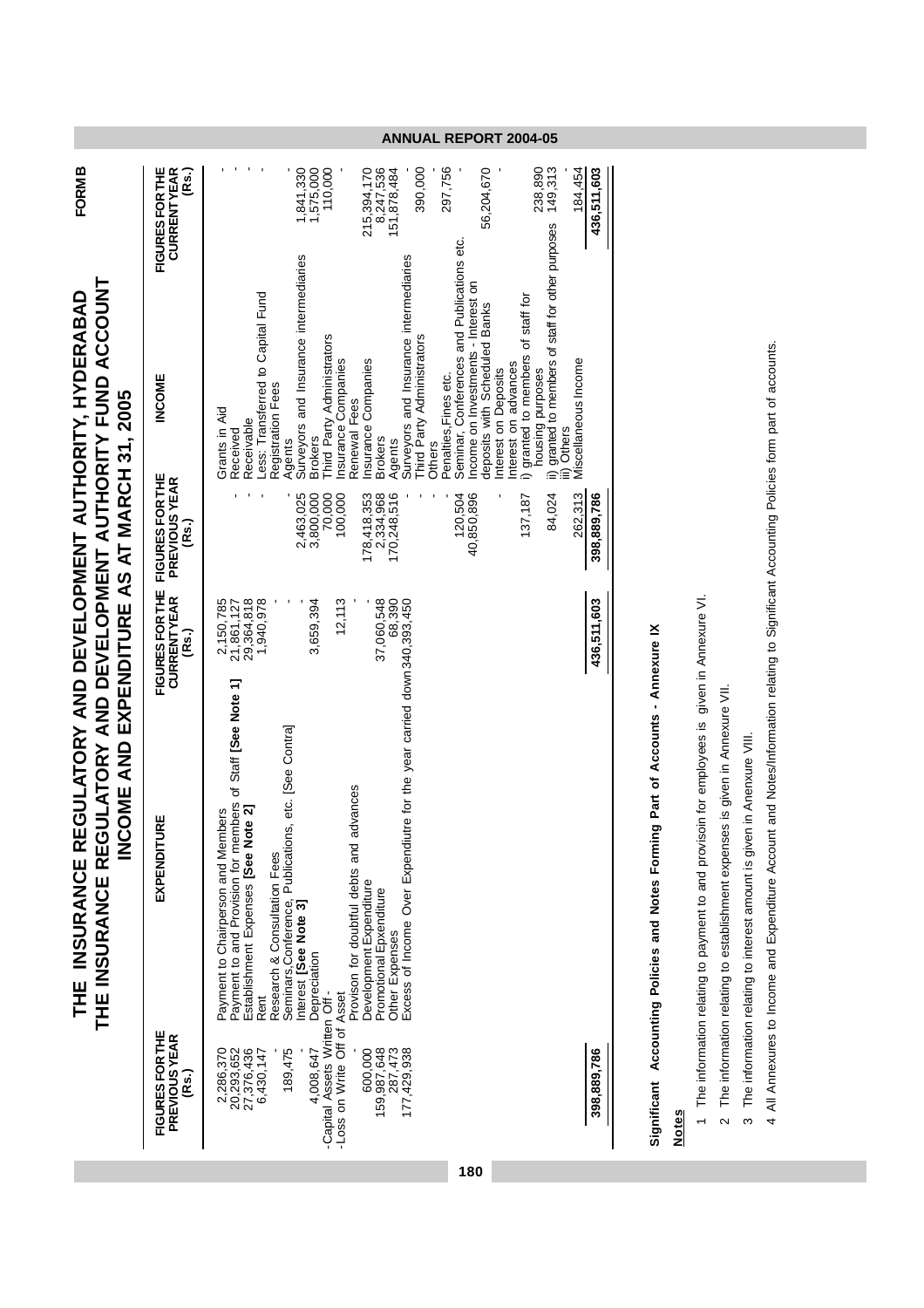# THE INSURANCE REGULATORY AND DEVELOPMENT AUTHORITY, HYDERABAD

## THE INSURANCE REGULATORY AND DEVELOPMENT AUTHORITY FUND ACCOUNT

## INCOME AND EXPENDITURE AS AT MARCH 31, 2005

FORM B

| FIGURES FOR THE PREVIOUS YEAR (Rs.) | EXPENDITURE | FIGURES FOR THE CURRENT YEAR (Rs.) | FIGURES FOR THE PREVIOUS YEAR (Rs.) | INCOME | FIGURES FOR THE CURRENT YEAR (Rs.) |
|---|---|---|---|---|---|
| 2,286,370 | Payment to Chairperson and Members | 2,150,785 | | Grants in Aid | |
| 20,293,652 | Payment to and Provision for members of Staff **[See Note 1]** | 21,861,127 | - | Received | - |
| 27,376,436 | Establishment Expenses **[See Note 2]** | 29,364,818 | - | Receivable | - |
| 6,430,147 | Rent | 1,940,978 | - | Less: Transferred to Capital Fund | - |
| - | Research & Consultation Fees | - | | Registration Fees | |
| 189,475 | Seminars,Conference, Publications, etc. [See Contra] | - | - | Agents | - |
| - | Interest **[See Note 3]** | - | 2,463,025 | Surveyors and Insurance intermediaries | 1,841,330 |
| 4,008,647 | Depreciation | 3,659,394 | 3,800,000 | Brokers | 1,575,000 |
| - | Capital Assets Written Off - | | 70,000 | Third Party Administrators | 110,000 |
| - | Loss on Write Off of Asset | 12,113 | 100,000 | Insurance Companies | - |
| - | Provison for doubtful debts and advances | - | | Renewal Fees | |
| 600,000 | Development Expenditure | - | 178,418,353 | Insurance Companies | 215,394,170 |
| 159,987,648 | Promotional Epxenditure | 37,060,548 | 2,334,968 | Brokers | 8,247,536 |
| 287,473 | Other Expenses | 68,390 | 170,248,516 | Agents | 151,878,484 |
| 177,429,938 | Excess of Income Over Expendiutre for the year carried down | 340,393,450 | - | Surveyors and Insurance intermediaries | - |
| | | | - | Third Party Administrators | 390,000 |
| | | | - | Others | - |
| | | | - | Penalties,Fines etc. | 297,756 |
| | | | 120,504 | Seminar, Conferences and Publications etc. | - |
| | | | 40,850,896 | Income on Investments - Interest on deposits with Scheduled Banks | 56,204,670 |
| | | | - | Interest on Deposits | - |
| | | | | Interest on advances | |
| | | | 137,187 | i) granted to members of staff for housing purposes | 238,890 |
| | | | 84,024 | ii) granted to members of staff for other purposes | 149,313 |
| | | | - | iii) Others | - |
| | | | 262,313 | Miscellaneous Income | 184,454 |
| **398,889,786** | | **436,511,603** | **398,889,786** | | **436,511,603** |

**Significant Accounting Policies and Notes Forming Part of Accounts - Annexure IX**

**Notes**

1 The information relating to payment to and provisoin for employees is given in Annexure VI.

2 The information relating to establishment expenses is given in Annexure VII.

3 The information relating to interest amount is given in Anenxure VIII.

4 All Annexures to Income and Expenditure Account and Notes/Information relating to Significant Accounting Policies form part of accounts.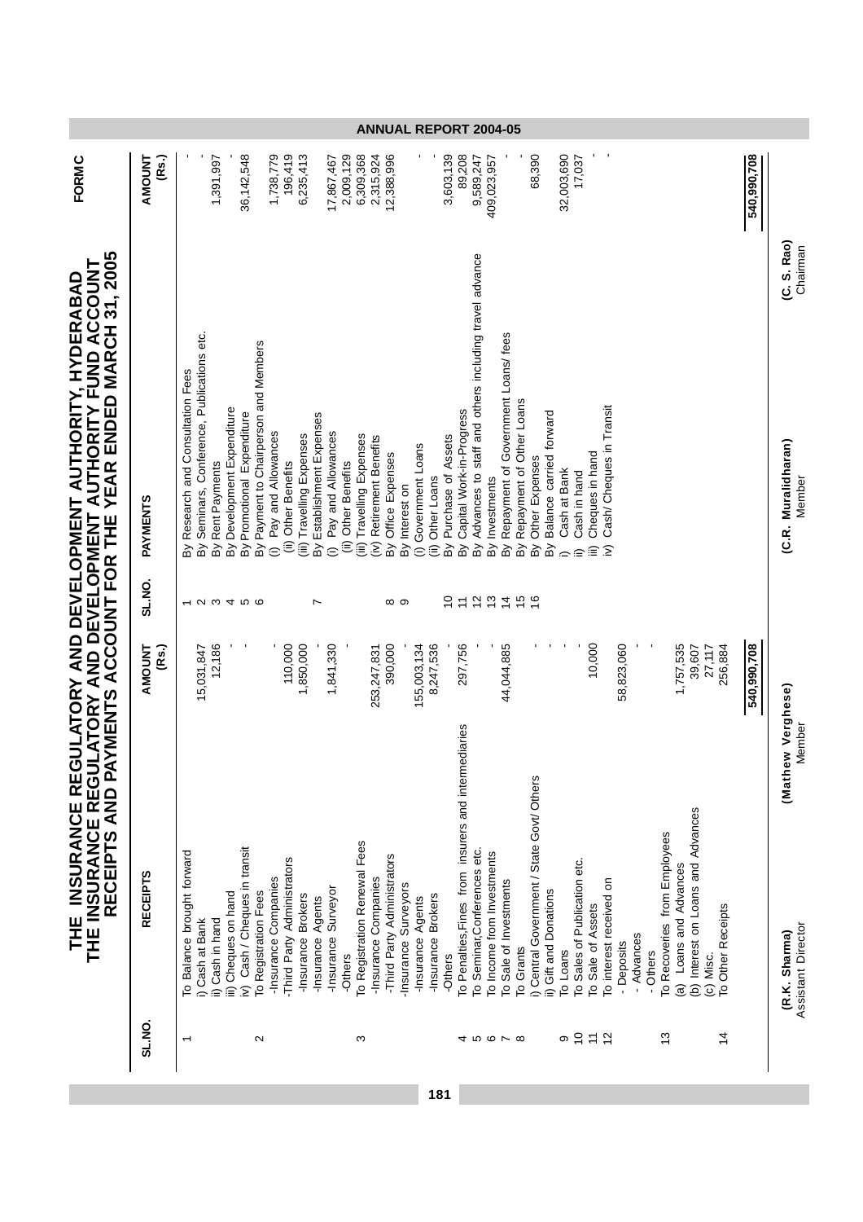FORM C

# THE INSURANCE REGULATORY AND DEVELOPMENT AUTHORITY, HYDERABAD
## THE INSURANCE REGULATORY AND DEVELOPMENT AUTHORITY FUND ACCOUNT
## RECEIPTS AND PAYMENTS ACCOUNT FOR THE YEAR ENDED MARCH 31, 2005

| SL.NO. | RECEIPTS | AMOUNT (Rs.) | SL.NO. | PAYMENTS | AMOUNT (Rs.) |
|---|---|---|---|---|---|
| 1 | To Balance brought forward | | 1 | By Research and Consultation Fees | - |
| | i) Cash at Bank | 15,031,847 | 2 | By Seminars, Conference, Publications etc. | - |
| | ii) Cash in hand | 12,186 | 3 | By Rent Payments | 1,391,997 |
| | iii) Cheques on hand | - | 4 | By Development Expenditure | - |
| | iv) Cash / Cheques in transit | - | 5 | By Promotional Expenditure | - |
| 2 | To Registration Fees | | 6 | By Payment to Chairperson and Members | 36,142,548 |
| | -Insurance Companies | - | | (i) Pay and Allowances | 1,738,779 |
| | -Third Party Administrators | 110,000 | | (ii) Other Benefits | 196,419 |
| | -Insurance Brokers | 1,850,000 | | (iii) Travelling Expenses | 6,235,413 |
| | -Insurance Agents | - | 7 | By Establishment Expenses | |
| | -Insurance Surveyor | 1,841,330 | | (i) Pay and Allowances | 17,867,467 |
| | -Others | - | | (ii) Other Benefits | 2,009,129 |
| 3 | To Registration Renewal Fees | | | (iii) Travelling Expenses | 6,309,368 |
| | -Insurance Companies | 253,247,831 | | (iv) Retirement Benefits | 2,315,924 |
| | -Third Party Administrators | 390,000 | 8 | By Office Expenses | 12,388,996 |
| | -Insurance Surveyors | - | 9 | By Interest on | |
| | -Insurance Agents | 155,003,134 | | (i) Government Loans | - |
| | -Insurance Brokers | 8,247,536 | | (ii) Other Loans | - |
| | -Others | - | 10 | By Purchase of Assets | 3,603,139 |
| 4 | To Penalties,Fines from insurers and intermediaries | 297,756 | 11 | By Capital Work-in-Progress | 89,208 |
| 5 | To Seminar,Conference etc. | - | 12 | By Advances to staff and others including travel advance | 9,589,247 |
| 6 | To Income from Investments | - | 13 | By Investments | 409,023,957 |
| 7 | To Sale of Investments | 44,044,885 | 14 | By Repayment of Government Loans/ fees | - |
| 8 | To Grants | | 15 | By Repayment of Other Loans | - |
| | i) Central Government / State Govt/ Others | - | 16 | By Other Expenses | 68,390 |
| | ii) Gift and Donations | - | | By Balance carried forward | |
| 9 | To Loans | - | | i) Cash at Bank | 32,003,690 |
| 10 | To Sales of Publication etc. | - | | ii) Cash in hand | 17,037 |
| 11 | To Sale of Assets | 10,000 | | iii) Cheques in hand | - |
| 12 | To interest received on | | | iv) Cash/ Cheques in Transit | - |
| | - Deposits | 58,823,060 | | | |
| | - Advances | - | | | |
| | - Others | - | | | |
| 13 | To Recoveries from Employees | | | | |
| | (a) Loans and Advances | 1,757,535 | | | |
| | (b) Interest on Loans and Advances | 39,607 | | | |
| | (c) Misc. | 27,117 | | | |
| 14 | To Other Receipts | 256,884 | | | |
| | | **540,990,708** | | | **540,990,708** |

| (R.K. Sharma) | (Mathew Verghese) | (C.R. Muralidharan) | (C. S. Rao) |
|---|---|---|---|
| Assistant Director | Member | Member | Chairman |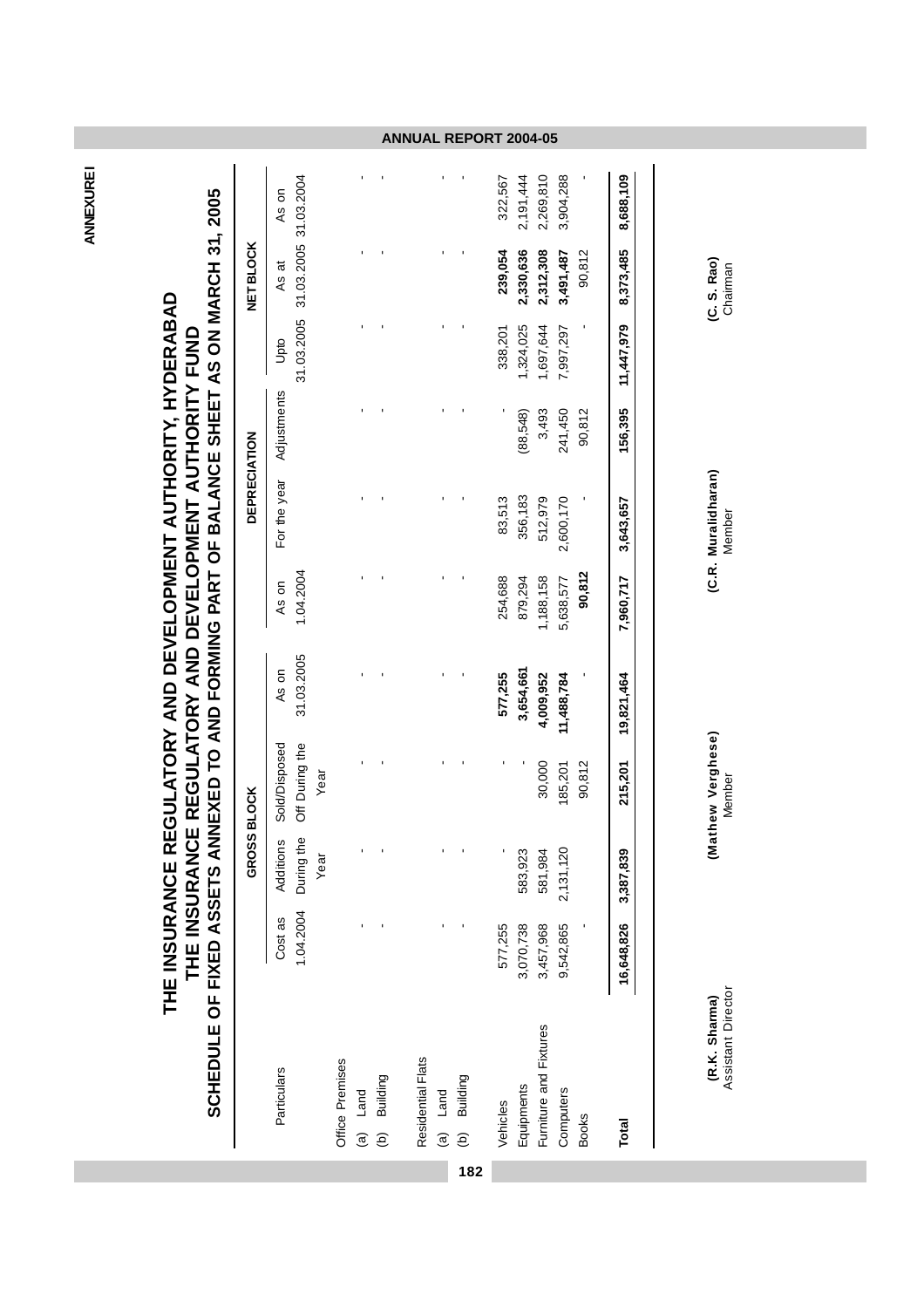ANNEXURE I

# THE INSURANCE REGULATORY AND DEVELOPMENT AUTHORITY, HYDERABAD

## THE INSURANCE REGULATORY AND DEVELOPMENT AUTHORITY FUND

### SCHEDULE OF FIXED ASSETS ANNEXED TO AND FORMING PART OF BALANCE SHEET AS ON MARCH 31, 2005

| Particulars | GROSS BLOCK | | | | DEPRECIATION | | | | NET BLOCK | |
|---|---|---|---|---|---|---|---|---|---|---|
| | Cost as 1.04.2004 | Additions During the Year | Sold/Disposed Off During the Year | As on 31.03.2005 | As on 1.04.2004 | For the year | Adjustments | Upto 31.03.2005 | As at 31.03.2005 | As on 31.03.2004 |
| Office Premises | | | | | | | | | | |
| (a) Land | - | - | - | - | - | - | - | - | - | - |
| (b) Building | - | - | - | - | - | - | - | - | - | - |
| Residential Flats | | | | | | | | | | |
| (a) Land | - | - | - | - | - | - | - | - | - | - |
| (b) Building | - | - | - | - | - | - | - | - | - | - |
| Vehicles | 577,255 | - | - | **577,255** | 254,688 | 83,513 | - | 338,201 | **239,054** | 322,567 |
| Equipments | 3,070,738 | 583,923 | - | **3,654,661** | 879,294 | 356,183 | (88,548) | 1,324,025 | **2,330,636** | 2,191,444 |
| Furniture and Fixtures | 3,457,968 | 581,984 | 30,000 | **4,009,952** | 1,188,158 | 512,979 | 3,493 | 1,697,644 | **2,312,308** | 2,269,810 |
| Computers | 9,542,865 | 2,131,120 | 185,201 | **11,488,784** | 5,638,577 | 2,600,170 | 241,450 | 7,997,297 | **3,491,487** | 3,904,288 |
| Books | - | | 90,812 | - | **90,812** | - | 90,812 | - | 90,812 | - |
| **Total** | **16,648,826** | **3,387,839** | **215,201** | **19,821,464** | **7,960,717** | **3,643,657** | **156,395** | **11,447,979** | **8,373,485** | **8,688,109** |

**(R.K. Sharma)**
Assistant Director

**(Mathew Verghese)**
Member

**(C.R. Muralidharan)**
Member

**(C. S. Rao)**
Chairman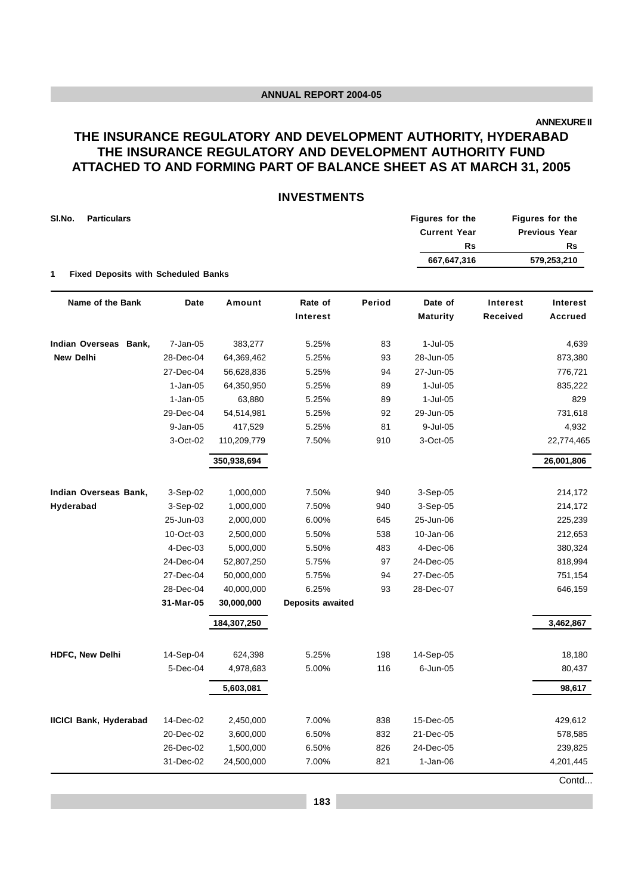**ANNEXURE II**

# THE INSURANCE REGULATORY AND DEVELOPMENT AUTHORITY, HYDERABAD
# THE INSURANCE REGULATORY AND DEVELOPMENT AUTHORITY FUND
# ATTACHED TO AND FORMING PART OF BALANCE SHEET AS AT MARCH 31, 2005

## INVESTMENTS

| Sl.No. | Particulars | Figures for the Current Year Rs | Figures for the Previous Year Rs |
|---|---|---|---|
| | | 667,647,316 | 579,253,210 |
| 1 | Fixed Deposits with Scheduled Banks | | |

| Name of the Bank | Date | Amount | Rate of Interest | Period | Date of Maturity | Interest Received | Interest Accrued |
|---|---|---|---|---|---|---|---|
| Indian Overseas Bank, | 7-Jan-05 | 383,277 | 5.25% | 83 | 1-Jul-05 | | 4,639 |
| New Delhi | 28-Dec-04 | 64,369,462 | 5.25% | 93 | 28-Jun-05 | | 873,380 |
| | 27-Dec-04 | 56,628,836 | 5.25% | 94 | 27-Jun-05 | | 776,721 |
| | 1-Jan-05 | 64,350,950 | 5.25% | 89 | 1-Jul-05 | | 835,222 |
| | 1-Jan-05 | 63,880 | 5.25% | 89 | 1-Jul-05 | | 829 |
| | 29-Dec-04 | 54,514,981 | 5.25% | 92 | 29-Jun-05 | | 731,618 |
| | 9-Jan-05 | 417,529 | 5.25% | 81 | 9-Jul-05 | | 4,932 |
| | 3-Oct-02 | 110,209,779 | 7.50% | 910 | 3-Oct-05 | | 22,774,465 |
| | | 350,938,694 | | | | | 26,001,806 |
| Indian Overseas Bank, | 3-Sep-02 | 1,000,000 | 7.50% | 940 | 3-Sep-05 | | 214,172 |
| Hyderabad | 3-Sep-02 | 1,000,000 | 7.50% | 940 | 3-Sep-05 | | 214,172 |
| | 25-Jun-03 | 2,000,000 | 6.00% | 645 | 25-Jun-06 | | 225,239 |
| | 10-Oct-03 | 2,500,000 | 5.50% | 538 | 10-Jan-06 | | 212,653 |
| | 4-Dec-03 | 5,000,000 | 5.50% | 483 | 4-Dec-06 | | 380,324 |
| | 24-Dec-04 | 52,807,250 | 5.75% | 97 | 24-Dec-05 | | 818,994 |
| | 27-Dec-04 | 50,000,000 | 5.75% | 94 | 27-Dec-05 | | 751,154 |
| | 28-Dec-04 | 40,000,000 | 6.25% | 93 | 28-Dec-07 | | 646,159 |
| | **31-Mar-05** | **30,000,000** | **Deposits awaited** | | | | |
| | | 184,307,250 | | | | | 3,462,867 |
| HDFC, New Delhi | 14-Sep-04 | 624,398 | 5.25% | 198 | 14-Sep-05 | | 18,180 |
| | 5-Dec-04 | 4,978,683 | 5.00% | 116 | 6-Jun-05 | | 80,437 |
| | | 5,603,081 | | | | | 98,617 |
| IICICI Bank, Hyderabad | 14-Dec-02 | 2,450,000 | 7.00% | 838 | 15-Dec-05 | | 429,612 |
| | 20-Dec-02 | 3,600,000 | 6.50% | 832 | 21-Dec-05 | | 578,585 |
| | 26-Dec-02 | 1,500,000 | 6.50% | 826 | 24-Dec-05 | | 239,825 |
| | 31-Dec-02 | 24,500,000 | 7.00% | 821 | 1-Jan-06 | | 4,201,445 |

Contd...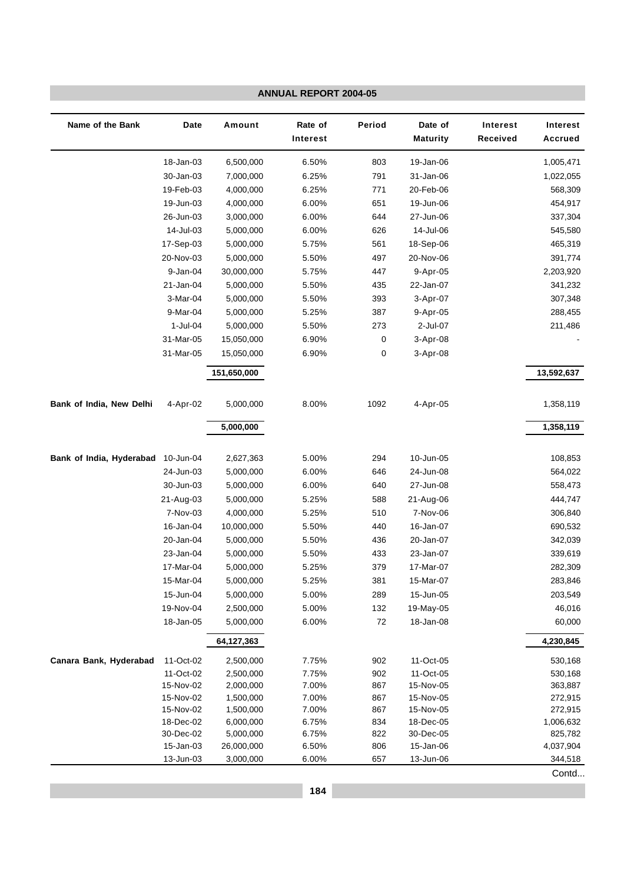| Name of the Bank | Date | Amount | Rate of Interest | Period | Date of Maturity | Interest Received | Interest Accrued |
|---|---|---|---|---|---|---|---|
| | 18-Jan-03 | 6,500,000 | 6.50% | 803 | 19-Jan-06 | | 1,005,471 |
| | 30-Jan-03 | 7,000,000 | 6.25% | 791 | 31-Jan-06 | | 1,022,055 |
| | 19-Feb-03 | 4,000,000 | 6.25% | 771 | 20-Feb-06 | | 568,309 |
| | 19-Jun-03 | 4,000,000 | 6.00% | 651 | 19-Jun-06 | | 454,917 |
| | 26-Jun-03 | 3,000,000 | 6.00% | 644 | 27-Jun-06 | | 337,304 |
| | 14-Jul-03 | 5,000,000 | 6.00% | 626 | 14-Jul-06 | | 545,580 |
| | 17-Sep-03 | 5,000,000 | 5.75% | 561 | 18-Sep-06 | | 465,319 |
| | 20-Nov-03 | 5,000,000 | 5.50% | 497 | 20-Nov-06 | | 391,774 |
| | 9-Jan-04 | 30,000,000 | 5.75% | 447 | 9-Apr-05 | | 2,203,920 |
| | 21-Jan-04 | 5,000,000 | 5.50% | 435 | 22-Jan-07 | | 341,232 |
| | 3-Mar-04 | 5,000,000 | 5.50% | 393 | 3-Apr-07 | | 307,348 |
| | 9-Mar-04 | 5,000,000 | 5.25% | 387 | 9-Apr-05 | | 288,455 |
| | 1-Jul-04 | 5,000,000 | 5.50% | 273 | 2-Jul-07 | | 211,486 |
| | 31-Mar-05 | 15,050,000 | 6.90% | 0 | 3-Apr-08 | | - |
| | 31-Mar-05 | 15,050,000 | 6.90% | 0 | 3-Apr-08 | | |
| | | **151,650,000** | | | | | **13,592,637** |
| **Bank of India, New Delhi** | 4-Apr-02 | 5,000,000 | 8.00% | 1092 | 4-Apr-05 | | 1,358,119 |
| | | **5,000,000** | | | | | **1,358,119** |
| **Bank of India, Hyderabad** | 10-Jun-04 | 2,627,363 | 5.00% | 294 | 10-Jun-05 | | 108,853 |
| | 24-Jun-03 | 5,000,000 | 6.00% | 646 | 24-Jun-08 | | 564,022 |
| | 30-Jun-03 | 5,000,000 | 6.00% | 640 | 27-Jun-08 | | 558,473 |
| | 21-Aug-03 | 5,000,000 | 5.25% | 588 | 21-Aug-06 | | 444,747 |
| | 7-Nov-03 | 4,000,000 | 5.25% | 510 | 7-Nov-06 | | 306,840 |
| | 16-Jan-04 | 10,000,000 | 5.50% | 440 | 16-Jan-07 | | 690,532 |
| | 20-Jan-04 | 5,000,000 | 5.50% | 436 | 20-Jan-07 | | 342,039 |
| | 23-Jan-04 | 5,000,000 | 5.50% | 433 | 23-Jan-07 | | 339,619 |
| | 17-Mar-04 | 5,000,000 | 5.25% | 379 | 17-Mar-07 | | 282,309 |
| | 15-Mar-04 | 5,000,000 | 5.25% | 381 | 15-Mar-07 | | 283,846 |
| | 15-Jun-04 | 5,000,000 | 5.00% | 289 | 15-Jun-05 | | 203,549 |
| | 19-Nov-04 | 2,500,000 | 5.00% | 132 | 19-May-05 | | 46,016 |
| | 18-Jan-05 | 5,000,000 | 6.00% | 72 | 18-Jan-08 | | 60,000 |
| | | **64,127,363** | | | | | **4,230,845** |
| **Canara Bank, Hyderabad** | 11-Oct-02 | 2,500,000 | 7.75% | 902 | 11-Oct-05 | | 530,168 |
| | 11-Oct-02 | 2,500,000 | 7.75% | 902 | 11-Oct-05 | | 530,168 |
| | 15-Nov-02 | 2,000,000 | 7.00% | 867 | 15-Nov-05 | | 363,887 |
| | 15-Nov-02 | 1,500,000 | 7.00% | 867 | 15-Nov-05 | | 272,915 |
| | 15-Nov-02 | 1,500,000 | 7.00% | 867 | 15-Nov-05 | | 272,915 |
| | 18-Dec-02 | 6,000,000 | 6.75% | 834 | 18-Dec-05 | | 1,006,632 |
| | 30-Dec-02 | 5,000,000 | 6.75% | 822 | 30-Dec-05 | | 825,782 |
| | 15-Jan-03 | 26,000,000 | 6.50% | 806 | 15-Jan-06 | | 4,037,904 |
| | 13-Jun-03 | 3,000,000 | 6.00% | 657 | 13-Jun-06 | | 344,518 |

Contd...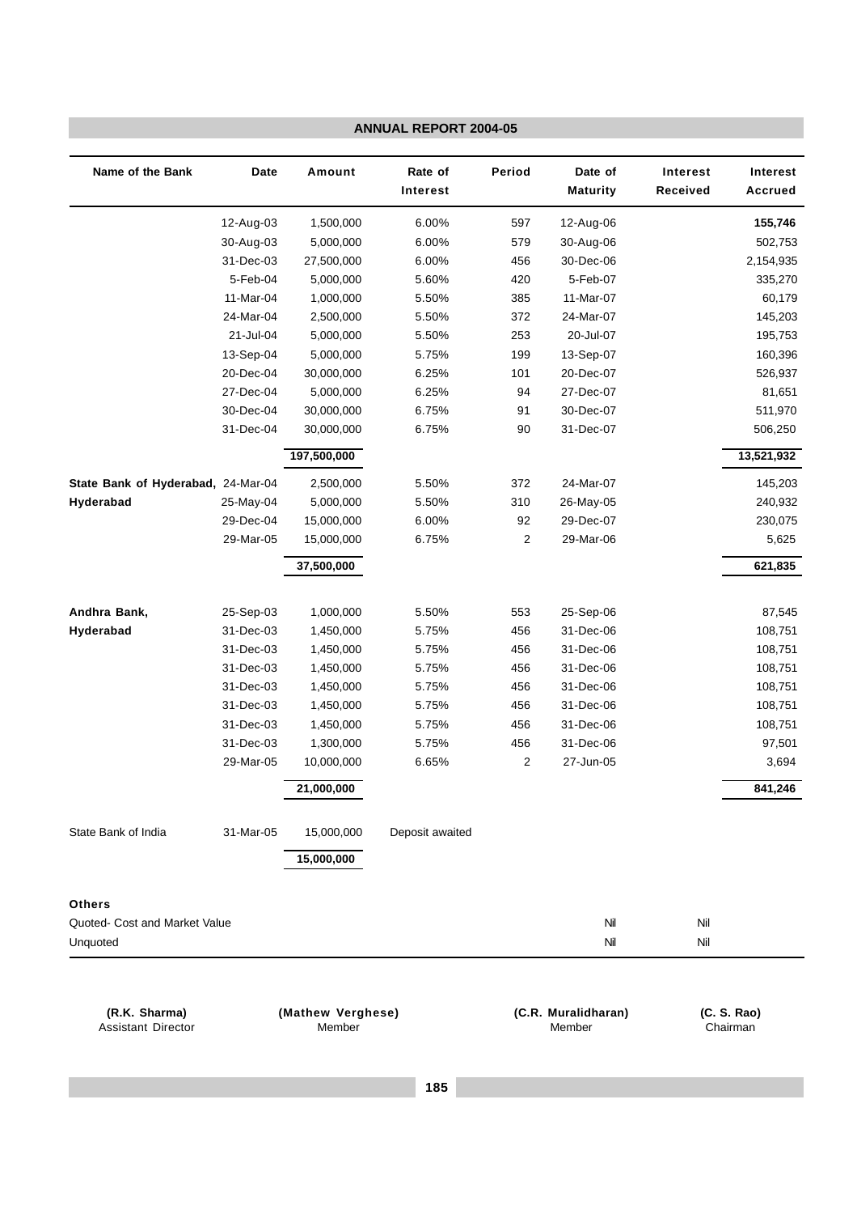| Name of the Bank | Date | Amount | Rate of Interest | Period | Date of Maturity | Interest Received | Interest Accrued |
|---|---|---|---|---|---|---|---|
| | 12-Aug-03 | 1,500,000 | 6.00% | 597 | 12-Aug-06 | | **155,746** |
| | 30-Aug-03 | 5,000,000 | 6.00% | 579 | 30-Aug-06 | | 502,753 |
| | 31-Dec-03 | 27,500,000 | 6.00% | 456 | 30-Dec-06 | | 2,154,935 |
| | 5-Feb-04 | 5,000,000 | 5.60% | 420 | 5-Feb-07 | | 335,270 |
| | 11-Mar-04 | 1,000,000 | 5.50% | 385 | 11-Mar-07 | | 60,179 |
| | 24-Mar-04 | 2,500,000 | 5.50% | 372 | 24-Mar-07 | | 145,203 |
| | 21-Jul-04 | 5,000,000 | 5.50% | 253 | 20-Jul-07 | | 195,753 |
| | 13-Sep-04 | 5,000,000 | 5.75% | 199 | 13-Sep-07 | | 160,396 |
| | 20-Dec-04 | 30,000,000 | 6.25% | 101 | 20-Dec-07 | | 526,937 |
| | 27-Dec-04 | 5,000,000 | 6.25% | 94 | 27-Dec-07 | | 81,651 |
| | 30-Dec-04 | 30,000,000 | 6.75% | 91 | 30-Dec-07 | | 511,970 |
| | 31-Dec-04 | 30,000,000 | 6.75% | 90 | 31-Dec-07 | | 506,250 |
| | | **197,500,000** | | | | | **13,521,932** |
| **State Bank of Hyderabad, Hyderabad** | 24-Mar-04 | 2,500,000 | 5.50% | 372 | 24-Mar-07 | | 145,203 |
| | 25-May-04 | 5,000,000 | 5.50% | 310 | 26-May-05 | | 240,932 |
| | 29-Dec-04 | 15,000,000 | 6.00% | 92 | 29-Dec-07 | | 230,075 |
| | 29-Mar-05 | 15,000,000 | 6.75% | 2 | 29-Mar-06 | | 5,625 |
| | | **37,500,000** | | | | | **621,835** |
| **Andhra Bank, Hyderabad** | 25-Sep-03 | 1,000,000 | 5.50% | 553 | 25-Sep-06 | | 87,545 |
| | 31-Dec-03 | 1,450,000 | 5.75% | 456 | 31-Dec-06 | | 108,751 |
| | 31-Dec-03 | 1,450,000 | 5.75% | 456 | 31-Dec-06 | | 108,751 |
| | 31-Dec-03 | 1,450,000 | 5.75% | 456 | 31-Dec-06 | | 108,751 |
| | 31-Dec-03 | 1,450,000 | 5.75% | 456 | 31-Dec-06 | | 108,751 |
| | 31-Dec-03 | 1,450,000 | 5.75% | 456 | 31-Dec-06 | | 108,751 |
| | 31-Dec-03 | 1,450,000 | 5.75% | 456 | 31-Dec-06 | | 108,751 |
| | 31-Dec-03 | 1,300,000 | 5.75% | 456 | 31-Dec-06 | | 97,501 |
| | 29-Mar-05 | 10,000,000 | 6.65% | 2 | 27-Jun-05 | | 3,694 |
| | | **21,000,000** | | | | | **841,246** |
| State Bank of India | 31-Mar-05 | 15,000,000 | Deposit awaited | | | | |
| | | **15,000,000** | | | | | |
| **Others** | | | | | | | |
| Quoted- Cost and Market Value | | | | | Nil | Nil | |
| Unquoted | | | | | Nil | Nil | |

**(R.K. Sharma)**
Assistant Director

**(Mathew Verghese)**
Member

**(C.R. Muralidharan)**
Member

**(C. S. Rao)**
Chairman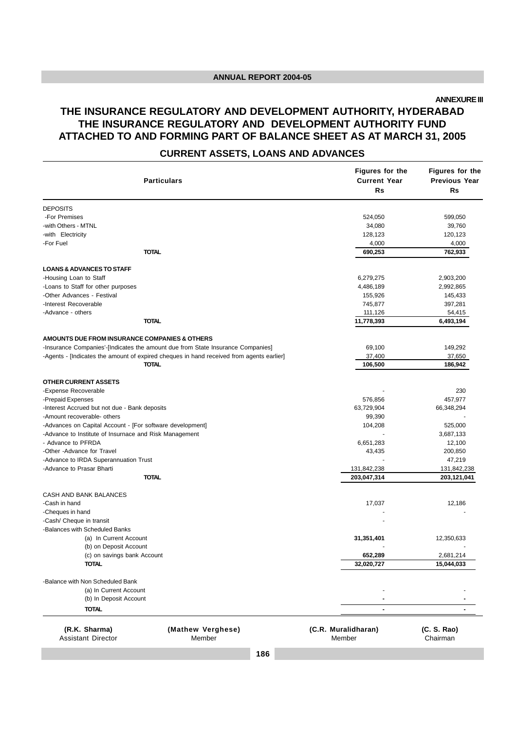**ANNEXURE III**

# THE INSURANCE REGULATORY AND DEVELOPMENT AUTHORITY, HYDERABAD
# THE INSURANCE REGULATORY AND DEVELOPMENT AUTHORITY FUND
# ATTACHED TO AND FORMING PART OF BALANCE SHEET AS AT MARCH 31, 2005

## CURRENT ASSETS, LOANS AND ADVANCES

| Particulars | Figures for the Current Year Rs | Figures for the Previous Year Rs |
|---|---|---|
| **DEPOSITS** | | |
| -For Premises | 524,050 | 599,050 |
| -with Others - MTNL | 34,080 | 39,760 |
| -with Electricity | 128,123 | 120,123 |
| -For Fuel | 4,000 | 4,000 |
| **TOTAL** | **690,253** | **762,933** |
| **LOANS & ADVANCES TO STAFF** | | |
| -Housing Loan to Staff | 6,279,275 | 2,903,200 |
| -Loans to Staff for other purposes | 4,486,189 | 2,992,865 |
| -Other Advances - Festival | 155,926 | 145,433 |
| -Interest Recoverable | 745,877 | 397,281 |
| -Advance - others | 111,126 | 54,415 |
| **TOTAL** | **11,778,393** | **6,493,194** |
| **AMOUNTS DUE FROM INSURANCE COMPANIES & OTHERS** | | |
| -Insurance Companies'-[Indicates the amount due from State Insurance Companies] | 69,100 | 149,292 |
| -Agents - [Indicates the amount of expired cheques in hand received from agents earlier] | 37,400 | 37,650 |
| **TOTAL** | **106,500** | **186,942** |
| **OTHER CURRENT ASSETS** | | |
| -Expense Recoverable | - | 230 |
| -Prepaid Expenses | 576,856 | 457,977 |
| -Interest Accrued but not due - Bank deposits | 63,729,904 | 66,348,294 |
| -Amount recoverable- others | 99,390 | - |
| -Advances on Capital Account - [For software development] | 104,208 | 525,000 |
| -Advance to Institute of Insurnace and Risk Management | - | 3,687,133 |
| - Advance to PFRDA | 6,651,283 | 12,100 |
| -Other -Advance for Travel | 43,435 | 200,850 |
| -Advance to IRDA Superannuation Trust | - | 47,219 |
| -Advance to Prasar Bharti | 131,842,238 | 131,842,238 |
| **TOTAL** | **203,047,314** | **203,121,041** |
| CASH AND BANK BALANCES | | |
| -Cash in hand | 17,037 | 12,186 |
| -Cheques in hand | - | - |
| -Cash/ Cheque in transit | - | |
| -Balances with Scheduled Banks | | |
| (a) In Current Account | **31,351,401** | 12,350,633 |
| (b) on Deposit Account | - | - |
| (c) on savings bank Account | **652,289** | 2,681,214 |
| **TOTAL** | **32,020,727** | **15,044,033** |
| -Balance with Non Scheduled Bank | | |
| (a) In Current Account | - | - |
| (b) In Deposit Account | - | - |
| **TOTAL** | - | - |

| **(R.K. Sharma)** | **(Mathew Verghese)** | **(C.R. Muralidharan)** | **(C. S. Rao)** |
|---|---|---|---|
| Assistant Director | Member | Member | Chairman |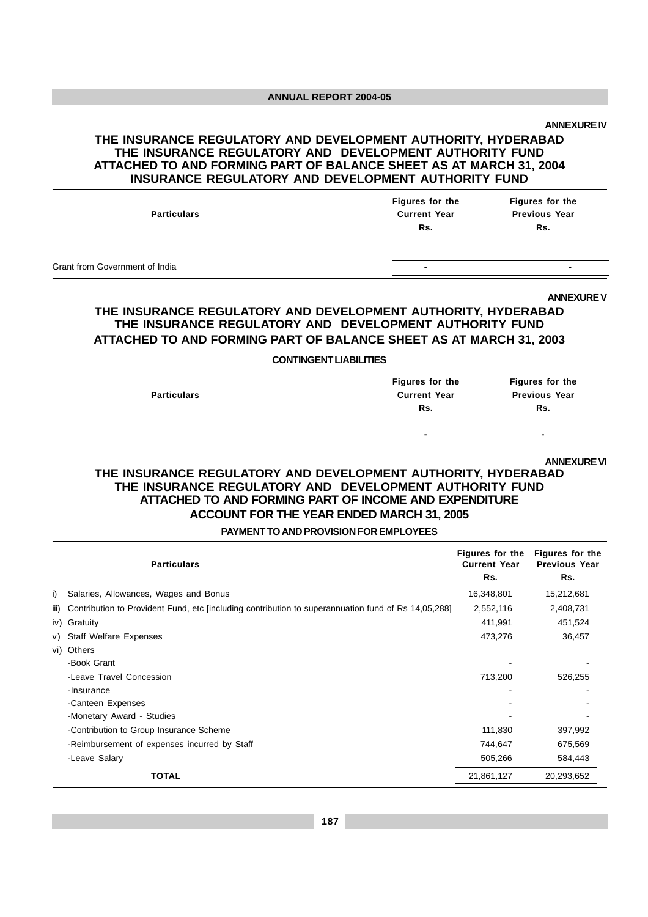**ANNEXURE IV**

## THE INSURANCE REGULATORY AND DEVELOPMENT AUTHORITY, HYDERABAD
## THE INSURANCE REGULATORY AND DEVELOPMENT AUTHORITY FUND
## ATTACHED TO AND FORMING PART OF BALANCE SHEET AS AT MARCH 31, 2004
## INSURANCE REGULATORY AND DEVELOPMENT AUTHORITY FUND

| Particulars | Figures for the Current Year Rs. | Figures for the Previous Year Rs. |
|---|---|---|
| Grant from Government of India | - | - |

**ANNEXURE V**

## THE INSURANCE REGULATORY AND DEVELOPMENT AUTHORITY, HYDERABAD
## THE INSURANCE REGULATORY AND DEVELOPMENT AUTHORITY FUND
## ATTACHED TO AND FORMING PART OF BALANCE SHEET AS AT MARCH 31, 2003

**CONTINGENT LIABILITIES**

| Particulars | Figures for the Current Year Rs. | Figures for the Previous Year Rs. |
|---|---|---|
| | - | - |

**ANNEXURE VI**

## THE INSURANCE REGULATORY AND DEVELOPMENT AUTHORITY, HYDERABAD
## THE INSURANCE REGULATORY AND DEVELOPMENT AUTHORITY FUND
## ATTACHED TO AND FORMING PART OF INCOME AND EXPENDITURE ACCOUNT FOR THE YEAR ENDED MARCH 31, 2005

**PAYMENT TO AND PROVISION FOR EMPLOYEES**

| | Particulars | Figures for the Current Year Rs. | Figures for the Previous Year Rs. |
|---|---|---|---|
| i) | Salaries, Allowances, Wages and Bonus | 16,348,801 | 15,212,681 |
| iii) | Contribution to Provident Fund, etc [including contribution to superannuation fund of Rs 14,05,288] | 2,552,116 | 2,408,731 |
| iv) | Gratuity | 411,991 | 451,524 |
| v) | Staff Welfare Expenses | 473,276 | 36,457 |
| vi) | Others | | |
| | -Book Grant | - | - |
| | -Leave Travel Concession | 713,200 | 526,255 |
| | -Insurance | - | - |
| | -Canteen Expenses | - | - |
| | -Monetary Award - Studies | - | - |
| | -Contribution to Group Insurance Scheme | 111,830 | 397,992 |
| | -Reimbursement of expenses incurred by Staff | 744,647 | 675,569 |
| | -Leave Salary | 505,266 | 584,443 |
| | **TOTAL** | 21,861,127 | 20,293,652 |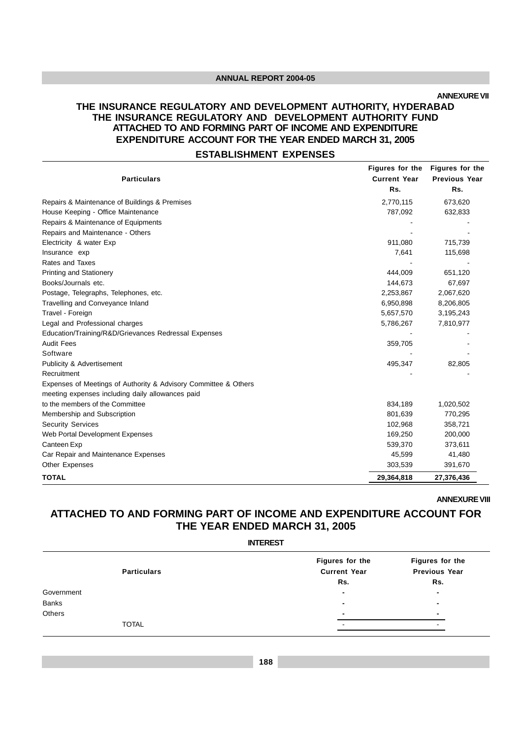**ANNEXURE VII**

# THE INSURANCE REGULATORY AND DEVELOPMENT AUTHORITY, HYDERABAD
## THE INSURANCE REGULATORY AND DEVELOPMENT AUTHORITY FUND
## ATTACHED TO AND FORMING PART OF INCOME AND EXPENDITURE
## EXPENDITURE ACCOUNT FOR THE YEAR ENDED MARCH 31, 2005

## ESTABLISHMENT EXPENSES

| Particulars | Figures for the Current Year Rs. | Figures for the Previous Year Rs. |
|---|---|---|
| Repairs & Maintenance of Buildings & Premises | 2,770,115 | 673,620 |
| House Keeping - Office Maintenance | 787,092 | 632,833 |
| Repairs & Maintenance of Equipments | - | - |
| Repairs and Maintenance - Others | - | - |
| Electricity & water Exp | 911,080 | 715,739 |
| Insurance exp | 7,641 | 115,698 |
| Rates and Taxes | - | - |
| Printing and Stationery | 444,009 | 651,120 |
| Books/Journals etc. | 144,673 | 67,697 |
| Postage, Telegraphs, Telephones, etc. | 2,253,867 | 2,067,620 |
| Travelling and Conveyance Inland | 6,950,898 | 8,206,805 |
| Travel - Foreign | 5,657,570 | 3,195,243 |
| Legal and Professional charges | 5,786,267 | 7,810,977 |
| Education/Training/R&D/Grievances Redressal Expenses | - | - |
| Audit Fees | 359,705 | - |
| Software | - | - |
| Publicity & Advertisement | 495,347 | 82,805 |
| Recruitment | - | - |
| Expenses of Meetings of Authority & Advisory Committee & Others meeting expenses including daily allowances paid to the members of the Committee | 834,189 | 1,020,502 |
| Membership and Subscription | 801,639 | 770,295 |
| Security Services | 102,968 | 358,721 |
| Web Portal Development Expenses | 169,250 | 200,000 |
| Canteen Exp | 539,370 | 373,611 |
| Car Repair and Maintenance Expenses | 45,599 | 41,480 |
| Other Expenses | 303,539 | 391,670 |
| **TOTAL** | **29,364,818** | **27,376,436** |

**ANNEXURE VIII**

# ATTACHED TO AND FORMING PART OF INCOME AND EXPENDITURE ACCOUNT FOR THE YEAR ENDED MARCH 31, 2005

## INTEREST

| Particulars | Figures for the Current Year Rs. | Figures for the Previous Year Rs. |
|---|---|---|
| Government | - | - |
| Banks | - | - |
| Others | - | - |
| TOTAL | - | - |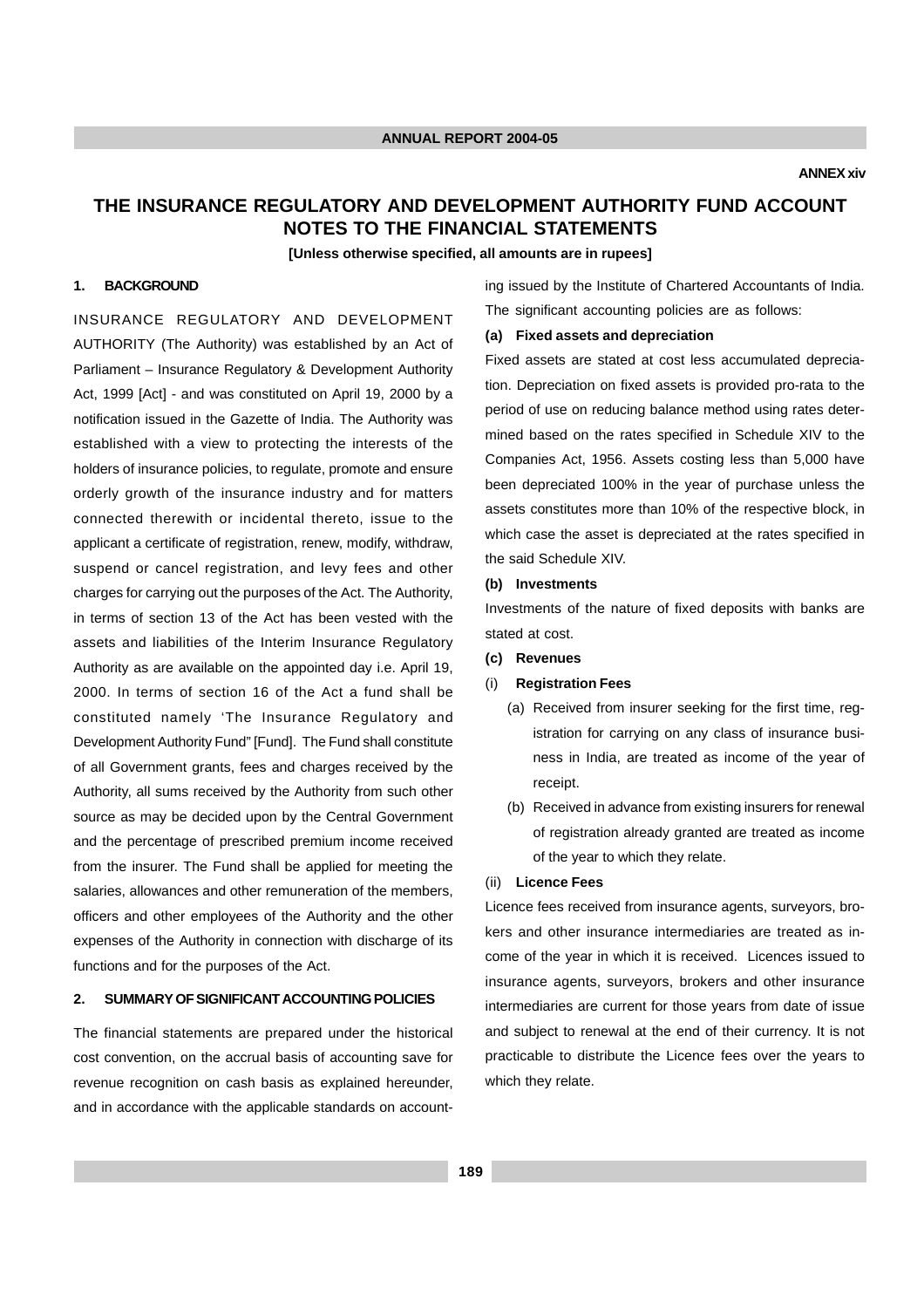ANNEX xiv

# THE INSURANCE REGULATORY AND DEVELOPMENT AUTHORITY FUND ACCOUNT NOTES TO THE FINANCIAL STATEMENTS

**[Unless otherwise specified, all amounts are in rupees]**

## 1. BACKGROUND

INSURANCE REGULATORY AND DEVELOPMENT AUTHORITY (The Authority) was established by an Act of Parliament – Insurance Regulatory & Development Authority Act, 1999 [Act] - and was constituted on April 19, 2000 by a notification issued in the Gazette of India. The Authority was established with a view to protecting the interests of the holders of insurance policies, to regulate, promote and ensure orderly growth of the insurance industry and for matters connected therewith or incidental thereto, issue to the applicant a certificate of registration, renew, modify, withdraw, suspend or cancel registration, and levy fees and other charges for carrying out the purposes of the Act. The Authority, in terms of section 13 of the Act has been vested with the assets and liabilities of the Interim Insurance Regulatory Authority as are available on the appointed day i.e. April 19, 2000. In terms of section 16 of the Act a fund shall be constituted namely 'The Insurance Regulatory and Development Authority Fund" [Fund]. The Fund shall constitute of all Government grants, fees and charges received by the Authority, all sums received by the Authority from such other source as may be decided upon by the Central Government and the percentage of prescribed premium income received from the insurer. The Fund shall be applied for meeting the salaries, allowances and other remuneration of the members, officers and other employees of the Authority and the other expenses of the Authority in connection with discharge of its functions and for the purposes of the Act.

## 2. SUMMARY OF SIGNIFICANT ACCOUNTING POLICIES

The financial statements are prepared under the historical cost convention, on the accrual basis of accounting save for revenue recognition on cash basis as explained hereunder, and in accordance with the applicable standards on accounting issued by the Institute of Chartered Accountants of India. The significant accounting policies are as follows:

**(a) Fixed assets and depreciation**

Fixed assets are stated at cost less accumulated depreciation. Depreciation on fixed assets is provided pro-rata to the period of use on reducing balance method using rates determined based on the rates specified in Schedule XIV to the Companies Act, 1956. Assets costing less than 5,000 have been depreciated 100% in the year of purchase unless the assets constitutes more than 10% of the respective block, in which case the asset is depreciated at the rates specified in the said Schedule XIV.

**(b) Investments**

Investments of the nature of fixed deposits with banks are stated at cost.

**(c) Revenues**

(i) **Registration Fees**

(a) Received from insurer seeking for the first time, registration for carrying on any class of insurance business in India, are treated as income of the year of receipt.

(b) Received in advance from existing insurers for renewal of registration already granted are treated as income of the year to which they relate.

(ii) **Licence Fees**

Licence fees received from insurance agents, surveyors, brokers and other insurance intermediaries are treated as income of the year in which it is received. Licences issued to insurance agents, surveyors, brokers and other insurance intermediaries are current for those years from date of issue and subject to renewal at the end of their currency. It is not practicable to distribute the Licence fees over the years to which they relate.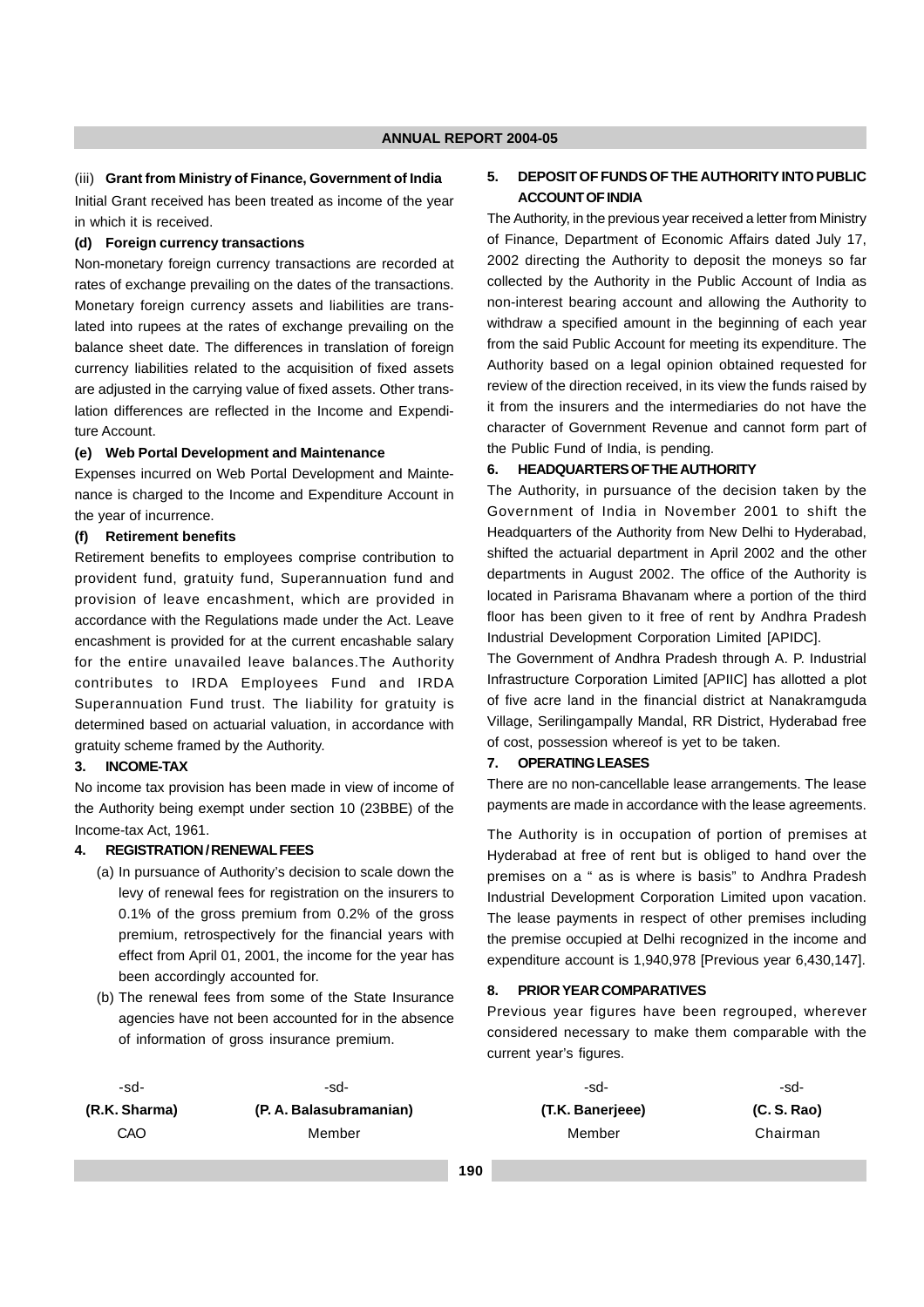(iii) **Grant from Ministry of Finance, Government of India**

Initial Grant received has been treated as income of the year in which it is received.

**(d) Foreign currency transactions**

Non-monetary foreign currency transactions are recorded at rates of exchange prevailing on the dates of the transactions. Monetary foreign currency assets and liabilities are translated into rupees at the rates of exchange prevailing on the balance sheet date. The differences in translation of foreign currency liabilities related to the acquisition of fixed assets are adjusted in the carrying value of fixed assets. Other translation differences are reflected in the Income and Expenditure Account.

**(e) Web Portal Development and Maintenance**

Expenses incurred on Web Portal Development and Maintenance is charged to the Income and Expenditure Account in the year of incurrence.

**(f) Retirement benefits**

Retirement benefits to employees comprise contribution to provident fund, gratuity fund, Superannuation fund and provision of leave encashment, which are provided in accordance with the Regulations made under the Act. Leave encashment is provided for at the current encashable salary for the entire unavailed leave balances.The Authority contributes to IRDA Employees Fund and IRDA Superannuation Fund trust. The liability for gratuity is determined based on actuarial valuation, in accordance with gratuity scheme framed by the Authority.

**3. INCOME-TAX**

No income tax provision has been made in view of income of the Authority being exempt under section 10 (23BBE) of the Income-tax Act, 1961.

**4. REGISTRATION / RENEWAL FEES**

(a) In pursuance of Authority's decision to scale down the levy of renewal fees for registration on the insurers to 0.1% of the gross premium from 0.2% of the gross premium, retrospectively for the financial years with effect from April 01, 2001, the income for the year has been accordingly accounted for.

(b) The renewal fees from some of the State Insurance agencies have not been accounted for in the absence of information of gross insurance premium.

**5. DEPOSIT OF FUNDS OF THE AUTHORITY INTO PUBLIC ACCOUNT OF INDIA**

The Authority, in the previous year received a letter from Ministry of Finance, Department of Economic Affairs dated July 17, 2002 directing the Authority to deposit the moneys so far collected by the Authority in the Public Account of India as non-interest bearing account and allowing the Authority to withdraw a specified amount in the beginning of each year from the said Public Account for meeting its expenditure. The Authority based on a legal opinion obtained requested for review of the direction received, in its view the funds raised by it from the insurers and the intermediaries do not have the character of Government Revenue and cannot form part of the Public Fund of India, is pending.

**6. HEADQUARTERS OF THE AUTHORITY**

The Authority, in pursuance of the decision taken by the Government of India in November 2001 to shift the Headquarters of the Authority from New Delhi to Hyderabad, shifted the actuarial department in April 2002 and the other departments in August 2002. The office of the Authority is located in Parisrama Bhavanam where a portion of the third floor has been given to it free of rent by Andhra Pradesh Industrial Development Corporation Limited [APIDC].

The Government of Andhra Pradesh through A. P. Industrial Infrastructure Corporation Limited [APIIC] has allotted a plot of five acre land in the financial district at Nanakramguda Village, Serilingampally Mandal, RR District, Hyderabad free of cost, possession whereof is yet to be taken.

**7. OPERATING LEASES**

There are no non-cancellable lease arrangements. The lease payments are made in accordance with the lease agreements.

The Authority is in occupation of portion of premises at Hyderabad at free of rent but is obliged to hand over the premises on a " as is where is basis" to Andhra Pradesh Industrial Development Corporation Limited upon vacation. The lease payments in respect of other premises including the premise occupied at Delhi recognized in the income and expenditure account is 1,940,978 [Previous year 6,430,147].

**8. PRIOR YEAR COMPARATIVES**

Previous year figures have been regrouped, wherever considered necessary to make them comparable with the current year's figures.

| -sd- | -sd- | -sd- | -sd- |
|---|---|---|---|
| **(R.K. Sharma)** | **(P. A. Balasubramanian)** | **(T.K. Banerjeee)** | **(C. S. Rao)** |
| CAO | Member | Member | Chairman |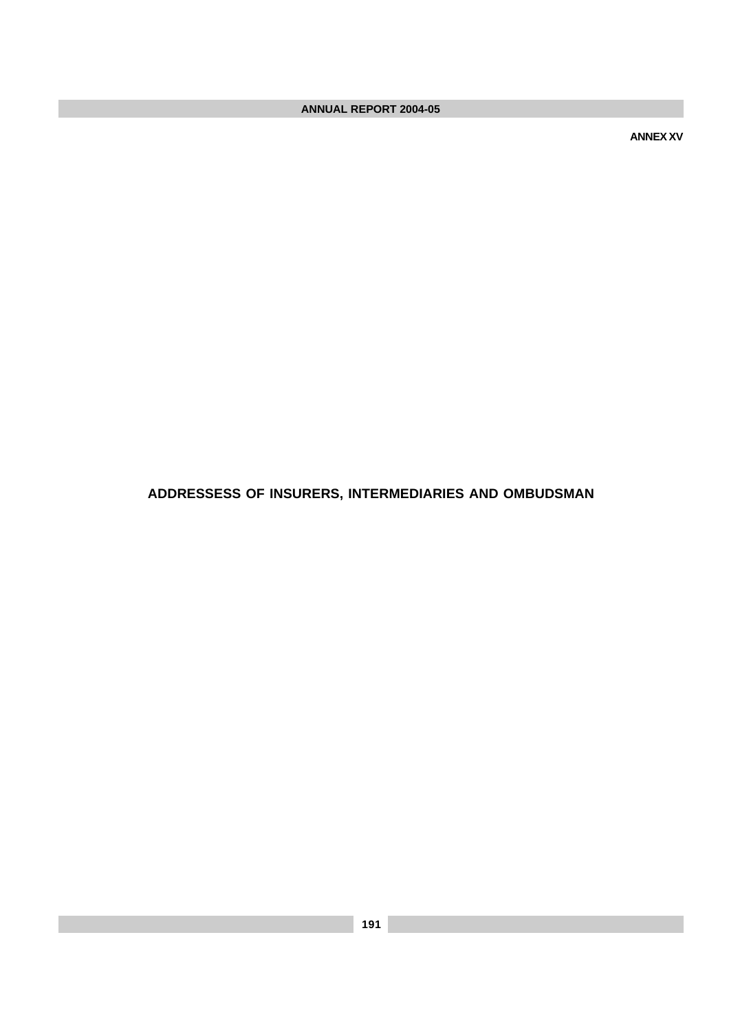ANNEX XV

# ADDRESSESS OF INSURERS, INTERMEDIARIES AND OMBUDSMAN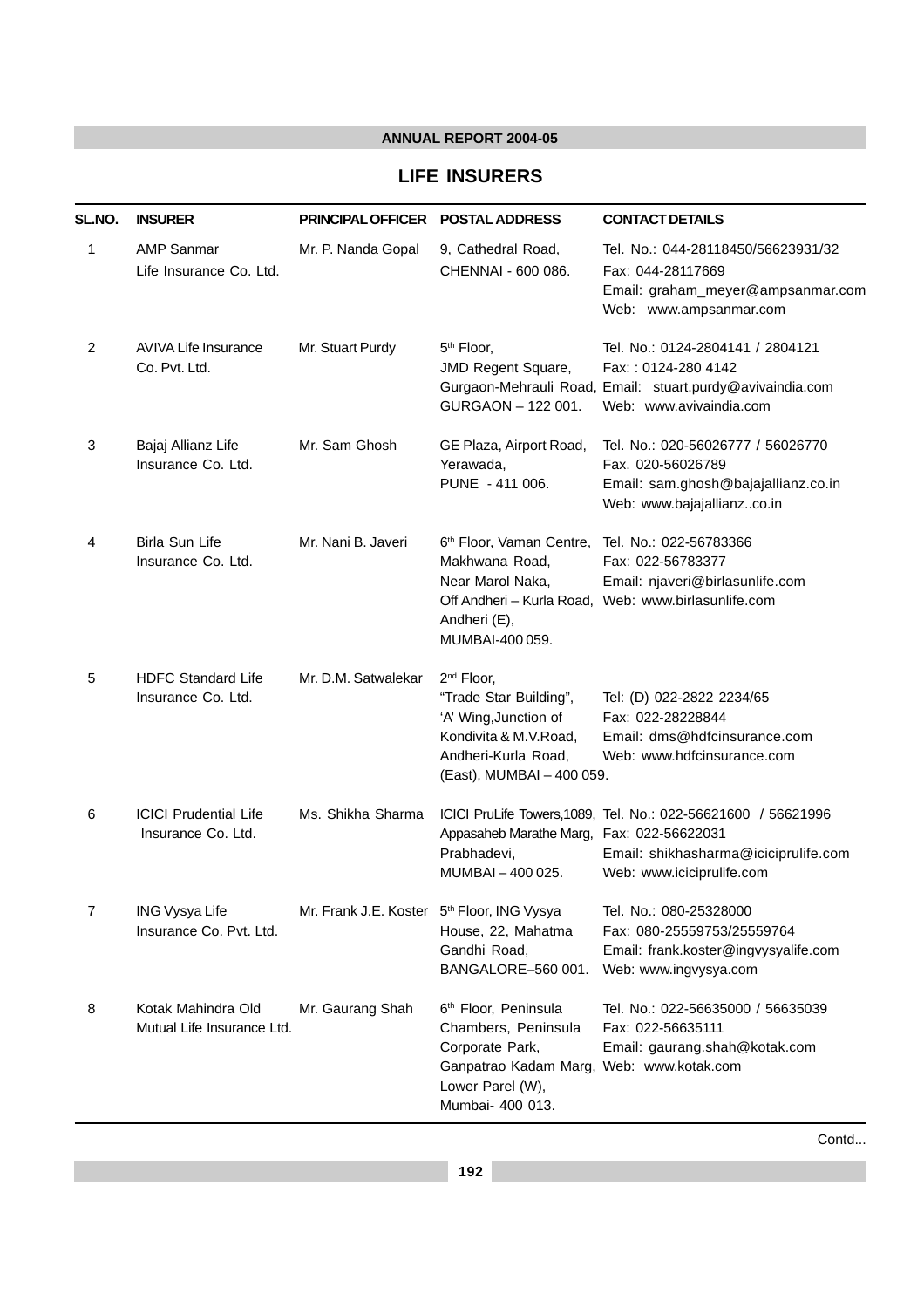## LIFE INSURERS

| SL.NO. | INSURER | PRINCIPAL OFFICER | POSTAL ADDRESS | CONTACT DETAILS |
|---|---|---|---|---|
| 1 | AMP Sanmar Life Insurance Co. Ltd. | Mr. P. Nanda Gopal | 9, Cathedral Road, CHENNAI - 600 086. | Tel. No.: 044-28118450/56623931/32<br>Fax: 044-28117669<br>Email: graham_meyer@ampsanmar.com<br>Web: www.ampsanmar.com |
| 2 | AVIVA Life Insurance Co. Pvt. Ltd. | Mr. Stuart Purdy | 5th Floor, JMD Regent Square, Gurgaon-Mehrauli Road, GURGAON – 122 001. | Tel. No.: 0124-2804141 / 2804121<br>Fax: : 0124-280 4142<br>Email: stuart.purdy@avivaindia.com<br>Web: www.avivaindia.com |
| 3 | Bajaj Allianz Life Insurance Co. Ltd. | Mr. Sam Ghosh | GE Plaza, Airport Road, Yerawada, PUNE - 411 006. | Tel. No.: 020-56026777 / 56026770<br>Fax. 020-56026789<br>Email: sam.ghosh@bajajallianz.co.in<br>Web: www.bajajallianz..co.in |
| 4 | Birla Sun Life Insurance Co. Ltd. | Mr. Nani B. Javeri | 6th Floor, Vaman Centre, Makhwana Road, Near Marol Naka, Off Andheri – Kurla Road, Andheri (E), MUMBAI-400 059. | Tel. No.: 022-56783366<br>Fax: 022-56783377<br>Email: njaveri@birlasunlife.com<br>Web: www.birlasunlife.com |
| 5 | HDFC Standard Life Insurance Co. Ltd. | Mr. D.M. Satwalekar | 2nd Floor, "Trade Star Building", 'A' Wing,Junction of Kondivita & M.V.Road, Andheri-Kurla Road, (East), MUMBAI – 400 059. | Tel: (D) 022-2822 2234/65<br>Fax: 022-28228844<br>Email: dms@hdfcinsurance.com<br>Web: www.hdfcinsurance.com |
| 6 | ICICI Prudential Life Insurance Co. Ltd. | Ms. Shikha Sharma | ICICI PruLife Towers,1089, Appasaheb Marathe Marg, Prabhadevi, MUMBAI – 400 025. | Tel. No.: 022-56621600 / 56621996<br>Fax: 022-56622031<br>Email: shikhasharma@iciciprulife.com<br>Web: www.iciciprulife.com |
| 7 | ING Vysya Life Insurance Co. Pvt. Ltd. | Mr. Frank J.E. Koster | 5th Floor, ING Vysya House, 22, Mahatma Gandhi Road, BANGALORE–560 001. | Tel. No.: 080-25328000<br>Fax: 080-25559753/25559764<br>Email: frank.koster@ingvysyalife.com<br>Web: www.ingvysya.com |
| 8 | Kotak Mahindra Old Mutual Life Insurance Ltd. | Mr. Gaurang Shah | 6th Floor, Peninsula Chambers, Peninsula Corporate Park, Ganpatrao Kadam Marg, Lower Parel (W), Mumbai- 400 013. | Tel. No.: 022-56635000 / 56635039<br>Fax: 022-56635111<br>Email: gaurang.shah@kotak.com<br>Web: www.kotak.com |

Contd...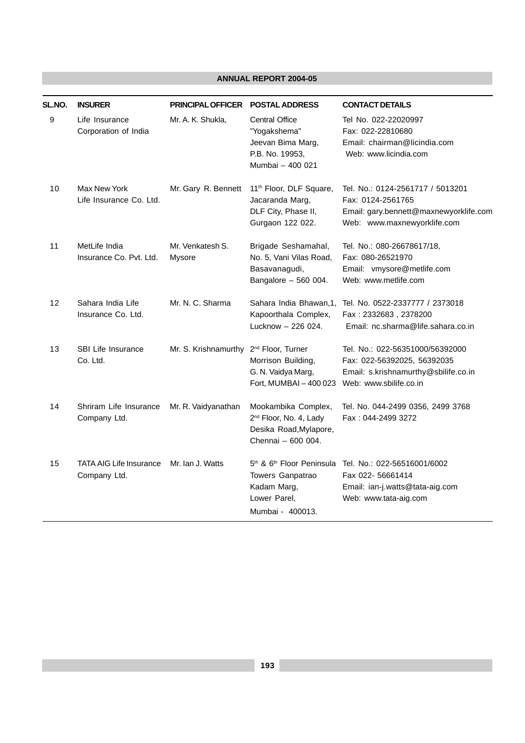| SL.NO. | INSURER | PRINCIPAL OFFICER | POSTAL ADDRESS | CONTACT DETAILS |
|---|---|---|---|---|
| 9 | Life Insurance Corporation of India | Mr. A. K. Shukla, | Central Office "Yogakshema" Jeevan Bima Marg, P.B. No. 19953, Mumbai – 400 021 | Tel No. 022-22020997 Fax: 022-22810680 Email: chairman@licindia.com Web: www.licindia.com |
| 10 | Max New York Life Insurance Co. Ltd. | Mr. Gary R. Bennett | 11th Floor, DLF Square, Jacaranda Marg, DLF City, Phase II, Gurgaon 122 022. | Tel. No.: 0124-2561717 / 5013201 Fax: 0124-2561765 Email: gary.bennett@maxnewyorklife.com Web: www.maxnewyorklife.com |
| 11 | MetLife India Insurance Co. Pvt. Ltd. | Mr. Venkatesh S. Mysore | Brigade Seshamahal, No. 5, Vani Vilas Road, Basavanagudi, Bangalore – 560 004. | Tel. No.: 080-26678617/18, Fax: 080-26521970 Email: vmysore@metlife.com Web: www.metlife.com |
| 12 | Sahara India Life Insurance Co. Ltd. | Mr. N. C. Sharma | Sahara India Bhawan,1, Kapoorthala Complex, Lucknow – 226 024. | Tel. No. 0522-2337777 / 2373018 Fax : 2332683 , 2378200 Email: nc.sharma@life.sahara.co.in |
| 13 | SBI Life Insurance Co. Ltd. | Mr. S. Krishnamurthy | 2nd Floor, Turner Morrison Building, G. N. Vaidya Marg, Fort, MUMBAI – 400 023 | Tel. No.: 022-56351000/56392000 Fax: 022-56392025, 56392035 Email: s.krishnamurthy@sbilife.co.in Web: www.sbilife.co.in |
| 14 | Shriram Life Insurance Company Ltd. | Mr. R. Vaidyanathan | Mookambika Complex, 2nd Floor, No. 4, Lady Desika Road,Mylapore, Chennai – 600 004. | Tel. No. 044-2499 0356, 2499 3768 Fax : 044-2499 3272 |
| 15 | TATA AIG Life Insurance Company Ltd. | Mr. Ian J. Watts | 5th & 6th Floor Peninsula Towers Ganpatrao Kadam Marg, Lower Parel, Mumbai - 400013. | Tel. No.: 022-56516001/6002 Fax 022- 56661414 Email: ian-j.watts@tata-aig.com Web: www.tata-aig.com |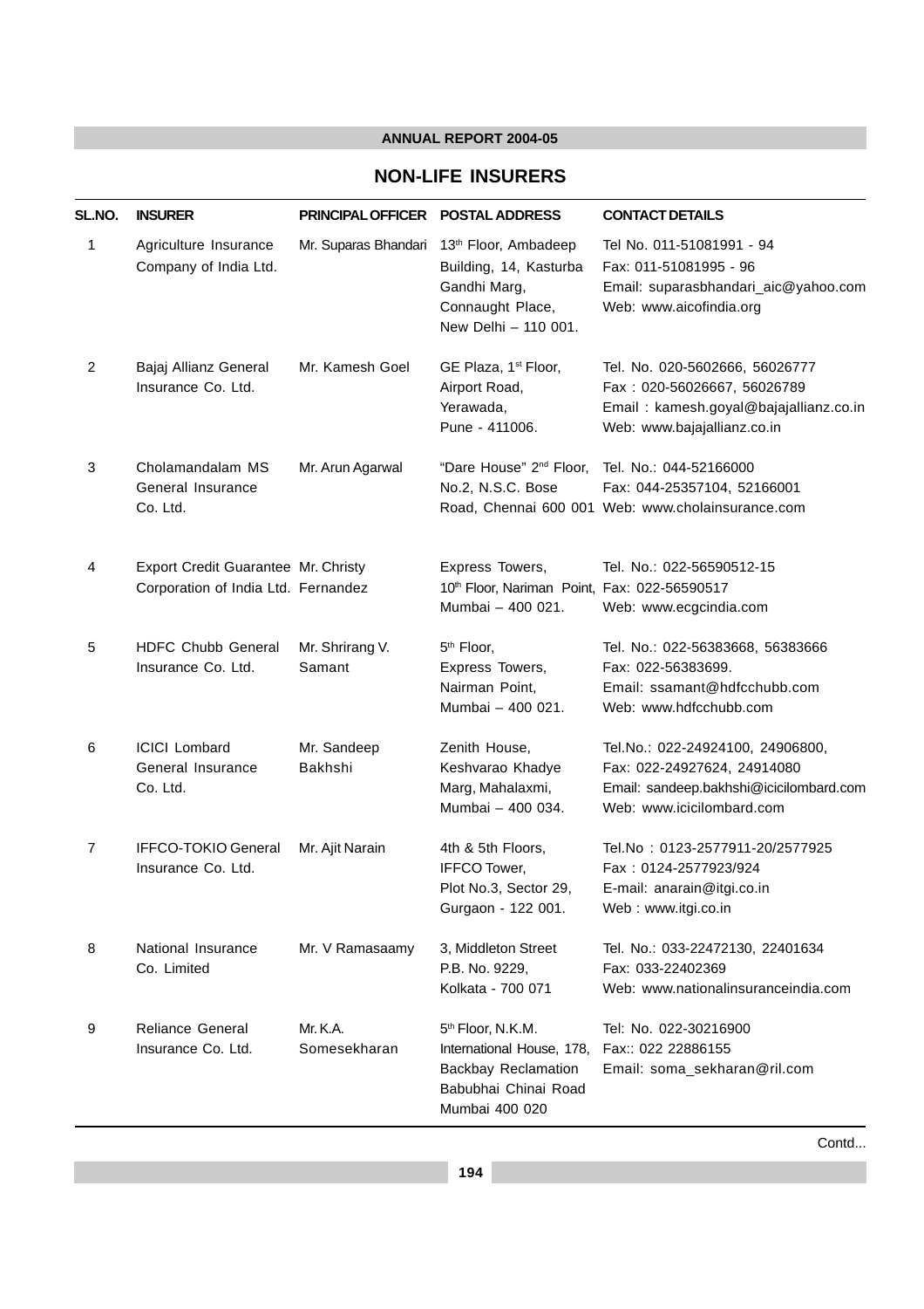## NON-LIFE INSURERS

| SL.NO. | INSURER | PRINCIPAL OFFICER | POSTAL ADDRESS | CONTACT DETAILS |
|---|---|---|---|---|
| 1 | Agriculture Insurance Company of India Ltd. | Mr. Suparas Bhandari | 13th Floor, Ambadeep Building, 14, Kasturba Gandhi Marg, Connaught Place, New Delhi – 110 001. | Tel No. 011-51081991 - 94<br>Fax: 011-51081995 - 96<br>Email: suparasbhandari_aic@yahoo.com<br>Web: www.aicofindia.org |
| 2 | Bajaj Allianz General Insurance Co. Ltd. | Mr. Kamesh Goel | GE Plaza, 1st Floor, Airport Road, Yerawada, Pune - 411006. | Tel. No. 020-5602666, 56026777<br>Fax : 020-56026667, 56026789<br>Email : kamesh.goyal@bajajallianz.co.in<br>Web: www.bajajallianz.co.in |
| 3 | Cholamandalam MS General Insurance Co. Ltd. | Mr. Arun Agarwal | "Dare House" 2nd Floor, No.2, N.S.C. Bose Road, Chennai 600 001 | Tel. No.: 044-52166000<br>Fax: 044-25357104, 52166001<br>Web: www.cholainsurance.com |
| 4 | Export Credit Guarantee Corporation of India Ltd. | Mr. Christy Fernandez | Express Towers, 10th Floor, Nariman Point, Mumbai – 400 021. | Tel. No.: 022-56590512-15<br>Fax: 022-56590517<br>Web: www.ecgcindia.com |
| 5 | HDFC Chubb General Insurance Co. Ltd. | Mr. Shrirang V. Samant | 5th Floor, Express Towers, Nairman Point, Mumbai – 400 021. | Tel. No.: 022-56383668, 56383666<br>Fax: 022-56383699.<br>Email: ssamant@hdfcchubb.com<br>Web: www.hdfcchubb.com |
| 6 | ICICI Lombard General Insurance Co. Ltd. | Mr. Sandeep Bakhshi | Zenith House, Keshvarao Khadye Marg, Mahalaxmi, Mumbai – 400 034. | Tel.No.: 022-24924100, 24906800,<br>Fax: 022-24927624, 24914080<br>Email: sandeep.bakhshi@icicilombard.com<br>Web: www.icicilombard.com |
| 7 | IFFCO-TOKIO General Insurance Co. Ltd. | Mr. Ajit Narain | 4th & 5th Floors, IFFCO Tower, Plot No.3, Sector 29, Gurgaon - 122 001. | Tel.No : 0123-2577911-20/2577925<br>Fax : 0124-2577923/924<br>E-mail: anarain@itgi.co.in<br>Web : www.itgi.co.in |
| 8 | National Insurance Co. Limited | Mr. V Ramasaamy | 3, Middleton Street P.B. No. 9229, Kolkata - 700 071 | Tel. No.: 033-22472130, 22401634<br>Fax: 033-22402369<br>Web: www.nationalinsuranceindia.com |
| 9 | Reliance General Insurance Co. Ltd. | Mr. K.A. Somesekharan | 5th Floor, N.K.M. International House, 178, Backbay Reclamation Babubhai Chinai Road Mumbai 400 020 | Tel: No. 022-30216900<br>Fax:: 022 22886155<br>Email: soma_sekharan@ril.com |

Contd...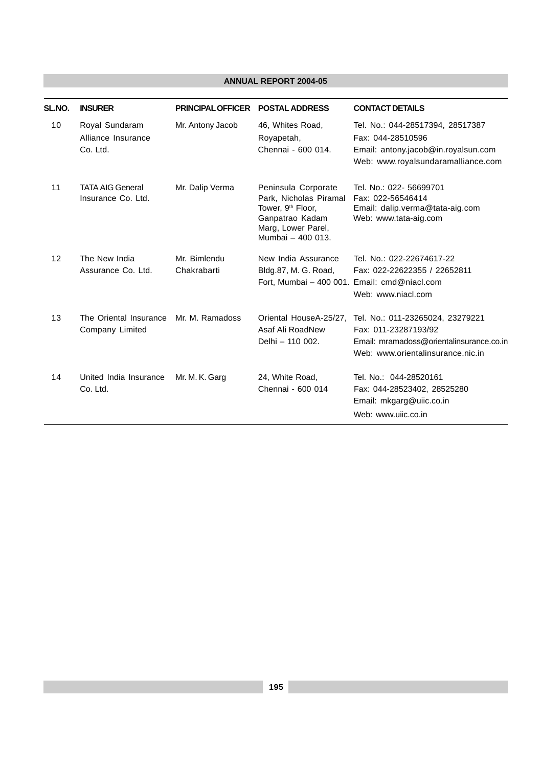| SL.NO. | INSURER | PRINCIPAL OFFICER | POSTAL ADDRESS | CONTACT DETAILS |
|---|---|---|---|---|
| 10 | Royal Sundaram Alliance Insurance Co. Ltd. | Mr. Antony Jacob | 46, Whites Road, Royapetah, Chennai - 600 014. | Tel. No.: 044-28517394, 28517387<br>Fax: 044-28510596<br>Email: antony.jacob@in.royalsun.com<br>Web: www.royalsundaramalliance.com |
| 11 | TATA AIG General Insurance Co. Ltd. | Mr. Dalip Verma | Peninsula Corporate Park, Nicholas Piramal Tower, 9th Floor, Ganpatrao Kadam Marg, Lower Parel, Mumbai – 400 013. | Tel. No.: 022- 56699701<br>Fax: 022-56546414<br>Email: dalip.verma@tata-aig.com<br>Web: www.tata-aig.com |
| 12 | The New India Assurance Co. Ltd. | Mr. Bimlendu Chakrabarti | New India Assurance Bldg.87, M. G. Road, Fort, Mumbai – 400 001. | Tel. No.: 022-22674617-22<br>Fax: 022-22622355 / 22652811<br>Email: cmd@niacl.com<br>Web: www.niacl.com |
| 13 | The Oriental Insurance Company Limited | Mr. M. Ramadoss | Oriental HouseA-25/27, Asaf Ali RoadNew Delhi – 110 002. | Tel. No.: 011-23265024, 23279221<br>Fax: 011-23287193/92<br>Email: mramadoss@orientalinsurance.co.in<br>Web: www.orientalinsurance.nic.in |
| 14 | United India Insurance Co. Ltd. | Mr. M. K. Garg | 24, White Road, Chennai - 600 014 | Tel. No.: 044-28520161<br>Fax: 044-28523402, 28525280<br>Email: mkgarg@uiic.co.in<br>Web: www.uiic.co.in |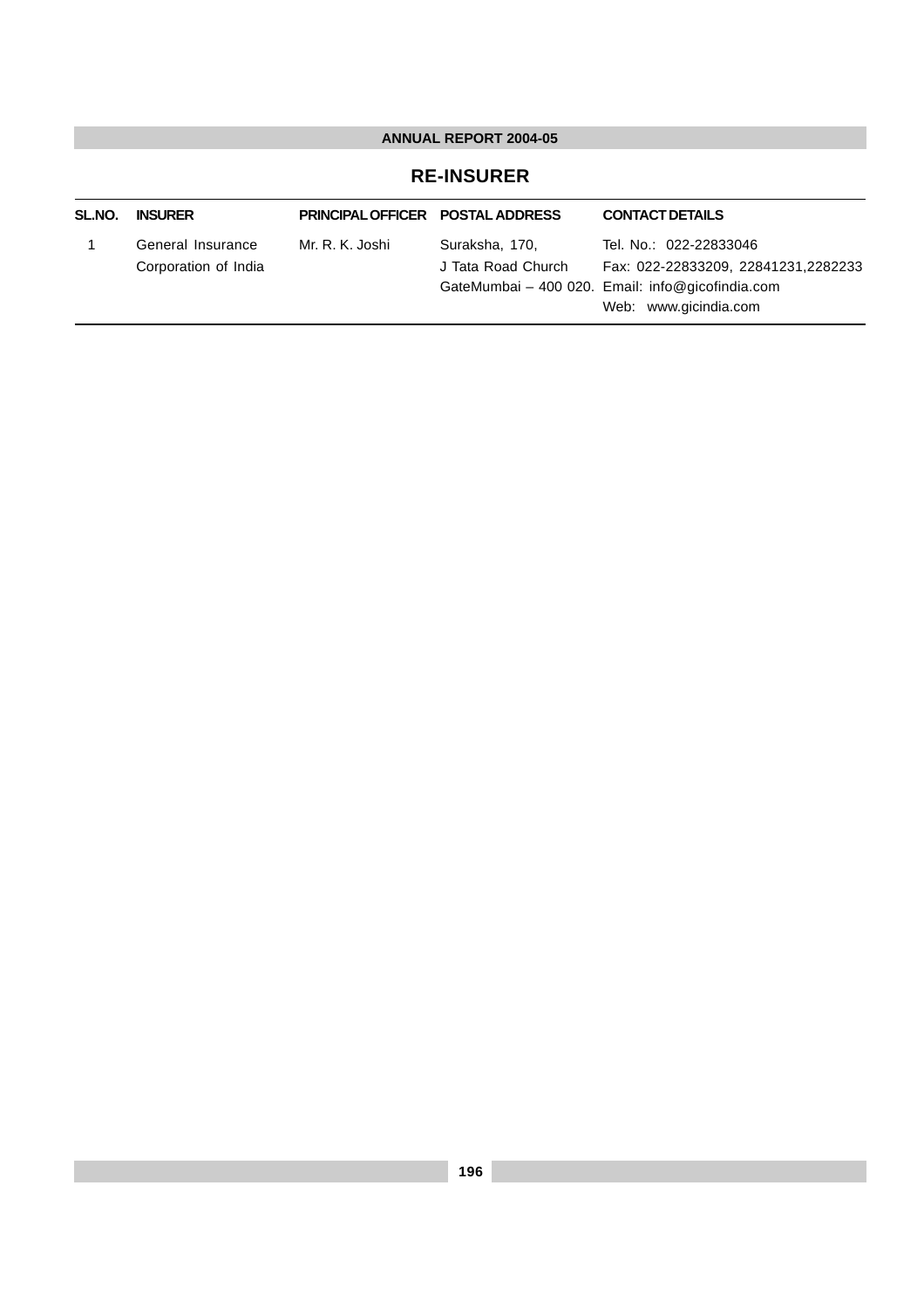## RE-INSURER

| SL.NO. | INSURER | PRINCIPAL OFFICER | POSTAL ADDRESS | CONTACT DETAILS |
|---|---|---|---|---|
| 1 | General Insurance Corporation of India | Mr. R. K. Joshi | Suraksha, 170, J Tata Road Church GateMumbai – 400 020. | Tel. No.: 022-22833046<br>Fax: 022-22833209, 22841231,2282233<br>Email: info@gicofindia.com<br>Web: www.gicindia.com |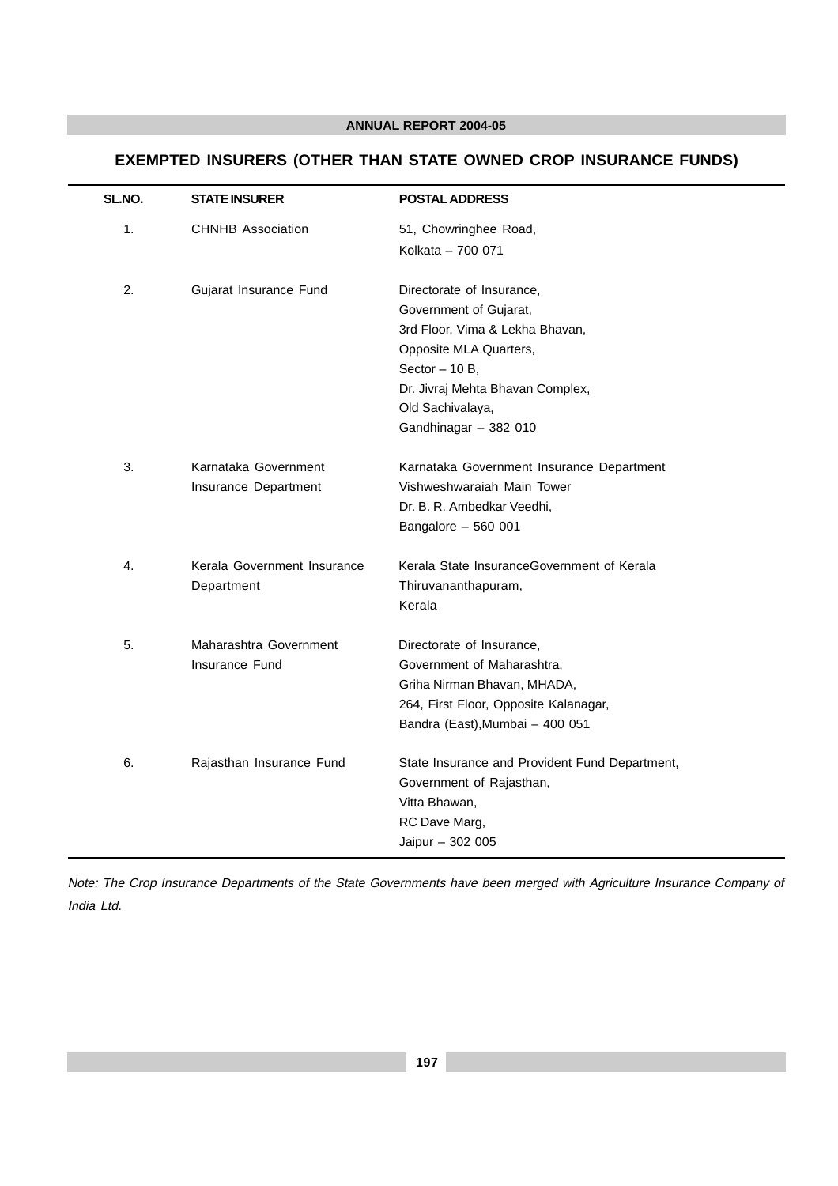## EXEMPTED INSURERS (OTHER THAN STATE OWNED CROP INSURANCE FUNDS)

| SL.NO. | STATE INSURER | POSTAL ADDRESS |
|---|---|---|
| 1. | CHNHB Association | 51, Chowringhee Road,<br>Kolkata – 700 071 |
| 2. | Gujarat Insurance Fund | Directorate of Insurance,<br>Government of Gujarat,<br>3rd Floor, Vima & Lekha Bhavan,<br>Opposite MLA Quarters,<br>Sector – 10 B,<br>Dr. Jivraj Mehta Bhavan Complex,<br>Old Sachivalaya,<br>Gandhinagar – 382 010 |
| 3. | Karnataka Government Insurance Department | Karnataka Government Insurance Department<br>Vishweshwaraiah Main Tower<br>Dr. B. R. Ambedkar Veedhi,<br>Bangalore – 560 001 |
| 4. | Kerala Government Insurance Department | Kerala State InsuranceGovernment of Kerala<br>Thiruvananthapuram,<br>Kerala |
| 5. | Maharashtra Government Insurance Fund | Directorate of Insurance,<br>Government of Maharashtra,<br>Griha Nirman Bhavan, MHADA,<br>264, First Floor, Opposite Kalanagar,<br>Bandra (East),Mumbai – 400 051 |
| 6. | Rajasthan Insurance Fund | State Insurance and Provident Fund Department,<br>Government of Rajasthan,<br>Vitta Bhawan,<br>RC Dave Marg,<br>Jaipur – 302 005 |

*Note: The Crop Insurance Departments of the State Governments have been merged with Agriculture Insurance Company of India Ltd.*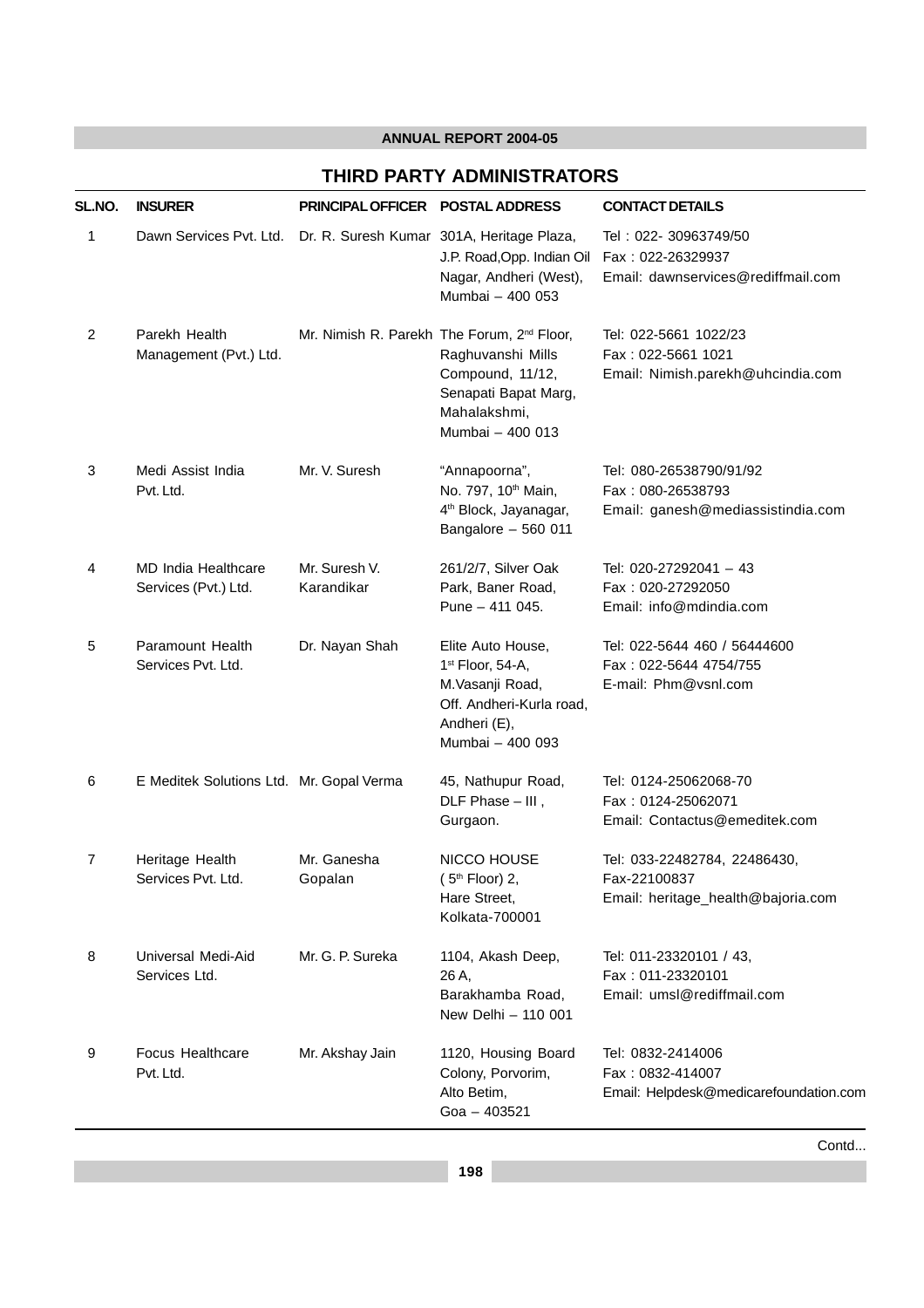## THIRD PARTY ADMINISTRATORS

| SL.NO. | INSURER | PRINCIPAL OFFICER | POSTAL ADDRESS | CONTACT DETAILS |
|---|---|---|---|---|
| 1 | Dawn Services Pvt. Ltd. | Dr. R. Suresh Kumar | 301A, Heritage Plaza, J.P. Road,Opp. Indian Oil Nagar, Andheri (West), Mumbai – 400 053 | Tel : 022- 30963749/50 Fax : 022-26329937 Email: dawnservices@rediffmail.com |
| 2 | Parekh Health Management (Pvt.) Ltd. | Mr. Nimish R. Parekh | The Forum, 2nd Floor, Raghuvanshi Mills Compound, 11/12, Senapati Bapat Marg, Mahalakshmi, Mumbai – 400 013 | Tel: 022-5661 1022/23 Fax : 022-5661 1021 Email: Nimish.parekh@uhcindia.com |
| 3 | Medi Assist India Pvt. Ltd. | Mr. V. Suresh | "Annapoorna", No. 797, 10th Main, 4th Block, Jayanagar, Bangalore – 560 011 | Tel: 080-26538790/91/92 Fax : 080-26538793 Email: ganesh@mediassistindia.com |
| 4 | MD India Healthcare Services (Pvt.) Ltd. | Mr. Suresh V. Karandikar | 261/2/7, Silver Oak Park, Baner Road, Pune – 411 045. | Tel: 020-27292041 – 43 Fax : 020-27292050 Email: info@mdindia.com |
| 5 | Paramount Health Services Pvt. Ltd. | Dr. Nayan Shah | Elite Auto House, 1st Floor, 54-A, M.Vasanji Road, Off. Andheri-Kurla road, Andheri (E), Mumbai – 400 093 | Tel: 022-5644 460 / 56444600 Fax : 022-5644 4754/755 E-mail: Phm@vsnl.com |
| 6 | E Meditek Solutions Ltd. | Mr. Gopal Verma | 45, Nathupur Road, DLF Phase – III , Gurgaon. | Tel: 0124-25062068-70 Fax : 0124-25062071 Email: Contactus@emeditek.com |
| 7 | Heritage Health Services Pvt. Ltd. | Mr. Ganesha Gopalan | NICCO HOUSE ( 5th Floor) 2, Hare Street, Kolkata-700001 | Tel: 033-22482784, 22486430, Fax-22100837 Email: heritage_health@bajoria.com |
| 8 | Universal Medi-Aid Services Ltd. | Mr. G. P. Sureka | 1104, Akash Deep, 26 A, Barakhamba Road, New Delhi – 110 001 | Tel: 011-23320101 / 43, Fax : 011-23320101 Email: umsl@rediffmail.com |
| 9 | Focus Healthcare Pvt. Ltd. | Mr. Akshay Jain | 1120, Housing Board Colony, Porvorim, Alto Betim, Goa – 403521 | Tel: 0832-2414006 Fax : 0832-414007 Email: Helpdesk@medicarefoundation.com |

Contd...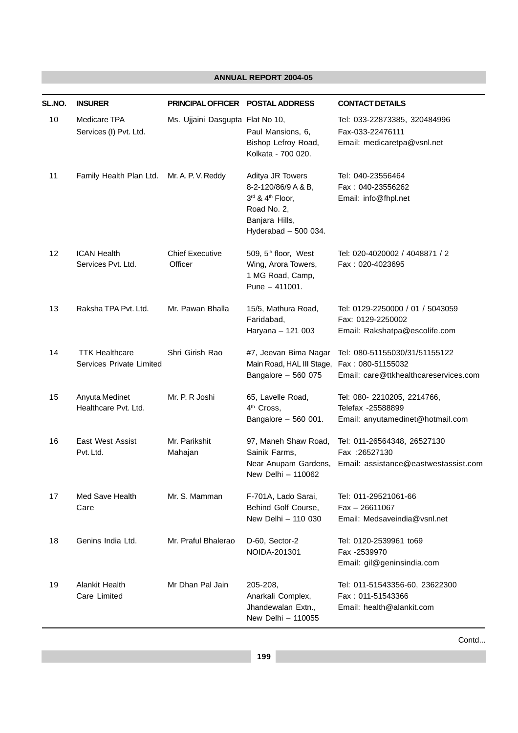| SL.NO. | INSURER | PRINCIPAL OFFICER | POSTAL ADDRESS | CONTACT DETAILS |
|---|---|---|---|---|
| 10 | Medicare TPA Services (I) Pvt. Ltd. | Ms. Ujjaini Dasgupta | Flat No 10, Paul Mansions, 6, Bishop Lefroy Road, Kolkata - 700 020. | Tel: 033-22873385, 320484996 Fax-033-22476111 Email: medicaretpa@vsnl.net |
| 11 | Family Health Plan Ltd. | Mr. A. P. V. Reddy | Aditya JR Towers 8-2-120/86/9 A & B, 3rd & 4th Floor, Road No. 2, Banjara Hills, Hyderabad – 500 034. | Tel: 040-23556464 Fax : 040-23556262 Email: info@fhpl.net |
| 12 | ICAN Health Services Pvt. Ltd. | Chief Executive Officer | 509, 5th floor, West Wing, Arora Towers, 1 MG Road, Camp, Pune – 411001. | Tel: 020-4020002 / 4048871 / 2 Fax : 020-4023695 |
| 13 | Raksha TPA Pvt. Ltd. | Mr. Pawan Bhalla | 15/5, Mathura Road, Faridabad, Haryana – 121 003 | Tel: 0129-2250000 / 01 / 5043059 Fax: 0129-2250002 Email: Rakshatpa@escolife.com |
| 14 | TTK Healthcare Services Private Limited | Shri Girish Rao | #7, Jeevan Bima Nagar Main Road, HAL III Stage, Bangalore – 560 075 | Tel: 080-51155030/31/51155122 Fax : 080-51155032 Email: care@ttkhealthcareservices.com |
| 15 | Anyuta Medinet Healthcare Pvt. Ltd. | Mr. P. R Joshi | 65, Lavelle Road, 4th Cross, Bangalore – 560 001. | Tel: 080- 2210205, 2214766, Telefax -25588899 Email: anyutamedinet@hotmail.com |
| 16 | East West Assist Pvt. Ltd. | Mr. Parikshit Mahajan | 97, Maneh Shaw Road, Sainik Farms, Near Anupam Gardens, New Delhi – 110062 | Tel: 011-26564348, 26527130 Fax :26527130 Email: assistance@eastwestassist.com |
| 17 | Med Save Health Care | Mr. S. Mamman | F-701A, Lado Sarai, Behind Golf Course, New Delhi – 110 030 | Tel: 011-29521061-66 Fax – 26611067 Email: Medsaveindia@vsnl.net |
| 18 | Genins India Ltd. | Mr. Praful Bhalerao | D-60, Sector-2 NOIDA-201301 | Tel: 0120-2539961 to69 Fax -2539970 Email: gil@geninsindia.com |
| 19 | Alankit Health Care Limited | Mr Dhan Pal Jain | 205-208, Anarkali Complex, Jhandewalan Extn., New Delhi – 110055 | Tel: 011-51543356-60, 23622300 Fax : 011-51543366 Email: health@alankit.com |

Contd...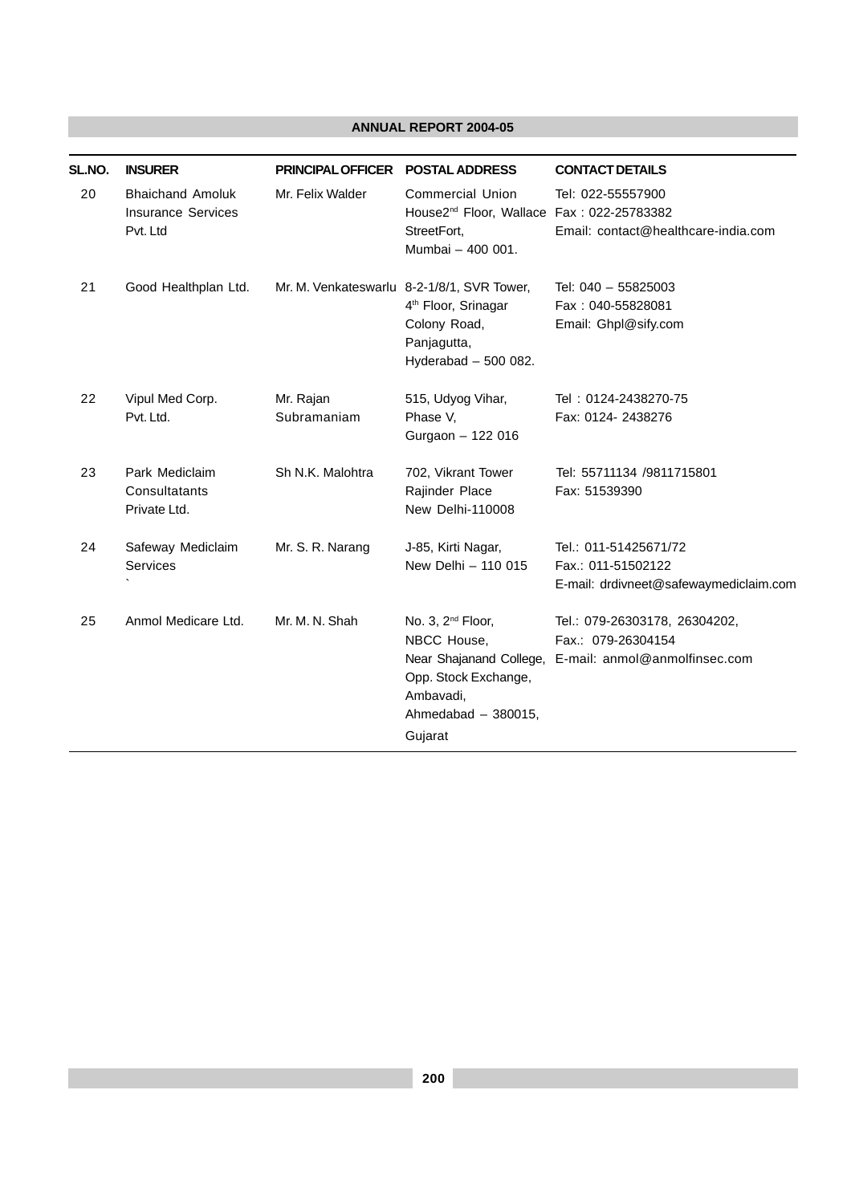| SL.NO. | INSURER | PRINCIPAL OFFICER | POSTAL ADDRESS | CONTACT DETAILS |
|---|---|---|---|---|
| 20 | Bhaichand Amoluk Insurance Services Pvt. Ltd | Mr. Felix Walder | Commercial Union House2nd Floor, Wallace StreetFort, Mumbai – 400 001. | Tel: 022-55557900 Fax : 022-25783382 Email: contact@healthcare-india.com |
| 21 | Good Healthplan Ltd. | Mr. M. Venkateswarlu | 8-2-1/8/1, SVR Tower, 4th Floor, Srinagar Colony Road, Panjagutta, Hyderabad – 500 082. | Tel: 040 – 55825003 Fax : 040-55828081 Email: Ghpl@sify.com |
| 22 | Vipul Med Corp. Pvt. Ltd. | Mr. Rajan Subramaniam | 515, Udyog Vihar, Phase V, Gurgaon – 122 016 | Tel : 0124-2438270-75 Fax: 0124- 2438276 |
| 23 | Park Mediclaim Consultatants Private Ltd. | Sh N.K. Malohtra | 702, Vikrant Tower Rajinder Place New Delhi-110008 | Tel: 55711134 /9811715801 Fax: 51539390 |
| 24 | Safeway Mediclaim Services ` | Mr. S. R. Narang | J-85, Kirti Nagar, New Delhi – 110 015 | Tel.: 011-51425671/72 Fax.: 011-51502122 E-mail: drdivneet@safewaymediclaim.com |
| 25 | Anmol Medicare Ltd. | Mr. M. N. Shah | No. 3, 2nd Floor, NBCC House, Near Shajanand College, Opp. Stock Exchange, Ambavadi, Ahmedabad – 380015, Gujarat | Tel.: 079-26303178, 26304202, Fax.: 079-26304154 E-mail: anmol@anmolfinsec.com |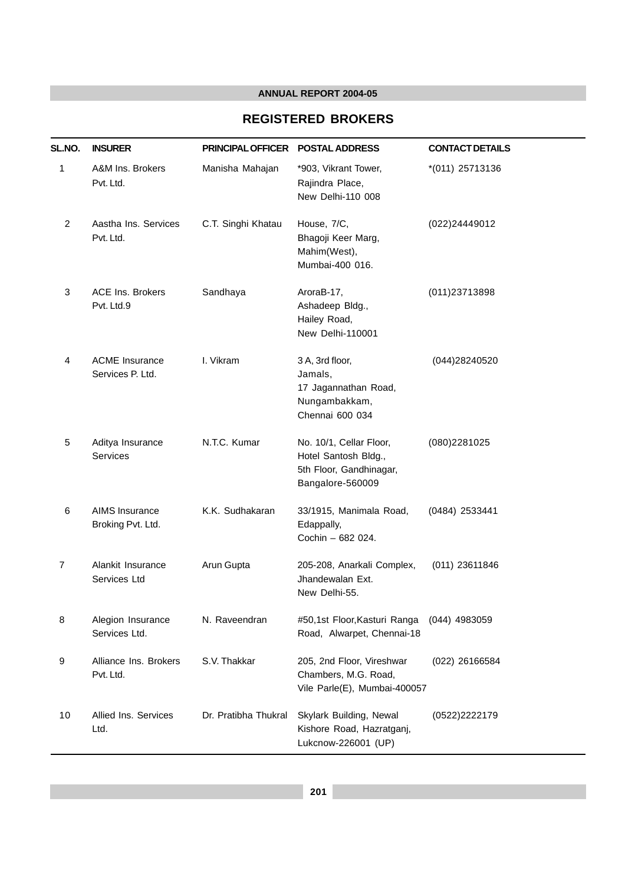## REGISTERED BROKERS

| SL.NO. | INSURER | PRINCIPAL OFFICER | POSTAL ADDRESS | CONTACT DETAILS |
|---|---|---|---|---|
| 1 | A&M Ins. Brokers Pvt. Ltd. | Manisha Mahajan | *903, Vikrant Tower, Rajindra Place, New Delhi-110 008 | *(011) 25713136 |
| 2 | Aastha Ins. Services Pvt. Ltd. | C.T. Singhi Khatau | House, 7/C, Bhagoji Keer Marg, Mahim(West), Mumbai-400 016. | (022)24449012 |
| 3 | ACE Ins. Brokers Pvt. Ltd.9 | Sandhaya | AroraB-17, Ashadeep Bldg., Hailey Road, New Delhi-110001 | (011)23713898 |
| 4 | ACME Insurance Services P. Ltd. | I. Vikram | 3 A, 3rd floor, Jamals, 17 Jagannathan Road, Nungambakkam, Chennai 600 034 | (044)28240520 |
| 5 | Aditya Insurance Services | N.T.C. Kumar | No. 10/1, Cellar Floor, Hotel Santosh Bldg., 5th Floor, Gandhinagar, Bangalore-560009 | (080)2281025 |
| 6 | AIMS Insurance Broking Pvt. Ltd. | K.K. Sudhakaran | 33/1915, Manimala Road, Edappally, Cochin – 682 024. | (0484) 2533441 |
| 7 | Alankit Insurance Services Ltd | Arun Gupta | 205-208, Anarkali Complex, Jhandewalan Ext. New Delhi-55. | (011) 23611846 |
| 8 | Alegion Insurance Services Ltd. | N. Raveendran | #50,1st Floor,Kasturi Ranga Road, Alwarpet, Chennai-18 | (044) 4983059 |
| 9 | Alliance Ins. Brokers Pvt. Ltd. | S.V. Thakkar | 205, 2nd Floor, Vireshwar Chambers, M.G. Road, Vile Parle(E), Mumbai-400057 | (022) 26166584 |
| 10 | Allied Ins. Services Ltd. | Dr. Pratibha Thukral | Skylark Building, Newal Kishore Road, Hazratganj, Lukcnow-226001 (UP) | (0522)2222179 |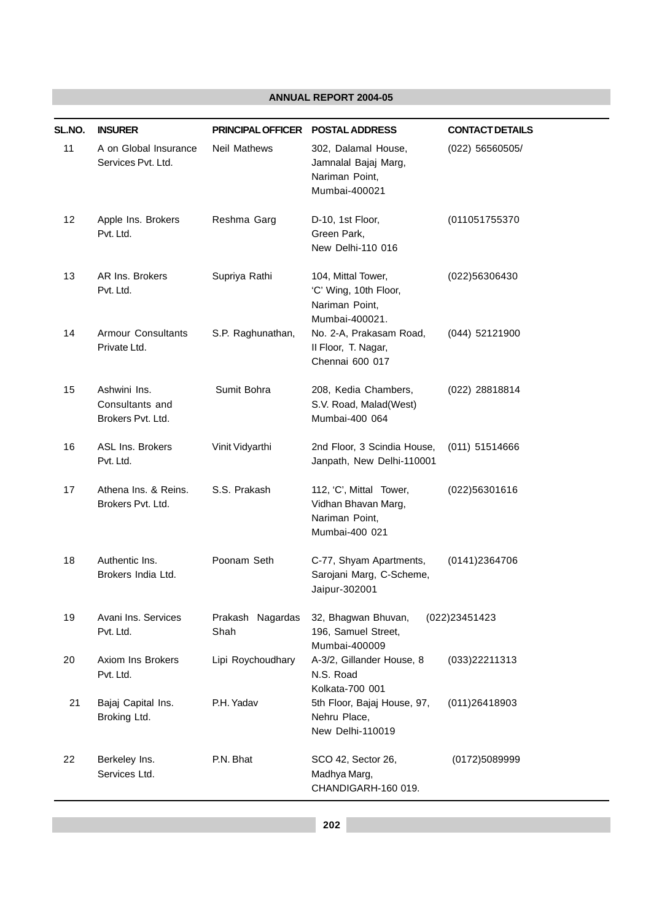| SL.NO. | INSURER | PRINCIPAL OFFICER | POSTAL ADDRESS | CONTACT DETAILS |
|---|---|---|---|---|
| 11 | A on Global Insurance Services Pvt. Ltd. | Neil Mathews | 302, Dalamal House, Jamnalal Bajaj Marg, Nariman Point, Mumbai-400021 | (022) 56560505/ |
| 12 | Apple Ins. Brokers Pvt. Ltd. | Reshma Garg | D-10, 1st Floor, Green Park, New Delhi-110 016 | (011051755370 |
| 13 | AR Ins. Brokers Pvt. Ltd. | Supriya Rathi | 104, Mittal Tower, 'C' Wing, 10th Floor, Nariman Point, Mumbai-400021. | (022)56306430 |
| 14 | Armour Consultants Private Ltd. | S.P. Raghunathan, | No. 2-A, Prakasam Road, II Floor, T. Nagar, Chennai 600 017 | (044) 52121900 |
| 15 | Ashwini Ins. Consultants and Brokers Pvt. Ltd. | Sumit Bohra | 208, Kedia Chambers, S.V. Road, Malad(West) Mumbai-400 064 | (022) 28818814 |
| 16 | ASL Ins. Brokers Pvt. Ltd. | Vinit Vidyarthi | 2nd Floor, 3 Scindia House, Janpath, New Delhi-110001 | (011) 51514666 |
| 17 | Athena Ins. & Reins. Brokers Pvt. Ltd. | S.S. Prakash | 112, 'C', Mittal Tower, Vidhan Bhavan Marg, Nariman Point, Mumbai-400 021 | (022)56301616 |
| 18 | Authentic Ins. Brokers India Ltd. | Poonam Seth | C-77, Shyam Apartments, Sarojani Marg, C-Scheme, Jaipur-302001 | (0141)2364706 |
| 19 | Avani Ins. Services Pvt. Ltd. | Prakash Nagardas Shah | 32, Bhagwan Bhuvan, 196, Samuel Street, Mumbai-400009 | (022)23451423 |
| 20 | Axiom Ins Brokers Pvt. Ltd. | Lipi Roychoudhary | A-3/2, Gillander House, 8 N.S. Road Kolkata-700 001 | (033)22211313 |
| 21 | Bajaj Capital Ins. Broking Ltd. | P.H. Yadav | 5th Floor, Bajaj House, 97, Nehru Place, New Delhi-110019 | (011)26418903 |
| 22 | Berkeley Ins. Services Ltd. | P.N. Bhat | SCO 42, Sector 26, Madhya Marg, CHANDIGARH-160 019. | (0172)5089999 |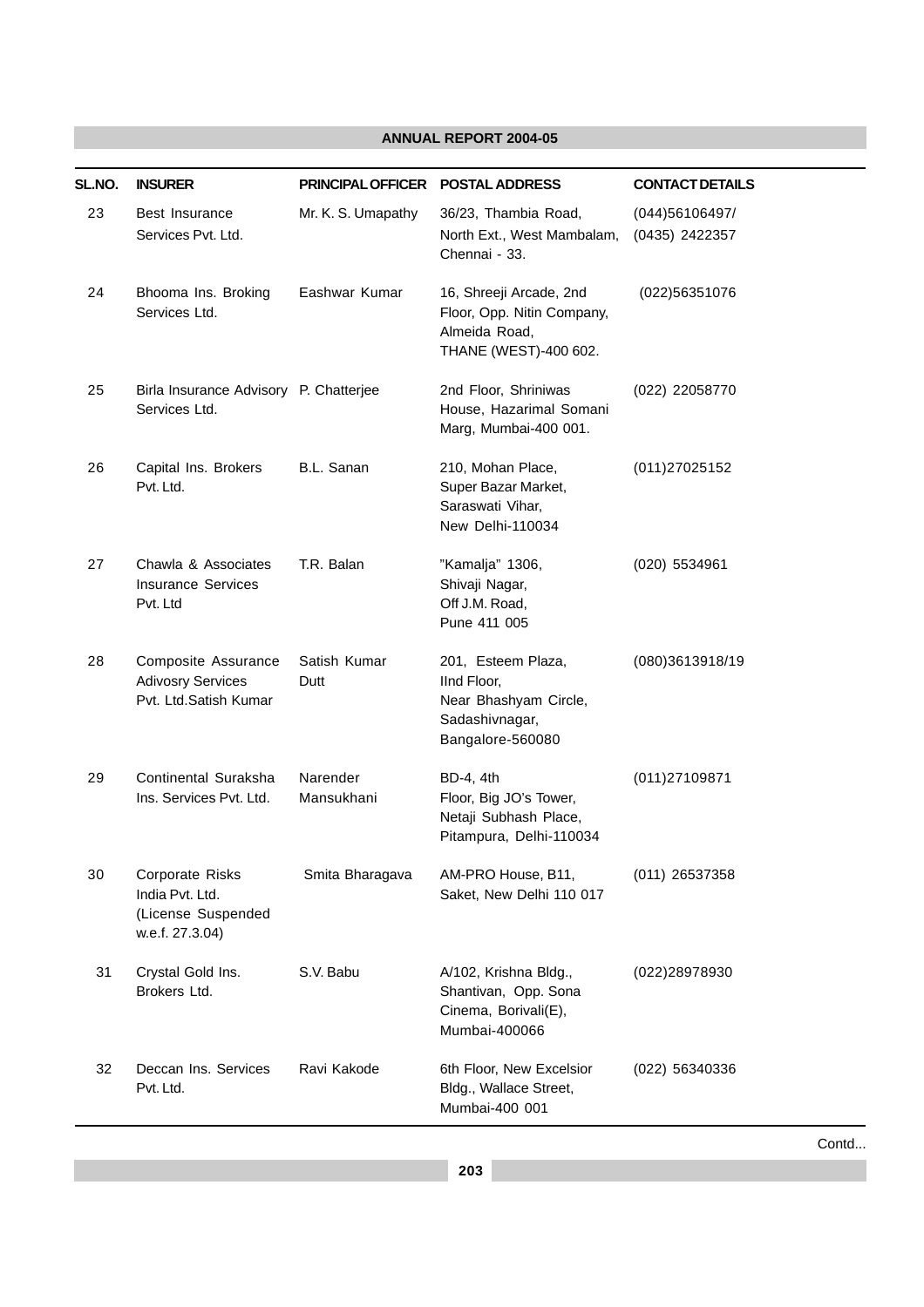| SL.NO. | INSURER | PRINCIPAL OFFICER | POSTAL ADDRESS | CONTACT DETAILS |
|---|---|---|---|---|
| 23 | Best Insurance Services Pvt. Ltd. | Mr. K. S. Umapathy | 36/23, Thambia Road, North Ext., West Mambalam, Chennai - 33. | (044)56106497/ (0435) 2422357 |
| 24 | Bhooma Ins. Broking Services Ltd. | Eashwar Kumar | 16, Shreeji Arcade, 2nd Floor, Opp. Nitin Company, Almeida Road, THANE (WEST)-400 602. | (022)56351076 |
| 25 | Birla Insurance Advisory Services Ltd. | P. Chatterjee | 2nd Floor, Shriniwas House, Hazarimal Somani Marg, Mumbai-400 001. | (022) 22058770 |
| 26 | Capital Ins. Brokers Pvt. Ltd. | B.L. Sanan | 210, Mohan Place, Super Bazar Market, Saraswati Vihar, New Delhi-110034 | (011)27025152 |
| 27 | Chawla & Associates Insurance Services Pvt. Ltd | T.R. Balan | "Kamalja" 1306, Shivaji Nagar, Off J.M. Road, Pune 411 005 | (020) 5534961 |
| 28 | Composite Assurance Adivosry Services Pvt. Ltd.Satish Kumar | Satish Kumar Dutt | 201, Esteem Plaza, IInd Floor, Near Bhashyam Circle, Sadashivnagar, Bangalore-560080 | (080)3613918/19 |
| 29 | Continental Suraksha Ins. Services Pvt. Ltd. | Narender Mansukhani | BD-4, 4th Floor, Big JO's Tower, Netaji Subhash Place, Pitampura, Delhi-110034 | (011)27109871 |
| 30 | Corporate Risks India Pvt. Ltd. (License Suspended w.e.f. 27.3.04) | Smita Bharagava | AM-PRO House, B11, Saket, New Delhi 110 017 | (011) 26537358 |
| 31 | Crystal Gold Ins. Brokers Ltd. | S.V. Babu | A/102, Krishna Bldg., Shantivan, Opp. Sona Cinema, Borivali(E), Mumbai-400066 | (022)28978930 |
| 32 | Deccan Ins. Services Pvt. Ltd. | Ravi Kakode | 6th Floor, New Excelsior Bldg., Wallace Street, Mumbai-400 001 | (022) 56340336 |

Contd...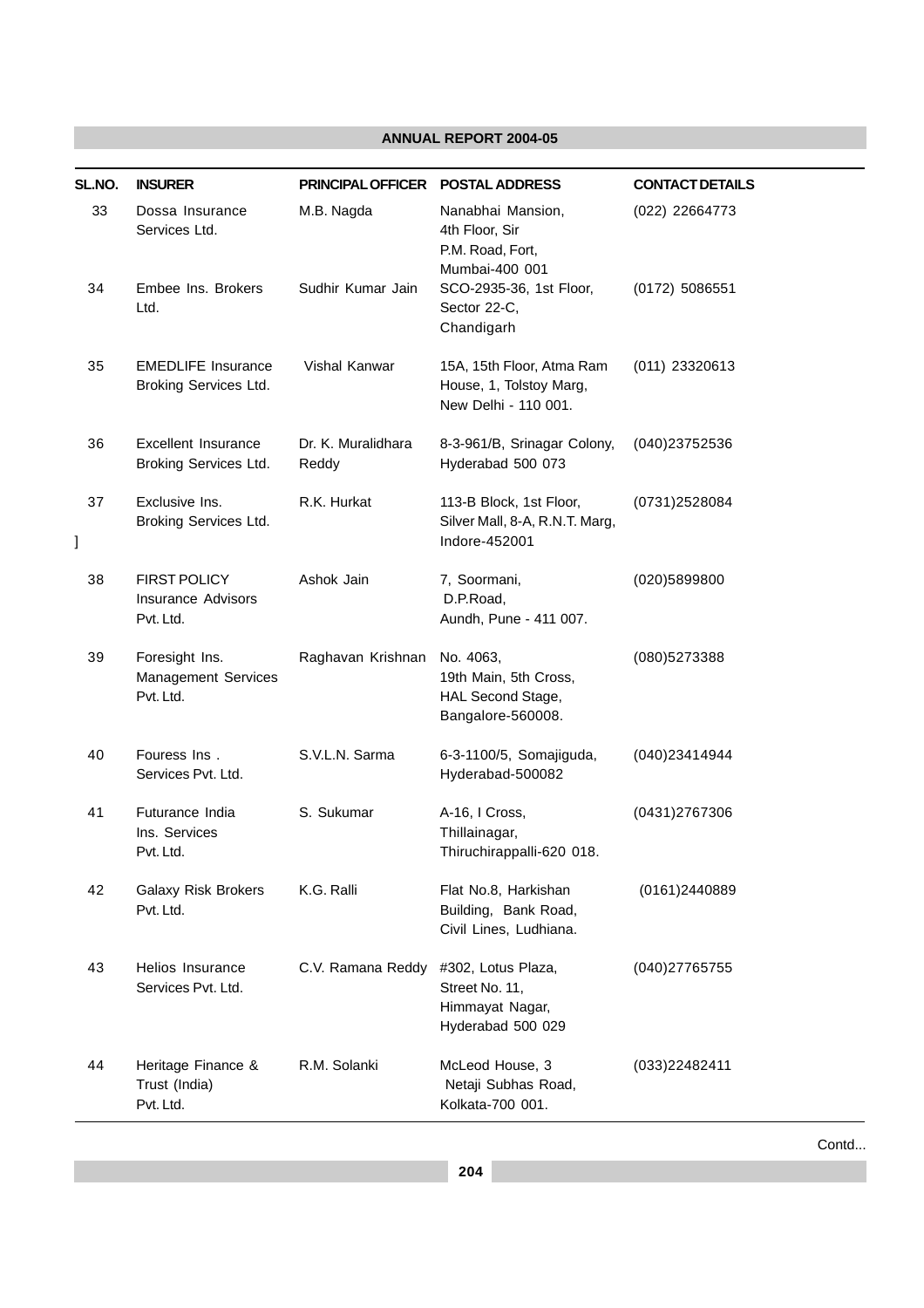| SL.NO. | INSURER | PRINCIPAL OFFICER | POSTAL ADDRESS | CONTACT DETAILS |
|---|---|---|---|---|
| 33 | Dossa Insurance Services Ltd. | M.B. Nagda | Nanabhai Mansion, 4th Floor, Sir P.M. Road, Fort, Mumbai-400 001 | (022) 22664773 |
| 34 | Embee Ins. Brokers Ltd. | Sudhir Kumar Jain | SCO-2935-36, 1st Floor, Sector 22-C, Chandigarh | (0172) 5086551 |
| 35 | EMEDLIFE Insurance Broking Services Ltd. | Vishal Kanwar | 15A, 15th Floor, Atma Ram House, 1, Tolstoy Marg, New Delhi - 110 001. | (011) 23320613 |
| 36 | Excellent Insurance Broking Services Ltd. | Dr. K. Muralidhara Reddy | 8-3-961/B, Srinagar Colony, Hyderabad 500 073 | (040)23752536 |
| 37 | Exclusive Ins. Broking Services Ltd. | R.K. Hurkat | 113-B Block, 1st Floor, Silver Mall, 8-A, R.N.T. Marg, Indore-452001 | (0731)2528084 |
| 38 | FIRST POLICY Insurance Advisors Pvt. Ltd. | Ashok Jain | 7, Soormani, D.P.Road, Aundh, Pune - 411 007. | (020)5899800 |
| 39 | Foresight Ins. Management Services Pvt. Ltd. | Raghavan Krishnan | No. 4063, 19th Main, 5th Cross, HAL Second Stage, Bangalore-560008. | (080)5273388 |
| 40 | Fouress Ins . Services Pvt. Ltd. | S.V.L.N. Sarma | 6-3-1100/5, Somajiguda, Hyderabad-500082 | (040)23414944 |
| 41 | Futurance India Ins. Services Pvt. Ltd. | S. Sukumar | A-16, I Cross, Thillainagar, Thiruchirappalli-620 018. | (0431)2767306 |
| 42 | Galaxy Risk Brokers Pvt. Ltd. | K.G. Ralli | Flat No.8, Harkishan Building, Bank Road, Civil Lines, Ludhiana. | (0161)2440889 |
| 43 | Helios Insurance Services Pvt. Ltd. | C.V. Ramana Reddy | #302, Lotus Plaza, Street No. 11, Himmayat Nagar, Hyderabad 500 029 | (040)27765755 |
| 44 | Heritage Finance & Trust (India) Pvt. Ltd. | R.M. Solanki | McLeod House, 3 Netaji Subhas Road, Kolkata-700 001. | (033)22482411 |

Contd...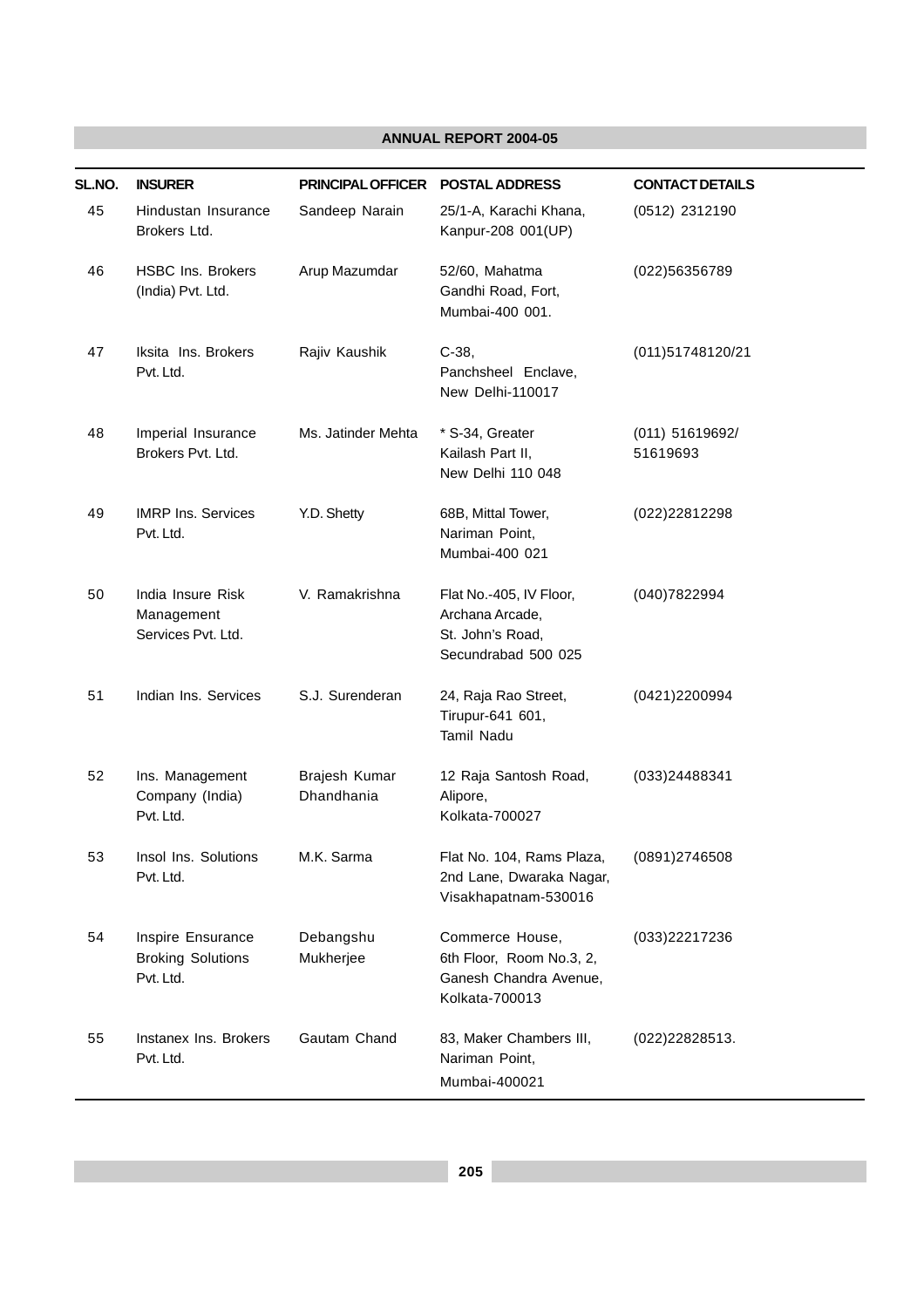| SL.NO. | INSURER | PRINCIPAL OFFICER | POSTAL ADDRESS | CONTACT DETAILS |
|---|---|---|---|---|
| 45 | Hindustan Insurance Brokers Ltd. | Sandeep Narain | 25/1-A, Karachi Khana, Kanpur-208 001(UP) | (0512) 2312190 |
| 46 | HSBC Ins. Brokers (India) Pvt. Ltd. | Arup Mazumdar | 52/60, Mahatma Gandhi Road, Fort, Mumbai-400 001. | (022)56356789 |
| 47 | Iksita Ins. Brokers Pvt. Ltd. | Rajiv Kaushik | C-38, Panchsheel Enclave, New Delhi-110017 | (011)51748120/21 |
| 48 | Imperial Insurance Brokers Pvt. Ltd. | Ms. Jatinder Mehta | * S-34, Greater Kailash Part II, New Delhi 110 048 | (011) 51619692/ 51619693 |
| 49 | IMRP Ins. Services Pvt. Ltd. | Y.D. Shetty | 68B, Mittal Tower, Nariman Point, Mumbai-400 021 | (022)22812298 |
| 50 | India Insure Risk Management Services Pvt. Ltd. | V. Ramakrishna | Flat No.-405, IV Floor, Archana Arcade, St. John's Road, Secundrabad 500 025 | (040)7822994 |
| 51 | Indian Ins. Services | S.J. Surenderan | 24, Raja Rao Street, Tirupur-641 601, Tamil Nadu | (0421)2200994 |
| 52 | Ins. Management Company (India) Pvt. Ltd. | Brajesh Kumar Dhandhania | 12 Raja Santosh Road, Alipore, Kolkata-700027 | (033)24488341 |
| 53 | Insol Ins. Solutions Pvt. Ltd. | M.K. Sarma | Flat No. 104, Rams Plaza, 2nd Lane, Dwaraka Nagar, Visakhapatnam-530016 | (0891)2746508 |
| 54 | Inspire Ensurance Broking Solutions Pvt. Ltd. | Debangshu Mukherjee | Commerce House, 6th Floor, Room No.3, 2, Ganesh Chandra Avenue, Kolkata-700013 | (033)22217236 |
| 55 | Instanex Ins. Brokers Pvt. Ltd. | Gautam Chand | 83, Maker Chambers III, Nariman Point, Mumbai-400021 | (022)22828513. |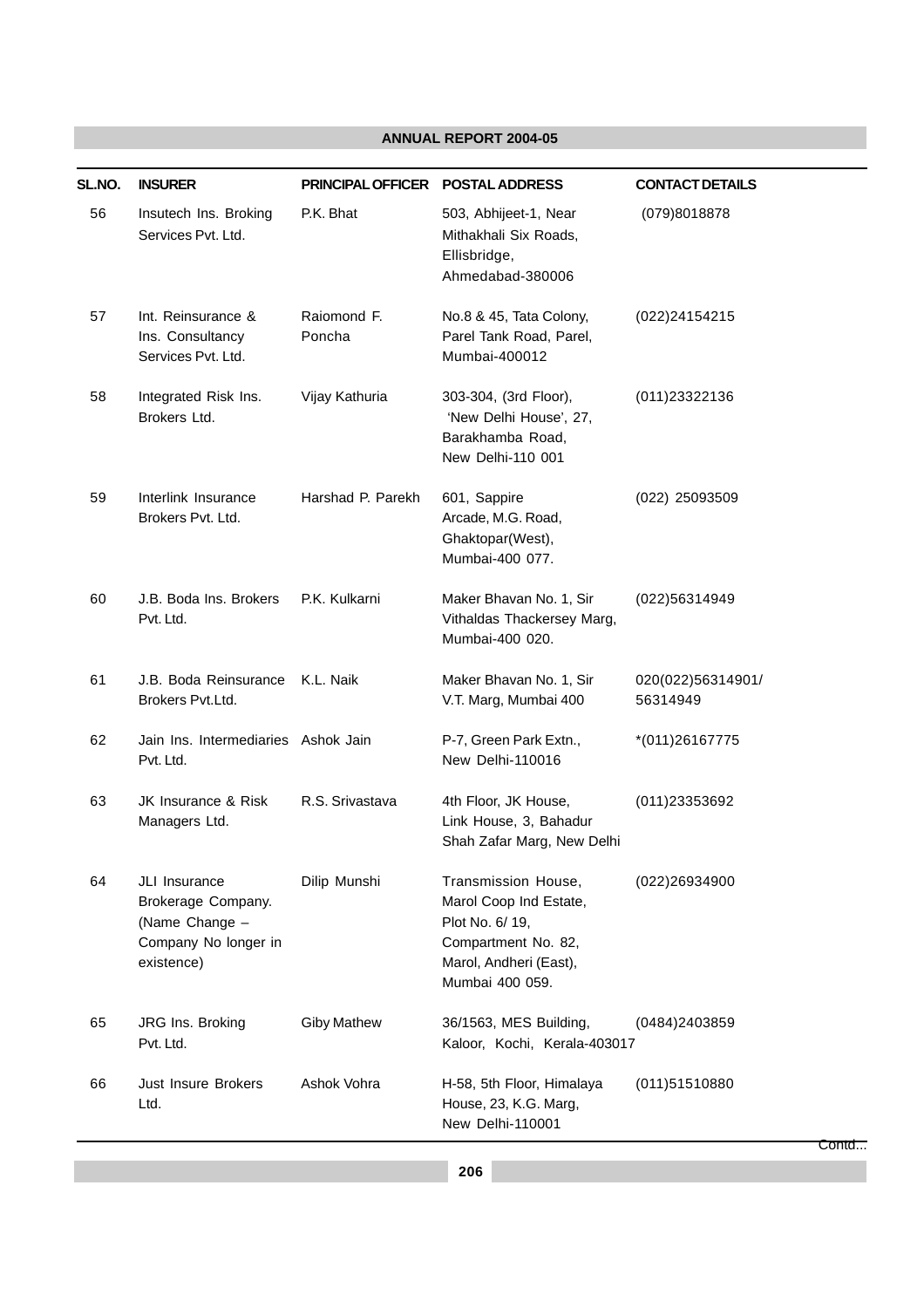| SL.NO. | INSURER | PRINCIPAL OFFICER | POSTAL ADDRESS | CONTACT DETAILS |
|---|---|---|---|---|
| 56 | Insutech Ins. Broking Services Pvt. Ltd. | P.K. Bhat | 503, Abhijeet-1, Near Mithakhali Six Roads, Ellisbridge, Ahmedabad-380006 | (079)8018878 |
| 57 | Int. Reinsurance & Ins. Consultancy Services Pvt. Ltd. | Raiomond F. Poncha | No.8 & 45, Tata Colony, Parel Tank Road, Parel, Mumbai-400012 | (022)24154215 |
| 58 | Integrated Risk Ins. Brokers Ltd. | Vijay Kathuria | 303-304, (3rd Floor), 'New Delhi House', 27, Barakhamba Road, New Delhi-110 001 | (011)23322136 |
| 59 | Interlink Insurance Brokers Pvt. Ltd. | Harshad P. Parekh | 601, Sappire Arcade, M.G. Road, Ghaktopar(West), Mumbai-400 077. | (022) 25093509 |
| 60 | J.B. Boda Ins. Brokers Pvt. Ltd. | P.K. Kulkarni | Maker Bhavan No. 1, Sir Vithaldas Thackersey Marg, Mumbai-400 020. | (022)56314949 |
| 61 | J.B. Boda Reinsurance Brokers Pvt.Ltd. | K.L. Naik | Maker Bhavan No. 1, Sir V.T. Marg, Mumbai 400 | 020(022)56314901/ 56314949 |
| 62 | Jain Ins. Intermediaries Pvt. Ltd. | Ashok Jain | P-7, Green Park Extn., New Delhi-110016 | *(011)26167775 |
| 63 | JK Insurance & Risk Managers Ltd. | R.S. Srivastava | 4th Floor, JK House, Link House, 3, Bahadur Shah Zafar Marg, New Delhi | (011)23353692 |
| 64 | JLI Insurance Brokerage Company. (Name Change – Company No longer in existence) | Dilip Munshi | Transmission House, Marol Coop Ind Estate, Plot No. 6/ 19, Compartment No. 82, Marol, Andheri (East), Mumbai 400 059. | (022)26934900 |
| 65 | JRG Ins. Broking Pvt. Ltd. | Giby Mathew | 36/1563, MES Building, Kaloor, Kochi, Kerala-403017 | (0484)2403859 |
| 66 | Just Insure Brokers Ltd. | Ashok Vohra | H-58, 5th Floor, Himalaya House, 23, K.G. Marg, New Delhi-110001 | (011)51510880 |

Contd...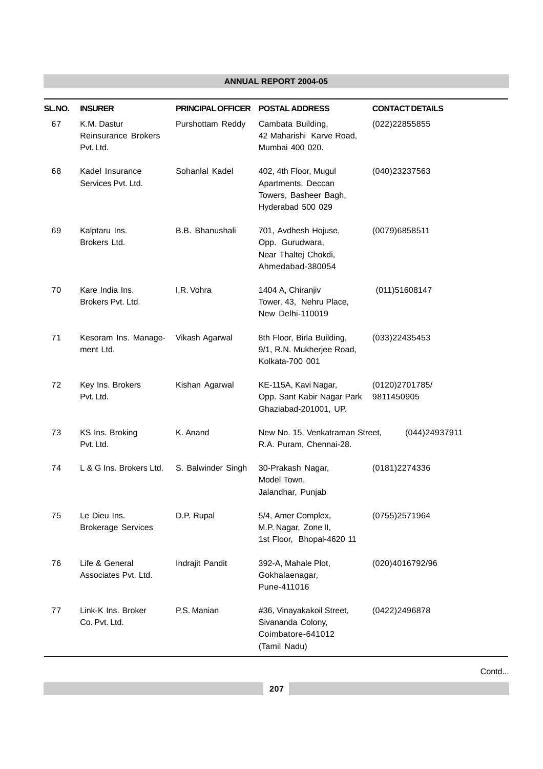| SL.NO. | INSURER | PRINCIPAL OFFICER | POSTAL ADDRESS | CONTACT DETAILS |
|---|---|---|---|---|
| 67 | K.M. Dastur Reinsurance Brokers Pvt. Ltd. | Purshottam Reddy | Cambata Building, 42 Maharishi Karve Road, Mumbai 400 020. | (022)22855855 |
| 68 | Kadel Insurance Services Pvt. Ltd. | Sohanlal Kadel | 402, 4th Floor, Mugul Apartments, Deccan Towers, Basheer Bagh, Hyderabad 500 029 | (040)23237563 |
| 69 | Kalptaru Ins. Brokers Ltd. | B.B. Bhanushali | 701, Avdhesh Hojuse, Opp. Gurudwara, Near Thaltej Chokdi, Ahmedabad-380054 | (0079)6858511 |
| 70 | Kare India Ins. Brokers Pvt. Ltd. | I.R. Vohra | 1404 A, Chiranjiv Tower, 43, Nehru Place, New Delhi-110019 | (011)51608147 |
| 71 | Kesoram Ins. Management Ltd. | Vikash Agarwal | 8th Floor, Birla Building, 9/1, R.N. Mukherjee Road, Kolkata-700 001 | (033)22435453 |
| 72 | Key Ins. Brokers Pvt. Ltd. | Kishan Agarwal | KE-115A, Kavi Nagar, Opp. Sant Kabir Nagar Park Ghaziabad-201001, UP. | (0120)2701785/ 9811450905 |
| 73 | KS Ins. Broking Pvt. Ltd. | K. Anand | New No. 15, Venkatraman Street, R.A. Puram, Chennai-28. | (044)24937911 |
| 74 | L & G Ins. Brokers Ltd. | S. Balwinder Singh | 30-Prakash Nagar, Model Town, Jalandhar, Punjab | (0181)2274336 |
| 75 | Le Dieu Ins. Brokerage Services | D.P. Rupal | 5/4, Amer Complex, M.P. Nagar, Zone II, 1st Floor, Bhopal-4620 11 | (0755)2571964 |
| 76 | Life & General Associates Pvt. Ltd. | Indrajit Pandit | 392-A, Mahale Plot, Gokhalaenagar, Pune-411016 | (020)4016792/96 |
| 77 | Link-K Ins. Broker Co. Pvt. Ltd. | P.S. Manian | #36, Vinayakakoil Street, Sivananda Colony, Coimbatore-641012 (Tamil Nadu) | (0422)2496878 |

Contd...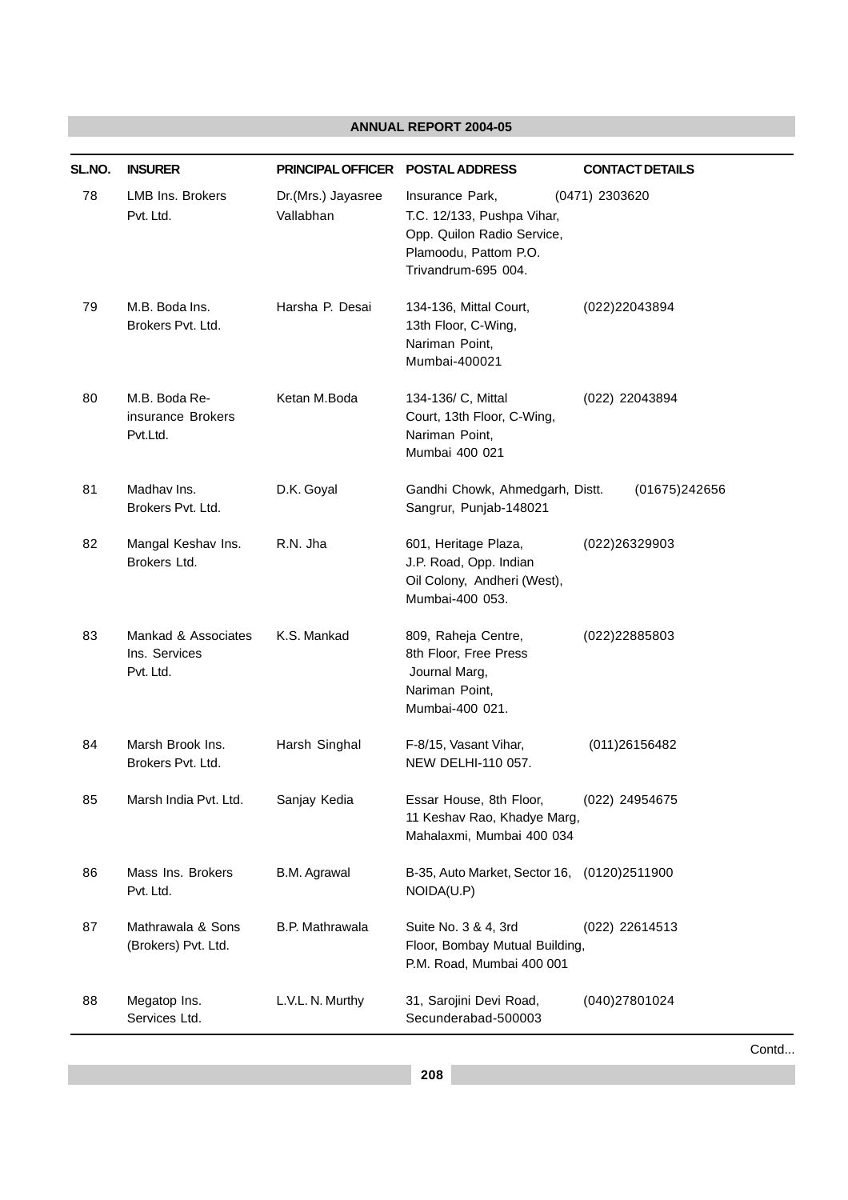| SL.NO. | INSURER | PRINCIPAL OFFICER | POSTAL ADDRESS | CONTACT DETAILS |
|---|---|---|---|---|
| 78 | LMB Ins. Brokers Pvt. Ltd. | Dr.(Mrs.) Jayasree Vallabhan | Insurance Park, T.C. 12/133, Pushpa Vihar, Opp. Quilon Radio Service, Plamoodu, Pattom P.O. Trivandrum-695 004. | (0471) 2303620 |
| 79 | M.B. Boda Ins. Brokers Pvt. Ltd. | Harsha P. Desai | 134-136, Mittal Court, 13th Floor, C-Wing, Nariman Point, Mumbai-400021 | (022)22043894 |
| 80 | M.B. Boda Re-insurance Brokers Pvt.Ltd. | Ketan M.Boda | 134-136/ C, Mittal Court, 13th Floor, C-Wing, Nariman Point, Mumbai 400 021 | (022) 22043894 |
| 81 | Madhav Ins. Brokers Pvt. Ltd. | D.K. Goyal | Gandhi Chowk, Ahmedgarh, Distt. Sangrur, Punjab-148021 | (01675)242656 |
| 82 | Mangal Keshav Ins. Brokers Ltd. | R.N. Jha | 601, Heritage Plaza, J.P. Road, Opp. Indian Oil Colony, Andheri (West), Mumbai-400 053. | (022)26329903 |
| 83 | Mankad & Associates Ins. Services Pvt. Ltd. | K.S. Mankad | 809, Raheja Centre, 8th Floor, Free Press Journal Marg, Nariman Point, Mumbai-400 021. | (022)22885803 |
| 84 | Marsh Brook Ins. Brokers Pvt. Ltd. | Harsh Singhal | F-8/15, Vasant Vihar, NEW DELHI-110 057. | (011)26156482 |
| 85 | Marsh India Pvt. Ltd. | Sanjay Kedia | Essar House, 8th Floor, 11 Keshav Rao, Khadye Marg, Mahalaxmi, Mumbai 400 034 | (022) 24954675 |
| 86 | Mass Ins. Brokers Pvt. Ltd. | B.M. Agrawal | B-35, Auto Market, Sector 16, NOIDA(U.P) | (0120)2511900 |
| 87 | Mathrawala & Sons (Brokers) Pvt. Ltd. | B.P. Mathrawala | Suite No. 3 & 4, 3rd Floor, Bombay Mutual Building, P.M. Road, Mumbai 400 001 | (022) 22614513 |
| 88 | Megatop Ins. Services Ltd. | L.V.L. N. Murthy | 31, Sarojini Devi Road, Secunderabad-500003 | (040)27801024 |

Contd...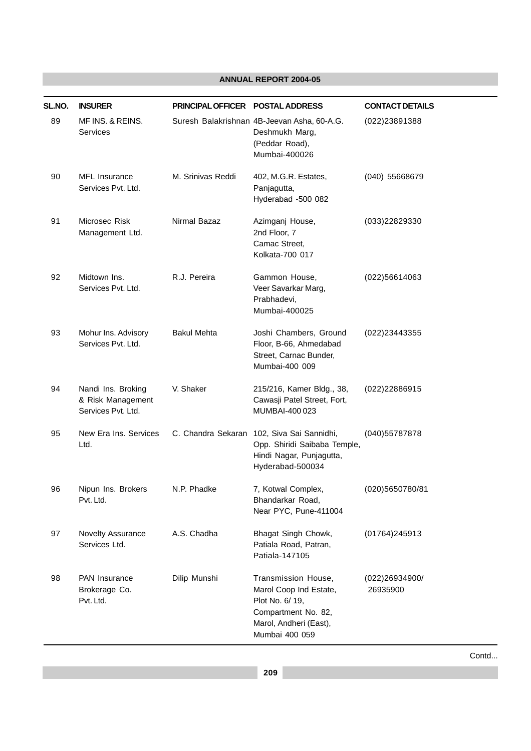| SL.NO. | INSURER | PRINCIPAL OFFICER | POSTAL ADDRESS | CONTACT DETAILS |
|---|---|---|---|---|
| 89 | MF INS. & REINS. Services | Suresh Balakrishnan | 4B-Jeevan Asha, 60-A.G. Deshmukh Marg, (Peddar Road), Mumbai-400026 | (022)23891388 |
| 90 | MFL Insurance Services Pvt. Ltd. | M. Srinivas Reddi | 402, M.G.R. Estates, Panjagutta, Hyderabad -500 082 | (040) 55668679 |
| 91 | Microsec Risk Management Ltd. | Nirmal Bazaz | Azimganj House, 2nd Floor, 7 Camac Street, Kolkata-700 017 | (033)22829330 |
| 92 | Midtown Ins. Services Pvt. Ltd. | R.J. Pereira | Gammon House, Veer Savarkar Marg, Prabhadevi, Mumbai-400025 | (022)56614063 |
| 93 | Mohur Ins. Advisory Services Pvt. Ltd. | Bakul Mehta | Joshi Chambers, Ground Floor, B-66, Ahmedabad Street, Carnac Bunder, Mumbai-400 009 | (022)23443355 |
| 94 | Nandi Ins. Broking & Risk Management Services Pvt. Ltd. | V. Shaker | 215/216, Kamer Bldg., 38, Cawasji Patel Street, Fort, MUMBAI-400 023 | (022)22886915 |
| 95 | New Era Ins. Services Ltd. | C. Chandra Sekaran | 102, Siva Sai Sannidhi, Opp. Shiridi Saibaba Temple, Hindi Nagar, Punjagutta, Hyderabad-500034 | (040)55787878 |
| 96 | Nipun Ins. Brokers Pvt. Ltd. | N.P. Phadke | 7, Kotwal Complex, Bhandarkar Road, Near PYC, Pune-411004 | (020)5650780/81 |
| 97 | Novelty Assurance Services Ltd. | A.S. Chadha | Bhagat Singh Chowk, Patiala Road, Patran, Patiala-147105 | (01764)245913 |
| 98 | PAN Insurance Brokerage Co. Pvt. Ltd. | Dilip Munshi | Transmission House, Marol Coop Ind Estate, Plot No. 6/ 19, Compartment No. 82, Marol, Andheri (East), Mumbai 400 059 | (022)26934900/ 26935900 |

Contd...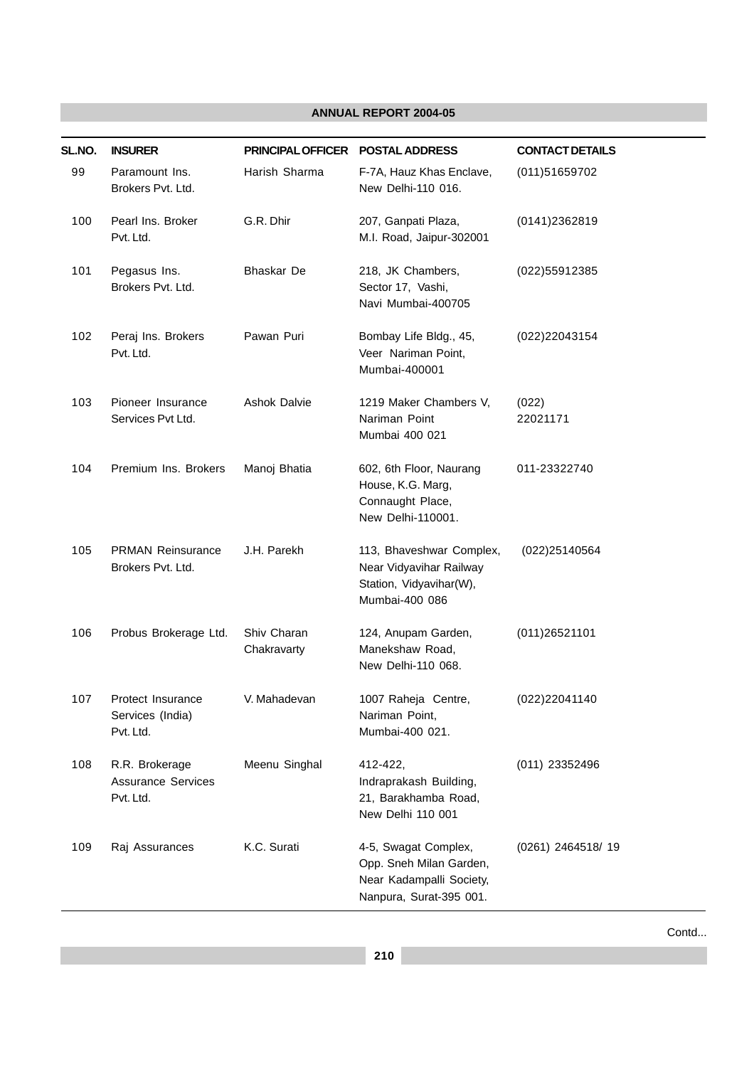| SL.NO. | INSURER | PRINCIPAL OFFICER | POSTAL ADDRESS | CONTACT DETAILS |
|---|---|---|---|---|
| 99 | Paramount Ins. Brokers Pvt. Ltd. | Harish Sharma | F-7A, Hauz Khas Enclave, New Delhi-110 016. | (011)51659702 |
| 100 | Pearl Ins. Broker Pvt. Ltd. | G.R. Dhir | 207, Ganpati Plaza, M.I. Road, Jaipur-302001 | (0141)2362819 |
| 101 | Pegasus Ins. Brokers Pvt. Ltd. | Bhaskar De | 218, JK Chambers, Sector 17, Vashi, Navi Mumbai-400705 | (022)55912385 |
| 102 | Peraj Ins. Brokers Pvt. Ltd. | Pawan Puri | Bombay Life Bldg., 45, Veer Nariman Point, Mumbai-400001 | (022)22043154 |
| 103 | Pioneer Insurance Services Pvt Ltd. | Ashok Dalvie | 1219 Maker Chambers V, Nariman Point Mumbai 400 021 | (022) 22021171 |
| 104 | Premium Ins. Brokers | Manoj Bhatia | 602, 6th Floor, Naurang House, K.G. Marg, Connaught Place, New Delhi-110001. | 011-23322740 |
| 105 | PRMAN Reinsurance Brokers Pvt. Ltd. | J.H. Parekh | 113, Bhaveshwar Complex, Near Vidyavihar Railway Station, Vidyavihar(W), Mumbai-400 086 | (022)25140564 |
| 106 | Probus Brokerage Ltd. | Shiv Charan Chakravarty | 124, Anupam Garden, Manekshaw Road, New Delhi-110 068. | (011)26521101 |
| 107 | Protect Insurance Services (India) Pvt. Ltd. | V. Mahadevan | 1007 Raheja Centre, Nariman Point, Mumbai-400 021. | (022)22041140 |
| 108 | R.R. Brokerage Assurance Services Pvt. Ltd. | Meenu Singhal | 412-422, Indraprakash Building, 21, Barakhamba Road, New Delhi 110 001 | (011) 23352496 |
| 109 | Raj Assurances | K.C. Surati | 4-5, Swagat Complex, Opp. Sneh Milan Garden, Near Kadampalli Society, Nanpura, Surat-395 001. | (0261) 2464518/ 19 |

Contd...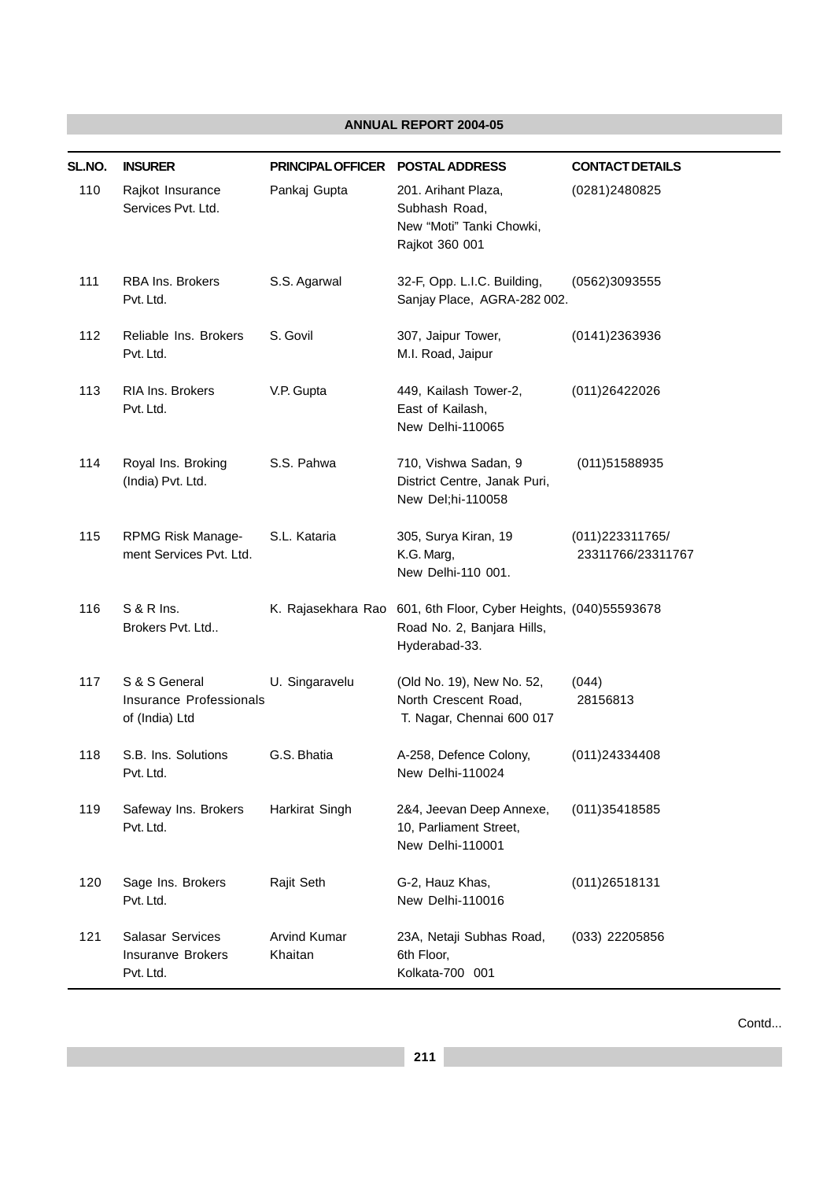| SL.NO. | INSURER | PRINCIPAL OFFICER | POSTAL ADDRESS | CONTACT DETAILS |
|---|---|---|---|---|
| 110 | Rajkot Insurance Services Pvt. Ltd. | Pankaj Gupta | 201. Arihant Plaza, Subhash Road, New "Moti" Tanki Chowki, Rajkot 360 001 | (0281)2480825 |
| 111 | RBA Ins. Brokers Pvt. Ltd. | S.S. Agarwal | 32-F, Opp. L.I.C. Building, Sanjay Place, AGRA-282 002. | (0562)3093555 |
| 112 | Reliable Ins. Brokers Pvt. Ltd. | S. Govil | 307, Jaipur Tower, M.I. Road, Jaipur | (0141)2363936 |
| 113 | RIA Ins. Brokers Pvt. Ltd. | V.P. Gupta | 449, Kailash Tower-2, East of Kailash, New Delhi-110065 | (011)26422026 |
| 114 | Royal Ins. Broking (India) Pvt. Ltd. | S.S. Pahwa | 710, Vishwa Sadan, 9 District Centre, Janak Puri, New Del;hi-110058 | (011)51588935 |
| 115 | RPMG Risk Management Services Pvt. Ltd. | S.L. Kataria | 305, Surya Kiran, 19 K.G. Marg, New Delhi-110 001. | (011)223311765/ 23311766/23311767 |
| 116 | S & R Ins. Brokers Pvt. Ltd.. | K. Rajasekhara Rao | 601, 6th Floor, Cyber Heights, Road No. 2, Banjara Hills, Hyderabad-33. | (040)55593678 |
| 117 | S & S General Insurance Professionals of (India) Ltd | U. Singaravelu | (Old No. 19), New No. 52, North Crescent Road, T. Nagar, Chennai 600 017 | (044) 28156813 |
| 118 | S.B. Ins. Solutions Pvt. Ltd. | G.S. Bhatia | A-258, Defence Colony, New Delhi-110024 | (011)24334408 |
| 119 | Safeway Ins. Brokers Pvt. Ltd. | Harkirat Singh | 2&4, Jeevan Deep Annexe, 10, Parliament Street, New Delhi-110001 | (011)35418585 |
| 120 | Sage Ins. Brokers Pvt. Ltd. | Rajit Seth | G-2, Hauz Khas, New Delhi-110016 | (011)26518131 |
| 121 | Salasar Services Insuranve Brokers Pvt. Ltd. | Arvind Kumar Khaitan | 23A, Netaji Subhas Road, 6th Floor, Kolkata-700 001 | (033) 22205856 |

Contd...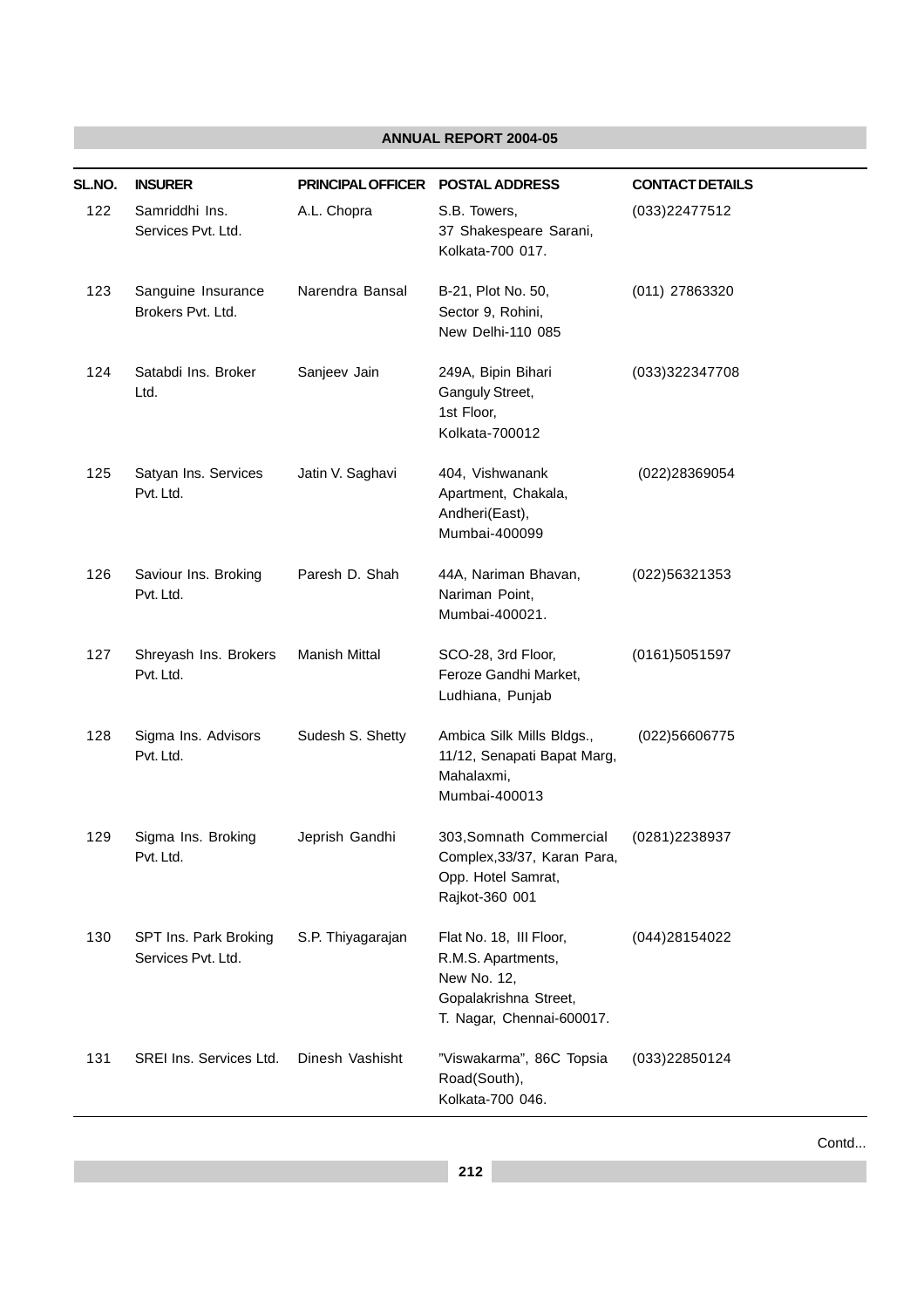| SL.NO. | INSURER | PRINCIPAL OFFICER | POSTAL ADDRESS | CONTACT DETAILS |
|---|---|---|---|---|
| 122 | Samriddhi Ins. Services Pvt. Ltd. | A.L. Chopra | S.B. Towers, 37 Shakespeare Sarani, Kolkata-700 017. | (033)22477512 |
| 123 | Sanguine Insurance Brokers Pvt. Ltd. | Narendra Bansal | B-21, Plot No. 50, Sector 9, Rohini, New Delhi-110 085 | (011) 27863320 |
| 124 | Satabdi Ins. Broker Ltd. | Sanjeev Jain | 249A, Bipin Bihari Ganguly Street, 1st Floor, Kolkata-700012 | (033)322347708 |
| 125 | Satyan Ins. Services Pvt. Ltd. | Jatin V. Saghavi | 404, Vishwanank Apartment, Chakala, Andheri(East), Mumbai-400099 | (022)28369054 |
| 126 | Saviour Ins. Broking Pvt. Ltd. | Paresh D. Shah | 44A, Nariman Bhavan, Nariman Point, Mumbai-400021. | (022)56321353 |
| 127 | Shreyash Ins. Brokers Pvt. Ltd. | Manish Mittal | SCO-28, 3rd Floor, Feroze Gandhi Market, Ludhiana, Punjab | (0161)5051597 |
| 128 | Sigma Ins. Advisors Pvt. Ltd. | Sudesh S. Shetty | Ambica Silk Mills Bldgs., 11/12, Senapati Bapat Marg, Mahalaxmi, Mumbai-400013 | (022)56606775 |
| 129 | Sigma Ins. Broking Pvt. Ltd. | Jeprish Gandhi | 303,Somnath Commercial Complex,33/37, Karan Para, Opp. Hotel Samrat, Rajkot-360 001 | (0281)2238937 |
| 130 | SPT Ins. Park Broking Services Pvt. Ltd. | S.P. Thiyagarajan | Flat No. 18, III Floor, R.M.S. Apartments, New No. 12, Gopalakrishna Street, T. Nagar, Chennai-600017. | (044)28154022 |
| 131 | SREI Ins. Services Ltd. | Dinesh Vashisht | "Viswakarma", 86C Topsia Road(South), Kolkata-700 046. | (033)22850124 |

Contd...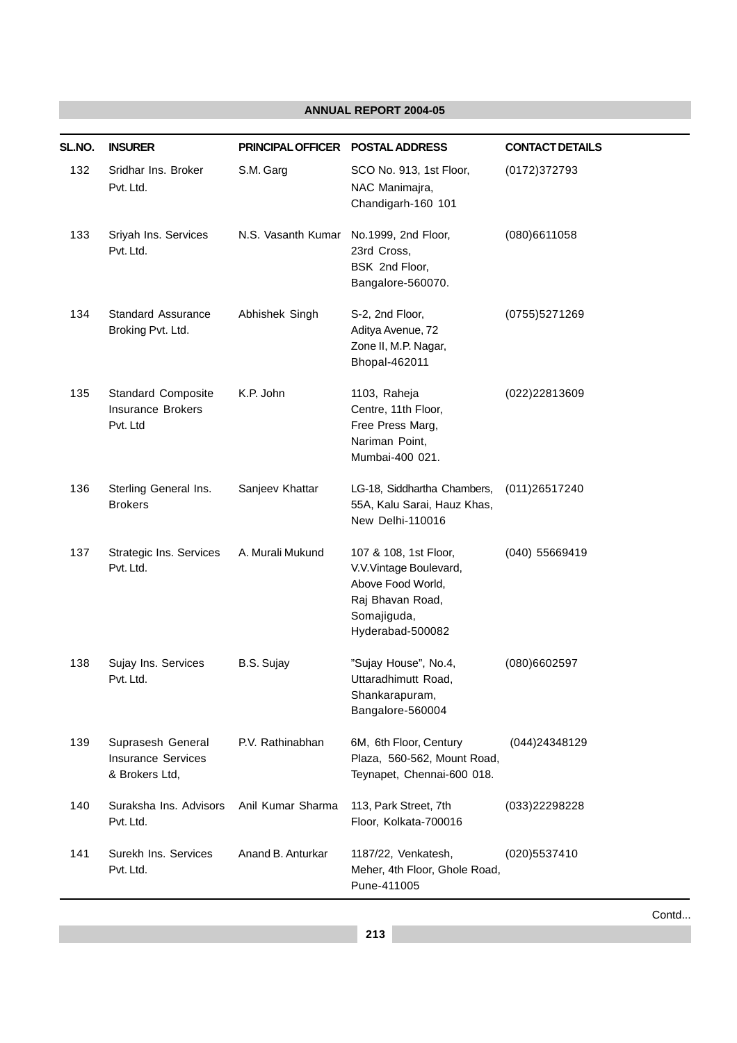| SL.NO. | INSURER | PRINCIPAL OFFICER | POSTAL ADDRESS | CONTACT DETAILS |
|---|---|---|---|---|
| 132 | Sridhar Ins. Broker Pvt. Ltd. | S.M. Garg | SCO No. 913, 1st Floor, NAC Manimajra, Chandigarh-160 101 | (0172)372793 |
| 133 | Sriyah Ins. Services Pvt. Ltd. | N.S. Vasanth Kumar | No.1999, 2nd Floor, 23rd Cross, BSK 2nd Floor, Bangalore-560070. | (080)6611058 |
| 134 | Standard Assurance Broking Pvt. Ltd. | Abhishek Singh | S-2, 2nd Floor, Aditya Avenue, 72 Zone II, M.P. Nagar, Bhopal-462011 | (0755)5271269 |
| 135 | Standard Composite Insurance Brokers Pvt. Ltd | K.P. John | 1103, Raheja Centre, 11th Floor, Free Press Marg, Nariman Point, Mumbai-400 021. | (022)22813609 |
| 136 | Sterling General Ins. Brokers | Sanjeev Khattar | LG-18, Siddhartha Chambers, 55A, Kalu Sarai, Hauz Khas, New Delhi-110016 | (011)26517240 |
| 137 | Strategic Ins. Services Pvt. Ltd. | A. Murali Mukund | 107 & 108, 1st Floor, V.V.Vintage Boulevard, Above Food World, Raj Bhavan Road, Somajiguda, Hyderabad-500082 | (040) 55669419 |
| 138 | Sujay Ins. Services Pvt. Ltd. | B.S. Sujay | "Sujay House", No.4, Uttaradhimutt Road, Shankarapuram, Bangalore-560004 | (080)6602597 |
| 139 | Suprasesh General Insurance Services & Brokers Ltd, | P.V. Rathinabhan | 6M, 6th Floor, Century Plaza, 560-562, Mount Road, Teynapet, Chennai-600 018. | (044)24348129 |
| 140 | Suraksha Ins. Advisors Pvt. Ltd. | Anil Kumar Sharma | 113, Park Street, 7th Floor, Kolkata-700016 | (033)22298228 |
| 141 | Surekh Ins. Services Pvt. Ltd. | Anand B. Anturkar | 1187/22, Venkatesh, Meher, 4th Floor, Ghole Road, Pune-411005 | (020)5537410 |

Contd...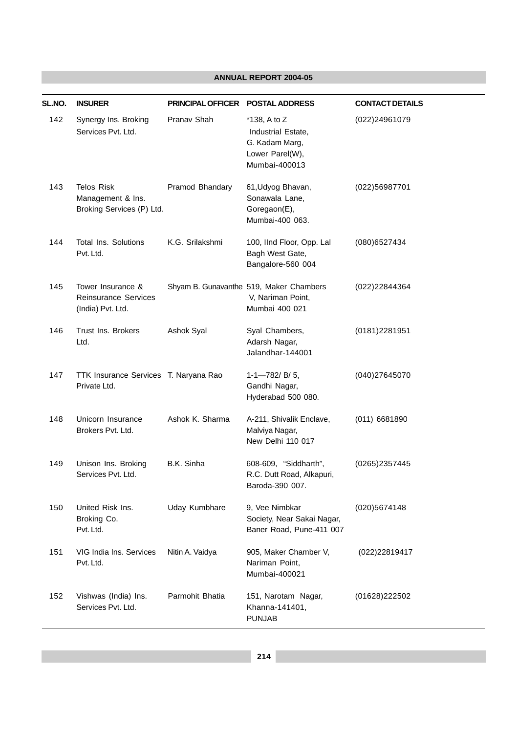| SL.NO. | INSURER | PRINCIPAL OFFICER | POSTAL ADDRESS | CONTACT DETAILS |
|---|---|---|---|---|
| 142 | Synergy Ins. Broking Services Pvt. Ltd. | Pranav Shah | *138, A to Z Industrial Estate, G. Kadam Marg, Lower Parel(W), Mumbai-400013 | (022)24961079 |
| 143 | Telos Risk Management & Ins. Broking Services (P) Ltd. | Pramod Bhandary | 61,Udyog Bhavan, Sonawala Lane, Goregaon(E), Mumbai-400 063. | (022)56987701 |
| 144 | Total Ins. Solutions Pvt. Ltd. | K.G. Srilakshmi | 100, IInd Floor, Opp. Lal Bagh West Gate, Bangalore-560 004 | (080)6527434 |
| 145 | Tower Insurance & Reinsurance Services (India) Pvt. Ltd. | Shyam B. Gunavanthe | 519, Maker Chambers V, Nariman Point, Mumbai 400 021 | (022)22844364 |
| 146 | Trust Ins. Brokers Ltd. | Ashok Syal | Syal Chambers, Adarsh Nagar, Jalandhar-144001 | (0181)2281951 |
| 147 | TTK Insurance Services Private Ltd. | T. Naryana Rao | 1-1—782/ B/ 5, Gandhi Nagar, Hyderabad 500 080. | (040)27645070 |
| 148 | Unicorn Insurance Brokers Pvt. Ltd. | Ashok K. Sharma | A-211, Shivalik Enclave, Malviya Nagar, New Delhi 110 017 | (011) 6681890 |
| 149 | Unison Ins. Broking Services Pvt. Ltd. | B.K. Sinha | 608-609, "Siddharth", R.C. Dutt Road, Alkapuri, Baroda-390 007. | (0265)2357445 |
| 150 | United Risk Ins. Broking Co. Pvt. Ltd. | Uday Kumbhare | 9, Vee Nimbkar Society, Near Sakai Nagar, Baner Road, Pune-411 007 | (020)5674148 |
| 151 | VIG India Ins. Services Pvt. Ltd. | Nitin A. Vaidya | 905, Maker Chamber V, Nariman Point, Mumbai-400021 | (022)22819417 |
| 152 | Vishwas (India) Ins. Services Pvt. Ltd. | Parmohit Bhatia | 151, Narotam Nagar, Khanna-141401, PUNJAB | (01628)222502 |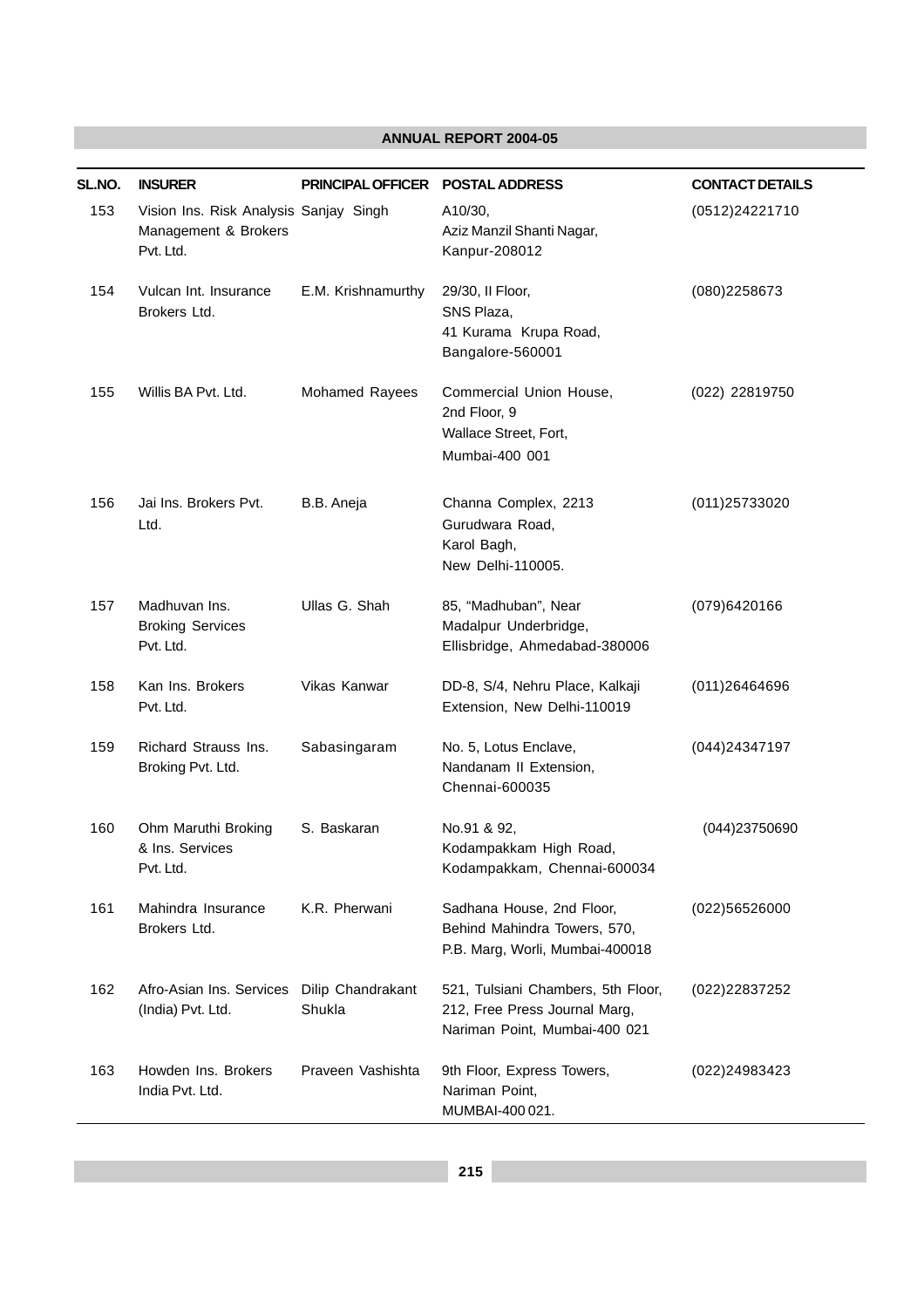| SL.NO. | INSURER | PRINCIPAL OFFICER | POSTAL ADDRESS | CONTACT DETAILS |
|---|---|---|---|---|
| 153 | Vision Ins. Risk Analysis Management & Brokers Pvt. Ltd. | Sanjay Singh | A10/30, Aziz Manzil Shanti Nagar, Kanpur-208012 | (0512)24221710 |
| 154 | Vulcan Int. Insurance Brokers Ltd. | E.M. Krishnamurthy | 29/30, II Floor, SNS Plaza, 41 Kurama Krupa Road, Bangalore-560001 | (080)2258673 |
| 155 | Willis BA Pvt. Ltd. | Mohamed Rayees | Commercial Union House, 2nd Floor, 9 Wallace Street, Fort, Mumbai-400 001 | (022) 22819750 |
| 156 | Jai Ins. Brokers Pvt. Ltd. | B.B. Aneja | Channa Complex, 2213 Gurudwara Road, Karol Bagh, New Delhi-110005. | (011)25733020 |
| 157 | Madhuvan Ins. Broking Services Pvt. Ltd. | Ullas G. Shah | 85, "Madhuban", Near Madalpur Underbridge, Ellisbridge, Ahmedabad-380006 | (079)6420166 |
| 158 | Kan Ins. Brokers Pvt. Ltd. | Vikas Kanwar | DD-8, S/4, Nehru Place, Kalkaji Extension, New Delhi-110019 | (011)26464696 |
| 159 | Richard Strauss Ins. Broking Pvt. Ltd. | Sabasingaram | No. 5, Lotus Enclave, Nandanam II Extension, Chennai-600035 | (044)24347197 |
| 160 | Ohm Maruthi Broking & Ins. Services Pvt. Ltd. | S. Baskaran | No.91 & 92, Kodampakkam High Road, Kodampakkam, Chennai-600034 | (044)23750690 |
| 161 | Mahindra Insurance Brokers Ltd. | K.R. Pherwani | Sadhana House, 2nd Floor, Behind Mahindra Towers, 570, P.B. Marg, Worli, Mumbai-400018 | (022)56526000 |
| 162 | Afro-Asian Ins. Services (India) Pvt. Ltd. | Dilip Chandrakant Shukla | 521, Tulsiani Chambers, 5th Floor, 212, Free Press Journal Marg, Nariman Point, Mumbai-400 021 | (022)22837252 |
| 163 | Howden Ins. Brokers India Pvt. Ltd. | Praveen Vashishta | 9th Floor, Express Towers, Nariman Point, MUMBAI-400 021. | (022)24983423 |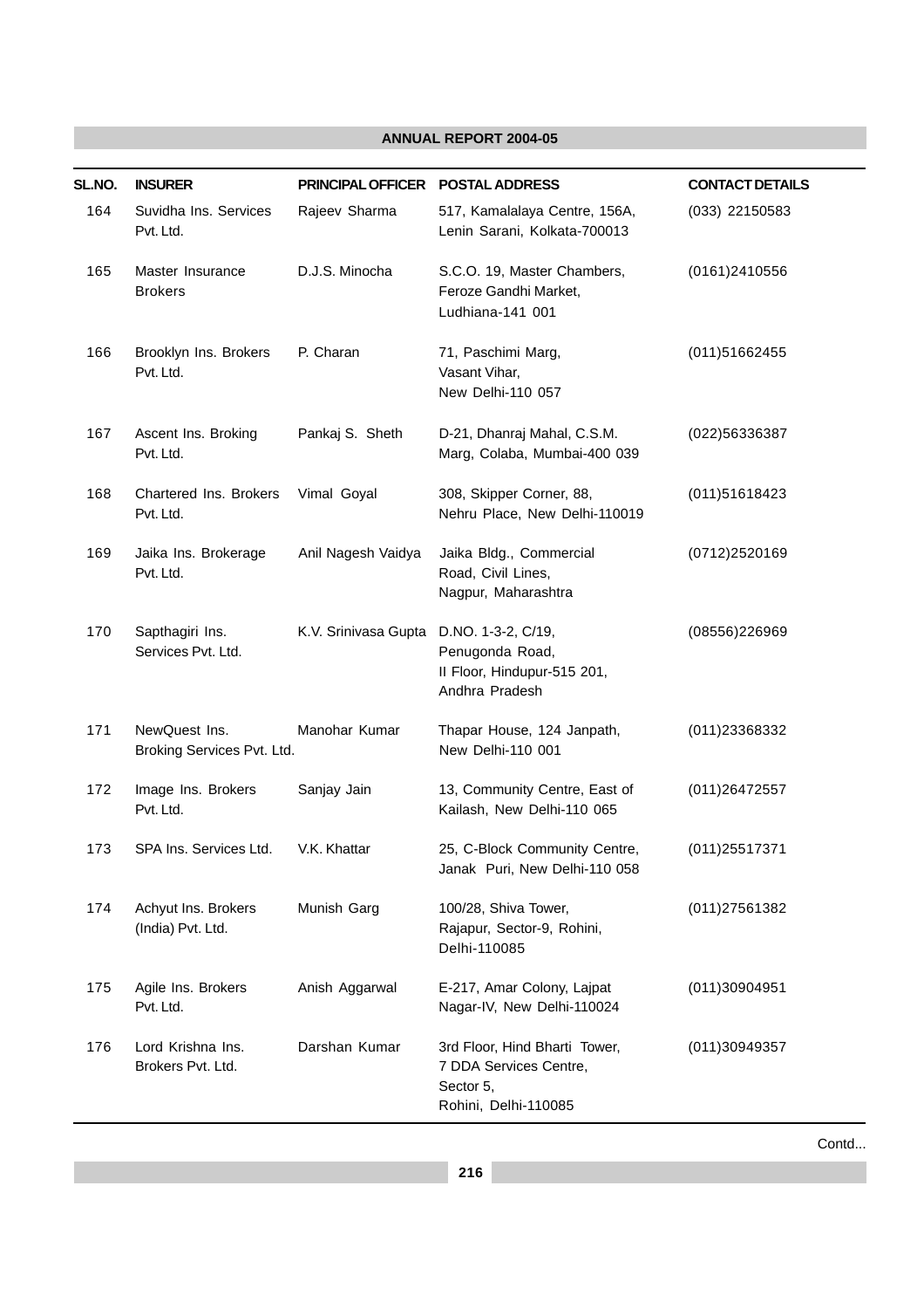| SL.NO. | INSURER | PRINCIPAL OFFICER | POSTAL ADDRESS | CONTACT DETAILS |
| --- | --- | --- | --- | --- |
| 164 | Suvidha Ins. Services Pvt. Ltd. | Rajeev Sharma | 517, Kamalalaya Centre, 156A, Lenin Sarani, Kolkata-700013 | (033) 22150583 |
| 165 | Master Insurance Brokers | D.J.S. Minocha | S.C.O. 19, Master Chambers, Feroze Gandhi Market, Ludhiana-141 001 | (0161)2410556 |
| 166 | Brooklyn Ins. Brokers Pvt. Ltd. | P. Charan | 71, Paschimi Marg, Vasant Vihar, New Delhi-110 057 | (011)51662455 |
| 167 | Ascent Ins. Broking Pvt. Ltd. | Pankaj S. Sheth | D-21, Dhanraj Mahal, C.S.M. Marg, Colaba, Mumbai-400 039 | (022)56336387 |
| 168 | Chartered Ins. Brokers Pvt. Ltd. | Vimal Goyal | 308, Skipper Corner, 88, Nehru Place, New Delhi-110019 | (011)51618423 |
| 169 | Jaika Ins. Brokerage Pvt. Ltd. | Anil Nagesh Vaidya | Jaika Bldg., Commercial Road, Civil Lines, Nagpur, Maharashtra | (0712)2520169 |
| 170 | Sapthagiri Ins. Services Pvt. Ltd. | K.V. Srinivasa Gupta | D.NO. 1-3-2, C/19, Penugonda Road, II Floor, Hindupur-515 201, Andhra Pradesh | (08556)226969 |
| 171 | NewQuest Ins. Broking Services Pvt. Ltd. | Manohar Kumar | Thapar House, 124 Janpath, New Delhi-110 001 | (011)23368332 |
| 172 | Image Ins. Brokers Pvt. Ltd. | Sanjay Jain | 13, Community Centre, East of Kailash, New Delhi-110 065 | (011)26472557 |
| 173 | SPA Ins. Services Ltd. | V.K. Khattar | 25, C-Block Community Centre, Janak Puri, New Delhi-110 058 | (011)25517371 |
| 174 | Achyut Ins. Brokers (India) Pvt. Ltd. | Munish Garg | 100/28, Shiva Tower, Rajapur, Sector-9, Rohini, Delhi-110085 | (011)27561382 |
| 175 | Agile Ins. Brokers Pvt. Ltd. | Anish Aggarwal | E-217, Amar Colony, Lajpat Nagar-IV, New Delhi-110024 | (011)30904951 |
| 176 | Lord Krishna Ins. Brokers Pvt. Ltd. | Darshan Kumar | 3rd Floor, Hind Bharti Tower, 7 DDA Services Centre, Sector 5, Rohini, Delhi-110085 | (011)30949357 |

Contd...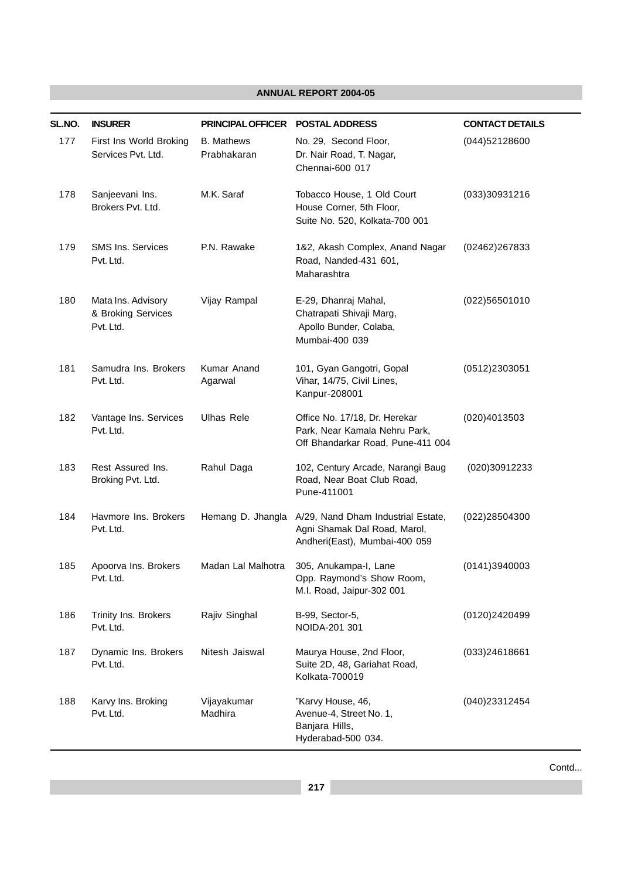| SL.NO. | INSURER | PRINCIPAL OFFICER | POSTAL ADDRESS | CONTACT DETAILS |
|---|---|---|---|---|
| 177 | First Ins World Broking Services Pvt. Ltd. | B. Mathews Prabhakaran | No. 29, Second Floor, Dr. Nair Road, T. Nagar, Chennai-600 017 | (044)52128600 |
| 178 | Sanjeevani Ins. Brokers Pvt. Ltd. | M.K. Saraf | Tobacco House, 1 Old Court House Corner, 5th Floor, Suite No. 520, Kolkata-700 001 | (033)30931216 |
| 179 | SMS Ins. Services Pvt. Ltd. | P.N. Rawake | 1&2, Akash Complex, Anand Nagar Road, Nanded-431 601, Maharashtra | (02462)267833 |
| 180 | Mata Ins. Advisory & Broking Services Pvt. Ltd. | Vijay Rampal | E-29, Dhanraj Mahal, Chatrapati Shivaji Marg, Apollo Bunder, Colaba, Mumbai-400 039 | (022)56501010 |
| 181 | Samudra Ins. Brokers Pvt. Ltd. | Kumar Anand Agarwal | 101, Gyan Gangotri, Gopal Vihar, 14/75, Civil Lines, Kanpur-208001 | (0512)2303051 |
| 182 | Vantage Ins. Services Pvt. Ltd. | Ulhas Rele | Office No. 17/18, Dr. Herekar Park, Near Kamala Nehru Park, Off Bhandarkar Road, Pune-411 004 | (020)4013503 |
| 183 | Rest Assured Ins. Broking Pvt. Ltd. | Rahul Daga | 102, Century Arcade, Narangi Baug Road, Near Boat Club Road, Pune-411001 | (020)30912233 |
| 184 | Havmore Ins. Brokers Pvt. Ltd. | Hemang D. Jhangla | A/29, Nand Dham Industrial Estate, Agni Shamak Dal Road, Marol, Andheri(East), Mumbai-400 059 | (022)28504300 |
| 185 | Apoorva Ins. Brokers Pvt. Ltd. | Madan Lal Malhotra | 305, Anukampa-I, Lane Opp. Raymond's Show Room, M.I. Road, Jaipur-302 001 | (0141)3940003 |
| 186 | Trinity Ins. Brokers Pvt. Ltd. | Rajiv Singhal | B-99, Sector-5, NOIDA-201 301 | (0120)2420499 |
| 187 | Dynamic Ins. Brokers Pvt. Ltd. | Nitesh Jaiswal | Maurya House, 2nd Floor, Suite 2D, 48, Gariahat Road, Kolkata-700019 | (033)24618661 |
| 188 | Karvy Ins. Broking Pvt. Ltd. | Vijayakumar Madhira | "Karvy House, 46, Avenue-4, Street No. 1, Banjara Hills, Hyderabad-500 034. | (040)23312454 |

Contd...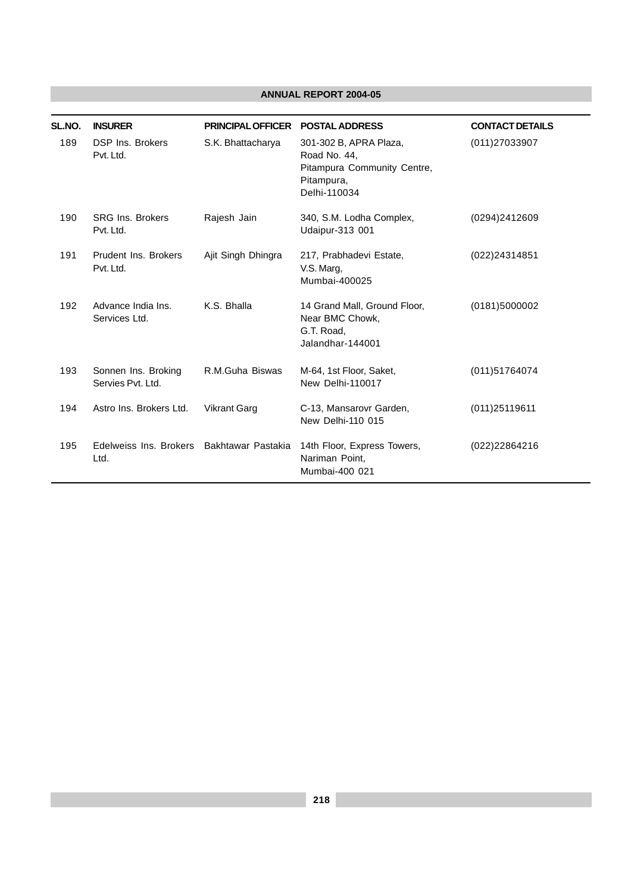| SL.NO. | INSURER | PRINCIPAL OFFICER | POSTAL ADDRESS | CONTACT DETAILS |
|---|---|---|---|---|
| 189 | DSP Ins. Brokers Pvt. Ltd. | S.K. Bhattacharya | 301-302 B, APRA Plaza, Road No. 44, Pitampura Community Centre, Pitampura, Delhi-110034 | (011)27033907 |
| 190 | SRG Ins. Brokers Pvt. Ltd. | Rajesh Jain | 340, S.M. Lodha Complex, Udaipur-313 001 | (0294)2412609 |
| 191 | Prudent Ins. Brokers Pvt. Ltd. | Ajit Singh Dhingra | 217, Prabhadevi Estate, V.S. Marg, Mumbai-400025 | (022)24314851 |
| 192 | Advance India Ins. Services Ltd. | K.S. Bhalla | 14 Grand Mall, Ground Floor, Near BMC Chowk, G.T. Road, Jalandhar-144001 | (0181)5000002 |
| 193 | Sonnen Ins. Broking Servies Pvt. Ltd. | R.M.Guha Biswas | M-64, 1st Floor, Saket, New Delhi-110017 | (011)51764074 |
| 194 | Astro Ins. Brokers Ltd. | Vikrant Garg | C-13, Mansarovr Garden, New Delhi-110 015 | (011)25119611 |
| 195 | Edelweiss Ins. Brokers Ltd. | Bakhtawar Pastakia | 14th Floor, Express Towers, Nariman Point, Mumbai-400 021 | (022)22864216 |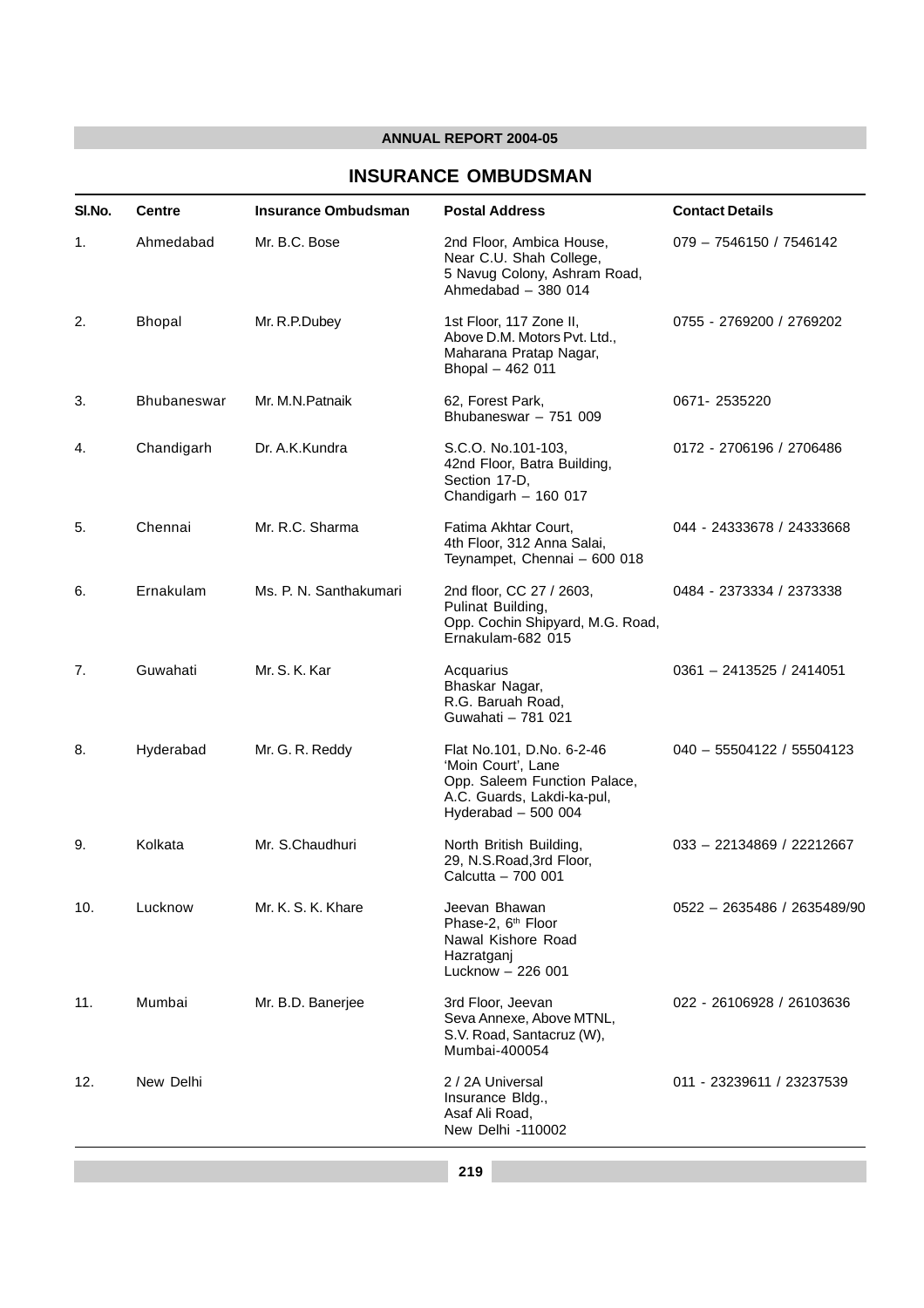## INSURANCE OMBUDSMAN

| Sl.No. | Centre | Insurance Ombudsman | Postal Address | Contact Details |
|---|---|---|---|---|
| 1. | Ahmedabad | Mr. B.C. Bose | 2nd Floor, Ambica House, Near C.U. Shah College, 5 Navug Colony, Ashram Road, Ahmedabad – 380 014 | 079 – 7546150 / 7546142 |
| 2. | Bhopal | Mr. R.P.Dubey | 1st Floor, 117 Zone II, Above D.M. Motors Pvt. Ltd., Maharana Pratap Nagar, Bhopal – 462 011 | 0755 - 2769200 / 2769202 |
| 3. | Bhubaneswar | Mr. M.N.Patnaik | 62, Forest Park, Bhubaneswar – 751 009 | 0671- 2535220 |
| 4. | Chandigarh | Dr. A.K.Kundra | S.C.O. No.101-103, 42nd Floor, Batra Building, Section 17-D, Chandigarh – 160 017 | 0172 - 2706196 / 2706486 |
| 5. | Chennai | Mr. R.C. Sharma | Fatima Akhtar Court, 4th Floor, 312 Anna Salai, Teynampet, Chennai – 600 018 | 044 - 24333678 / 24333668 |
| 6. | Ernakulam | Ms. P. N. Santhakumari | 2nd floor, CC 27 / 2603, Pulinat Building, Opp. Cochin Shipyard, M.G. Road, Ernakulam-682 015 | 0484 - 2373334 / 2373338 |
| 7. | Guwahati | Mr. S. K. Kar | Acquarius Bhaskar Nagar, R.G. Baruah Road, Guwahati – 781 021 | 0361 – 2413525 / 2414051 |
| 8. | Hyderabad | Mr. G. R. Reddy | Flat No.101, D.No. 6-2-46 'Moin Court', Lane Opp. Saleem Function Palace, A.C. Guards, Lakdi-ka-pul, Hyderabad – 500 004 | 040 – 55504122 / 55504123 |
| 9. | Kolkata | Mr. S.Chaudhuri | North British Building, 29, N.S.Road,3rd Floor, Calcutta – 700 001 | 033 – 22134869 / 22212667 |
| 10. | Lucknow | Mr. K. S. K. Khare | Jeevan Bhawan Phase-2, 6th Floor Nawal Kishore Road Hazratganj Lucknow – 226 001 | 0522 – 2635486 / 2635489/90 |
| 11. | Mumbai | Mr. B.D. Banerjee | 3rd Floor, Jeevan Seva Annexe, Above MTNL, S.V. Road, Santacruz (W), Mumbai-400054 | 022 - 26106928 / 26103636 |
| 12. | New Delhi | | 2 / 2A Universal Insurance Bldg., Asaf Ali Road, New Delhi -110002 | 011 - 23239611 / 23237539 |